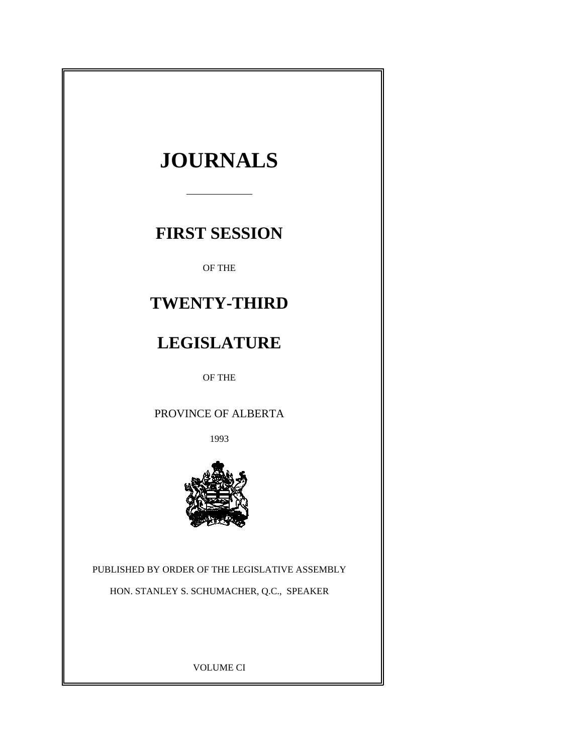# JOURNALS

## FIRST SESSION

OF THE

## TWENTY-THIRD

## LEGISLATURE

OF THE

PROVINCE OF ALBERTA

1993

PUBLISHED BY ORDER OF THE LEGISLATIVE ASSEMBLY

HON. STANLEY S. SCHUMACHER, Q.C., SPEAKER

VOLUME CI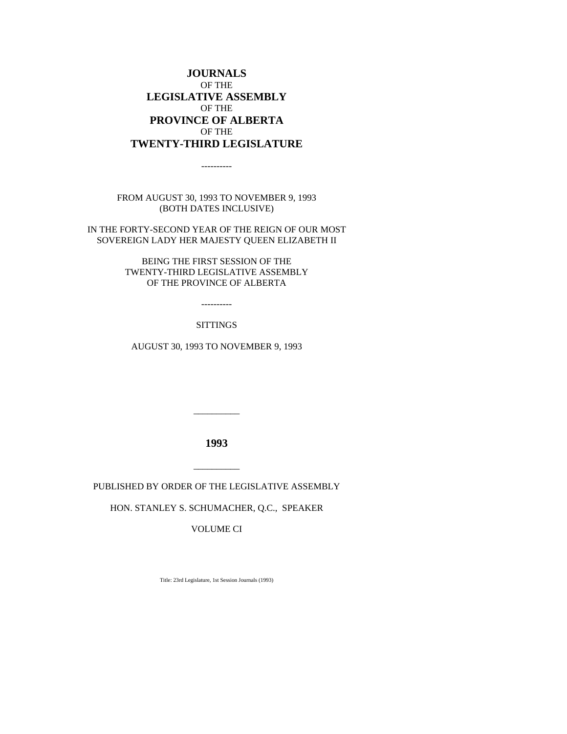# JOURNALS
OF THE
# LEGISLATIVE ASSEMBLY
OF THE
# PROVINCE OF ALBERTA
OF THE
# TWENTY-THIRD LEGISLATURE

----------

FROM AUGUST 30, 1993 TO NOVEMBER 9, 1993
(BOTH DATES INCLUSIVE)

IN THE FORTY-SECOND YEAR OF THE REIGN OF OUR MOST SOVEREIGN LADY HER MAJESTY QUEEN ELIZABETH II

BEING THE FIRST SESSION OF THE
TWENTY-THIRD LEGISLATIVE ASSEMBLY
OF THE PROVINCE OF ALBERTA

----------

SITTINGS

AUGUST 30, 1993 TO NOVEMBER 9, 1993

---

**1993**

---

PUBLISHED BY ORDER OF THE LEGISLATIVE ASSEMBLY

HON. STANLEY S. SCHUMACHER, Q.C., SPEAKER

VOLUME CI

Title: 23rd Legislature, 1st Session Journals (1993)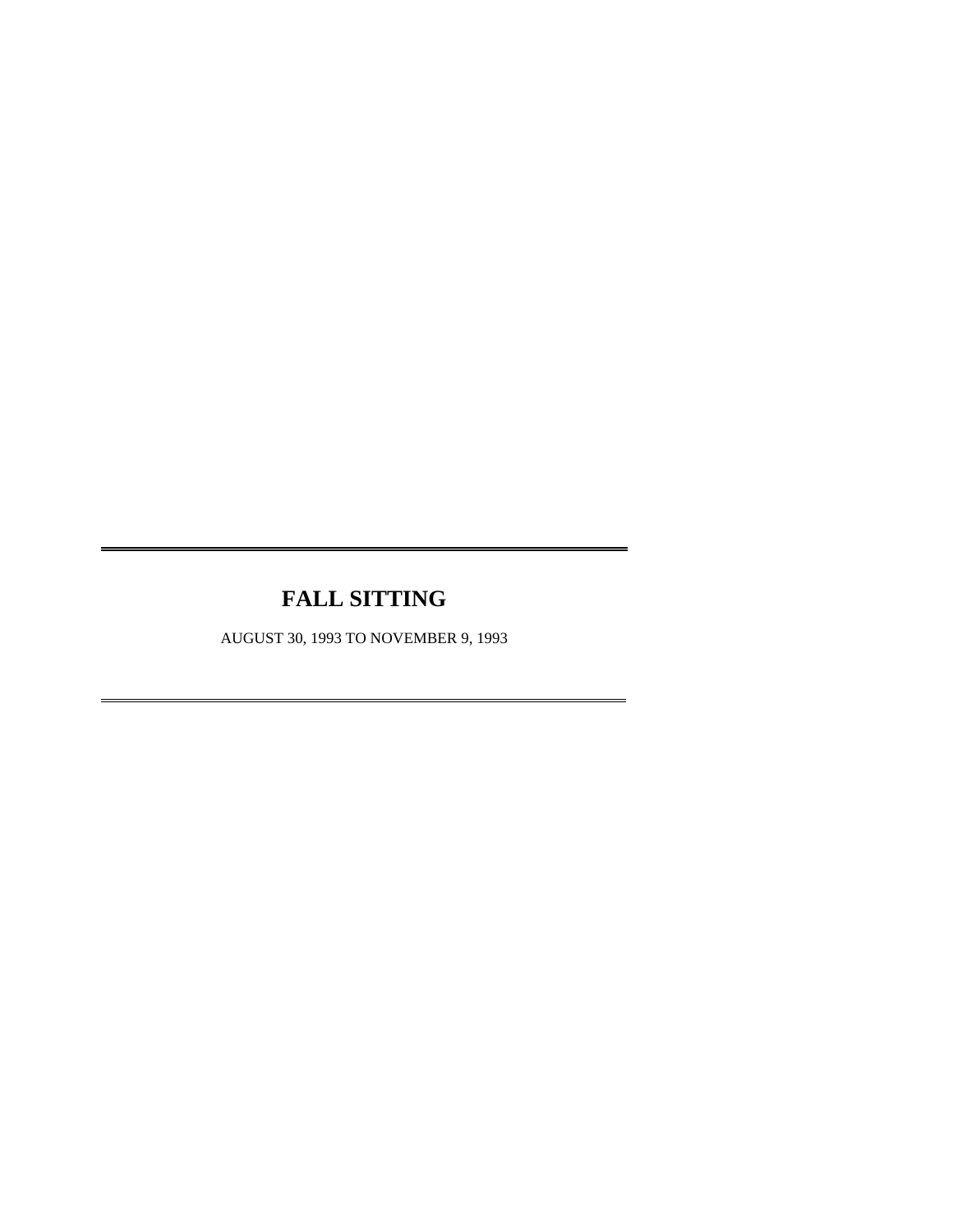# FALL SITTING

AUGUST 30, 1993 TO NOVEMBER 9, 1993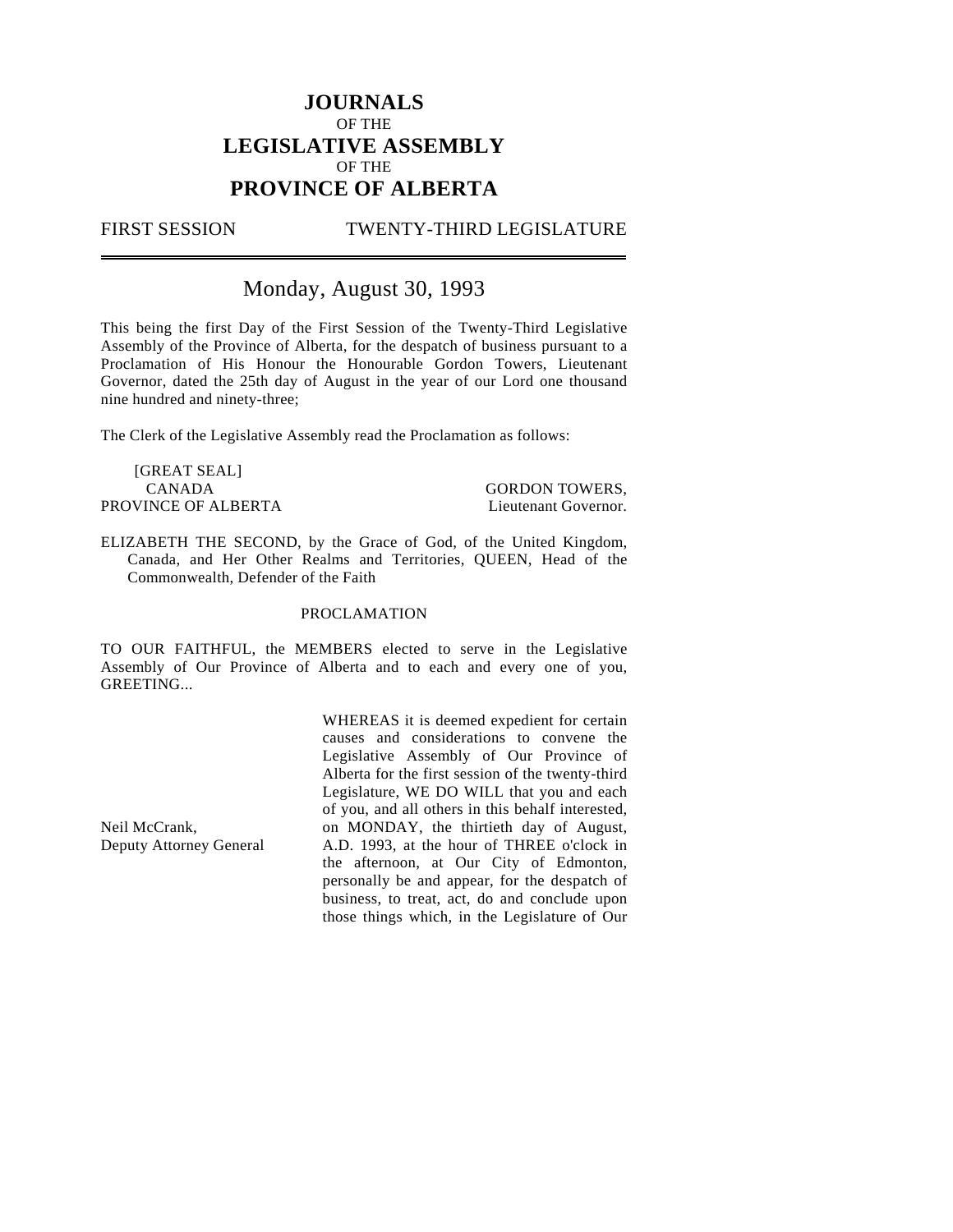# JOURNALS
OF THE
# LEGISLATIVE ASSEMBLY
OF THE
# PROVINCE OF ALBERTA

FIRST SESSION TWENTY-THIRD LEGISLATURE

---

## Monday, August 30, 1993

This being the first Day of the First Session of the Twenty-Third Legislative Assembly of the Province of Alberta, for the despatch of business pursuant to a Proclamation of His Honour the Honourable Gordon Towers, Lieutenant Governor, dated the 25th day of August in the year of our Lord one thousand nine hundred and ninety-three;

The Clerk of the Legislative Assembly read the Proclamation as follows:

[GREAT SEAL]
CANADA
PROVINCE OF ALBERTA

GORDON TOWERS,
Lieutenant Governor.

ELIZABETH THE SECOND, by the Grace of God, of the United Kingdom, Canada, and Her Other Realms and Territories, QUEEN, Head of the Commonwealth, Defender of the Faith

PROCLAMATION

TO OUR FAITHFUL, the MEMBERS elected to serve in the Legislative Assembly of Our Province of Alberta and to each and every one of you, GREETING...

Neil McCrank,
Deputy Attorney General

WHEREAS it is deemed expedient for certain causes and considerations to convene the Legislative Assembly of Our Province of Alberta for the first session of the twenty-third Legislature, WE DO WILL that you and each of you, and all others in this behalf interested, on MONDAY, the thirtieth day of August, A.D. 1993, at the hour of THREE o'clock in the afternoon, at Our City of Edmonton, personally be and appear, for the despatch of business, to treat, act, do and conclude upon those things which, in the Legislature of Our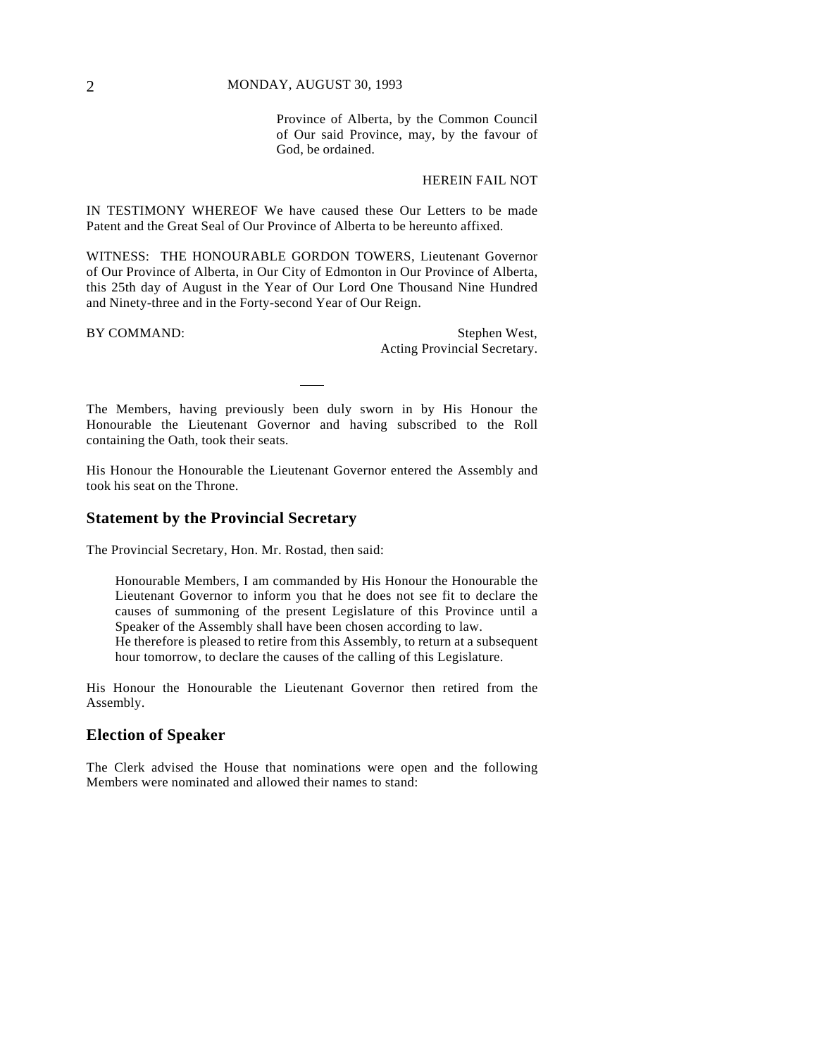Province of Alberta, by the Common Council of Our said Province, may, by the favour of God, be ordained.

HEREIN FAIL NOT

IN TESTIMONY WHEREOF We have caused these Our Letters to be made Patent and the Great Seal of Our Province of Alberta to be hereunto affixed.

WITNESS: THE HONOURABLE GORDON TOWERS, Lieutenant Governor of Our Province of Alberta, in Our City of Edmonton in Our Province of Alberta, this 25th day of August in the Year of Our Lord One Thousand Nine Hundred and Ninety-three and in the Forty-second Year of Our Reign.

BY COMMAND: Stephen West, Acting Provincial Secretary.

---

The Members, having previously been duly sworn in by His Honour the Honourable the Lieutenant Governor and having subscribed to the Roll containing the Oath, took their seats.

His Honour the Honourable the Lieutenant Governor entered the Assembly and took his seat on the Throne.

## Statement by the Provincial Secretary

The Provincial Secretary, Hon. Mr. Rostad, then said:

> Honourable Members, I am commanded by His Honour the Honourable the Lieutenant Governor to inform you that he does not see fit to declare the causes of summoning of the present Legislature of this Province until a Speaker of the Assembly shall have been chosen according to law.
> He therefore is pleased to retire from this Assembly, to return at a subsequent hour tomorrow, to declare the causes of the calling of this Legislature.

His Honour the Honourable the Lieutenant Governor then retired from the Assembly.

## Election of Speaker

The Clerk advised the House that nominations were open and the following Members were nominated and allowed their names to stand: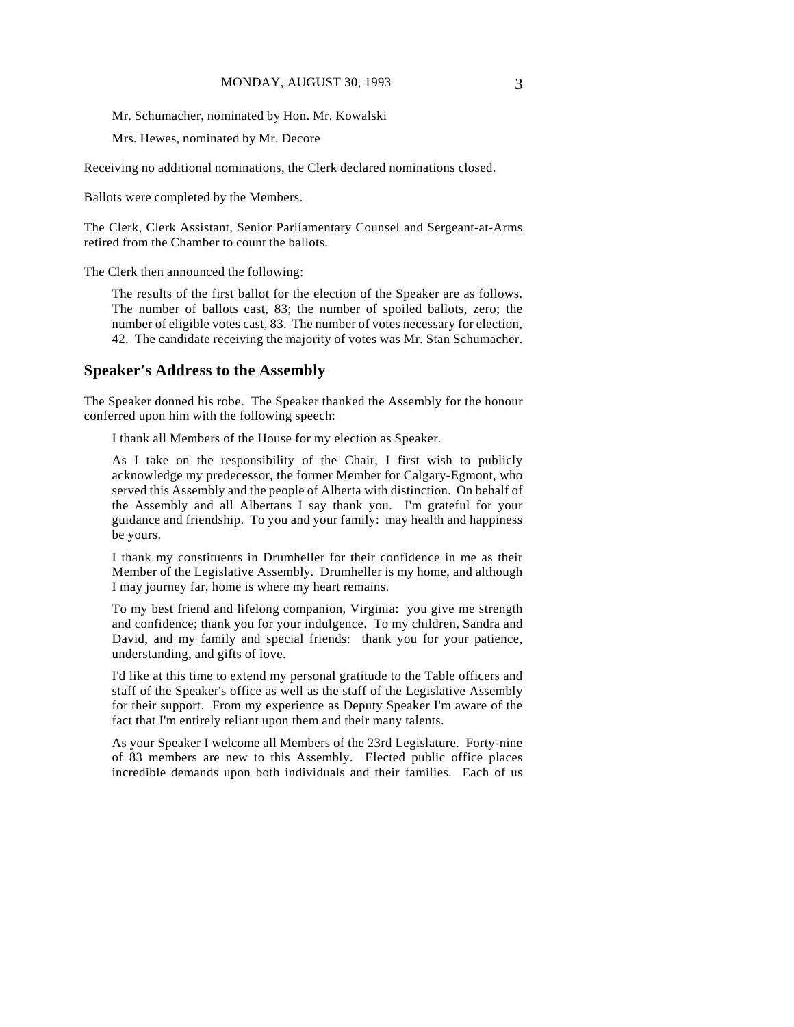Mr. Schumacher, nominated by Hon. Mr. Kowalski

Mrs. Hewes, nominated by Mr. Decore

Receiving no additional nominations, the Clerk declared nominations closed.

Ballots were completed by the Members.

The Clerk, Clerk Assistant, Senior Parliamentary Counsel and Sergeant-at-Arms retired from the Chamber to count the ballots.

The Clerk then announced the following:

> The results of the first ballot for the election of the Speaker are as follows. The number of ballots cast, 83; the number of spoiled ballots, zero; the number of eligible votes cast, 83. The number of votes necessary for election, 42. The candidate receiving the majority of votes was Mr. Stan Schumacher.

## Speaker's Address to the Assembly

The Speaker donned his robe. The Speaker thanked the Assembly for the honour conferred upon him with the following speech:

> I thank all Members of the House for my election as Speaker.
>
> As I take on the responsibility of the Chair, I first wish to publicly acknowledge my predecessor, the former Member for Calgary-Egmont, who served this Assembly and the people of Alberta with distinction. On behalf of the Assembly and all Albertans I say thank you. I'm grateful for your guidance and friendship. To you and your family: may health and happiness be yours.
>
> I thank my constituents in Drumheller for their confidence in me as their Member of the Legislative Assembly. Drumheller is my home, and although I may journey far, home is where my heart remains.
>
> To my best friend and lifelong companion, Virginia: you give me strength and confidence; thank you for your indulgence. To my children, Sandra and David, and my family and special friends: thank you for your patience, understanding, and gifts of love.
>
> I'd like at this time to extend my personal gratitude to the Table officers and staff of the Speaker's office as well as the staff of the Legislative Assembly for their support. From my experience as Deputy Speaker I'm aware of the fact that I'm entirely reliant upon them and their many talents.
>
> As your Speaker I welcome all Members of the 23rd Legislature. Forty-nine of 83 members are new to this Assembly. Elected public office places incredible demands upon both individuals and their families. Each of us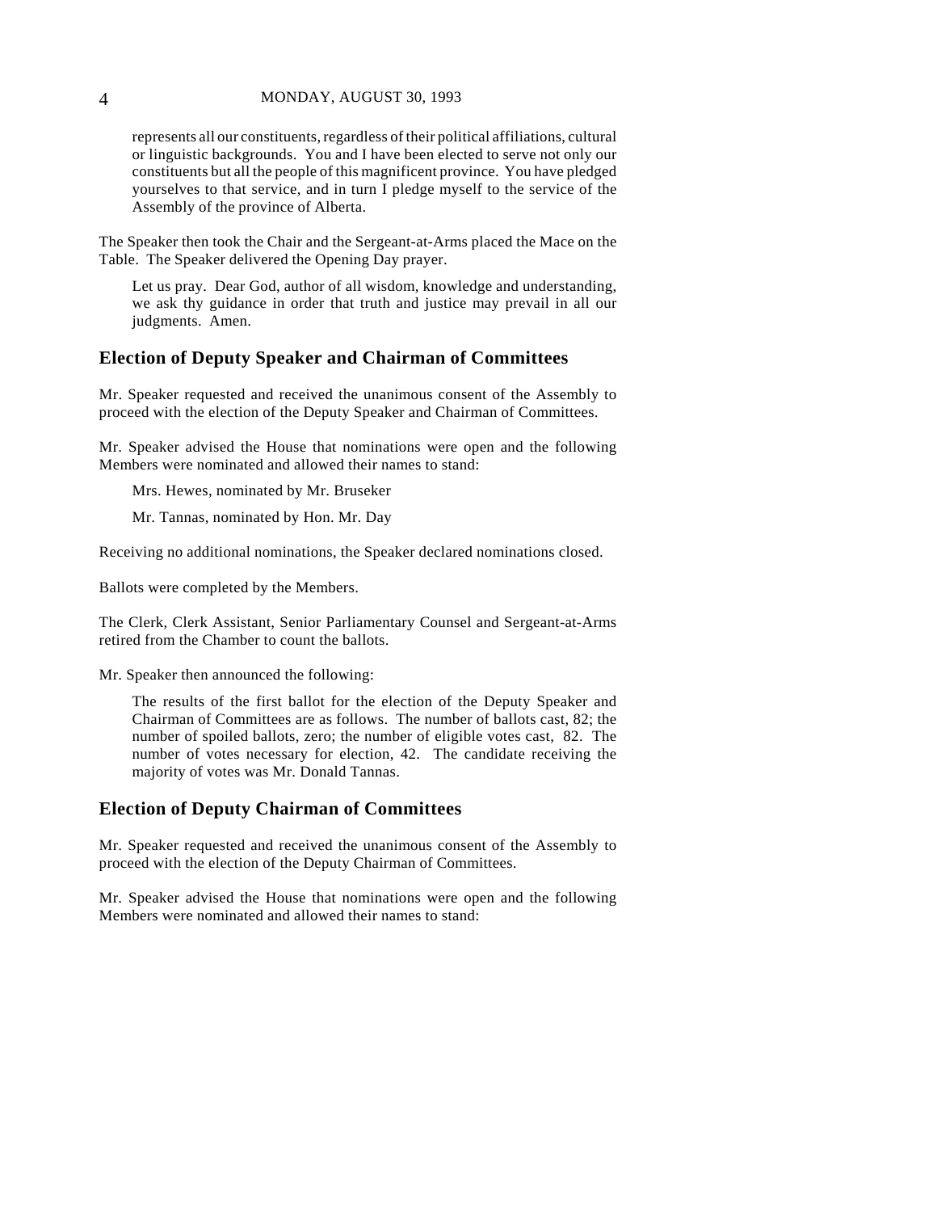represents all our constituents, regardless of their political affiliations, cultural or linguistic backgrounds. You and I have been elected to serve not only our constituents but all the people of this magnificent province. You have pledged yourselves to that service, and in turn I pledge myself to the service of the Assembly of the province of Alberta.

The Speaker then took the Chair and the Sergeant-at-Arms placed the Mace on the Table. The Speaker delivered the Opening Day prayer.

> Let us pray. Dear God, author of all wisdom, knowledge and understanding, we ask thy guidance in order that truth and justice may prevail in all our judgments. Amen.

## Election of Deputy Speaker and Chairman of Committees

Mr. Speaker requested and received the unanimous consent of the Assembly to proceed with the election of the Deputy Speaker and Chairman of Committees.

Mr. Speaker advised the House that nominations were open and the following Members were nominated and allowed their names to stand:

> Mrs. Hewes, nominated by Mr. Bruseker
>
> Mr. Tannas, nominated by Hon. Mr. Day

Receiving no additional nominations, the Speaker declared nominations closed.

Ballots were completed by the Members.

The Clerk, Clerk Assistant, Senior Parliamentary Counsel and Sergeant-at-Arms retired from the Chamber to count the ballots.

Mr. Speaker then announced the following:

> The results of the first ballot for the election of the Deputy Speaker and Chairman of Committees are as follows. The number of ballots cast, 82; the number of spoiled ballots, zero; the number of eligible votes cast, 82. The number of votes necessary for election, 42. The candidate receiving the majority of votes was Mr. Donald Tannas.

## Election of Deputy Chairman of Committees

Mr. Speaker requested and received the unanimous consent of the Assembly to proceed with the election of the Deputy Chairman of Committees.

Mr. Speaker advised the House that nominations were open and the following Members were nominated and allowed their names to stand: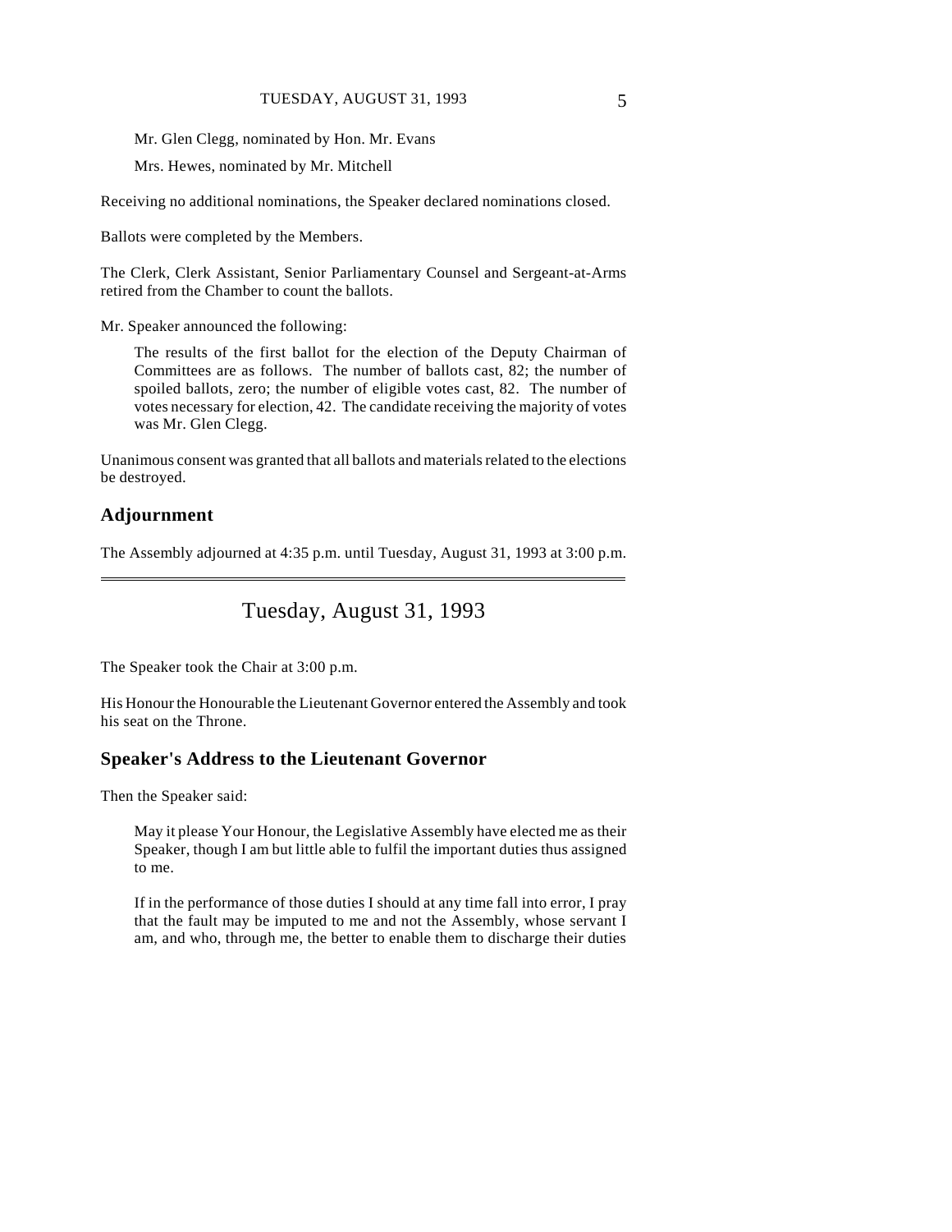Mr. Glen Clegg, nominated by Hon. Mr. Evans

Mrs. Hewes, nominated by Mr. Mitchell

Receiving no additional nominations, the Speaker declared nominations closed.

Ballots were completed by the Members.

The Clerk, Clerk Assistant, Senior Parliamentary Counsel and Sergeant-at-Arms retired from the Chamber to count the ballots.

Mr. Speaker announced the following:

> The results of the first ballot for the election of the Deputy Chairman of Committees are as follows. The number of ballots cast, 82; the number of spoiled ballots, zero; the number of eligible votes cast, 82. The number of votes necessary for election, 42. The candidate receiving the majority of votes was Mr. Glen Clegg.

Unanimous consent was granted that all ballots and materials related to the elections be destroyed.

## Adjournment

The Assembly adjourned at 4:35 p.m. until Tuesday, August 31, 1993 at 3:00 p.m.

---

# Tuesday, August 31, 1993

The Speaker took the Chair at 3:00 p.m.

His Honour the Honourable the Lieutenant Governor entered the Assembly and took his seat on the Throne.

## Speaker's Address to the Lieutenant Governor

Then the Speaker said:

> May it please Your Honour, the Legislative Assembly have elected me as their Speaker, though I am but little able to fulfil the important duties thus assigned to me.
>
> If in the performance of those duties I should at any time fall into error, I pray that the fault may be imputed to me and not the Assembly, whose servant I am, and who, through me, the better to enable them to discharge their duties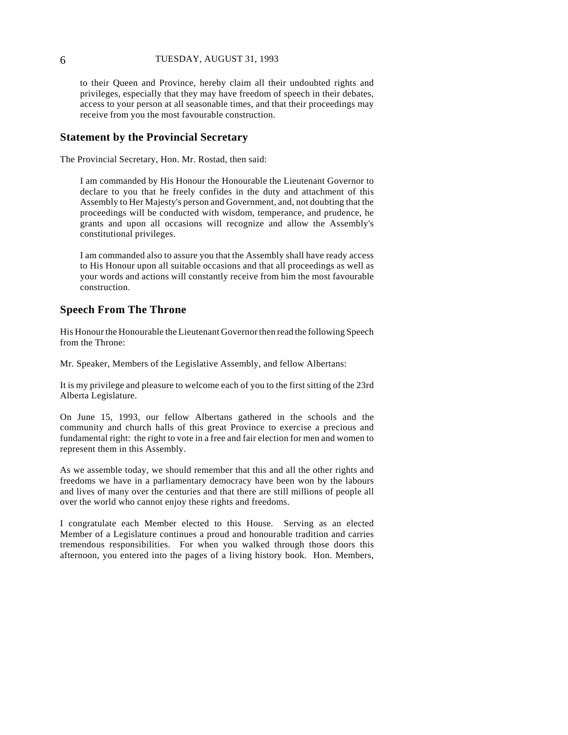to their Queen and Province, hereby claim all their undoubted rights and privileges, especially that they may have freedom of speech in their debates, access to your person at all seasonable times, and that their proceedings may receive from you the most favourable construction.

## Statement by the Provincial Secretary

The Provincial Secretary, Hon. Mr. Rostad, then said:

I am commanded by His Honour the Honourable the Lieutenant Governor to declare to you that he freely confides in the duty and attachment of this Assembly to Her Majesty's person and Government, and, not doubting that the proceedings will be conducted with wisdom, temperance, and prudence, he grants and upon all occasions will recognize and allow the Assembly's constitutional privileges.

I am commanded also to assure you that the Assembly shall have ready access to His Honour upon all suitable occasions and that all proceedings as well as your words and actions will constantly receive from him the most favourable construction.

## Speech From The Throne

His Honour the Honourable the Lieutenant Governor then read the following Speech from the Throne:

Mr. Speaker, Members of the Legislative Assembly, and fellow Albertans:

It is my privilege and pleasure to welcome each of you to the first sitting of the 23rd Alberta Legislature.

On June 15, 1993, our fellow Albertans gathered in the schools and the community and church halls of this great Province to exercise a precious and fundamental right: the right to vote in a free and fair election for men and women to represent them in this Assembly.

As we assemble today, we should remember that this and all the other rights and freedoms we have in a parliamentary democracy have been won by the labours and lives of many over the centuries and that there are still millions of people all over the world who cannot enjoy these rights and freedoms.

I congratulate each Member elected to this House. Serving as an elected Member of a Legislature continues a proud and honourable tradition and carries tremendous responsibilities. For when you walked through those doors this afternoon, you entered into the pages of a living history book. Hon. Members,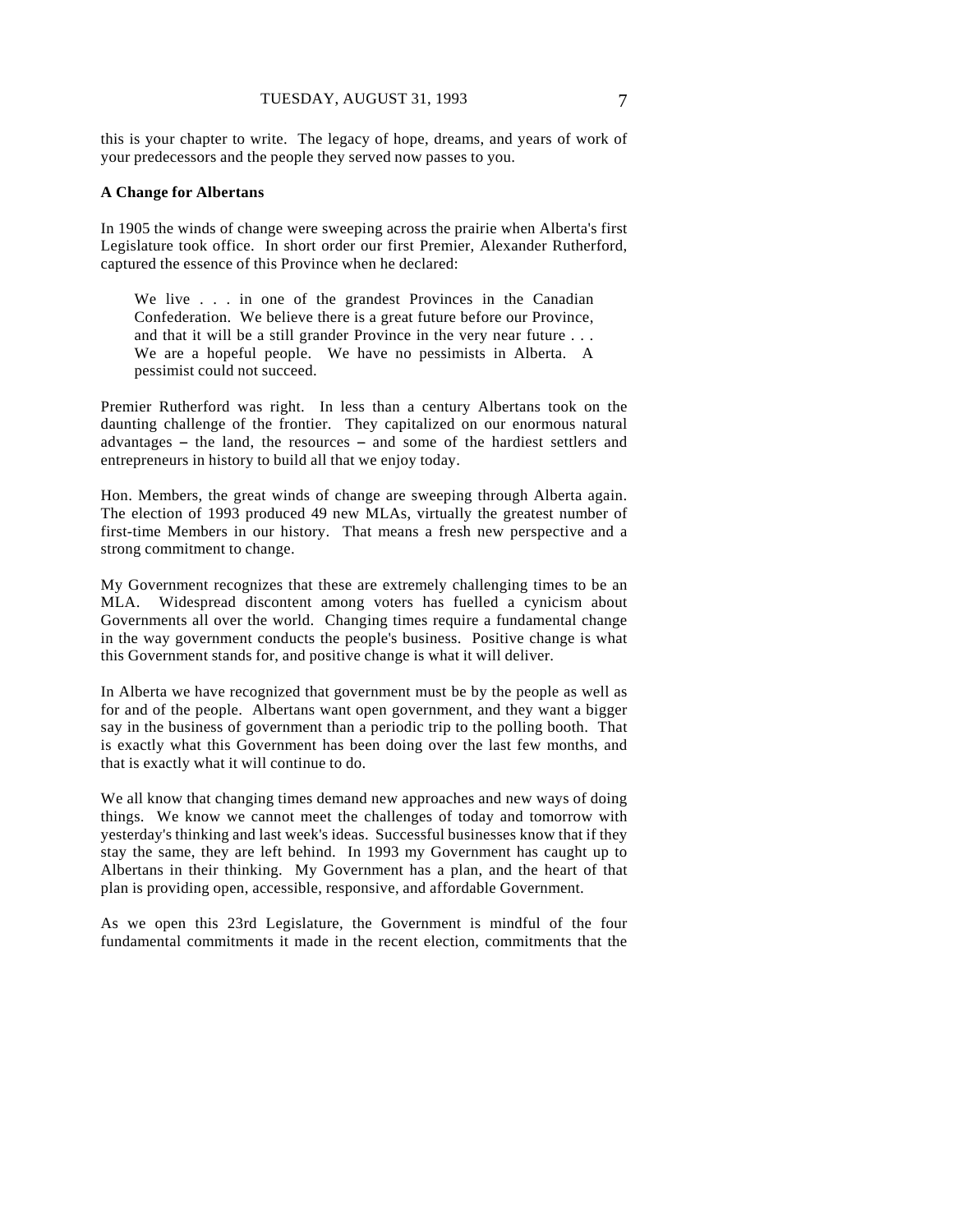this is your chapter to write. The legacy of hope, dreams, and years of work of your predecessors and the people they served now passes to you.

**A Change for Albertans**

In 1905 the winds of change were sweeping across the prairie when Alberta's first Legislature took office. In short order our first Premier, Alexander Rutherford, captured the essence of this Province when he declared:

> We live . . . in one of the grandest Provinces in the Canadian Confederation. We believe there is a great future before our Province, and that it will be a still grander Province in the very near future . . . We are a hopeful people. We have no pessimists in Alberta. A pessimist could not succeed.

Premier Rutherford was right. In less than a century Albertans took on the daunting challenge of the frontier. They capitalized on our enormous natural advantages – the land, the resources – and some of the hardiest settlers and entrepreneurs in history to build all that we enjoy today.

Hon. Members, the great winds of change are sweeping through Alberta again. The election of 1993 produced 49 new MLAs, virtually the greatest number of first-time Members in our history. That means a fresh new perspective and a strong commitment to change.

My Government recognizes that these are extremely challenging times to be an MLA. Widespread discontent among voters has fuelled a cynicism about Governments all over the world. Changing times require a fundamental change in the way government conducts the people's business. Positive change is what this Government stands for, and positive change is what it will deliver.

In Alberta we have recognized that government must be by the people as well as for and of the people. Albertans want open government, and they want a bigger say in the business of government than a periodic trip to the polling booth. That is exactly what this Government has been doing over the last few months, and that is exactly what it will continue to do.

We all know that changing times demand new approaches and new ways of doing things. We know we cannot meet the challenges of today and tomorrow with yesterday's thinking and last week's ideas. Successful businesses know that if they stay the same, they are left behind. In 1993 my Government has caught up to Albertans in their thinking. My Government has a plan, and the heart of that plan is providing open, accessible, responsive, and affordable Government.

As we open this 23rd Legislature, the Government is mindful of the four fundamental commitments it made in the recent election, commitments that the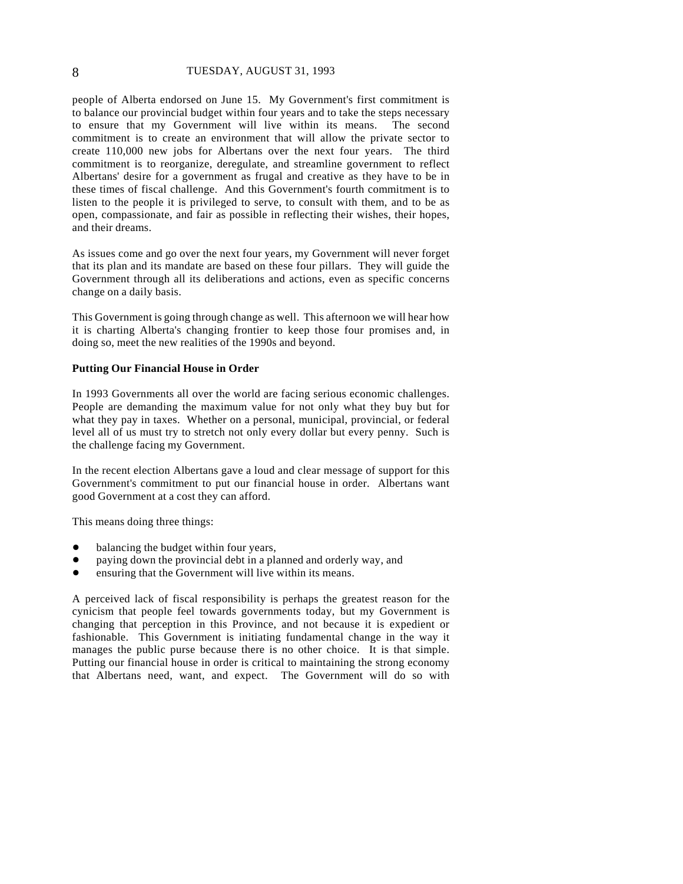people of Alberta endorsed on June 15. My Government's first commitment is to balance our provincial budget within four years and to take the steps necessary to ensure that my Government will live within its means. The second commitment is to create an environment that will allow the private sector to create 110,000 new jobs for Albertans over the next four years. The third commitment is to reorganize, deregulate, and streamline government to reflect Albertans' desire for a government as frugal and creative as they have to be in these times of fiscal challenge. And this Government's fourth commitment is to listen to the people it is privileged to serve, to consult with them, and to be as open, compassionate, and fair as possible in reflecting their wishes, their hopes, and their dreams.

As issues come and go over the next four years, my Government will never forget that its plan and its mandate are based on these four pillars. They will guide the Government through all its deliberations and actions, even as specific concerns change on a daily basis.

This Government is going through change as well. This afternoon we will hear how it is charting Alberta's changing frontier to keep those four promises and, in doing so, meet the new realities of the 1990s and beyond.

**Putting Our Financial House in Order**

In 1993 Governments all over the world are facing serious economic challenges. People are demanding the maximum value for not only what they buy but for what they pay in taxes. Whether on a personal, municipal, provincial, or federal level all of us must try to stretch not only every dollar but every penny. Such is the challenge facing my Government.

In the recent election Albertans gave a loud and clear message of support for this Government's commitment to put our financial house in order. Albertans want good Government at a cost they can afford.

This means doing three things:

- balancing the budget within four years,
- paying down the provincial debt in a planned and orderly way, and
- ensuring that the Government will live within its means.

A perceived lack of fiscal responsibility is perhaps the greatest reason for the cynicism that people feel towards governments today, but my Government is changing that perception in this Province, and not because it is expedient or fashionable. This Government is initiating fundamental change in the way it manages the public purse because there is no other choice. It is that simple. Putting our financial house in order is critical to maintaining the strong economy that Albertans need, want, and expect. The Government will do so with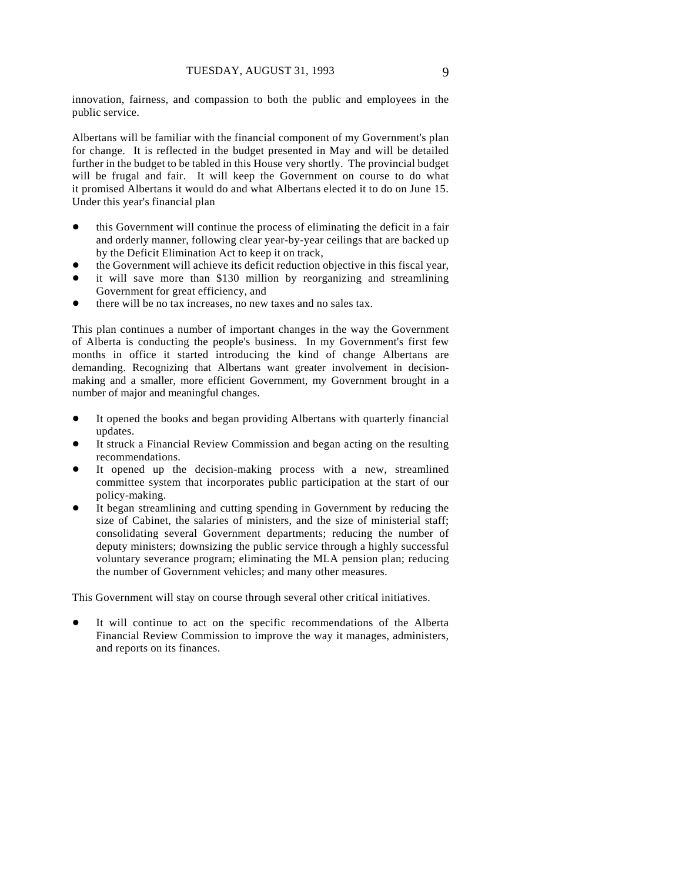innovation, fairness, and compassion to both the public and employees in the public service.

Albertans will be familiar with the financial component of my Government's plan for change. It is reflected in the budget presented in May and will be detailed further in the budget to be tabled in this House very shortly. The provincial budget will be frugal and fair. It will keep the Government on course to do what it promised Albertans it would do and what Albertans elected it to do on June 15. Under this year's financial plan

- this Government will continue the process of eliminating the deficit in a fair and orderly manner, following clear year-by-year ceilings that are backed up by the Deficit Elimination Act to keep it on track,
- the Government will achieve its deficit reduction objective in this fiscal year,
- it will save more than $130 million by reorganizing and streamlining Government for great efficiency, and
- there will be no tax increases, no new taxes and no sales tax.

This plan continues a number of important changes in the way the Government of Alberta is conducting the people's business. In my Government's first few months in office it started introducing the kind of change Albertans are demanding. Recognizing that Albertans want greater involvement in decision-making and a smaller, more efficient Government, my Government brought in a number of major and meaningful changes.

- It opened the books and began providing Albertans with quarterly financial updates.
- It struck a Financial Review Commission and began acting on the resulting recommendations.
- It opened up the decision-making process with a new, streamlined committee system that incorporates public participation at the start of our policy-making.
- It began streamlining and cutting spending in Government by reducing the size of Cabinet, the salaries of ministers, and the size of ministerial staff; consolidating several Government departments; reducing the number of deputy ministers; downsizing the public service through a highly successful voluntary severance program; eliminating the MLA pension plan; reducing the number of Government vehicles; and many other measures.

This Government will stay on course through several other critical initiatives.

- It will continue to act on the specific recommendations of the Alberta Financial Review Commission to improve the way it manages, administers, and reports on its finances.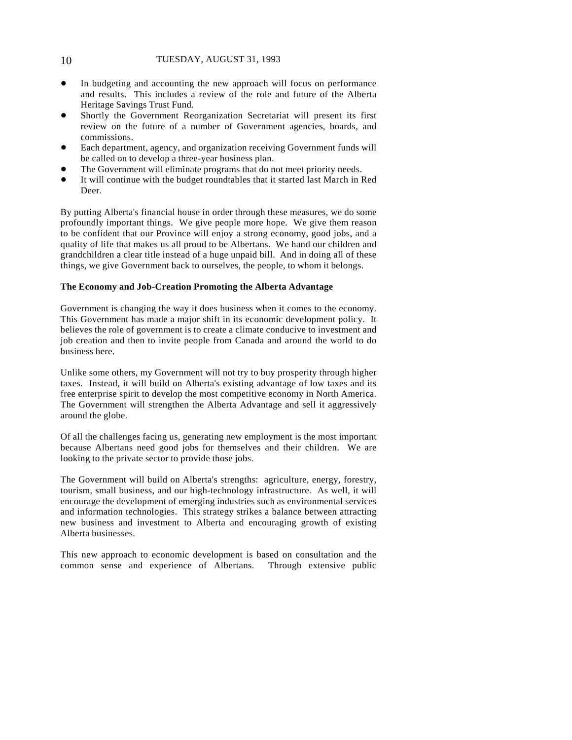- In budgeting and accounting the new approach will focus on performance and results. This includes a review of the role and future of the Alberta Heritage Savings Trust Fund.
- Shortly the Government Reorganization Secretariat will present its first review on the future of a number of Government agencies, boards, and commissions.
- Each department, agency, and organization receiving Government funds will be called on to develop a three-year business plan.
- The Government will eliminate programs that do not meet priority needs.
- It will continue with the budget roundtables that it started last March in Red Deer.

By putting Alberta's financial house in order through these measures, we do some profoundly important things. We give people more hope. We give them reason to be confident that our Province will enjoy a strong economy, good jobs, and a quality of life that makes us all proud to be Albertans. We hand our children and grandchildren a clear title instead of a huge unpaid bill. And in doing all of these things, we give Government back to ourselves, the people, to whom it belongs.

**The Economy and Job-Creation Promoting the Alberta Advantage**

Government is changing the way it does business when it comes to the economy. This Government has made a major shift in its economic development policy. It believes the role of government is to create a climate conducive to investment and job creation and then to invite people from Canada and around the world to do business here.

Unlike some others, my Government will not try to buy prosperity through higher taxes. Instead, it will build on Alberta's existing advantage of low taxes and its free enterprise spirit to develop the most competitive economy in North America. The Government will strengthen the Alberta Advantage and sell it aggressively around the globe.

Of all the challenges facing us, generating new employment is the most important because Albertans need good jobs for themselves and their children. We are looking to the private sector to provide those jobs.

The Government will build on Alberta's strengths: agriculture, energy, forestry, tourism, small business, and our high-technology infrastructure. As well, it will encourage the development of emerging industries such as environmental services and information technologies. This strategy strikes a balance between attracting new business and investment to Alberta and encouraging growth of existing Alberta businesses.

This new approach to economic development is based on consultation and the common sense and experience of Albertans. Through extensive public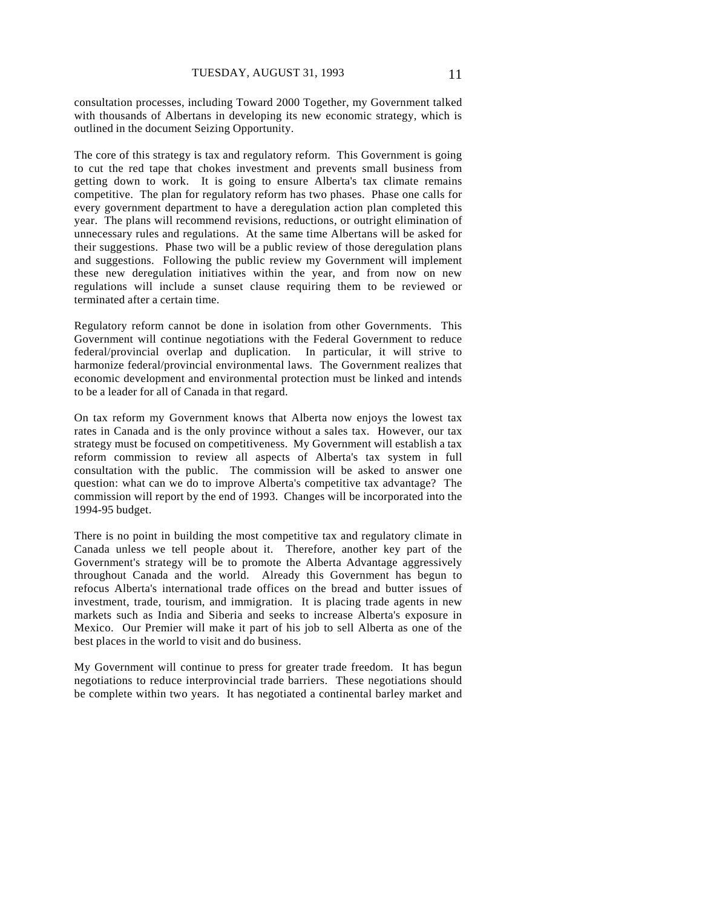consultation processes, including Toward 2000 Together, my Government talked with thousands of Albertans in developing its new economic strategy, which is outlined in the document Seizing Opportunity.

The core of this strategy is tax and regulatory reform. This Government is going to cut the red tape that chokes investment and prevents small business from getting down to work. It is going to ensure Alberta's tax climate remains competitive. The plan for regulatory reform has two phases. Phase one calls for every government department to have a deregulation action plan completed this year. The plans will recommend revisions, reductions, or outright elimination of unnecessary rules and regulations. At the same time Albertans will be asked for their suggestions. Phase two will be a public review of those deregulation plans and suggestions. Following the public review my Government will implement these new deregulation initiatives within the year, and from now on new regulations will include a sunset clause requiring them to be reviewed or terminated after a certain time.

Regulatory reform cannot be done in isolation from other Governments. This Government will continue negotiations with the Federal Government to reduce federal/provincial overlap and duplication. In particular, it will strive to harmonize federal/provincial environmental laws. The Government realizes that economic development and environmental protection must be linked and intends to be a leader for all of Canada in that regard.

On tax reform my Government knows that Alberta now enjoys the lowest tax rates in Canada and is the only province without a sales tax. However, our tax strategy must be focused on competitiveness. My Government will establish a tax reform commission to review all aspects of Alberta's tax system in full consultation with the public. The commission will be asked to answer one question: what can we do to improve Alberta's competitive tax advantage? The commission will report by the end of 1993. Changes will be incorporated into the 1994-95 budget.

There is no point in building the most competitive tax and regulatory climate in Canada unless we tell people about it. Therefore, another key part of the Government's strategy will be to promote the Alberta Advantage aggressively throughout Canada and the world. Already this Government has begun to refocus Alberta's international trade offices on the bread and butter issues of investment, trade, tourism, and immigration. It is placing trade agents in new markets such as India and Siberia and seeks to increase Alberta's exposure in Mexico. Our Premier will make it part of his job to sell Alberta as one of the best places in the world to visit and do business.

My Government will continue to press for greater trade freedom. It has begun negotiations to reduce interprovincial trade barriers. These negotiations should be complete within two years. It has negotiated a continental barley market and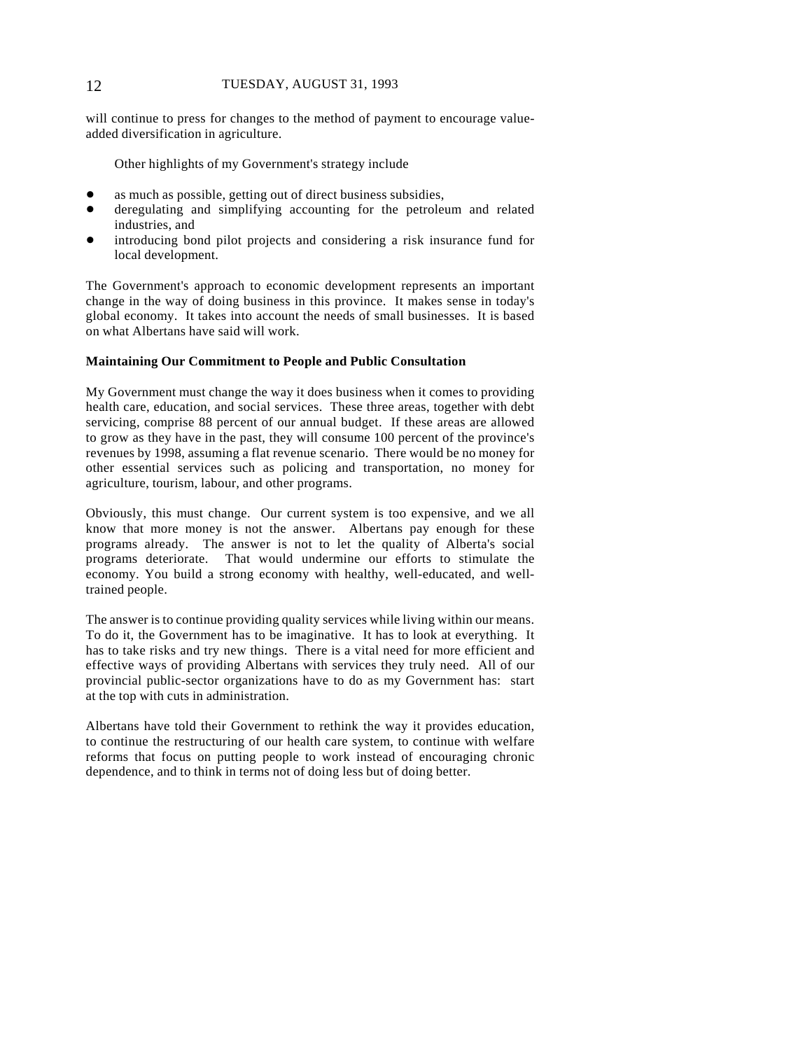will continue to press for changes to the method of payment to encourage value-added diversification in agriculture.

Other highlights of my Government's strategy include

- as much as possible, getting out of direct business subsidies,
- deregulating and simplifying accounting for the petroleum and related industries, and
- introducing bond pilot projects and considering a risk insurance fund for local development.

The Government's approach to economic development represents an important change in the way of doing business in this province. It makes sense in today's global economy. It takes into account the needs of small businesses. It is based on what Albertans have said will work.

**Maintaining Our Commitment to People and Public Consultation**

My Government must change the way it does business when it comes to providing health care, education, and social services. These three areas, together with debt servicing, comprise 88 percent of our annual budget. If these areas are allowed to grow as they have in the past, they will consume 100 percent of the province's revenues by 1998, assuming a flat revenue scenario. There would be no money for other essential services such as policing and transportation, no money for agriculture, tourism, labour, and other programs.

Obviously, this must change. Our current system is too expensive, and we all know that more money is not the answer. Albertans pay enough for these programs already. The answer is not to let the quality of Alberta's social programs deteriorate. That would undermine our efforts to stimulate the economy. You build a strong economy with healthy, well-educated, and well-trained people.

The answer is to continue providing quality services while living within our means. To do it, the Government has to be imaginative. It has to look at everything. It has to take risks and try new things. There is a vital need for more efficient and effective ways of providing Albertans with services they truly need. All of our provincial public-sector organizations have to do as my Government has: start at the top with cuts in administration.

Albertans have told their Government to rethink the way it provides education, to continue the restructuring of our health care system, to continue with welfare reforms that focus on putting people to work instead of encouraging chronic dependence, and to think in terms not of doing less but of doing better.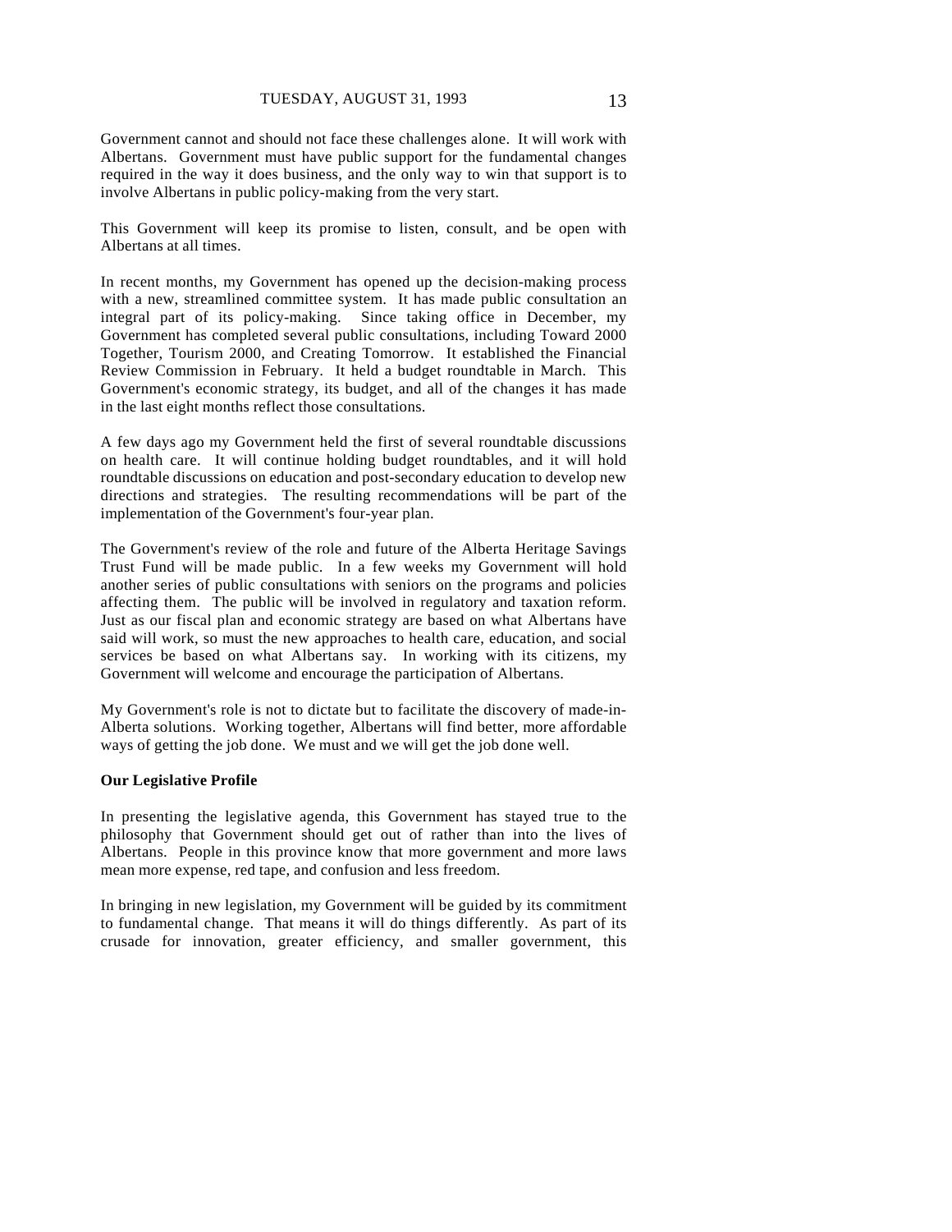Government cannot and should not face these challenges alone. It will work with Albertans. Government must have public support for the fundamental changes required in the way it does business, and the only way to win that support is to involve Albertans in public policy-making from the very start.

This Government will keep its promise to listen, consult, and be open with Albertans at all times.

In recent months, my Government has opened up the decision-making process with a new, streamlined committee system. It has made public consultation an integral part of its policy-making. Since taking office in December, my Government has completed several public consultations, including Toward 2000 Together, Tourism 2000, and Creating Tomorrow. It established the Financial Review Commission in February. It held a budget roundtable in March. This Government's economic strategy, its budget, and all of the changes it has made in the last eight months reflect those consultations.

A few days ago my Government held the first of several roundtable discussions on health care. It will continue holding budget roundtables, and it will hold roundtable discussions on education and post-secondary education to develop new directions and strategies. The resulting recommendations will be part of the implementation of the Government's four-year plan.

The Government's review of the role and future of the Alberta Heritage Savings Trust Fund will be made public. In a few weeks my Government will hold another series of public consultations with seniors on the programs and policies affecting them. The public will be involved in regulatory and taxation reform. Just as our fiscal plan and economic strategy are based on what Albertans have said will work, so must the new approaches to health care, education, and social services be based on what Albertans say. In working with its citizens, my Government will welcome and encourage the participation of Albertans.

My Government's role is not to dictate but to facilitate the discovery of made-in-Alberta solutions. Working together, Albertans will find better, more affordable ways of getting the job done. We must and we will get the job done well.

**Our Legislative Profile**

In presenting the legislative agenda, this Government has stayed true to the philosophy that Government should get out of rather than into the lives of Albertans. People in this province know that more government and more laws mean more expense, red tape, and confusion and less freedom.

In bringing in new legislation, my Government will be guided by its commitment to fundamental change. That means it will do things differently. As part of its crusade for innovation, greater efficiency, and smaller government, this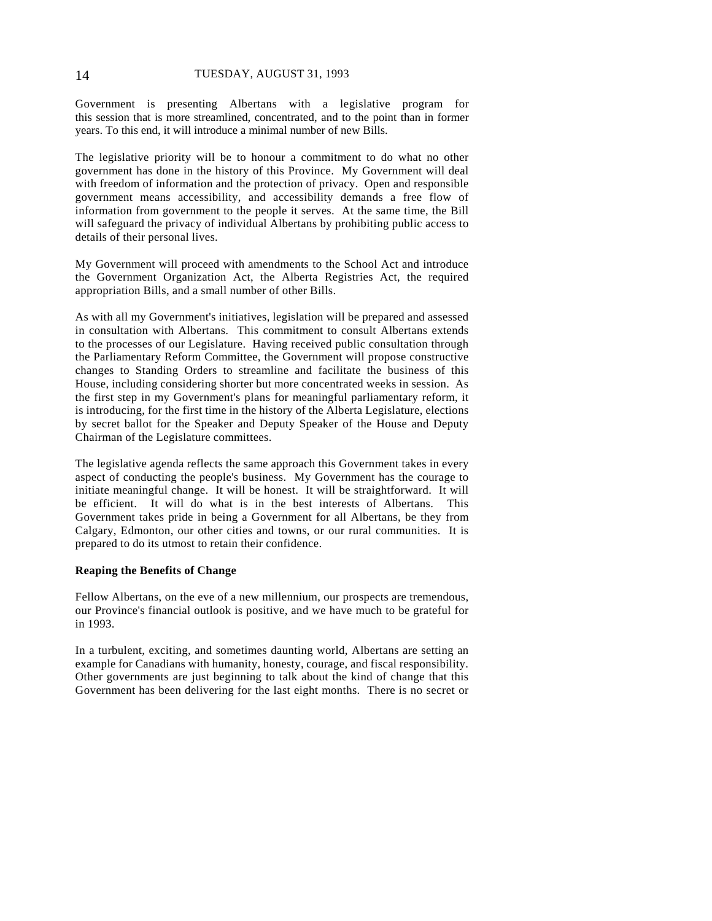Government is presenting Albertans with a legislative program for this session that is more streamlined, concentrated, and to the point than in former years. To this end, it will introduce a minimal number of new Bills.

The legislative priority will be to honour a commitment to do what no other government has done in the history of this Province. My Government will deal with freedom of information and the protection of privacy. Open and responsible government means accessibility, and accessibility demands a free flow of information from government to the people it serves. At the same time, the Bill will safeguard the privacy of individual Albertans by prohibiting public access to details of their personal lives.

My Government will proceed with amendments to the School Act and introduce the Government Organization Act, the Alberta Registries Act, the required appropriation Bills, and a small number of other Bills.

As with all my Government's initiatives, legislation will be prepared and assessed in consultation with Albertans. This commitment to consult Albertans extends to the processes of our Legislature. Having received public consultation through the Parliamentary Reform Committee, the Government will propose constructive changes to Standing Orders to streamline and facilitate the business of this House, including considering shorter but more concentrated weeks in session. As the first step in my Government's plans for meaningful parliamentary reform, it is introducing, for the first time in the history of the Alberta Legislature, elections by secret ballot for the Speaker and Deputy Speaker of the House and Deputy Chairman of the Legislature committees.

The legislative agenda reflects the same approach this Government takes in every aspect of conducting the people's business. My Government has the courage to initiate meaningful change. It will be honest. It will be straightforward. It will be efficient. It will do what is in the best interests of Albertans. This Government takes pride in being a Government for all Albertans, be they from Calgary, Edmonton, our other cities and towns, or our rural communities. It is prepared to do its utmost to retain their confidence.

**Reaping the Benefits of Change**

Fellow Albertans, on the eve of a new millennium, our prospects are tremendous, our Province's financial outlook is positive, and we have much to be grateful for in 1993.

In a turbulent, exciting, and sometimes daunting world, Albertans are setting an example for Canadians with humanity, honesty, courage, and fiscal responsibility. Other governments are just beginning to talk about the kind of change that this Government has been delivering for the last eight months. There is no secret or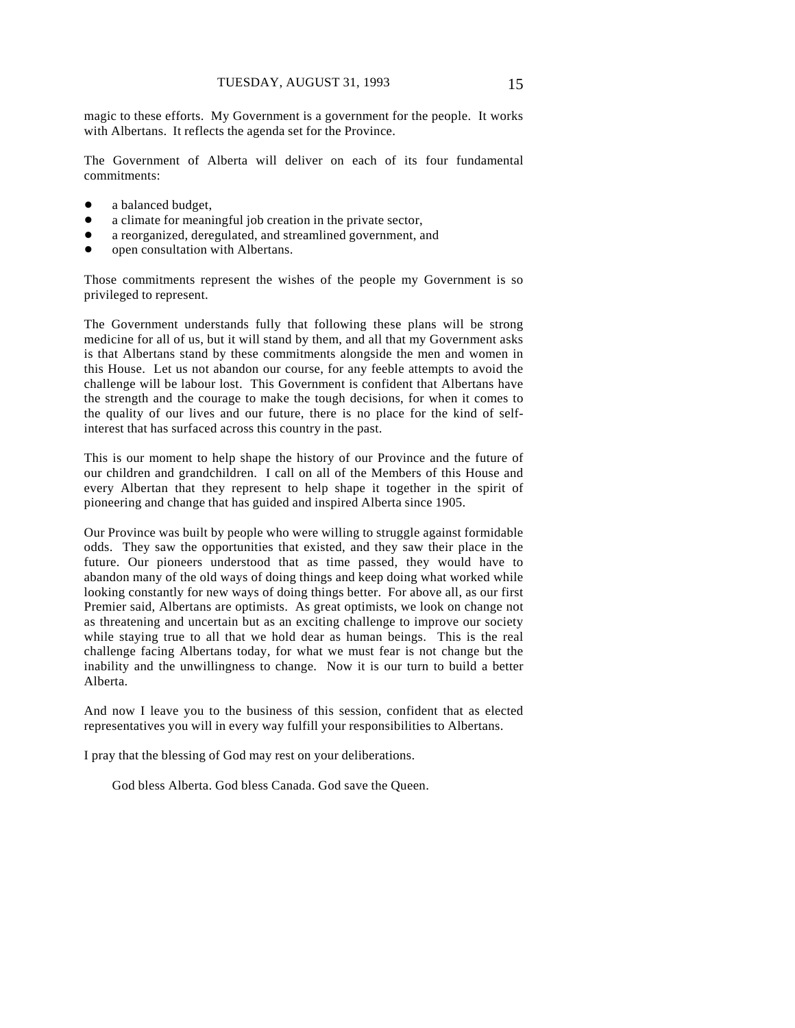magic to these efforts. My Government is a government for the people. It works with Albertans. It reflects the agenda set for the Province.

The Government of Alberta will deliver on each of its four fundamental commitments:

- a balanced budget,
- a climate for meaningful job creation in the private sector,
- a reorganized, deregulated, and streamlined government, and
- open consultation with Albertans.

Those commitments represent the wishes of the people my Government is so privileged to represent.

The Government understands fully that following these plans will be strong medicine for all of us, but it will stand by them, and all that my Government asks is that Albertans stand by these commitments alongside the men and women in this House. Let us not abandon our course, for any feeble attempts to avoid the challenge will be labour lost. This Government is confident that Albertans have the strength and the courage to make the tough decisions, for when it comes to the quality of our lives and our future, there is no place for the kind of self-interest that has surfaced across this country in the past.

This is our moment to help shape the history of our Province and the future of our children and grandchildren. I call on all of the Members of this House and every Albertan that they represent to help shape it together in the spirit of pioneering and change that has guided and inspired Alberta since 1905.

Our Province was built by people who were willing to struggle against formidable odds. They saw the opportunities that existed, and they saw their place in the future. Our pioneers understood that as time passed, they would have to abandon many of the old ways of doing things and keep doing what worked while looking constantly for new ways of doing things better. For above all, as our first Premier said, Albertans are optimists. As great optimists, we look on change not as threatening and uncertain but as an exciting challenge to improve our society while staying true to all that we hold dear as human beings. This is the real challenge facing Albertans today, for what we must fear is not change but the inability and the unwillingness to change. Now it is our turn to build a better Alberta.

And now I leave you to the business of this session, confident that as elected representatives you will in every way fulfill your responsibilities to Albertans.

I pray that the blessing of God may rest on your deliberations.

God bless Alberta. God bless Canada. God save the Queen.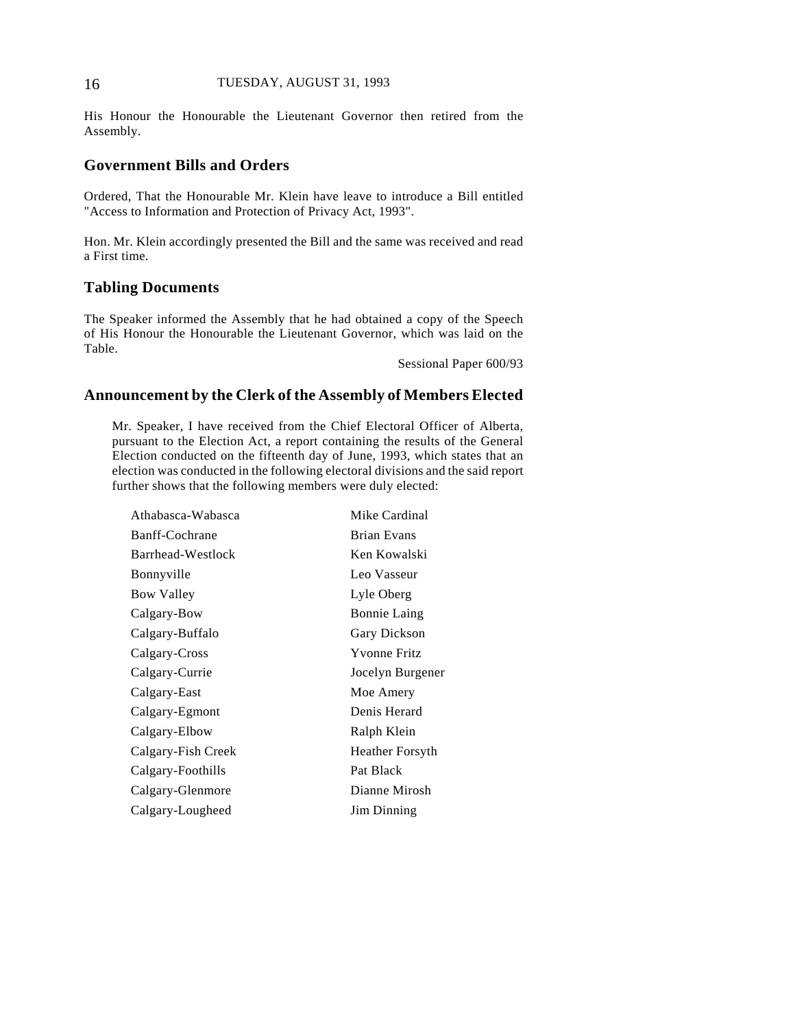His Honour the Honourable the Lieutenant Governor then retired from the Assembly.

## Government Bills and Orders

Ordered, That the Honourable Mr. Klein have leave to introduce a Bill entitled "Access to Information and Protection of Privacy Act, 1993".

Hon. Mr. Klein accordingly presented the Bill and the same was received and read a First time.

## Tabling Documents

The Speaker informed the Assembly that he had obtained a copy of the Speech of His Honour the Honourable the Lieutenant Governor, which was laid on the Table.

Sessional Paper 600/93

## Announcement by the Clerk of the Assembly of Members Elected

Mr. Speaker, I have received from the Chief Electoral Officer of Alberta, pursuant to the Election Act, a report containing the results of the General Election conducted on the fifteenth day of June, 1993, which states that an election was conducted in the following electoral divisions and the said report further shows that the following members were duly elected:

| | |
|---|---|
| Athabasca-Wabasca | Mike Cardinal |
| Banff-Cochrane | Brian Evans |
| Barrhead-Westlock | Ken Kowalski |
| Bonnyville | Leo Vasseur |
| Bow Valley | Lyle Oberg |
| Calgary-Bow | Bonnie Laing |
| Calgary-Buffalo | Gary Dickson |
| Calgary-Cross | Yvonne Fritz |
| Calgary-Currie | Jocelyn Burgener |
| Calgary-East | Moe Amery |
| Calgary-Egmont | Denis Herard |
| Calgary-Elbow | Ralph Klein |
| Calgary-Fish Creek | Heather Forsyth |
| Calgary-Foothills | Pat Black |
| Calgary-Glenmore | Dianne Mirosh |
| Calgary-Lougheed | Jim Dinning |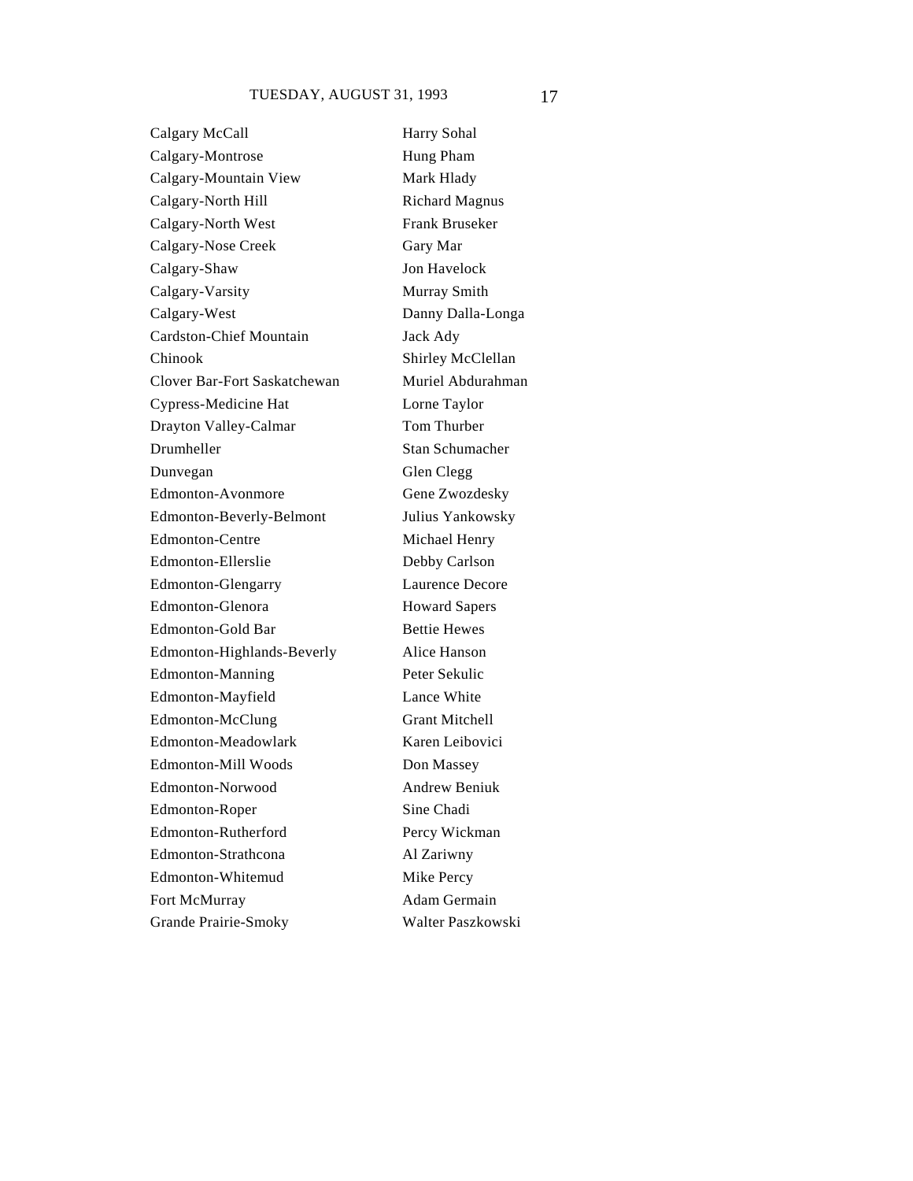| | |
|---|---|
| Calgary McCall | Harry Sohal |
| Calgary-Montrose | Hung Pham |
| Calgary-Mountain View | Mark Hlady |
| Calgary-North Hill | Richard Magnus |
| Calgary-North West | Frank Bruseker |
| Calgary-Nose Creek | Gary Mar |
| Calgary-Shaw | Jon Havelock |
| Calgary-Varsity | Murray Smith |
| Calgary-West | Danny Dalla-Longa |
| Cardston-Chief Mountain | Jack Ady |
| Chinook | Shirley McClellan |
| Clover Bar-Fort Saskatchewan | Muriel Abdurahman |
| Cypress-Medicine Hat | Lorne Taylor |
| Drayton Valley-Calmar | Tom Thurber |
| Drumheller | Stan Schumacher |
| Dunvegan | Glen Clegg |
| Edmonton-Avonmore | Gene Zwozdesky |
| Edmonton-Beverly-Belmont | Julius Yankowsky |
| Edmonton-Centre | Michael Henry |
| Edmonton-Ellerslie | Debby Carlson |
| Edmonton-Glengarry | Laurence Decore |
| Edmonton-Glenora | Howard Sapers |
| Edmonton-Gold Bar | Bettie Hewes |
| Edmonton-Highlands-Beverly | Alice Hanson |
| Edmonton-Manning | Peter Sekulic |
| Edmonton-Mayfield | Lance White |
| Edmonton-McClung | Grant Mitchell |
| Edmonton-Meadowlark | Karen Leibovici |
| Edmonton-Mill Woods | Don Massey |
| Edmonton-Norwood | Andrew Beniuk |
| Edmonton-Roper | Sine Chadi |
| Edmonton-Rutherford | Percy Wickman |
| Edmonton-Strathcona | Al Zariwny |
| Edmonton-Whitemud | Mike Percy |
| Fort McMurray | Adam Germain |
| Grande Prairie-Smoky | Walter Paszkowski |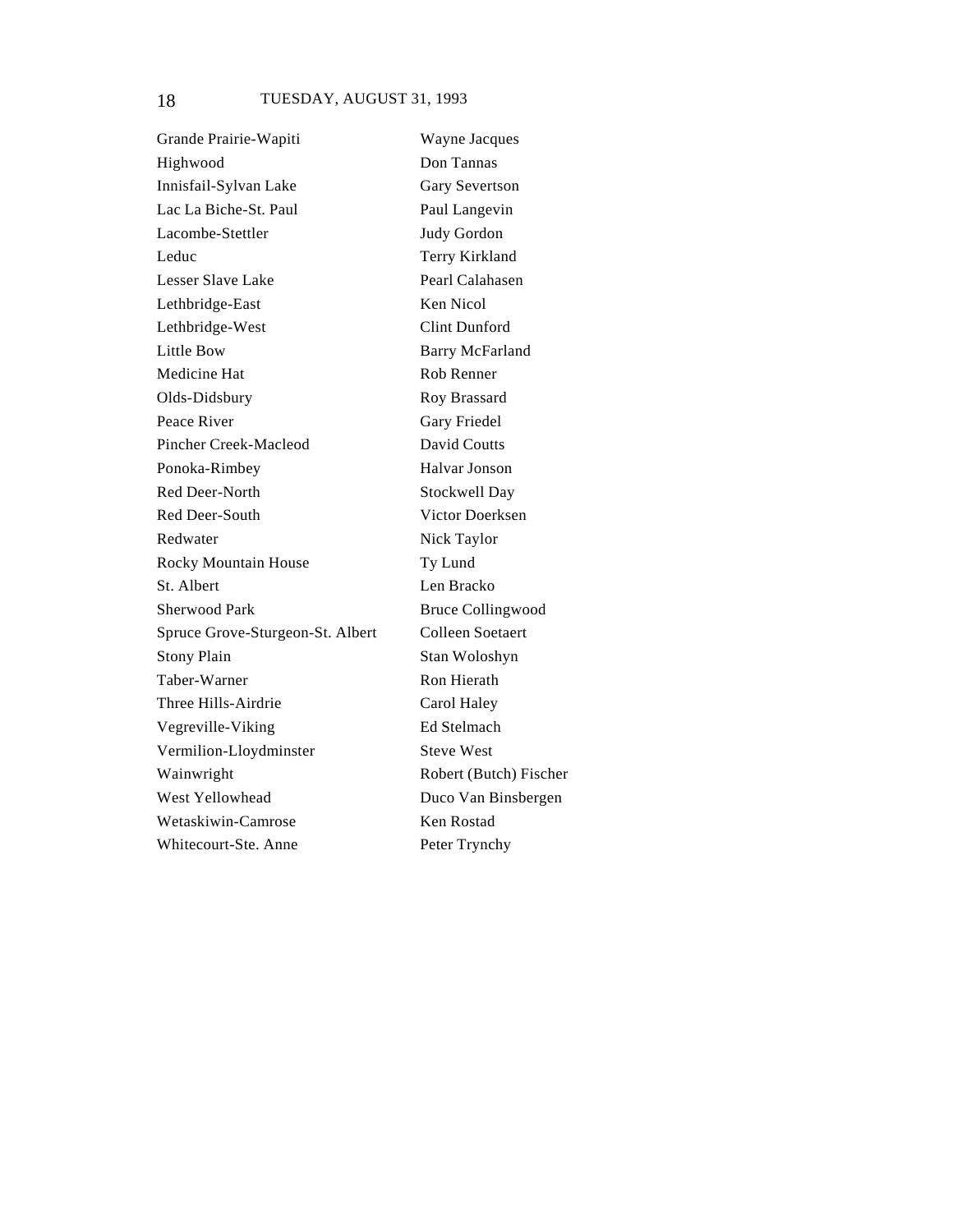| | |
|---|---|
| Grande Prairie-Wapiti | Wayne Jacques |
| Highwood | Don Tannas |
| Innisfail-Sylvan Lake | Gary Severtson |
| Lac La Biche-St. Paul | Paul Langevin |
| Lacombe-Stettler | Judy Gordon |
| Leduc | Terry Kirkland |
| Lesser Slave Lake | Pearl Calahasen |
| Lethbridge-East | Ken Nicol |
| Lethbridge-West | Clint Dunford |
| Little Bow | Barry McFarland |
| Medicine Hat | Rob Renner |
| Olds-Didsbury | Roy Brassard |
| Peace River | Gary Friedel |
| Pincher Creek-Macleod | David Coutts |
| Ponoka-Rimbey | Halvar Jonson |
| Red Deer-North | Stockwell Day |
| Red Deer-South | Victor Doerksen |
| Redwater | Nick Taylor |
| Rocky Mountain House | Ty Lund |
| St. Albert | Len Bracko |
| Sherwood Park | Bruce Collingwood |
| Spruce Grove-Sturgeon-St. Albert | Colleen Soetaert |
| Stony Plain | Stan Woloshyn |
| Taber-Warner | Ron Hierath |
| Three Hills-Airdrie | Carol Haley |
| Vegreville-Viking | Ed Stelmach |
| Vermilion-Lloydminster | Steve West |
| Wainwright | Robert (Butch) Fischer |
| West Yellowhead | Duco Van Binsbergen |
| Wetaskiwin-Camrose | Ken Rostad |
| Whitecourt-Ste. Anne | Peter Trynchy |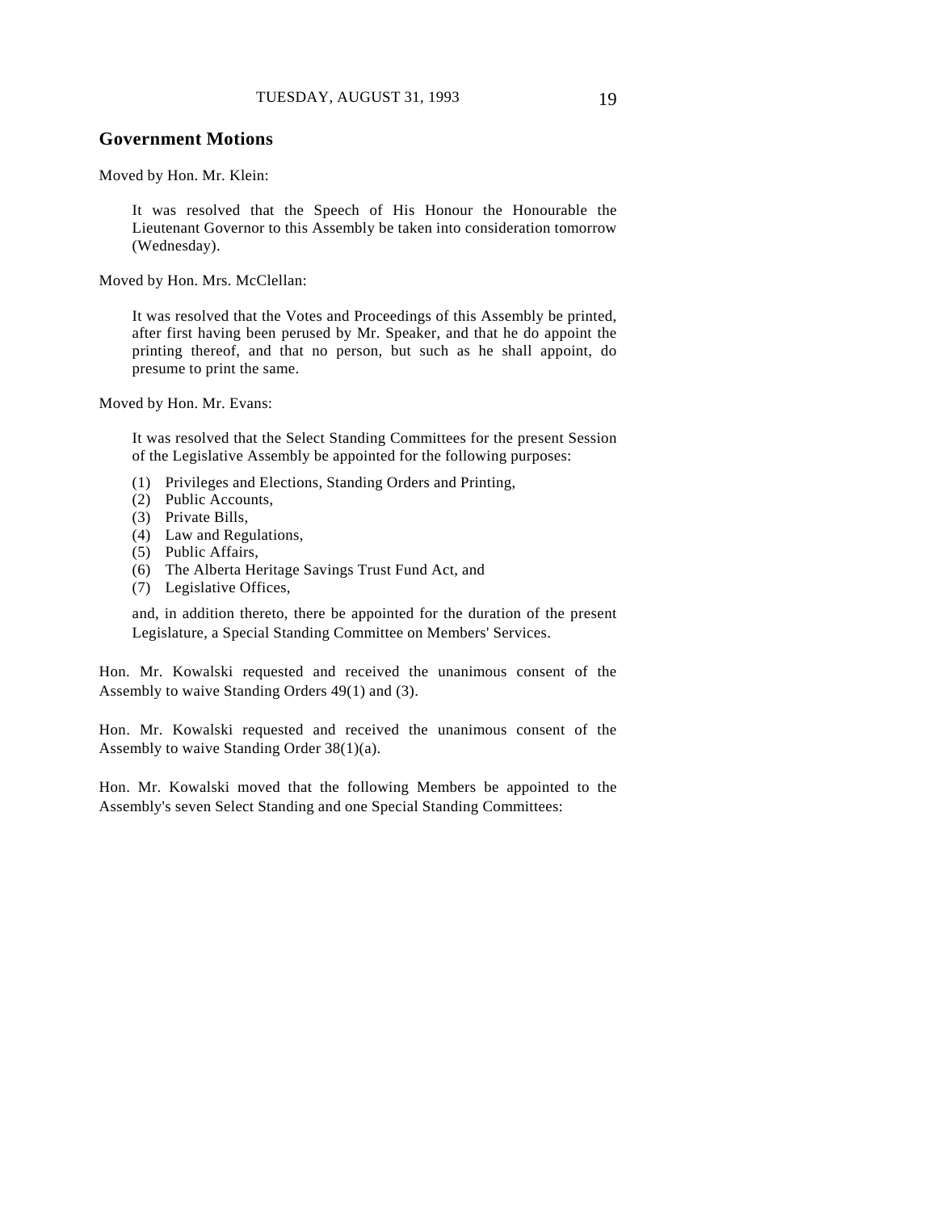## Government Motions

Moved by Hon. Mr. Klein:

> It was resolved that the Speech of His Honour the Honourable the Lieutenant Governor to this Assembly be taken into consideration tomorrow (Wednesday).

Moved by Hon. Mrs. McClellan:

> It was resolved that the Votes and Proceedings of this Assembly be printed, after first having been perused by Mr. Speaker, and that he do appoint the printing thereof, and that no person, but such as he shall appoint, do presume to print the same.

Moved by Hon. Mr. Evans:

> It was resolved that the Select Standing Committees for the present Session of the Legislative Assembly be appointed for the following purposes:
>
> (1) Privileges and Elections, Standing Orders and Printing,
> (2) Public Accounts,
> (3) Private Bills,
> (4) Law and Regulations,
> (5) Public Affairs,
> (6) The Alberta Heritage Savings Trust Fund Act, and
> (7) Legislative Offices,
>
> and, in addition thereto, there be appointed for the duration of the present Legislature, a Special Standing Committee on Members' Services.

Hon. Mr. Kowalski requested and received the unanimous consent of the Assembly to waive Standing Orders 49(1) and (3).

Hon. Mr. Kowalski requested and received the unanimous consent of the Assembly to waive Standing Order 38(1)(a).

Hon. Mr. Kowalski moved that the following Members be appointed to the Assembly's seven Select Standing and one Special Standing Committees: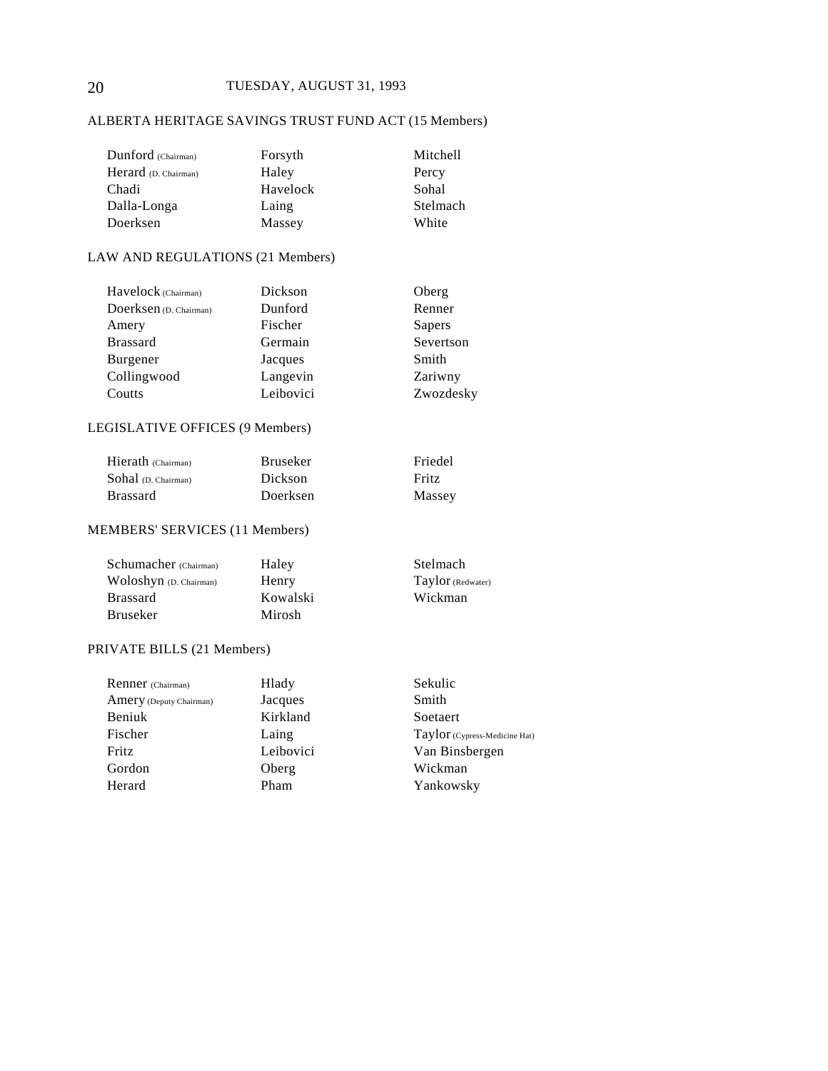## ALBERTA HERITAGE SAVINGS TRUST FUND ACT (15 Members)

| | | |
|---|---|---|
| Dunford (Chairman) | Forsyth | Mitchell |
| Herard (D. Chairman) | Haley | Percy |
| Chadi | Havelock | Sohal |
| Dalla-Longa | Laing | Stelmach |
| Doerksen | Massey | White |

## LAW AND REGULATIONS (21 Members)

| | | |
|---|---|---|
| Havelock (Chairman) | Dickson | Oberg |
| Doerksen (D. Chairman) | Dunford | Renner |
| Amery | Fischer | Sapers |
| Brassard | Germain | Severtson |
| Burgener | Jacques | Smith |
| Collingwood | Langevin | Zariwny |
| Coutts | Leibovici | Zwozdesky |

## LEGISLATIVE OFFICES (9 Members)

| | | |
|---|---|---|
| Hierath (Chairman) | Bruseker | Friedel |
| Sohal (D. Chairman) | Dickson | Fritz |
| Brassard | Doerksen | Massey |

## MEMBERS' SERVICES (11 Members)

| | | |
|---|---|---|
| Schumacher (Chairman) | Haley | Stelmach |
| Woloshyn (D. Chairman) | Henry | Taylor (Redwater) |
| Brassard | Kowalski | Wickman |
| Bruseker | Mirosh | |

## PRIVATE BILLS (21 Members)

| | | |
|---|---|---|
| Renner (Chairman) | Hlady | Sekulic |
| Amery (Deputy Chairman) | Jacques | Smith |
| Beniuk | Kirkland | Soetaert |
| Fischer | Laing | Taylor (Cypress-Medicine Hat) |
| Fritz | Leibovici | Van Binsbergen |
| Gordon | Oberg | Wickman |
| Herard | Pham | Yankowsky |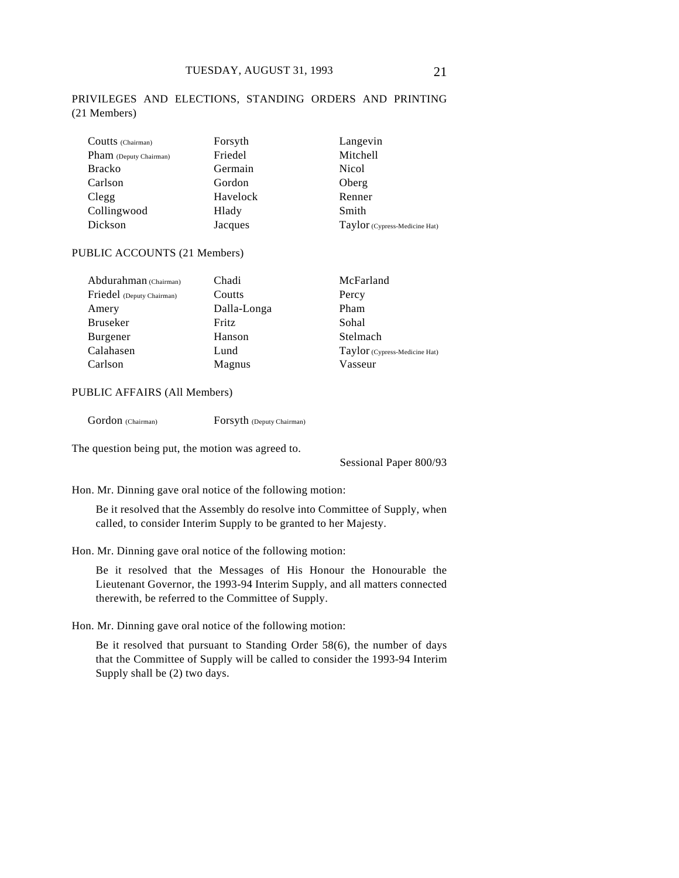PRIVILEGES AND ELECTIONS, STANDING ORDERS AND PRINTING (21 Members)

| | | |
|---|---|---|
| Coutts (Chairman) | Forsyth | Langevin |
| Pham (Deputy Chairman) | Friedel | Mitchell |
| Bracko | Germain | Nicol |
| Carlson | Gordon | Oberg |
| Clegg | Havelock | Renner |
| Collingwood | Hlady | Smith |
| Dickson | Jacques | Taylor (Cypress-Medicine Hat) |

PUBLIC ACCOUNTS (21 Members)

| | | |
|---|---|---|
| Abdurahman (Chairman) | Chadi | McFarland |
| Friedel (Deputy Chairman) | Coutts | Percy |
| Amery | Dalla-Longa | Pham |
| Bruseker | Fritz | Sohal |
| Burgener | Hanson | Stelmach |
| Calahasen | Lund | Taylor (Cypress-Medicine Hat) |
| Carlson | Magnus | Vasseur |

PUBLIC AFFAIRS (All Members)

| | |
|---|---|
| Gordon (Chairman) | Forsyth (Deputy Chairman) |

The question being put, the motion was agreed to.

Sessional Paper 800/93

Hon. Mr. Dinning gave oral notice of the following motion:

> Be it resolved that the Assembly do resolve into Committee of Supply, when called, to consider Interim Supply to be granted to her Majesty.

Hon. Mr. Dinning gave oral notice of the following motion:

> Be it resolved that the Messages of His Honour the Honourable the Lieutenant Governor, the 1993-94 Interim Supply, and all matters connected therewith, be referred to the Committee of Supply.

Hon. Mr. Dinning gave oral notice of the following motion:

> Be it resolved that pursuant to Standing Order 58(6), the number of days that the Committee of Supply will be called to consider the 1993-94 Interim Supply shall be (2) two days.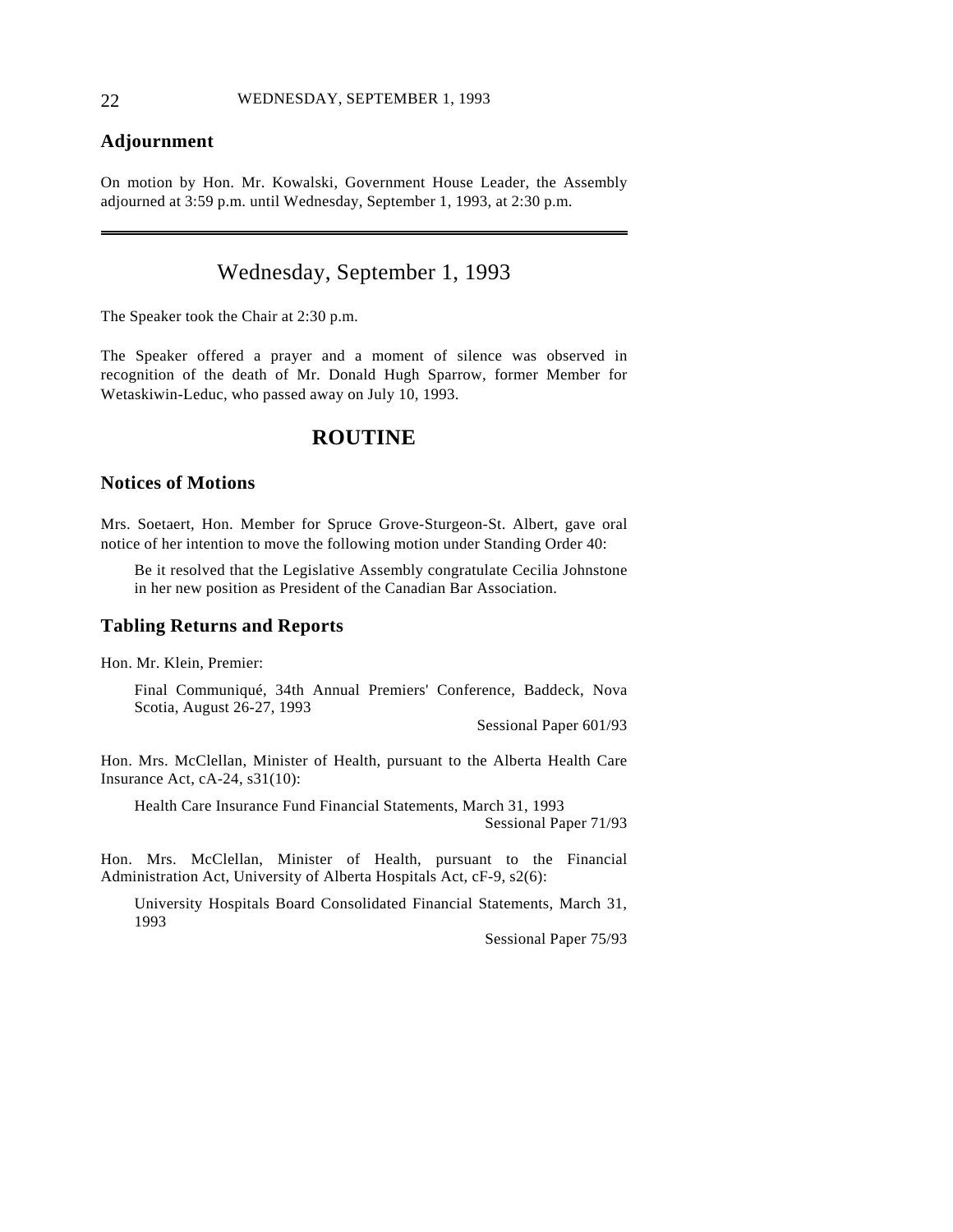## Adjournment

On motion by Hon. Mr. Kowalski, Government House Leader, the Assembly adjourned at 3:59 p.m. until Wednesday, September 1, 1993, at 2:30 p.m.

---

# Wednesday, September 1, 1993

The Speaker took the Chair at 2:30 p.m.

The Speaker offered a prayer and a moment of silence was observed in recognition of the death of Mr. Donald Hugh Sparrow, former Member for Wetaskiwin-Leduc, who passed away on July 10, 1993.

# ROUTINE

## Notices of Motions

Mrs. Soetaert, Hon. Member for Spruce Grove-Sturgeon-St. Albert, gave oral notice of her intention to move the following motion under Standing Order 40:

> Be it resolved that the Legislative Assembly congratulate Cecilia Johnstone in her new position as President of the Canadian Bar Association.

## Tabling Returns and Reports

Hon. Mr. Klein, Premier:

> Final Communiqué, 34th Annual Premiers' Conference, Baddeck, Nova Scotia, August 26-27, 1993
>
> Sessional Paper 601/93

Hon. Mrs. McClellan, Minister of Health, pursuant to the Alberta Health Care Insurance Act, cA-24, s31(10):

> Health Care Insurance Fund Financial Statements, March 31, 1993
>
> Sessional Paper 71/93

Hon. Mrs. McClellan, Minister of Health, pursuant to the Financial Administration Act, University of Alberta Hospitals Act, cF-9, s2(6):

> University Hospitals Board Consolidated Financial Statements, March 31, 1993
>
> Sessional Paper 75/93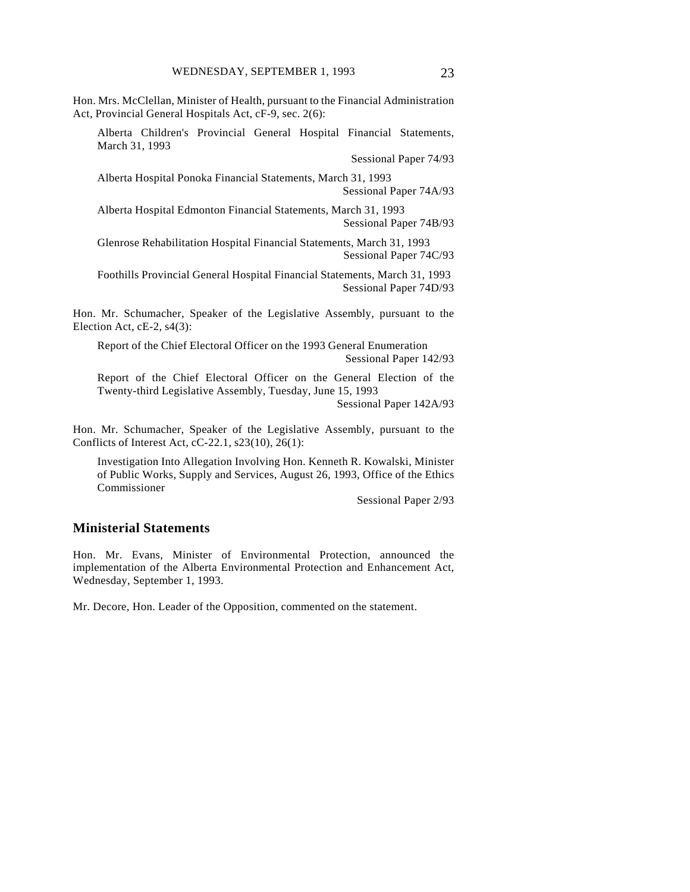Hon. Mrs. McClellan, Minister of Health, pursuant to the Financial Administration Act, Provincial General Hospitals Act, cF-9, sec. 2(6):

> Alberta Children's Provincial General Hospital Financial Statements, March 31, 1993
>
> Sessional Paper 74/93
>
> Alberta Hospital Ponoka Financial Statements, March 31, 1993
>
> Sessional Paper 74A/93
>
> Alberta Hospital Edmonton Financial Statements, March 31, 1993
>
> Sessional Paper 74B/93
>
> Glenrose Rehabilitation Hospital Financial Statements, March 31, 1993
>
> Sessional Paper 74C/93
>
> Foothills Provincial General Hospital Financial Statements, March 31, 1993
>
> Sessional Paper 74D/93

Hon. Mr. Schumacher, Speaker of the Legislative Assembly, pursuant to the Election Act, cE-2, s4(3):

> Report of the Chief Electoral Officer on the 1993 General Enumeration
>
> Sessional Paper 142/93
>
> Report of the Chief Electoral Officer on the General Election of the Twenty-third Legislative Assembly, Tuesday, June 15, 1993
>
> Sessional Paper 142A/93

Hon. Mr. Schumacher, Speaker of the Legislative Assembly, pursuant to the Conflicts of Interest Act, cC-22.1, s23(10), 26(1):

> Investigation Into Allegation Involving Hon. Kenneth R. Kowalski, Minister of Public Works, Supply and Services, August 26, 1993, Office of the Ethics Commissioner
>
> Sessional Paper 2/93

## Ministerial Statements

Hon. Mr. Evans, Minister of Environmental Protection, announced the implementation of the Alberta Environmental Protection and Enhancement Act, Wednesday, September 1, 1993.

Mr. Decore, Hon. Leader of the Opposition, commented on the statement.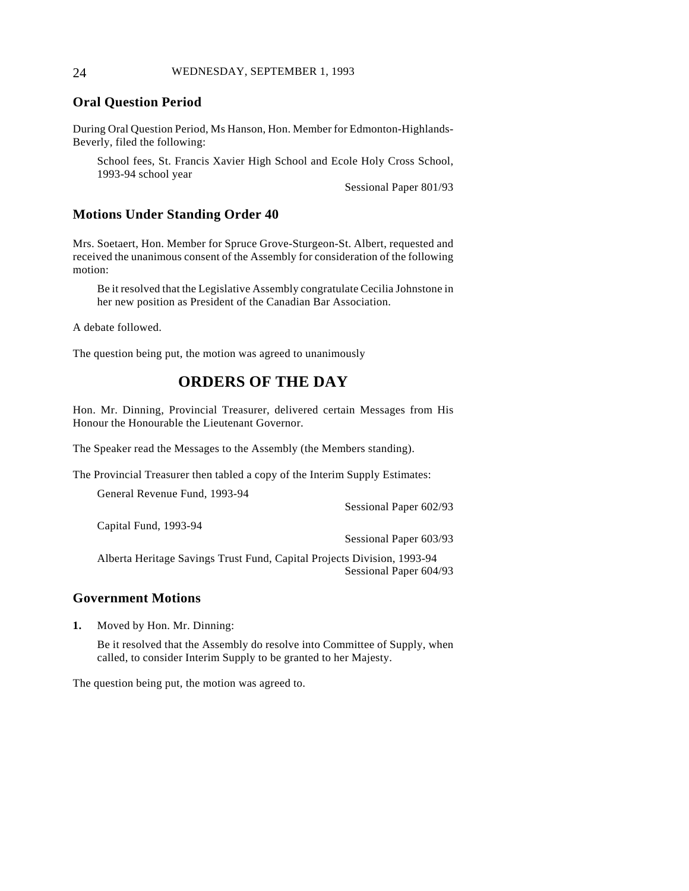## Oral Question Period

During Oral Question Period, Ms Hanson, Hon. Member for Edmonton-Highlands-Beverly, filed the following:

> School fees, St. Francis Xavier High School and Ecole Holy Cross School, 1993-94 school year
>
> Sessional Paper 801/93

## Motions Under Standing Order 40

Mrs. Soetaert, Hon. Member for Spruce Grove-Sturgeon-St. Albert, requested and received the unanimous consent of the Assembly for consideration of the following motion:

> Be it resolved that the Legislative Assembly congratulate Cecilia Johnstone in her new position as President of the Canadian Bar Association.

A debate followed.

The question being put, the motion was agreed to unanimously

# ORDERS OF THE DAY

Hon. Mr. Dinning, Provincial Treasurer, delivered certain Messages from His Honour the Honourable the Lieutenant Governor.

The Speaker read the Messages to the Assembly (the Members standing).

The Provincial Treasurer then tabled a copy of the Interim Supply Estimates:

> General Revenue Fund, 1993-94
>
> Sessional Paper 602/93
>
> Capital Fund, 1993-94
>
> Sessional Paper 603/93
>
> Alberta Heritage Savings Trust Fund, Capital Projects Division, 1993-94
>
> Sessional Paper 604/93

## Government Motions

**1.** Moved by Hon. Mr. Dinning:

> Be it resolved that the Assembly do resolve into Committee of Supply, when called, to consider Interim Supply to be granted to her Majesty.

The question being put, the motion was agreed to.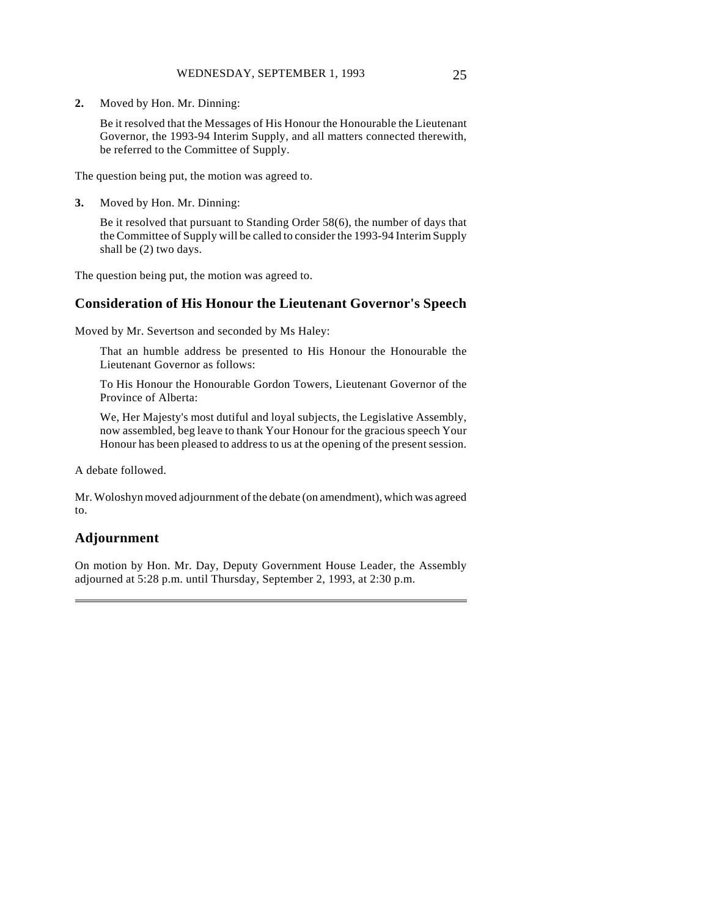**2.** Moved by Hon. Mr. Dinning:

Be it resolved that the Messages of His Honour the Honourable the Lieutenant Governor, the 1993-94 Interim Supply, and all matters connected therewith, be referred to the Committee of Supply.

The question being put, the motion was agreed to.

**3.** Moved by Hon. Mr. Dinning:

Be it resolved that pursuant to Standing Order 58(6), the number of days that the Committee of Supply will be called to consider the 1993-94 Interim Supply shall be (2) two days.

The question being put, the motion was agreed to.

## Consideration of His Honour the Lieutenant Governor's Speech

Moved by Mr. Severtson and seconded by Ms Haley:

That an humble address be presented to His Honour the Honourable the Lieutenant Governor as follows:

To His Honour the Honourable Gordon Towers, Lieutenant Governor of the Province of Alberta:

We, Her Majesty's most dutiful and loyal subjects, the Legislative Assembly, now assembled, beg leave to thank Your Honour for the gracious speech Your Honour has been pleased to address to us at the opening of the present session.

A debate followed.

Mr. Woloshyn moved adjournment of the debate (on amendment), which was agreed to.

## Adjournment

On motion by Hon. Mr. Day, Deputy Government House Leader, the Assembly adjourned at 5:28 p.m. until Thursday, September 2, 1993, at 2:30 p.m.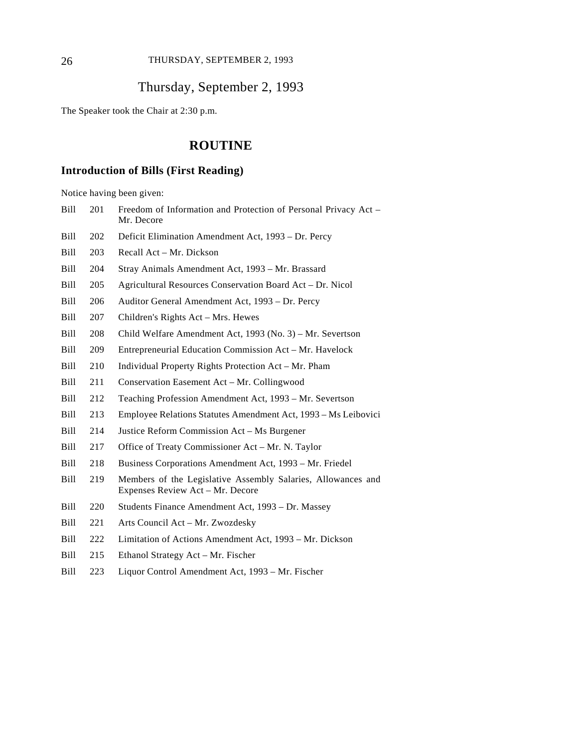# Thursday, September 2, 1993

The Speaker took the Chair at 2:30 p.m.

## ROUTINE

### Introduction of Bills (First Reading)

Notice having been given:

| | | |
|---|---|---|
| Bill | 201 | Freedom of Information and Protection of Personal Privacy Act – Mr. Decore |
| Bill | 202 | Deficit Elimination Amendment Act, 1993 – Dr. Percy |
| Bill | 203 | Recall Act – Mr. Dickson |
| Bill | 204 | Stray Animals Amendment Act, 1993 – Mr. Brassard |
| Bill | 205 | Agricultural Resources Conservation Board Act – Dr. Nicol |
| Bill | 206 | Auditor General Amendment Act, 1993 – Dr. Percy |
| Bill | 207 | Children's Rights Act – Mrs. Hewes |
| Bill | 208 | Child Welfare Amendment Act, 1993 (No. 3) – Mr. Severtson |
| Bill | 209 | Entrepreneurial Education Commission Act – Mr. Havelock |
| Bill | 210 | Individual Property Rights Protection Act – Mr. Pham |
| Bill | 211 | Conservation Easement Act – Mr. Collingwood |
| Bill | 212 | Teaching Profession Amendment Act, 1993 – Mr. Severtson |
| Bill | 213 | Employee Relations Statutes Amendment Act, 1993 – Ms Leibovici |
| Bill | 214 | Justice Reform Commission Act – Ms Burgener |
| Bill | 217 | Office of Treaty Commissioner Act – Mr. N. Taylor |
| Bill | 218 | Business Corporations Amendment Act, 1993 – Mr. Friedel |
| Bill | 219 | Members of the Legislative Assembly Salaries, Allowances and Expenses Review Act – Mr. Decore |
| Bill | 220 | Students Finance Amendment Act, 1993 – Dr. Massey |
| Bill | 221 | Arts Council Act – Mr. Zwozdesky |
| Bill | 222 | Limitation of Actions Amendment Act, 1993 – Mr. Dickson |
| Bill | 215 | Ethanol Strategy Act – Mr. Fischer |
| Bill | 223 | Liquor Control Amendment Act, 1993 – Mr. Fischer |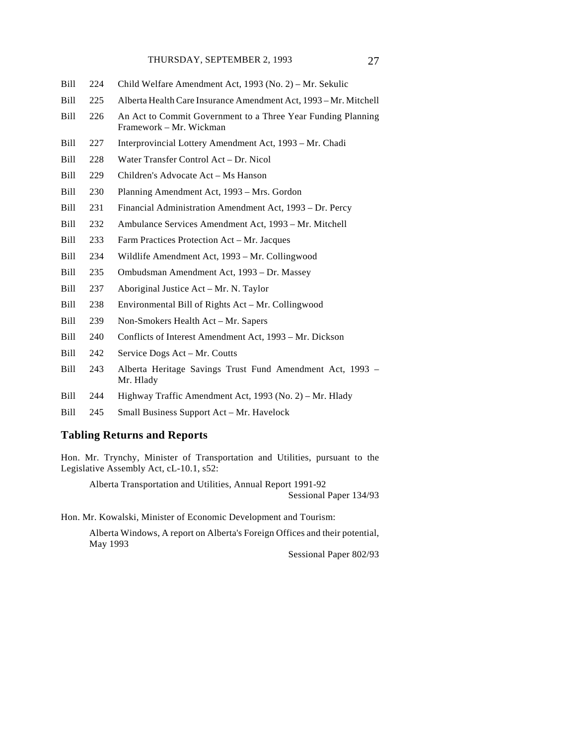Bill 224 Child Welfare Amendment Act, 1993 (No. 2) – Mr. Sekulic

Bill 225 Alberta Health Care Insurance Amendment Act, 1993 – Mr. Mitchell

Bill 226 An Act to Commit Government to a Three Year Funding Planning Framework – Mr. Wickman

Bill 227 Interprovincial Lottery Amendment Act, 1993 – Mr. Chadi

Bill 228 Water Transfer Control Act – Dr. Nicol

Bill 229 Children's Advocate Act – Ms Hanson

Bill 230 Planning Amendment Act, 1993 – Mrs. Gordon

Bill 231 Financial Administration Amendment Act, 1993 – Dr. Percy

Bill 232 Ambulance Services Amendment Act, 1993 – Mr. Mitchell

Bill 233 Farm Practices Protection Act – Mr. Jacques

Bill 234 Wildlife Amendment Act, 1993 – Mr. Collingwood

Bill 235 Ombudsman Amendment Act, 1993 – Dr. Massey

Bill 237 Aboriginal Justice Act – Mr. N. Taylor

Bill 238 Environmental Bill of Rights Act – Mr. Collingwood

Bill 239 Non-Smokers Health Act – Mr. Sapers

Bill 240 Conflicts of Interest Amendment Act, 1993 – Mr. Dickson

Bill 242 Service Dogs Act – Mr. Coutts

Bill 243 Alberta Heritage Savings Trust Fund Amendment Act, 1993 – Mr. Hlady

Bill 244 Highway Traffic Amendment Act, 1993 (No. 2) – Mr. Hlady

Bill 245 Small Business Support Act – Mr. Havelock

## Tabling Returns and Reports

Hon. Mr. Trynchy, Minister of Transportation and Utilities, pursuant to the Legislative Assembly Act, cL-10.1, s52:

Alberta Transportation and Utilities, Annual Report 1991-92
Sessional Paper 134/93

Hon. Mr. Kowalski, Minister of Economic Development and Tourism:

Alberta Windows, A report on Alberta's Foreign Offices and their potential, May 1993
Sessional Paper 802/93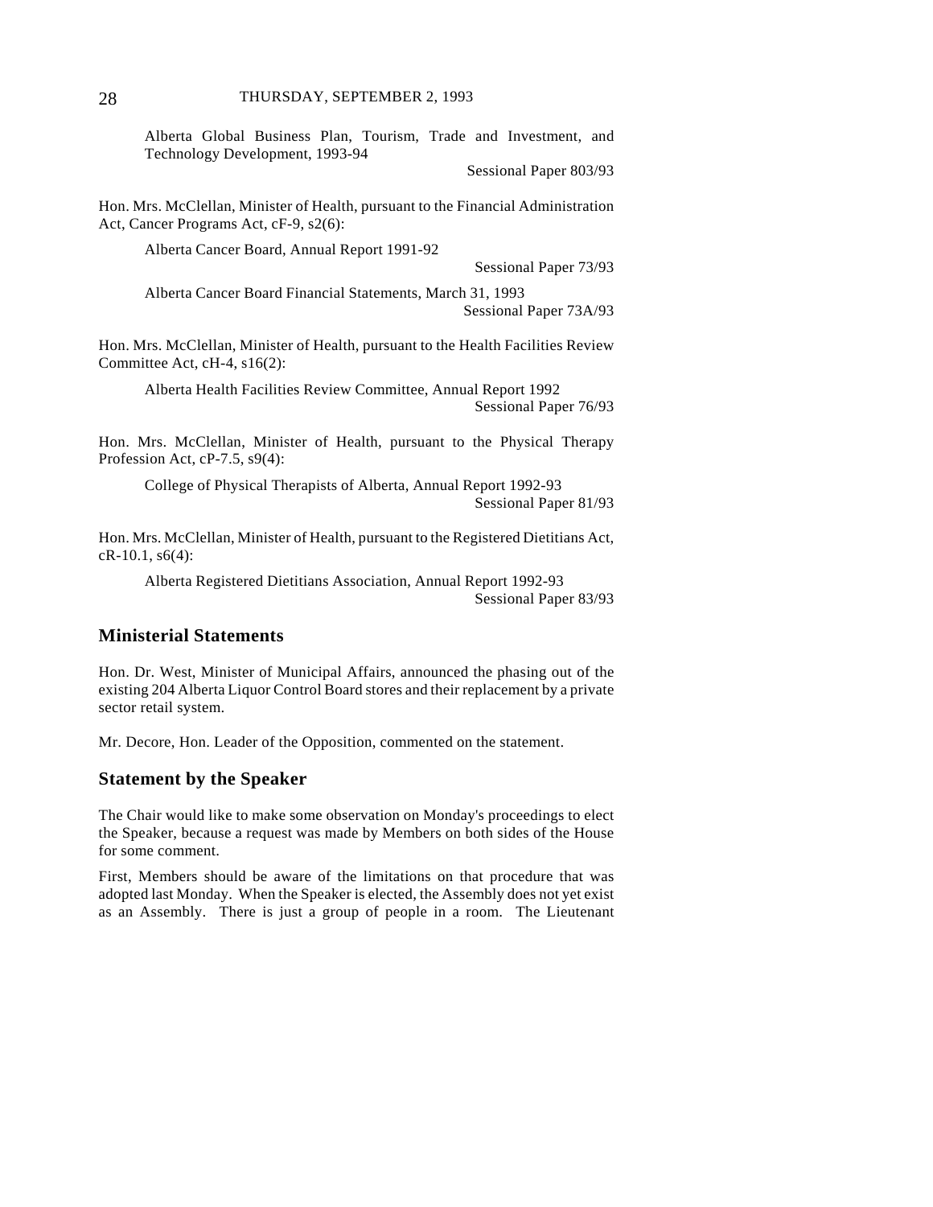Alberta Global Business Plan, Tourism, Trade and Investment, and Technology Development, 1993-94

Sessional Paper 803/93

Hon. Mrs. McClellan, Minister of Health, pursuant to the Financial Administration Act, Cancer Programs Act, cF-9, s2(6):

Alberta Cancer Board, Annual Report 1991-92

Sessional Paper 73/93

Alberta Cancer Board Financial Statements, March 31, 1993

Sessional Paper 73A/93

Hon. Mrs. McClellan, Minister of Health, pursuant to the Health Facilities Review Committee Act, cH-4, s16(2):

Alberta Health Facilities Review Committee, Annual Report 1992

Sessional Paper 76/93

Hon. Mrs. McClellan, Minister of Health, pursuant to the Physical Therapy Profession Act, cP-7.5, s9(4):

College of Physical Therapists of Alberta, Annual Report 1992-93

Sessional Paper 81/93

Hon. Mrs. McClellan, Minister of Health, pursuant to the Registered Dietitians Act, cR-10.1, s6(4):

Alberta Registered Dietitians Association, Annual Report 1992-93

Sessional Paper 83/93

## Ministerial Statements

Hon. Dr. West, Minister of Municipal Affairs, announced the phasing out of the existing 204 Alberta Liquor Control Board stores and their replacement by a private sector retail system.

Mr. Decore, Hon. Leader of the Opposition, commented on the statement.

## Statement by the Speaker

The Chair would like to make some observation on Monday's proceedings to elect the Speaker, because a request was made by Members on both sides of the House for some comment.

First, Members should be aware of the limitations on that procedure that was adopted last Monday. When the Speaker is elected, the Assembly does not yet exist as an Assembly. There is just a group of people in a room. The Lieutenant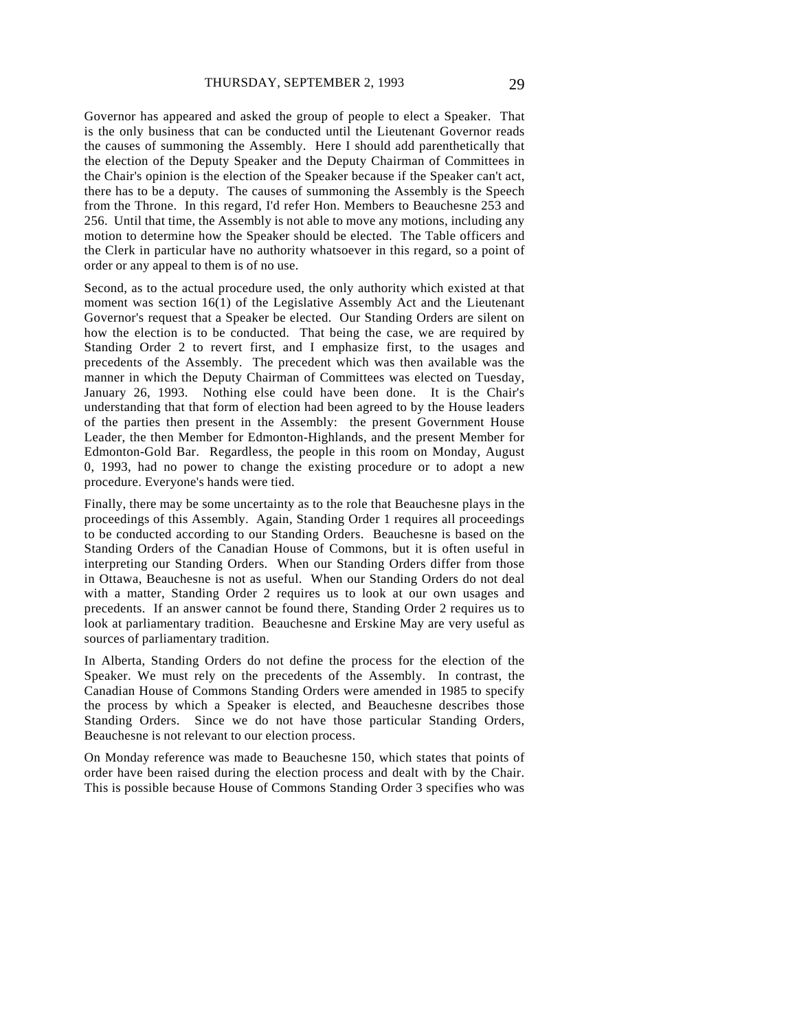Governor has appeared and asked the group of people to elect a Speaker. That is the only business that can be conducted until the Lieutenant Governor reads the causes of summoning the Assembly. Here I should add parenthetically that the election of the Deputy Speaker and the Deputy Chairman of Committees in the Chair's opinion is the election of the Speaker because if the Speaker can't act, there has to be a deputy. The causes of summoning the Assembly is the Speech from the Throne. In this regard, I'd refer Hon. Members to Beauchesne 253 and 256. Until that time, the Assembly is not able to move any motions, including any motion to determine how the Speaker should be elected. The Table officers and the Clerk in particular have no authority whatsoever in this regard, so a point of order or any appeal to them is of no use.

Second, as to the actual procedure used, the only authority which existed at that moment was section 16(1) of the Legislative Assembly Act and the Lieutenant Governor's request that a Speaker be elected. Our Standing Orders are silent on how the election is to be conducted. That being the case, we are required by Standing Order 2 to revert first, and I emphasize first, to the usages and precedents of the Assembly. The precedent which was then available was the manner in which the Deputy Chairman of Committees was elected on Tuesday, January 26, 1993. Nothing else could have been done. It is the Chair's understanding that that form of election had been agreed to by the House leaders of the parties then present in the Assembly: the present Government House Leader, the then Member for Edmonton-Highlands, and the present Member for Edmonton-Gold Bar. Regardless, the people in this room on Monday, August 0, 1993, had no power to change the existing procedure or to adopt a new procedure. Everyone's hands were tied.

Finally, there may be some uncertainty as to the role that Beauchesne plays in the proceedings of this Assembly. Again, Standing Order 1 requires all proceedings to be conducted according to our Standing Orders. Beauchesne is based on the Standing Orders of the Canadian House of Commons, but it is often useful in interpreting our Standing Orders. When our Standing Orders differ from those in Ottawa, Beauchesne is not as useful. When our Standing Orders do not deal with a matter, Standing Order 2 requires us to look at our own usages and precedents. If an answer cannot be found there, Standing Order 2 requires us to look at parliamentary tradition. Beauchesne and Erskine May are very useful as sources of parliamentary tradition.

In Alberta, Standing Orders do not define the process for the election of the Speaker. We must rely on the precedents of the Assembly. In contrast, the Canadian House of Commons Standing Orders were amended in 1985 to specify the process by which a Speaker is elected, and Beauchesne describes those Standing Orders. Since we do not have those particular Standing Orders, Beauchesne is not relevant to our election process.

On Monday reference was made to Beauchesne 150, which states that points of order have been raised during the election process and dealt with by the Chair. This is possible because House of Commons Standing Order 3 specifies who was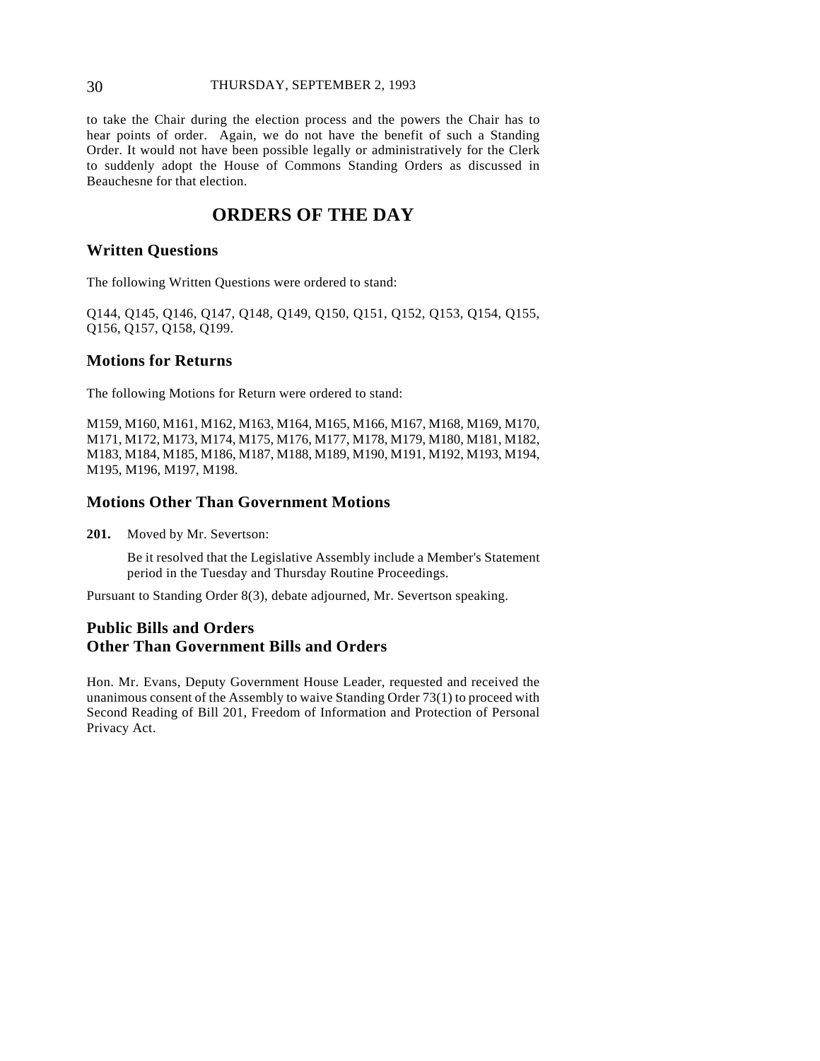to take the Chair during the election process and the powers the Chair has to hear points of order. Again, we do not have the benefit of such a Standing Order. It would not have been possible legally or administratively for the Clerk to suddenly adopt the House of Commons Standing Orders as discussed in Beauchesne for that election.

# ORDERS OF THE DAY

## Written Questions

The following Written Questions were ordered to stand:

Q144, Q145, Q146, Q147, Q148, Q149, Q150, Q151, Q152, Q153, Q154, Q155, Q156, Q157, Q158, Q199.

## Motions for Returns

The following Motions for Return were ordered to stand:

M159, M160, M161, M162, M163, M164, M165, M166, M167, M168, M169, M170, M171, M172, M173, M174, M175, M176, M177, M178, M179, M180, M181, M182, M183, M184, M185, M186, M187, M188, M189, M190, M191, M192, M193, M194, M195, M196, M197, M198.

## Motions Other Than Government Motions

**201.** Moved by Mr. Severtson:

Be it resolved that the Legislative Assembly include a Member's Statement period in the Tuesday and Thursday Routine Proceedings.

Pursuant to Standing Order 8(3), debate adjourned, Mr. Severtson speaking.

## Public Bills and Orders Other Than Government Bills and Orders

Hon. Mr. Evans, Deputy Government House Leader, requested and received the unanimous consent of the Assembly to waive Standing Order 73(1) to proceed with Second Reading of Bill 201, Freedom of Information and Protection of Personal Privacy Act.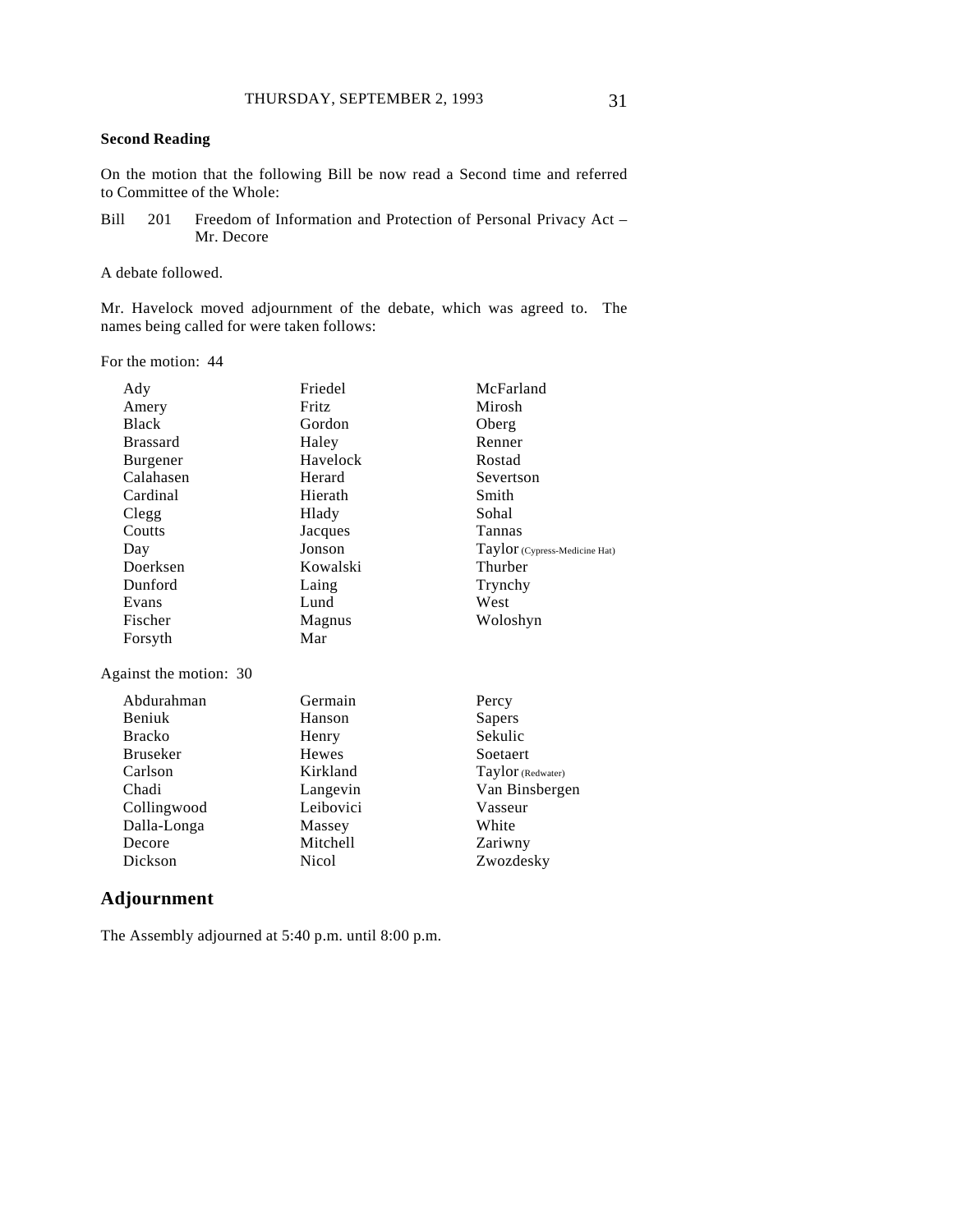**Second Reading**

On the motion that the following Bill be now read a Second time and referred to Committee of the Whole:

Bill 201 Freedom of Information and Protection of Personal Privacy Act – Mr. Decore

A debate followed.

Mr. Havelock moved adjournment of the debate, which was agreed to. The names being called for were taken follows:

For the motion: 44

| | | |
|---|---|---|
| Ady | Friedel | McFarland |
| Amery | Fritz | Mirosh |
| Black | Gordon | Oberg |
| Brassard | Haley | Renner |
| Burgener | Havelock | Rostad |
| Calahasen | Herard | Severtson |
| Cardinal | Hierath | Smith |
| Clegg | Hlady | Sohal |
| Coutts | Jacques | Tannas |
| Day | Jonson | Taylor (Cypress-Medicine Hat) |
| Doerksen | Kowalski | Thurber |
| Dunford | Laing | Trynchy |
| Evans | Lund | West |
| Fischer | Magnus | Woloshyn |
| Forsyth | Mar | |

Against the motion: 30

| | | |
|---|---|---|
| Abdurahman | Germain | Percy |
| Beniuk | Hanson | Sapers |
| Bracko | Henry | Sekulic |
| Bruseker | Hewes | Soetaert |
| Carlson | Kirkland | Taylor (Redwater) |
| Chadi | Langevin | Van Binsbergen |
| Collingwood | Leibovici | Vasseur |
| Dalla-Longa | Massey | White |
| Decore | Mitchell | Zariwny |
| Dickson | Nicol | Zwozdesky |

## Adjournment

The Assembly adjourned at 5:40 p.m. until 8:00 p.m.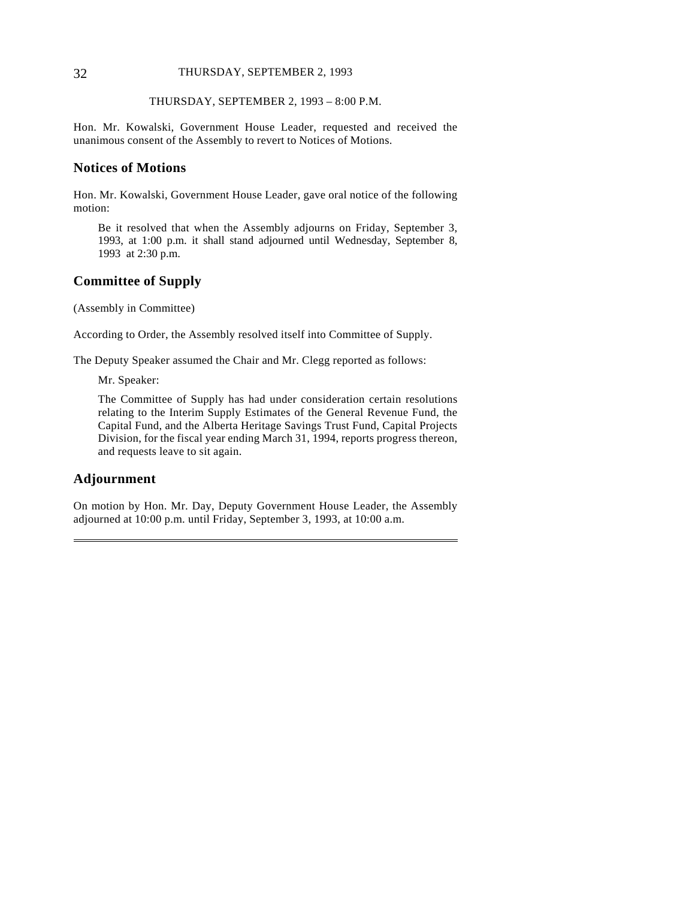THURSDAY, SEPTEMBER 2, 1993 – 8:00 P.M.

Hon. Mr. Kowalski, Government House Leader, requested and received the unanimous consent of the Assembly to revert to Notices of Motions.

## Notices of Motions

Hon. Mr. Kowalski, Government House Leader, gave oral notice of the following motion:

> Be it resolved that when the Assembly adjourns on Friday, September 3, 1993, at 1:00 p.m. it shall stand adjourned until Wednesday, September 8, 1993 at 2:30 p.m.

## Committee of Supply

(Assembly in Committee)

According to Order, the Assembly resolved itself into Committee of Supply.

The Deputy Speaker assumed the Chair and Mr. Clegg reported as follows:

> Mr. Speaker:
>
> The Committee of Supply has had under consideration certain resolutions relating to the Interim Supply Estimates of the General Revenue Fund, the Capital Fund, and the Alberta Heritage Savings Trust Fund, Capital Projects Division, for the fiscal year ending March 31, 1994, reports progress thereon, and requests leave to sit again.

## Adjournment

On motion by Hon. Mr. Day, Deputy Government House Leader, the Assembly adjourned at 10:00 p.m. until Friday, September 3, 1993, at 10:00 a.m.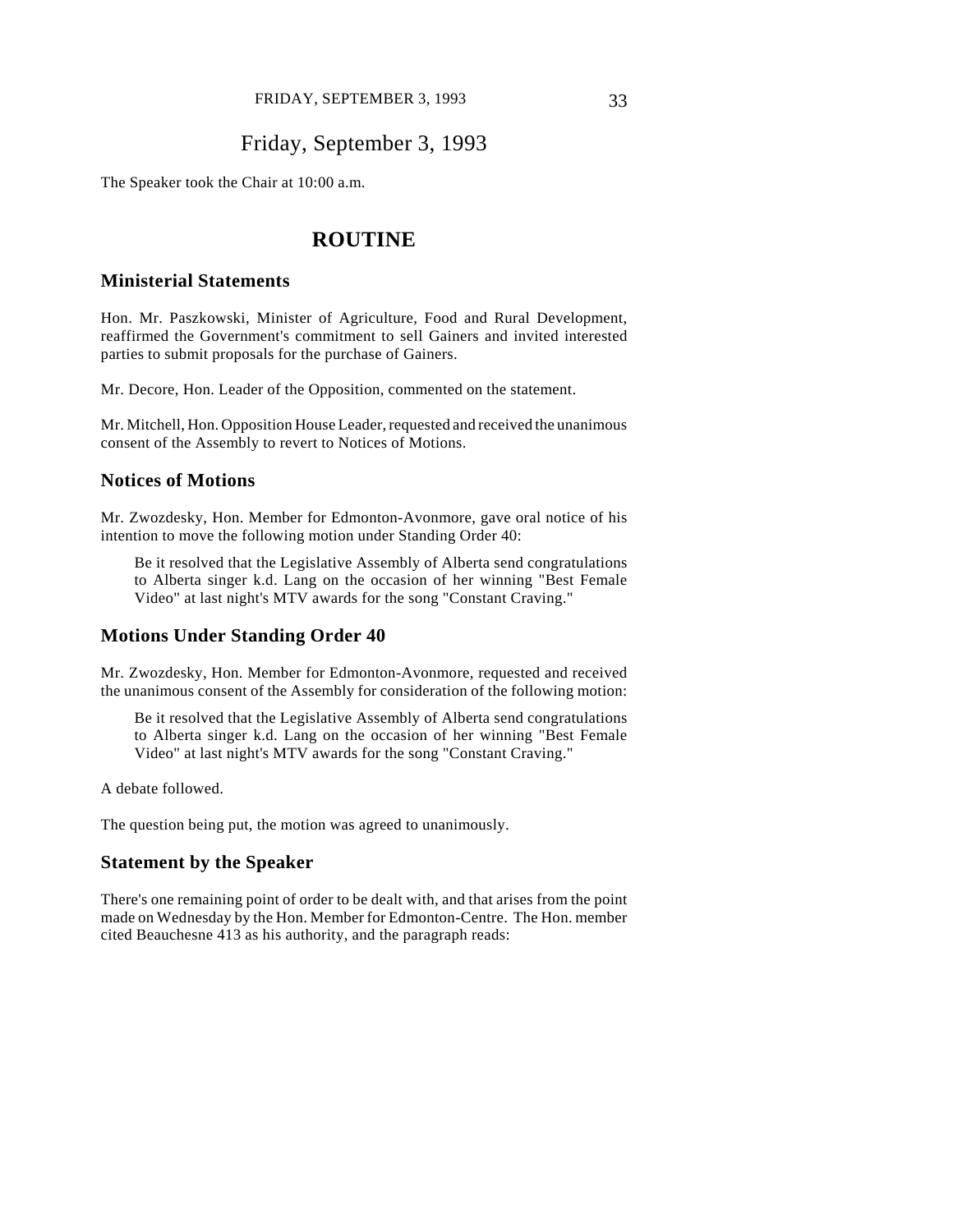# Friday, September 3, 1993

The Speaker took the Chair at 10:00 a.m.

## ROUTINE

### Ministerial Statements

Hon. Mr. Paszkowski, Minister of Agriculture, Food and Rural Development, reaffirmed the Government's commitment to sell Gainers and invited interested parties to submit proposals for the purchase of Gainers.

Mr. Decore, Hon. Leader of the Opposition, commented on the statement.

Mr. Mitchell, Hon. Opposition House Leader, requested and received the unanimous consent of the Assembly to revert to Notices of Motions.

### Notices of Motions

Mr. Zwozdesky, Hon. Member for Edmonton-Avonmore, gave oral notice of his intention to move the following motion under Standing Order 40:

> Be it resolved that the Legislative Assembly of Alberta send congratulations to Alberta singer k.d. Lang on the occasion of her winning "Best Female Video" at last night's MTV awards for the song "Constant Craving."

### Motions Under Standing Order 40

Mr. Zwozdesky, Hon. Member for Edmonton-Avonmore, requested and received the unanimous consent of the Assembly for consideration of the following motion:

> Be it resolved that the Legislative Assembly of Alberta send congratulations to Alberta singer k.d. Lang on the occasion of her winning "Best Female Video" at last night's MTV awards for the song "Constant Craving."

A debate followed.

The question being put, the motion was agreed to unanimously.

### Statement by the Speaker

There's one remaining point of order to be dealt with, and that arises from the point made on Wednesday by the Hon. Member for Edmonton-Centre. The Hon. member cited Beauchesne 413 as his authority, and the paragraph reads: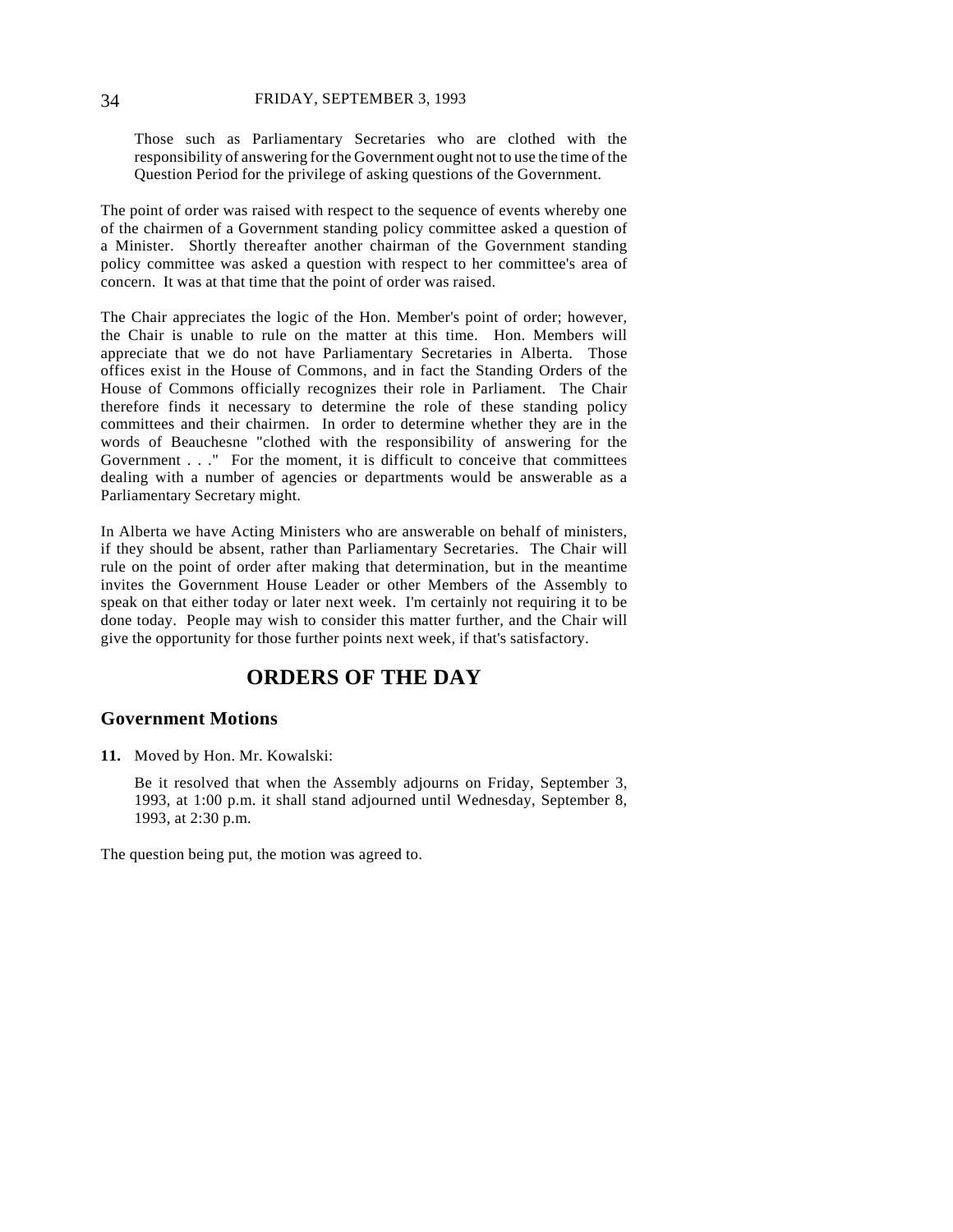> Those such as Parliamentary Secretaries who are clothed with the responsibility of answering for the Government ought not to use the time of the Question Period for the privilege of asking questions of the Government.

The point of order was raised with respect to the sequence of events whereby one of the chairmen of a Government standing policy committee asked a question of a Minister. Shortly thereafter another chairman of the Government standing policy committee was asked a question with respect to her committee's area of concern. It was at that time that the point of order was raised.

The Chair appreciates the logic of the Hon. Member's point of order; however, the Chair is unable to rule on the matter at this time. Hon. Members will appreciate that we do not have Parliamentary Secretaries in Alberta. Those offices exist in the House of Commons, and in fact the Standing Orders of the House of Commons officially recognizes their role in Parliament. The Chair therefore finds it necessary to determine the role of these standing policy committees and their chairmen. In order to determine whether they are in the words of Beauchesne "clothed with the responsibility of answering for the Government . . ." For the moment, it is difficult to conceive that committees dealing with a number of agencies or departments would be answerable as a Parliamentary Secretary might.

In Alberta we have Acting Ministers who are answerable on behalf of ministers, if they should be absent, rather than Parliamentary Secretaries. The Chair will rule on the point of order after making that determination, but in the meantime invites the Government House Leader or other Members of the Assembly to speak on that either today or later next week. I'm certainly not requiring it to be done today. People may wish to consider this matter further, and the Chair will give the opportunity for those further points next week, if that's satisfactory.

# ORDERS OF THE DAY

## Government Motions

**11.** Moved by Hon. Mr. Kowalski:

> Be it resolved that when the Assembly adjourns on Friday, September 3, 1993, at 1:00 p.m. it shall stand adjourned until Wednesday, September 8, 1993, at 2:30 p.m.

The question being put, the motion was agreed to.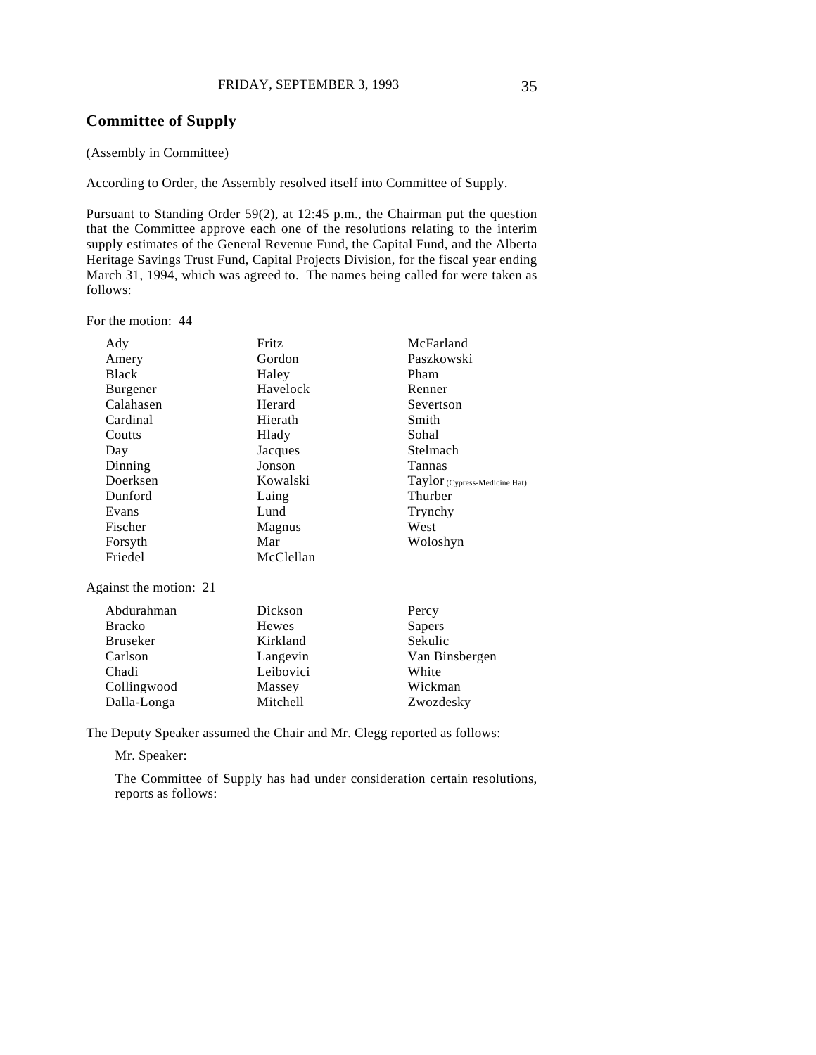## Committee of Supply

(Assembly in Committee)

According to Order, the Assembly resolved itself into Committee of Supply.

Pursuant to Standing Order 59(2), at 12:45 p.m., the Chairman put the question that the Committee approve each one of the resolutions relating to the interim supply estimates of the General Revenue Fund, the Capital Fund, and the Alberta Heritage Savings Trust Fund, Capital Projects Division, for the fiscal year ending March 31, 1994, which was agreed to. The names being called for were taken as follows:

For the motion: 44

| | | |
|---|---|---|
| Ady | Fritz | McFarland |
| Amery | Gordon | Paszkowski |
| Black | Haley | Pham |
| Burgener | Havelock | Renner |
| Calahasen | Herard | Severtson |
| Cardinal | Hierath | Smith |
| Coutts | Hlady | Sohal |
| Day | Jacques | Stelmach |
| Dinning | Jonson | Tannas |
| Doerksen | Kowalski | Taylor (Cypress-Medicine Hat) |
| Dunford | Laing | Thurber |
| Evans | Lund | Trynchy |
| Fischer | Magnus | West |
| Forsyth | Mar | Woloshyn |
| Friedel | McClellan | |

Against the motion: 21

| | | |
|---|---|---|
| Abdurahman | Dickson | Percy |
| Bracko | Hewes | Sapers |
| Bruseker | Kirkland | Sekulic |
| Carlson | Langevin | Van Binsbergen |
| Chadi | Leibovici | White |
| Collingwood | Massey | Wickman |
| Dalla-Longa | Mitchell | Zwozdesky |

The Deputy Speaker assumed the Chair and Mr. Clegg reported as follows:

Mr. Speaker:

The Committee of Supply has had under consideration certain resolutions, reports as follows: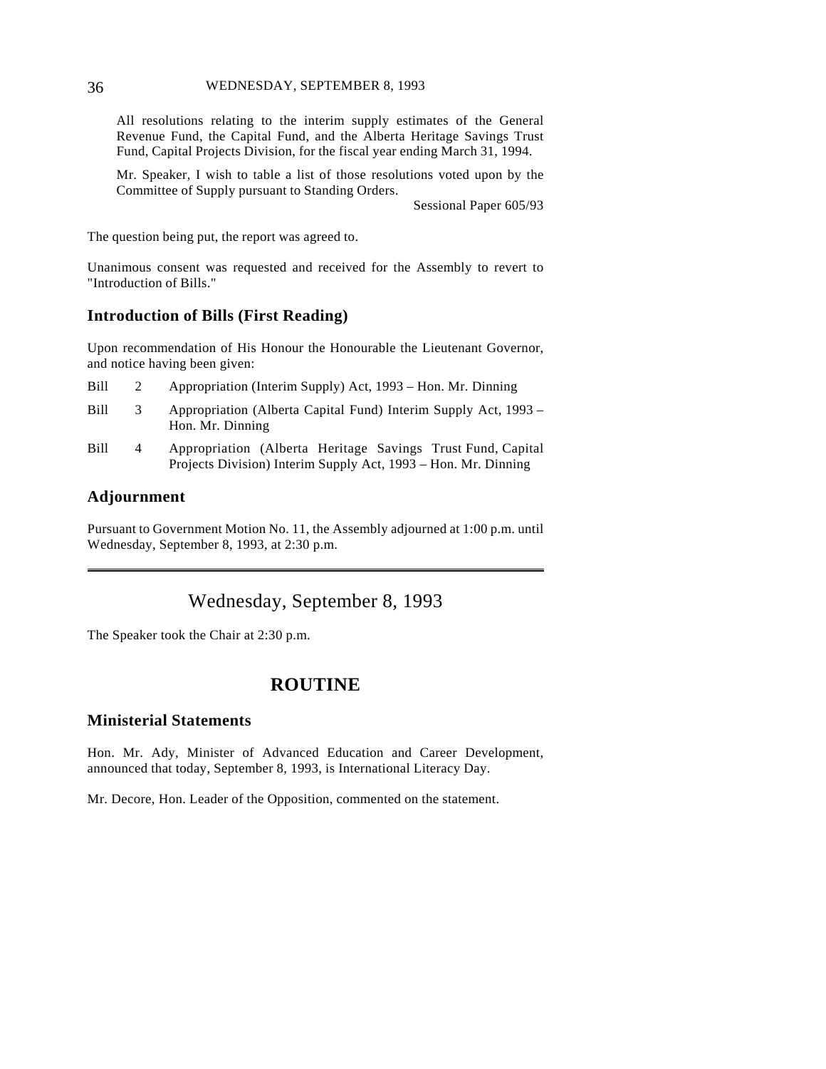All resolutions relating to the interim supply estimates of the General Revenue Fund, the Capital Fund, and the Alberta Heritage Savings Trust Fund, Capital Projects Division, for the fiscal year ending March 31, 1994.

Mr. Speaker, I wish to table a list of those resolutions voted upon by the Committee of Supply pursuant to Standing Orders.

Sessional Paper 605/93

The question being put, the report was agreed to.

Unanimous consent was requested and received for the Assembly to revert to "Introduction of Bills."

### Introduction of Bills (First Reading)

Upon recommendation of His Honour the Honourable the Lieutenant Governor, and notice having been given:

Bill 2 Appropriation (Interim Supply) Act, 1993 – Hon. Mr. Dinning

Bill 3 Appropriation (Alberta Capital Fund) Interim Supply Act, 1993 – Hon. Mr. Dinning

Bill 4 Appropriation (Alberta Heritage Savings Trust Fund, Capital Projects Division) Interim Supply Act, 1993 – Hon. Mr. Dinning

### Adjournment

Pursuant to Government Motion No. 11, the Assembly adjourned at 1:00 p.m. until Wednesday, September 8, 1993, at 2:30 p.m.

---

# Wednesday, September 8, 1993

The Speaker took the Chair at 2:30 p.m.

## ROUTINE

### Ministerial Statements

Hon. Mr. Ady, Minister of Advanced Education and Career Development, announced that today, September 8, 1993, is International Literacy Day.

Mr. Decore, Hon. Leader of the Opposition, commented on the statement.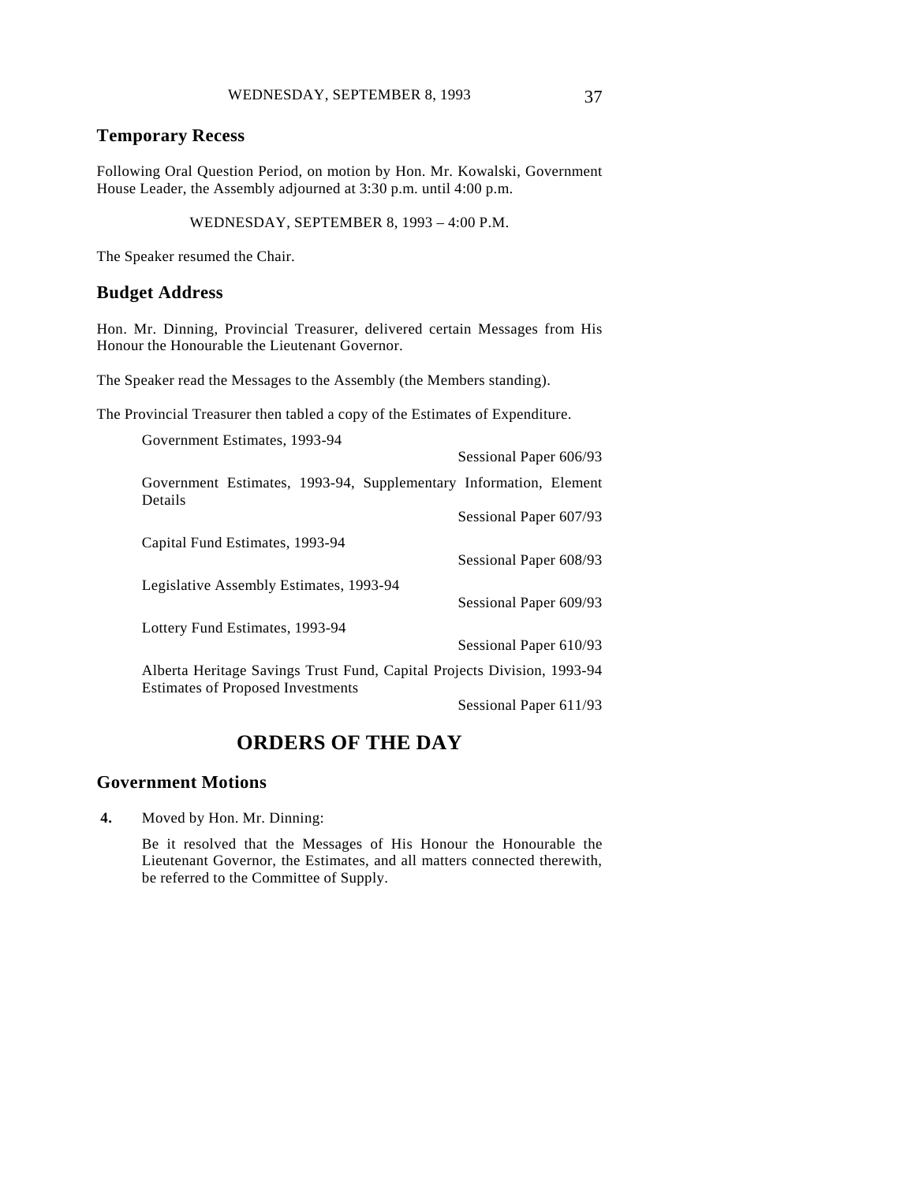## Temporary Recess

Following Oral Question Period, on motion by Hon. Mr. Kowalski, Government House Leader, the Assembly adjourned at 3:30 p.m. until 4:00 p.m.

WEDNESDAY, SEPTEMBER 8, 1993 – 4:00 P.M.

The Speaker resumed the Chair.

## Budget Address

Hon. Mr. Dinning, Provincial Treasurer, delivered certain Messages from His Honour the Honourable the Lieutenant Governor.

The Speaker read the Messages to the Assembly (the Members standing).

The Provincial Treasurer then tabled a copy of the Estimates of Expenditure.

Government Estimates, 1993-94
Sessional Paper 606/93

Government Estimates, 1993-94, Supplementary Information, Element Details
Sessional Paper 607/93

Capital Fund Estimates, 1993-94
Sessional Paper 608/93

Legislative Assembly Estimates, 1993-94
Sessional Paper 609/93

Lottery Fund Estimates, 1993-94
Sessional Paper 610/93

Alberta Heritage Savings Trust Fund, Capital Projects Division, 1993-94 Estimates of Proposed Investments
Sessional Paper 611/93

# ORDERS OF THE DAY

## Government Motions

**4.** Moved by Hon. Mr. Dinning:

Be it resolved that the Messages of His Honour the Honourable the Lieutenant Governor, the Estimates, and all matters connected therewith, be referred to the Committee of Supply.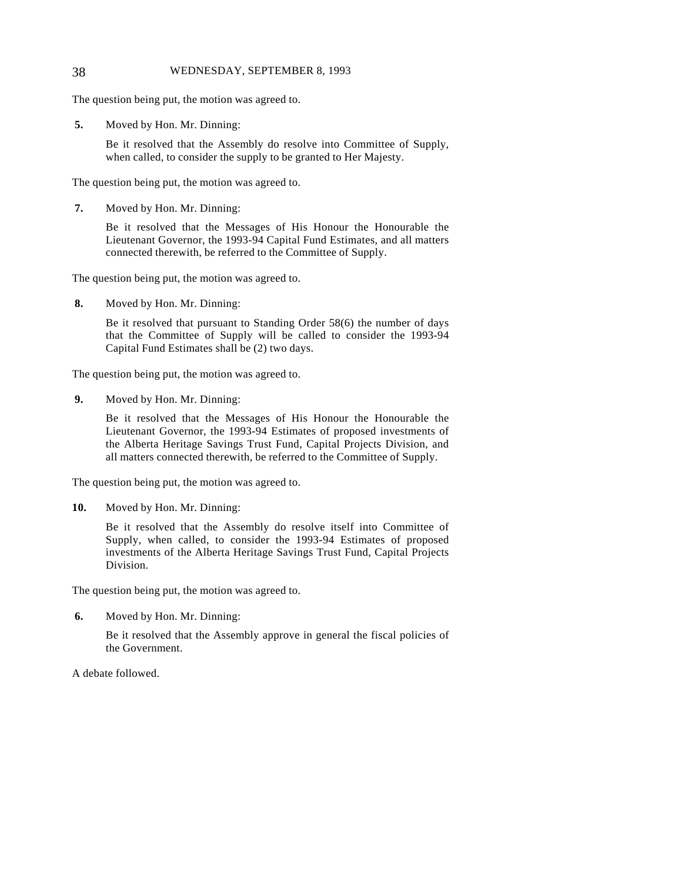The question being put, the motion was agreed to.

**5.** Moved by Hon. Mr. Dinning:

> Be it resolved that the Assembly do resolve into Committee of Supply, when called, to consider the supply to be granted to Her Majesty.

The question being put, the motion was agreed to.

**7.** Moved by Hon. Mr. Dinning:

> Be it resolved that the Messages of His Honour the Honourable the Lieutenant Governor, the 1993-94 Capital Fund Estimates, and all matters connected therewith, be referred to the Committee of Supply.

The question being put, the motion was agreed to.

**8.** Moved by Hon. Mr. Dinning:

> Be it resolved that pursuant to Standing Order 58(6) the number of days that the Committee of Supply will be called to consider the 1993-94 Capital Fund Estimates shall be (2) two days.

The question being put, the motion was agreed to.

**9.** Moved by Hon. Mr. Dinning:

> Be it resolved that the Messages of His Honour the Honourable the Lieutenant Governor, the 1993-94 Estimates of proposed investments of the Alberta Heritage Savings Trust Fund, Capital Projects Division, and all matters connected therewith, be referred to the Committee of Supply.

The question being put, the motion was agreed to.

**10.** Moved by Hon. Mr. Dinning:

> Be it resolved that the Assembly do resolve itself into Committee of Supply, when called, to consider the 1993-94 Estimates of proposed investments of the Alberta Heritage Savings Trust Fund, Capital Projects Division.

The question being put, the motion was agreed to.

**6.** Moved by Hon. Mr. Dinning:

> Be it resolved that the Assembly approve in general the fiscal policies of the Government.

A debate followed.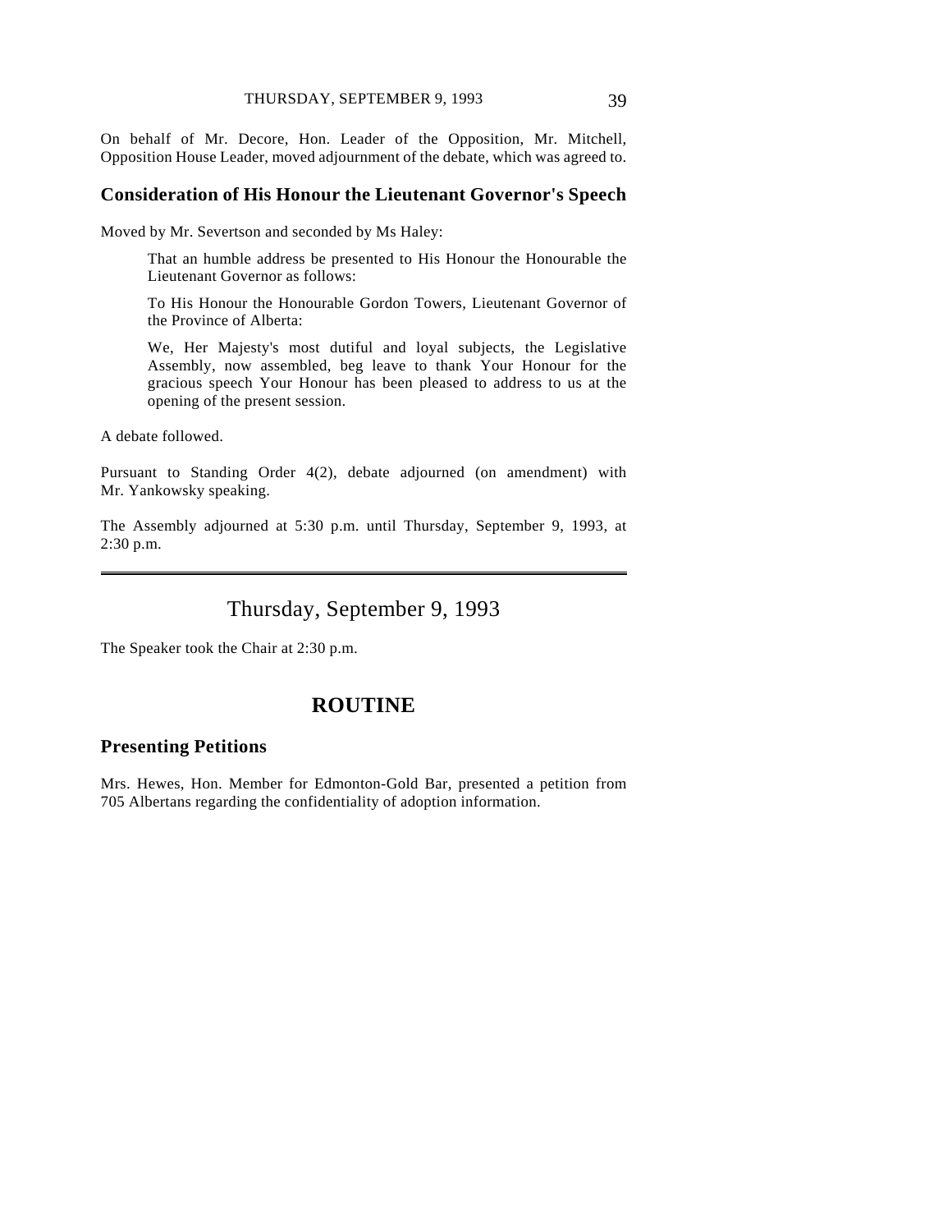On behalf of Mr. Decore, Hon. Leader of the Opposition, Mr. Mitchell, Opposition House Leader, moved adjournment of the debate, which was agreed to.

## Consideration of His Honour the Lieutenant Governor's Speech

Moved by Mr. Severtson and seconded by Ms Haley:

> That an humble address be presented to His Honour the Honourable the Lieutenant Governor as follows:
>
> To His Honour the Honourable Gordon Towers, Lieutenant Governor of the Province of Alberta:
>
> We, Her Majesty's most dutiful and loyal subjects, the Legislative Assembly, now assembled, beg leave to thank Your Honour for the gracious speech Your Honour has been pleased to address to us at the opening of the present session.

A debate followed.

Pursuant to Standing Order 4(2), debate adjourned (on amendment) with Mr. Yankowsky speaking.

The Assembly adjourned at 5:30 p.m. until Thursday, September 9, 1993, at 2:30 p.m.

---

# Thursday, September 9, 1993

The Speaker took the Chair at 2:30 p.m.

# ROUTINE

## Presenting Petitions

Mrs. Hewes, Hon. Member for Edmonton-Gold Bar, presented a petition from 705 Albertans regarding the confidentiality of adoption information.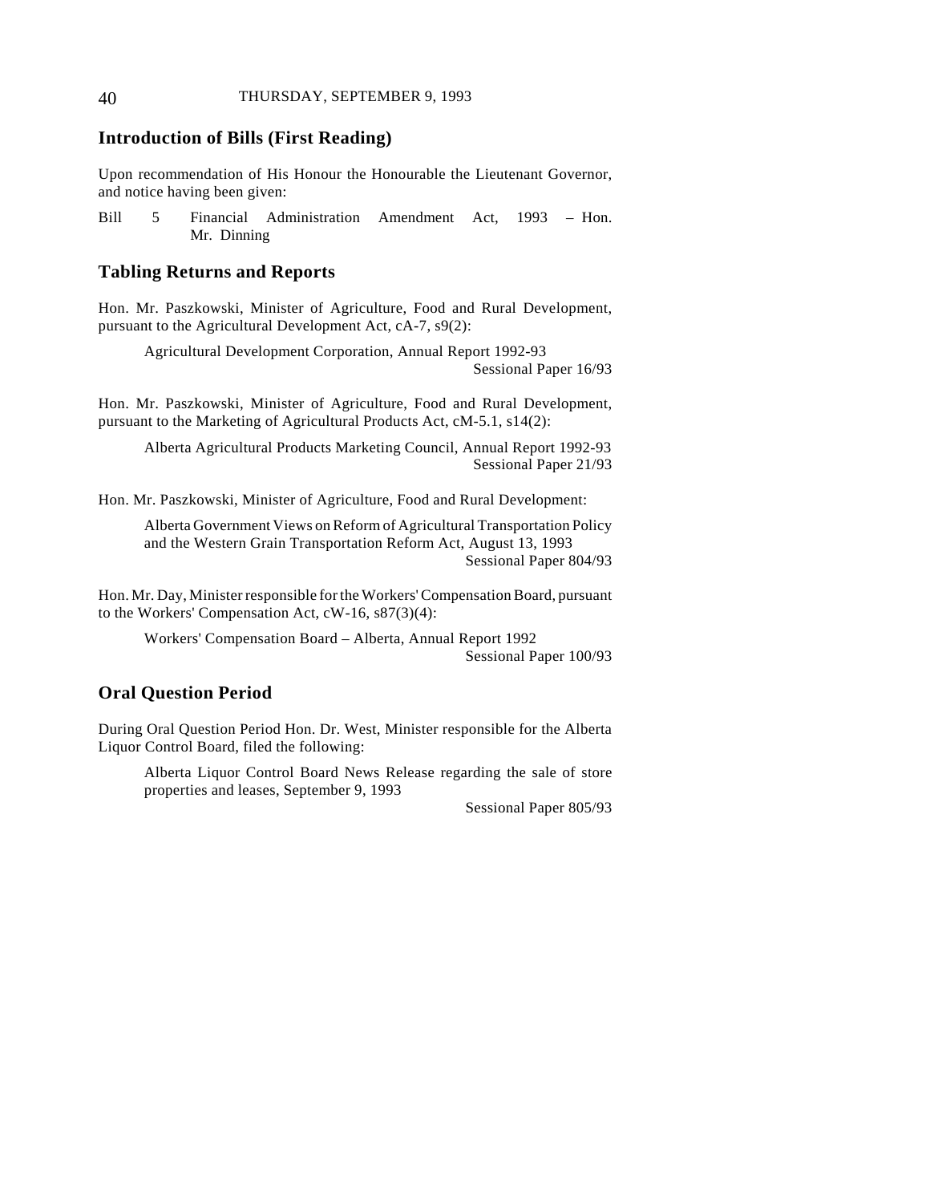## Introduction of Bills (First Reading)

Upon recommendation of His Honour the Honourable the Lieutenant Governor, and notice having been given:

Bill 5 Financial Administration Amendment Act, 1993 – Hon. Mr. Dinning

## Tabling Returns and Reports

Hon. Mr. Paszkowski, Minister of Agriculture, Food and Rural Development, pursuant to the Agricultural Development Act, cA-7, s9(2):

Agricultural Development Corporation, Annual Report 1992-93
Sessional Paper 16/93

Hon. Mr. Paszkowski, Minister of Agriculture, Food and Rural Development, pursuant to the Marketing of Agricultural Products Act, cM-5.1, s14(2):

Alberta Agricultural Products Marketing Council, Annual Report 1992-93
Sessional Paper 21/93

Hon. Mr. Paszkowski, Minister of Agriculture, Food and Rural Development:

Alberta Government Views on Reform of Agricultural Transportation Policy and the Western Grain Transportation Reform Act, August 13, 1993
Sessional Paper 804/93

Hon. Mr. Day, Minister responsible for the Workers' Compensation Board, pursuant to the Workers' Compensation Act, cW-16, s87(3)(4):

Workers' Compensation Board – Alberta, Annual Report 1992
Sessional Paper 100/93

## Oral Question Period

During Oral Question Period Hon. Dr. West, Minister responsible for the Alberta Liquor Control Board, filed the following:

Alberta Liquor Control Board News Release regarding the sale of store properties and leases, September 9, 1993
Sessional Paper 805/93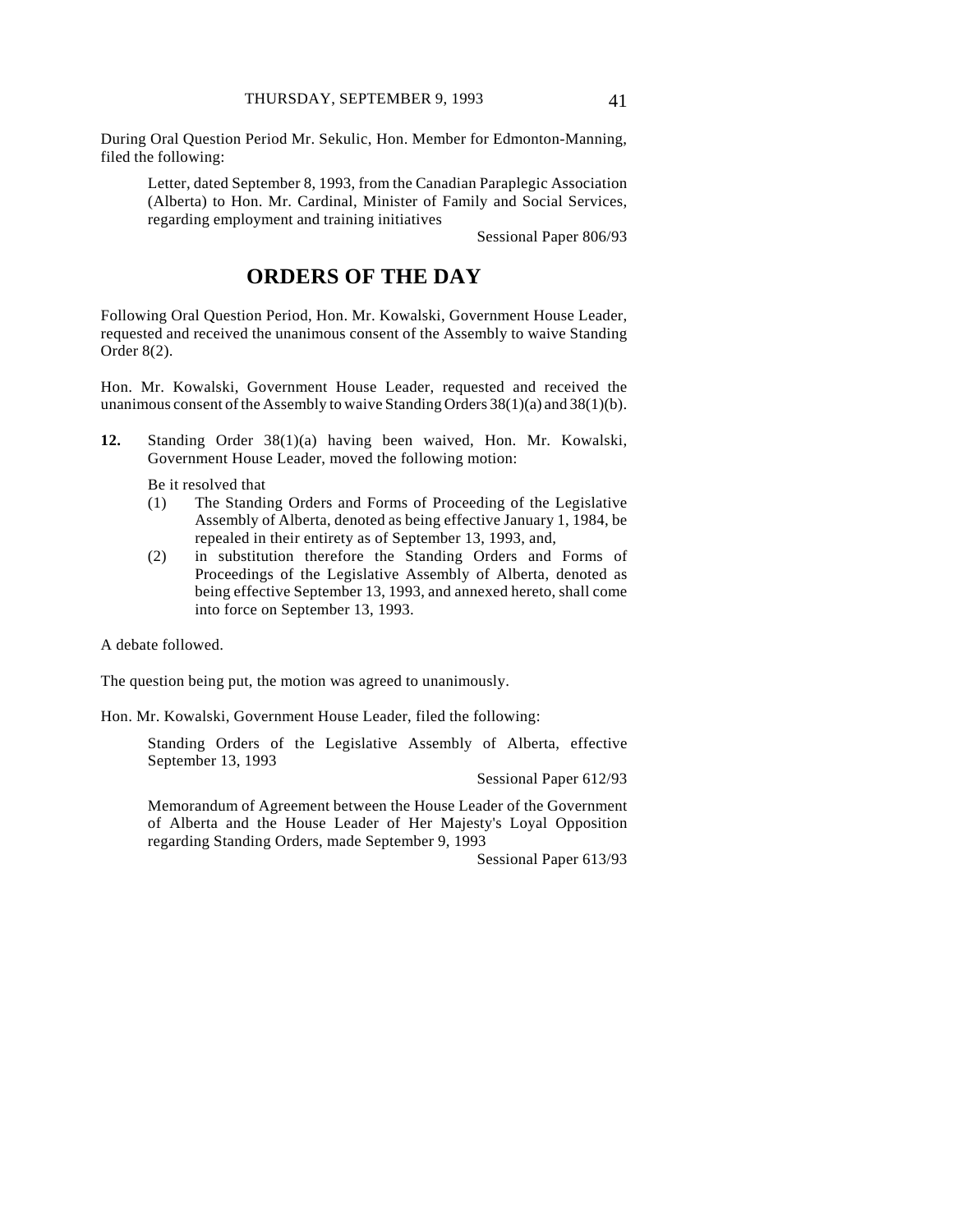During Oral Question Period Mr. Sekulic, Hon. Member for Edmonton-Manning, filed the following:

> Letter, dated September 8, 1993, from the Canadian Paraplegic Association (Alberta) to Hon. Mr. Cardinal, Minister of Family and Social Services, regarding employment and training initiatives
>
> Sessional Paper 806/93

## ORDERS OF THE DAY

Following Oral Question Period, Hon. Mr. Kowalski, Government House Leader, requested and received the unanimous consent of the Assembly to waive Standing Order 8(2).

Hon. Mr. Kowalski, Government House Leader, requested and received the unanimous consent of the Assembly to waive Standing Orders 38(1)(a) and 38(1)(b).

**12.** Standing Order 38(1)(a) having been waived, Hon. Mr. Kowalski, Government House Leader, moved the following motion:

> Be it resolved that
>
> (1) The Standing Orders and Forms of Proceeding of the Legislative Assembly of Alberta, denoted as being effective January 1, 1984, be repealed in their entirety as of September 13, 1993, and,
>
> (2) in substitution therefore the Standing Orders and Forms of Proceedings of the Legislative Assembly of Alberta, denoted as being effective September 13, 1993, and annexed hereto, shall come into force on September 13, 1993.

A debate followed.

The question being put, the motion was agreed to unanimously.

Hon. Mr. Kowalski, Government House Leader, filed the following:

> Standing Orders of the Legislative Assembly of Alberta, effective September 13, 1993
>
> Sessional Paper 612/93
>
> Memorandum of Agreement between the House Leader of the Government of Alberta and the House Leader of Her Majesty's Loyal Opposition regarding Standing Orders, made September 9, 1993
>
> Sessional Paper 613/93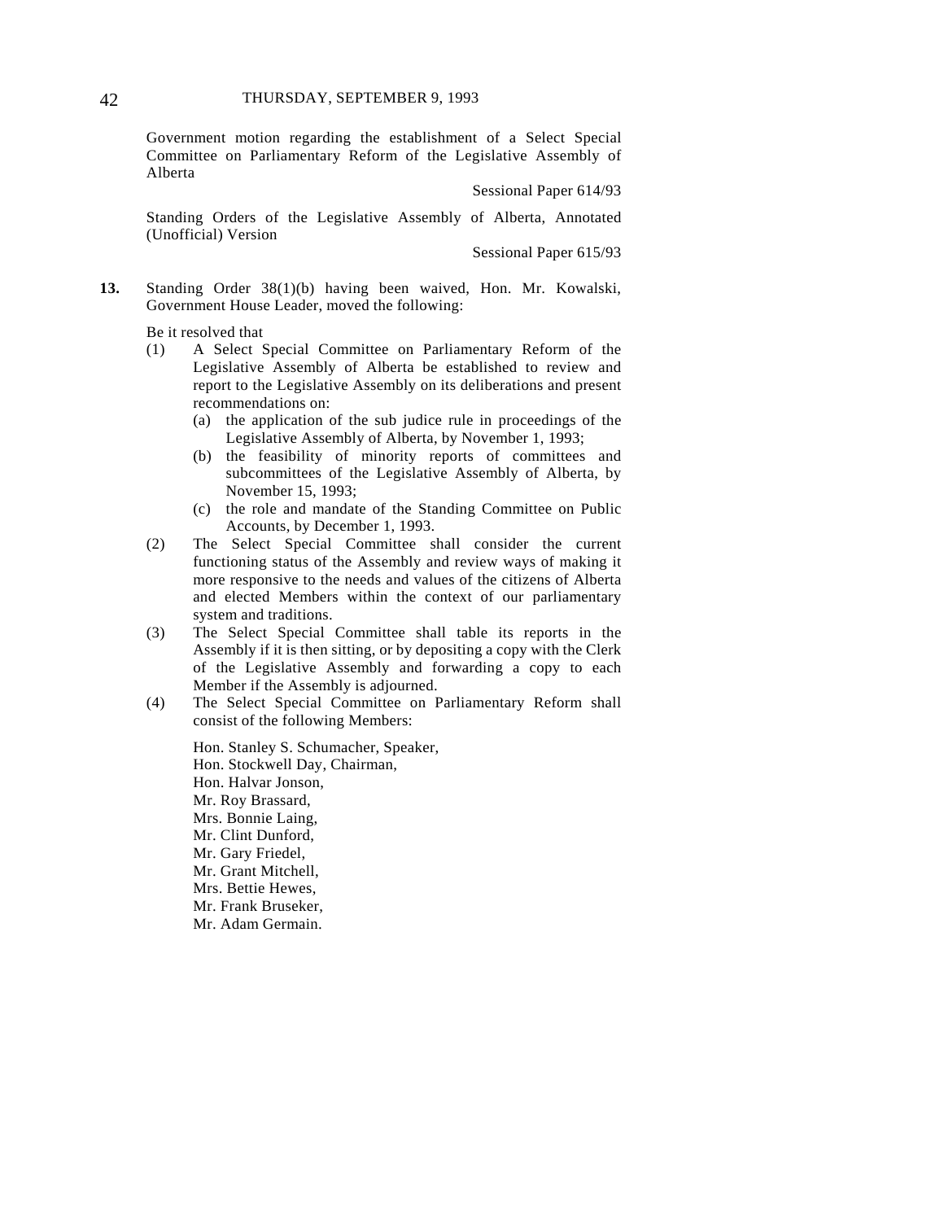Government motion regarding the establishment of a Select Special Committee on Parliamentary Reform of the Legislative Assembly of Alberta

Sessional Paper 614/93

Standing Orders of the Legislative Assembly of Alberta, Annotated (Unofficial) Version

Sessional Paper 615/93

**13.** Standing Order 38(1)(b) having been waived, Hon. Mr. Kowalski, Government House Leader, moved the following:

Be it resolved that

(1) A Select Special Committee on Parliamentary Reform of the Legislative Assembly of Alberta be established to review and report to the Legislative Assembly on its deliberations and present recommendations on:

 (a) the application of the sub judice rule in proceedings of the Legislative Assembly of Alberta, by November 1, 1993;

 (b) the feasibility of minority reports of committees and subcommittees of the Legislative Assembly of Alberta, by November 15, 1993;

 (c) the role and mandate of the Standing Committee on Public Accounts, by December 1, 1993.

(2) The Select Special Committee shall consider the current functioning status of the Assembly and review ways of making it more responsive to the needs and values of the citizens of Alberta and elected Members within the context of our parliamentary system and traditions.

(3) The Select Special Committee shall table its reports in the Assembly if it is then sitting, or by depositing a copy with the Clerk of the Legislative Assembly and forwarding a copy to each Member if the Assembly is adjourned.

(4) The Select Special Committee on Parliamentary Reform shall consist of the following Members:

Hon. Stanley S. Schumacher, Speaker,
Hon. Stockwell Day, Chairman,
Hon. Halvar Jonson,
Mr. Roy Brassard,
Mrs. Bonnie Laing,
Mr. Clint Dunford,
Mr. Gary Friedel,
Mr. Grant Mitchell,
Mrs. Bettie Hewes,
Mr. Frank Bruseker,
Mr. Adam Germain.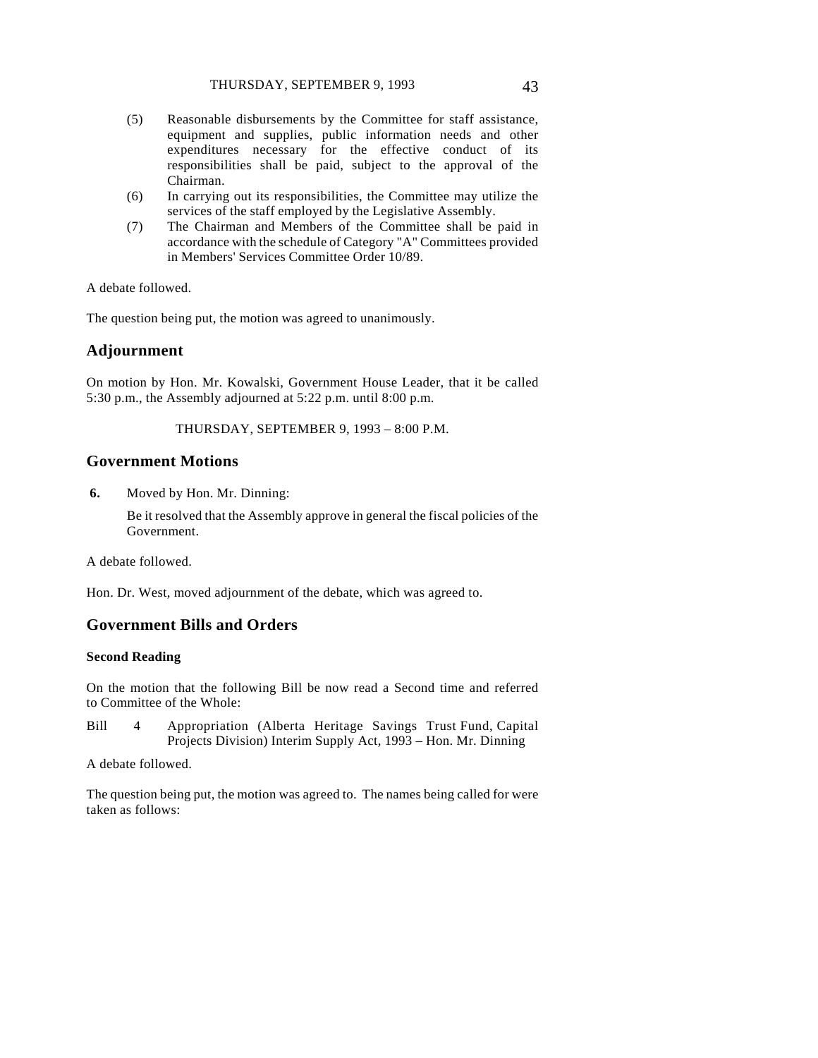(5) Reasonable disbursements by the Committee for staff assistance, equipment and supplies, public information needs and other expenditures necessary for the effective conduct of its responsibilities shall be paid, subject to the approval of the Chairman.

(6) In carrying out its responsibilities, the Committee may utilize the services of the staff employed by the Legislative Assembly.

(7) The Chairman and Members of the Committee shall be paid in accordance with the schedule of Category "A" Committees provided in Members' Services Committee Order 10/89.

A debate followed.

The question being put, the motion was agreed to unanimously.

## Adjournment

On motion by Hon. Mr. Kowalski, Government House Leader, that it be called 5:30 p.m., the Assembly adjourned at 5:22 p.m. until 8:00 p.m.

THURSDAY, SEPTEMBER 9, 1993 – 8:00 P.M.

## Government Motions

**6.** Moved by Hon. Mr. Dinning:

Be it resolved that the Assembly approve in general the fiscal policies of the Government.

A debate followed.

Hon. Dr. West, moved adjournment of the debate, which was agreed to.

## Government Bills and Orders

### Second Reading

On the motion that the following Bill be now read a Second time and referred to Committee of the Whole:

Bill 4 Appropriation (Alberta Heritage Savings Trust Fund, Capital Projects Division) Interim Supply Act, 1993 – Hon. Mr. Dinning

A debate followed.

The question being put, the motion was agreed to. The names being called for were taken as follows: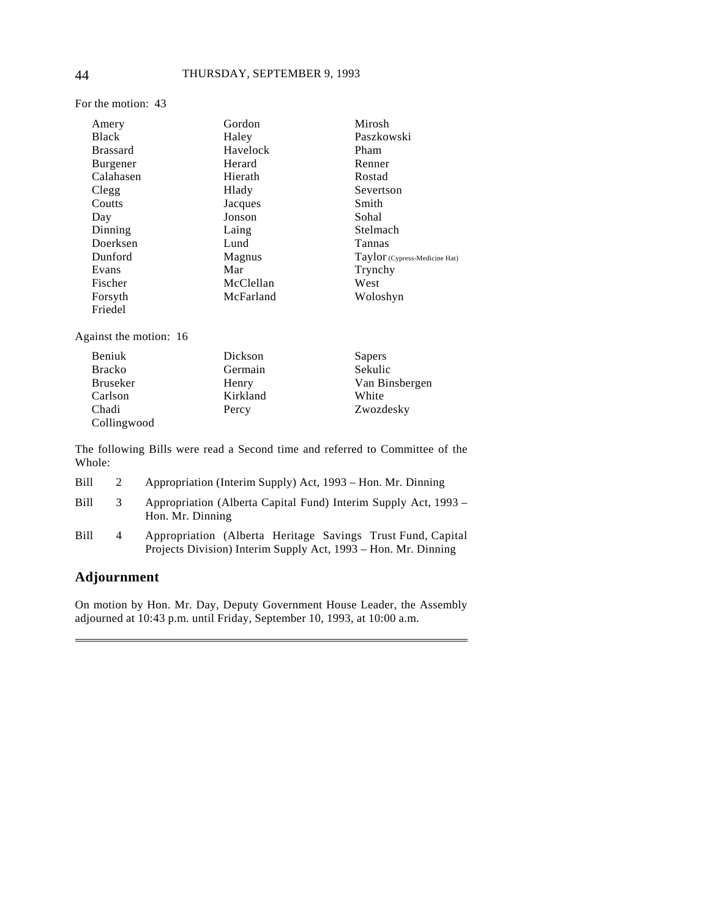For the motion: 43

| | | |
|---|---|---|
| Amery | Gordon | Mirosh |
| Black | Haley | Paszkowski |
| Brassard | Havelock | Pham |
| Burgener | Herard | Renner |
| Calahasen | Hierath | Rostad |
| Clegg | Hlady | Severtson |
| Coutts | Jacques | Smith |
| Day | Jonson | Sohal |
| Dinning | Laing | Stelmach |
| Doerksen | Lund | Tannas |
| Dunford | Magnus | Taylor (Cypress-Medicine Hat) |
| Evans | Mar | Trynchy |
| Fischer | McClellan | West |
| Forsyth | McFarland | Woloshyn |
| Friedel | | |

Against the motion: 16

| | | |
|---|---|---|
| Beniuk | Dickson | Sapers |
| Bracko | Germain | Sekulic |
| Bruseker | Henry | Van Binsbergen |
| Carlson | Kirkland | White |
| Chadi | Percy | Zwozdesky |
| Collingwood | | |

The following Bills were read a Second time and referred to Committee of the Whole:

Bill 2 Appropriation (Interim Supply) Act, 1993 – Hon. Mr. Dinning

Bill 3 Appropriation (Alberta Capital Fund) Interim Supply Act, 1993 – Hon. Mr. Dinning

Bill 4 Appropriation (Alberta Heritage Savings Trust Fund, Capital Projects Division) Interim Supply Act, 1993 – Hon. Mr. Dinning

## Adjournment

On motion by Hon. Mr. Day, Deputy Government House Leader, the Assembly adjourned at 10:43 p.m. until Friday, September 10, 1993, at 10:00 a.m.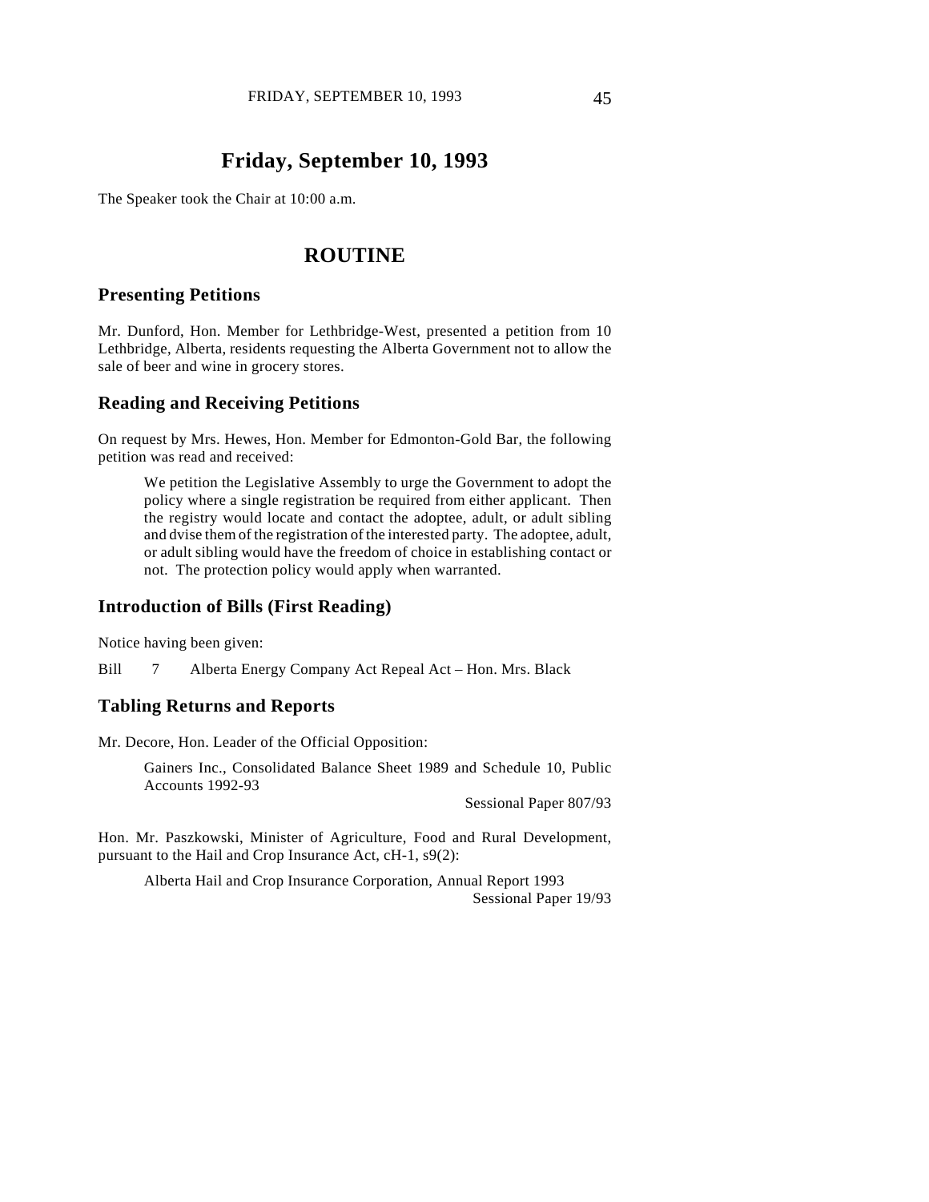# Friday, September 10, 1993

The Speaker took the Chair at 10:00 a.m.

## ROUTINE

### Presenting Petitions

Mr. Dunford, Hon. Member for Lethbridge-West, presented a petition from 10 Lethbridge, Alberta, residents requesting the Alberta Government not to allow the sale of beer and wine in grocery stores.

### Reading and Receiving Petitions

On request by Mrs. Hewes, Hon. Member for Edmonton-Gold Bar, the following petition was read and received:

> We petition the Legislative Assembly to urge the Government to adopt the policy where a single registration be required from either applicant. Then the registry would locate and contact the adoptee, adult, or adult sibling and dvise them of the registration of the interested party. The adoptee, adult, or adult sibling would have the freedom of choice in establishing contact or not. The protection policy would apply when warranted.

### Introduction of Bills (First Reading)

Notice having been given:

Bill 7 Alberta Energy Company Act Repeal Act – Hon. Mrs. Black

### Tabling Returns and Reports

Mr. Decore, Hon. Leader of the Official Opposition:

> Gainers Inc., Consolidated Balance Sheet 1989 and Schedule 10, Public Accounts 1992-93
>
> Sessional Paper 807/93

Hon. Mr. Paszkowski, Minister of Agriculture, Food and Rural Development, pursuant to the Hail and Crop Insurance Act, cH-1, s9(2):

> Alberta Hail and Crop Insurance Corporation, Annual Report 1993
>
> Sessional Paper 19/93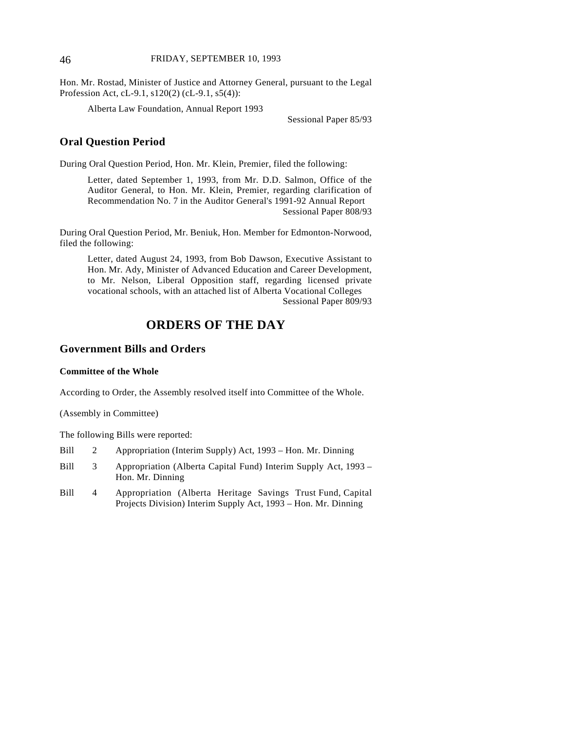Hon. Mr. Rostad, Minister of Justice and Attorney General, pursuant to the Legal Profession Act, cL-9.1, s120(2) (cL-9.1, s5(4)):

Alberta Law Foundation, Annual Report 1993

Sessional Paper 85/93

## Oral Question Period

During Oral Question Period, Hon. Mr. Klein, Premier, filed the following:

Letter, dated September 1, 1993, from Mr. D.D. Salmon, Office of the Auditor General, to Hon. Mr. Klein, Premier, regarding clarification of Recommendation No. 7 in the Auditor General's 1991-92 Annual Report

Sessional Paper 808/93

During Oral Question Period, Mr. Beniuk, Hon. Member for Edmonton-Norwood, filed the following:

Letter, dated August 24, 1993, from Bob Dawson, Executive Assistant to Hon. Mr. Ady, Minister of Advanced Education and Career Development, to Mr. Nelson, Liberal Opposition staff, regarding licensed private vocational schools, with an attached list of Alberta Vocational Colleges

Sessional Paper 809/93

# ORDERS OF THE DAY

## Government Bills and Orders

### Committee of the Whole

According to Order, the Assembly resolved itself into Committee of the Whole.

(Assembly in Committee)

The following Bills were reported:

Bill 2 Appropriation (Interim Supply) Act, 1993 – Hon. Mr. Dinning

Bill 3 Appropriation (Alberta Capital Fund) Interim Supply Act, 1993 – Hon. Mr. Dinning

Bill 4 Appropriation (Alberta Heritage Savings Trust Fund, Capital Projects Division) Interim Supply Act, 1993 – Hon. Mr. Dinning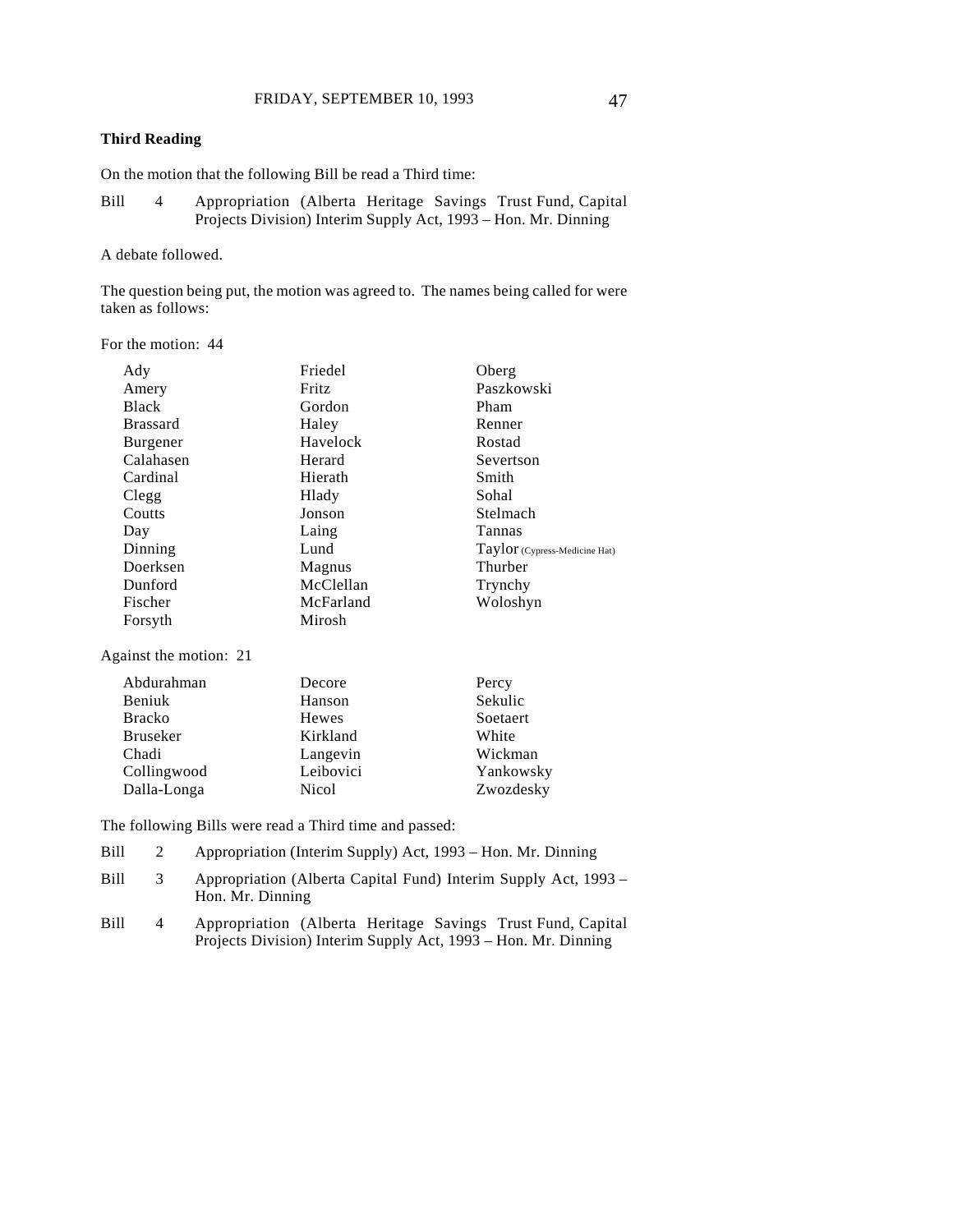### Third Reading

On the motion that the following Bill be read a Third time:

Bill 4 Appropriation (Alberta Heritage Savings Trust Fund, Capital Projects Division) Interim Supply Act, 1993 – Hon. Mr. Dinning

A debate followed.

The question being put, the motion was agreed to. The names being called for were taken as follows:

For the motion: 44

| | | |
|---|---|---|
| Ady | Friedel | Oberg |
| Amery | Fritz | Paszkowski |
| Black | Gordon | Pham |
| Brassard | Haley | Renner |
| Burgener | Havelock | Rostad |
| Calahasen | Herard | Severtson |
| Cardinal | Hierath | Smith |
| Clegg | Hlady | Sohal |
| Coutts | Jonson | Stelmach |
| Day | Laing | Tannas |
| Dinning | Lund | Taylor (Cypress-Medicine Hat) |
| Doerksen | Magnus | Thurber |
| Dunford | McClellan | Trynchy |
| Fischer | McFarland | Woloshyn |
| Forsyth | Mirosh | |

Against the motion: 21

| | | |
|---|---|---|
| Abdurahman | Decore | Percy |
| Beniuk | Hanson | Sekulic |
| Bracko | Hewes | Soetaert |
| Bruseker | Kirkland | White |
| Chadi | Langevin | Wickman |
| Collingwood | Leibovici | Yankowsky |
| Dalla-Longa | Nicol | Zwozdesky |

The following Bills were read a Third time and passed:

Bill 2 Appropriation (Interim Supply) Act, 1993 – Hon. Mr. Dinning

Bill 3 Appropriation (Alberta Capital Fund) Interim Supply Act, 1993 – Hon. Mr. Dinning

Bill 4 Appropriation (Alberta Heritage Savings Trust Fund, Capital Projects Division) Interim Supply Act, 1993 – Hon. Mr. Dinning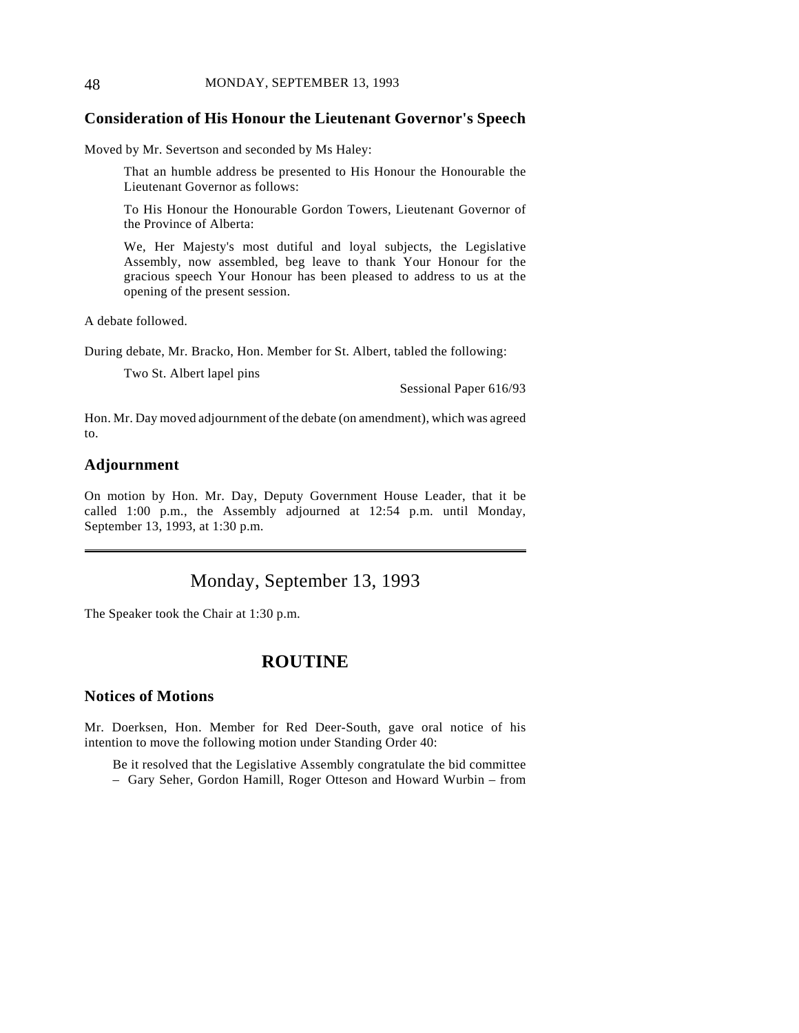## Consideration of His Honour the Lieutenant Governor's Speech

Moved by Mr. Severtson and seconded by Ms Haley:

> That an humble address be presented to His Honour the Honourable the Lieutenant Governor as follows:
>
> To His Honour the Honourable Gordon Towers, Lieutenant Governor of the Province of Alberta:
>
> We, Her Majesty's most dutiful and loyal subjects, the Legislative Assembly, now assembled, beg leave to thank Your Honour for the gracious speech Your Honour has been pleased to address to us at the opening of the present session.

A debate followed.

During debate, Mr. Bracko, Hon. Member for St. Albert, tabled the following:

> Two St. Albert lapel pins
>
> Sessional Paper 616/93

Hon. Mr. Day moved adjournment of the debate (on amendment), which was agreed to.

## Adjournment

On motion by Hon. Mr. Day, Deputy Government House Leader, that it be called 1:00 p.m., the Assembly adjourned at 12:54 p.m. until Monday, September 13, 1993, at 1:30 p.m.

---

# Monday, September 13, 1993

The Speaker took the Chair at 1:30 p.m.

# ROUTINE

## Notices of Motions

Mr. Doerksen, Hon. Member for Red Deer-South, gave oral notice of his intention to move the following motion under Standing Order 40:

> Be it resolved that the Legislative Assembly congratulate the bid committee – Gary Seher, Gordon Hamill, Roger Otteson and Howard Wurbin – from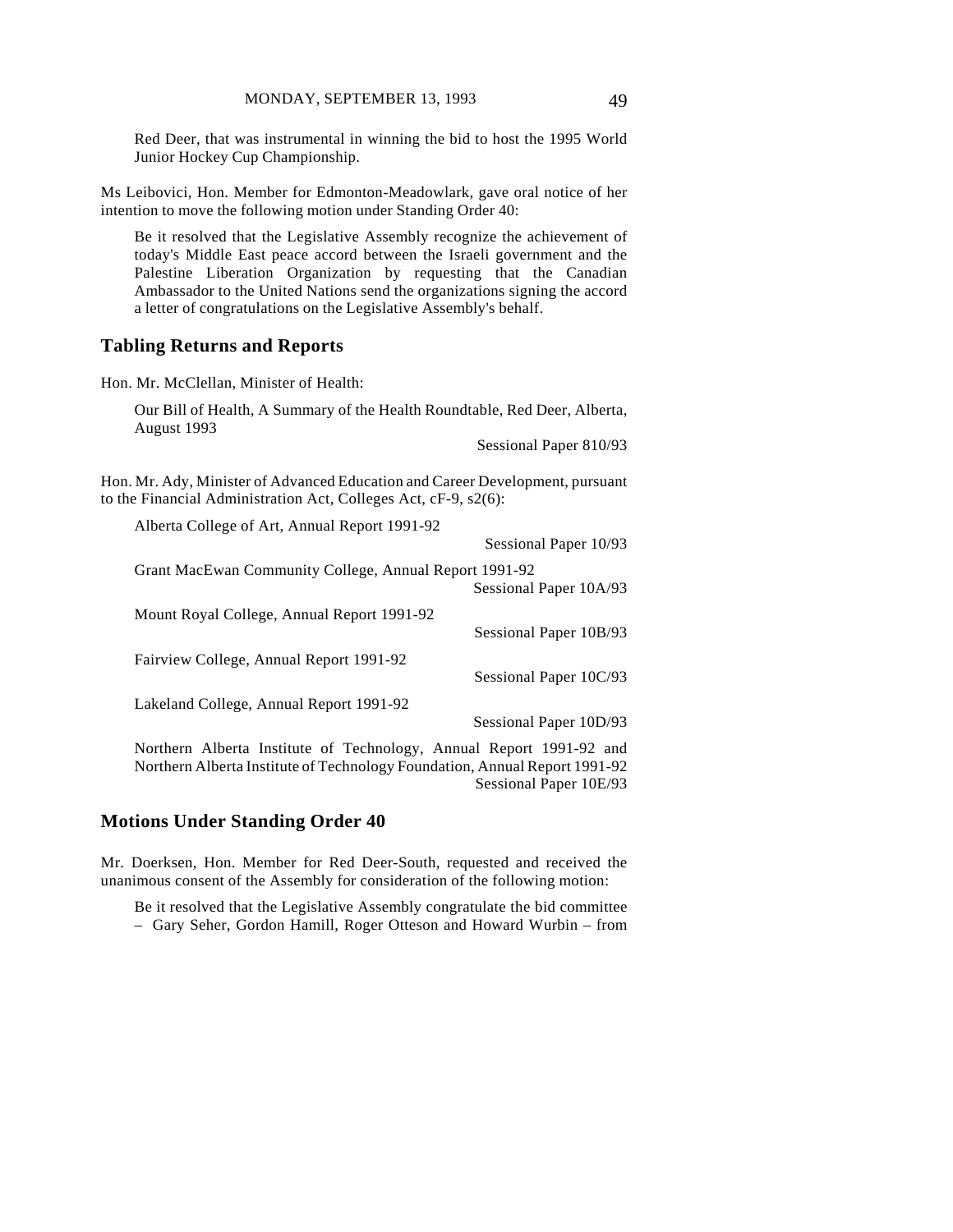Red Deer, that was instrumental in winning the bid to host the 1995 World Junior Hockey Cup Championship.

Ms Leibovici, Hon. Member for Edmonton-Meadowlark, gave oral notice of her intention to move the following motion under Standing Order 40:

> Be it resolved that the Legislative Assembly recognize the achievement of today's Middle East peace accord between the Israeli government and the Palestine Liberation Organization by requesting that the Canadian Ambassador to the United Nations send the organizations signing the accord a letter of congratulations on the Legislative Assembly's behalf.

## Tabling Returns and Reports

Hon. Mr. McClellan, Minister of Health:

> Our Bill of Health, A Summary of the Health Roundtable, Red Deer, Alberta, August 1993
>
> Sessional Paper 810/93

Hon. Mr. Ady, Minister of Advanced Education and Career Development, pursuant to the Financial Administration Act, Colleges Act, cF-9, s2(6):

> Alberta College of Art, Annual Report 1991-92
>
> Sessional Paper 10/93
>
> Grant MacEwan Community College, Annual Report 1991-92
>
> Sessional Paper 10A/93
>
> Mount Royal College, Annual Report 1991-92
>
> Sessional Paper 10B/93
>
> Fairview College, Annual Report 1991-92
>
> Sessional Paper 10C/93
>
> Lakeland College, Annual Report 1991-92
>
> Sessional Paper 10D/93
>
> Northern Alberta Institute of Technology, Annual Report 1991-92 and Northern Alberta Institute of Technology Foundation, Annual Report 1991-92
>
> Sessional Paper 10E/93

## Motions Under Standing Order 40

Mr. Doerksen, Hon. Member for Red Deer-South, requested and received the unanimous consent of the Assembly for consideration of the following motion:

> Be it resolved that the Legislative Assembly congratulate the bid committee – Gary Seher, Gordon Hamill, Roger Otteson and Howard Wurbin – from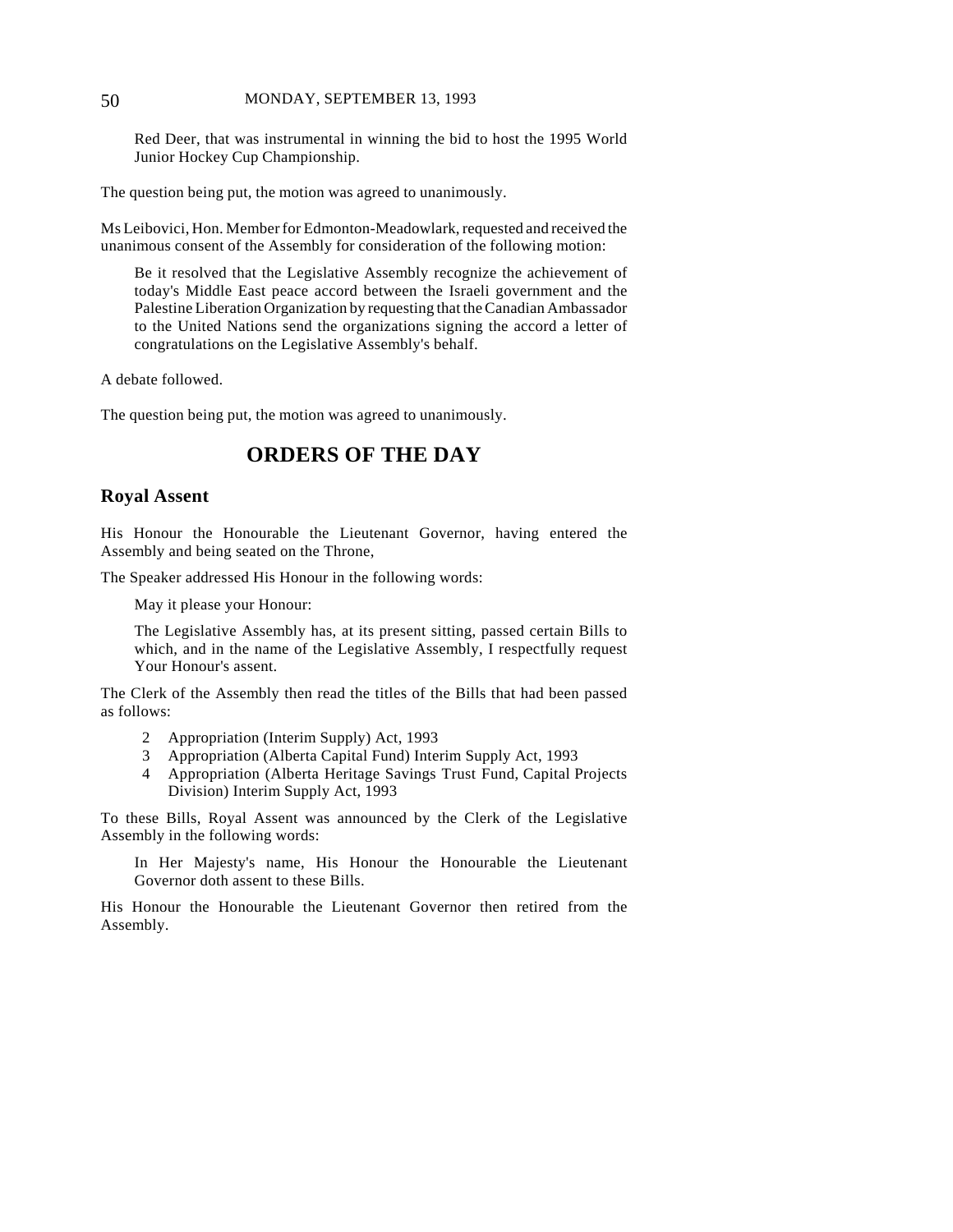Red Deer, that was instrumental in winning the bid to host the 1995 World Junior Hockey Cup Championship.

The question being put, the motion was agreed to unanimously.

Ms Leibovici, Hon. Member for Edmonton-Meadowlark, requested and received the unanimous consent of the Assembly for consideration of the following motion:

> Be it resolved that the Legislative Assembly recognize the achievement of today's Middle East peace accord between the Israeli government and the Palestine Liberation Organization by requesting that the Canadian Ambassador to the United Nations send the organizations signing the accord a letter of congratulations on the Legislative Assembly's behalf.

A debate followed.

The question being put, the motion was agreed to unanimously.

# ORDERS OF THE DAY

## Royal Assent

His Honour the Honourable the Lieutenant Governor, having entered the Assembly and being seated on the Throne,

The Speaker addressed His Honour in the following words:

> May it please your Honour:
>
> The Legislative Assembly has, at its present sitting, passed certain Bills to which, and in the name of the Legislative Assembly, I respectfully request Your Honour's assent.

The Clerk of the Assembly then read the titles of the Bills that had been passed as follows:

2 Appropriation (Interim Supply) Act, 1993
3 Appropriation (Alberta Capital Fund) Interim Supply Act, 1993
4 Appropriation (Alberta Heritage Savings Trust Fund, Capital Projects Division) Interim Supply Act, 1993

To these Bills, Royal Assent was announced by the Clerk of the Legislative Assembly in the following words:

> In Her Majesty's name, His Honour the Honourable the Lieutenant Governor doth assent to these Bills.

His Honour the Honourable the Lieutenant Governor then retired from the Assembly.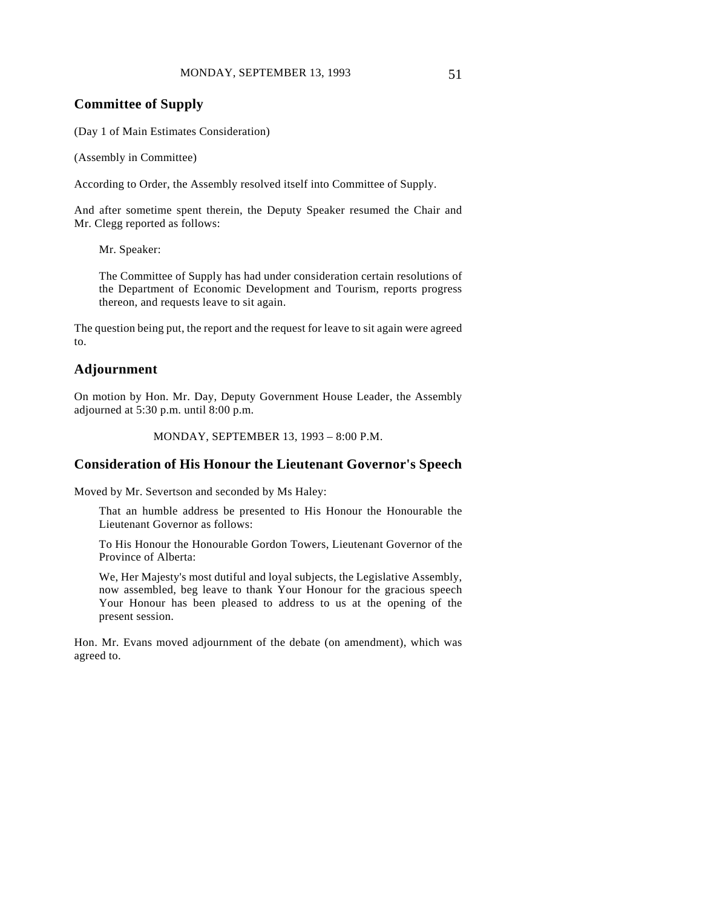## Committee of Supply

(Day 1 of Main Estimates Consideration)

(Assembly in Committee)

According to Order, the Assembly resolved itself into Committee of Supply.

And after sometime spent therein, the Deputy Speaker resumed the Chair and Mr. Clegg reported as follows:

> Mr. Speaker:
>
> The Committee of Supply has had under consideration certain resolutions of the Department of Economic Development and Tourism, reports progress thereon, and requests leave to sit again.

The question being put, the report and the request for leave to sit again were agreed to.

## Adjournment

On motion by Hon. Mr. Day, Deputy Government House Leader, the Assembly adjourned at 5:30 p.m. until 8:00 p.m.

MONDAY, SEPTEMBER 13, 1993 – 8:00 P.M.

## Consideration of His Honour the Lieutenant Governor's Speech

Moved by Mr. Severtson and seconded by Ms Haley:

> That an humble address be presented to His Honour the Honourable the Lieutenant Governor as follows:
>
> To His Honour the Honourable Gordon Towers, Lieutenant Governor of the Province of Alberta:
>
> We, Her Majesty's most dutiful and loyal subjects, the Legislative Assembly, now assembled, beg leave to thank Your Honour for the gracious speech Your Honour has been pleased to address to us at the opening of the present session.

Hon. Mr. Evans moved adjournment of the debate (on amendment), which was agreed to.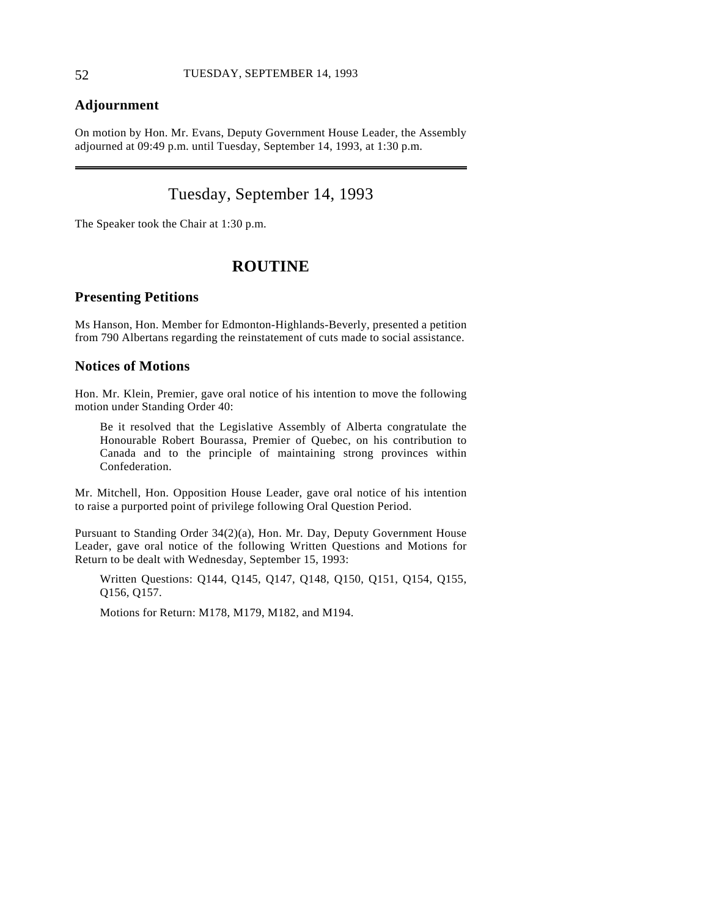## Adjournment

On motion by Hon. Mr. Evans, Deputy Government House Leader, the Assembly adjourned at 09:49 p.m. until Tuesday, September 14, 1993, at 1:30 p.m.

---

# Tuesday, September 14, 1993

The Speaker took the Chair at 1:30 p.m.

## ROUTINE

### Presenting Petitions

Ms Hanson, Hon. Member for Edmonton-Highlands-Beverly, presented a petition from 790 Albertans regarding the reinstatement of cuts made to social assistance.

### Notices of Motions

Hon. Mr. Klein, Premier, gave oral notice of his intention to move the following motion under Standing Order 40:

> Be it resolved that the Legislative Assembly of Alberta congratulate the Honourable Robert Bourassa, Premier of Quebec, on his contribution to Canada and to the principle of maintaining strong provinces within Confederation.

Mr. Mitchell, Hon. Opposition House Leader, gave oral notice of his intention to raise a purported point of privilege following Oral Question Period.

Pursuant to Standing Order 34(2)(a), Hon. Mr. Day, Deputy Government House Leader, gave oral notice of the following Written Questions and Motions for Return to be dealt with Wednesday, September 15, 1993:

> Written Questions: Q144, Q145, Q147, Q148, Q150, Q151, Q154, Q155, Q156, Q157.
>
> Motions for Return: M178, M179, M182, and M194.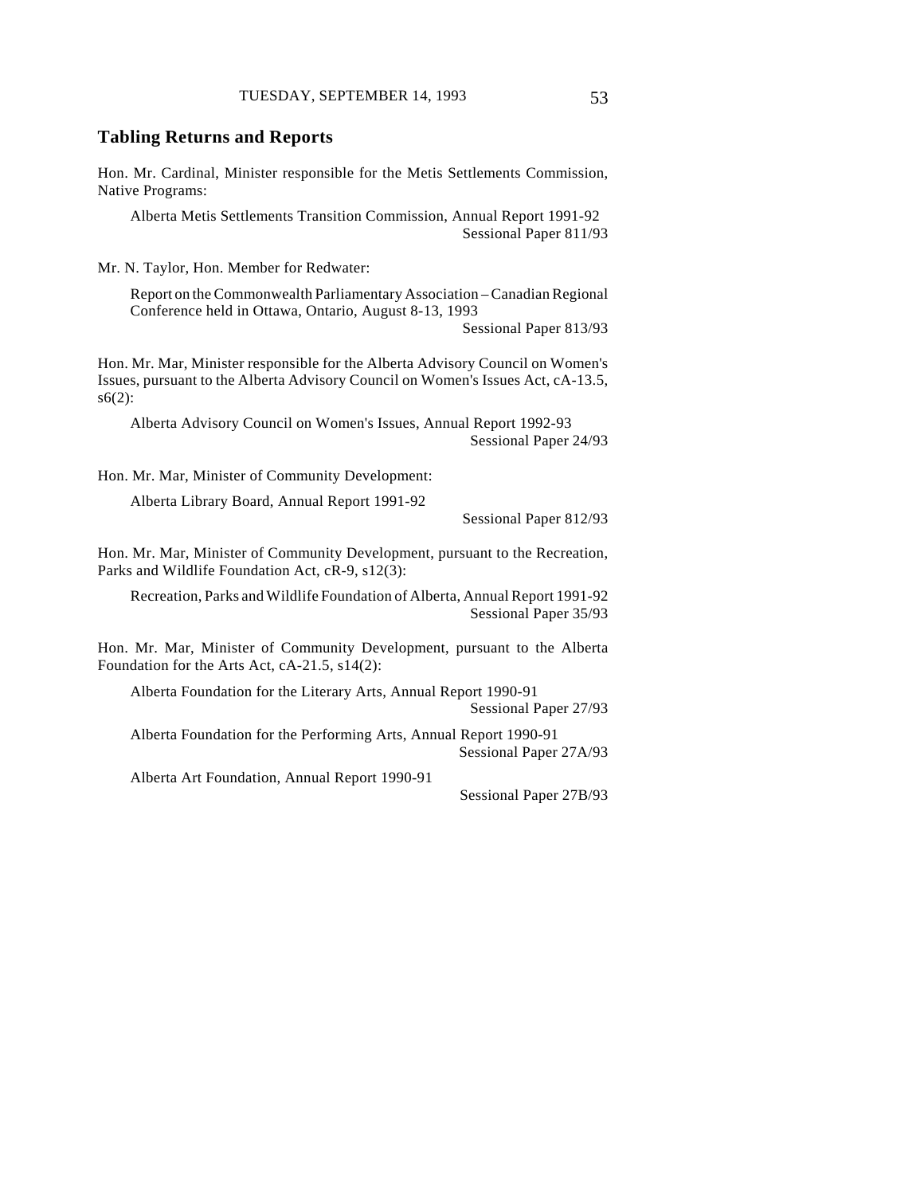## Tabling Returns and Reports

Hon. Mr. Cardinal, Minister responsible for the Metis Settlements Commission, Native Programs:

Alberta Metis Settlements Transition Commission, Annual Report 1991-92
Sessional Paper 811/93

Mr. N. Taylor, Hon. Member for Redwater:

Report on the Commonwealth Parliamentary Association – Canadian Regional Conference held in Ottawa, Ontario, August 8-13, 1993
Sessional Paper 813/93

Hon. Mr. Mar, Minister responsible for the Alberta Advisory Council on Women's Issues, pursuant to the Alberta Advisory Council on Women's Issues Act, cA-13.5, s6(2):

Alberta Advisory Council on Women's Issues, Annual Report 1992-93
Sessional Paper 24/93

Hon. Mr. Mar, Minister of Community Development:

Alberta Library Board, Annual Report 1991-92
Sessional Paper 812/93

Hon. Mr. Mar, Minister of Community Development, pursuant to the Recreation, Parks and Wildlife Foundation Act, cR-9, s12(3):

Recreation, Parks and Wildlife Foundation of Alberta, Annual Report 1991-92
Sessional Paper 35/93

Hon. Mr. Mar, Minister of Community Development, pursuant to the Alberta Foundation for the Arts Act, cA-21.5, s14(2):

Alberta Foundation for the Literary Arts, Annual Report 1990-91
Sessional Paper 27/93

Alberta Foundation for the Performing Arts, Annual Report 1990-91
Sessional Paper 27A/93

Alberta Art Foundation, Annual Report 1990-91
Sessional Paper 27B/93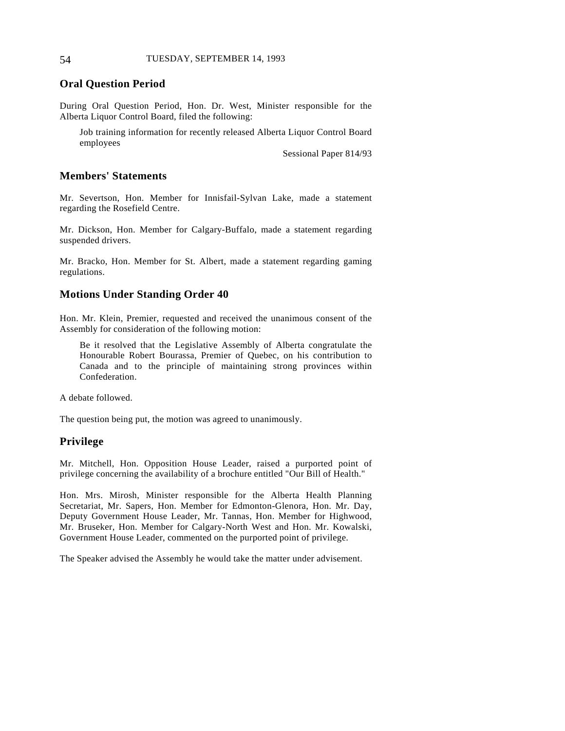## Oral Question Period

During Oral Question Period, Hon. Dr. West, Minister responsible for the Alberta Liquor Control Board, filed the following:

> Job training information for recently released Alberta Liquor Control Board employees
>
> Sessional Paper 814/93

## Members' Statements

Mr. Severtson, Hon. Member for Innisfail-Sylvan Lake, made a statement regarding the Rosefield Centre.

Mr. Dickson, Hon. Member for Calgary-Buffalo, made a statement regarding suspended drivers.

Mr. Bracko, Hon. Member for St. Albert, made a statement regarding gaming regulations.

## Motions Under Standing Order 40

Hon. Mr. Klein, Premier, requested and received the unanimous consent of the Assembly for consideration of the following motion:

> Be it resolved that the Legislative Assembly of Alberta congratulate the Honourable Robert Bourassa, Premier of Quebec, on his contribution to Canada and to the principle of maintaining strong provinces within Confederation.

A debate followed.

The question being put, the motion was agreed to unanimously.

## Privilege

Mr. Mitchell, Hon. Opposition House Leader, raised a purported point of privilege concerning the availability of a brochure entitled "Our Bill of Health."

Hon. Mrs. Mirosh, Minister responsible for the Alberta Health Planning Secretariat, Mr. Sapers, Hon. Member for Edmonton-Glenora, Hon. Mr. Day, Deputy Government House Leader, Mr. Tannas, Hon. Member for Highwood, Mr. Bruseker, Hon. Member for Calgary-North West and Hon. Mr. Kowalski, Government House Leader, commented on the purported point of privilege.

The Speaker advised the Assembly he would take the matter under advisement.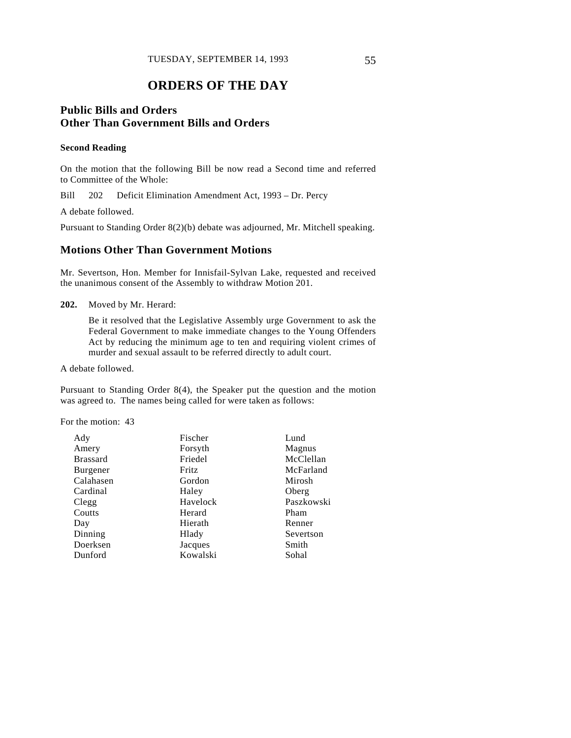# ORDERS OF THE DAY

## Public Bills and Orders Other Than Government Bills and Orders

### Second Reading

On the motion that the following Bill be now read a Second time and referred to Committee of the Whole:

Bill 202 Deficit Elimination Amendment Act, 1993 – Dr. Percy

A debate followed.

Pursuant to Standing Order 8(2)(b) debate was adjourned, Mr. Mitchell speaking.

## Motions Other Than Government Motions

Mr. Severtson, Hon. Member for Innisfail-Sylvan Lake, requested and received the unanimous consent of the Assembly to withdraw Motion 201.

**202.** Moved by Mr. Herard:

> Be it resolved that the Legislative Assembly urge Government to ask the Federal Government to make immediate changes to the Young Offenders Act by reducing the minimum age to ten and requiring violent crimes of murder and sexual assault to be referred directly to adult court.

A debate followed.

Pursuant to Standing Order 8(4), the Speaker put the question and the motion was agreed to. The names being called for were taken as follows:

For the motion: 43

| | | |
|---|---|---|
| Ady | Fischer | Lund |
| Amery | Forsyth | Magnus |
| Brassard | Friedel | McClellan |
| Burgener | Fritz | McFarland |
| Calahasen | Gordon | Mirosh |
| Cardinal | Haley | Oberg |
| Clegg | Havelock | Paszkowski |
| Coutts | Herard | Pham |
| Day | Hierath | Renner |
| Dinning | Hlady | Severtson |
| Doerksen | Jacques | Smith |
| Dunford | Kowalski | Sohal |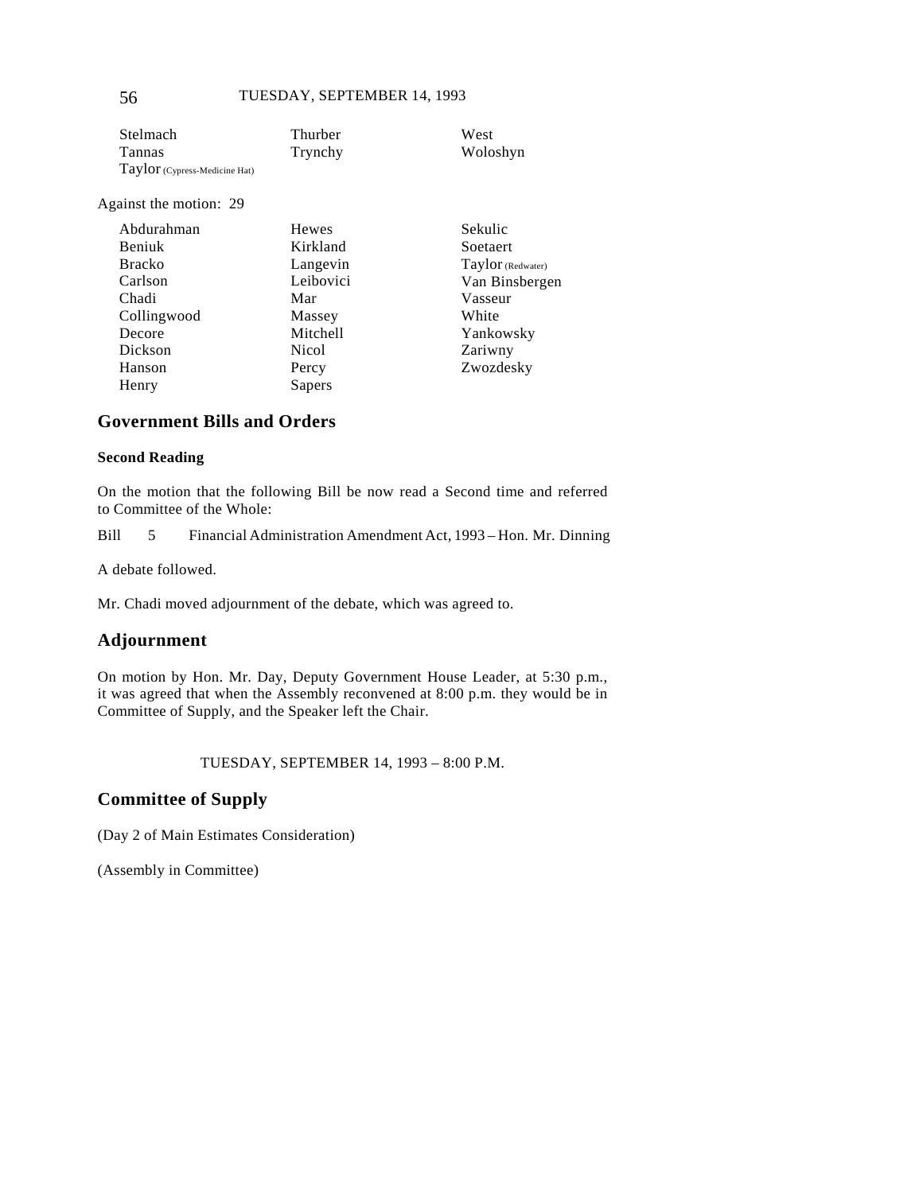| | | |
|---|---|---|
| Stelmach | Thurber | West |
| Tannas | Trynchy | Woloshyn |
| Taylor (Cypress-Medicine Hat) | | |

Against the motion: 29

| | | |
|---|---|---|
| Abdurahman | Hewes | Sekulic |
| Beniuk | Kirkland | Soetaert |
| Bracko | Langevin | Taylor (Redwater) |
| Carlson | Leibovici | Van Binsbergen |
| Chadi | Mar | Vasseur |
| Collingwood | Massey | White |
| Decore | Mitchell | Yankowsky |
| Dickson | Nicol | Zariwny |
| Hanson | Percy | Zwozdesky |
| Henry | Sapers | |

## Government Bills and Orders

### Second Reading

On the motion that the following Bill be now read a Second time and referred to Committee of the Whole:

Bill 5 Financial Administration Amendment Act, 1993 – Hon. Mr. Dinning

A debate followed.

Mr. Chadi moved adjournment of the debate, which was agreed to.

## Adjournment

On motion by Hon. Mr. Day, Deputy Government House Leader, at 5:30 p.m., it was agreed that when the Assembly reconvened at 8:00 p.m. they would be in Committee of Supply, and the Speaker left the Chair.

TUESDAY, SEPTEMBER 14, 1993 – 8:00 P.M.

## Committee of Supply

(Day 2 of Main Estimates Consideration)

(Assembly in Committee)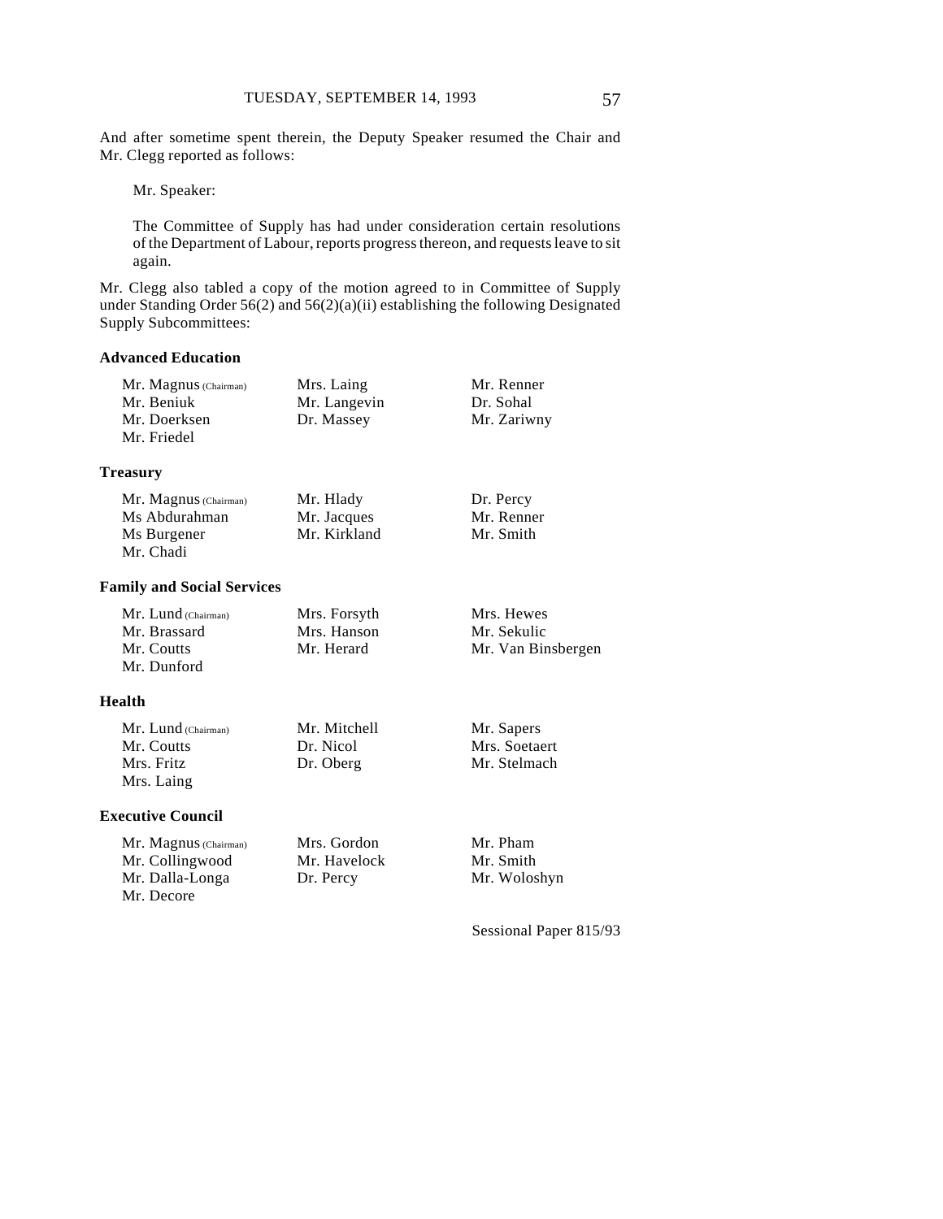And after sometime spent therein, the Deputy Speaker resumed the Chair and Mr. Clegg reported as follows:

> Mr. Speaker:
>
> The Committee of Supply has had under consideration certain resolutions of the Department of Labour, reports progress thereon, and requests leave to sit again.

Mr. Clegg also tabled a copy of the motion agreed to in Committee of Supply under Standing Order 56(2) and 56(2)(a)(ii) establishing the following Designated Supply Subcommittees:

**Advanced Education**

| | | |
|---|---|---|
| Mr. Magnus (Chairman) | Mrs. Laing | Mr. Renner |
| Mr. Beniuk | Mr. Langevin | Dr. Sohal |
| Mr. Doerksen | Dr. Massey | Mr. Zariwny |
| Mr. Friedel | | |

**Treasury**

| | | |
|---|---|---|
| Mr. Magnus (Chairman) | Mr. Hlady | Dr. Percy |
| Ms Abdurahman | Mr. Jacques | Mr. Renner |
| Ms Burgener | Mr. Kirkland | Mr. Smith |
| Mr. Chadi | | |

**Family and Social Services**

| | | |
|---|---|---|
| Mr. Lund (Chairman) | Mrs. Forsyth | Mrs. Hewes |
| Mr. Brassard | Mrs. Hanson | Mr. Sekulic |
| Mr. Coutts | Mr. Herard | Mr. Van Binsbergen |
| Mr. Dunford | | |

**Health**

| | | |
|---|---|---|
| Mr. Lund (Chairman) | Mr. Mitchell | Mr. Sapers |
| Mr. Coutts | Dr. Nicol | Mrs. Soetaert |
| Mrs. Fritz | Dr. Oberg | Mr. Stelmach |
| Mrs. Laing | | |

**Executive Council**

| | | |
|---|---|---|
| Mr. Magnus (Chairman) | Mrs. Gordon | Mr. Pham |
| Mr. Collingwood | Mr. Havelock | Mr. Smith |
| Mr. Dalla-Longa | Dr. Percy | Mr. Woloshyn |
| Mr. Decore | | |

Sessional Paper 815/93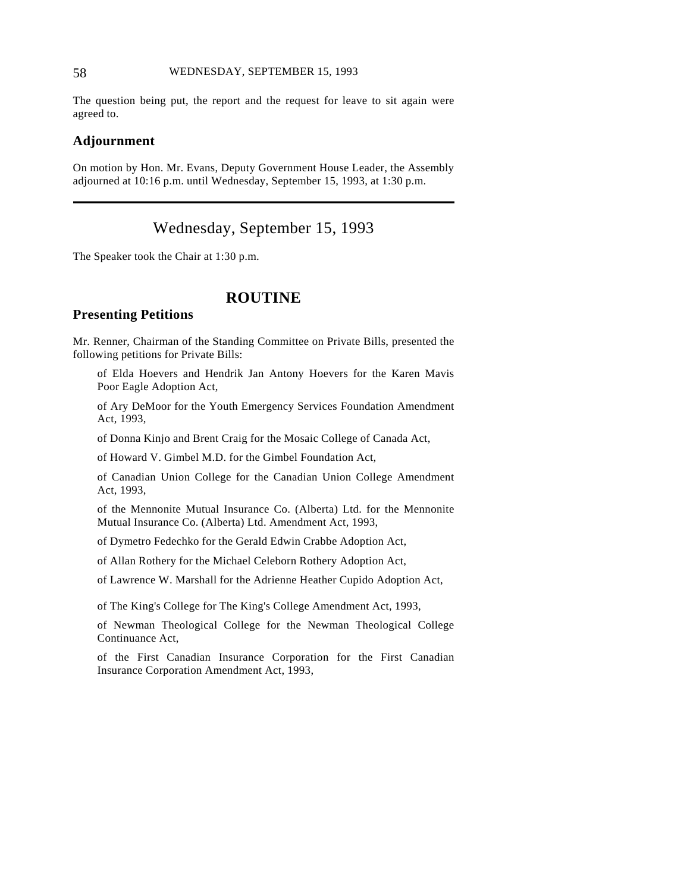The question being put, the report and the request for leave to sit again were agreed to.

### Adjournment

On motion by Hon. Mr. Evans, Deputy Government House Leader, the Assembly adjourned at 10:16 p.m. until Wednesday, September 15, 1993, at 1:30 p.m.

---

# Wednesday, September 15, 1993

The Speaker took the Chair at 1:30 p.m.

## ROUTINE

### Presenting Petitions

Mr. Renner, Chairman of the Standing Committee on Private Bills, presented the following petitions for Private Bills:

of Elda Hoevers and Hendrik Jan Antony Hoevers for the Karen Mavis Poor Eagle Adoption Act,

of Ary DeMoor for the Youth Emergency Services Foundation Amendment Act, 1993,

of Donna Kinjo and Brent Craig for the Mosaic College of Canada Act,

of Howard V. Gimbel M.D. for the Gimbel Foundation Act,

of Canadian Union College for the Canadian Union College Amendment Act, 1993,

of the Mennonite Mutual Insurance Co. (Alberta) Ltd. for the Mennonite Mutual Insurance Co. (Alberta) Ltd. Amendment Act, 1993,

of Dymetro Fedechko for the Gerald Edwin Crabbe Adoption Act,

of Allan Rothery for the Michael Celeborn Rothery Adoption Act,

of Lawrence W. Marshall for the Adrienne Heather Cupido Adoption Act,

of The King's College for The King's College Amendment Act, 1993,

of Newman Theological College for the Newman Theological College Continuance Act,

of the First Canadian Insurance Corporation for the First Canadian Insurance Corporation Amendment Act, 1993,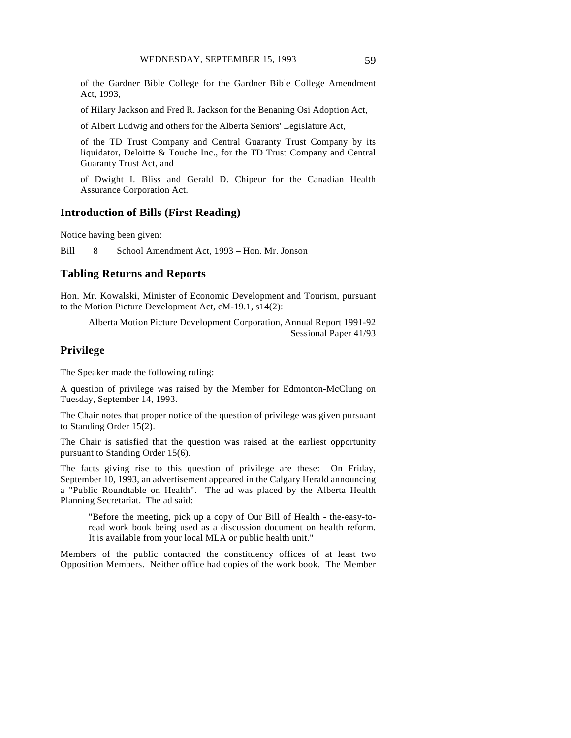of the Gardner Bible College for the Gardner Bible College Amendment Act, 1993,

of Hilary Jackson and Fred R. Jackson for the Benaning Osi Adoption Act,

of Albert Ludwig and others for the Alberta Seniors' Legislature Act,

of the TD Trust Company and Central Guaranty Trust Company by its liquidator, Deloitte & Touche Inc., for the TD Trust Company and Central Guaranty Trust Act, and

of Dwight I. Bliss and Gerald D. Chipeur for the Canadian Health Assurance Corporation Act.

## Introduction of Bills (First Reading)

Notice having been given:

Bill 8 School Amendment Act, 1993 – Hon. Mr. Jonson

## Tabling Returns and Reports

Hon. Mr. Kowalski, Minister of Economic Development and Tourism, pursuant to the Motion Picture Development Act, cM-19.1, s14(2):

Alberta Motion Picture Development Corporation, Annual Report 1991-92
Sessional Paper 41/93

## Privilege

The Speaker made the following ruling:

A question of privilege was raised by the Member for Edmonton-McClung on Tuesday, September 14, 1993.

The Chair notes that proper notice of the question of privilege was given pursuant to Standing Order 15(2).

The Chair is satisfied that the question was raised at the earliest opportunity pursuant to Standing Order 15(6).

The facts giving rise to this question of privilege are these: On Friday, September 10, 1993, an advertisement appeared in the Calgary Herald announcing a "Public Roundtable on Health". The ad was placed by the Alberta Health Planning Secretariat. The ad said:

> "Before the meeting, pick up a copy of Our Bill of Health - the-easy-to-read work book being used as a discussion document on health reform. It is available from your local MLA or public health unit."

Members of the public contacted the constituency offices of at least two Opposition Members. Neither office had copies of the work book. The Member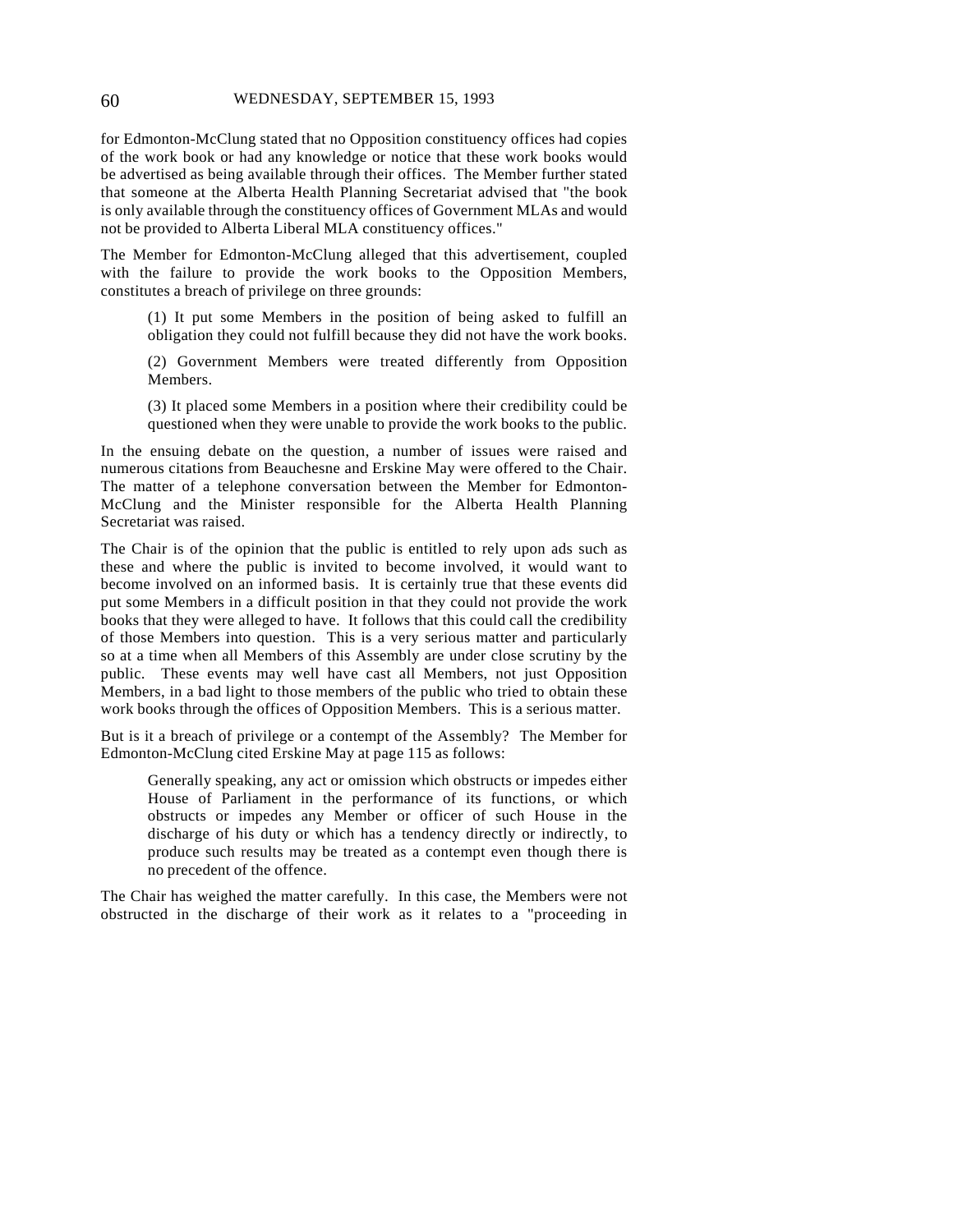for Edmonton-McClung stated that no Opposition constituency offices had copies of the work book or had any knowledge or notice that these work books would be advertised as being available through their offices. The Member further stated that someone at the Alberta Health Planning Secretariat advised that "the book is only available through the constituency offices of Government MLAs and would not be provided to Alberta Liberal MLA constituency offices."

The Member for Edmonton-McClung alleged that this advertisement, coupled with the failure to provide the work books to the Opposition Members, constitutes a breach of privilege on three grounds:

> (1) It put some Members in the position of being asked to fulfill an obligation they could not fulfill because they did not have the work books.
>
> (2) Government Members were treated differently from Opposition Members.
>
> (3) It placed some Members in a position where their credibility could be questioned when they were unable to provide the work books to the public.

In the ensuing debate on the question, a number of issues were raised and numerous citations from Beauchesne and Erskine May were offered to the Chair. The matter of a telephone conversation between the Member for Edmonton-McClung and the Minister responsible for the Alberta Health Planning Secretariat was raised.

The Chair is of the opinion that the public is entitled to rely upon ads such as these and where the public is invited to become involved, it would want to become involved on an informed basis. It is certainly true that these events did put some Members in a difficult position in that they could not provide the work books that they were alleged to have. It follows that this could call the credibility of those Members into question. This is a very serious matter and particularly so at a time when all Members of this Assembly are under close scrutiny by the public. These events may well have cast all Members, not just Opposition Members, in a bad light to those members of the public who tried to obtain these work books through the offices of Opposition Members. This is a serious matter.

But is it a breach of privilege or a contempt of the Assembly? The Member for Edmonton-McClung cited Erskine May at page 115 as follows:

> Generally speaking, any act or omission which obstructs or impedes either House of Parliament in the performance of its functions, or which obstructs or impedes any Member or officer of such House in the discharge of his duty or which has a tendency directly or indirectly, to produce such results may be treated as a contempt even though there is no precedent of the offence.

The Chair has weighed the matter carefully. In this case, the Members were not obstructed in the discharge of their work as it relates to a "proceeding in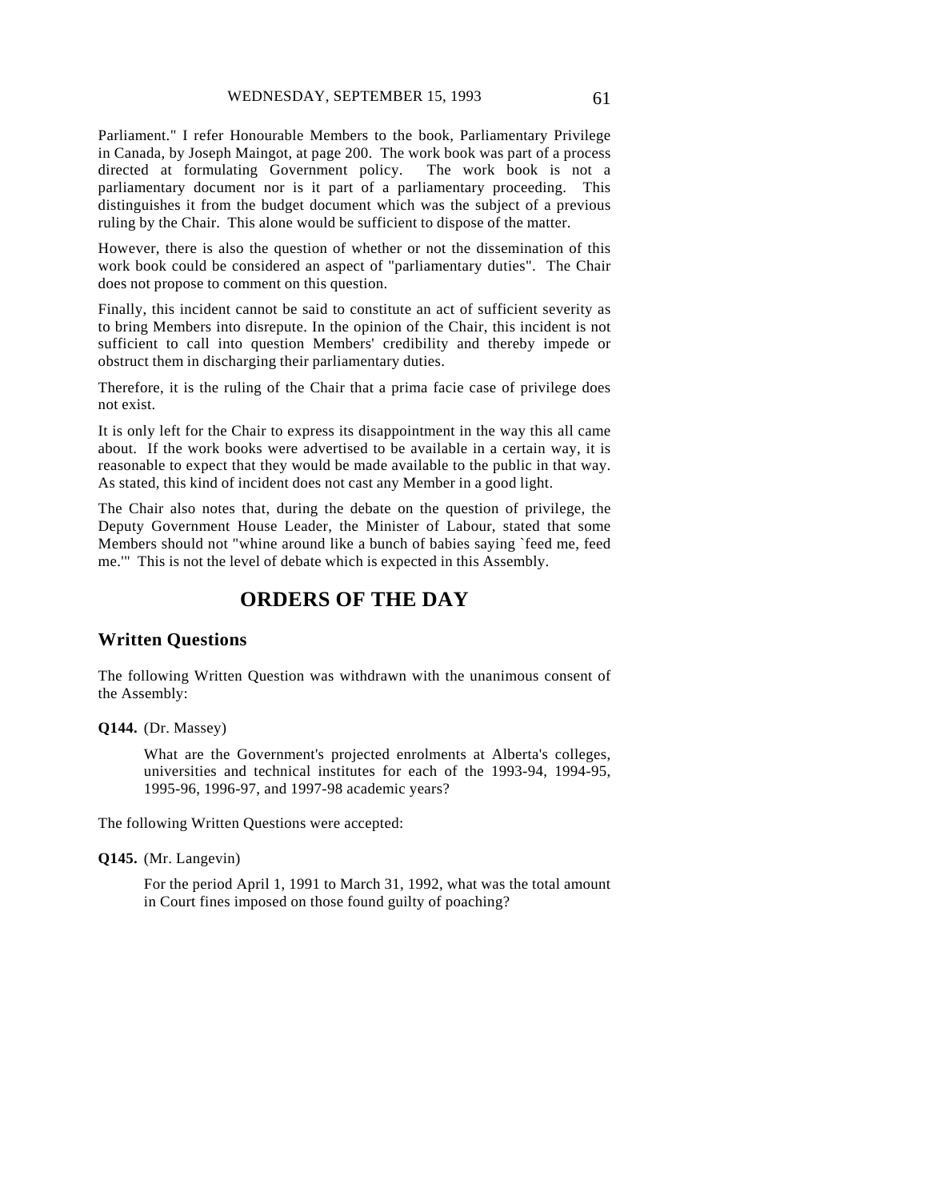Parliament." I refer Honourable Members to the book, Parliamentary Privilege in Canada, by Joseph Maingot, at page 200. The work book was part of a process directed at formulating Government policy. The work book is not a parliamentary document nor is it part of a parliamentary proceeding. This distinguishes it from the budget document which was the subject of a previous ruling by the Chair. This alone would be sufficient to dispose of the matter.

However, there is also the question of whether or not the dissemination of this work book could be considered an aspect of "parliamentary duties". The Chair does not propose to comment on this question.

Finally, this incident cannot be said to constitute an act of sufficient severity as to bring Members into disrepute. In the opinion of the Chair, this incident is not sufficient to call into question Members' credibility and thereby impede or obstruct them in discharging their parliamentary duties.

Therefore, it is the ruling of the Chair that a prima facie case of privilege does not exist.

It is only left for the Chair to express its disappointment in the way this all came about. If the work books were advertised to be available in a certain way, it is reasonable to expect that they would be made available to the public in that way. As stated, this kind of incident does not cast any Member in a good light.

The Chair also notes that, during the debate on the question of privilege, the Deputy Government House Leader, the Minister of Labour, stated that some Members should not "whine around like a bunch of babies saying `feed me, feed me.'" This is not the level of debate which is expected in this Assembly.

# ORDERS OF THE DAY

## Written Questions

The following Written Question was withdrawn with the unanimous consent of the Assembly:

**Q144.** (Dr. Massey)

> What are the Government's projected enrolments at Alberta's colleges, universities and technical institutes for each of the 1993-94, 1994-95, 1995-96, 1996-97, and 1997-98 academic years?

The following Written Questions were accepted:

**Q145.** (Mr. Langevin)

> For the period April 1, 1991 to March 31, 1992, what was the total amount in Court fines imposed on those found guilty of poaching?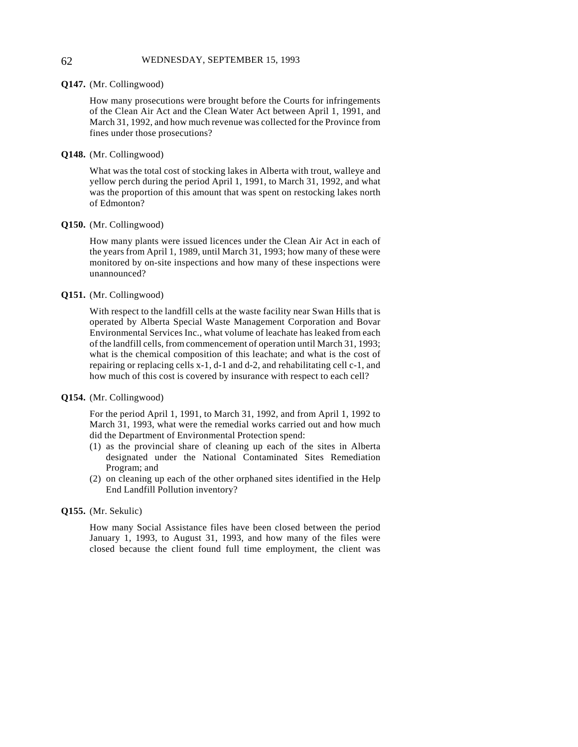**Q147.** (Mr. Collingwood)

How many prosecutions were brought before the Courts for infringements of the Clean Air Act and the Clean Water Act between April 1, 1991, and March 31, 1992, and how much revenue was collected for the Province from fines under those prosecutions?

**Q148.** (Mr. Collingwood)

What was the total cost of stocking lakes in Alberta with trout, walleye and yellow perch during the period April 1, 1991, to March 31, 1992, and what was the proportion of this amount that was spent on restocking lakes north of Edmonton?

**Q150.** (Mr. Collingwood)

How many plants were issued licences under the Clean Air Act in each of the years from April 1, 1989, until March 31, 1993; how many of these were monitored by on-site inspections and how many of these inspections were unannounced?

**Q151.** (Mr. Collingwood)

With respect to the landfill cells at the waste facility near Swan Hills that is operated by Alberta Special Waste Management Corporation and Bovar Environmental Services Inc., what volume of leachate has leaked from each of the landfill cells, from commencement of operation until March 31, 1993; what is the chemical composition of this leachate; and what is the cost of repairing or replacing cells x-1, d-1 and d-2, and rehabilitating cell c-1, and how much of this cost is covered by insurance with respect to each cell?

**Q154.** (Mr. Collingwood)

For the period April 1, 1991, to March 31, 1992, and from April 1, 1992 to March 31, 1993, what were the remedial works carried out and how much did the Department of Environmental Protection spend:

(1) as the provincial share of cleaning up each of the sites in Alberta designated under the National Contaminated Sites Remediation Program; and
(2) on cleaning up each of the other orphaned sites identified in the Help End Landfill Pollution inventory?

**Q155.** (Mr. Sekulic)

How many Social Assistance files have been closed between the period January 1, 1993, to August 31, 1993, and how many of the files were closed because the client found full time employment, the client was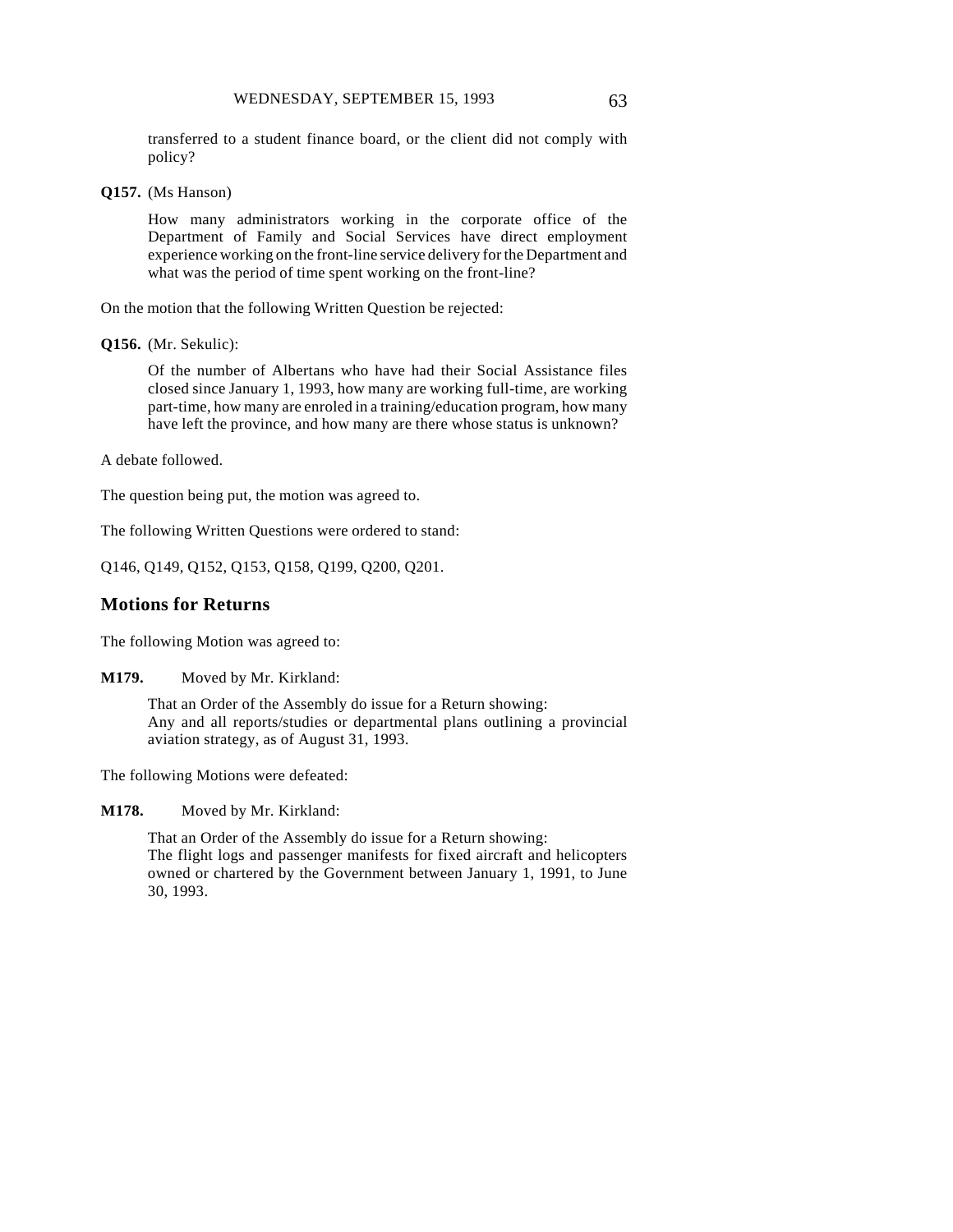transferred to a student finance board, or the client did not comply with policy?

**Q157.** (Ms Hanson)

How many administrators working in the corporate office of the Department of Family and Social Services have direct employment experience working on the front-line service delivery for the Department and what was the period of time spent working on the front-line?

On the motion that the following Written Question be rejected:

**Q156.** (Mr. Sekulic):

Of the number of Albertans who have had their Social Assistance files closed since January 1, 1993, how many are working full-time, are working part-time, how many are enroled in a training/education program, how many have left the province, and how many are there whose status is unknown?

A debate followed.

The question being put, the motion was agreed to.

The following Written Questions were ordered to stand:

Q146, Q149, Q152, Q153, Q158, Q199, Q200, Q201.

## Motions for Returns

The following Motion was agreed to:

**M179.** Moved by Mr. Kirkland:

That an Order of the Assembly do issue for a Return showing:
Any and all reports/studies or departmental plans outlining a provincial aviation strategy, as of August 31, 1993.

The following Motions were defeated:

**M178.** Moved by Mr. Kirkland:

That an Order of the Assembly do issue for a Return showing:
The flight logs and passenger manifests for fixed aircraft and helicopters owned or chartered by the Government between January 1, 1991, to June 30, 1993.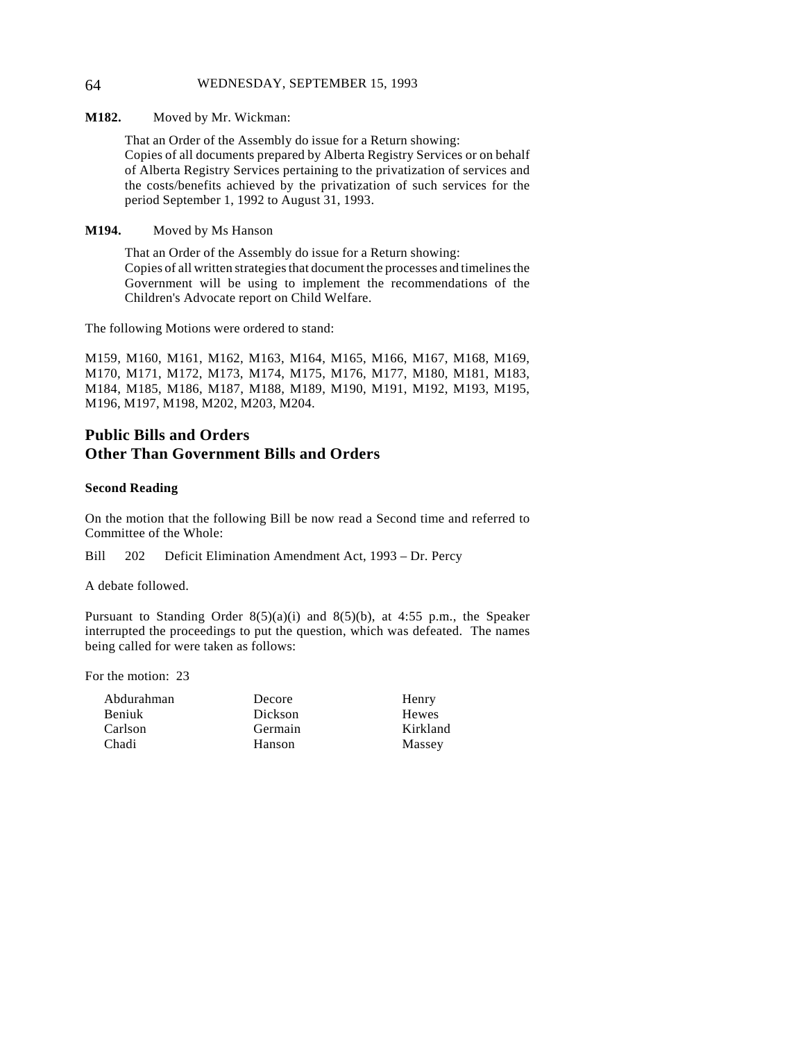**M182.** Moved by Mr. Wickman:

That an Order of the Assembly do issue for a Return showing:
Copies of all documents prepared by Alberta Registry Services or on behalf of Alberta Registry Services pertaining to the privatization of services and the costs/benefits achieved by the privatization of such services for the period September 1, 1992 to August 31, 1993.

**M194.** Moved by Ms Hanson

That an Order of the Assembly do issue for a Return showing:
Copies of all written strategies that document the processes and timelines the Government will be using to implement the recommendations of the Children's Advocate report on Child Welfare.

The following Motions were ordered to stand:

M159, M160, M161, M162, M163, M164, M165, M166, M167, M168, M169, M170, M171, M172, M173, M174, M175, M176, M177, M180, M181, M183, M184, M185, M186, M187, M188, M189, M190, M191, M192, M193, M195, M196, M197, M198, M202, M203, M204.

## Public Bills and Orders Other Than Government Bills and Orders

### Second Reading

On the motion that the following Bill be now read a Second time and referred to Committee of the Whole:

Bill 202 Deficit Elimination Amendment Act, 1993 – Dr. Percy

A debate followed.

Pursuant to Standing Order 8(5)(a)(i) and 8(5)(b), at 4:55 p.m., the Speaker interrupted the proceedings to put the question, which was defeated. The names being called for were taken as follows:

For the motion: 23

| | | |
|---|---|---|
| Abdurahman | Decore | Henry |
| Beniuk | Dickson | Hewes |
| Carlson | Germain | Kirkland |
| Chadi | Hanson | Massey |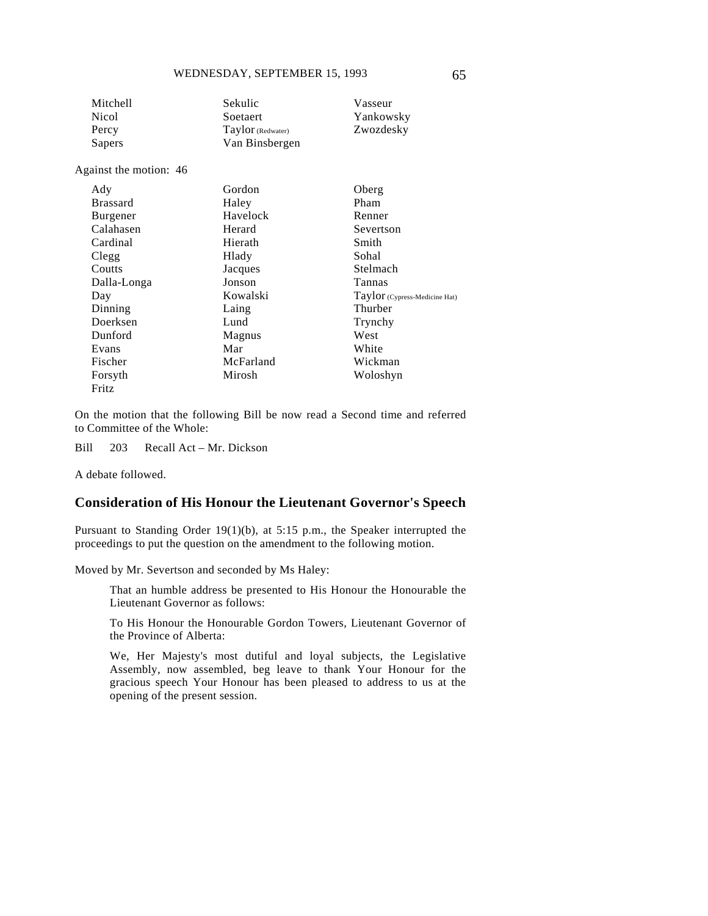| | | |
|---|---|---|
| Mitchell | Sekulic | Vasseur |
| Nicol | Soetaert | Yankowsky |
| Percy | Taylor (Redwater) | Zwozdesky |
| Sapers | Van Binsbergen | |

Against the motion: 46

| | | |
|---|---|---|
| Ady | Gordon | Oberg |
| Brassard | Haley | Pham |
| Burgener | Havelock | Renner |
| Calahasen | Herard | Severtson |
| Cardinal | Hierath | Smith |
| Clegg | Hlady | Sohal |
| Coutts | Jacques | Stelmach |
| Dalla-Longa | Jonson | Tannas |
| Day | Kowalski | Taylor (Cypress-Medicine Hat) |
| Dinning | Laing | Thurber |
| Doerksen | Lund | Trynchy |
| Dunford | Magnus | West |
| Evans | Mar | White |
| Fischer | McFarland | Wickman |
| Forsyth | Mirosh | Woloshyn |
| Fritz | | |

On the motion that the following Bill be now read a Second time and referred to Committee of the Whole:

Bill 203 Recall Act – Mr. Dickson

A debate followed.

## Consideration of His Honour the Lieutenant Governor's Speech

Pursuant to Standing Order 19(1)(b), at 5:15 p.m., the Speaker interrupted the proceedings to put the question on the amendment to the following motion.

Moved by Mr. Severtson and seconded by Ms Haley:

> That an humble address be presented to His Honour the Honourable the Lieutenant Governor as follows:
>
> To His Honour the Honourable Gordon Towers, Lieutenant Governor of the Province of Alberta:
>
> We, Her Majesty's most dutiful and loyal subjects, the Legislative Assembly, now assembled, beg leave to thank Your Honour for the gracious speech Your Honour has been pleased to address to us at the opening of the present session.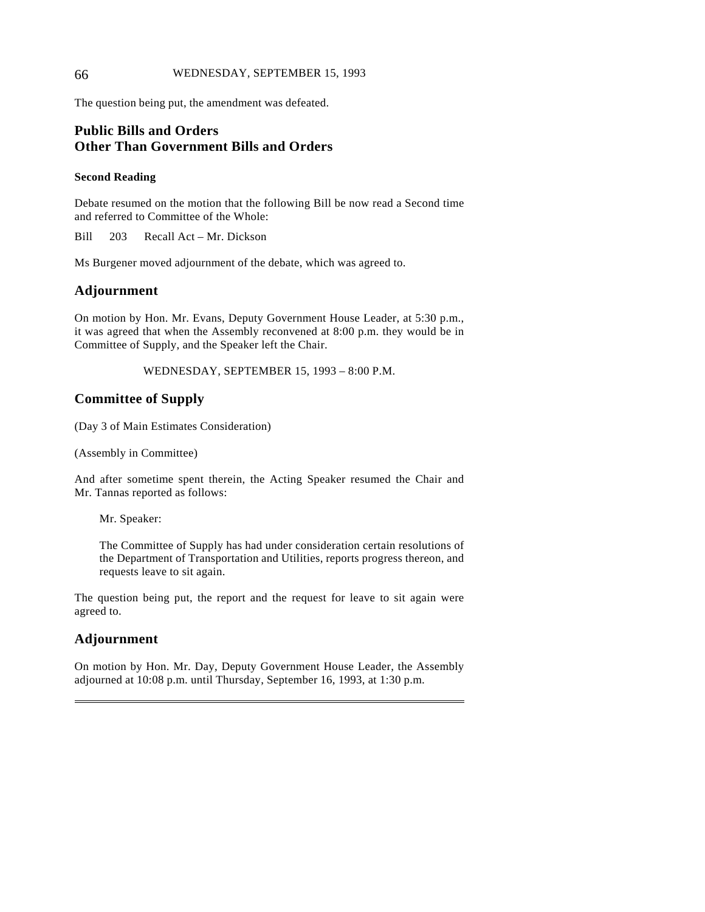The question being put, the amendment was defeated.

## Public Bills and Orders Other Than Government Bills and Orders

#### Second Reading

Debate resumed on the motion that the following Bill be now read a Second time and referred to Committee of the Whole:

Bill 203 Recall Act – Mr. Dickson

Ms Burgener moved adjournment of the debate, which was agreed to.

## Adjournment

On motion by Hon. Mr. Evans, Deputy Government House Leader, at 5:30 p.m., it was agreed that when the Assembly reconvened at 8:00 p.m. they would be in Committee of Supply, and the Speaker left the Chair.

WEDNESDAY, SEPTEMBER 15, 1993 – 8:00 P.M.

## Committee of Supply

(Day 3 of Main Estimates Consideration)

(Assembly in Committee)

And after sometime spent therein, the Acting Speaker resumed the Chair and Mr. Tannas reported as follows:

> Mr. Speaker:
>
> The Committee of Supply has had under consideration certain resolutions of the Department of Transportation and Utilities, reports progress thereon, and requests leave to sit again.

The question being put, the report and the request for leave to sit again were agreed to.

## Adjournment

On motion by Hon. Mr. Day, Deputy Government House Leader, the Assembly adjourned at 10:08 p.m. until Thursday, September 16, 1993, at 1:30 p.m.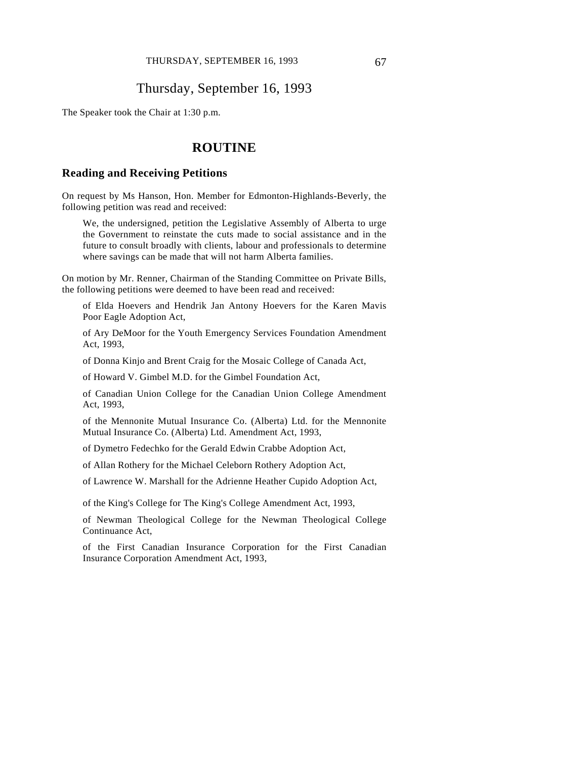# Thursday, September 16, 1993

The Speaker took the Chair at 1:30 p.m.

## ROUTINE

### Reading and Receiving Petitions

On request by Ms Hanson, Hon. Member for Edmonton-Highlands-Beverly, the following petition was read and received:

> We, the undersigned, petition the Legislative Assembly of Alberta to urge the Government to reinstate the cuts made to social assistance and in the future to consult broadly with clients, labour and professionals to determine where savings can be made that will not harm Alberta families.

On motion by Mr. Renner, Chairman of the Standing Committee on Private Bills, the following petitions were deemed to have been read and received:

> of Elda Hoevers and Hendrik Jan Antony Hoevers for the Karen Mavis Poor Eagle Adoption Act,
>
> of Ary DeMoor for the Youth Emergency Services Foundation Amendment Act, 1993,
>
> of Donna Kinjo and Brent Craig for the Mosaic College of Canada Act,
>
> of Howard V. Gimbel M.D. for the Gimbel Foundation Act,
>
> of Canadian Union College for the Canadian Union College Amendment Act, 1993,
>
> of the Mennonite Mutual Insurance Co. (Alberta) Ltd. for the Mennonite Mutual Insurance Co. (Alberta) Ltd. Amendment Act, 1993,
>
> of Dymetro Fedechko for the Gerald Edwin Crabbe Adoption Act,
>
> of Allan Rothery for the Michael Celeborn Rothery Adoption Act,
>
> of Lawrence W. Marshall for the Adrienne Heather Cupido Adoption Act,
>
> of the King's College for The King's College Amendment Act, 1993,
>
> of Newman Theological College for the Newman Theological College Continuance Act,
>
> of the First Canadian Insurance Corporation for the First Canadian Insurance Corporation Amendment Act, 1993,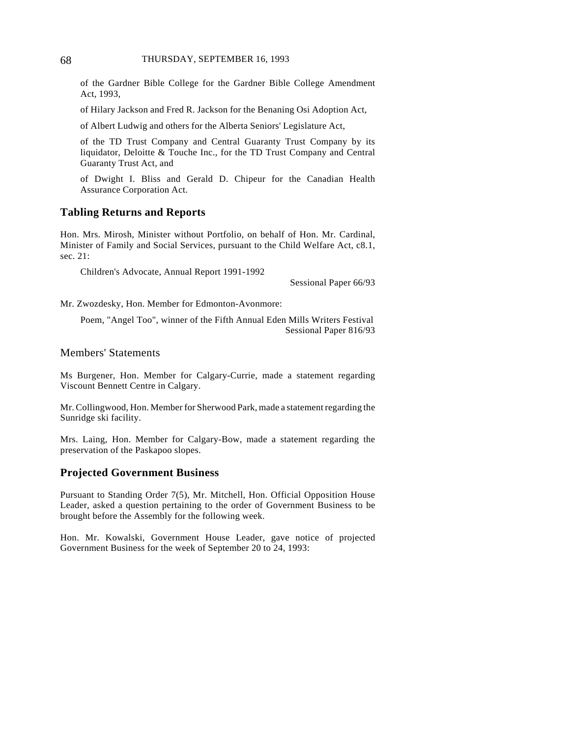of the Gardner Bible College for the Gardner Bible College Amendment Act, 1993,

of Hilary Jackson and Fred R. Jackson for the Benaning Osi Adoption Act,

of Albert Ludwig and others for the Alberta Seniors' Legislature Act,

of the TD Trust Company and Central Guaranty Trust Company by its liquidator, Deloitte & Touche Inc., for the TD Trust Company and Central Guaranty Trust Act, and

of Dwight I. Bliss and Gerald D. Chipeur for the Canadian Health Assurance Corporation Act.

## Tabling Returns and Reports

Hon. Mrs. Mirosh, Minister without Portfolio, on behalf of Hon. Mr. Cardinal, Minister of Family and Social Services, pursuant to the Child Welfare Act, c8.1, sec. 21:

Children's Advocate, Annual Report 1991-1992
Sessional Paper 66/93

Mr. Zwozdesky, Hon. Member for Edmonton-Avonmore:

Poem, "Angel Too", winner of the Fifth Annual Eden Mills Writers Festival
Sessional Paper 816/93

## Members' Statements

Ms Burgener, Hon. Member for Calgary-Currie, made a statement regarding Viscount Bennett Centre in Calgary.

Mr. Collingwood, Hon. Member for Sherwood Park, made a statement regarding the Sunridge ski facility.

Mrs. Laing, Hon. Member for Calgary-Bow, made a statement regarding the preservation of the Paskapoo slopes.

## Projected Government Business

Pursuant to Standing Order 7(5), Mr. Mitchell, Hon. Official Opposition House Leader, asked a question pertaining to the order of Government Business to be brought before the Assembly for the following week.

Hon. Mr. Kowalski, Government House Leader, gave notice of projected Government Business for the week of September 20 to 24, 1993: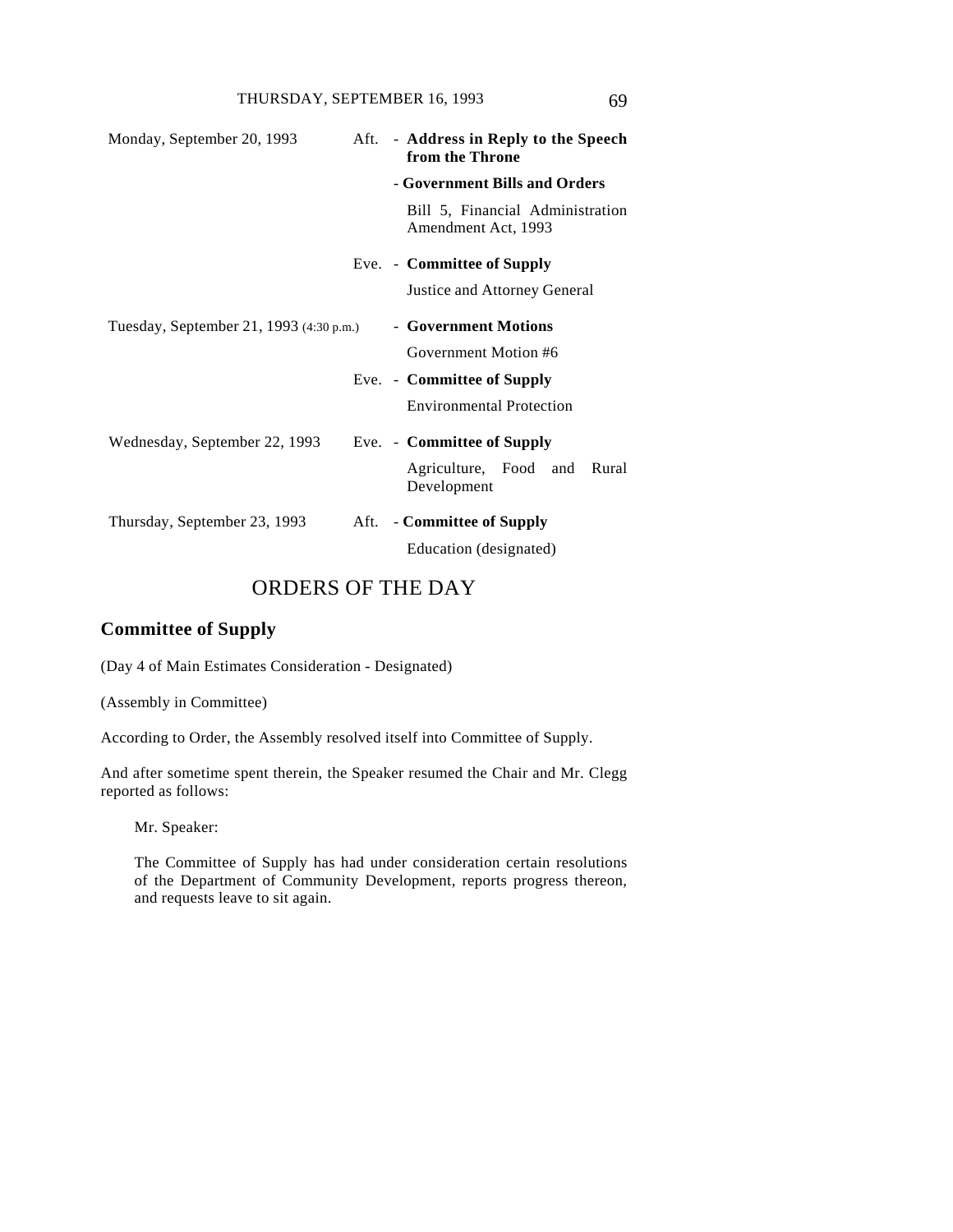| | | |
|---|---|---|
| Monday, September 20, 1993 | Aft. | - **Address in Reply to the Speech from the Throne** |
| | | - **Government Bills and Orders** |
| | | Bill 5, Financial Administration Amendment Act, 1993 |
| | Eve. | - **Committee of Supply** |
| | | Justice and Attorney General |
| Tuesday, September 21, 1993 (4:30 p.m.) | | - **Government Motions** |
| | | Government Motion #6 |
| | Eve. | - **Committee of Supply** |
| | | Environmental Protection |
| Wednesday, September 22, 1993 | Eve. | - **Committee of Supply** |
| | | Agriculture, Food and Rural Development |
| Thursday, September 23, 1993 | Aft. | - **Committee of Supply** |
| | | Education (designated) |

# ORDERS OF THE DAY

## Committee of Supply

(Day 4 of Main Estimates Consideration - Designated)

(Assembly in Committee)

According to Order, the Assembly resolved itself into Committee of Supply.

And after sometime spent therein, the Speaker resumed the Chair and Mr. Clegg reported as follows:

> Mr. Speaker:
>
> The Committee of Supply has had under consideration certain resolutions of the Department of Community Development, reports progress thereon, and requests leave to sit again.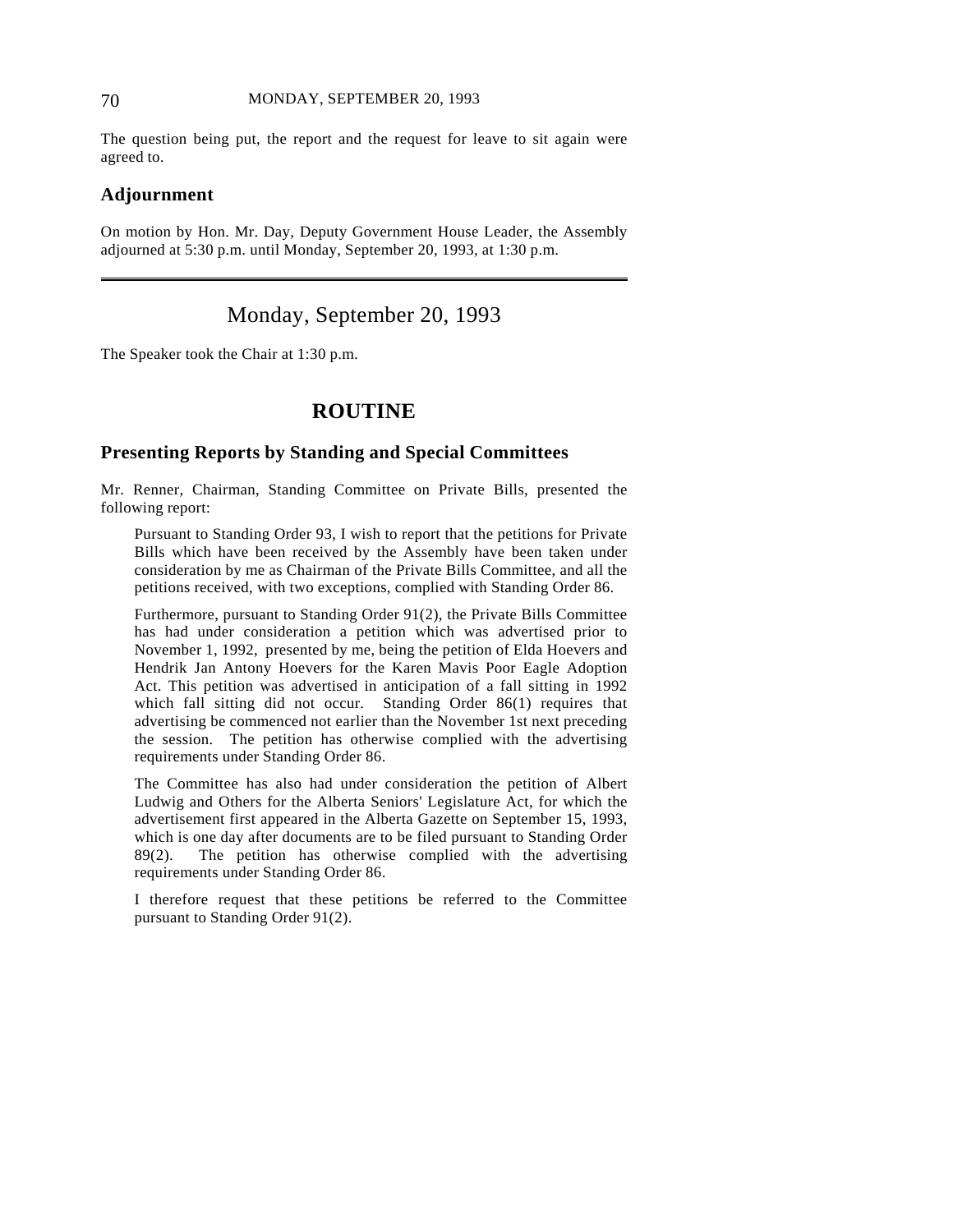The question being put, the report and the request for leave to sit again were agreed to.

### Adjournment

On motion by Hon. Mr. Day, Deputy Government House Leader, the Assembly adjourned at 5:30 p.m. until Monday, September 20, 1993, at 1:30 p.m.

---

## Monday, September 20, 1993

The Speaker took the Chair at 1:30 p.m.

## ROUTINE

### Presenting Reports by Standing and Special Committees

Mr. Renner, Chairman, Standing Committee on Private Bills, presented the following report:

> Pursuant to Standing Order 93, I wish to report that the petitions for Private Bills which have been received by the Assembly have been taken under consideration by me as Chairman of the Private Bills Committee, and all the petitions received, with two exceptions, complied with Standing Order 86.
>
> Furthermore, pursuant to Standing Order 91(2), the Private Bills Committee has had under consideration a petition which was advertised prior to November 1, 1992, presented by me, being the petition of Elda Hoevers and Hendrik Jan Antony Hoevers for the Karen Mavis Poor Eagle Adoption Act. This petition was advertised in anticipation of a fall sitting in 1992 which fall sitting did not occur. Standing Order 86(1) requires that advertising be commenced not earlier than the November 1st next preceding the session. The petition has otherwise complied with the advertising requirements under Standing Order 86.
>
> The Committee has also had under consideration the petition of Albert Ludwig and Others for the Alberta Seniors' Legislature Act, for which the advertisement first appeared in the Alberta Gazette on September 15, 1993, which is one day after documents are to be filed pursuant to Standing Order 89(2). The petition has otherwise complied with the advertising requirements under Standing Order 86.
>
> I therefore request that these petitions be referred to the Committee pursuant to Standing Order 91(2).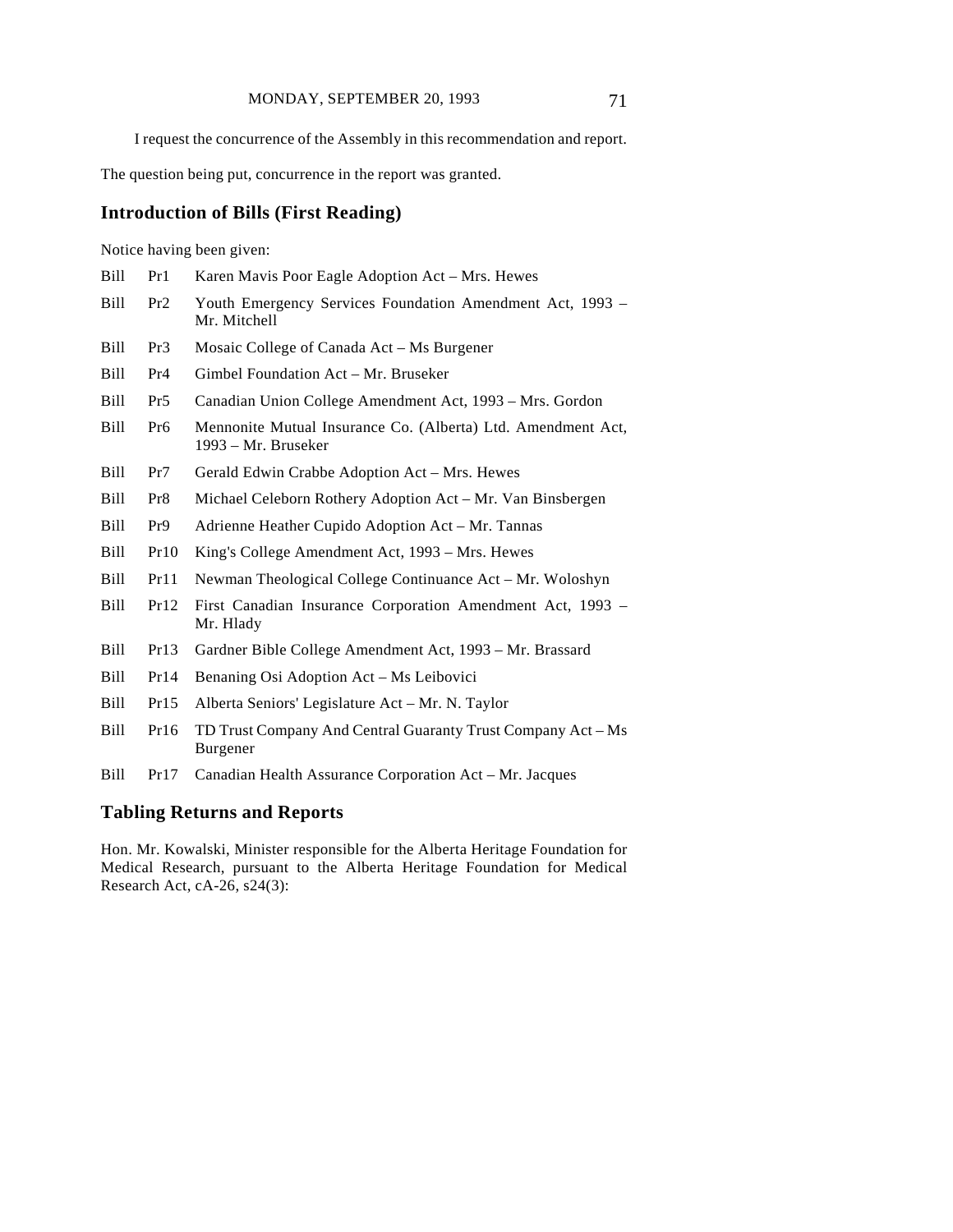I request the concurrence of the Assembly in this recommendation and report.

The question being put, concurrence in the report was granted.

## Introduction of Bills (First Reading)

Notice having been given:

| | | |
|---|---|---|
| Bill | Pr1 | Karen Mavis Poor Eagle Adoption Act – Mrs. Hewes |
| Bill | Pr2 | Youth Emergency Services Foundation Amendment Act, 1993 – Mr. Mitchell |
| Bill | Pr3 | Mosaic College of Canada Act – Ms Burgener |
| Bill | Pr4 | Gimbel Foundation Act – Mr. Bruseker |
| Bill | Pr5 | Canadian Union College Amendment Act, 1993 – Mrs. Gordon |
| Bill | Pr6 | Mennonite Mutual Insurance Co. (Alberta) Ltd. Amendment Act, 1993 – Mr. Bruseker |
| Bill | Pr7 | Gerald Edwin Crabbe Adoption Act – Mrs. Hewes |
| Bill | Pr8 | Michael Celeborn Rothery Adoption Act – Mr. Van Binsbergen |
| Bill | Pr9 | Adrienne Heather Cupido Adoption Act – Mr. Tannas |
| Bill | Pr10 | King's College Amendment Act, 1993 – Mrs. Hewes |
| Bill | Pr11 | Newman Theological College Continuance Act – Mr. Woloshyn |
| Bill | Pr12 | First Canadian Insurance Corporation Amendment Act, 1993 – Mr. Hlady |
| Bill | Pr13 | Gardner Bible College Amendment Act, 1993 – Mr. Brassard |
| Bill | Pr14 | Benaning Osi Adoption Act – Ms Leibovici |
| Bill | Pr15 | Alberta Seniors' Legislature Act – Mr. N. Taylor |
| Bill | Pr16 | TD Trust Company And Central Guaranty Trust Company Act – Ms Burgener |
| Bill | Pr17 | Canadian Health Assurance Corporation Act – Mr. Jacques |

## Tabling Returns and Reports

Hon. Mr. Kowalski, Minister responsible for the Alberta Heritage Foundation for Medical Research, pursuant to the Alberta Heritage Foundation for Medical Research Act, cA-26, s24(3):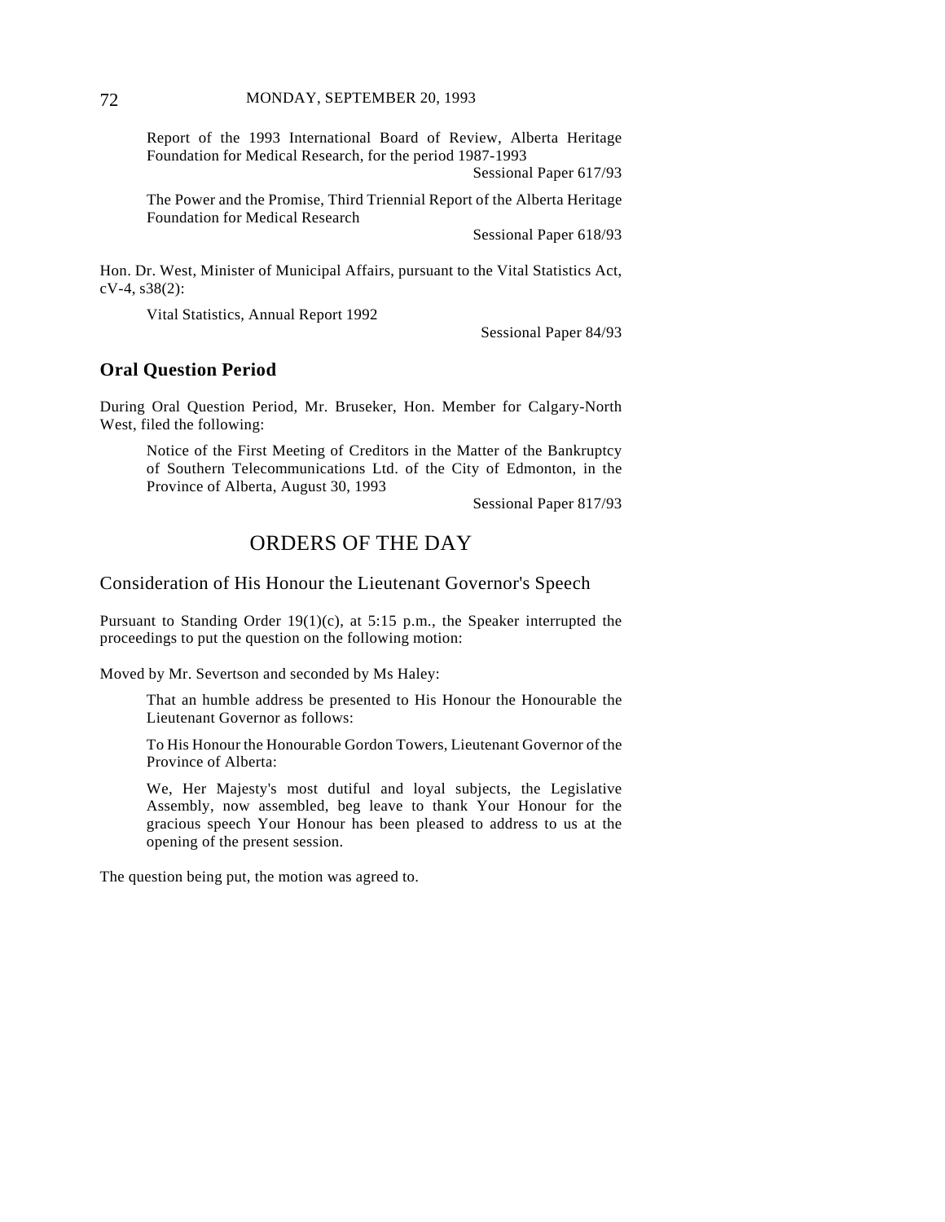Report of the 1993 International Board of Review, Alberta Heritage Foundation for Medical Research, for the period 1987-1993

Sessional Paper 617/93

The Power and the Promise, Third Triennial Report of the Alberta Heritage Foundation for Medical Research

Sessional Paper 618/93

Hon. Dr. West, Minister of Municipal Affairs, pursuant to the Vital Statistics Act, cV-4, s38(2):

Vital Statistics, Annual Report 1992

Sessional Paper 84/93

## Oral Question Period

During Oral Question Period, Mr. Bruseker, Hon. Member for Calgary-North West, filed the following:

Notice of the First Meeting of Creditors in the Matter of the Bankruptcy of Southern Telecommunications Ltd. of the City of Edmonton, in the Province of Alberta, August 30, 1993

Sessional Paper 817/93

# ORDERS OF THE DAY

## Consideration of His Honour the Lieutenant Governor's Speech

Pursuant to Standing Order 19(1)(c), at 5:15 p.m., the Speaker interrupted the proceedings to put the question on the following motion:

Moved by Mr. Severtson and seconded by Ms Haley:

That an humble address be presented to His Honour the Honourable the Lieutenant Governor as follows:

To His Honour the Honourable Gordon Towers, Lieutenant Governor of the Province of Alberta:

We, Her Majesty's most dutiful and loyal subjects, the Legislative Assembly, now assembled, beg leave to thank Your Honour for the gracious speech Your Honour has been pleased to address to us at the opening of the present session.

The question being put, the motion was agreed to.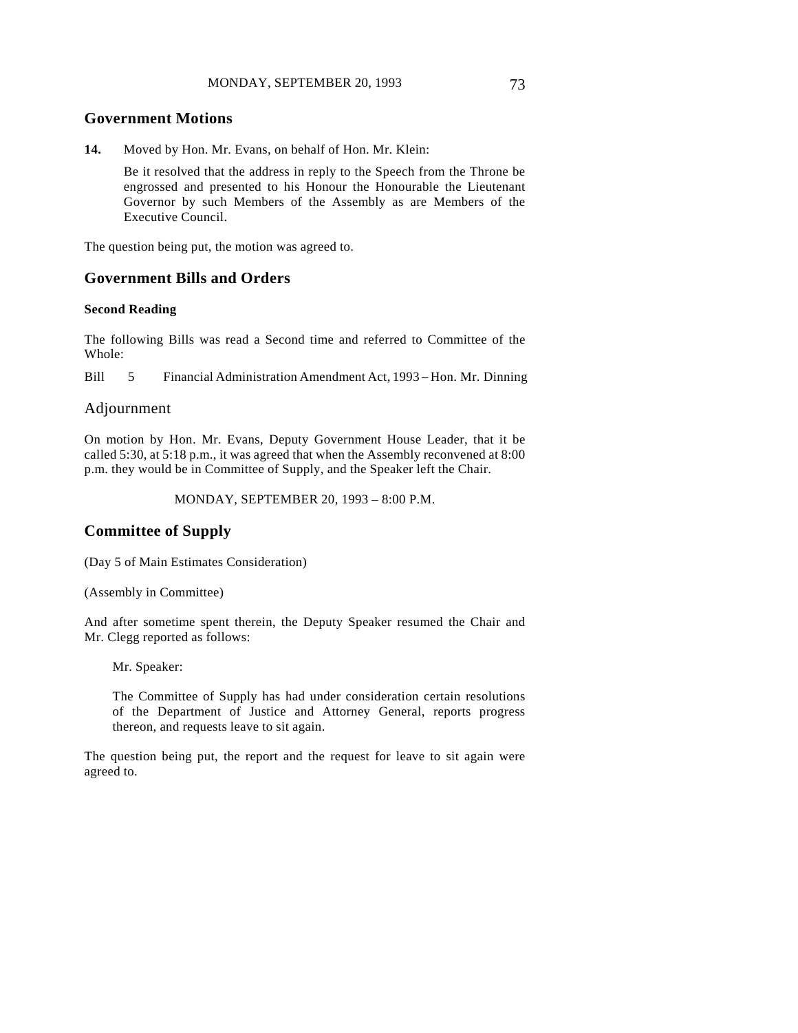## Government Motions

**14.** Moved by Hon. Mr. Evans, on behalf of Hon. Mr. Klein:

Be it resolved that the address in reply to the Speech from the Throne be engrossed and presented to his Honour the Honourable the Lieutenant Governor by such Members of the Assembly as are Members of the Executive Council.

The question being put, the motion was agreed to.

## Government Bills and Orders

### Second Reading

The following Bills was read a Second time and referred to Committee of the Whole:

Bill 5 Financial Administration Amendment Act, 1993 – Hon. Mr. Dinning

## Adjournment

On motion by Hon. Mr. Evans, Deputy Government House Leader, that it be called 5:30, at 5:18 p.m., it was agreed that when the Assembly reconvened at 8:00 p.m. they would be in Committee of Supply, and the Speaker left the Chair.

MONDAY, SEPTEMBER 20, 1993 – 8:00 P.M.

## Committee of Supply

(Day 5 of Main Estimates Consideration)

(Assembly in Committee)

And after sometime spent therein, the Deputy Speaker resumed the Chair and Mr. Clegg reported as follows:

> Mr. Speaker:
>
> The Committee of Supply has had under consideration certain resolutions of the Department of Justice and Attorney General, reports progress thereon, and requests leave to sit again.

The question being put, the report and the request for leave to sit again were agreed to.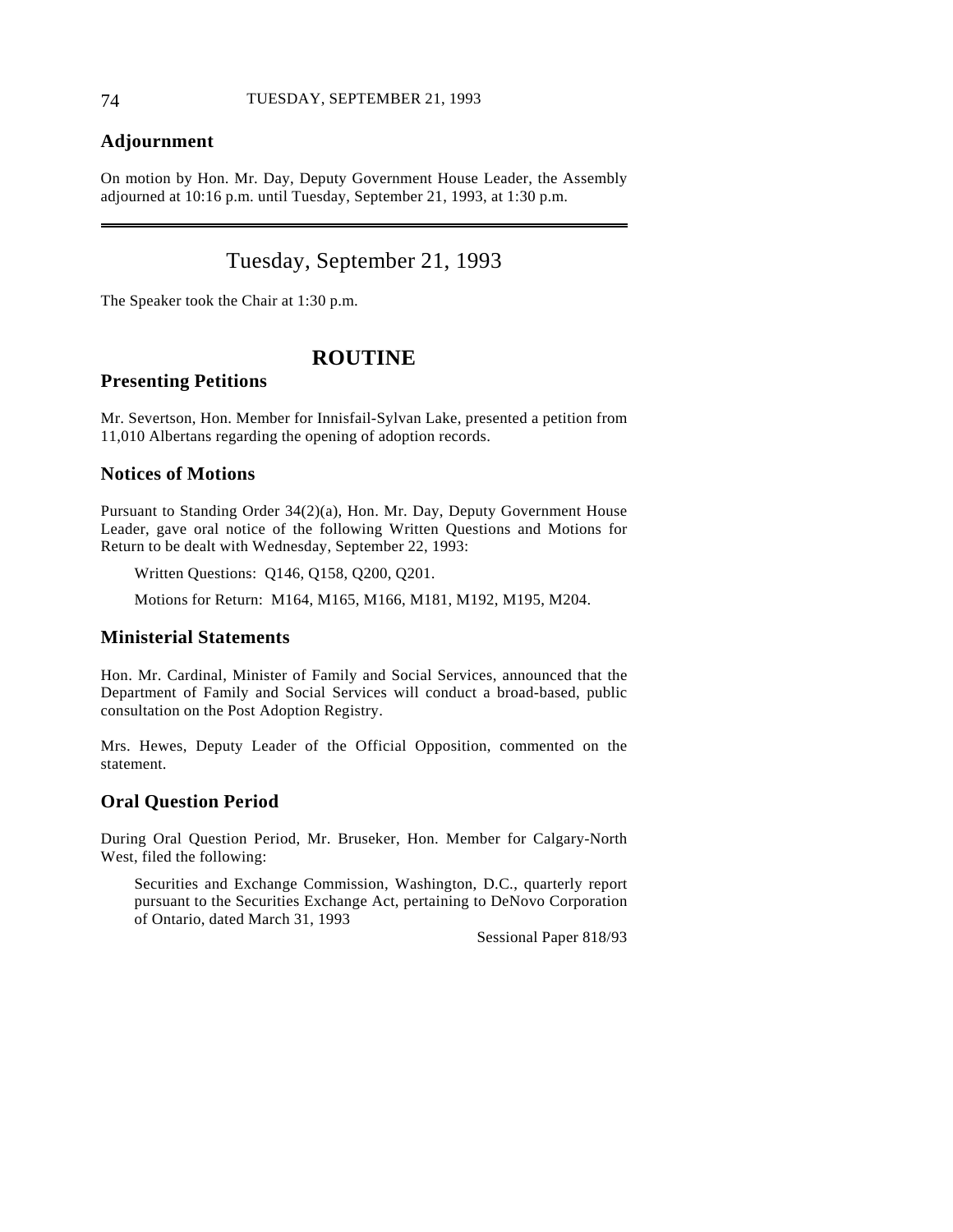## Adjournment

On motion by Hon. Mr. Day, Deputy Government House Leader, the Assembly adjourned at 10:16 p.m. until Tuesday, September 21, 1993, at 1:30 p.m.

---

# Tuesday, September 21, 1993

The Speaker took the Chair at 1:30 p.m.

## ROUTINE

### Presenting Petitions

Mr. Severtson, Hon. Member for Innisfail-Sylvan Lake, presented a petition from 11,010 Albertans regarding the opening of adoption records.

### Notices of Motions

Pursuant to Standing Order 34(2)(a), Hon. Mr. Day, Deputy Government House Leader, gave oral notice of the following Written Questions and Motions for Return to be dealt with Wednesday, September 22, 1993:

Written Questions: Q146, Q158, Q200, Q201.

Motions for Return: M164, M165, M166, M181, M192, M195, M204.

### Ministerial Statements

Hon. Mr. Cardinal, Minister of Family and Social Services, announced that the Department of Family and Social Services will conduct a broad-based, public consultation on the Post Adoption Registry.

Mrs. Hewes, Deputy Leader of the Official Opposition, commented on the statement.

### Oral Question Period

During Oral Question Period, Mr. Bruseker, Hon. Member for Calgary-North West, filed the following:

Securities and Exchange Commission, Washington, D.C., quarterly report pursuant to the Securities Exchange Act, pertaining to DeNovo Corporation of Ontario, dated March 31, 1993

Sessional Paper 818/93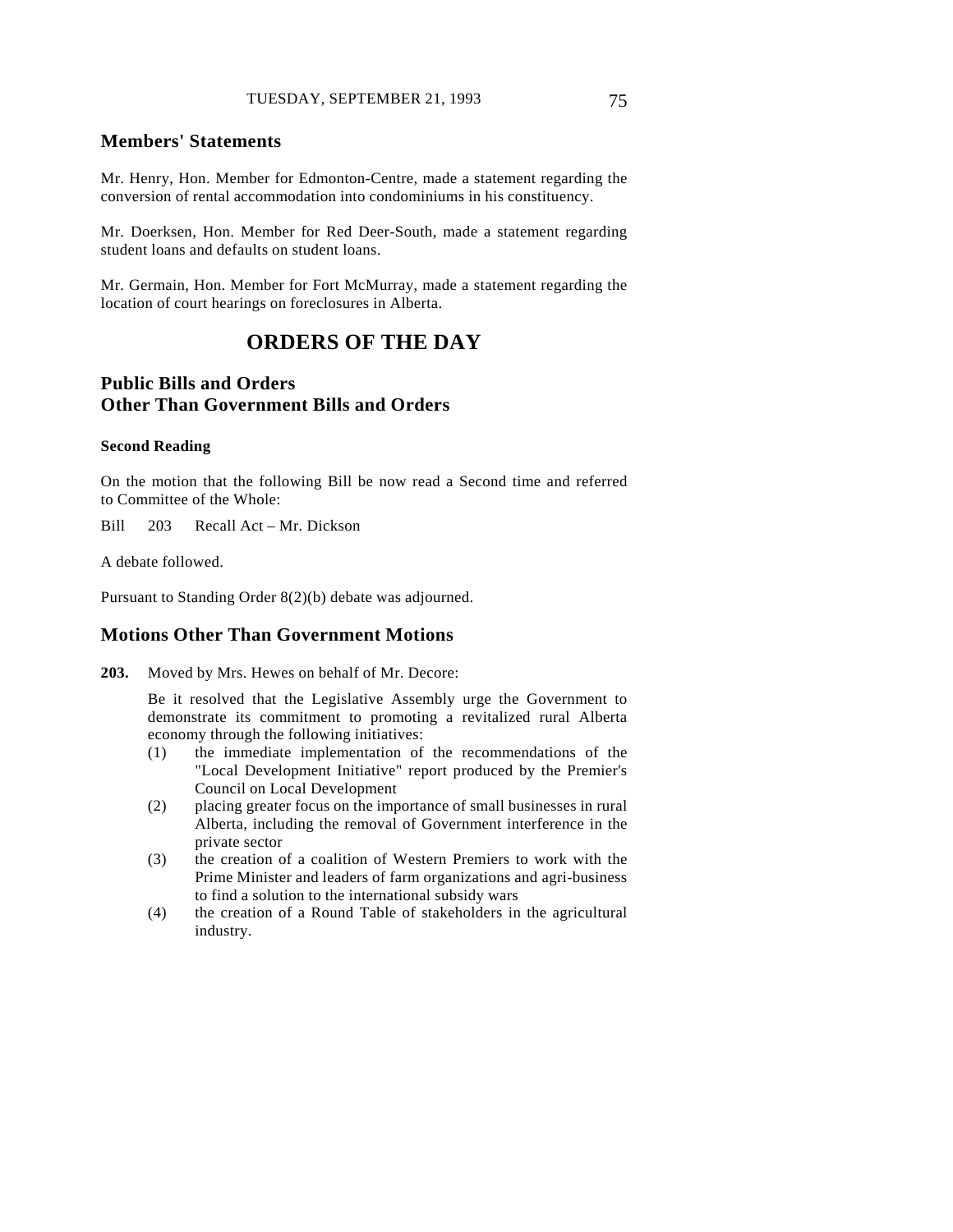## Members' Statements

Mr. Henry, Hon. Member for Edmonton-Centre, made a statement regarding the conversion of rental accommodation into condominiums in his constituency.

Mr. Doerksen, Hon. Member for Red Deer-South, made a statement regarding student loans and defaults on student loans.

Mr. Germain, Hon. Member for Fort McMurray, made a statement regarding the location of court hearings on foreclosures in Alberta.

# ORDERS OF THE DAY

## Public Bills and Orders Other Than Government Bills and Orders

### Second Reading

On the motion that the following Bill be now read a Second time and referred to Committee of the Whole:

Bill 203 Recall Act – Mr. Dickson

A debate followed.

Pursuant to Standing Order 8(2)(b) debate was adjourned.

## Motions Other Than Government Motions

**203.** Moved by Mrs. Hewes on behalf of Mr. Decore:

Be it resolved that the Legislative Assembly urge the Government to demonstrate its commitment to promoting a revitalized rural Alberta economy through the following initiatives:

(1) the immediate implementation of the recommendations of the "Local Development Initiative" report produced by the Premier's Council on Local Development

(2) placing greater focus on the importance of small businesses in rural Alberta, including the removal of Government interference in the private sector

(3) the creation of a coalition of Western Premiers to work with the Prime Minister and leaders of farm organizations and agri-business to find a solution to the international subsidy wars

(4) the creation of a Round Table of stakeholders in the agricultural industry.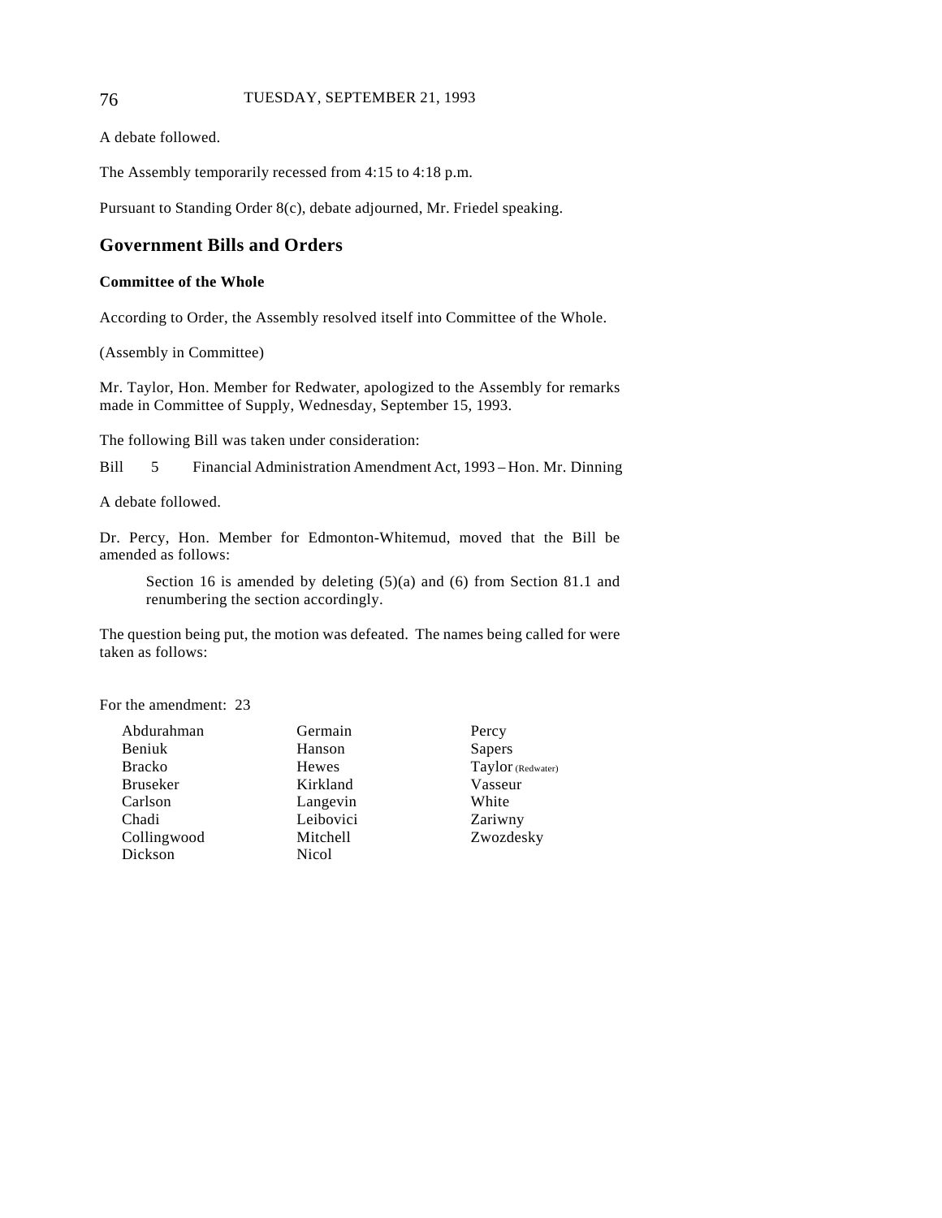A debate followed.

The Assembly temporarily recessed from 4:15 to 4:18 p.m.

Pursuant to Standing Order 8(c), debate adjourned, Mr. Friedel speaking.

## Government Bills and Orders

### Committee of the Whole

According to Order, the Assembly resolved itself into Committee of the Whole.

(Assembly in Committee)

Mr. Taylor, Hon. Member for Redwater, apologized to the Assembly for remarks made in Committee of Supply, Wednesday, September 15, 1993.

The following Bill was taken under consideration:

Bill 5 Financial Administration Amendment Act, 1993 – Hon. Mr. Dinning

A debate followed.

Dr. Percy, Hon. Member for Edmonton-Whitemud, moved that the Bill be amended as follows:

> Section 16 is amended by deleting (5)(a) and (6) from Section 81.1 and renumbering the section accordingly.

The question being put, the motion was defeated. The names being called for were taken as follows:

For the amendment: 23

| | | |
|---|---|---|
| Abdurahman | Germain | Percy |
| Beniuk | Hanson | Sapers |
| Bracko | Hewes | Taylor (Redwater) |
| Bruseker | Kirkland | Vasseur |
| Carlson | Langevin | White |
| Chadi | Leibovici | Zariwny |
| Collingwood | Mitchell | Zwozdesky |
| Dickson | Nicol | |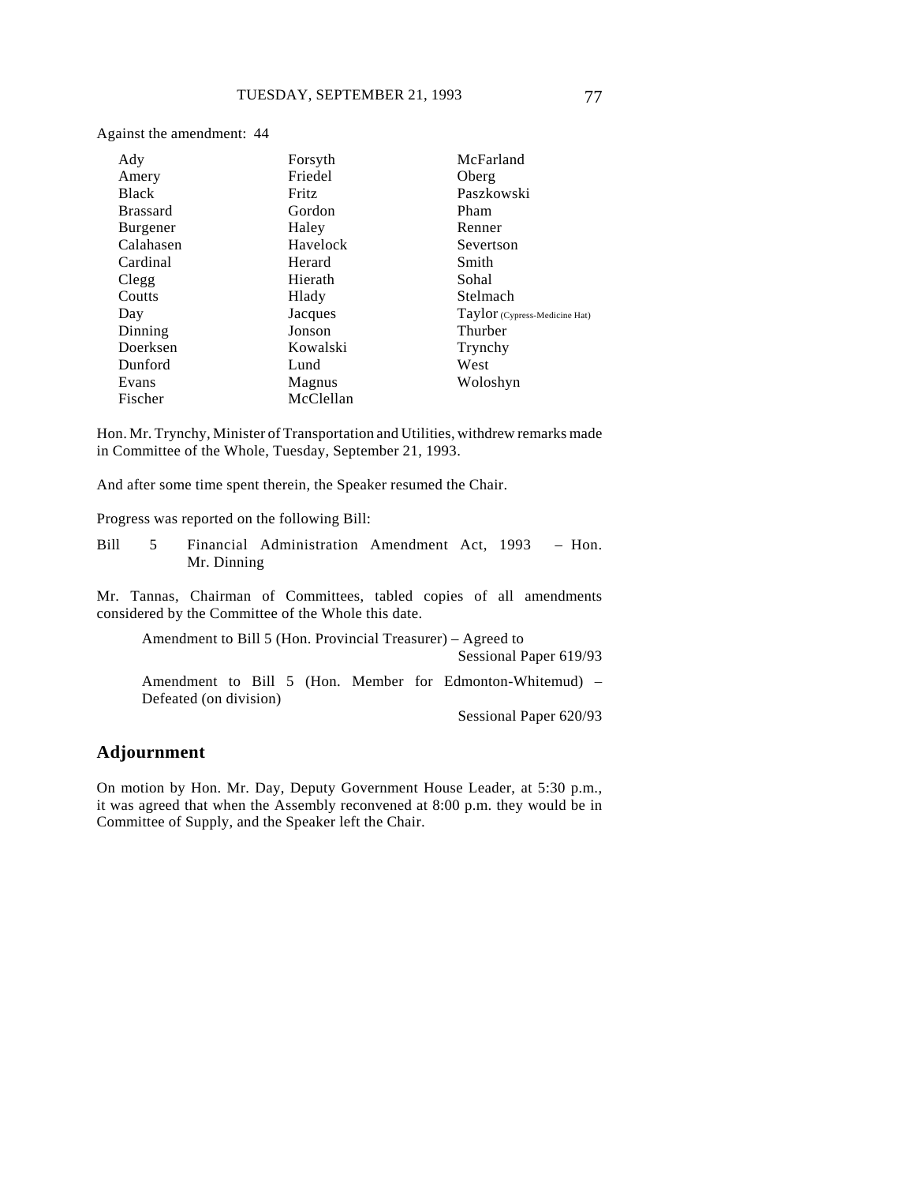Against the amendment: 44

| | | |
|---|---|---|
| Ady | Forsyth | McFarland |
| Amery | Friedel | Oberg |
| Black | Fritz | Paszkowski |
| Brassard | Gordon | Pham |
| Burgener | Haley | Renner |
| Calahasen | Havelock | Severtson |
| Cardinal | Herard | Smith |
| Clegg | Hierath | Sohal |
| Coutts | Hlady | Stelmach |
| Day | Jacques | Taylor (Cypress-Medicine Hat) |
| Dinning | Jonson | Thurber |
| Doerksen | Kowalski | Trynchy |
| Dunford | Lund | West |
| Evans | Magnus | Woloshyn |
| Fischer | McClellan | |

Hon. Mr. Trynchy, Minister of Transportation and Utilities, withdrew remarks made in Committee of the Whole, Tuesday, September 21, 1993.

And after some time spent therein, the Speaker resumed the Chair.

Progress was reported on the following Bill:

Bill 5 Financial Administration Amendment Act, 1993 – Hon. Mr. Dinning

Mr. Tannas, Chairman of Committees, tabled copies of all amendments considered by the Committee of the Whole this date.

Amendment to Bill 5 (Hon. Provincial Treasurer) – Agreed to
Sessional Paper 619/93

Amendment to Bill 5 (Hon. Member for Edmonton-Whitemud) – Defeated (on division)
Sessional Paper 620/93

## Adjournment

On motion by Hon. Mr. Day, Deputy Government House Leader, at 5:30 p.m., it was agreed that when the Assembly reconvened at 8:00 p.m. they would be in Committee of Supply, and the Speaker left the Chair.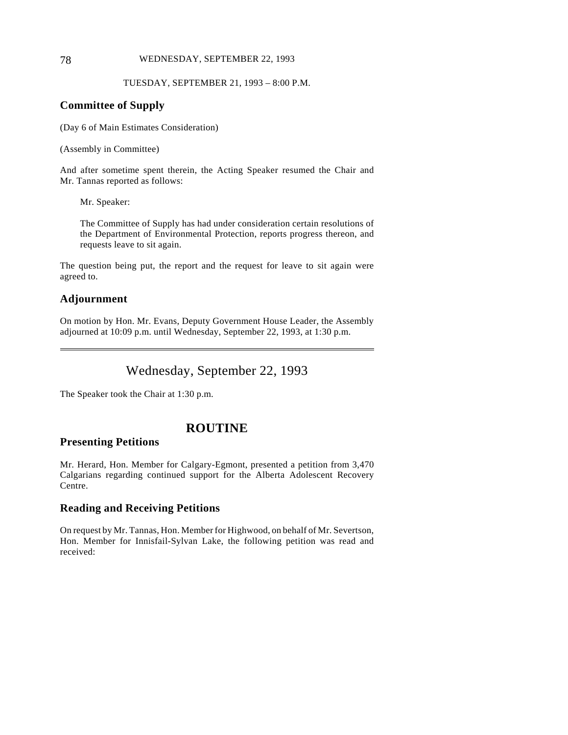TUESDAY, SEPTEMBER 21, 1993 – 8:00 P.M.

## Committee of Supply

(Day 6 of Main Estimates Consideration)

(Assembly in Committee)

And after sometime spent therein, the Acting Speaker resumed the Chair and Mr. Tannas reported as follows:

> Mr. Speaker:
>
> The Committee of Supply has had under consideration certain resolutions of the Department of Environmental Protection, reports progress thereon, and requests leave to sit again.

The question being put, the report and the request for leave to sit again were agreed to.

## Adjournment

On motion by Hon. Mr. Evans, Deputy Government House Leader, the Assembly adjourned at 10:09 p.m. until Wednesday, September 22, 1993, at 1:30 p.m.

---

# Wednesday, September 22, 1993

The Speaker took the Chair at 1:30 p.m.

# ROUTINE

## Presenting Petitions

Mr. Herard, Hon. Member for Calgary-Egmont, presented a petition from 3,470 Calgarians regarding continued support for the Alberta Adolescent Recovery Centre.

## Reading and Receiving Petitions

On request by Mr. Tannas, Hon. Member for Highwood, on behalf of Mr. Severtson, Hon. Member for Innisfail-Sylvan Lake, the following petition was read and received: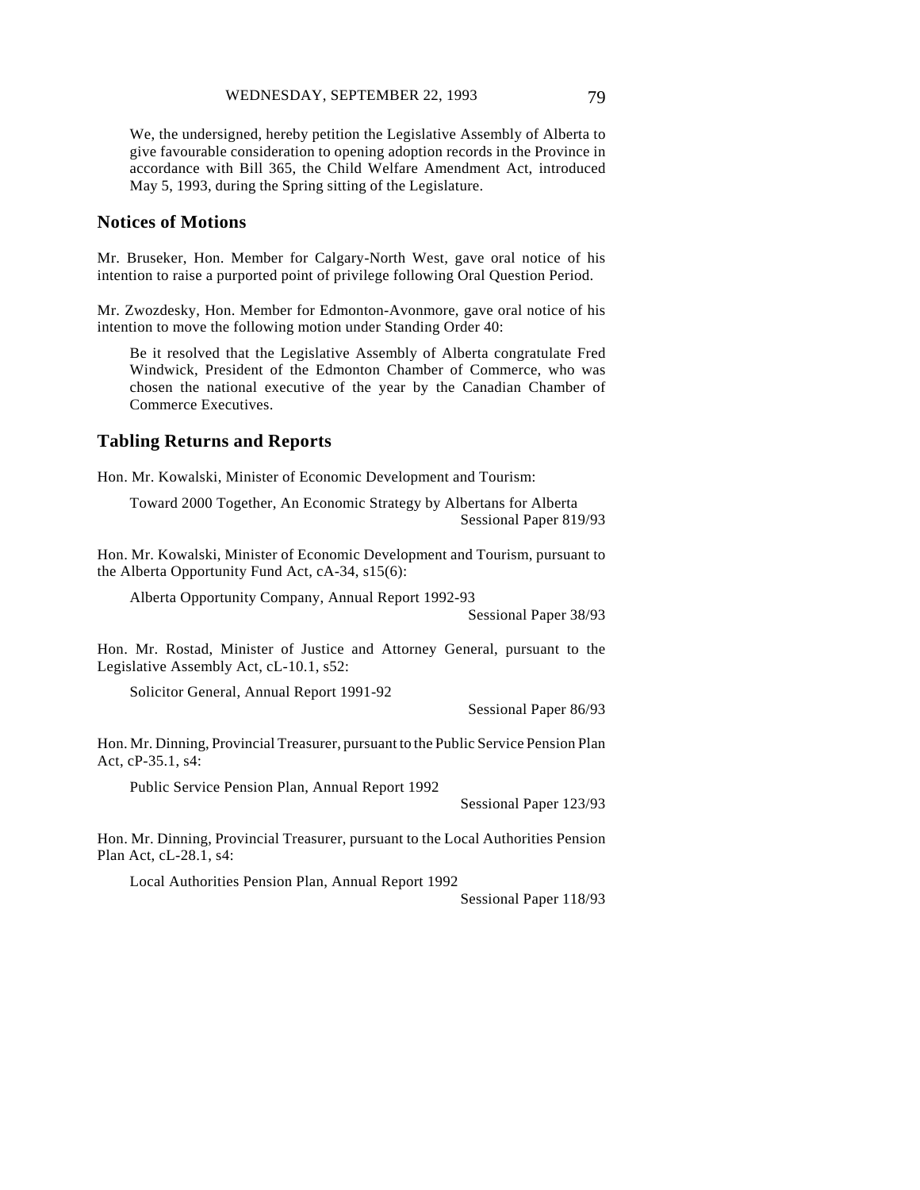We, the undersigned, hereby petition the Legislative Assembly of Alberta to give favourable consideration to opening adoption records in the Province in accordance with Bill 365, the Child Welfare Amendment Act, introduced May 5, 1993, during the Spring sitting of the Legislature.

## Notices of Motions

Mr. Bruseker, Hon. Member for Calgary-North West, gave oral notice of his intention to raise a purported point of privilege following Oral Question Period.

Mr. Zwozdesky, Hon. Member for Edmonton-Avonmore, gave oral notice of his intention to move the following motion under Standing Order 40:

> Be it resolved that the Legislative Assembly of Alberta congratulate Fred Windwick, President of the Edmonton Chamber of Commerce, who was chosen the national executive of the year by the Canadian Chamber of Commerce Executives.

## Tabling Returns and Reports

Hon. Mr. Kowalski, Minister of Economic Development and Tourism:

> Toward 2000 Together, An Economic Strategy by Albertans for Alberta
> Sessional Paper 819/93

Hon. Mr. Kowalski, Minister of Economic Development and Tourism, pursuant to the Alberta Opportunity Fund Act, cA-34, s15(6):

> Alberta Opportunity Company, Annual Report 1992-93
> Sessional Paper 38/93

Hon. Mr. Rostad, Minister of Justice and Attorney General, pursuant to the Legislative Assembly Act, cL-10.1, s52:

> Solicitor General, Annual Report 1991-92
> Sessional Paper 86/93

Hon. Mr. Dinning, Provincial Treasurer, pursuant to the Public Service Pension Plan Act, cP-35.1, s4:

> Public Service Pension Plan, Annual Report 1992
> Sessional Paper 123/93

Hon. Mr. Dinning, Provincial Treasurer, pursuant to the Local Authorities Pension Plan Act, cL-28.1, s4:

> Local Authorities Pension Plan, Annual Report 1992
> Sessional Paper 118/93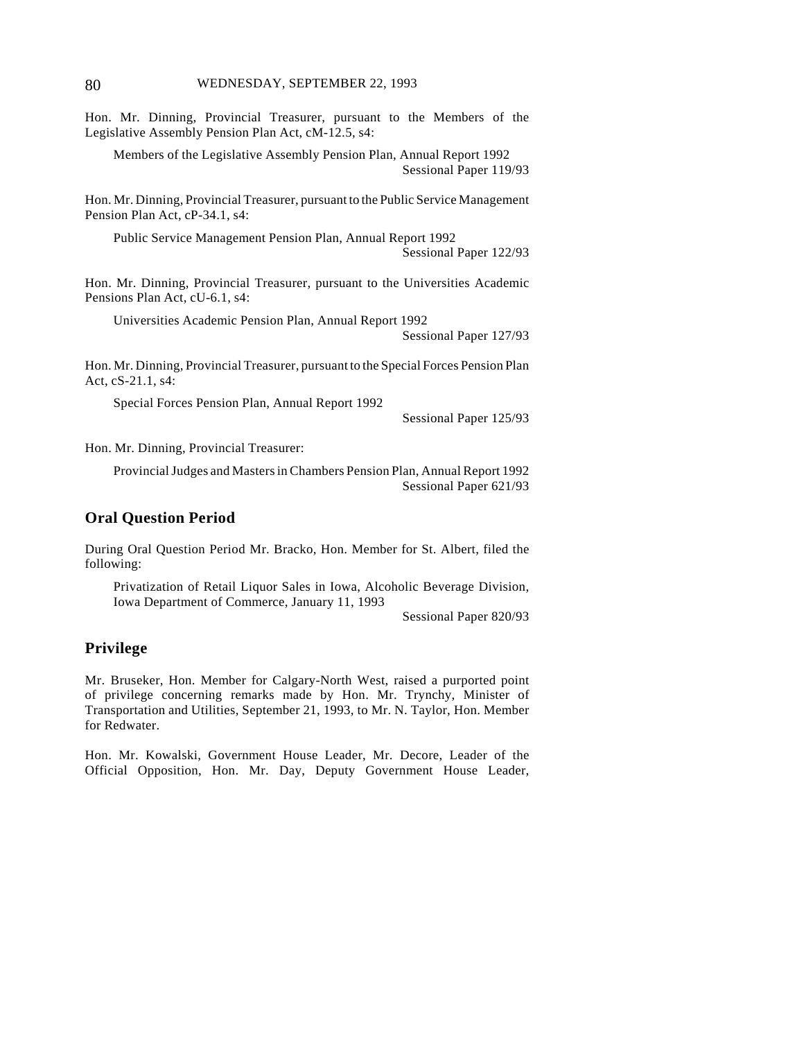Hon. Mr. Dinning, Provincial Treasurer, pursuant to the Members of the Legislative Assembly Pension Plan Act, cM-12.5, s4:

> Members of the Legislative Assembly Pension Plan, Annual Report 1992
> Sessional Paper 119/93

Hon. Mr. Dinning, Provincial Treasurer, pursuant to the Public Service Management Pension Plan Act, cP-34.1, s4:

> Public Service Management Pension Plan, Annual Report 1992
> Sessional Paper 122/93

Hon. Mr. Dinning, Provincial Treasurer, pursuant to the Universities Academic Pensions Plan Act, cU-6.1, s4:

> Universities Academic Pension Plan, Annual Report 1992
> Sessional Paper 127/93

Hon. Mr. Dinning, Provincial Treasurer, pursuant to the Special Forces Pension Plan Act, cS-21.1, s4:

> Special Forces Pension Plan, Annual Report 1992
> Sessional Paper 125/93

Hon. Mr. Dinning, Provincial Treasurer:

> Provincial Judges and Masters in Chambers Pension Plan, Annual Report 1992
> Sessional Paper 621/93

## Oral Question Period

During Oral Question Period Mr. Bracko, Hon. Member for St. Albert, filed the following:

> Privatization of Retail Liquor Sales in Iowa, Alcoholic Beverage Division, Iowa Department of Commerce, January 11, 1993
> Sessional Paper 820/93

## Privilege

Mr. Bruseker, Hon. Member for Calgary-North West, raised a purported point of privilege concerning remarks made by Hon. Mr. Trynchy, Minister of Transportation and Utilities, September 21, 1993, to Mr. N. Taylor, Hon. Member for Redwater.

Hon. Mr. Kowalski, Government House Leader, Mr. Decore, Leader of the Official Opposition, Hon. Mr. Day, Deputy Government House Leader,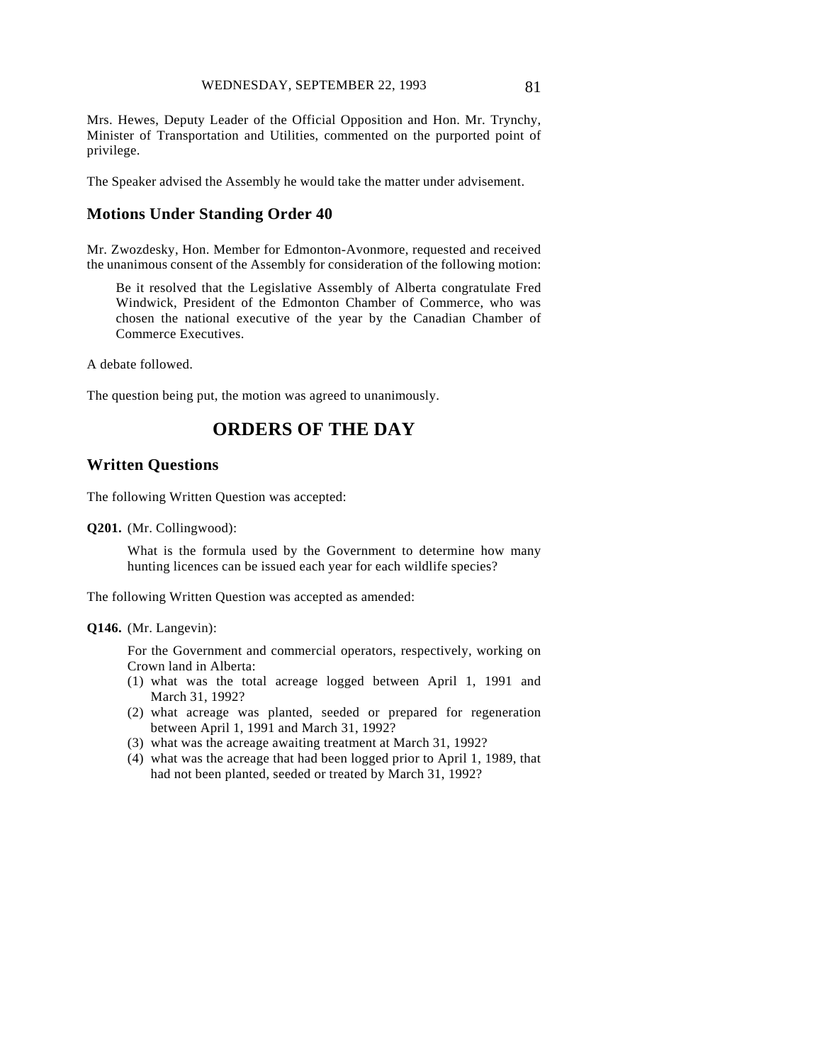Mrs. Hewes, Deputy Leader of the Official Opposition and Hon. Mr. Trynchy, Minister of Transportation and Utilities, commented on the purported point of privilege.

The Speaker advised the Assembly he would take the matter under advisement.

## Motions Under Standing Order 40

Mr. Zwozdesky, Hon. Member for Edmonton-Avonmore, requested and received the unanimous consent of the Assembly for consideration of the following motion:

> Be it resolved that the Legislative Assembly of Alberta congratulate Fred Windwick, President of the Edmonton Chamber of Commerce, who was chosen the national executive of the year by the Canadian Chamber of Commerce Executives.

A debate followed.

The question being put, the motion was agreed to unanimously.

# ORDERS OF THE DAY

## Written Questions

The following Written Question was accepted:

**Q201.** (Mr. Collingwood):

> What is the formula used by the Government to determine how many hunting licences can be issued each year for each wildlife species?

The following Written Question was accepted as amended:

**Q146.** (Mr. Langevin):

> For the Government and commercial operators, respectively, working on Crown land in Alberta:
> (1) what was the total acreage logged between April 1, 1991 and March 31, 1992?
> (2) what acreage was planted, seeded or prepared for regeneration between April 1, 1991 and March 31, 1992?
> (3) what was the acreage awaiting treatment at March 31, 1992?
> (4) what was the acreage that had been logged prior to April 1, 1989, that had not been planted, seeded or treated by March 31, 1992?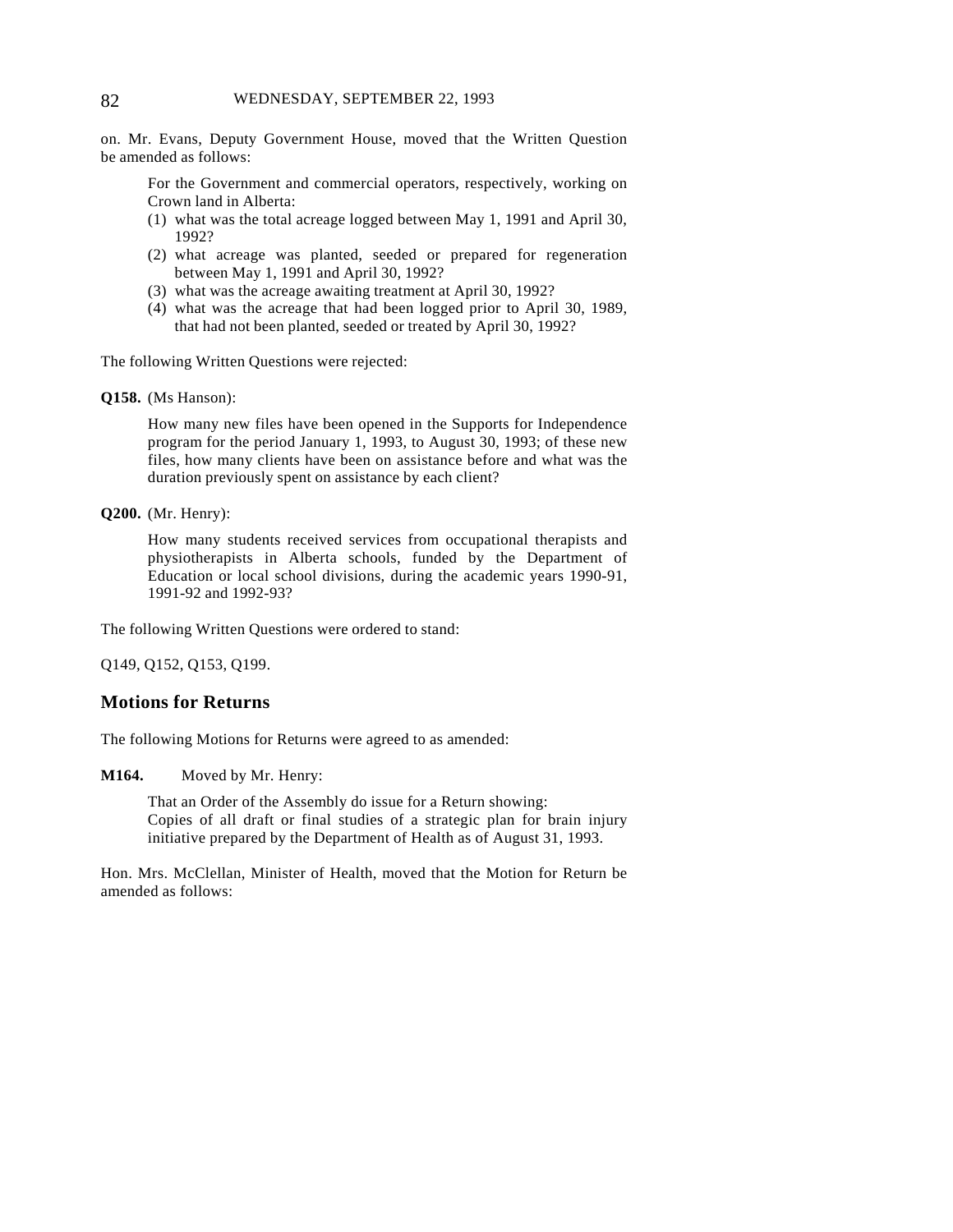on. Mr. Evans, Deputy Government House, moved that the Written Question be amended as follows:

> For the Government and commercial operators, respectively, working on Crown land in Alberta:
> (1) what was the total acreage logged between May 1, 1991 and April 30, 1992?
> (2) what acreage was planted, seeded or prepared for regeneration between May 1, 1991 and April 30, 1992?
> (3) what was the acreage awaiting treatment at April 30, 1992?
> (4) what was the acreage that had been logged prior to April 30, 1989, that had not been planted, seeded or treated by April 30, 1992?

The following Written Questions were rejected:

**Q158.** (Ms Hanson):

> How many new files have been opened in the Supports for Independence program for the period January 1, 1993, to August 30, 1993; of these new files, how many clients have been on assistance before and what was the duration previously spent on assistance by each client?

**Q200.** (Mr. Henry):

> How many students received services from occupational therapists and physiotherapists in Alberta schools, funded by the Department of Education or local school divisions, during the academic years 1990-91, 1991-92 and 1992-93?

The following Written Questions were ordered to stand:

Q149, Q152, Q153, Q199.

## Motions for Returns

The following Motions for Returns were agreed to as amended:

**M164.** Moved by Mr. Henry:

> That an Order of the Assembly do issue for a Return showing:
> Copies of all draft or final studies of a strategic plan for brain injury initiative prepared by the Department of Health as of August 31, 1993.

Hon. Mrs. McClellan, Minister of Health, moved that the Motion for Return be amended as follows: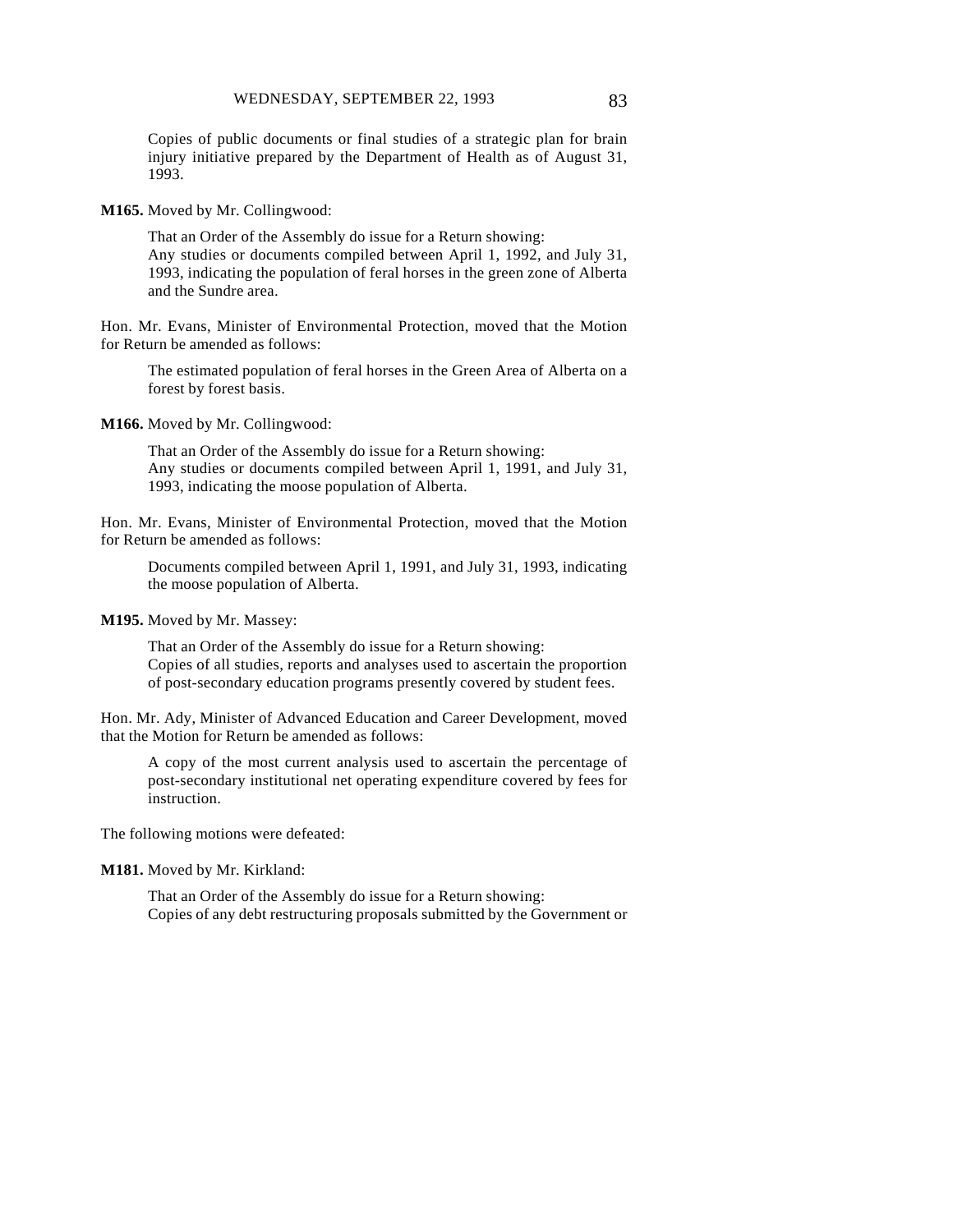Copies of public documents or final studies of a strategic plan for brain injury initiative prepared by the Department of Health as of August 31, 1993.

**M165.** Moved by Mr. Collingwood:

That an Order of the Assembly do issue for a Return showing:
Any studies or documents compiled between April 1, 1992, and July 31, 1993, indicating the population of feral horses in the green zone of Alberta and the Sundre area.

Hon. Mr. Evans, Minister of Environmental Protection, moved that the Motion for Return be amended as follows:

The estimated population of feral horses in the Green Area of Alberta on a forest by forest basis.

**M166.** Moved by Mr. Collingwood:

That an Order of the Assembly do issue for a Return showing:
Any studies or documents compiled between April 1, 1991, and July 31, 1993, indicating the moose population of Alberta.

Hon. Mr. Evans, Minister of Environmental Protection, moved that the Motion for Return be amended as follows:

Documents compiled between April 1, 1991, and July 31, 1993, indicating the moose population of Alberta.

**M195.** Moved by Mr. Massey:

That an Order of the Assembly do issue for a Return showing:
Copies of all studies, reports and analyses used to ascertain the proportion of post-secondary education programs presently covered by student fees.

Hon. Mr. Ady, Minister of Advanced Education and Career Development, moved that the Motion for Return be amended as follows:

A copy of the most current analysis used to ascertain the percentage of post-secondary institutional net operating expenditure covered by fees for instruction.

The following motions were defeated:

**M181.** Moved by Mr. Kirkland:

That an Order of the Assembly do issue for a Return showing:
Copies of any debt restructuring proposals submitted by the Government or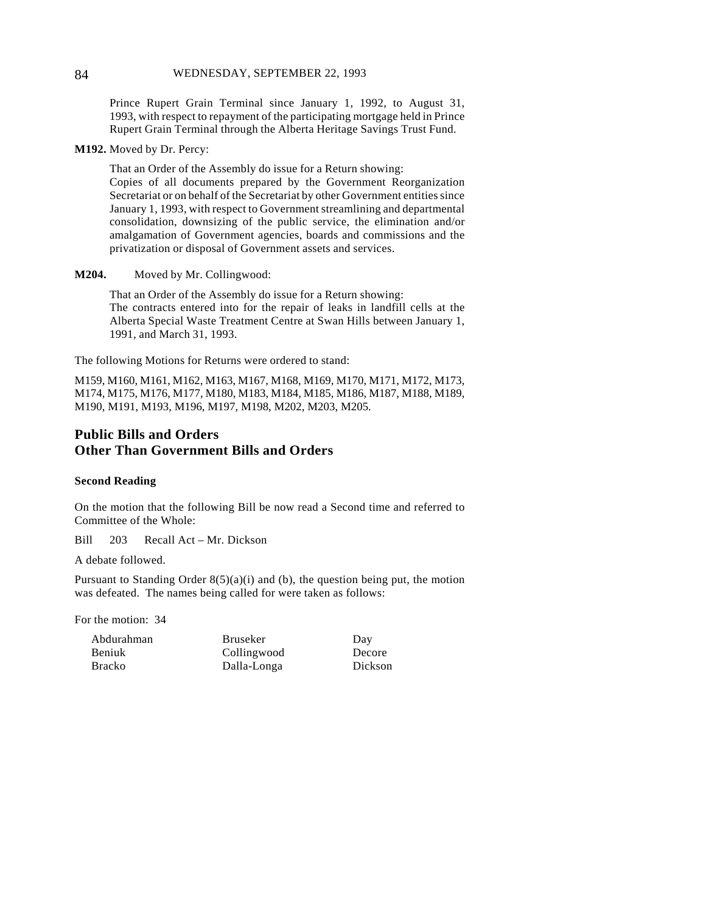Prince Rupert Grain Terminal since January 1, 1992, to August 31, 1993, with respect to repayment of the participating mortgage held in Prince Rupert Grain Terminal through the Alberta Heritage Savings Trust Fund.

**M192.** Moved by Dr. Percy:

That an Order of the Assembly do issue for a Return showing:
Copies of all documents prepared by the Government Reorganization Secretariat or on behalf of the Secretariat by other Government entities since January 1, 1993, with respect to Government streamlining and departmental consolidation, downsizing of the public service, the elimination and/or amalgamation of Government agencies, boards and commissions and the privatization or disposal of Government assets and services.

**M204.** Moved by Mr. Collingwood:

That an Order of the Assembly do issue for a Return showing:
The contracts entered into for the repair of leaks in landfill cells at the Alberta Special Waste Treatment Centre at Swan Hills between January 1, 1991, and March 31, 1993.

The following Motions for Returns were ordered to stand:

M159, M160, M161, M162, M163, M167, M168, M169, M170, M171, M172, M173, M174, M175, M176, M177, M180, M183, M184, M185, M186, M187, M188, M189, M190, M191, M193, M196, M197, M198, M202, M203, M205.

## Public Bills and Orders Other Than Government Bills and Orders

### Second Reading

On the motion that the following Bill be now read a Second time and referred to Committee of the Whole:

Bill 203 Recall Act – Mr. Dickson

A debate followed.

Pursuant to Standing Order 8(5)(a)(i) and (b), the question being put, the motion was defeated. The names being called for were taken as follows:

For the motion: 34

| | | |
|---|---|---|
| Abdurahman | Bruseker | Day |
| Beniuk | Collingwood | Decore |
| Bracko | Dalla-Longa | Dickson |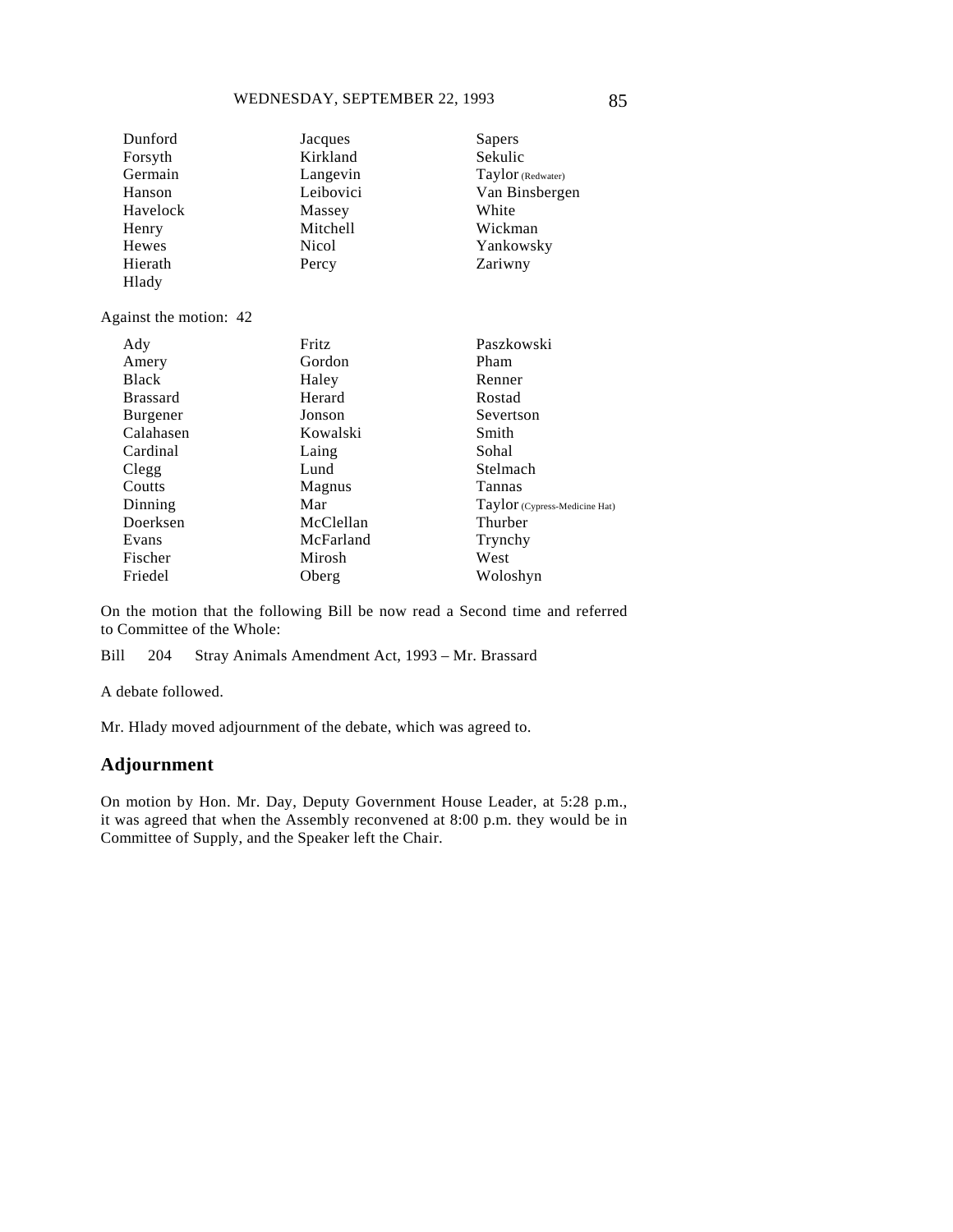| | | |
|---|---|---|
| Dunford | Jacques | Sapers |
| Forsyth | Kirkland | Sekulic |
| Germain | Langevin | Taylor (Redwater) |
| Hanson | Leibovici | Van Binsbergen |
| Havelock | Massey | White |
| Henry | Mitchell | Wickman |
| Hewes | Nicol | Yankowsky |
| Hierath | Percy | Zariwny |
| Hlady | | |

Against the motion: 42

| | | |
|---|---|---|
| Ady | Fritz | Paszkowski |
| Amery | Gordon | Pham |
| Black | Haley | Renner |
| Brassard | Herard | Rostad |
| Burgener | Jonson | Severtson |
| Calahasen | Kowalski | Smith |
| Cardinal | Laing | Sohal |
| Clegg | Lund | Stelmach |
| Coutts | Magnus | Tannas |
| Dinning | Mar | Taylor (Cypress-Medicine Hat) |
| Doerksen | McClellan | Thurber |
| Evans | McFarland | Trynchy |
| Fischer | Mirosh | West |
| Friedel | Oberg | Woloshyn |

On the motion that the following Bill be now read a Second time and referred to Committee of the Whole:

Bill 204 Stray Animals Amendment Act, 1993 – Mr. Brassard

A debate followed.

Mr. Hlady moved adjournment of the debate, which was agreed to.

## Adjournment

On motion by Hon. Mr. Day, Deputy Government House Leader, at 5:28 p.m., it was agreed that when the Assembly reconvened at 8:00 p.m. they would be in Committee of Supply, and the Speaker left the Chair.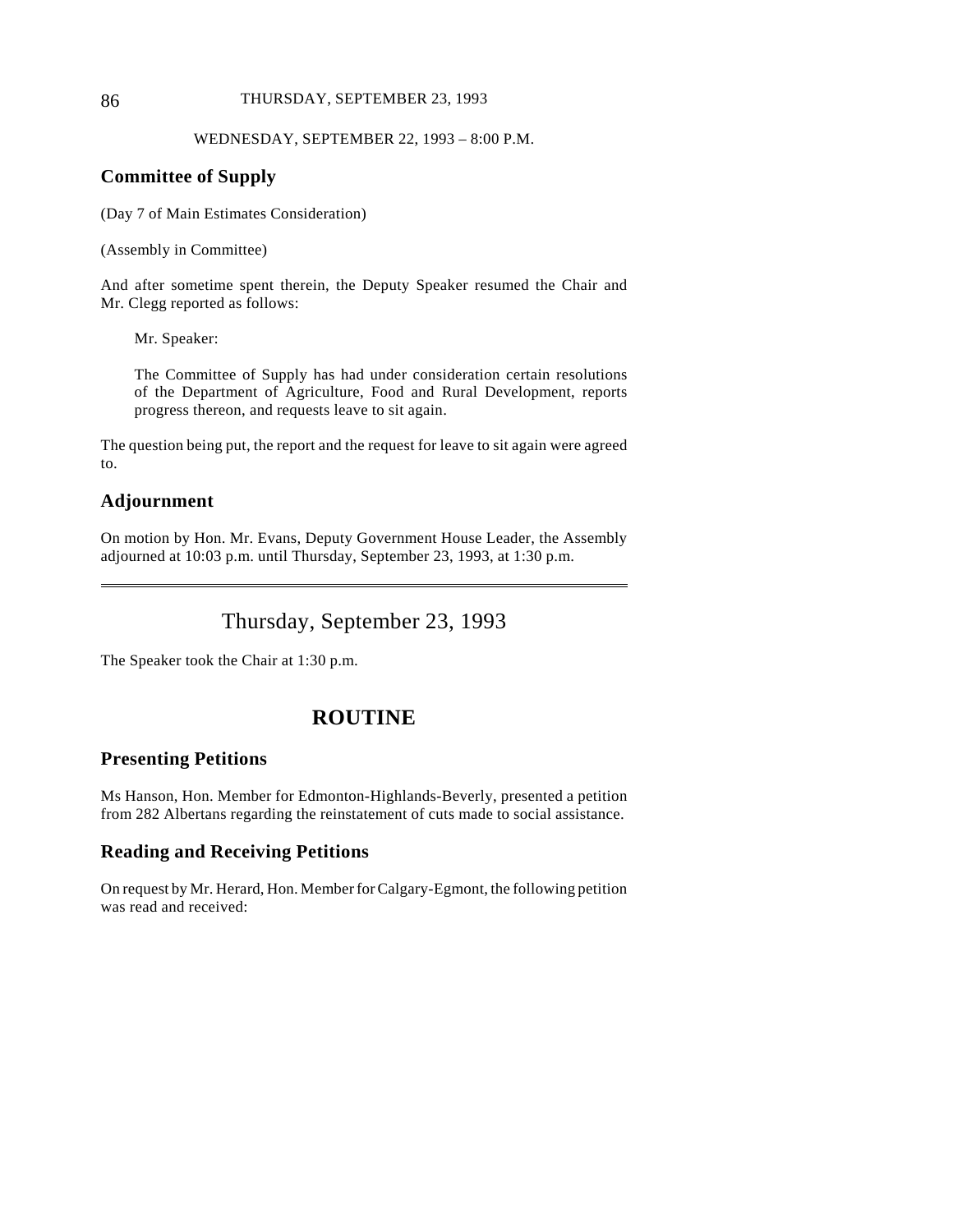WEDNESDAY, SEPTEMBER 22, 1993 – 8:00 P.M.

## Committee of Supply

(Day 7 of Main Estimates Consideration)

(Assembly in Committee)

And after sometime spent therein, the Deputy Speaker resumed the Chair and Mr. Clegg reported as follows:

> Mr. Speaker:
>
> The Committee of Supply has had under consideration certain resolutions of the Department of Agriculture, Food and Rural Development, reports progress thereon, and requests leave to sit again.

The question being put, the report and the request for leave to sit again were agreed to.

## Adjournment

On motion by Hon. Mr. Evans, Deputy Government House Leader, the Assembly adjourned at 10:03 p.m. until Thursday, September 23, 1993, at 1:30 p.m.

---

# Thursday, September 23, 1993

The Speaker took the Chair at 1:30 p.m.

# ROUTINE

## Presenting Petitions

Ms Hanson, Hon. Member for Edmonton-Highlands-Beverly, presented a petition from 282 Albertans regarding the reinstatement of cuts made to social assistance.

## Reading and Receiving Petitions

On request by Mr. Herard, Hon. Member for Calgary-Egmont, the following petition was read and received: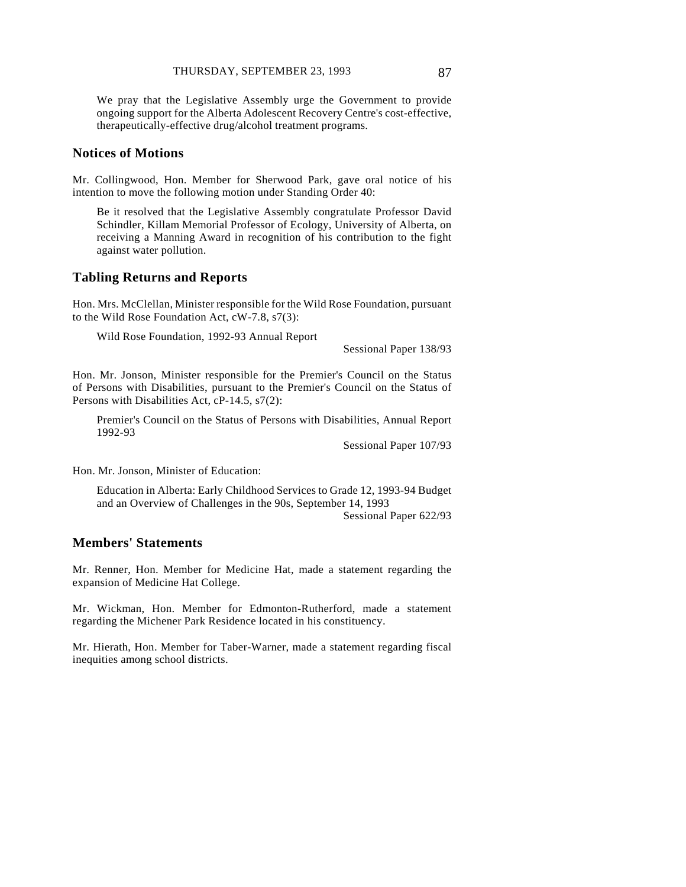We pray that the Legislative Assembly urge the Government to provide ongoing support for the Alberta Adolescent Recovery Centre's cost-effective, therapeutically-effective drug/alcohol treatment programs.

## Notices of Motions

Mr. Collingwood, Hon. Member for Sherwood Park, gave oral notice of his intention to move the following motion under Standing Order 40:

> Be it resolved that the Legislative Assembly congratulate Professor David Schindler, Killam Memorial Professor of Ecology, University of Alberta, on receiving a Manning Award in recognition of his contribution to the fight against water pollution.

## Tabling Returns and Reports

Hon. Mrs. McClellan, Minister responsible for the Wild Rose Foundation, pursuant to the Wild Rose Foundation Act, cW-7.8, s7(3):

> Wild Rose Foundation, 1992-93 Annual Report
>
> Sessional Paper 138/93

Hon. Mr. Jonson, Minister responsible for the Premier's Council on the Status of Persons with Disabilities, pursuant to the Premier's Council on the Status of Persons with Disabilities Act, cP-14.5, s7(2):

> Premier's Council on the Status of Persons with Disabilities, Annual Report 1992-93
>
> Sessional Paper 107/93

Hon. Mr. Jonson, Minister of Education:

> Education in Alberta: Early Childhood Services to Grade 12, 1993-94 Budget and an Overview of Challenges in the 90s, September 14, 1993
>
> Sessional Paper 622/93

## Members' Statements

Mr. Renner, Hon. Member for Medicine Hat, made a statement regarding the expansion of Medicine Hat College.

Mr. Wickman, Hon. Member for Edmonton-Rutherford, made a statement regarding the Michener Park Residence located in his constituency.

Mr. Hierath, Hon. Member for Taber-Warner, made a statement regarding fiscal inequities among school districts.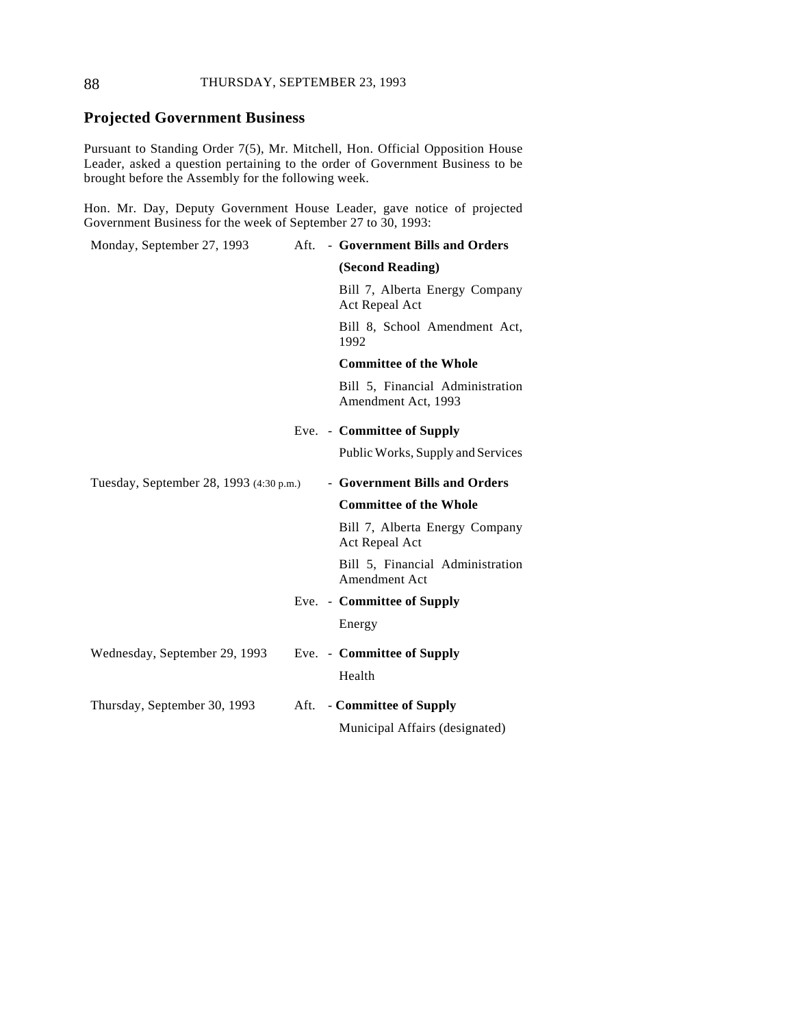## Projected Government Business

Pursuant to Standing Order 7(5), Mr. Mitchell, Hon. Official Opposition House Leader, asked a question pertaining to the order of Government Business to be brought before the Assembly for the following week.

Hon. Mr. Day, Deputy Government House Leader, gave notice of projected Government Business for the week of September 27 to 30, 1993:

| | | |
|---|---|---|
| Monday, September 27, 1993 | Aft. | - **Government Bills and Orders** |
| | | **(Second Reading)** |
| | | Bill 7, Alberta Energy Company Act Repeal Act |
| | | Bill 8, School Amendment Act, 1992 |
| | | **Committee of the Whole** |
| | | Bill 5, Financial Administration Amendment Act, 1993 |
| | Eve. | - **Committee of Supply** |
| | | Public Works, Supply and Services |
| Tuesday, September 28, 1993 (4:30 p.m.) | | - **Government Bills and Orders** |
| | | **Committee of the Whole** |
| | | Bill 7, Alberta Energy Company Act Repeal Act |
| | | Bill 5, Financial Administration Amendment Act |
| | Eve. | - **Committee of Supply** |
| | | Energy |
| Wednesday, September 29, 1993 | Eve. | - **Committee of Supply** |
| | | Health |
| Thursday, September 30, 1993 | Aft. | - **Committee of Supply** |
| | | Municipal Affairs (designated) |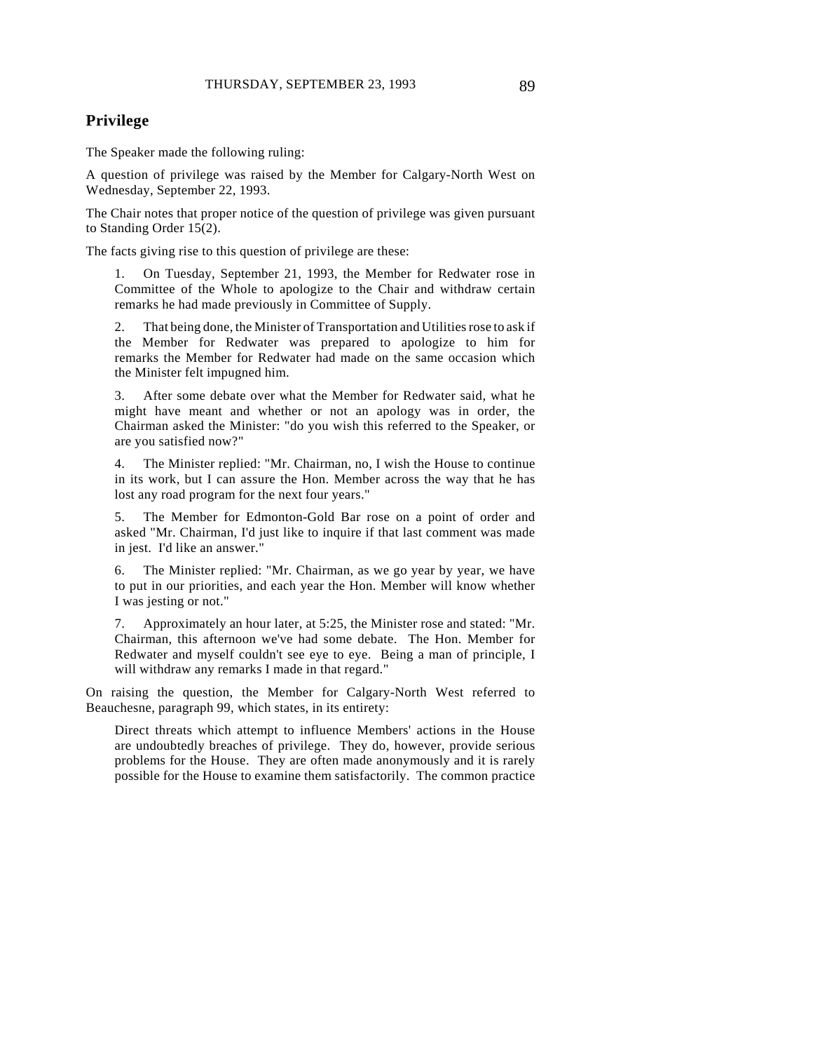## Privilege

The Speaker made the following ruling:

A question of privilege was raised by the Member for Calgary-North West on Wednesday, September 22, 1993.

The Chair notes that proper notice of the question of privilege was given pursuant to Standing Order 15(2).

The facts giving rise to this question of privilege are these:

> 1. On Tuesday, September 21, 1993, the Member for Redwater rose in Committee of the Whole to apologize to the Chair and withdraw certain remarks he had made previously in Committee of Supply.
>
> 2. That being done, the Minister of Transportation and Utilities rose to ask if the Member for Redwater was prepared to apologize to him for remarks the Member for Redwater had made on the same occasion which the Minister felt impugned him.
>
> 3. After some debate over what the Member for Redwater said, what he might have meant and whether or not an apology was in order, the Chairman asked the Minister: "do you wish this referred to the Speaker, or are you satisfied now?"
>
> 4. The Minister replied: "Mr. Chairman, no, I wish the House to continue in its work, but I can assure the Hon. Member across the way that he has lost any road program for the next four years."
>
> 5. The Member for Edmonton-Gold Bar rose on a point of order and asked "Mr. Chairman, I'd just like to inquire if that last comment was made in jest. I'd like an answer."
>
> 6. The Minister replied: "Mr. Chairman, as we go year by year, we have to put in our priorities, and each year the Hon. Member will know whether I was jesting or not."
>
> 7. Approximately an hour later, at 5:25, the Minister rose and stated: "Mr. Chairman, this afternoon we've had some debate. The Hon. Member for Redwater and myself couldn't see eye to eye. Being a man of principle, I will withdraw any remarks I made in that regard."

On raising the question, the Member for Calgary-North West referred to Beauchesne, paragraph 99, which states, in its entirety:

> Direct threats which attempt to influence Members' actions in the House are undoubtedly breaches of privilege. They do, however, provide serious problems for the House. They are often made anonymously and it is rarely possible for the House to examine them satisfactorily. The common practice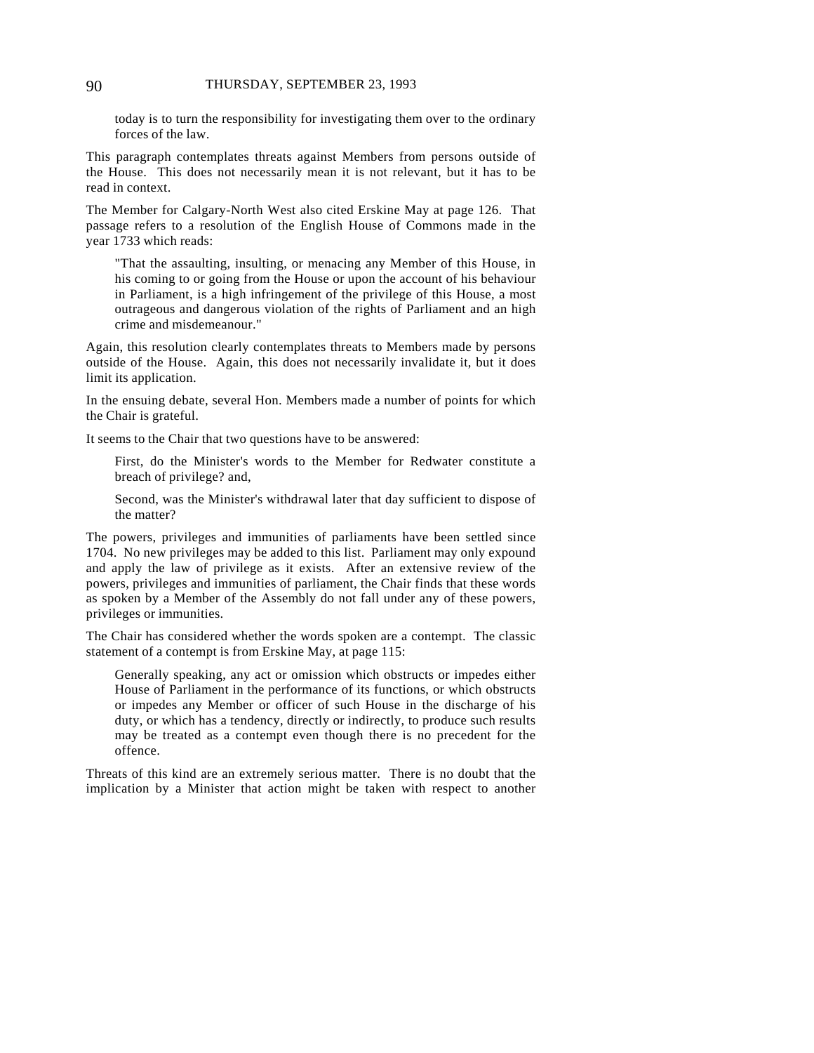> today is to turn the responsibility for investigating them over to the ordinary forces of the law.

This paragraph contemplates threats against Members from persons outside of the House. This does not necessarily mean it is not relevant, but it has to be read in context.

The Member for Calgary-North West also cited Erskine May at page 126. That passage refers to a resolution of the English House of Commons made in the year 1733 which reads:

> "That the assaulting, insulting, or menacing any Member of this House, in his coming to or going from the House or upon the account of his behaviour in Parliament, is a high infringement of the privilege of this House, a most outrageous and dangerous violation of the rights of Parliament and an high crime and misdemeanour."

Again, this resolution clearly contemplates threats to Members made by persons outside of the House. Again, this does not necessarily invalidate it, but it does limit its application.

In the ensuing debate, several Hon. Members made a number of points for which the Chair is grateful.

It seems to the Chair that two questions have to be answered:

> First, do the Minister's words to the Member for Redwater constitute a breach of privilege? and,
>
> Second, was the Minister's withdrawal later that day sufficient to dispose of the matter?

The powers, privileges and immunities of parliaments have been settled since 1704. No new privileges may be added to this list. Parliament may only expound and apply the law of privilege as it exists. After an extensive review of the powers, privileges and immunities of parliament, the Chair finds that these words as spoken by a Member of the Assembly do not fall under any of these powers, privileges or immunities.

The Chair has considered whether the words spoken are a contempt. The classic statement of a contempt is from Erskine May, at page 115:

> Generally speaking, any act or omission which obstructs or impedes either House of Parliament in the performance of its functions, or which obstructs or impedes any Member or officer of such House in the discharge of his duty, or which has a tendency, directly or indirectly, to produce such results may be treated as a contempt even though there is no precedent for the offence.

Threats of this kind are an extremely serious matter. There is no doubt that the implication by a Minister that action might be taken with respect to another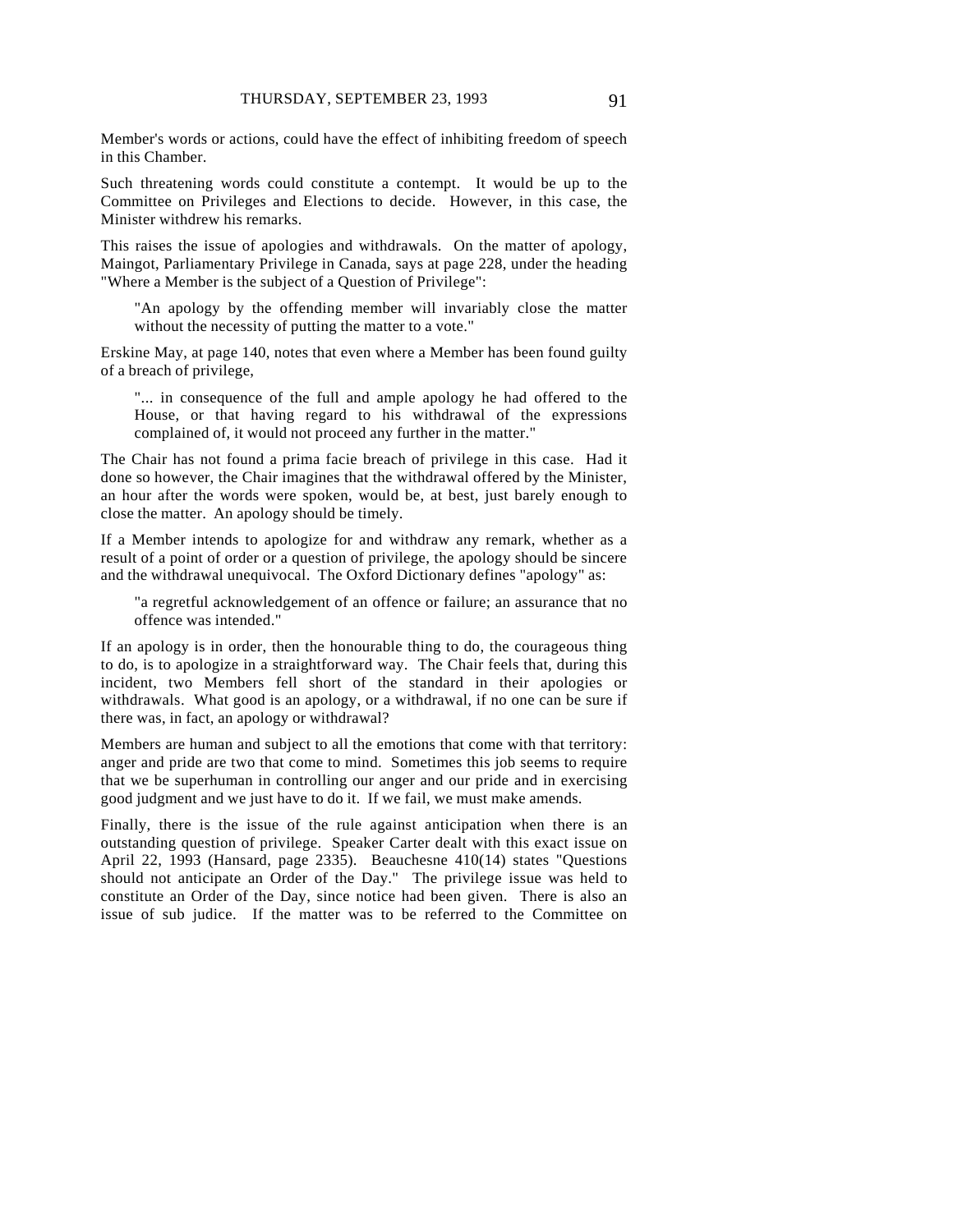Member's words or actions, could have the effect of inhibiting freedom of speech in this Chamber.

Such threatening words could constitute a contempt. It would be up to the Committee on Privileges and Elections to decide. However, in this case, the Minister withdrew his remarks.

This raises the issue of apologies and withdrawals. On the matter of apology, Maingot, Parliamentary Privilege in Canada, says at page 228, under the heading "Where a Member is the subject of a Question of Privilege":

> "An apology by the offending member will invariably close the matter without the necessity of putting the matter to a vote."

Erskine May, at page 140, notes that even where a Member has been found guilty of a breach of privilege,

> "... in consequence of the full and ample apology he had offered to the House, or that having regard to his withdrawal of the expressions complained of, it would not proceed any further in the matter."

The Chair has not found a prima facie breach of privilege in this case. Had it done so however, the Chair imagines that the withdrawal offered by the Minister, an hour after the words were spoken, would be, at best, just barely enough to close the matter. An apology should be timely.

If a Member intends to apologize for and withdraw any remark, whether as a result of a point of order or a question of privilege, the apology should be sincere and the withdrawal unequivocal. The Oxford Dictionary defines "apology" as:

> "a regretful acknowledgement of an offence or failure; an assurance that no offence was intended."

If an apology is in order, then the honourable thing to do, the courageous thing to do, is to apologize in a straightforward way. The Chair feels that, during this incident, two Members fell short of the standard in their apologies or withdrawals. What good is an apology, or a withdrawal, if no one can be sure if there was, in fact, an apology or withdrawal?

Members are human and subject to all the emotions that come with that territory: anger and pride are two that come to mind. Sometimes this job seems to require that we be superhuman in controlling our anger and our pride and in exercising good judgment and we just have to do it. If we fail, we must make amends.

Finally, there is the issue of the rule against anticipation when there is an outstanding question of privilege. Speaker Carter dealt with this exact issue on April 22, 1993 (Hansard, page 2335). Beauchesne 410(14) states "Questions should not anticipate an Order of the Day." The privilege issue was held to constitute an Order of the Day, since notice had been given. There is also an issue of sub judice. If the matter was to be referred to the Committee on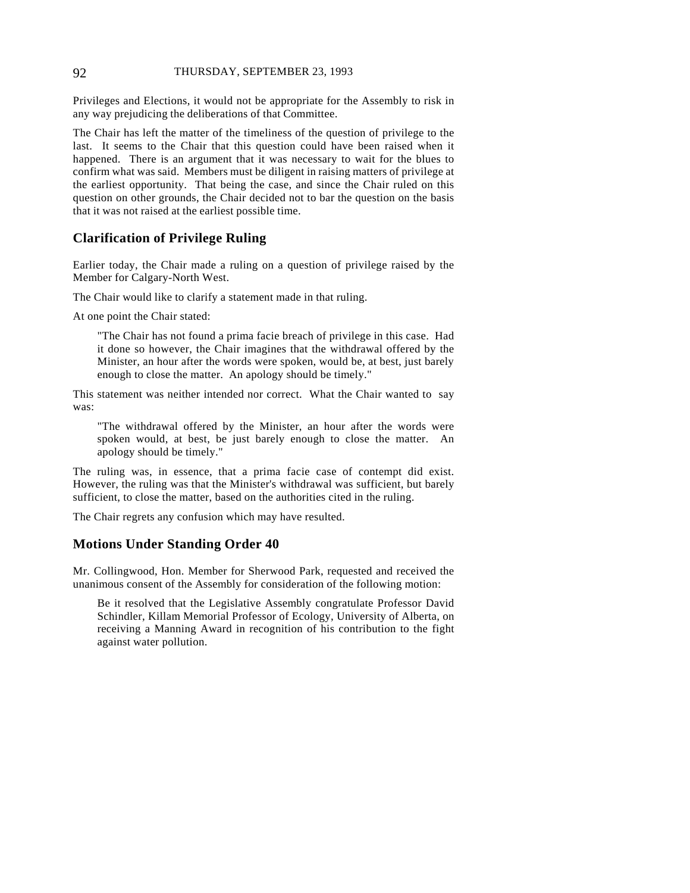Privileges and Elections, it would not be appropriate for the Assembly to risk in any way prejudicing the deliberations of that Committee.

The Chair has left the matter of the timeliness of the question of privilege to the last. It seems to the Chair that this question could have been raised when it happened. There is an argument that it was necessary to wait for the blues to confirm what was said. Members must be diligent in raising matters of privilege at the earliest opportunity. That being the case, and since the Chair ruled on this question on other grounds, the Chair decided not to bar the question on the basis that it was not raised at the earliest possible time.

## Clarification of Privilege Ruling

Earlier today, the Chair made a ruling on a question of privilege raised by the Member for Calgary-North West.

The Chair would like to clarify a statement made in that ruling.

At one point the Chair stated:

> "The Chair has not found a prima facie breach of privilege in this case. Had it done so however, the Chair imagines that the withdrawal offered by the Minister, an hour after the words were spoken, would be, at best, just barely enough to close the matter. An apology should be timely."

This statement was neither intended nor correct. What the Chair wanted to say was:

> "The withdrawal offered by the Minister, an hour after the words were spoken would, at best, be just barely enough to close the matter. An apology should be timely."

The ruling was, in essence, that a prima facie case of contempt did exist. However, the ruling was that the Minister's withdrawal was sufficient, but barely sufficient, to close the matter, based on the authorities cited in the ruling.

The Chair regrets any confusion which may have resulted.

## Motions Under Standing Order 40

Mr. Collingwood, Hon. Member for Sherwood Park, requested and received the unanimous consent of the Assembly for consideration of the following motion:

> Be it resolved that the Legislative Assembly congratulate Professor David Schindler, Killam Memorial Professor of Ecology, University of Alberta, on receiving a Manning Award in recognition of his contribution to the fight against water pollution.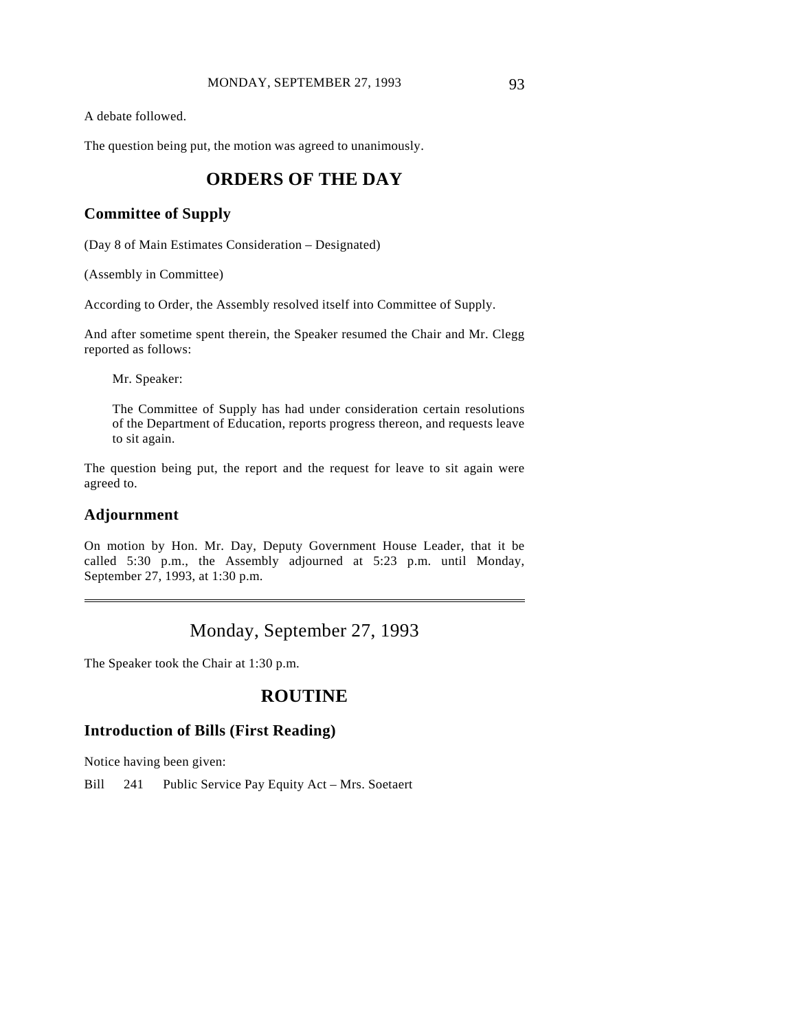A debate followed.

The question being put, the motion was agreed to unanimously.

# ORDERS OF THE DAY

## Committee of Supply

(Day 8 of Main Estimates Consideration – Designated)

(Assembly in Committee)

According to Order, the Assembly resolved itself into Committee of Supply.

And after sometime spent therein, the Speaker resumed the Chair and Mr. Clegg reported as follows:

> Mr. Speaker:
>
> The Committee of Supply has had under consideration certain resolutions of the Department of Education, reports progress thereon, and requests leave to sit again.

The question being put, the report and the request for leave to sit again were agreed to.

## Adjournment

On motion by Hon. Mr. Day, Deputy Government House Leader, that it be called 5:30 p.m., the Assembly adjourned at 5:23 p.m. until Monday, September 27, 1993, at 1:30 p.m.

---

# Monday, September 27, 1993

The Speaker took the Chair at 1:30 p.m.

# ROUTINE

## Introduction of Bills (First Reading)

Notice having been given:

Bill 241 Public Service Pay Equity Act – Mrs. Soetaert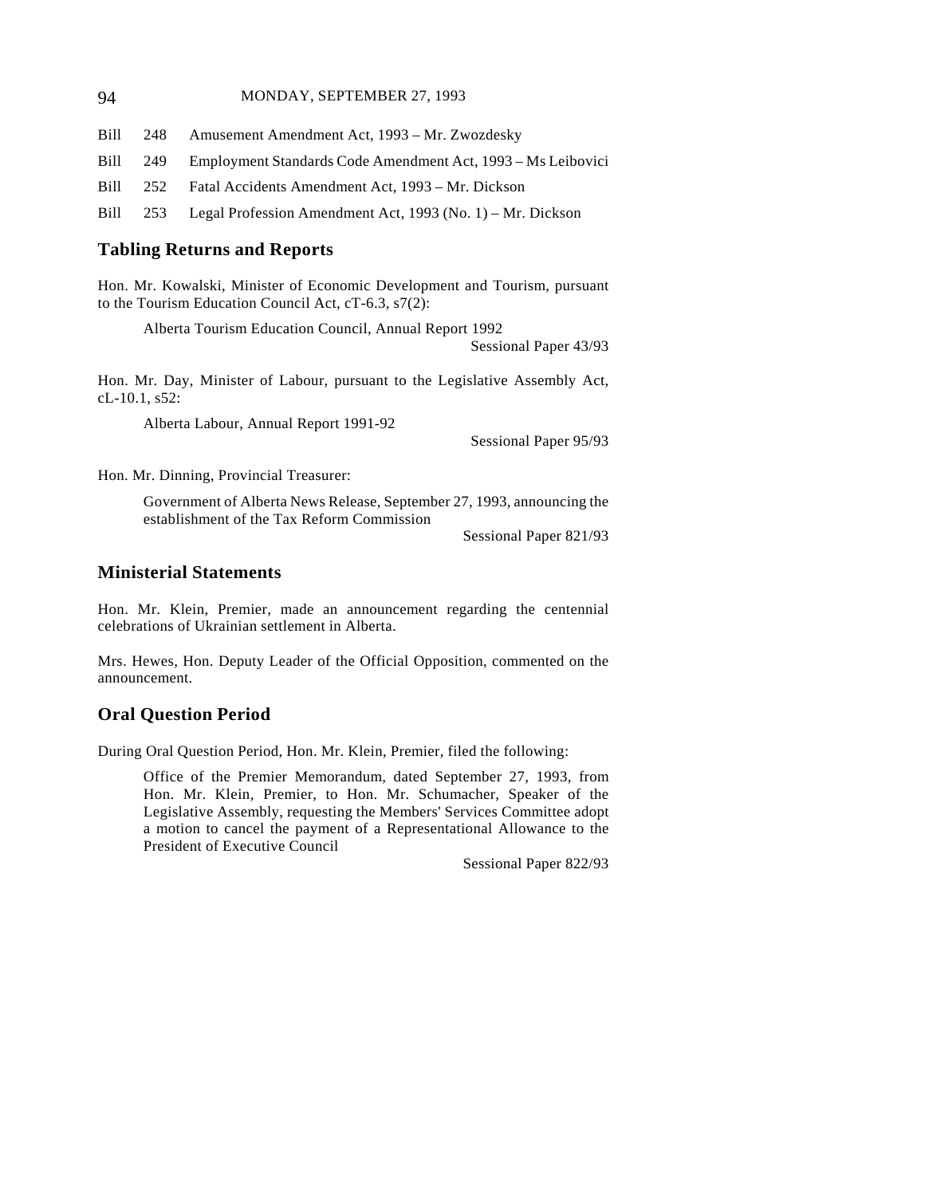Bill 248 Amusement Amendment Act, 1993 – Mr. Zwozdesky

Bill 249 Employment Standards Code Amendment Act, 1993 – Ms Leibovici

Bill 252 Fatal Accidents Amendment Act, 1993 – Mr. Dickson

Bill 253 Legal Profession Amendment Act, 1993 (No. 1) – Mr. Dickson

## Tabling Returns and Reports

Hon. Mr. Kowalski, Minister of Economic Development and Tourism, pursuant to the Tourism Education Council Act, cT-6.3, s7(2):

> Alberta Tourism Education Council, Annual Report 1992
>
> Sessional Paper 43/93

Hon. Mr. Day, Minister of Labour, pursuant to the Legislative Assembly Act, cL-10.1, s52:

> Alberta Labour, Annual Report 1991-92
>
> Sessional Paper 95/93

Hon. Mr. Dinning, Provincial Treasurer:

> Government of Alberta News Release, September 27, 1993, announcing the establishment of the Tax Reform Commission
>
> Sessional Paper 821/93

## Ministerial Statements

Hon. Mr. Klein, Premier, made an announcement regarding the centennial celebrations of Ukrainian settlement in Alberta.

Mrs. Hewes, Hon. Deputy Leader of the Official Opposition, commented on the announcement.

## Oral Question Period

During Oral Question Period, Hon. Mr. Klein, Premier, filed the following:

> Office of the Premier Memorandum, dated September 27, 1993, from Hon. Mr. Klein, Premier, to Hon. Mr. Schumacher, Speaker of the Legislative Assembly, requesting the Members' Services Committee adopt a motion to cancel the payment of a Representational Allowance to the President of Executive Council
>
> Sessional Paper 822/93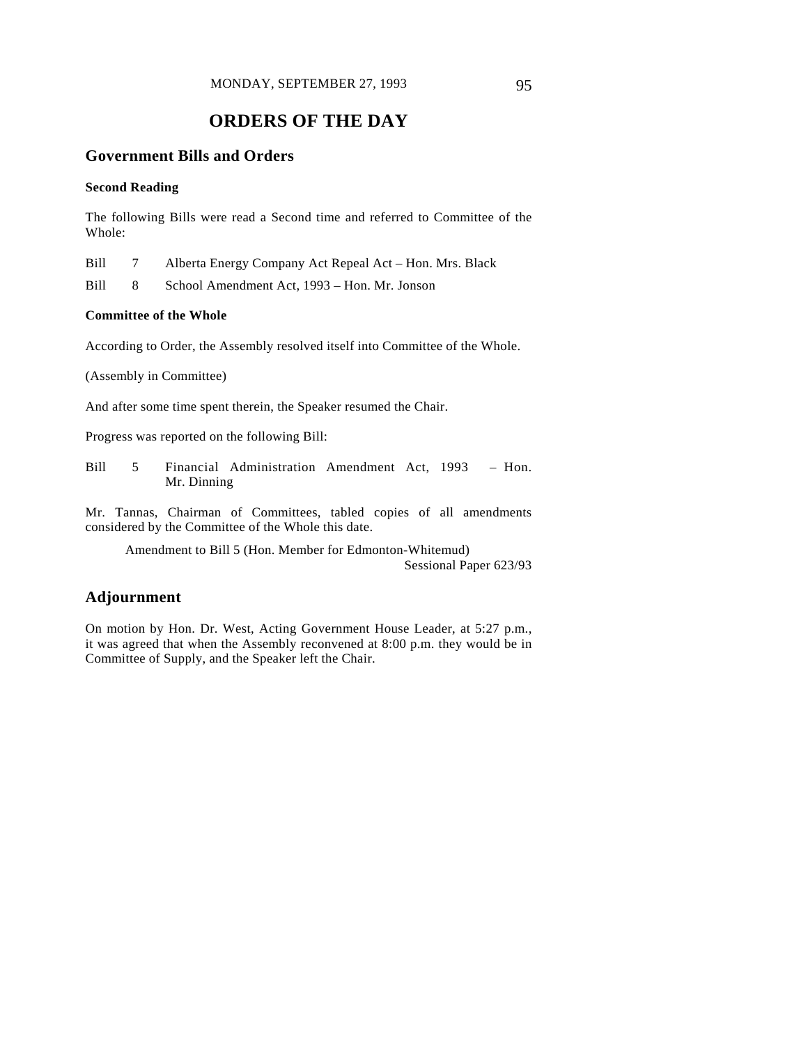# ORDERS OF THE DAY

## Government Bills and Orders

### Second Reading

The following Bills were read a Second time and referred to Committee of the Whole:

Bill 7 Alberta Energy Company Act Repeal Act – Hon. Mrs. Black

Bill 8 School Amendment Act, 1993 – Hon. Mr. Jonson

### Committee of the Whole

According to Order, the Assembly resolved itself into Committee of the Whole.

(Assembly in Committee)

And after some time spent therein, the Speaker resumed the Chair.

Progress was reported on the following Bill:

Bill 5 Financial Administration Amendment Act, 1993 – Hon. Mr. Dinning

Mr. Tannas, Chairman of Committees, tabled copies of all amendments considered by the Committee of the Whole this date.

Amendment to Bill 5 (Hon. Member for Edmonton-Whitemud)
Sessional Paper 623/93

## Adjournment

On motion by Hon. Dr. West, Acting Government House Leader, at 5:27 p.m., it was agreed that when the Assembly reconvened at 8:00 p.m. they would be in Committee of Supply, and the Speaker left the Chair.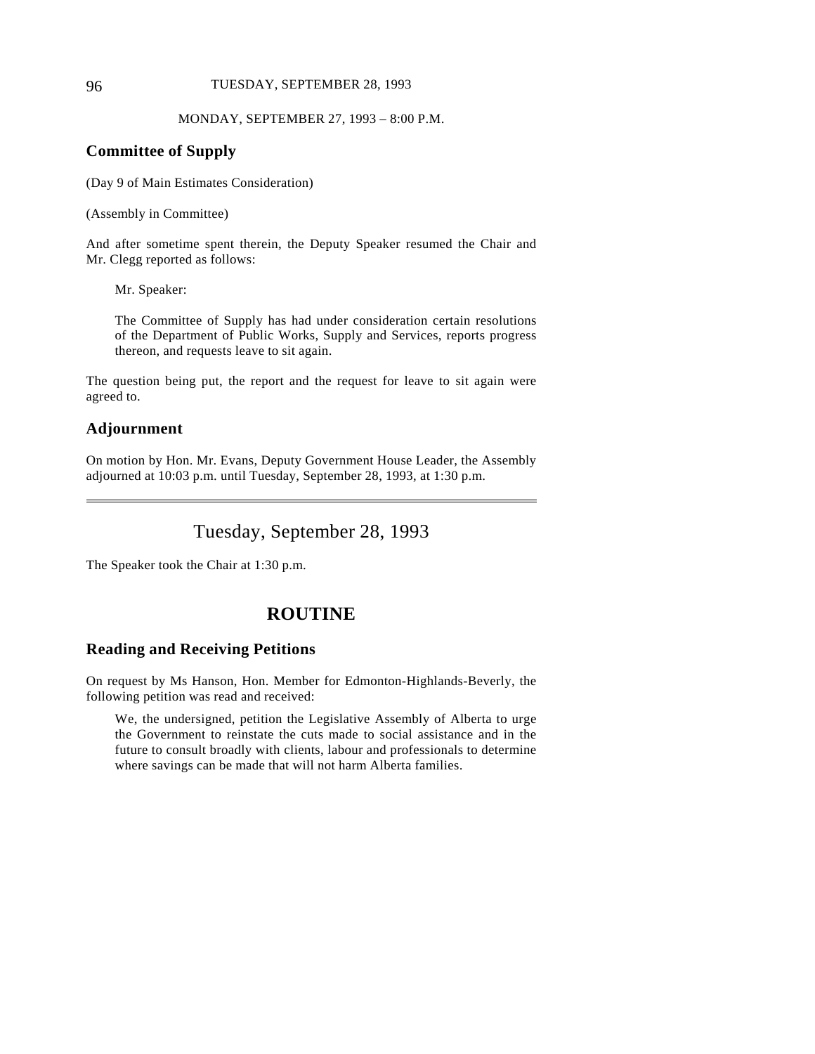MONDAY, SEPTEMBER 27, 1993 – 8:00 P.M.

## Committee of Supply

(Day 9 of Main Estimates Consideration)

(Assembly in Committee)

And after sometime spent therein, the Deputy Speaker resumed the Chair and Mr. Clegg reported as follows:

> Mr. Speaker:
>
> The Committee of Supply has had under consideration certain resolutions of the Department of Public Works, Supply and Services, reports progress thereon, and requests leave to sit again.

The question being put, the report and the request for leave to sit again were agreed to.

## Adjournment

On motion by Hon. Mr. Evans, Deputy Government House Leader, the Assembly adjourned at 10:03 p.m. until Tuesday, September 28, 1993, at 1:30 p.m.

---

# Tuesday, September 28, 1993

The Speaker took the Chair at 1:30 p.m.

# ROUTINE

## Reading and Receiving Petitions

On request by Ms Hanson, Hon. Member for Edmonton-Highlands-Beverly, the following petition was read and received:

> We, the undersigned, petition the Legislative Assembly of Alberta to urge the Government to reinstate the cuts made to social assistance and in the future to consult broadly with clients, labour and professionals to determine where savings can be made that will not harm Alberta families.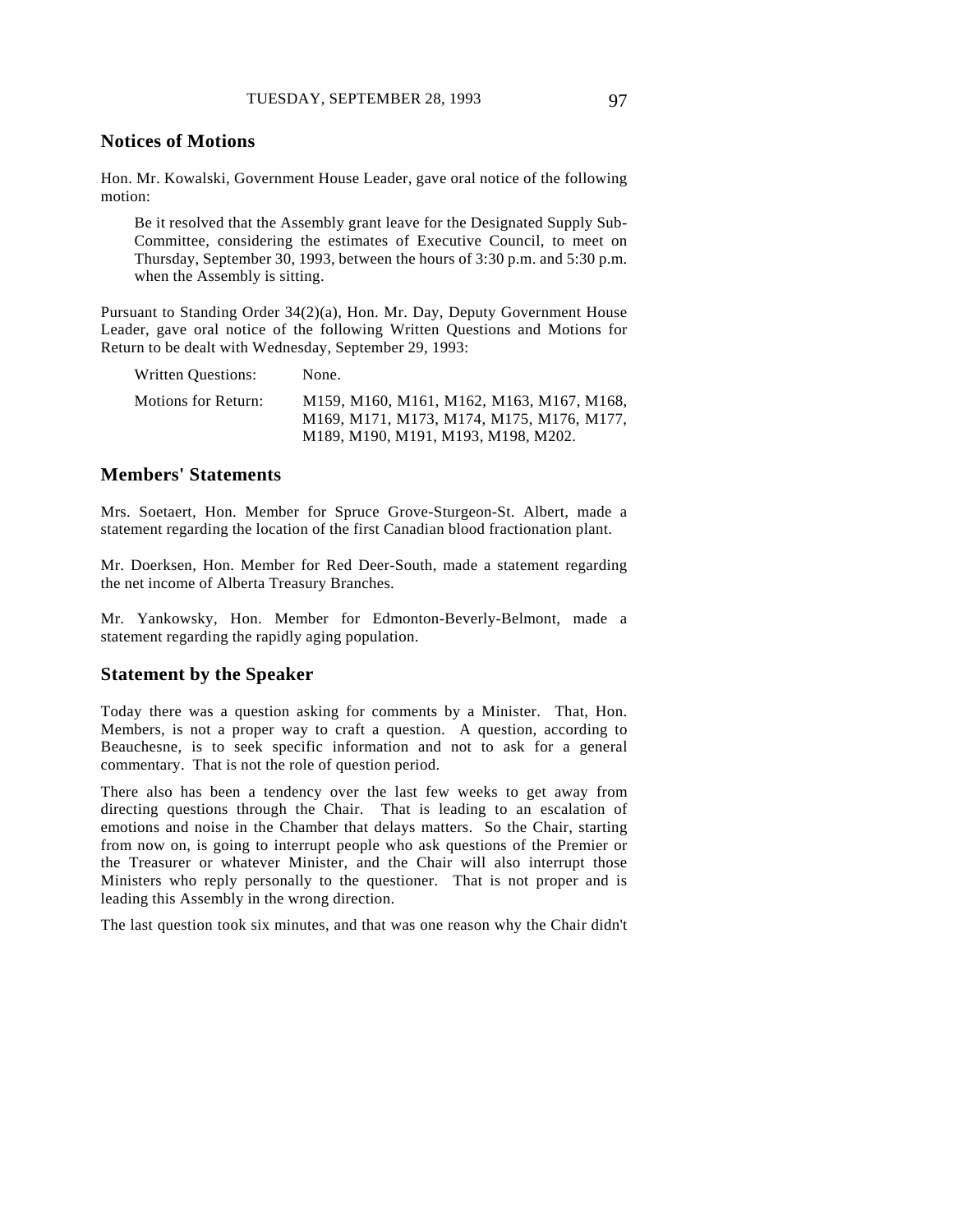## Notices of Motions

Hon. Mr. Kowalski, Government House Leader, gave oral notice of the following motion:

> Be it resolved that the Assembly grant leave for the Designated Supply Sub-Committee, considering the estimates of Executive Council, to meet on Thursday, September 30, 1993, between the hours of 3:30 p.m. and 5:30 p.m. when the Assembly is sitting.

Pursuant to Standing Order 34(2)(a), Hon. Mr. Day, Deputy Government House Leader, gave oral notice of the following Written Questions and Motions for Return to be dealt with Wednesday, September 29, 1993:

| | |
|---|---|
| Written Questions: | None. |
| Motions for Return: | M159, M160, M161, M162, M163, M167, M168, M169, M171, M173, M174, M175, M176, M177, M189, M190, M191, M193, M198, M202. |

## Members' Statements

Mrs. Soetaert, Hon. Member for Spruce Grove-Sturgeon-St. Albert, made a statement regarding the location of the first Canadian blood fractionation plant.

Mr. Doerksen, Hon. Member for Red Deer-South, made a statement regarding the net income of Alberta Treasury Branches.

Mr. Yankowsky, Hon. Member for Edmonton-Beverly-Belmont, made a statement regarding the rapidly aging population.

## Statement by the Speaker

Today there was a question asking for comments by a Minister. That, Hon. Members, is not a proper way to craft a question. A question, according to Beauchesne, is to seek specific information and not to ask for a general commentary. That is not the role of question period.

There also has been a tendency over the last few weeks to get away from directing questions through the Chair. That is leading to an escalation of emotions and noise in the Chamber that delays matters. So the Chair, starting from now on, is going to interrupt people who ask questions of the Premier or the Treasurer or whatever Minister, and the Chair will also interrupt those Ministers who reply personally to the questioner. That is not proper and is leading this Assembly in the wrong direction.

The last question took six minutes, and that was one reason why the Chair didn't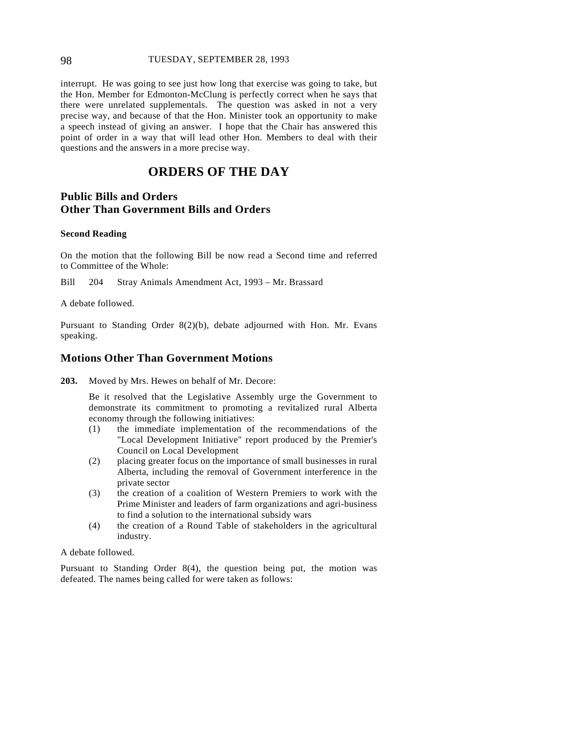interrupt. He was going to see just how long that exercise was going to take, but the Hon. Member for Edmonton-McClung is perfectly correct when he says that there were unrelated supplementals. The question was asked in not a very precise way, and because of that the Hon. Minister took an opportunity to make a speech instead of giving an answer. I hope that the Chair has answered this point of order in a way that will lead other Hon. Members to deal with their questions and the answers in a more precise way.

# ORDERS OF THE DAY

## Public Bills and Orders Other Than Government Bills and Orders

### Second Reading

On the motion that the following Bill be now read a Second time and referred to Committee of the Whole:

Bill 204 Stray Animals Amendment Act, 1993 – Mr. Brassard

A debate followed.

Pursuant to Standing Order 8(2)(b), debate adjourned with Hon. Mr. Evans speaking.

## Motions Other Than Government Motions

**203.** Moved by Mrs. Hewes on behalf of Mr. Decore:

Be it resolved that the Legislative Assembly urge the Government to demonstrate its commitment to promoting a revitalized rural Alberta economy through the following initiatives:

(1) the immediate implementation of the recommendations of the "Local Development Initiative" report produced by the Premier's Council on Local Development

(2) placing greater focus on the importance of small businesses in rural Alberta, including the removal of Government interference in the private sector

(3) the creation of a coalition of Western Premiers to work with the Prime Minister and leaders of farm organizations and agri-business to find a solution to the international subsidy wars

(4) the creation of a Round Table of stakeholders in the agricultural industry.

A debate followed.

Pursuant to Standing Order 8(4), the question being put, the motion was defeated. The names being called for were taken as follows: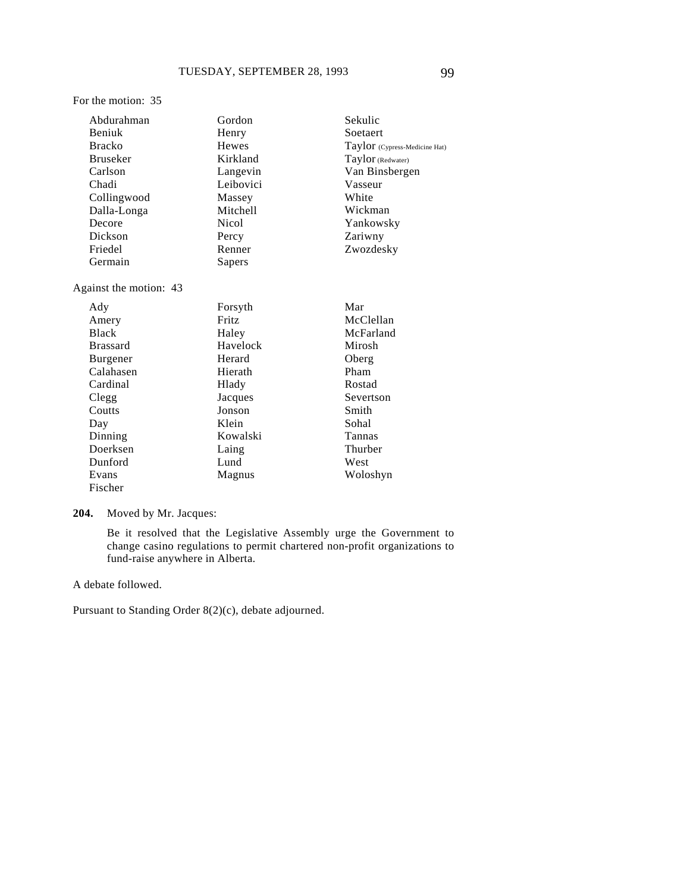For the motion: 35

| | | |
|---|---|---|
| Abdurahman | Gordon | Sekulic |
| Beniuk | Henry | Soetaert |
| Bracko | Hewes | Taylor (Cypress-Medicine Hat) |
| Bruseker | Kirkland | Taylor (Redwater) |
| Carlson | Langevin | Van Binsbergen |
| Chadi | Leibovici | Vasseur |
| Collingwood | Massey | White |
| Dalla-Longa | Mitchell | Wickman |
| Decore | Nicol | Yankowsky |
| Dickson | Percy | Zariwny |
| Friedel | Renner | Zwozdesky |
| Germain | Sapers | |

Against the motion: 43

| | | |
|---|---|---|
| Ady | Forsyth | Mar |
| Amery | Fritz | McClellan |
| Black | Haley | McFarland |
| Brassard | Havelock | Mirosh |
| Burgener | Herard | Oberg |
| Calahasen | Hierath | Pham |
| Cardinal | Hlady | Rostad |
| Clegg | Jacques | Severtson |
| Coutts | Jonson | Smith |
| Day | Klein | Sohal |
| Dinning | Kowalski | Tannas |
| Doerksen | Laing | Thurber |
| Dunford | Lund | West |
| Evans | Magnus | Woloshyn |
| Fischer | | |

**204.** Moved by Mr. Jacques:

Be it resolved that the Legislative Assembly urge the Government to change casino regulations to permit chartered non-profit organizations to fund-raise anywhere in Alberta.

A debate followed.

Pursuant to Standing Order 8(2)(c), debate adjourned.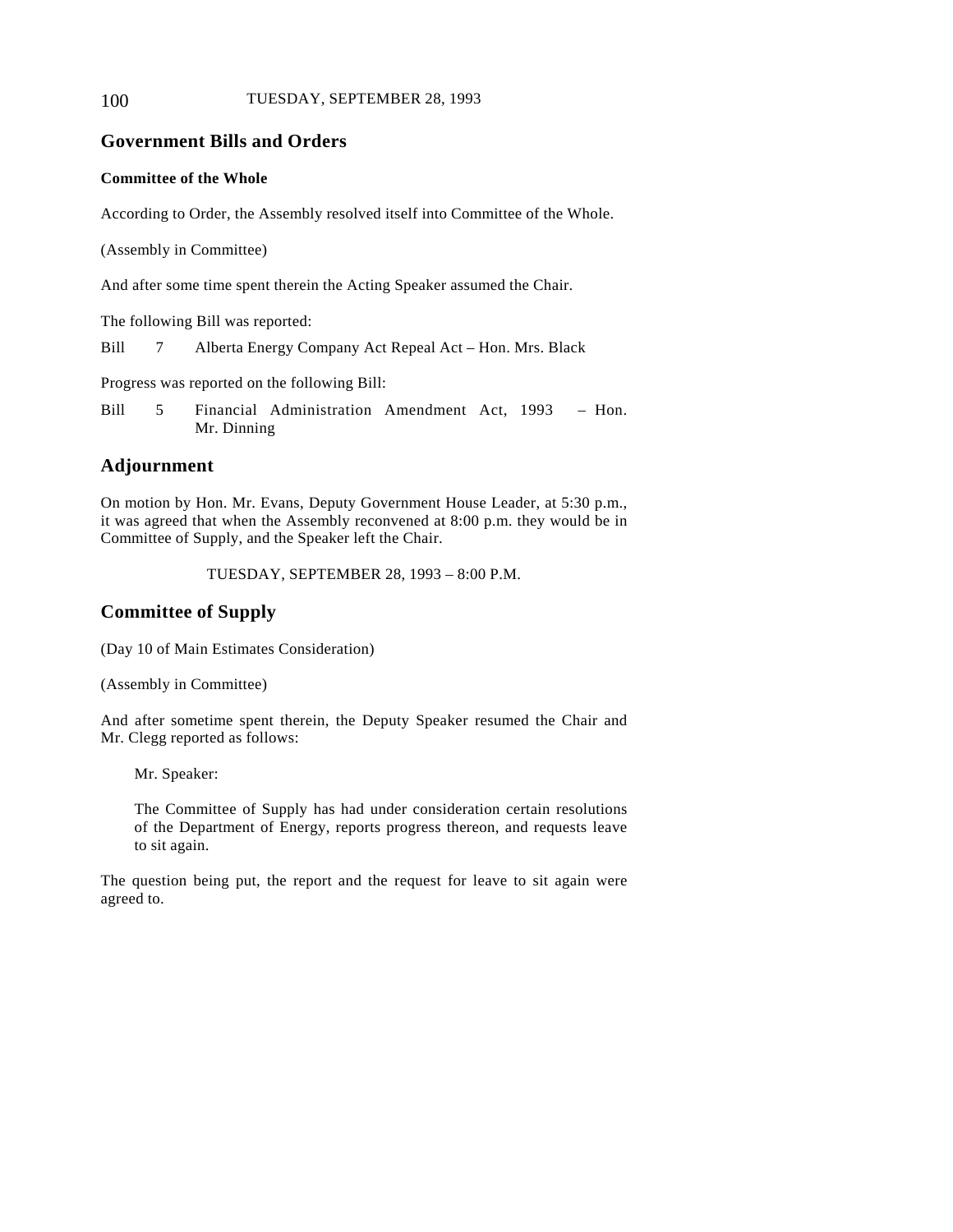## Government Bills and Orders

### Committee of the Whole

According to Order, the Assembly resolved itself into Committee of the Whole.

(Assembly in Committee)

And after some time spent therein the Acting Speaker assumed the Chair.

The following Bill was reported:

Bill 7 Alberta Energy Company Act Repeal Act – Hon. Mrs. Black

Progress was reported on the following Bill:

Bill 5 Financial Administration Amendment Act, 1993 – Hon. Mr. Dinning

## Adjournment

On motion by Hon. Mr. Evans, Deputy Government House Leader, at 5:30 p.m., it was agreed that when the Assembly reconvened at 8:00 p.m. they would be in Committee of Supply, and the Speaker left the Chair.

TUESDAY, SEPTEMBER 28, 1993 – 8:00 P.M.

## Committee of Supply

(Day 10 of Main Estimates Consideration)

(Assembly in Committee)

And after sometime spent therein, the Deputy Speaker resumed the Chair and Mr. Clegg reported as follows:

> Mr. Speaker:
>
> The Committee of Supply has had under consideration certain resolutions of the Department of Energy, reports progress thereon, and requests leave to sit again.

The question being put, the report and the request for leave to sit again were agreed to.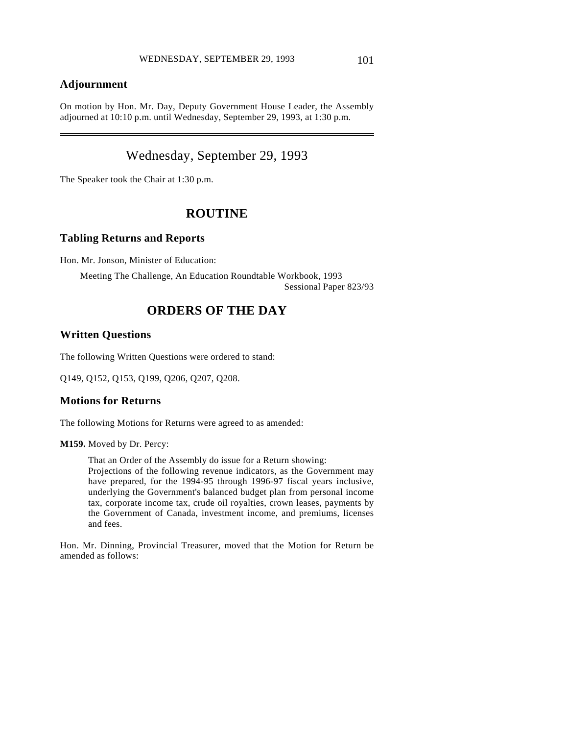## Adjournment

On motion by Hon. Mr. Day, Deputy Government House Leader, the Assembly adjourned at 10:10 p.m. until Wednesday, September 29, 1993, at 1:30 p.m.

---

# Wednesday, September 29, 1993

The Speaker took the Chair at 1:30 p.m.

## ROUTINE

### Tabling Returns and Reports

Hon. Mr. Jonson, Minister of Education:

> Meeting The Challenge, An Education Roundtable Workbook, 1993
> Sessional Paper 823/93

## ORDERS OF THE DAY

### Written Questions

The following Written Questions were ordered to stand:

Q149, Q152, Q153, Q199, Q206, Q207, Q208.

### Motions for Returns

The following Motions for Returns were agreed to as amended:

**M159.** Moved by Dr. Percy:

> That an Order of the Assembly do issue for a Return showing:
> Projections of the following revenue indicators, as the Government may have prepared, for the 1994-95 through 1996-97 fiscal years inclusive, underlying the Government's balanced budget plan from personal income tax, corporate income tax, crude oil royalties, crown leases, payments by the Government of Canada, investment income, and premiums, licenses and fees.

Hon. Mr. Dinning, Provincial Treasurer, moved that the Motion for Return be amended as follows: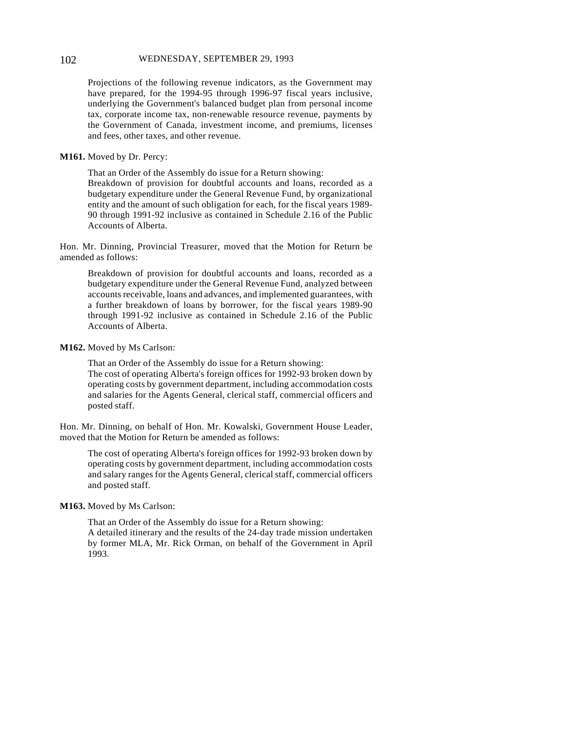Projections of the following revenue indicators, as the Government may have prepared, for the 1994-95 through 1996-97 fiscal years inclusive, underlying the Government's balanced budget plan from personal income tax, corporate income tax, non-renewable resource revenue, payments by the Government of Canada, investment income, and premiums, licenses and fees, other taxes, and other revenue.

**M161.** Moved by Dr. Percy:

> That an Order of the Assembly do issue for a Return showing:
> Breakdown of provision for doubtful accounts and loans, recorded as a budgetary expenditure under the General Revenue Fund, by organizational entity and the amount of such obligation for each, for the fiscal years 1989-90 through 1991-92 inclusive as contained in Schedule 2.16 of the Public Accounts of Alberta.

Hon. Mr. Dinning, Provincial Treasurer, moved that the Motion for Return be amended as follows:

> Breakdown of provision for doubtful accounts and loans, recorded as a budgetary expenditure under the General Revenue Fund, analyzed between accounts receivable, loans and advances, and implemented guarantees, with a further breakdown of loans by borrower, for the fiscal years 1989-90 through 1991-92 inclusive as contained in Schedule 2.16 of the Public Accounts of Alberta.

**M162.** Moved by Ms Carlson:

> That an Order of the Assembly do issue for a Return showing:
> The cost of operating Alberta's foreign offices for 1992-93 broken down by operating costs by government department, including accommodation costs and salaries for the Agents General, clerical staff, commercial officers and posted staff.

Hon. Mr. Dinning, on behalf of Hon. Mr. Kowalski, Government House Leader, moved that the Motion for Return be amended as follows:

> The cost of operating Alberta's foreign offices for 1992-93 broken down by operating costs by government department, including accommodation costs and salary ranges for the Agents General, clerical staff, commercial officers and posted staff.

**M163.** Moved by Ms Carlson:

> That an Order of the Assembly do issue for a Return showing:
> A detailed itinerary and the results of the 24-day trade mission undertaken by former MLA, Mr. Rick Orman, on behalf of the Government in April 1993.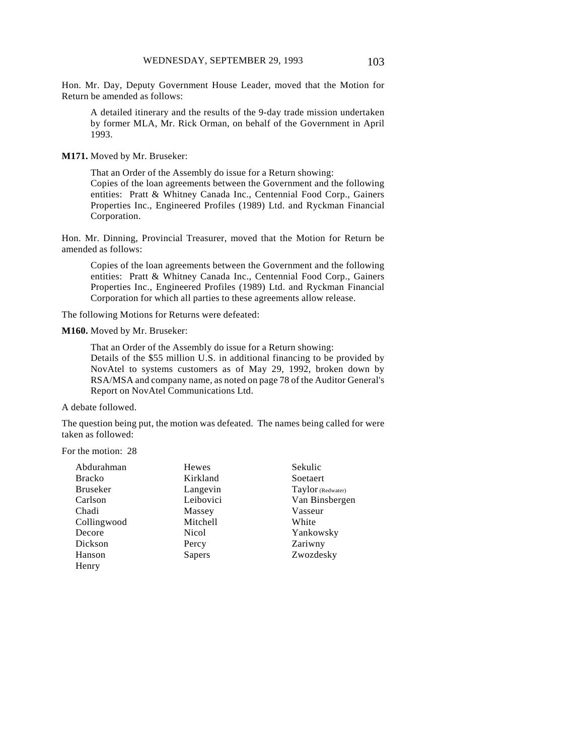Hon. Mr. Day, Deputy Government House Leader, moved that the Motion for Return be amended as follows:

> A detailed itinerary and the results of the 9-day trade mission undertaken by former MLA, Mr. Rick Orman, on behalf of the Government in April 1993.

**M171.** Moved by Mr. Bruseker:

> That an Order of the Assembly do issue for a Return showing:
> Copies of the loan agreements between the Government and the following entities: Pratt & Whitney Canada Inc., Centennial Food Corp., Gainers Properties Inc., Engineered Profiles (1989) Ltd. and Ryckman Financial Corporation.

Hon. Mr. Dinning, Provincial Treasurer, moved that the Motion for Return be amended as follows:

> Copies of the loan agreements between the Government and the following entities: Pratt & Whitney Canada Inc., Centennial Food Corp., Gainers Properties Inc., Engineered Profiles (1989) Ltd. and Ryckman Financial Corporation for which all parties to these agreements allow release.

The following Motions for Returns were defeated:

**M160.** Moved by Mr. Bruseker:

> That an Order of the Assembly do issue for a Return showing:
> Details of the $55 million U.S. in additional financing to be provided by NovAtel to systems customers as of May 29, 1992, broken down by RSA/MSA and company name, as noted on page 78 of the Auditor General's Report on NovAtel Communications Ltd.

A debate followed.

The question being put, the motion was defeated. The names being called for were taken as followed:

For the motion: 28

| | | |
|---|---|---|
| Abdurahman | Hewes | Sekulic |
| Bracko | Kirkland | Soetaert |
| Bruseker | Langevin | Taylor (Redwater) |
| Carlson | Leibovici | Van Binsbergen |
| Chadi | Massey | Vasseur |
| Collingwood | Mitchell | White |
| Decore | Nicol | Yankowsky |
| Dickson | Percy | Zariwny |
| Hanson | Sapers | Zwozdesky |
| Henry | | |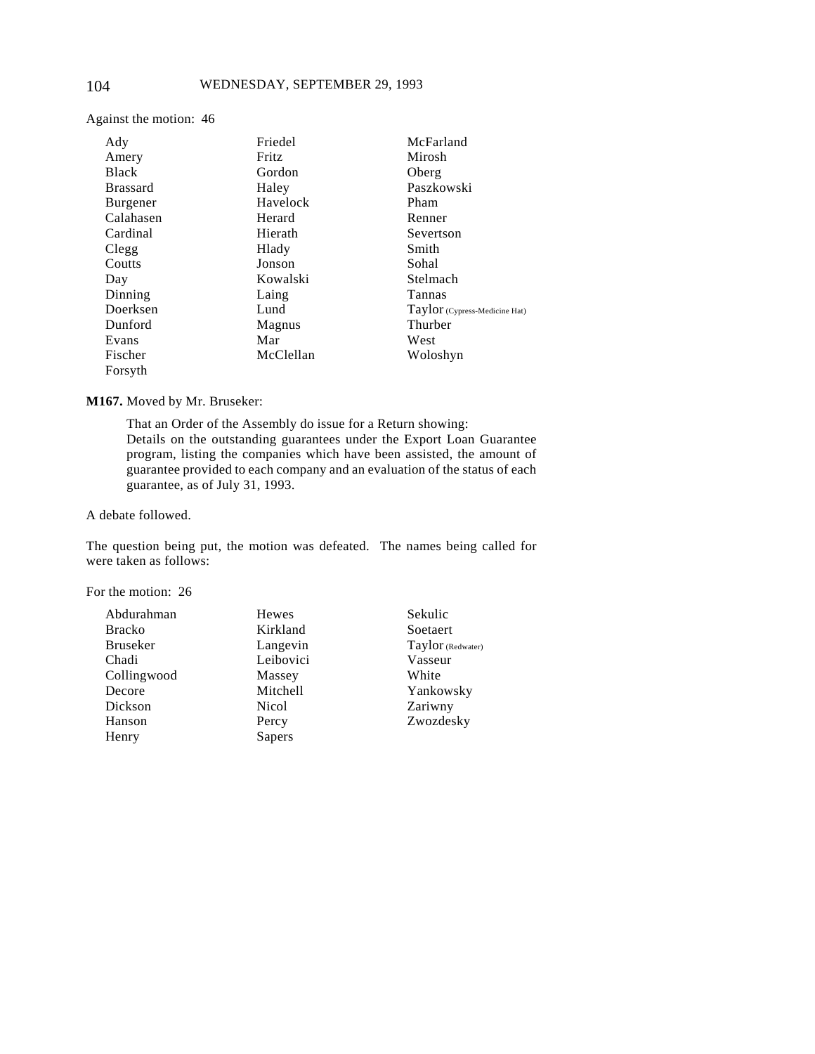Against the motion: 46

| | | |
|---|---|---|
| Ady | Friedel | McFarland |
| Amery | Fritz | Mirosh |
| Black | Gordon | Oberg |
| Brassard | Haley | Paszkowski |
| Burgener | Havelock | Pham |
| Calahasen | Herard | Renner |
| Cardinal | Hierath | Severtson |
| Clegg | Hlady | Smith |
| Coutts | Jonson | Sohal |
| Day | Kowalski | Stelmach |
| Dinning | Laing | Tannas |
| Doerksen | Lund | Taylor (Cypress-Medicine Hat) |
| Dunford | Magnus | Thurber |
| Evans | Mar | West |
| Fischer | McClellan | Woloshyn |
| Forsyth | | |

**M167.** Moved by Mr. Bruseker:

> That an Order of the Assembly do issue for a Return showing:
> Details on the outstanding guarantees under the Export Loan Guarantee program, listing the companies which have been assisted, the amount of guarantee provided to each company and an evaluation of the status of each guarantee, as of July 31, 1993.

A debate followed.

The question being put, the motion was defeated. The names being called for were taken as follows:

For the motion: 26

| | | |
|---|---|---|
| Abdurahman | Hewes | Sekulic |
| Bracko | Kirkland | Soetaert |
| Bruseker | Langevin | Taylor (Redwater) |
| Chadi | Leibovici | Vasseur |
| Collingwood | Massey | White |
| Decore | Mitchell | Yankowsky |
| Dickson | Nicol | Zariwny |
| Hanson | Percy | Zwozdesky |
| Henry | Sapers | |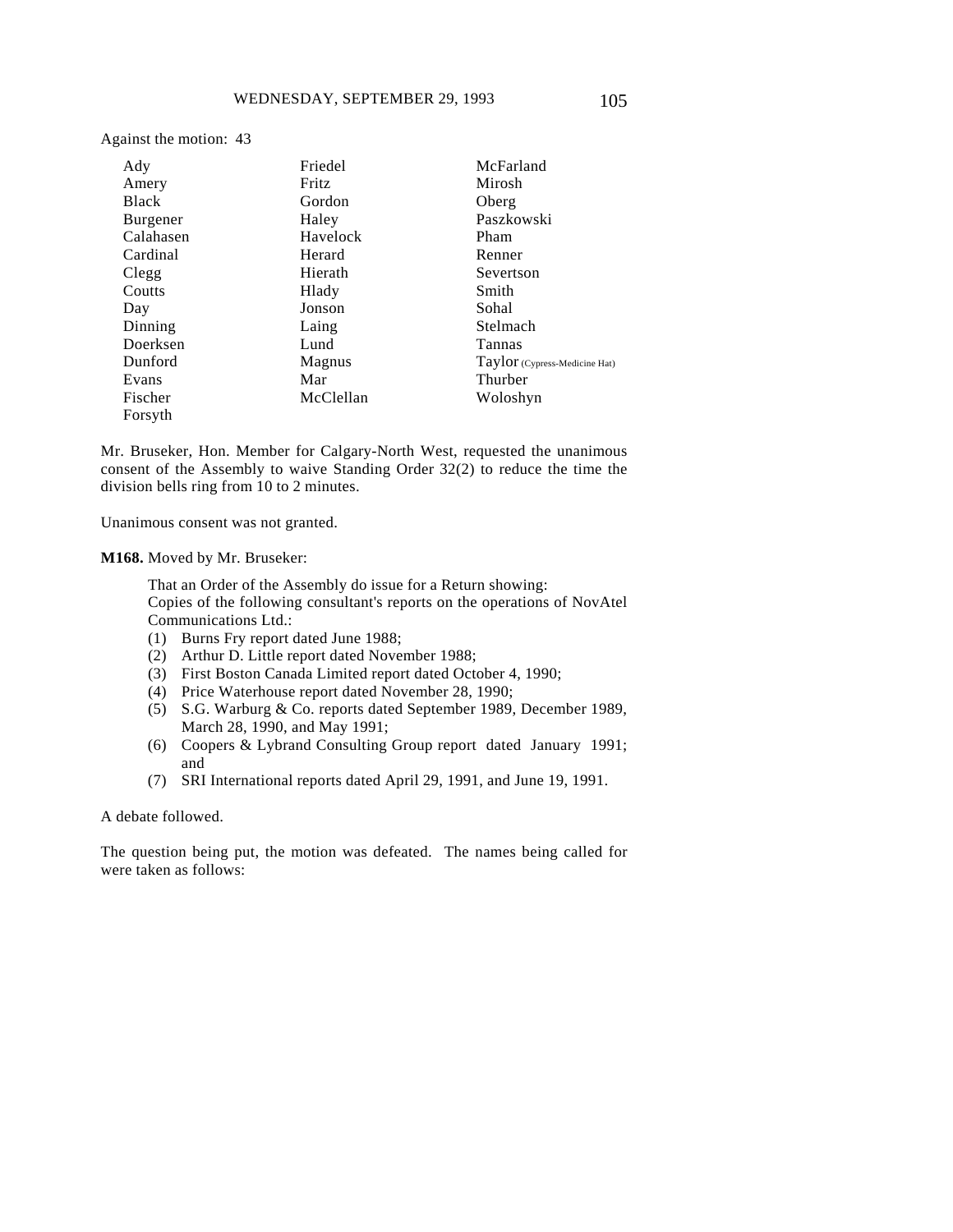Against the motion: 43

| | | |
|---|---|---|
| Ady | Friedel | McFarland |
| Amery | Fritz | Mirosh |
| Black | Gordon | Oberg |
| Burgener | Haley | Paszkowski |
| Calahasen | Havelock | Pham |
| Cardinal | Herard | Renner |
| Clegg | Hierath | Severtson |
| Coutts | Hlady | Smith |
| Day | Jonson | Sohal |
| Dinning | Laing | Stelmach |
| Doerksen | Lund | Tannas |
| Dunford | Magnus | Taylor (Cypress-Medicine Hat) |
| Evans | Mar | Thurber |
| Fischer | McClellan | Woloshyn |
| Forsyth | | |

Mr. Bruseker, Hon. Member for Calgary-North West, requested the unanimous consent of the Assembly to waive Standing Order 32(2) to reduce the time the division bells ring from 10 to 2 minutes.

Unanimous consent was not granted.

**M168.** Moved by Mr. Bruseker:

> That an Order of the Assembly do issue for a Return showing:
> Copies of the following consultant's reports on the operations of NovAtel Communications Ltd.:
> (1) Burns Fry report dated June 1988;
> (2) Arthur D. Little report dated November 1988;
> (3) First Boston Canada Limited report dated October 4, 1990;
> (4) Price Waterhouse report dated November 28, 1990;
> (5) S.G. Warburg & Co. reports dated September 1989, December 1989, March 28, 1990, and May 1991;
> (6) Coopers & Lybrand Consulting Group report dated January 1991; and
> (7) SRI International reports dated April 29, 1991, and June 19, 1991.

A debate followed.

The question being put, the motion was defeated. The names being called for were taken as follows: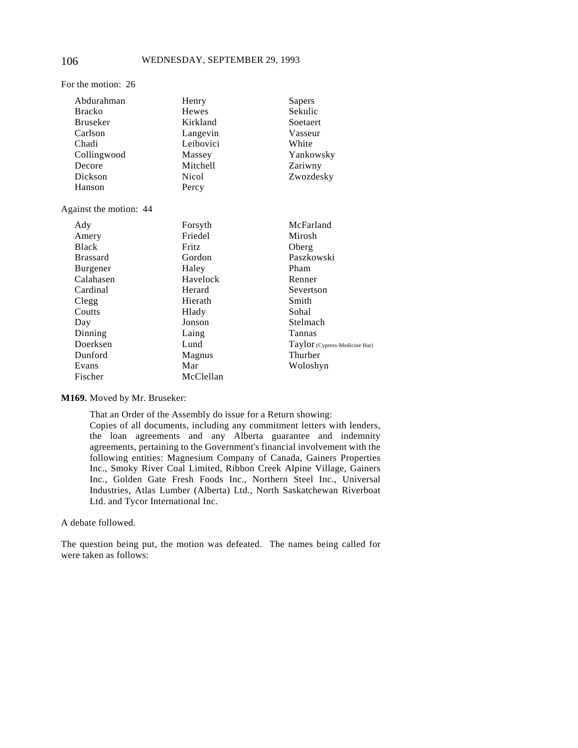For the motion: 26

| | | |
|---|---|---|
| Abdurahman | Henry | Sapers |
| Bracko | Hewes | Sekulic |
| Bruseker | Kirkland | Soetaert |
| Carlson | Langevin | Vasseur |
| Chadi | Leibovici | White |
| Collingwood | Massey | Yankowsky |
| Decore | Mitchell | Zariwny |
| Dickson | Nicol | Zwozdesky |
| Hanson | Percy | |

Against the motion: 44

| | | |
|---|---|---|
| Ady | Forsyth | McFarland |
| Amery | Friedel | Mirosh |
| Black | Fritz | Oberg |
| Brassard | Gordon | Paszkowski |
| Burgener | Haley | Pham |
| Calahasen | Havelock | Renner |
| Cardinal | Herard | Severtson |
| Clegg | Hierath | Smith |
| Coutts | Hlady | Sohal |
| Day | Jonson | Stelmach |
| Dinning | Laing | Tannas |
| Doerksen | Lund | Taylor (Cypress-Medicine Hat) |
| Dunford | Magnus | Thurber |
| Evans | Mar | Woloshyn |
| Fischer | McClellan | |

**M169.** Moved by Mr. Bruseker:

> That an Order of the Assembly do issue for a Return showing:
> Copies of all documents, including any commitment letters with lenders, the loan agreements and any Alberta guarantee and indemnity agreements, pertaining to the Government's financial involvement with the following entities: Magnesium Company of Canada, Gainers Properties Inc., Smoky River Coal Limited, Ribbon Creek Alpine Village, Gainers Inc., Golden Gate Fresh Foods Inc., Northern Steel Inc., Universal Industries, Atlas Lumber (Alberta) Ltd., North Saskatchewan Riverboat Ltd. and Tycor International Inc.

A debate followed.

The question being put, the motion was defeated. The names being called for were taken as follows: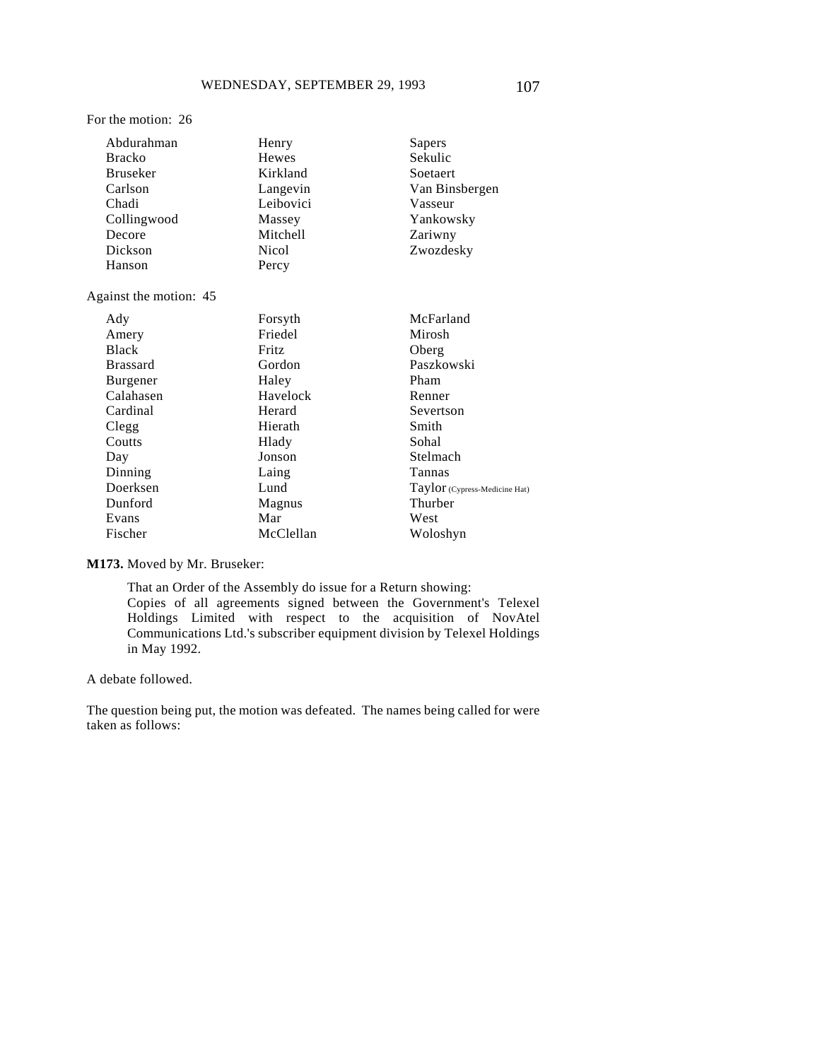For the motion: 26

| | | |
|---|---|---|
| Abdurahman | Henry | Sapers |
| Bracko | Hewes | Sekulic |
| Bruseker | Kirkland | Soetaert |
| Carlson | Langevin | Van Binsbergen |
| Chadi | Leibovici | Vasseur |
| Collingwood | Massey | Yankowsky |
| Decore | Mitchell | Zariwny |
| Dickson | Nicol | Zwozdesky |
| Hanson | Percy | |

Against the motion: 45

| | | |
|---|---|---|
| Ady | Forsyth | McFarland |
| Amery | Friedel | Mirosh |
| Black | Fritz | Oberg |
| Brassard | Gordon | Paszkowski |
| Burgener | Haley | Pham |
| Calahasen | Havelock | Renner |
| Cardinal | Herard | Severtson |
| Clegg | Hierath | Smith |
| Coutts | Hlady | Sohal |
| Day | Jonson | Stelmach |
| Dinning | Laing | Tannas |
| Doerksen | Lund | Taylor (Cypress-Medicine Hat) |
| Dunford | Magnus | Thurber |
| Evans | Mar | West |
| Fischer | McClellan | Woloshyn |

**M173.** Moved by Mr. Bruseker:

> That an Order of the Assembly do issue for a Return showing:
> Copies of all agreements signed between the Government's Telexel Holdings Limited with respect to the acquisition of NovAtel Communications Ltd.'s subscriber equipment division by Telexel Holdings in May 1992.

A debate followed.

The question being put, the motion was defeated. The names being called for were taken as follows: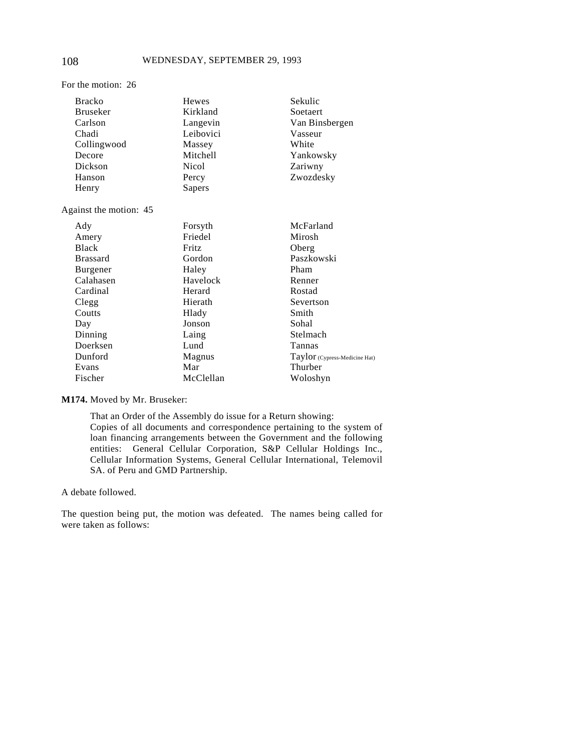For the motion: 26

| | | |
|---|---|---|
| Bracko | Hewes | Sekulic |
| Bruseker | Kirkland | Soetaert |
| Carlson | Langevin | Van Binsbergen |
| Chadi | Leibovici | Vasseur |
| Collingwood | Massey | White |
| Decore | Mitchell | Yankowsky |
| Dickson | Nicol | Zariwny |
| Hanson | Percy | Zwozdesky |
| Henry | Sapers | |

Against the motion: 45

| | | |
|---|---|---|
| Ady | Forsyth | McFarland |
| Amery | Friedel | Mirosh |
| Black | Fritz | Oberg |
| Brassard | Gordon | Paszkowski |
| Burgener | Haley | Pham |
| Calahasen | Havelock | Renner |
| Cardinal | Herard | Rostad |
| Clegg | Hierath | Severtson |
| Coutts | Hlady | Smith |
| Day | Jonson | Sohal |
| Dinning | Laing | Stelmach |
| Doerksen | Lund | Tannas |
| Dunford | Magnus | Taylor (Cypress-Medicine Hat) |
| Evans | Mar | Thurber |
| Fischer | McClellan | Woloshyn |

**M174.** Moved by Mr. Bruseker:

> That an Order of the Assembly do issue for a Return showing:
> Copies of all documents and correspondence pertaining to the system of loan financing arrangements between the Government and the following entities: General Cellular Corporation, S&P Cellular Holdings Inc., Cellular Information Systems, General Cellular International, Telemovil SA. of Peru and GMD Partnership.

A debate followed.

The question being put, the motion was defeated. The names being called for were taken as follows: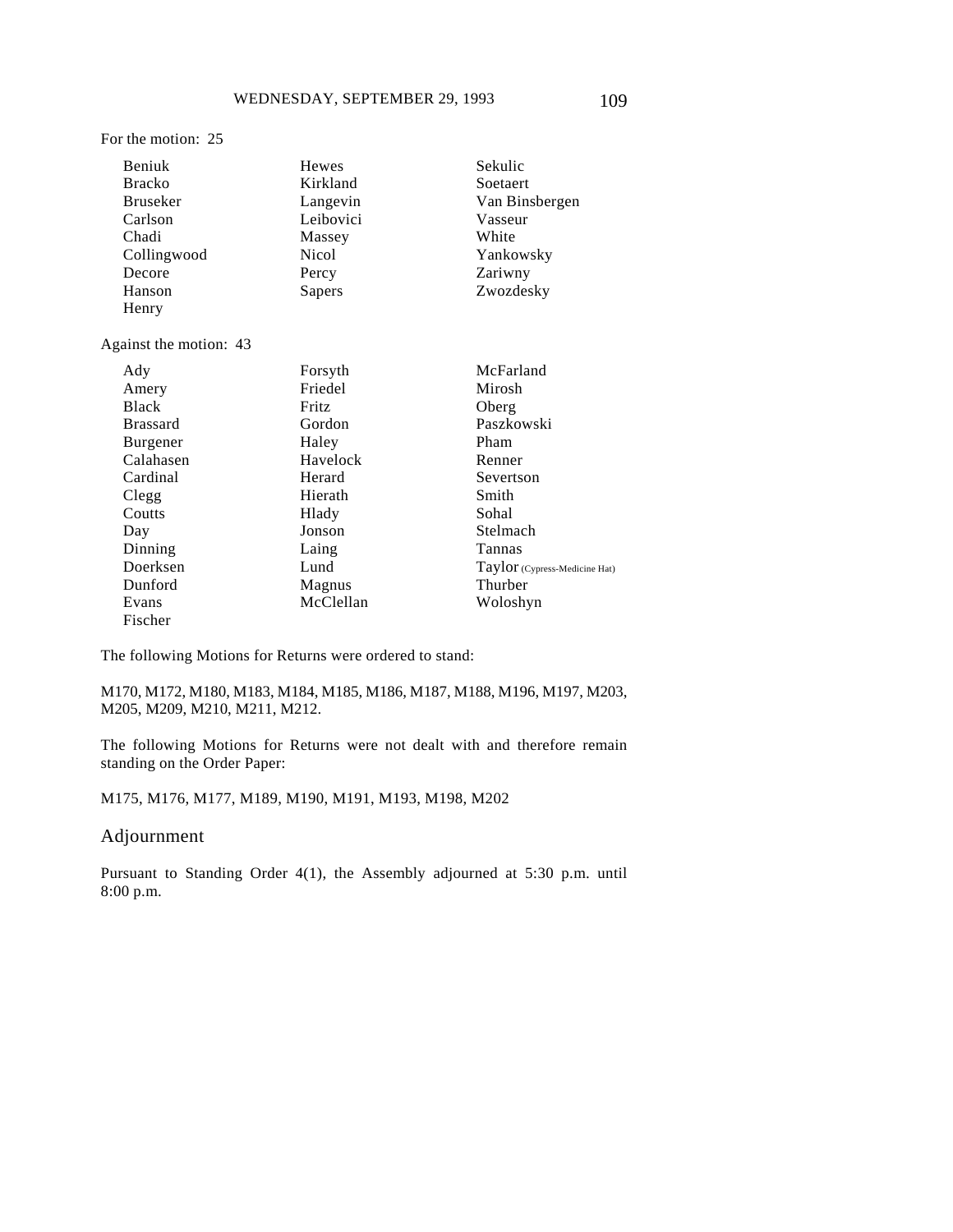For the motion: 25

| | | |
|---|---|---|
| Beniuk | Hewes | Sekulic |
| Bracko | Kirkland | Soetaert |
| Bruseker | Langevin | Van Binsbergen |
| Carlson | Leibovici | Vasseur |
| Chadi | Massey | White |
| Collingwood | Nicol | Yankowsky |
| Decore | Percy | Zariwny |
| Hanson | Sapers | Zwozdesky |
| Henry | | |

Against the motion: 43

| | | |
|---|---|---|
| Ady | Forsyth | McFarland |
| Amery | Friedel | Mirosh |
| Black | Fritz | Oberg |
| Brassard | Gordon | Paszkowski |
| Burgener | Haley | Pham |
| Calahasen | Havelock | Renner |
| Cardinal | Herard | Severtson |
| Clegg | Hierath | Smith |
| Coutts | Hlady | Sohal |
| Day | Jonson | Stelmach |
| Dinning | Laing | Tannas |
| Doerksen | Lund | Taylor (Cypress-Medicine Hat) |
| Dunford | Magnus | Thurber |
| Evans | McClellan | Woloshyn |
| Fischer | | |

The following Motions for Returns were ordered to stand:

M170, M172, M180, M183, M184, M185, M186, M187, M188, M196, M197, M203, M205, M209, M210, M211, M212.

The following Motions for Returns were not dealt with and therefore remain standing on the Order Paper:

M175, M176, M177, M189, M190, M191, M193, M198, M202

## Adjournment

Pursuant to Standing Order 4(1), the Assembly adjourned at 5:30 p.m. until 8:00 p.m.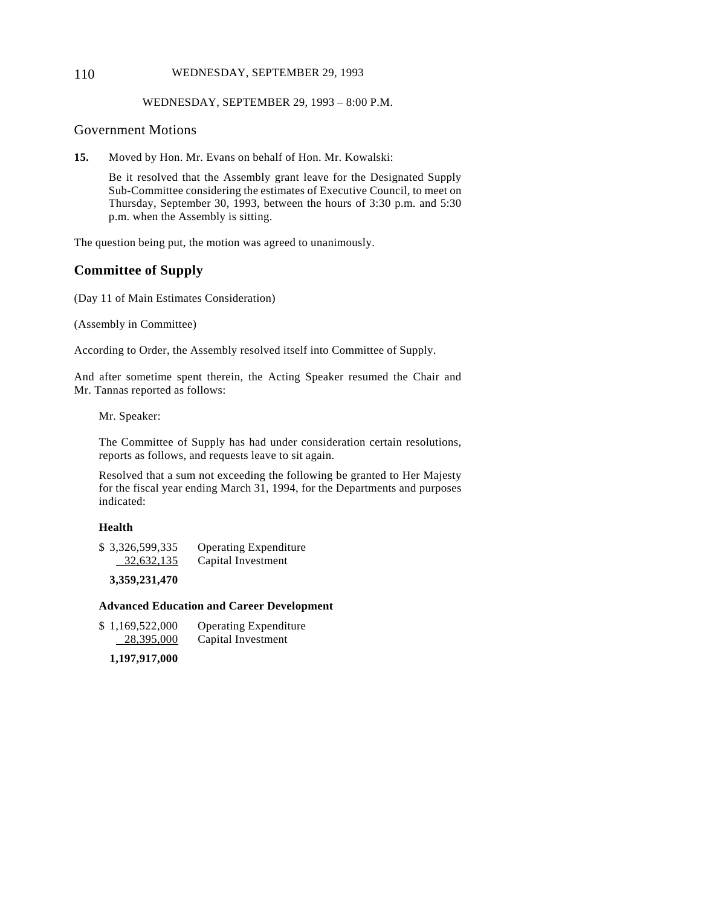WEDNESDAY, SEPTEMBER 29, 1993 – 8:00 P.M.

## Government Motions

**15.** Moved by Hon. Mr. Evans on behalf of Hon. Mr. Kowalski:

> Be it resolved that the Assembly grant leave for the Designated Supply Sub-Committee considering the estimates of Executive Council, to meet on Thursday, September 30, 1993, between the hours of 3:30 p.m. and 5:30 p.m. when the Assembly is sitting.

The question being put, the motion was agreed to unanimously.

## Committee of Supply

(Day 11 of Main Estimates Consideration)

(Assembly in Committee)

According to Order, the Assembly resolved itself into Committee of Supply.

And after sometime spent therein, the Acting Speaker resumed the Chair and Mr. Tannas reported as follows:

> Mr. Speaker:
>
> The Committee of Supply has had under consideration certain resolutions, reports as follows, and requests leave to sit again.
>
> Resolved that a sum not exceeding the following be granted to Her Majesty for the fiscal year ending March 31, 1994, for the Departments and purposes indicated:

**Health**

| | |
|---|---|
| $ 3,326,599,335 | Operating Expenditure |
| 32,632,135 | Capital Investment |
| **3,359,231,470** | |

**Advanced Education and Career Development**

| | |
|---|---|
| $ 1,169,522,000 | Operating Expenditure |
| 28,395,000 | Capital Investment |
| **1,197,917,000** | |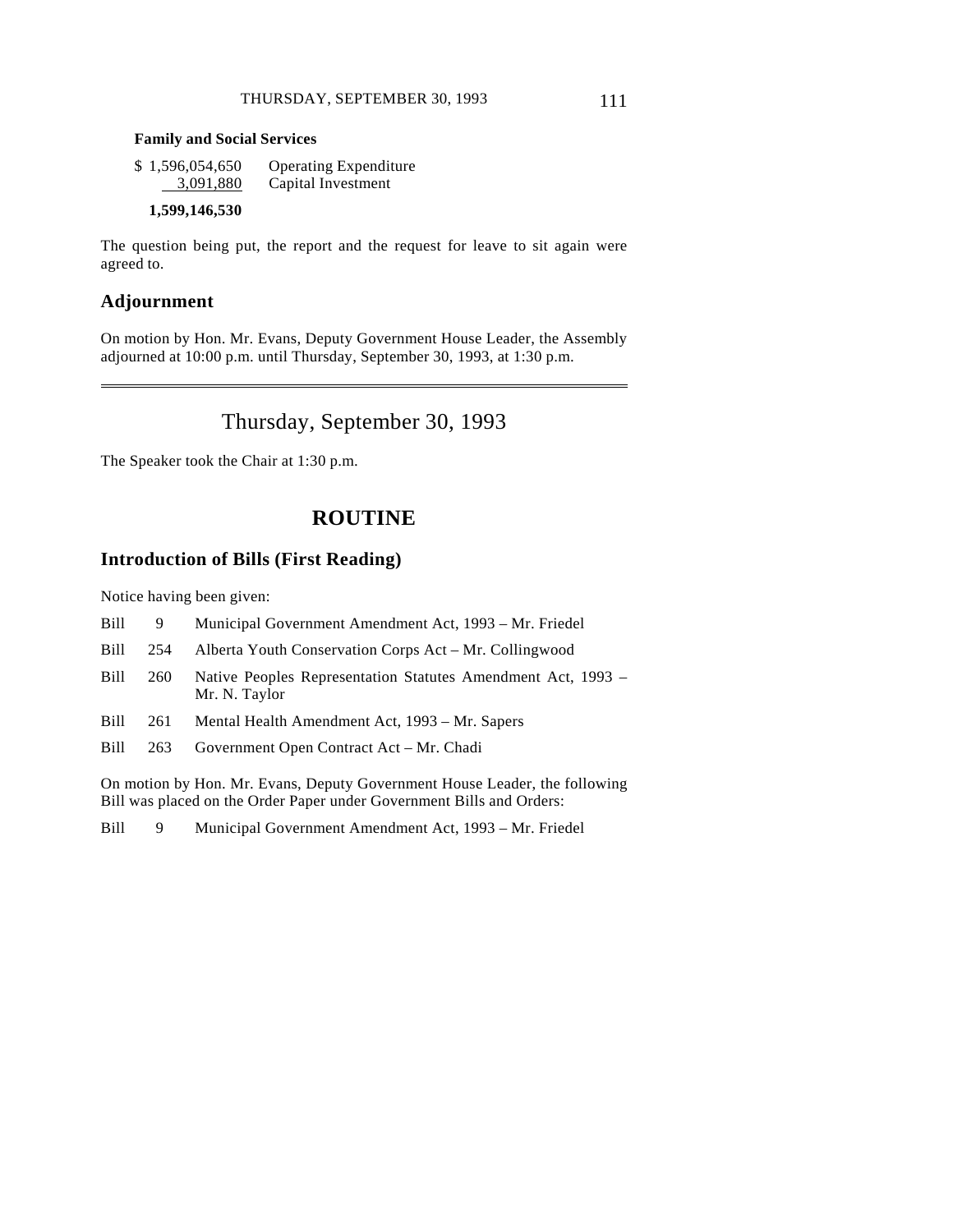**Family and Social Services**

| | |
|---|---|
| $ 1,596,054,650 | Operating Expenditure |
| 3,091,880 | Capital Investment |
| **1,599,146,530** | |

The question being put, the report and the request for leave to sit again were agreed to.

## Adjournment

On motion by Hon. Mr. Evans, Deputy Government House Leader, the Assembly adjourned at 10:00 p.m. until Thursday, September 30, 1993, at 1:30 p.m.

---

# Thursday, September 30, 1993

The Speaker took the Chair at 1:30 p.m.

## ROUTINE

### Introduction of Bills (First Reading)

Notice having been given:

| | | |
|---|---|---|
| Bill | 9 | Municipal Government Amendment Act, 1993 – Mr. Friedel |
| Bill | 254 | Alberta Youth Conservation Corps Act – Mr. Collingwood |
| Bill | 260 | Native Peoples Representation Statutes Amendment Act, 1993 – Mr. N. Taylor |
| Bill | 261 | Mental Health Amendment Act, 1993 – Mr. Sapers |
| Bill | 263 | Government Open Contract Act – Mr. Chadi |

On motion by Hon. Mr. Evans, Deputy Government House Leader, the following Bill was placed on the Order Paper under Government Bills and Orders:

| | | |
|---|---|---|
| Bill | 9 | Municipal Government Amendment Act, 1993 – Mr. Friedel |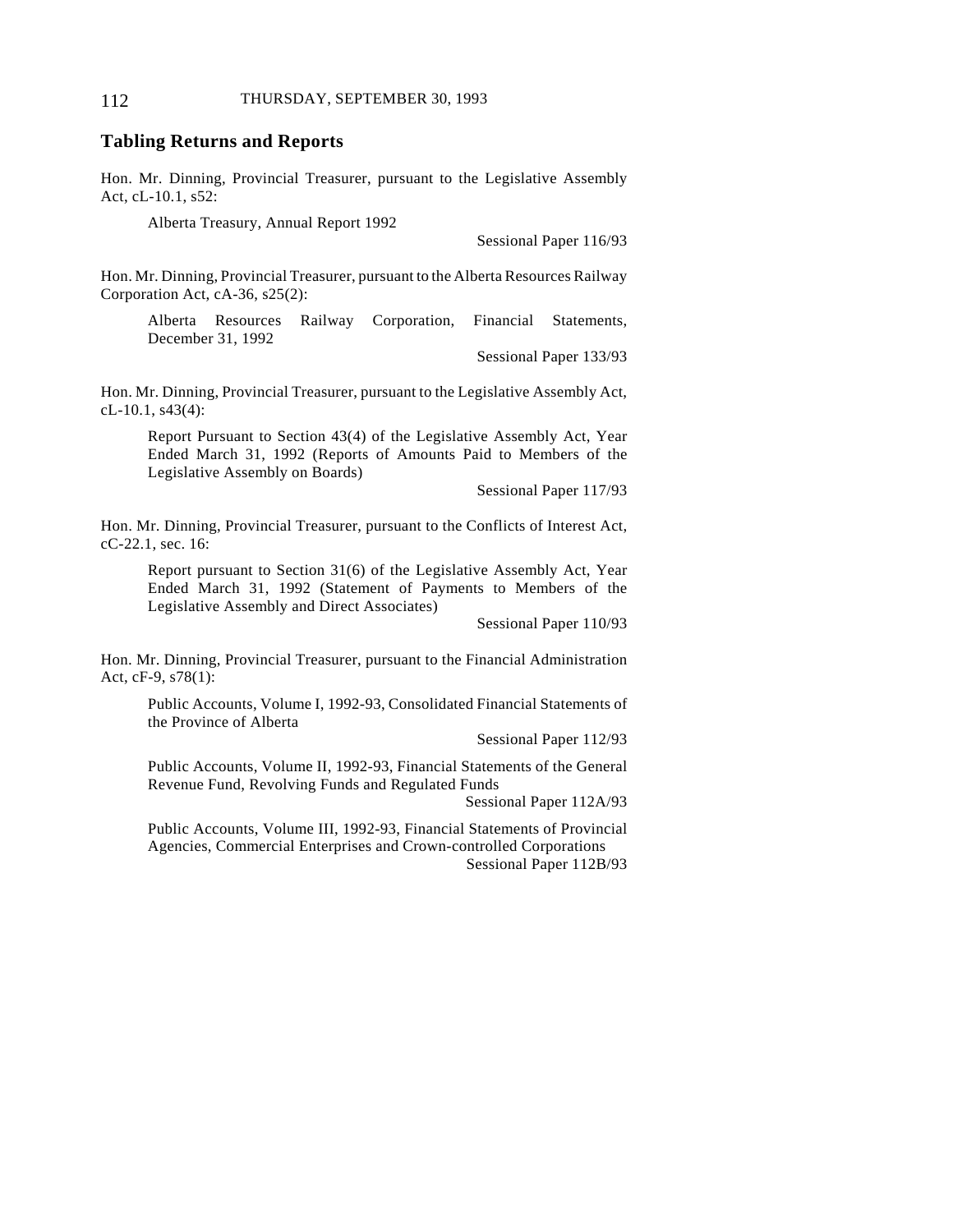## Tabling Returns and Reports

Hon. Mr. Dinning, Provincial Treasurer, pursuant to the Legislative Assembly Act, cL-10.1, s52:

> Alberta Treasury, Annual Report 1992
>
> Sessional Paper 116/93

Hon. Mr. Dinning, Provincial Treasurer, pursuant to the Alberta Resources Railway Corporation Act, cA-36, s25(2):

> Alberta Resources Railway Corporation, Financial Statements, December 31, 1992
>
> Sessional Paper 133/93

Hon. Mr. Dinning, Provincial Treasurer, pursuant to the Legislative Assembly Act, cL-10.1, s43(4):

> Report Pursuant to Section 43(4) of the Legislative Assembly Act, Year Ended March 31, 1992 (Reports of Amounts Paid to Members of the Legislative Assembly on Boards)
>
> Sessional Paper 117/93

Hon. Mr. Dinning, Provincial Treasurer, pursuant to the Conflicts of Interest Act, cC-22.1, sec. 16:

> Report pursuant to Section 31(6) of the Legislative Assembly Act, Year Ended March 31, 1992 (Statement of Payments to Members of the Legislative Assembly and Direct Associates)
>
> Sessional Paper 110/93

Hon. Mr. Dinning, Provincial Treasurer, pursuant to the Financial Administration Act, cF-9, s78(1):

> Public Accounts, Volume I, 1992-93, Consolidated Financial Statements of the Province of Alberta
>
> Sessional Paper 112/93
>
> Public Accounts, Volume II, 1992-93, Financial Statements of the General Revenue Fund, Revolving Funds and Regulated Funds
>
> Sessional Paper 112A/93
>
> Public Accounts, Volume III, 1992-93, Financial Statements of Provincial Agencies, Commercial Enterprises and Crown-controlled Corporations
>
> Sessional Paper 112B/93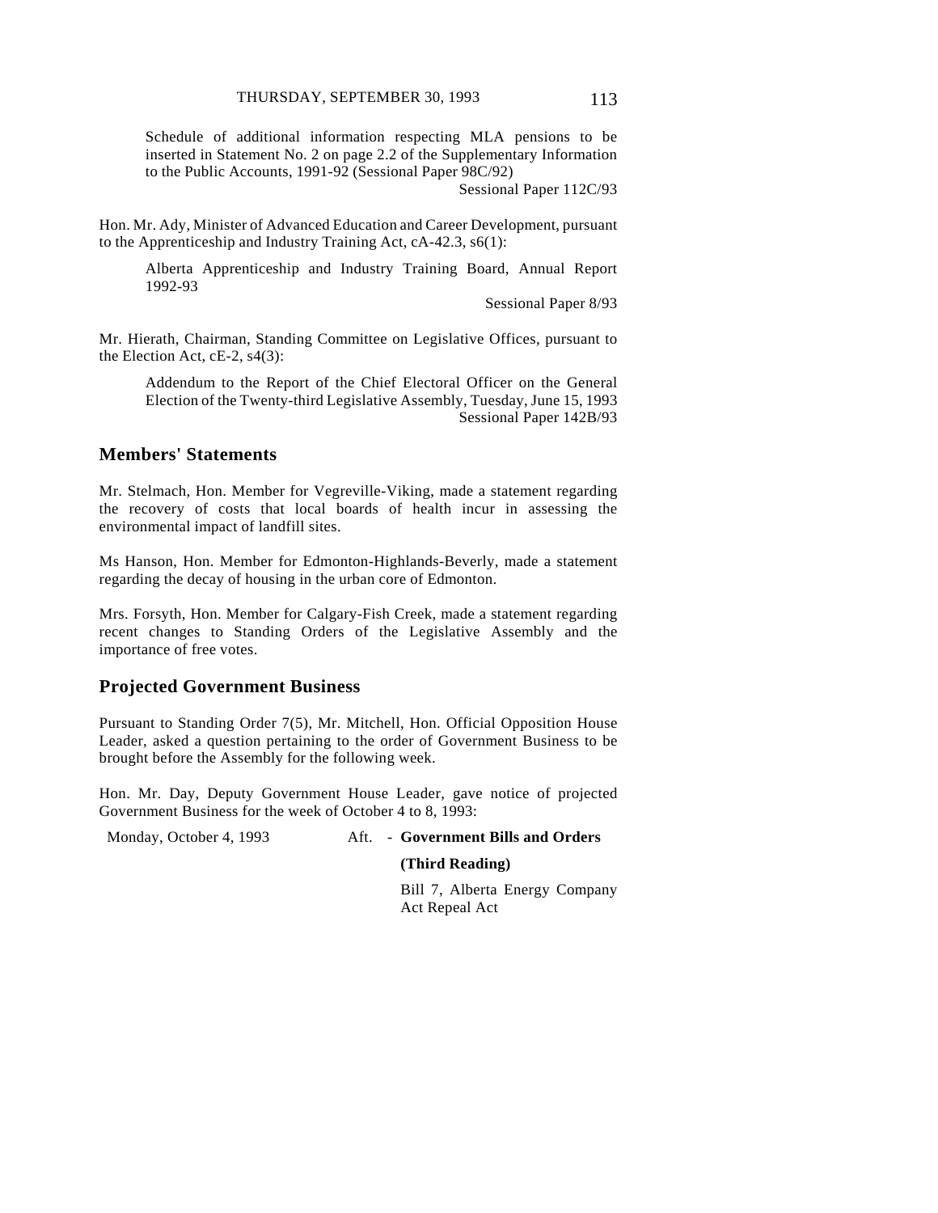Schedule of additional information respecting MLA pensions to be inserted in Statement No. 2 on page 2.2 of the Supplementary Information to the Public Accounts, 1991-92 (Sessional Paper 98C/92)

Sessional Paper 112C/93

Hon. Mr. Ady, Minister of Advanced Education and Career Development, pursuant to the Apprenticeship and Industry Training Act, cA-42.3, s6(1):

Alberta Apprenticeship and Industry Training Board, Annual Report 1992-93

Sessional Paper 8/93

Mr. Hierath, Chairman, Standing Committee on Legislative Offices, pursuant to the Election Act, cE-2, s4(3):

Addendum to the Report of the Chief Electoral Officer on the General Election of the Twenty-third Legislative Assembly, Tuesday, June 15, 1993

Sessional Paper 142B/93

## Members' Statements

Mr. Stelmach, Hon. Member for Vegreville-Viking, made a statement regarding the recovery of costs that local boards of health incur in assessing the environmental impact of landfill sites.

Ms Hanson, Hon. Member for Edmonton-Highlands-Beverly, made a statement regarding the decay of housing in the urban core of Edmonton.

Mrs. Forsyth, Hon. Member for Calgary-Fish Creek, made a statement regarding recent changes to Standing Orders of the Legislative Assembly and the importance of free votes.

## Projected Government Business

Pursuant to Standing Order 7(5), Mr. Mitchell, Hon. Official Opposition House Leader, asked a question pertaining to the order of Government Business to be brought before the Assembly for the following week.

Hon. Mr. Day, Deputy Government House Leader, gave notice of projected Government Business for the week of October 4 to 8, 1993:

Monday, October 4, 1993 — Aft. - **Government Bills and Orders**

**(Third Reading)**

Bill 7, Alberta Energy Company Act Repeal Act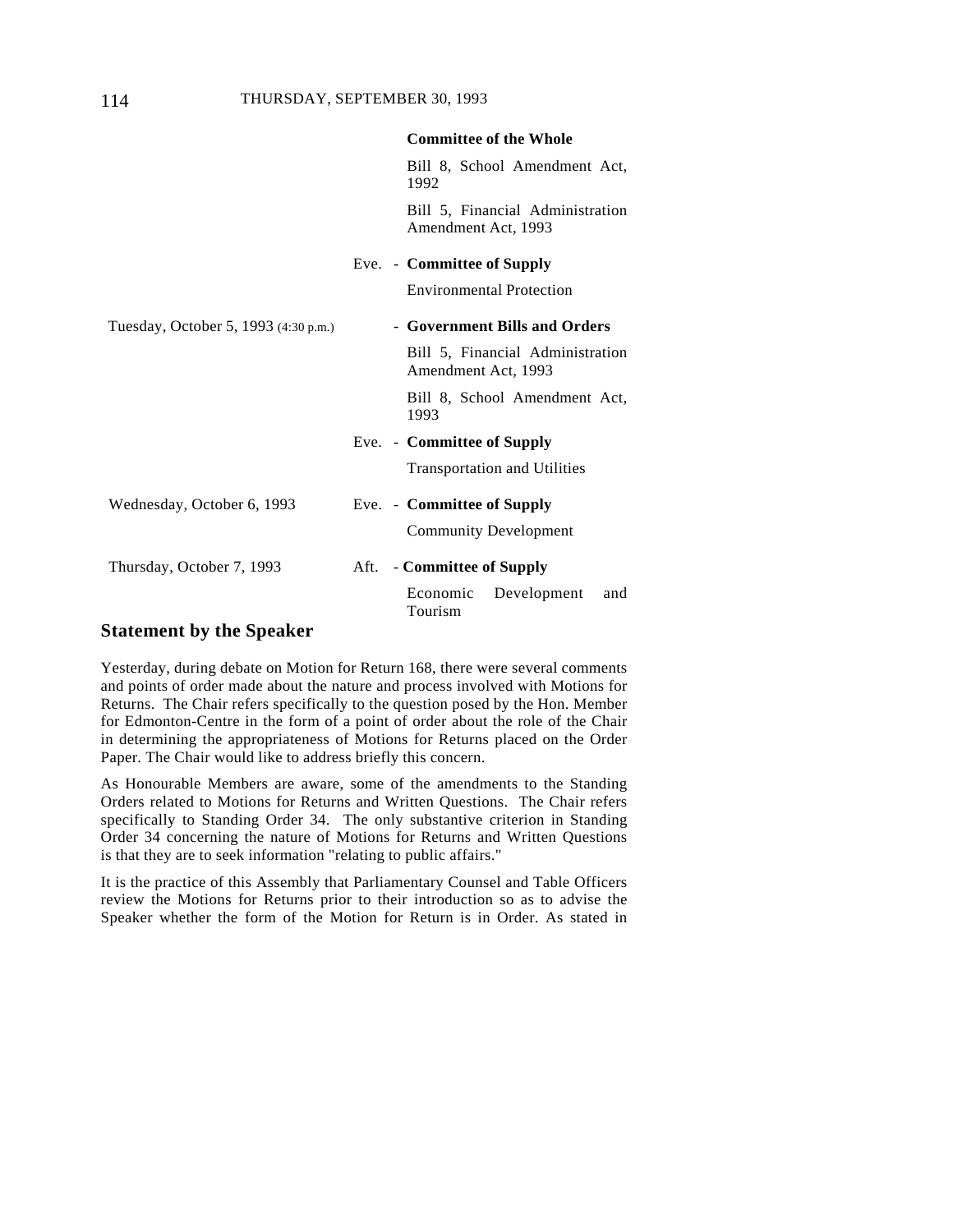| | | |
|---|---|---|
| | | **Committee of the Whole** |
| | | Bill 8, School Amendment Act, 1992 |
| | | Bill 5, Financial Administration Amendment Act, 1993 |
| | Eve. | - **Committee of Supply** |
| | | Environmental Protection |
| Tuesday, October 5, 1993 (4:30 p.m.) | | - **Government Bills and Orders** |
| | | Bill 5, Financial Administration Amendment Act, 1993 |
| | | Bill 8, School Amendment Act, 1993 |
| | Eve. | - **Committee of Supply** |
| | | Transportation and Utilities |
| Wednesday, October 6, 1993 | Eve. | - **Committee of Supply** |
| | | Community Development |
| Thursday, October 7, 1993 | Aft. | - **Committee of Supply** |
| | | Economic Development and Tourism |

## Statement by the Speaker

Yesterday, during debate on Motion for Return 168, there were several comments and points of order made about the nature and process involved with Motions for Returns. The Chair refers specifically to the question posed by the Hon. Member for Edmonton-Centre in the form of a point of order about the role of the Chair in determining the appropriateness of Motions for Returns placed on the Order Paper. The Chair would like to address briefly this concern.

As Honourable Members are aware, some of the amendments to the Standing Orders related to Motions for Returns and Written Questions. The Chair refers specifically to Standing Order 34. The only substantive criterion in Standing Order 34 concerning the nature of Motions for Returns and Written Questions is that they are to seek information "relating to public affairs."

It is the practice of this Assembly that Parliamentary Counsel and Table Officers review the Motions for Returns prior to their introduction so as to advise the Speaker whether the form of the Motion for Return is in Order. As stated in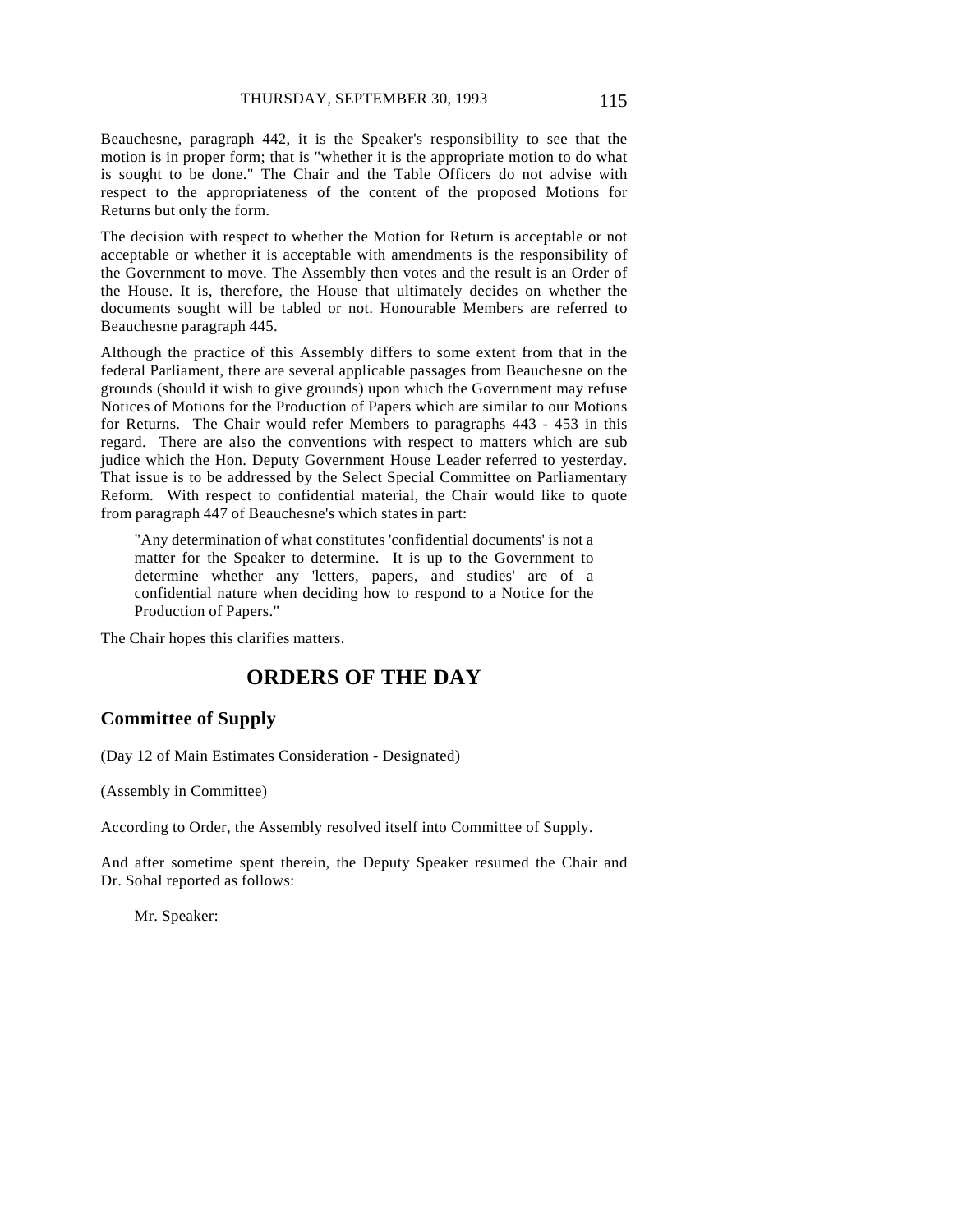Beauchesne, paragraph 442, it is the Speaker's responsibility to see that the motion is in proper form; that is "whether it is the appropriate motion to do what is sought to be done." The Chair and the Table Officers do not advise with respect to the appropriateness of the content of the proposed Motions for Returns but only the form.

The decision with respect to whether the Motion for Return is acceptable or not acceptable or whether it is acceptable with amendments is the responsibility of the Government to move. The Assembly then votes and the result is an Order of the House. It is, therefore, the House that ultimately decides on whether the documents sought will be tabled or not. Honourable Members are referred to Beauchesne paragraph 445.

Although the practice of this Assembly differs to some extent from that in the federal Parliament, there are several applicable passages from Beauchesne on the grounds (should it wish to give grounds) upon which the Government may refuse Notices of Motions for the Production of Papers which are similar to our Motions for Returns. The Chair would refer Members to paragraphs 443 - 453 in this regard. There are also the conventions with respect to matters which are sub judice which the Hon. Deputy Government House Leader referred to yesterday. That issue is to be addressed by the Select Special Committee on Parliamentary Reform. With respect to confidential material, the Chair would like to quote from paragraph 447 of Beauchesne's which states in part:

> "Any determination of what constitutes 'confidential documents' is not a matter for the Speaker to determine. It is up to the Government to determine whether any 'letters, papers, and studies' are of a confidential nature when deciding how to respond to a Notice for the Production of Papers."

The Chair hopes this clarifies matters.

## ORDERS OF THE DAY

### Committee of Supply

(Day 12 of Main Estimates Consideration - Designated)

(Assembly in Committee)

According to Order, the Assembly resolved itself into Committee of Supply.

And after sometime spent therein, the Deputy Speaker resumed the Chair and Dr. Sohal reported as follows:

Mr. Speaker: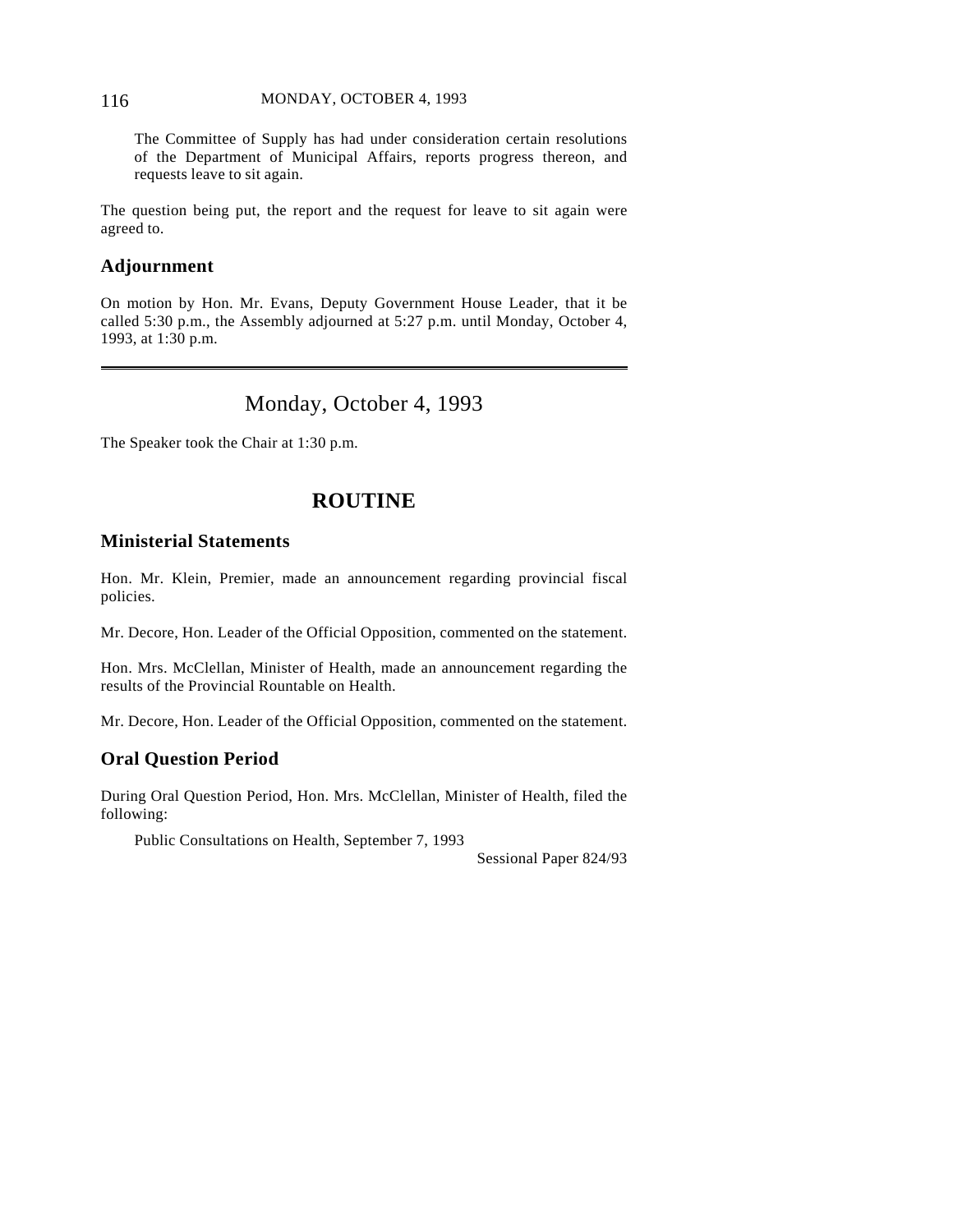The Committee of Supply has had under consideration certain resolutions of the Department of Municipal Affairs, reports progress thereon, and requests leave to sit again.

The question being put, the report and the request for leave to sit again were agreed to.

## Adjournment

On motion by Hon. Mr. Evans, Deputy Government House Leader, that it be called 5:30 p.m., the Assembly adjourned at 5:27 p.m. until Monday, October 4, 1993, at 1:30 p.m.

---

# Monday, October 4, 1993

The Speaker took the Chair at 1:30 p.m.

# ROUTINE

## Ministerial Statements

Hon. Mr. Klein, Premier, made an announcement regarding provincial fiscal policies.

Mr. Decore, Hon. Leader of the Official Opposition, commented on the statement.

Hon. Mrs. McClellan, Minister of Health, made an announcement regarding the results of the Provincial Rountable on Health.

Mr. Decore, Hon. Leader of the Official Opposition, commented on the statement.

## Oral Question Period

During Oral Question Period, Hon. Mrs. McClellan, Minister of Health, filed the following:

Public Consultations on Health, September 7, 1993
Sessional Paper 824/93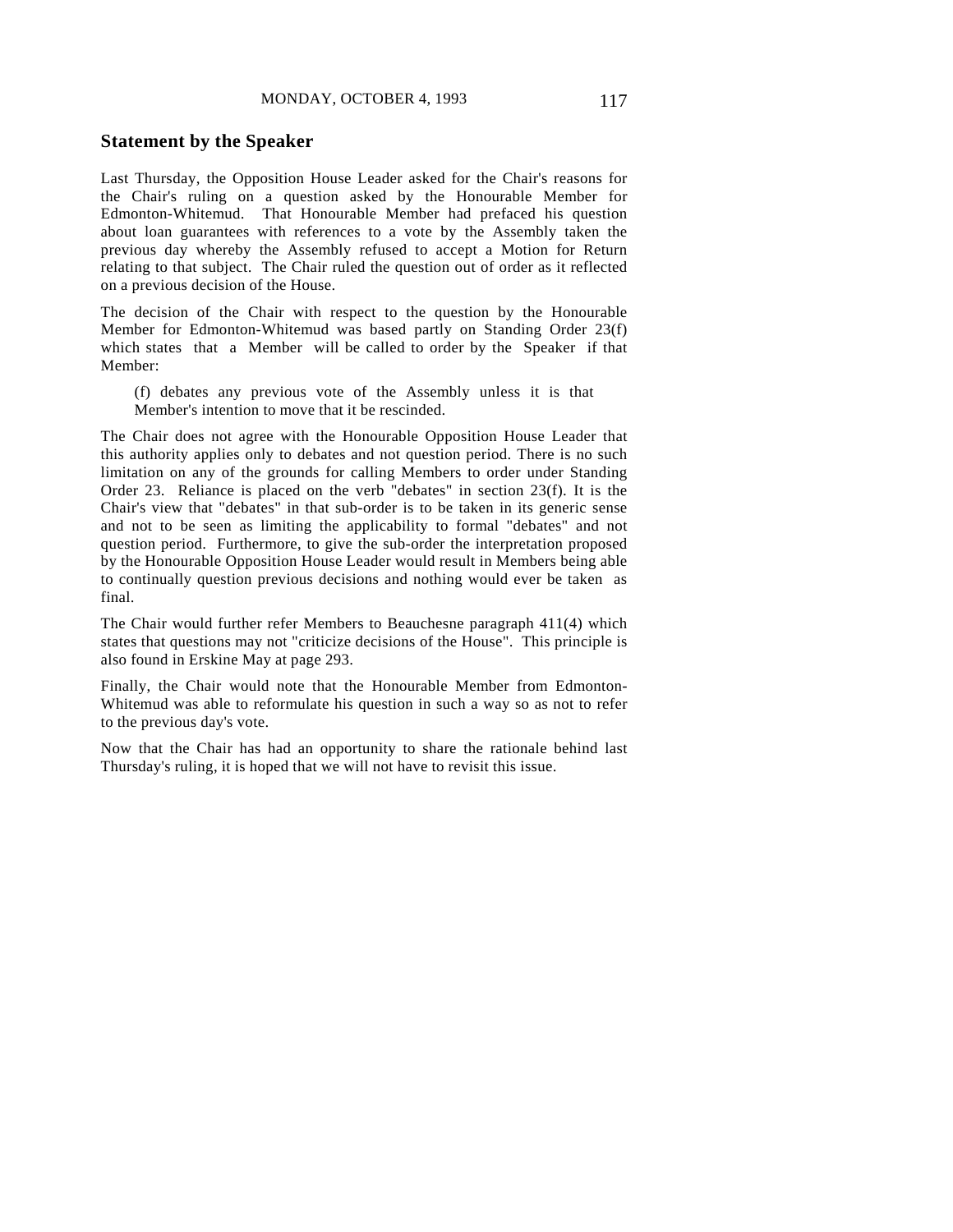## Statement by the Speaker

Last Thursday, the Opposition House Leader asked for the Chair's reasons for the Chair's ruling on a question asked by the Honourable Member for Edmonton-Whitemud. That Honourable Member had prefaced his question about loan guarantees with references to a vote by the Assembly taken the previous day whereby the Assembly refused to accept a Motion for Return relating to that subject. The Chair ruled the question out of order as it reflected on a previous decision of the House.

The decision of the Chair with respect to the question by the Honourable Member for Edmonton-Whitemud was based partly on Standing Order 23(f) which states that a Member will be called to order by the Speaker if that Member:

> (f) debates any previous vote of the Assembly unless it is that Member's intention to move that it be rescinded.

The Chair does not agree with the Honourable Opposition House Leader that this authority applies only to debates and not question period. There is no such limitation on any of the grounds for calling Members to order under Standing Order 23. Reliance is placed on the verb "debates" in section 23(f). It is the Chair's view that "debates" in that sub-order is to be taken in its generic sense and not to be seen as limiting the applicability to formal "debates" and not question period. Furthermore, to give the sub-order the interpretation proposed by the Honourable Opposition House Leader would result in Members being able to continually question previous decisions and nothing would ever be taken as final.

The Chair would further refer Members to Beauchesne paragraph 411(4) which states that questions may not "criticize decisions of the House". This principle is also found in Erskine May at page 293.

Finally, the Chair would note that the Honourable Member from Edmonton-Whitemud was able to reformulate his question in such a way so as not to refer to the previous day's vote.

Now that the Chair has had an opportunity to share the rationale behind last Thursday's ruling, it is hoped that we will not have to revisit this issue.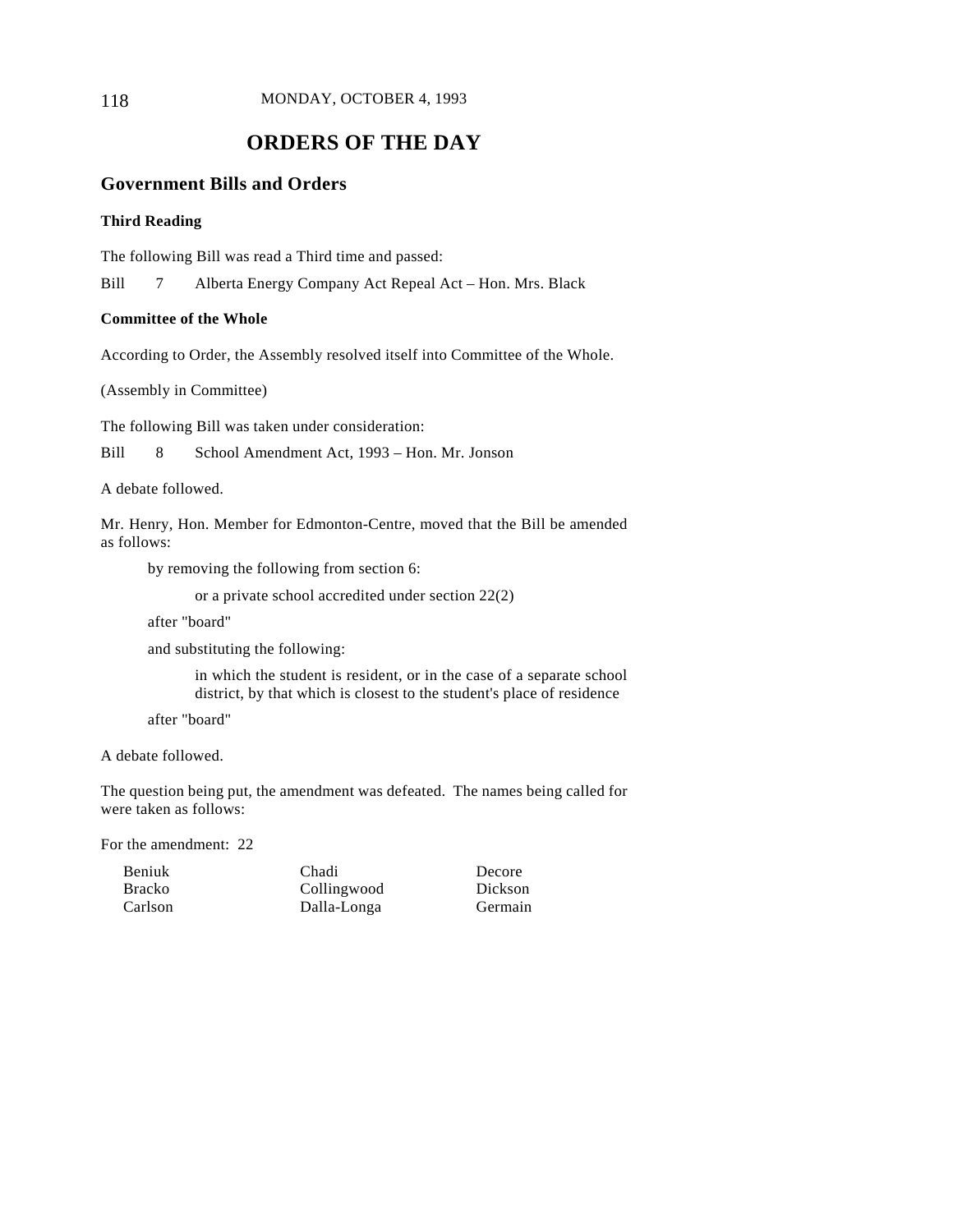# ORDERS OF THE DAY

## Government Bills and Orders

### Third Reading

The following Bill was read a Third time and passed:

Bill 7 Alberta Energy Company Act Repeal Act – Hon. Mrs. Black

### Committee of the Whole

According to Order, the Assembly resolved itself into Committee of the Whole.

(Assembly in Committee)

The following Bill was taken under consideration:

Bill 8 School Amendment Act, 1993 – Hon. Mr. Jonson

A debate followed.

Mr. Henry, Hon. Member for Edmonton-Centre, moved that the Bill be amended as follows:

> by removing the following from section 6:
>
> > or a private school accredited under section 22(2)
>
> after "board"
>
> and substituting the following:
>
> > in which the student is resident, or in the case of a separate school district, by that which is closest to the student's place of residence
>
> after "board"

A debate followed.

The question being put, the amendment was defeated. The names being called for were taken as follows:

For the amendment: 22

| | | |
|---|---|---|
| Beniuk | Chadi | Decore |
| Bracko | Collingwood | Dickson |
| Carlson | Dalla-Longa | Germain |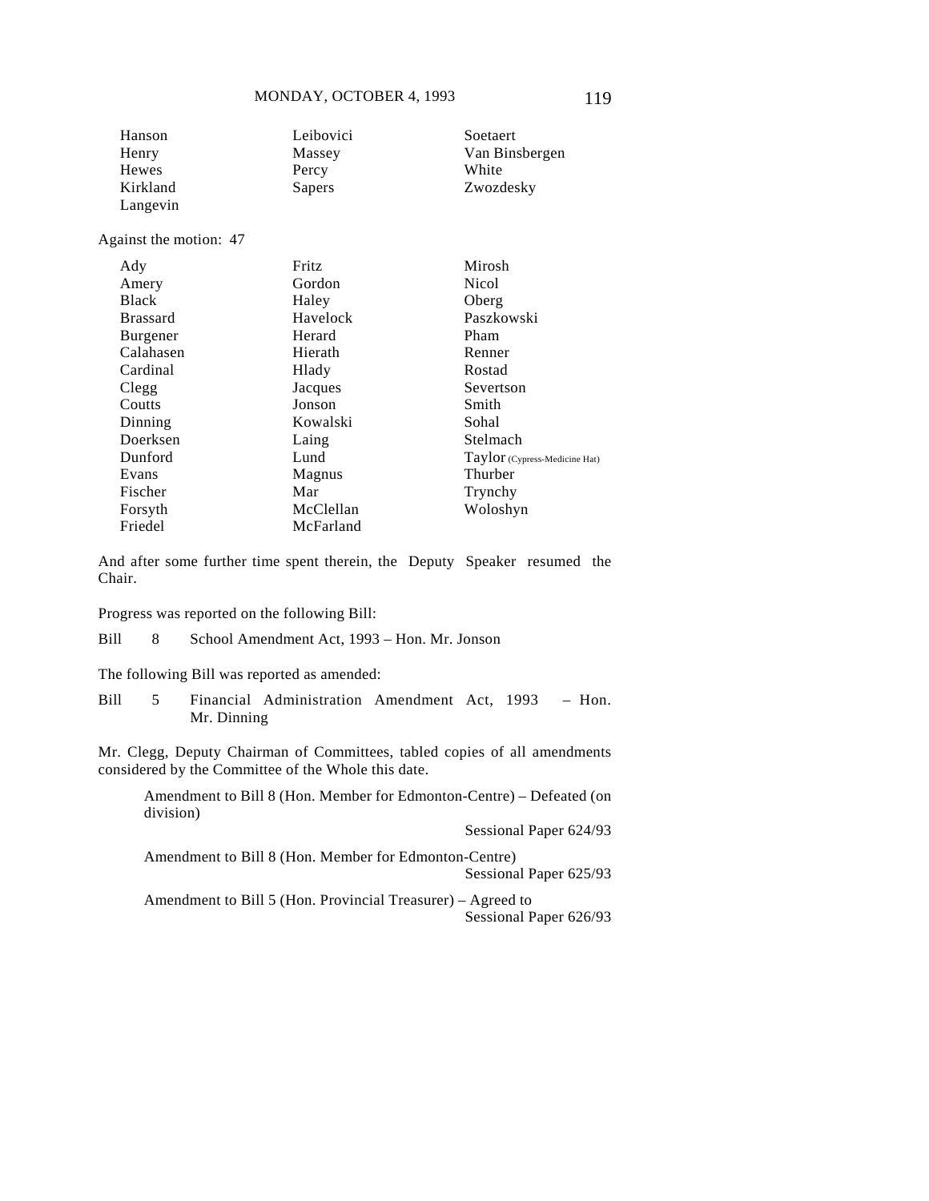| | | |
|---|---|---|
| Hanson | Leibovici | Soetaert |
| Henry | Massey | Van Binsbergen |
| Hewes | Percy | White |
| Kirkland | Sapers | Zwozdesky |
| Langevin | | |

Against the motion: 47

| | | |
|---|---|---|
| Ady | Fritz | Mirosh |
| Amery | Gordon | Nicol |
| Black | Haley | Oberg |
| Brassard | Havelock | Paszkowski |
| Burgener | Herard | Pham |
| Calahasen | Hierath | Renner |
| Cardinal | Hlady | Rostad |
| Clegg | Jacques | Severtson |
| Coutts | Jonson | Smith |
| Dinning | Kowalski | Sohal |
| Doerksen | Laing | Stelmach |
| Dunford | Lund | Taylor (Cypress-Medicine Hat) |
| Evans | Magnus | Thurber |
| Fischer | Mar | Trynchy |
| Forsyth | McClellan | Woloshyn |
| Friedel | McFarland | |

And after some further time spent therein, the Deputy Speaker resumed the Chair.

Progress was reported on the following Bill:

Bill 8 School Amendment Act, 1993 – Hon. Mr. Jonson

The following Bill was reported as amended:

Bill 5 Financial Administration Amendment Act, 1993 – Hon. Mr. Dinning

Mr. Clegg, Deputy Chairman of Committees, tabled copies of all amendments considered by the Committee of the Whole this date.

Amendment to Bill 8 (Hon. Member for Edmonton-Centre) – Defeated (on division)
Sessional Paper 624/93

Amendment to Bill 8 (Hon. Member for Edmonton-Centre)
Sessional Paper 625/93

Amendment to Bill 5 (Hon. Provincial Treasurer) – Agreed to
Sessional Paper 626/93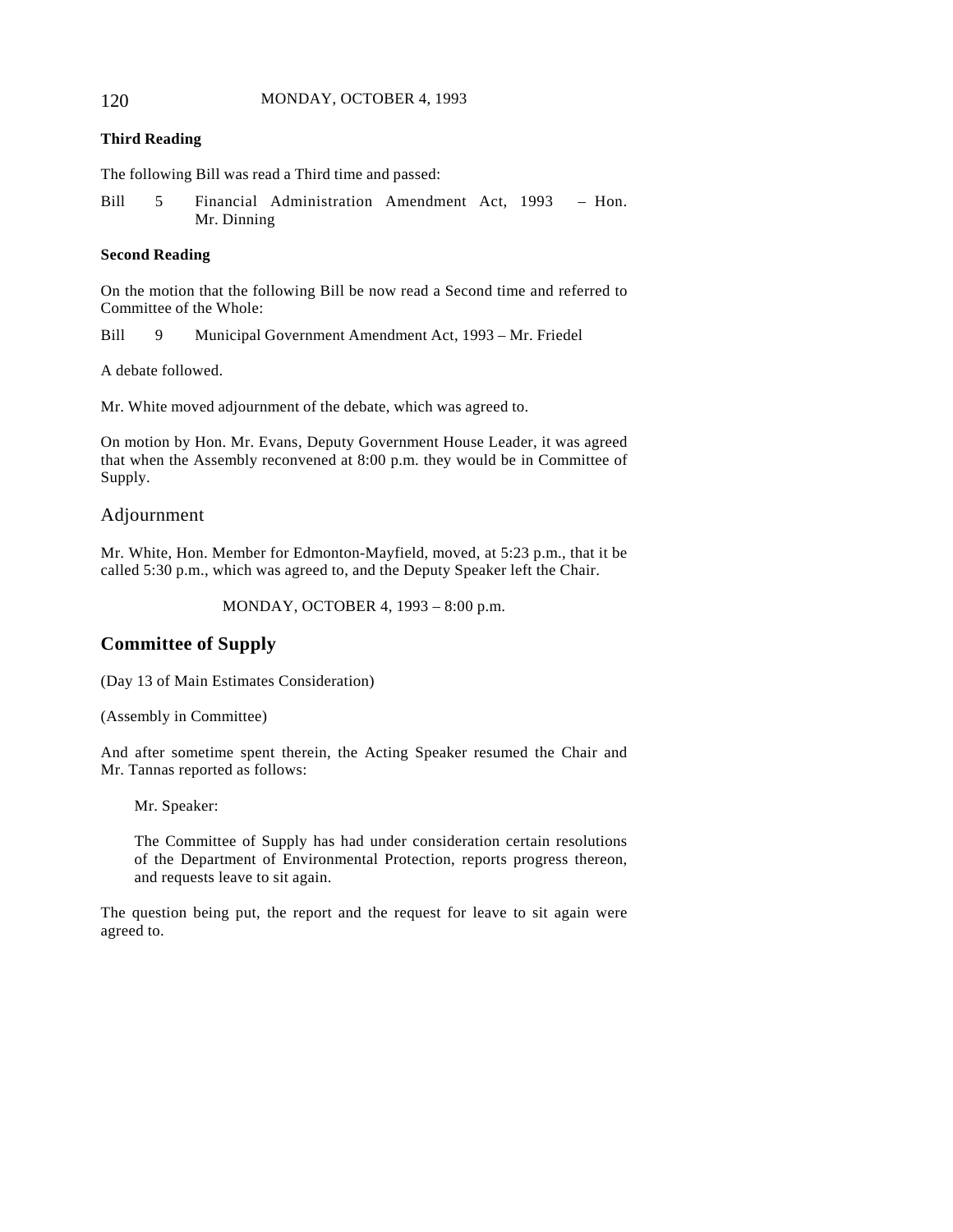**Third Reading**

The following Bill was read a Third time and passed:

Bill 5 Financial Administration Amendment Act, 1993 – Hon. Mr. Dinning

**Second Reading**

On the motion that the following Bill be now read a Second time and referred to Committee of the Whole:

Bill 9 Municipal Government Amendment Act, 1993 – Mr. Friedel

A debate followed.

Mr. White moved adjournment of the debate, which was agreed to.

On motion by Hon. Mr. Evans, Deputy Government House Leader, it was agreed that when the Assembly reconvened at 8:00 p.m. they would be in Committee of Supply.

## Adjournment

Mr. White, Hon. Member for Edmonton-Mayfield, moved, at 5:23 p.m., that it be called 5:30 p.m., which was agreed to, and the Deputy Speaker left the Chair.

MONDAY, OCTOBER 4, 1993 – 8:00 p.m.

## Committee of Supply

(Day 13 of Main Estimates Consideration)

(Assembly in Committee)

And after sometime spent therein, the Acting Speaker resumed the Chair and Mr. Tannas reported as follows:

> Mr. Speaker:
>
> The Committee of Supply has had under consideration certain resolutions of the Department of Environmental Protection, reports progress thereon, and requests leave to sit again.

The question being put, the report and the request for leave to sit again were agreed to.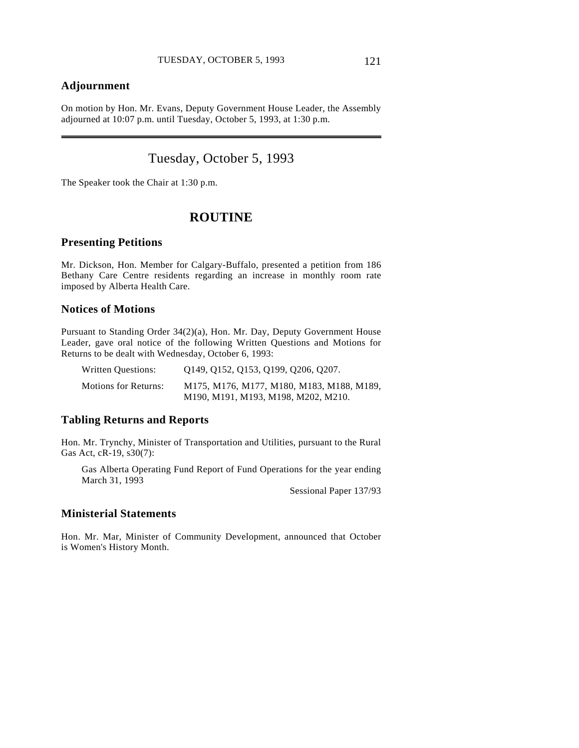## Adjournment

On motion by Hon. Mr. Evans, Deputy Government House Leader, the Assembly adjourned at 10:07 p.m. until Tuesday, October 5, 1993, at 1:30 p.m.

---

# Tuesday, October 5, 1993

The Speaker took the Chair at 1:30 p.m.

## ROUTINE

### Presenting Petitions

Mr. Dickson, Hon. Member for Calgary-Buffalo, presented a petition from 186 Bethany Care Centre residents regarding an increase in monthly room rate imposed by Alberta Health Care.

### Notices of Motions

Pursuant to Standing Order 34(2)(a), Hon. Mr. Day, Deputy Government House Leader, gave oral notice of the following Written Questions and Motions for Returns to be dealt with Wednesday, October 6, 1993:

Written Questions: Q149, Q152, Q153, Q199, Q206, Q207.

Motions for Returns: M175, M176, M177, M180, M183, M188, M189, M190, M191, M193, M198, M202, M210.

### Tabling Returns and Reports

Hon. Mr. Trynchy, Minister of Transportation and Utilities, pursuant to the Rural Gas Act, cR-19, s30(7):

Gas Alberta Operating Fund Report of Fund Operations for the year ending March 31, 1993

Sessional Paper 137/93

### Ministerial Statements

Hon. Mr. Mar, Minister of Community Development, announced that October is Women's History Month.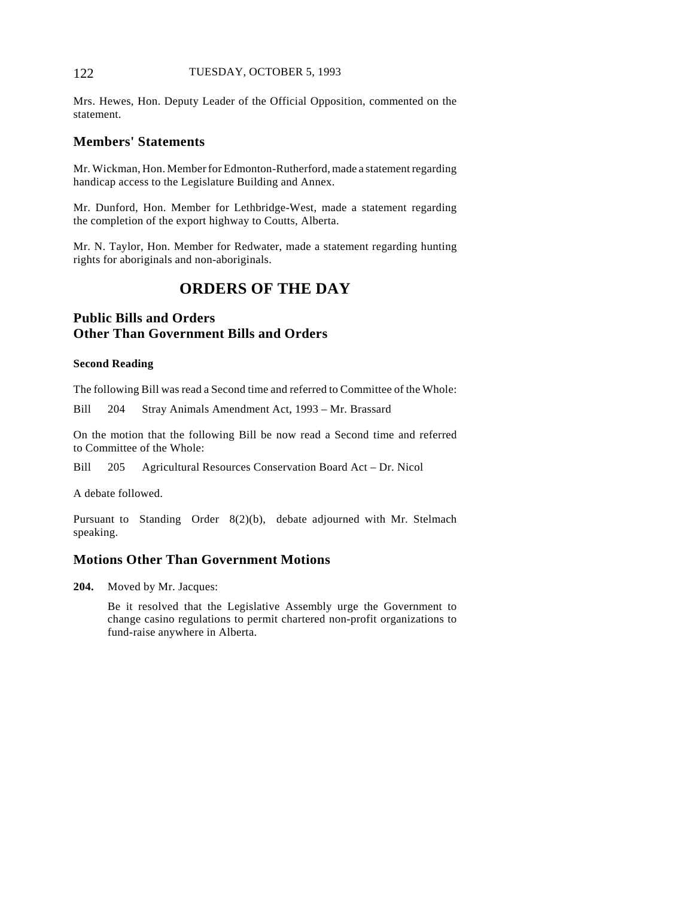Mrs. Hewes, Hon. Deputy Leader of the Official Opposition, commented on the statement.

## Members' Statements

Mr. Wickman, Hon. Member for Edmonton-Rutherford, made a statement regarding handicap access to the Legislature Building and Annex.

Mr. Dunford, Hon. Member for Lethbridge-West, made a statement regarding the completion of the export highway to Coutts, Alberta.

Mr. N. Taylor, Hon. Member for Redwater, made a statement regarding hunting rights for aboriginals and non-aboriginals.

# ORDERS OF THE DAY

## Public Bills and Orders Other Than Government Bills and Orders

### Second Reading

The following Bill was read a Second time and referred to Committee of the Whole:

Bill 204 Stray Animals Amendment Act, 1993 – Mr. Brassard

On the motion that the following Bill be now read a Second time and referred to Committee of the Whole:

Bill 205 Agricultural Resources Conservation Board Act – Dr. Nicol

A debate followed.

Pursuant to Standing Order 8(2)(b), debate adjourned with Mr. Stelmach speaking.

## Motions Other Than Government Motions

**204.** Moved by Mr. Jacques:

> Be it resolved that the Legislative Assembly urge the Government to change casino regulations to permit chartered non-profit organizations to fund-raise anywhere in Alberta.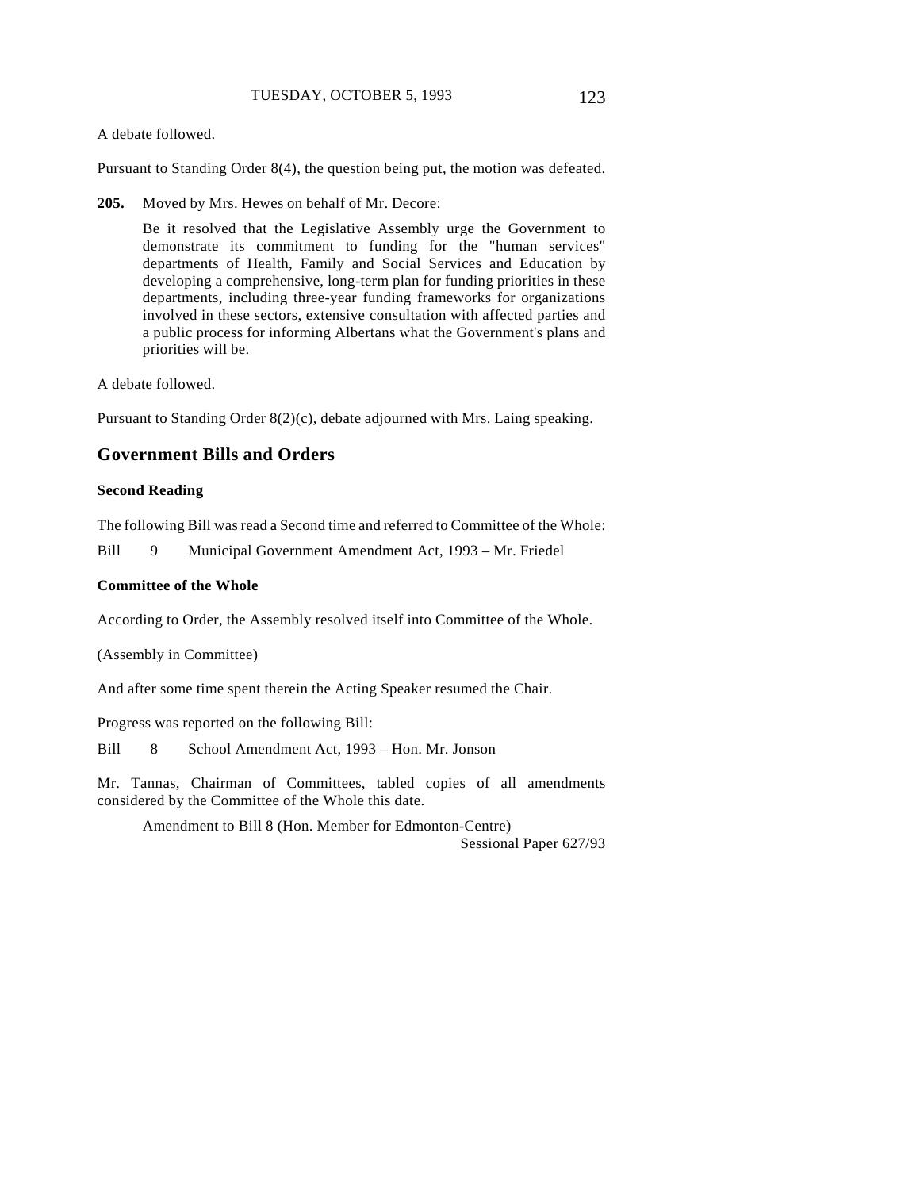A debate followed.

Pursuant to Standing Order 8(4), the question being put, the motion was defeated.

**205.** Moved by Mrs. Hewes on behalf of Mr. Decore:

> Be it resolved that the Legislative Assembly urge the Government to demonstrate its commitment to funding for the "human services" departments of Health, Family and Social Services and Education by developing a comprehensive, long-term plan for funding priorities in these departments, including three-year funding frameworks for organizations involved in these sectors, extensive consultation with affected parties and a public process for informing Albertans what the Government's plans and priorities will be.

A debate followed.

Pursuant to Standing Order 8(2)(c), debate adjourned with Mrs. Laing speaking.

## Government Bills and Orders

### Second Reading

The following Bill was read a Second time and referred to Committee of the Whole:

Bill 9 Municipal Government Amendment Act, 1993 – Mr. Friedel

### Committee of the Whole

According to Order, the Assembly resolved itself into Committee of the Whole.

(Assembly in Committee)

And after some time spent therein the Acting Speaker resumed the Chair.

Progress was reported on the following Bill:

Bill 8 School Amendment Act, 1993 – Hon. Mr. Jonson

Mr. Tannas, Chairman of Committees, tabled copies of all amendments considered by the Committee of the Whole this date.

Amendment to Bill 8 (Hon. Member for Edmonton-Centre)
Sessional Paper 627/93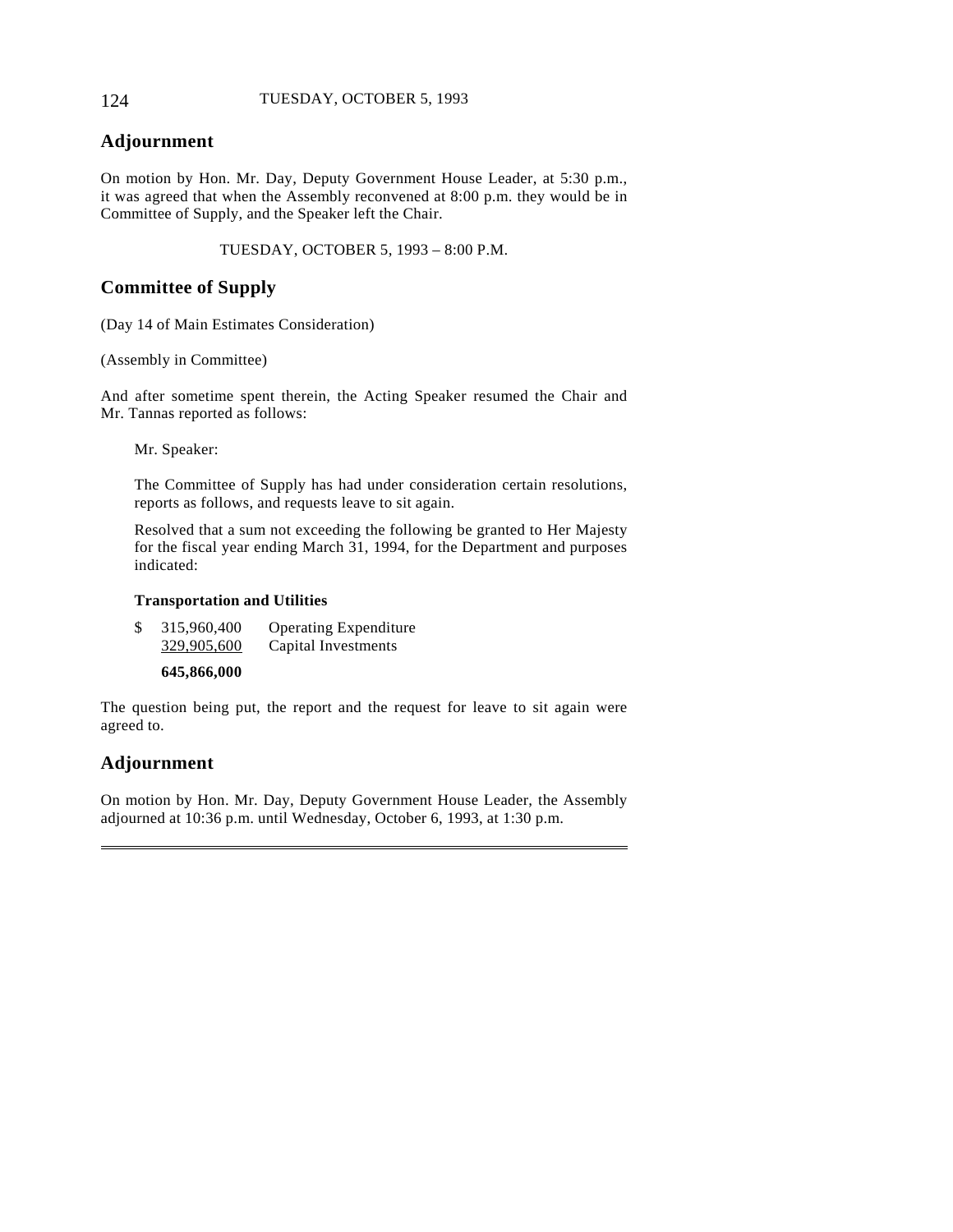## Adjournment

On motion by Hon. Mr. Day, Deputy Government House Leader, at 5:30 p.m., it was agreed that when the Assembly reconvened at 8:00 p.m. they would be in Committee of Supply, and the Speaker left the Chair.

TUESDAY, OCTOBER 5, 1993 – 8:00 P.M.

## Committee of Supply

(Day 14 of Main Estimates Consideration)

(Assembly in Committee)

And after sometime spent therein, the Acting Speaker resumed the Chair and Mr. Tannas reported as follows:

> Mr. Speaker:
>
> The Committee of Supply has had under consideration certain resolutions, reports as follows, and requests leave to sit again.
>
> Resolved that a sum not exceeding the following be granted to Her Majesty for the fiscal year ending March 31, 1994, for the Department and purposes indicated:
>
> **Transportation and Utilities**
>
> | | | |
> |---|---|---|
> | $ | 315,960,400 | Operating Expenditure |
> | | 329,905,600 | Capital Investments |
> | | **645,866,000** | |

The question being put, the report and the request for leave to sit again were agreed to.

## Adjournment

On motion by Hon. Mr. Day, Deputy Government House Leader, the Assembly adjourned at 10:36 p.m. until Wednesday, October 6, 1993, at 1:30 p.m.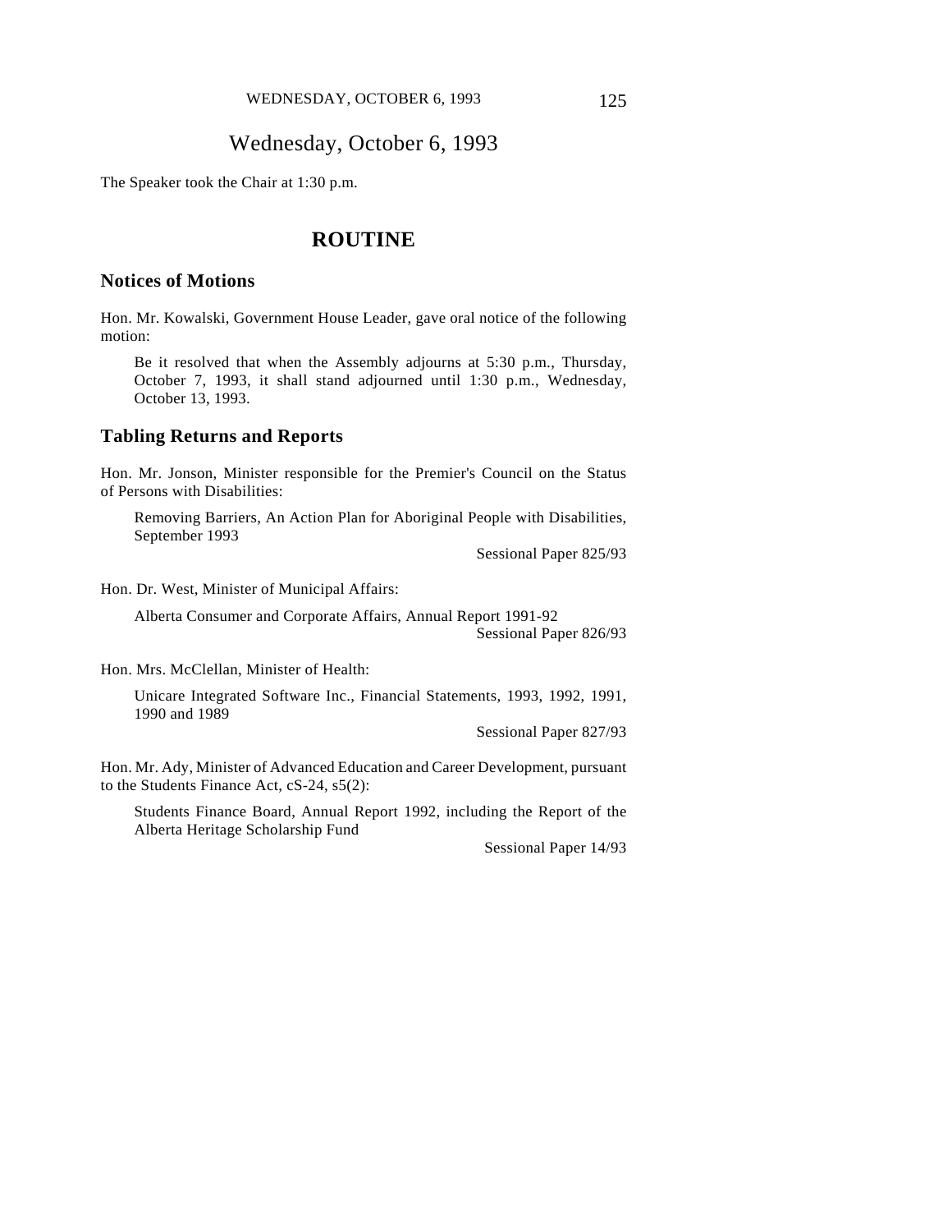# Wednesday, October 6, 1993

The Speaker took the Chair at 1:30 p.m.

## ROUTINE

### Notices of Motions

Hon. Mr. Kowalski, Government House Leader, gave oral notice of the following motion:

> Be it resolved that when the Assembly adjourns at 5:30 p.m., Thursday, October 7, 1993, it shall stand adjourned until 1:30 p.m., Wednesday, October 13, 1993.

### Tabling Returns and Reports

Hon. Mr. Jonson, Minister responsible for the Premier's Council on the Status of Persons with Disabilities:

> Removing Barriers, An Action Plan for Aboriginal People with Disabilities, September 1993
>
> Sessional Paper 825/93

Hon. Dr. West, Minister of Municipal Affairs:

> Alberta Consumer and Corporate Affairs, Annual Report 1991-92
>
> Sessional Paper 826/93

Hon. Mrs. McClellan, Minister of Health:

> Unicare Integrated Software Inc., Financial Statements, 1993, 1992, 1991, 1990 and 1989
>
> Sessional Paper 827/93

Hon. Mr. Ady, Minister of Advanced Education and Career Development, pursuant to the Students Finance Act, cS-24, s5(2):

> Students Finance Board, Annual Report 1992, including the Report of the Alberta Heritage Scholarship Fund
>
> Sessional Paper 14/93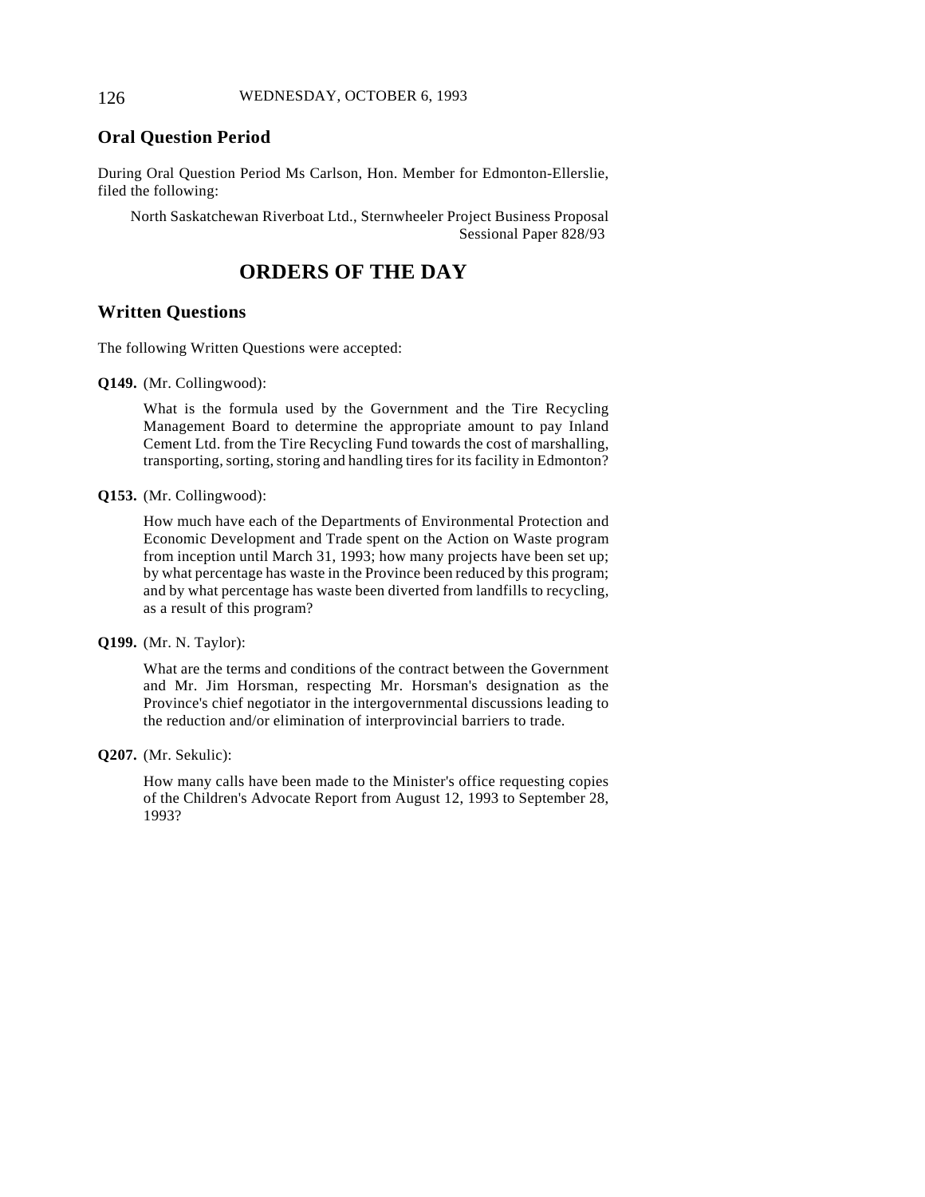## Oral Question Period

During Oral Question Period Ms Carlson, Hon. Member for Edmonton-Ellerslie, filed the following:

North Saskatchewan Riverboat Ltd., Sternwheeler Project Business Proposal
Sessional Paper 828/93

# ORDERS OF THE DAY

## Written Questions

The following Written Questions were accepted:

**Q149.** (Mr. Collingwood):

What is the formula used by the Government and the Tire Recycling Management Board to determine the appropriate amount to pay Inland Cement Ltd. from the Tire Recycling Fund towards the cost of marshalling, transporting, sorting, storing and handling tires for its facility in Edmonton?

**Q153.** (Mr. Collingwood):

How much have each of the Departments of Environmental Protection and Economic Development and Trade spent on the Action on Waste program from inception until March 31, 1993; how many projects have been set up; by what percentage has waste in the Province been reduced by this program; and by what percentage has waste been diverted from landfills to recycling, as a result of this program?

**Q199.** (Mr. N. Taylor):

What are the terms and conditions of the contract between the Government and Mr. Jim Horsman, respecting Mr. Horsman's designation as the Province's chief negotiator in the intergovernmental discussions leading to the reduction and/or elimination of interprovincial barriers to trade.

**Q207.** (Mr. Sekulic):

How many calls have been made to the Minister's office requesting copies of the Children's Advocate Report from August 12, 1993 to September 28, 1993?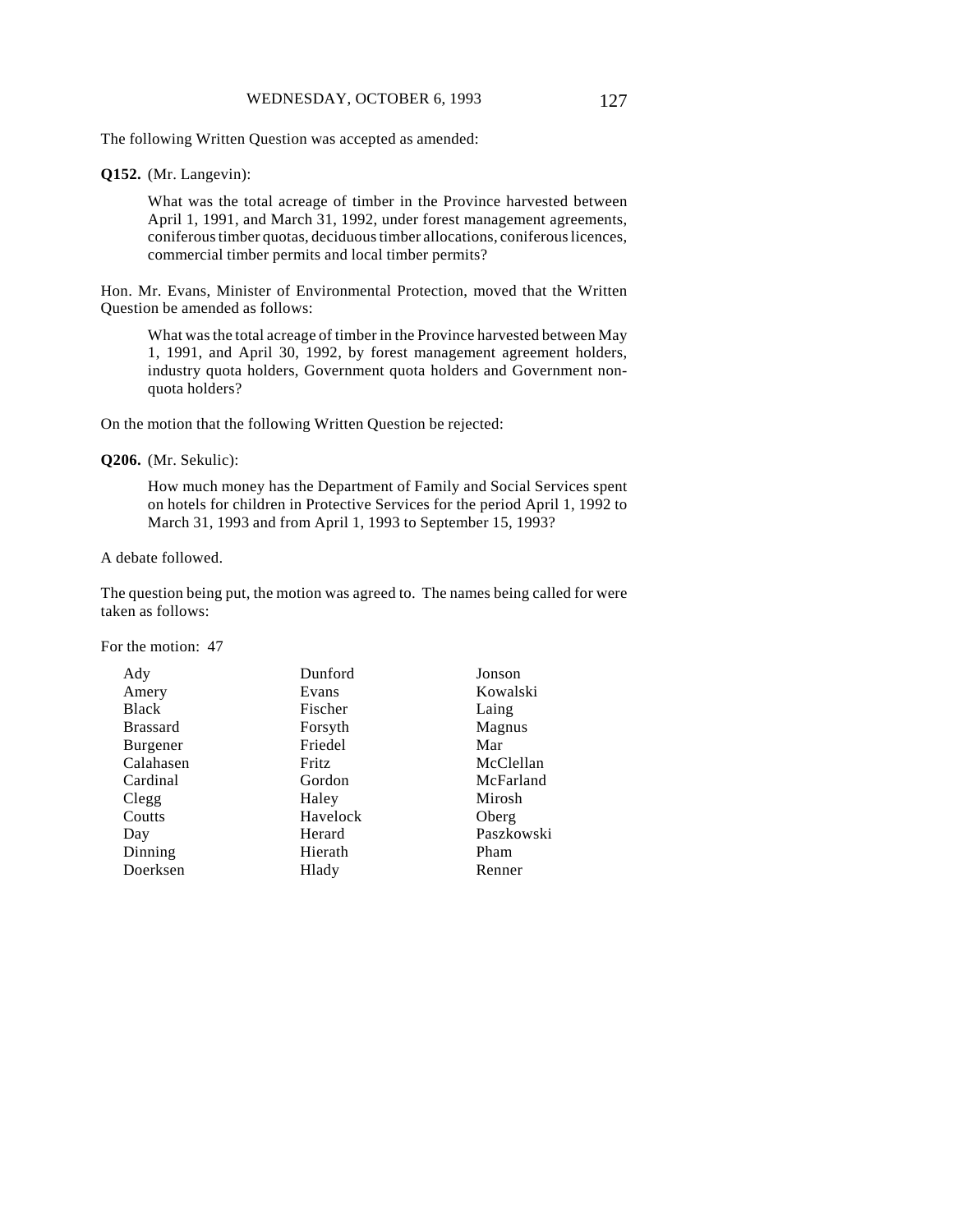The following Written Question was accepted as amended:

**Q152.** (Mr. Langevin):

> What was the total acreage of timber in the Province harvested between April 1, 1991, and March 31, 1992, under forest management agreements, coniferous timber quotas, deciduous timber allocations, coniferous licences, commercial timber permits and local timber permits?

Hon. Mr. Evans, Minister of Environmental Protection, moved that the Written Question be amended as follows:

> What was the total acreage of timber in the Province harvested between May 1, 1991, and April 30, 1992, by forest management agreement holders, industry quota holders, Government quota holders and Government non-quota holders?

On the motion that the following Written Question be rejected:

**Q206.** (Mr. Sekulic):

> How much money has the Department of Family and Social Services spent on hotels for children in Protective Services for the period April 1, 1992 to March 31, 1993 and from April 1, 1993 to September 15, 1993?

A debate followed.

The question being put, the motion was agreed to. The names being called for were taken as follows:

For the motion: 47

| | | |
|---|---|---|
| Ady | Dunford | Jonson |
| Amery | Evans | Kowalski |
| Black | Fischer | Laing |
| Brassard | Forsyth | Magnus |
| Burgener | Friedel | Mar |
| Calahasen | Fritz | McClellan |
| Cardinal | Gordon | McFarland |
| Clegg | Haley | Mirosh |
| Coutts | Havelock | Oberg |
| Day | Herard | Paszkowski |
| Dinning | Hierath | Pham |
| Doerksen | Hlady | Renner |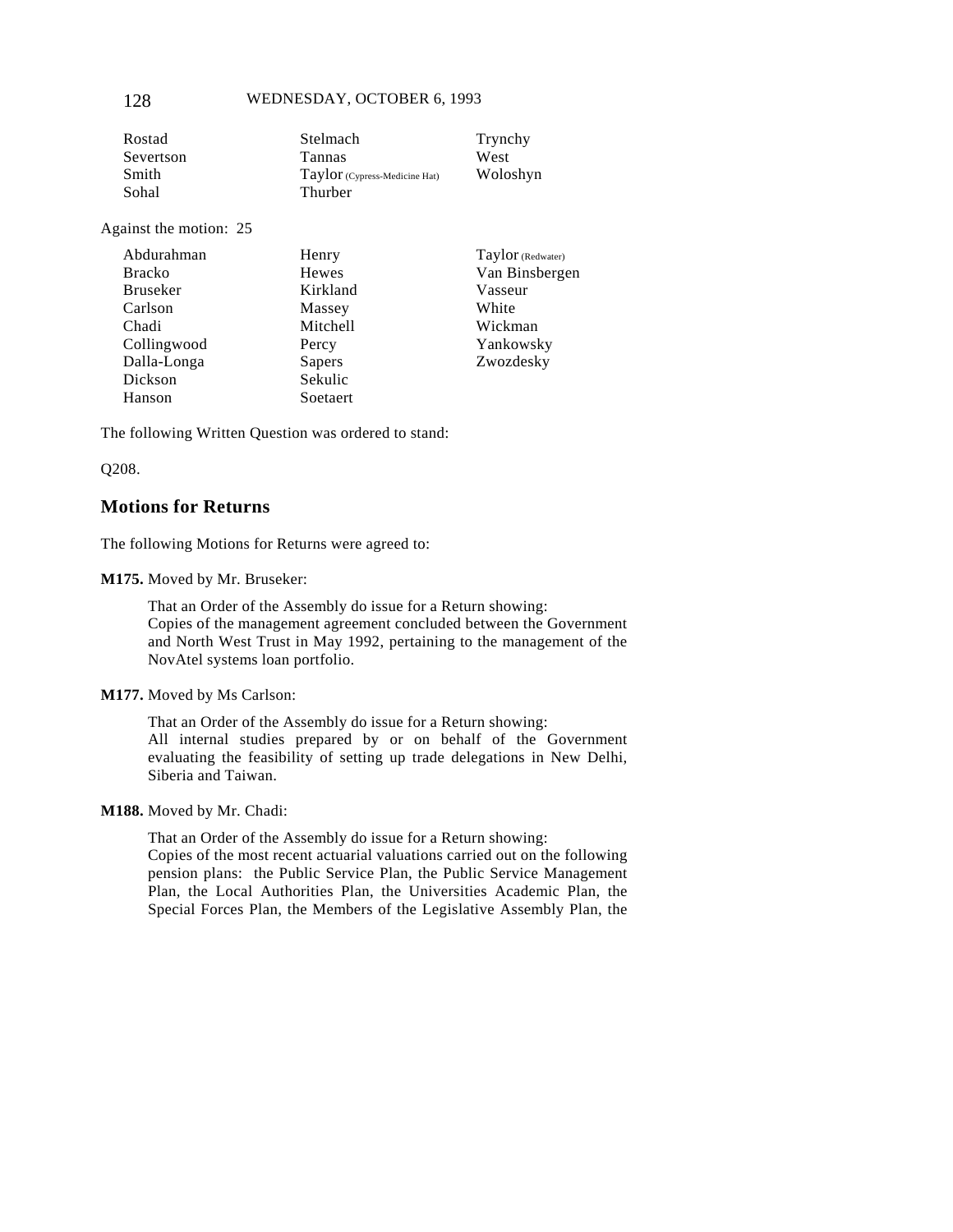| | | |
|---|---|---|
| Rostad | Stelmach | Trynchy |
| Severtson | Tannas | West |
| Smith | Taylor (Cypress-Medicine Hat) | Woloshyn |
| Sohal | Thurber | |

Against the motion: 25

| | | |
|---|---|---|
| Abdurahman | Henry | Taylor (Redwater) |
| Bracko | Hewes | Van Binsbergen |
| Bruseker | Kirkland | Vasseur |
| Carlson | Massey | White |
| Chadi | Mitchell | Wickman |
| Collingwood | Percy | Yankowsky |
| Dalla-Longa | Sapers | Zwozdesky |
| Dickson | Sekulic | |
| Hanson | Soetaert | |

The following Written Question was ordered to stand:

Q208.

## Motions for Returns

The following Motions for Returns were agreed to:

**M175.** Moved by Mr. Bruseker:

> That an Order of the Assembly do issue for a Return showing:
> Copies of the management agreement concluded between the Government and North West Trust in May 1992, pertaining to the management of the NovAtel systems loan portfolio.

**M177.** Moved by Ms Carlson:

> That an Order of the Assembly do issue for a Return showing:
> All internal studies prepared by or on behalf of the Government evaluating the feasibility of setting up trade delegations in New Delhi, Siberia and Taiwan.

**M188.** Moved by Mr. Chadi:

> That an Order of the Assembly do issue for a Return showing:
> Copies of the most recent actuarial valuations carried out on the following pension plans: the Public Service Plan, the Public Service Management Plan, the Local Authorities Plan, the Universities Academic Plan, the Special Forces Plan, the Members of the Legislative Assembly Plan, the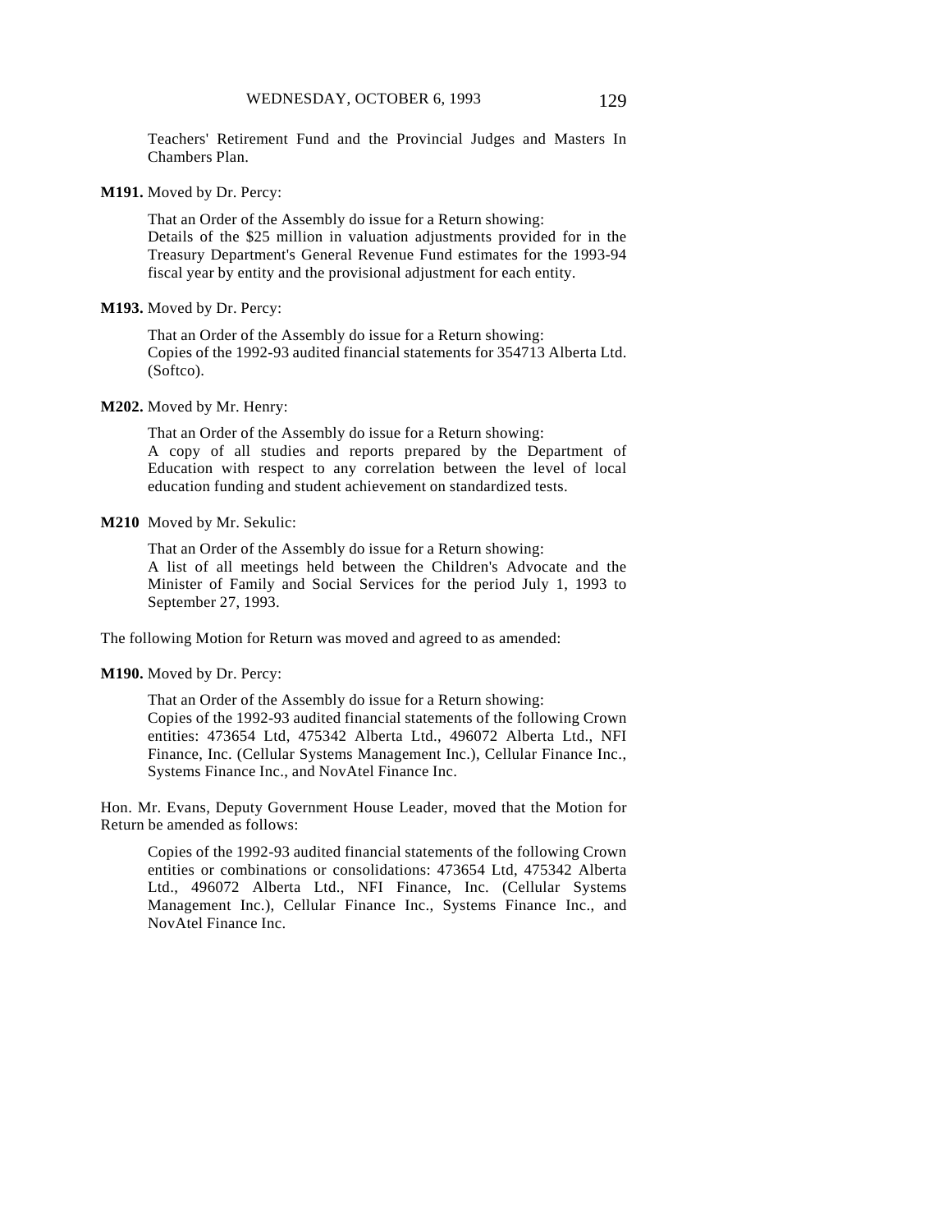Teachers' Retirement Fund and the Provincial Judges and Masters In Chambers Plan.

**M191.** Moved by Dr. Percy:

> That an Order of the Assembly do issue for a Return showing:
> Details of the $25 million in valuation adjustments provided for in the Treasury Department's General Revenue Fund estimates for the 1993-94 fiscal year by entity and the provisional adjustment for each entity.

**M193.** Moved by Dr. Percy:

> That an Order of the Assembly do issue for a Return showing:
> Copies of the 1992-93 audited financial statements for 354713 Alberta Ltd. (Softco).

**M202.** Moved by Mr. Henry:

> That an Order of the Assembly do issue for a Return showing:
> A copy of all studies and reports prepared by the Department of Education with respect to any correlation between the level of local education funding and student achievement on standardized tests.

**M210** Moved by Mr. Sekulic:

> That an Order of the Assembly do issue for a Return showing:
> A list of all meetings held between the Children's Advocate and the Minister of Family and Social Services for the period July 1, 1993 to September 27, 1993.

The following Motion for Return was moved and agreed to as amended:

**M190.** Moved by Dr. Percy:

> That an Order of the Assembly do issue for a Return showing:
> Copies of the 1992-93 audited financial statements of the following Crown entities: 473654 Ltd, 475342 Alberta Ltd., 496072 Alberta Ltd., NFI Finance, Inc. (Cellular Systems Management Inc.), Cellular Finance Inc., Systems Finance Inc., and NovAtel Finance Inc.

Hon. Mr. Evans, Deputy Government House Leader, moved that the Motion for Return be amended as follows:

> Copies of the 1992-93 audited financial statements of the following Crown entities or combinations or consolidations: 473654 Ltd, 475342 Alberta Ltd., 496072 Alberta Ltd., NFI Finance, Inc. (Cellular Systems Management Inc.), Cellular Finance Inc., Systems Finance Inc., and NovAtel Finance Inc.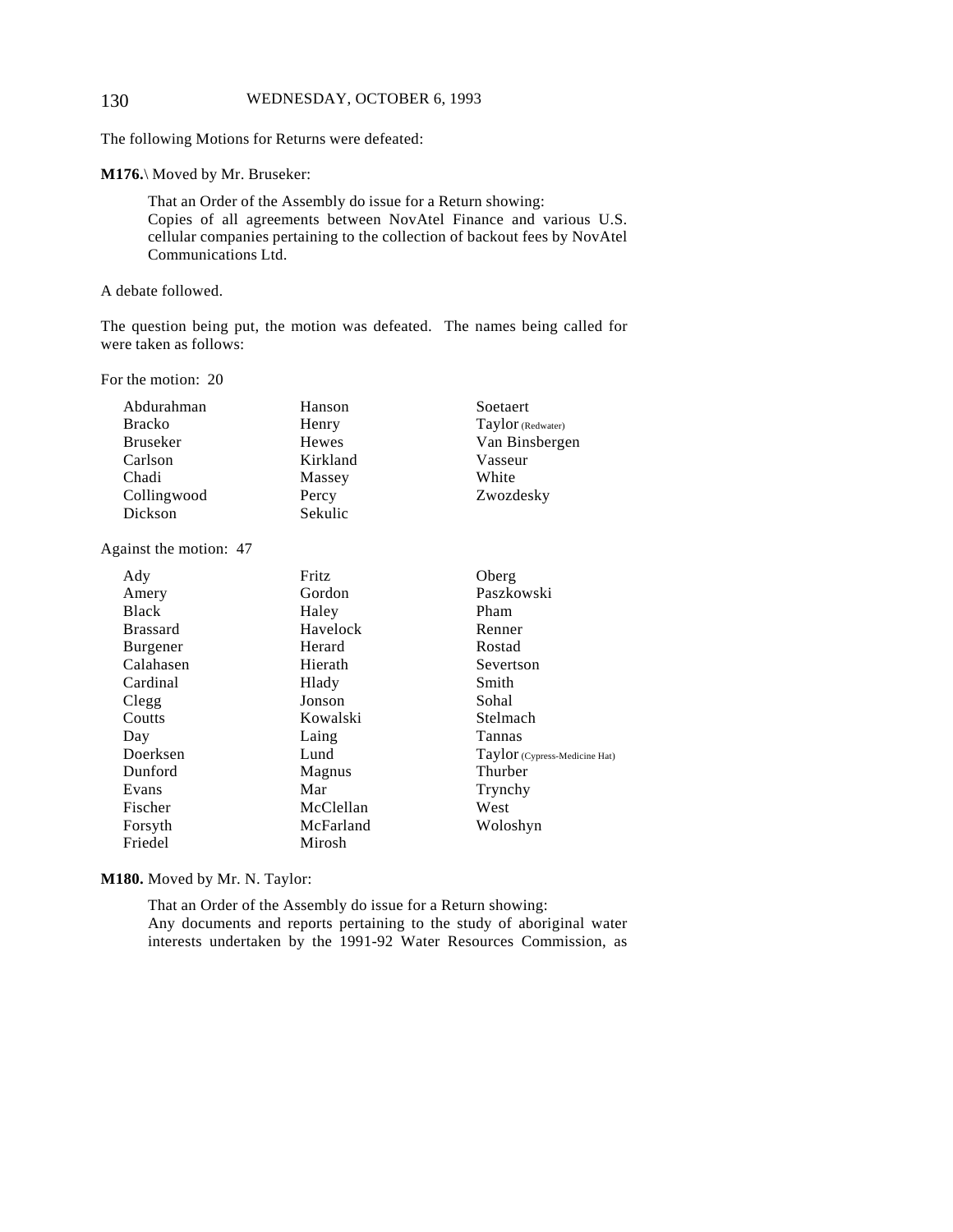The following Motions for Returns were defeated:

**M176.**\ Moved by Mr. Bruseker:

> That an Order of the Assembly do issue for a Return showing:
> Copies of all agreements between NovAtel Finance and various U.S. cellular companies pertaining to the collection of backout fees by NovAtel Communications Ltd.

A debate followed.

The question being put, the motion was defeated. The names being called for were taken as follows:

For the motion: 20

| | | |
|---|---|---|
| Abdurahman | Hanson | Soetaert |
| Bracko | Henry | Taylor (Redwater) |
| Bruseker | Hewes | Van Binsbergen |
| Carlson | Kirkland | Vasseur |
| Chadi | Massey | White |
| Collingwood | Percy | Zwozdesky |
| Dickson | Sekulic | |

Against the motion: 47

| | | |
|---|---|---|
| Ady | Fritz | Oberg |
| Amery | Gordon | Paszkowski |
| Black | Haley | Pham |
| Brassard | Havelock | Renner |
| Burgener | Herard | Rostad |
| Calahasen | Hierath | Severtson |
| Cardinal | Hlady | Smith |
| Clegg | Jonson | Sohal |
| Coutts | Kowalski | Stelmach |
| Day | Laing | Tannas |
| Doerksen | Lund | Taylor (Cypress-Medicine Hat) |
| Dunford | Magnus | Thurber |
| Evans | Mar | Trynchy |
| Fischer | McClellan | West |
| Forsyth | McFarland | Woloshyn |
| Friedel | Mirosh | |

**M180.** Moved by Mr. N. Taylor:

> That an Order of the Assembly do issue for a Return showing:
> Any documents and reports pertaining to the study of aboriginal water interests undertaken by the 1991-92 Water Resources Commission, as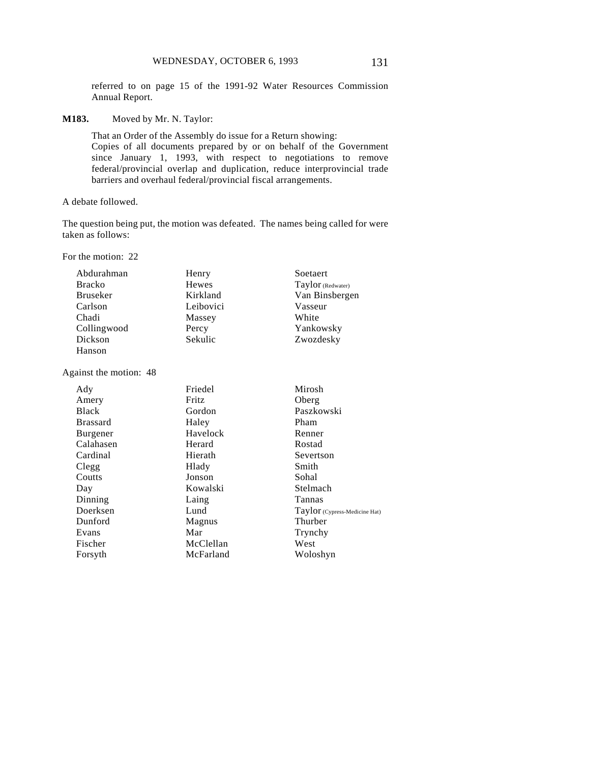referred to on page 15 of the 1991-92 Water Resources Commission Annual Report.

**M183.** Moved by Mr. N. Taylor:

That an Order of the Assembly do issue for a Return showing:
Copies of all documents prepared by or on behalf of the Government since January 1, 1993, with respect to negotiations to remove federal/provincial overlap and duplication, reduce interprovincial trade barriers and overhaul federal/provincial fiscal arrangements.

A debate followed.

The question being put, the motion was defeated. The names being called for were taken as follows:

For the motion: 22

| | | |
|---|---|---|
| Abdurahman | Henry | Soetaert |
| Bracko | Hewes | Taylor (Redwater) |
| Bruseker | Kirkland | Van Binsbergen |
| Carlson | Leibovici | Vasseur |
| Chadi | Massey | White |
| Collingwood | Percy | Yankowsky |
| Dickson | Sekulic | Zwozdesky |
| Hanson | | |

Against the motion: 48

| | | |
|---|---|---|
| Ady | Friedel | Mirosh |
| Amery | Fritz | Oberg |
| Black | Gordon | Paszkowski |
| Brassard | Haley | Pham |
| Burgener | Havelock | Renner |
| Calahasen | Herard | Rostad |
| Cardinal | Hierath | Severtson |
| Clegg | Hlady | Smith |
| Coutts | Jonson | Sohal |
| Day | Kowalski | Stelmach |
| Dinning | Laing | Tannas |
| Doerksen | Lund | Taylor (Cypress-Medicine Hat) |
| Dunford | Magnus | Thurber |
| Evans | Mar | Trynchy |
| Fischer | McClellan | West |
| Forsyth | McFarland | Woloshyn |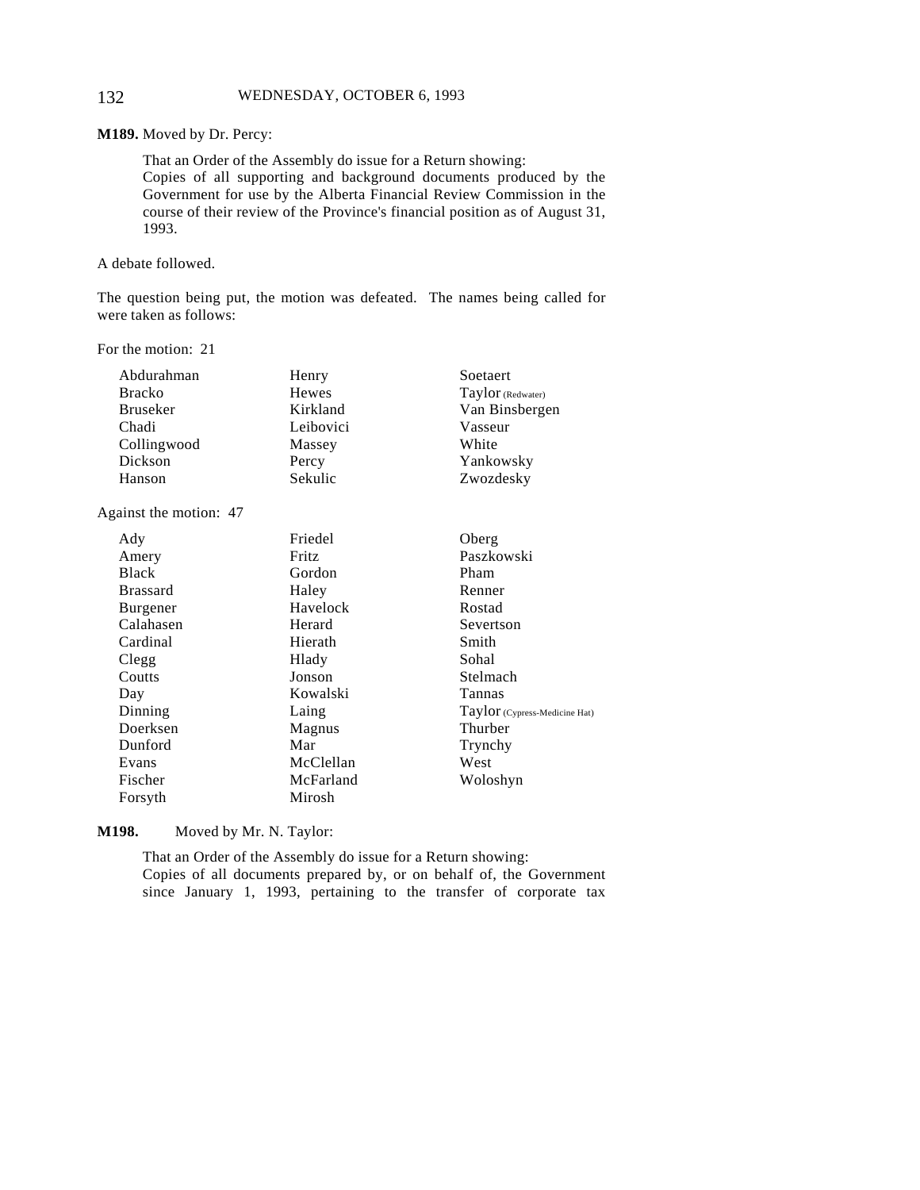**M189.** Moved by Dr. Percy:

> That an Order of the Assembly do issue for a Return showing:
> Copies of all supporting and background documents produced by the Government for use by the Alberta Financial Review Commission in the course of their review of the Province's financial position as of August 31, 1993.

A debate followed.

The question being put, the motion was defeated. The names being called for were taken as follows:

For the motion: 21

| | | |
|---|---|---|
| Abdurahman | Henry | Soetaert |
| Bracko | Hewes | Taylor (Redwater) |
| Bruseker | Kirkland | Van Binsbergen |
| Chadi | Leibovici | Vasseur |
| Collingwood | Massey | White |
| Dickson | Percy | Yankowsky |
| Hanson | Sekulic | Zwozdesky |

Against the motion: 47

| | | |
|---|---|---|
| Ady | Friedel | Oberg |
| Amery | Fritz | Paszkowski |
| Black | Gordon | Pham |
| Brassard | Haley | Renner |
| Burgener | Havelock | Rostad |
| Calahasen | Herard | Severtson |
| Cardinal | Hierath | Smith |
| Clegg | Hlady | Sohal |
| Coutts | Jonson | Stelmach |
| Day | Kowalski | Tannas |
| Dinning | Laing | Taylor (Cypress-Medicine Hat) |
| Doerksen | Magnus | Thurber |
| Dunford | Mar | Trynchy |
| Evans | McClellan | West |
| Fischer | McFarland | Woloshyn |
| Forsyth | Mirosh | |

**M198.** Moved by Mr. N. Taylor:

> That an Order of the Assembly do issue for a Return showing:
> Copies of all documents prepared by, or on behalf of, the Government since January 1, 1993, pertaining to the transfer of corporate tax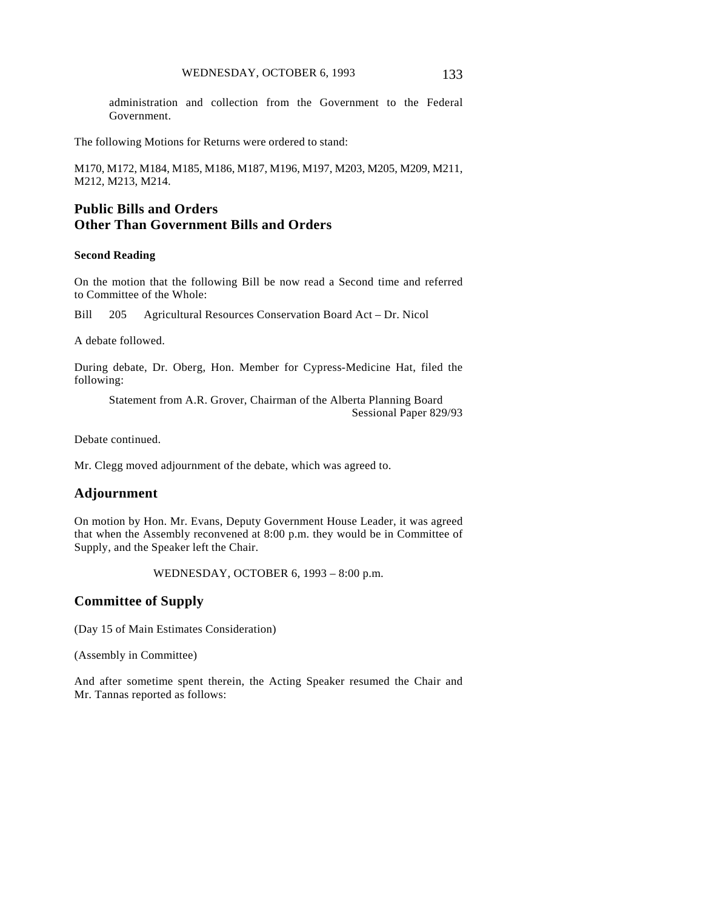administration and collection from the Government to the Federal Government.

The following Motions for Returns were ordered to stand:

M170, M172, M184, M185, M186, M187, M196, M197, M203, M205, M209, M211, M212, M213, M214.

## Public Bills and Orders Other Than Government Bills and Orders

### Second Reading

On the motion that the following Bill be now read a Second time and referred to Committee of the Whole:

Bill 205 Agricultural Resources Conservation Board Act – Dr. Nicol

A debate followed.

During debate, Dr. Oberg, Hon. Member for Cypress-Medicine Hat, filed the following:

Statement from A.R. Grover, Chairman of the Alberta Planning Board
Sessional Paper 829/93

Debate continued.

Mr. Clegg moved adjournment of the debate, which was agreed to.

## Adjournment

On motion by Hon. Mr. Evans, Deputy Government House Leader, it was agreed that when the Assembly reconvened at 8:00 p.m. they would be in Committee of Supply, and the Speaker left the Chair.

WEDNESDAY, OCTOBER 6, 1993 – 8:00 p.m.

## Committee of Supply

(Day 15 of Main Estimates Consideration)

(Assembly in Committee)

And after sometime spent therein, the Acting Speaker resumed the Chair and Mr. Tannas reported as follows: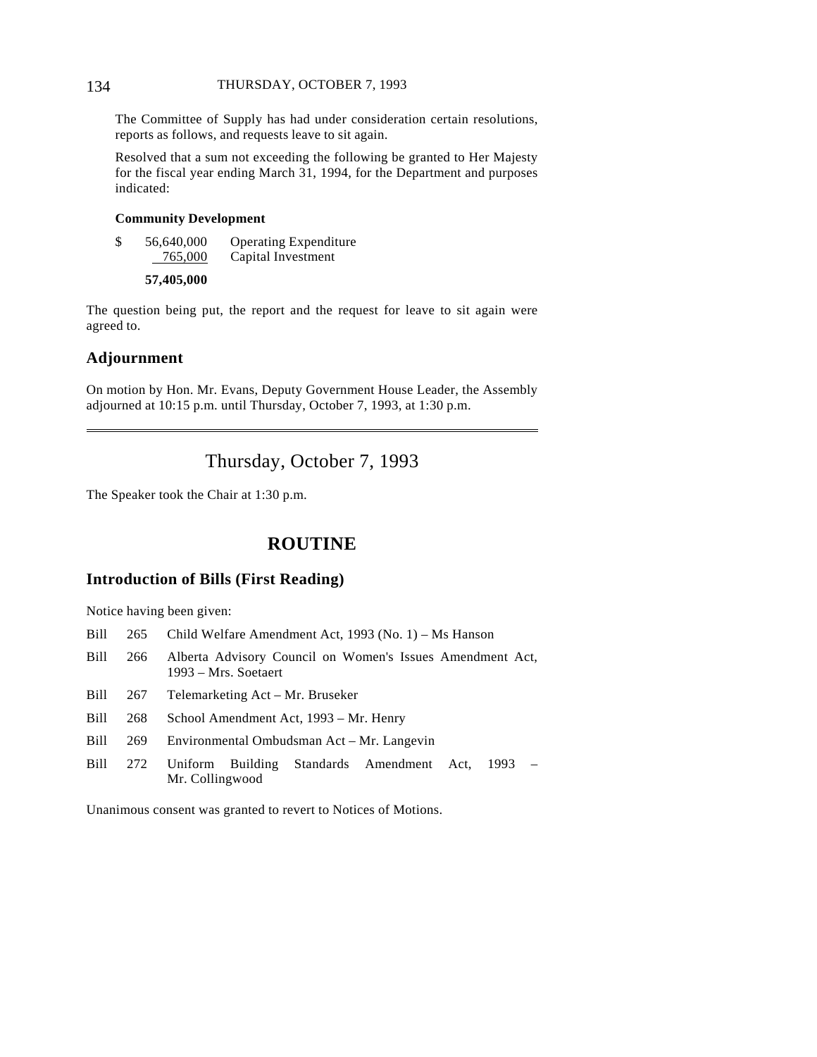The Committee of Supply has had under consideration certain resolutions, reports as follows, and requests leave to sit again.

Resolved that a sum not exceeding the following be granted to Her Majesty for the fiscal year ending March 31, 1994, for the Department and purposes indicated:

**Community Development**

| | | |
|---|---|---|
| $ | 56,640,000 | Operating Expenditure |
| | 765,000 | Capital Investment |
| | **57,405,000** | |

The question being put, the report and the request for leave to sit again were agreed to.

## Adjournment

On motion by Hon. Mr. Evans, Deputy Government House Leader, the Assembly adjourned at 10:15 p.m. until Thursday, October 7, 1993, at 1:30 p.m.

---

# Thursday, October 7, 1993

The Speaker took the Chair at 1:30 p.m.

## ROUTINE

### Introduction of Bills (First Reading)

Notice having been given:

| | | |
|---|---|---|
| Bill | 265 | Child Welfare Amendment Act, 1993 (No. 1) – Ms Hanson |
| Bill | 266 | Alberta Advisory Council on Women's Issues Amendment Act, 1993 – Mrs. Soetaert |
| Bill | 267 | Telemarketing Act – Mr. Bruseker |
| Bill | 268 | School Amendment Act, 1993 – Mr. Henry |
| Bill | 269 | Environmental Ombudsman Act – Mr. Langevin |
| Bill | 272 | Uniform Building Standards Amendment Act, 1993 – Mr. Collingwood |

Unanimous consent was granted to revert to Notices of Motions.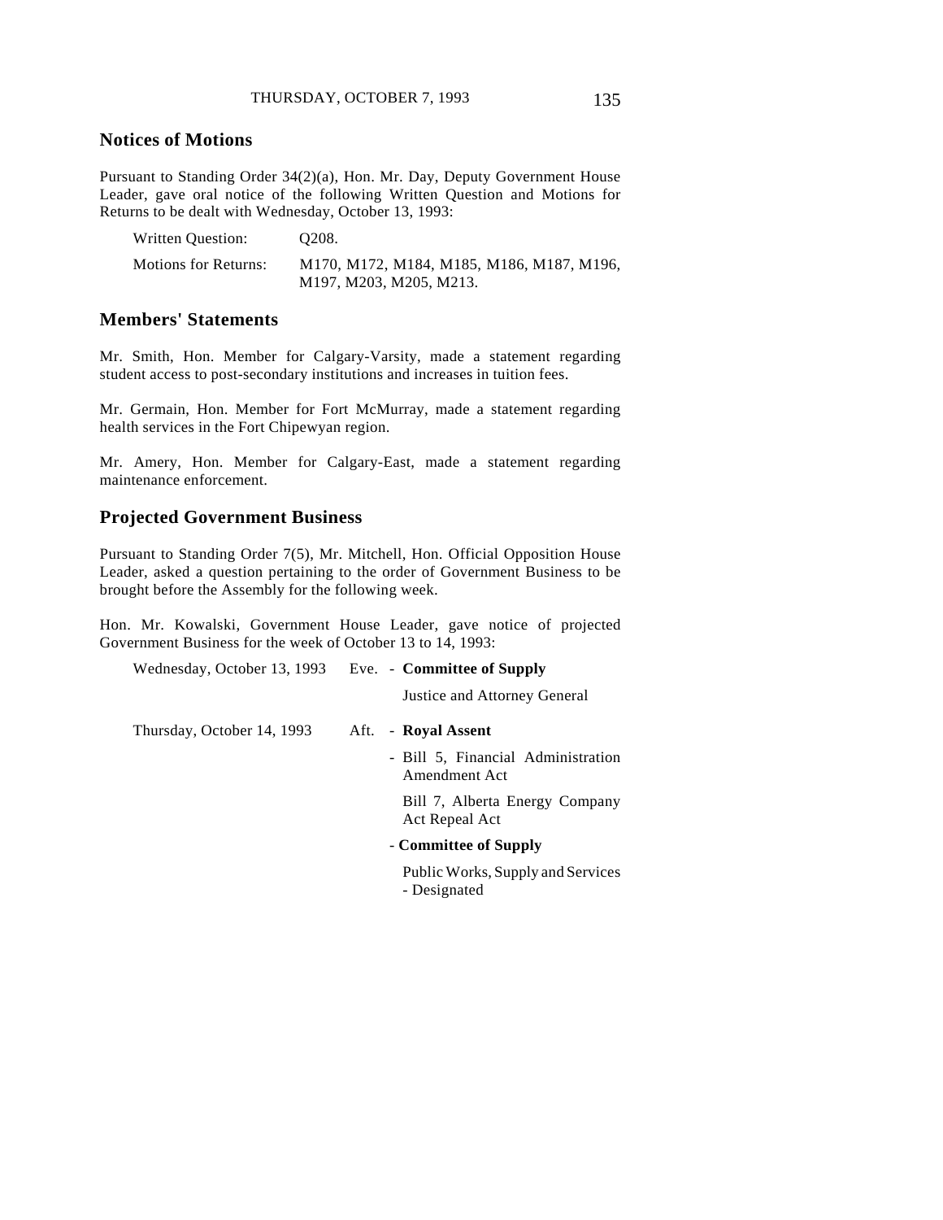## Notices of Motions

Pursuant to Standing Order 34(2)(a), Hon. Mr. Day, Deputy Government House Leader, gave oral notice of the following Written Question and Motions for Returns to be dealt with Wednesday, October 13, 1993:

| | |
|---|---|
| Written Question: | Q208. |
| Motions for Returns: | M170, M172, M184, M185, M186, M187, M196, M197, M203, M205, M213. |

## Members' Statements

Mr. Smith, Hon. Member for Calgary-Varsity, made a statement regarding student access to post-secondary institutions and increases in tuition fees.

Mr. Germain, Hon. Member for Fort McMurray, made a statement regarding health services in the Fort Chipewyan region.

Mr. Amery, Hon. Member for Calgary-East, made a statement regarding maintenance enforcement.

## Projected Government Business

Pursuant to Standing Order 7(5), Mr. Mitchell, Hon. Official Opposition House Leader, asked a question pertaining to the order of Government Business to be brought before the Assembly for the following week.

Hon. Mr. Kowalski, Government House Leader, gave notice of projected Government Business for the week of October 13 to 14, 1993:

| | | |
|---|---|---|
| Wednesday, October 13, 1993 | Eve. | - **Committee of Supply** |
| | | Justice and Attorney General |
| Thursday, October 14, 1993 | Aft. | - **Royal Assent** |
| | | - Bill 5, Financial Administration Amendment Act |
| | | Bill 7, Alberta Energy Company Act Repeal Act |
| | | - **Committee of Supply** |
| | | Public Works, Supply and Services - Designated |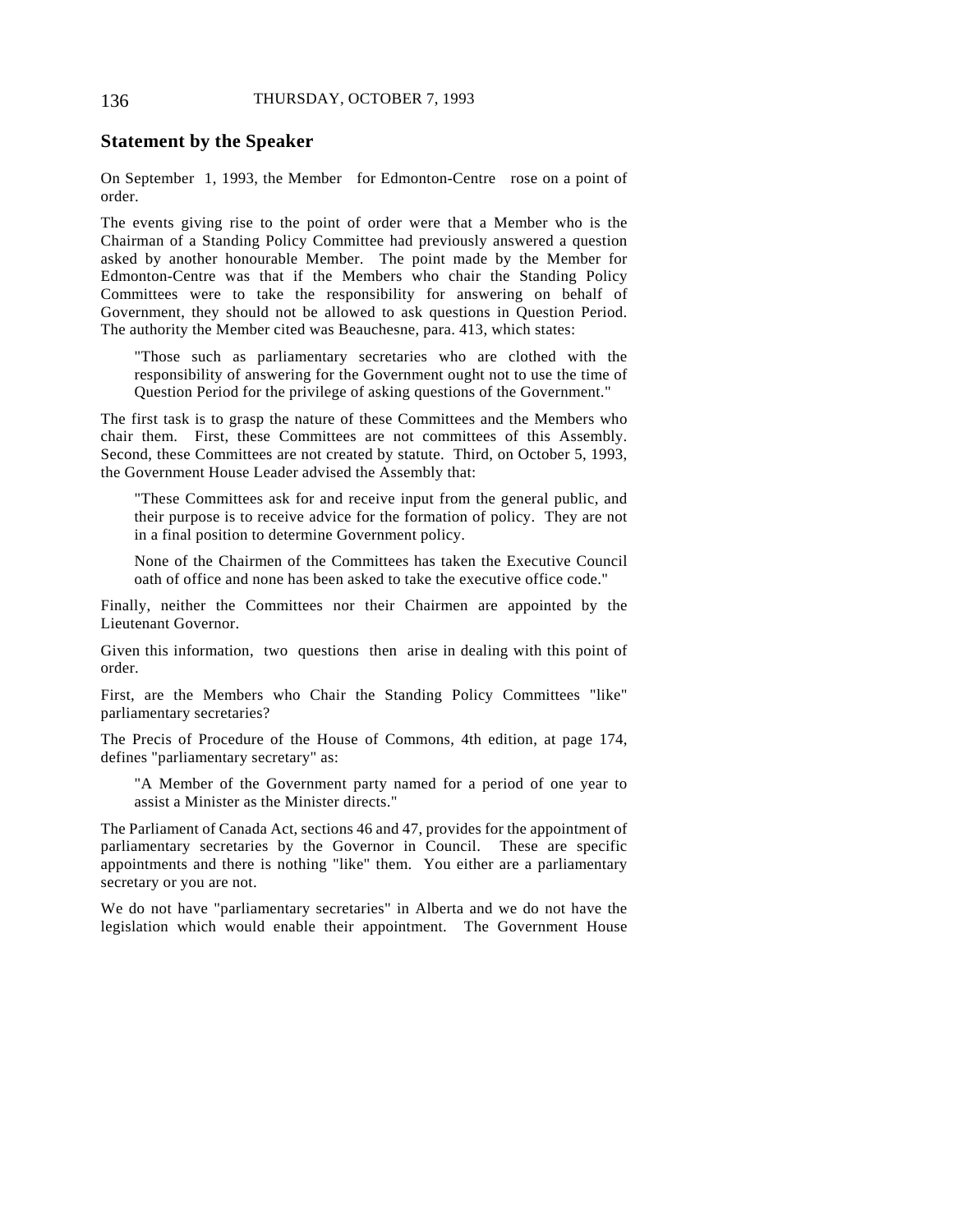## Statement by the Speaker

On September 1, 1993, the Member for Edmonton-Centre rose on a point of order.

The events giving rise to the point of order were that a Member who is the Chairman of a Standing Policy Committee had previously answered a question asked by another honourable Member. The point made by the Member for Edmonton-Centre was that if the Members who chair the Standing Policy Committees were to take the responsibility for answering on behalf of Government, they should not be allowed to ask questions in Question Period. The authority the Member cited was Beauchesne, para. 413, which states:

> "Those such as parliamentary secretaries who are clothed with the responsibility of answering for the Government ought not to use the time of Question Period for the privilege of asking questions of the Government."

The first task is to grasp the nature of these Committees and the Members who chair them. First, these Committees are not committees of this Assembly. Second, these Committees are not created by statute. Third, on October 5, 1993, the Government House Leader advised the Assembly that:

> "These Committees ask for and receive input from the general public, and their purpose is to receive advice for the formation of policy. They are not in a final position to determine Government policy.
>
> None of the Chairmen of the Committees has taken the Executive Council oath of office and none has been asked to take the executive office code."

Finally, neither the Committees nor their Chairmen are appointed by the Lieutenant Governor.

Given this information, two questions then arise in dealing with this point of order.

First, are the Members who Chair the Standing Policy Committees "like" parliamentary secretaries?

The Precis of Procedure of the House of Commons, 4th edition, at page 174, defines "parliamentary secretary" as:

> "A Member of the Government party named for a period of one year to assist a Minister as the Minister directs."

The Parliament of Canada Act, sections 46 and 47, provides for the appointment of parliamentary secretaries by the Governor in Council. These are specific appointments and there is nothing "like" them. You either are a parliamentary secretary or you are not.

We do not have "parliamentary secretaries" in Alberta and we do not have the legislation which would enable their appointment. The Government House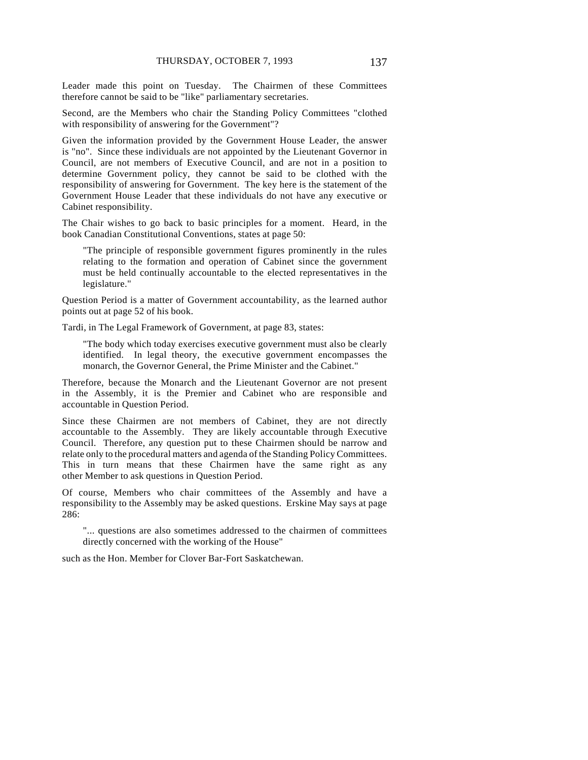Leader made this point on Tuesday. The Chairmen of these Committees therefore cannot be said to be "like" parliamentary secretaries.

Second, are the Members who chair the Standing Policy Committees "clothed with responsibility of answering for the Government"?

Given the information provided by the Government House Leader, the answer is "no". Since these individuals are not appointed by the Lieutenant Governor in Council, are not members of Executive Council, and are not in a position to determine Government policy, they cannot be said to be clothed with the responsibility of answering for Government. The key here is the statement of the Government House Leader that these individuals do not have any executive or Cabinet responsibility.

The Chair wishes to go back to basic principles for a moment. Heard, in the book Canadian Constitutional Conventions, states at page 50:

> "The principle of responsible government figures prominently in the rules relating to the formation and operation of Cabinet since the government must be held continually accountable to the elected representatives in the legislature."

Question Period is a matter of Government accountability, as the learned author points out at page 52 of his book.

Tardi, in The Legal Framework of Government, at page 83, states:

> "The body which today exercises executive government must also be clearly identified. In legal theory, the executive government encompasses the monarch, the Governor General, the Prime Minister and the Cabinet."

Therefore, because the Monarch and the Lieutenant Governor are not present in the Assembly, it is the Premier and Cabinet who are responsible and accountable in Question Period.

Since these Chairmen are not members of Cabinet, they are not directly accountable to the Assembly. They are likely accountable through Executive Council. Therefore, any question put to these Chairmen should be narrow and relate only to the procedural matters and agenda of the Standing Policy Committees. This in turn means that these Chairmen have the same right as any other Member to ask questions in Question Period.

Of course, Members who chair committees of the Assembly and have a responsibility to the Assembly may be asked questions. Erskine May says at page 286:

> "... questions are also sometimes addressed to the chairmen of committees directly concerned with the working of the House"

such as the Hon. Member for Clover Bar-Fort Saskatchewan.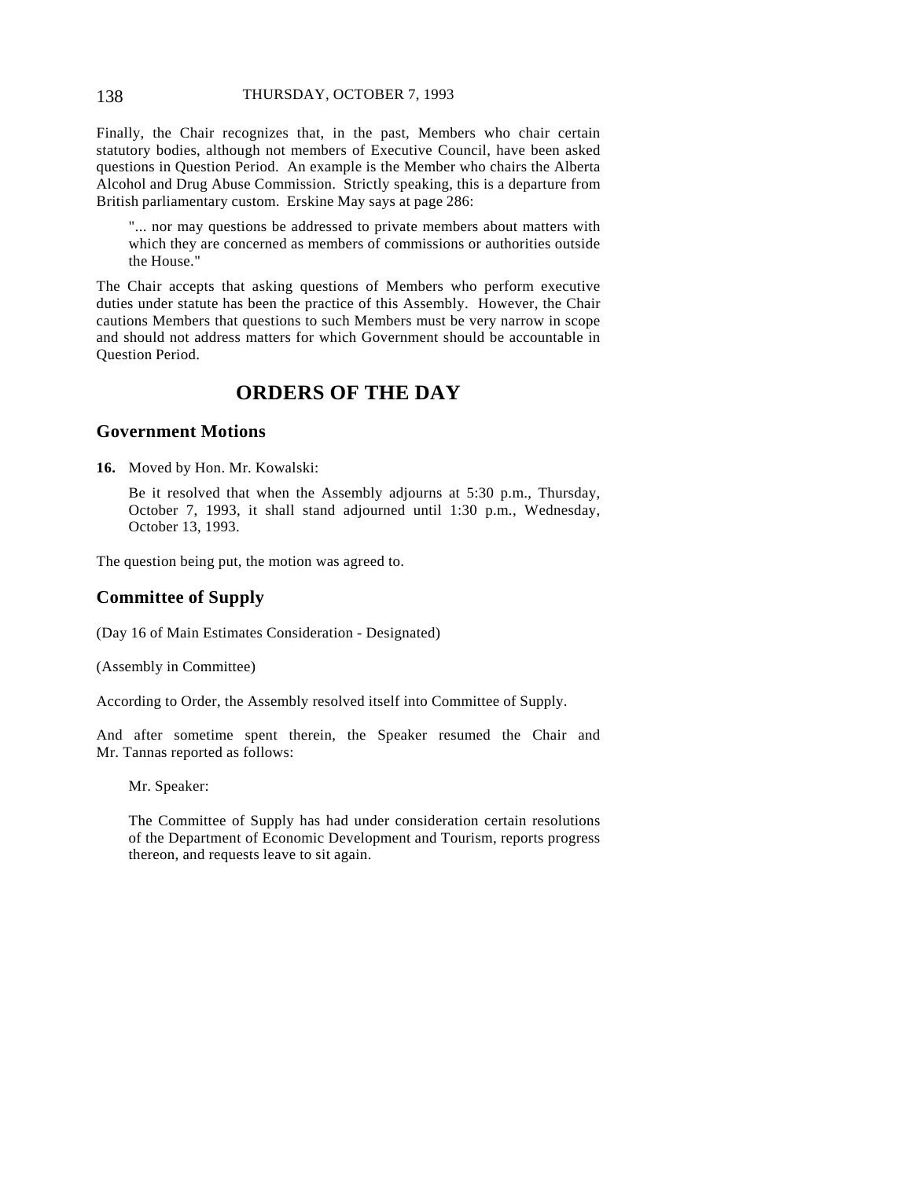Finally, the Chair recognizes that, in the past, Members who chair certain statutory bodies, although not members of Executive Council, have been asked questions in Question Period. An example is the Member who chairs the Alberta Alcohol and Drug Abuse Commission. Strictly speaking, this is a departure from British parliamentary custom. Erskine May says at page 286:

> "... nor may questions be addressed to private members about matters with which they are concerned as members of commissions or authorities outside the House."

The Chair accepts that asking questions of Members who perform executive duties under statute has been the practice of this Assembly. However, the Chair cautions Members that questions to such Members must be very narrow in scope and should not address matters for which Government should be accountable in Question Period.

# ORDERS OF THE DAY

## Government Motions

**16.** Moved by Hon. Mr. Kowalski:

> Be it resolved that when the Assembly adjourns at 5:30 p.m., Thursday, October 7, 1993, it shall stand adjourned until 1:30 p.m., Wednesday, October 13, 1993.

The question being put, the motion was agreed to.

## Committee of Supply

(Day 16 of Main Estimates Consideration - Designated)

(Assembly in Committee)

According to Order, the Assembly resolved itself into Committee of Supply.

And after sometime spent therein, the Speaker resumed the Chair and Mr. Tannas reported as follows:

> Mr. Speaker:
>
> The Committee of Supply has had under consideration certain resolutions of the Department of Economic Development and Tourism, reports progress thereon, and requests leave to sit again.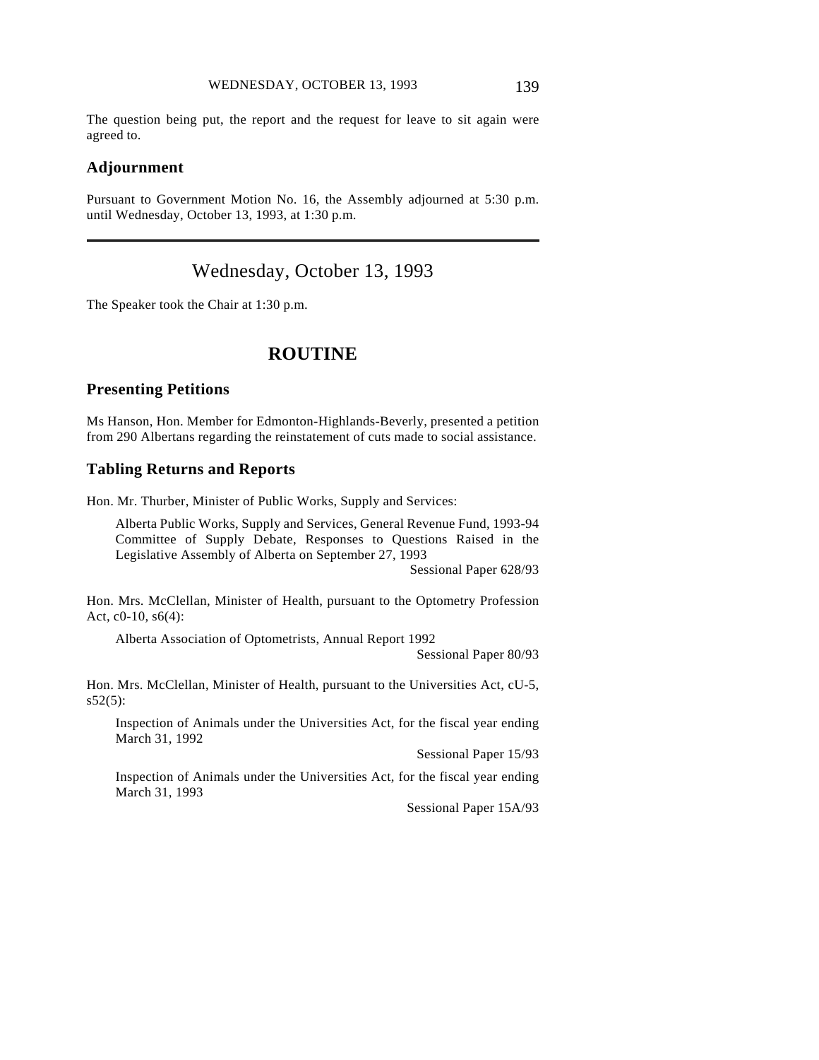The question being put, the report and the request for leave to sit again were agreed to.

## Adjournment

Pursuant to Government Motion No. 16, the Assembly adjourned at 5:30 p.m. until Wednesday, October 13, 1993, at 1:30 p.m.

---

# Wednesday, October 13, 1993

The Speaker took the Chair at 1:30 p.m.

# ROUTINE

## Presenting Petitions

Ms Hanson, Hon. Member for Edmonton-Highlands-Beverly, presented a petition from 290 Albertans regarding the reinstatement of cuts made to social assistance.

## Tabling Returns and Reports

Hon. Mr. Thurber, Minister of Public Works, Supply and Services:

> Alberta Public Works, Supply and Services, General Revenue Fund, 1993-94 Committee of Supply Debate, Responses to Questions Raised in the Legislative Assembly of Alberta on September 27, 1993
>
> Sessional Paper 628/93

Hon. Mrs. McClellan, Minister of Health, pursuant to the Optometry Profession Act, c0-10, s6(4):

> Alberta Association of Optometrists, Annual Report 1992
>
> Sessional Paper 80/93

Hon. Mrs. McClellan, Minister of Health, pursuant to the Universities Act, cU-5, s52(5):

> Inspection of Animals under the Universities Act, for the fiscal year ending March 31, 1992
>
> Sessional Paper 15/93
>
> Inspection of Animals under the Universities Act, for the fiscal year ending March 31, 1993
>
> Sessional Paper 15A/93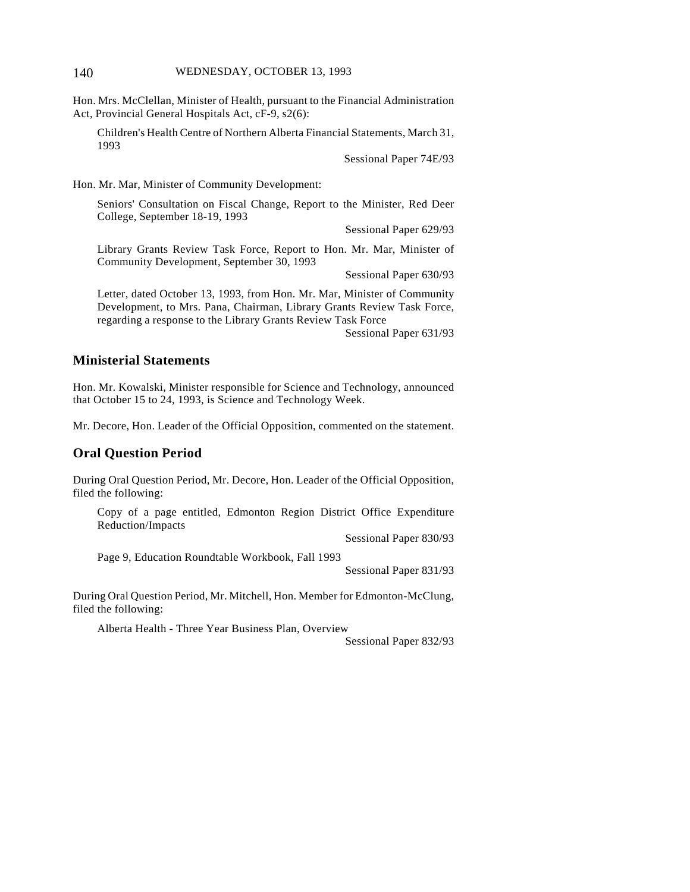Hon. Mrs. McClellan, Minister of Health, pursuant to the Financial Administration Act, Provincial General Hospitals Act, cF-9, s2(6):

Children's Health Centre of Northern Alberta Financial Statements, March 31, 1993

Sessional Paper 74E/93

Hon. Mr. Mar, Minister of Community Development:

Seniors' Consultation on Fiscal Change, Report to the Minister, Red Deer College, September 18-19, 1993

Sessional Paper 629/93

Library Grants Review Task Force, Report to Hon. Mr. Mar, Minister of Community Development, September 30, 1993

Sessional Paper 630/93

Letter, dated October 13, 1993, from Hon. Mr. Mar, Minister of Community Development, to Mrs. Pana, Chairman, Library Grants Review Task Force, regarding a response to the Library Grants Review Task Force

Sessional Paper 631/93

## Ministerial Statements

Hon. Mr. Kowalski, Minister responsible for Science and Technology, announced that October 15 to 24, 1993, is Science and Technology Week.

Mr. Decore, Hon. Leader of the Official Opposition, commented on the statement.

## Oral Question Period

During Oral Question Period, Mr. Decore, Hon. Leader of the Official Opposition, filed the following:

Copy of a page entitled, Edmonton Region District Office Expenditure Reduction/Impacts

Sessional Paper 830/93

Page 9, Education Roundtable Workbook, Fall 1993

Sessional Paper 831/93

During Oral Question Period, Mr. Mitchell, Hon. Member for Edmonton-McClung, filed the following:

Alberta Health - Three Year Business Plan, Overview

Sessional Paper 832/93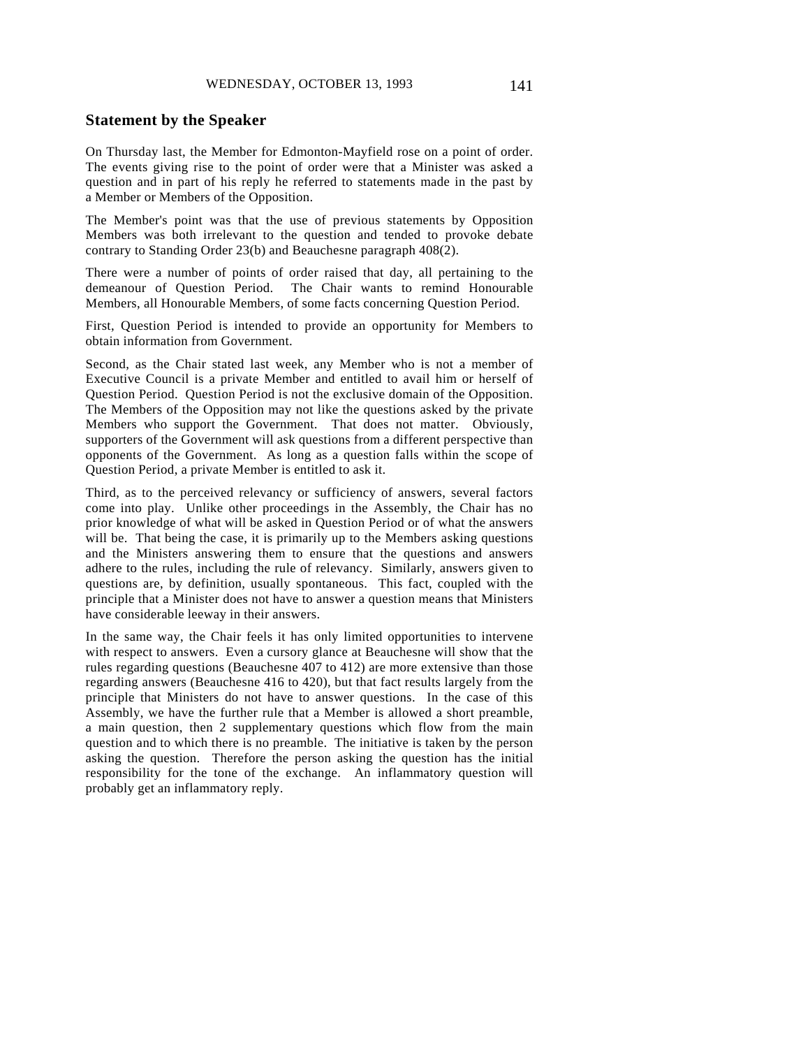## Statement by the Speaker

On Thursday last, the Member for Edmonton-Mayfield rose on a point of order. The events giving rise to the point of order were that a Minister was asked a question and in part of his reply he referred to statements made in the past by a Member or Members of the Opposition.

The Member's point was that the use of previous statements by Opposition Members was both irrelevant to the question and tended to provoke debate contrary to Standing Order 23(b) and Beauchesne paragraph 408(2).

There were a number of points of order raised that day, all pertaining to the demeanour of Question Period. The Chair wants to remind Honourable Members, all Honourable Members, of some facts concerning Question Period.

First, Question Period is intended to provide an opportunity for Members to obtain information from Government.

Second, as the Chair stated last week, any Member who is not a member of Executive Council is a private Member and entitled to avail him or herself of Question Period. Question Period is not the exclusive domain of the Opposition. The Members of the Opposition may not like the questions asked by the private Members who support the Government. That does not matter. Obviously, supporters of the Government will ask questions from a different perspective than opponents of the Government. As long as a question falls within the scope of Question Period, a private Member is entitled to ask it.

Third, as to the perceived relevancy or sufficiency of answers, several factors come into play. Unlike other proceedings in the Assembly, the Chair has no prior knowledge of what will be asked in Question Period or of what the answers will be. That being the case, it is primarily up to the Members asking questions and the Ministers answering them to ensure that the questions and answers adhere to the rules, including the rule of relevancy. Similarly, answers given to questions are, by definition, usually spontaneous. This fact, coupled with the principle that a Minister does not have to answer a question means that Ministers have considerable leeway in their answers.

In the same way, the Chair feels it has only limited opportunities to intervene with respect to answers. Even a cursory glance at Beauchesne will show that the rules regarding questions (Beauchesne 407 to 412) are more extensive than those regarding answers (Beauchesne 416 to 420), but that fact results largely from the principle that Ministers do not have to answer questions. In the case of this Assembly, we have the further rule that a Member is allowed a short preamble, a main question, then 2 supplementary questions which flow from the main question and to which there is no preamble. The initiative is taken by the person asking the question. Therefore the person asking the question has the initial responsibility for the tone of the exchange. An inflammatory question will probably get an inflammatory reply.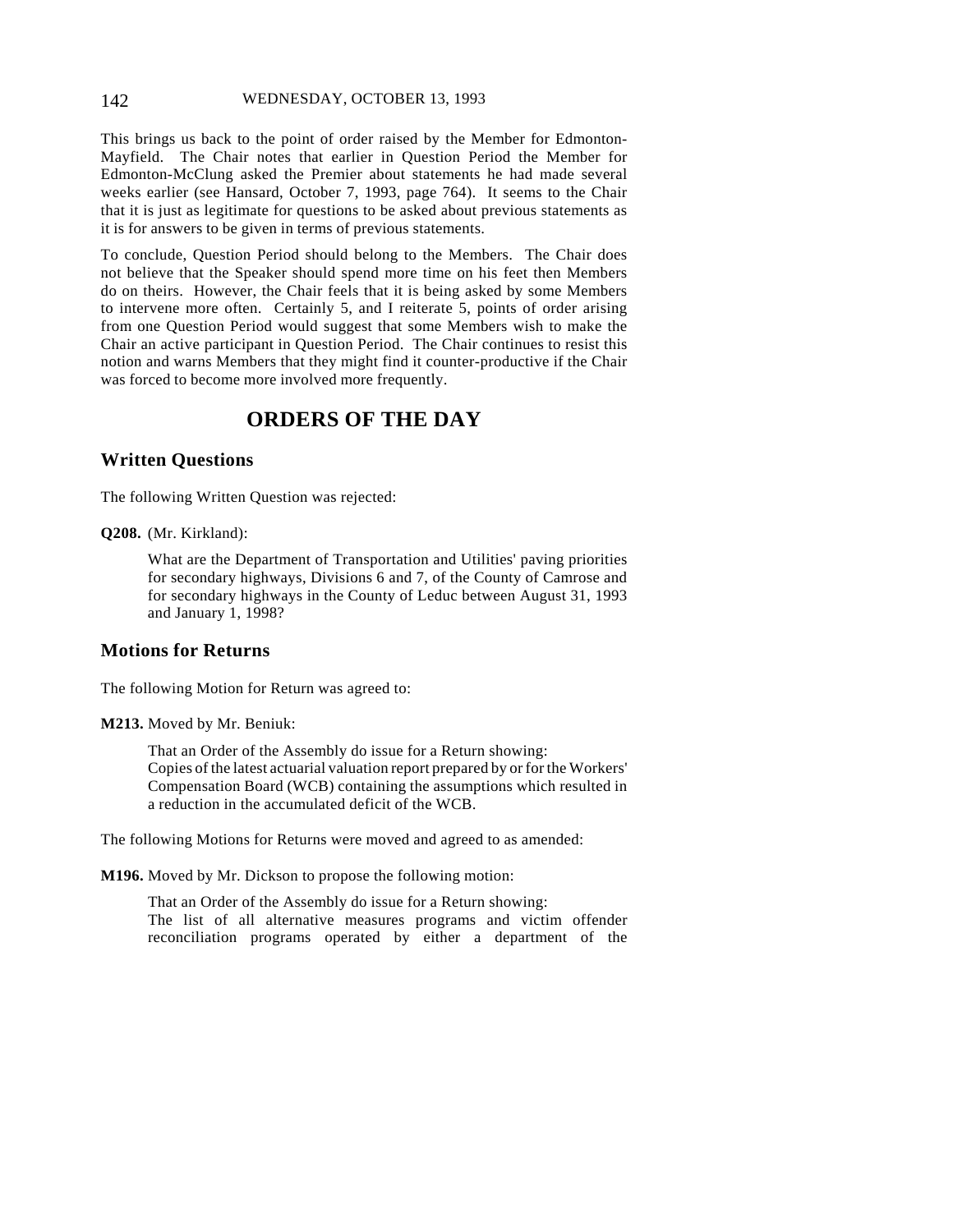This brings us back to the point of order raised by the Member for Edmonton-Mayfield. The Chair notes that earlier in Question Period the Member for Edmonton-McClung asked the Premier about statements he had made several weeks earlier (see Hansard, October 7, 1993, page 764). It seems to the Chair that it is just as legitimate for questions to be asked about previous statements as it is for answers to be given in terms of previous statements.

To conclude, Question Period should belong to the Members. The Chair does not believe that the Speaker should spend more time on his feet then Members do on theirs. However, the Chair feels that it is being asked by some Members to intervene more often. Certainly 5, and I reiterate 5, points of order arising from one Question Period would suggest that some Members wish to make the Chair an active participant in Question Period. The Chair continues to resist this notion and warns Members that they might find it counter-productive if the Chair was forced to become more involved more frequently.

# ORDERS OF THE DAY

## Written Questions

The following Written Question was rejected:

**Q208.** (Mr. Kirkland):

> What are the Department of Transportation and Utilities' paving priorities for secondary highways, Divisions 6 and 7, of the County of Camrose and for secondary highways in the County of Leduc between August 31, 1993 and January 1, 1998?

## Motions for Returns

The following Motion for Return was agreed to:

**M213.** Moved by Mr. Beniuk:

> That an Order of the Assembly do issue for a Return showing:
> Copies of the latest actuarial valuation report prepared by or for the Workers' Compensation Board (WCB) containing the assumptions which resulted in a reduction in the accumulated deficit of the WCB.

The following Motions for Returns were moved and agreed to as amended:

**M196.** Moved by Mr. Dickson to propose the following motion:

> That an Order of the Assembly do issue for a Return showing:
> The list of all alternative measures programs and victim offender reconciliation programs operated by either a department of the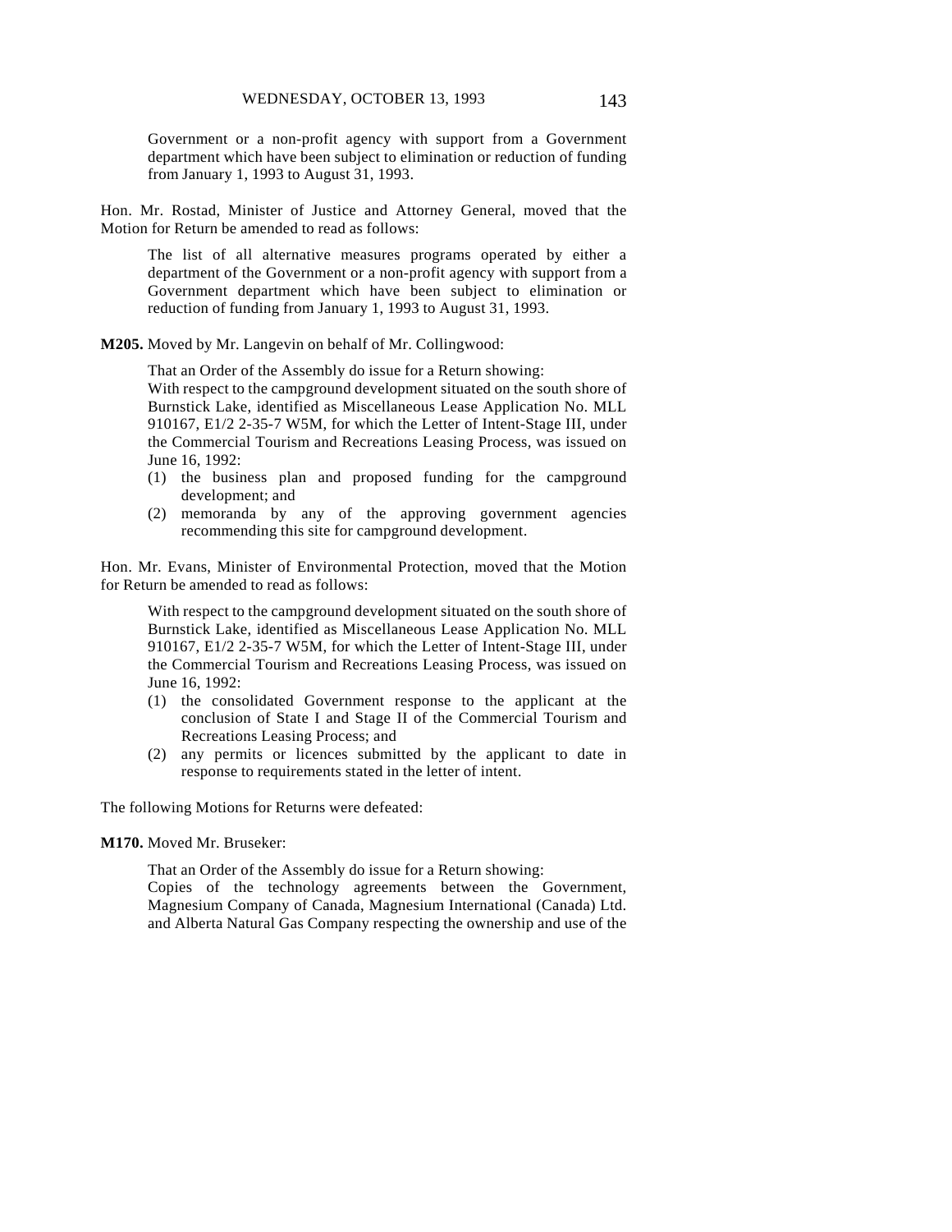Government or a non-profit agency with support from a Government department which have been subject to elimination or reduction of funding from January 1, 1993 to August 31, 1993.

Hon. Mr. Rostad, Minister of Justice and Attorney General, moved that the Motion for Return be amended to read as follows:

> The list of all alternative measures programs operated by either a department of the Government or a non-profit agency with support from a Government department which have been subject to elimination or reduction of funding from January 1, 1993 to August 31, 1993.

**M205.** Moved by Mr. Langevin on behalf of Mr. Collingwood:

> That an Order of the Assembly do issue for a Return showing:
> With respect to the campground development situated on the south shore of Burnstick Lake, identified as Miscellaneous Lease Application No. MLL 910167, E1/2 2-35-7 W5M, for which the Letter of Intent-Stage III, under the Commercial Tourism and Recreations Leasing Process, was issued on June 16, 1992:
> (1) the business plan and proposed funding for the campground development; and
> (2) memoranda by any of the approving government agencies recommending this site for campground development.

Hon. Mr. Evans, Minister of Environmental Protection, moved that the Motion for Return be amended to read as follows:

> With respect to the campground development situated on the south shore of Burnstick Lake, identified as Miscellaneous Lease Application No. MLL 910167, E1/2 2-35-7 W5M, for which the Letter of Intent-Stage III, under the Commercial Tourism and Recreations Leasing Process, was issued on June 16, 1992:
> (1) the consolidated Government response to the applicant at the conclusion of State I and Stage II of the Commercial Tourism and Recreations Leasing Process; and
> (2) any permits or licences submitted by the applicant to date in response to requirements stated in the letter of intent.

The following Motions for Returns were defeated:

**M170.** Moved Mr. Bruseker:

> That an Order of the Assembly do issue for a Return showing:
> Copies of the technology agreements between the Government, Magnesium Company of Canada, Magnesium International (Canada) Ltd. and Alberta Natural Gas Company respecting the ownership and use of the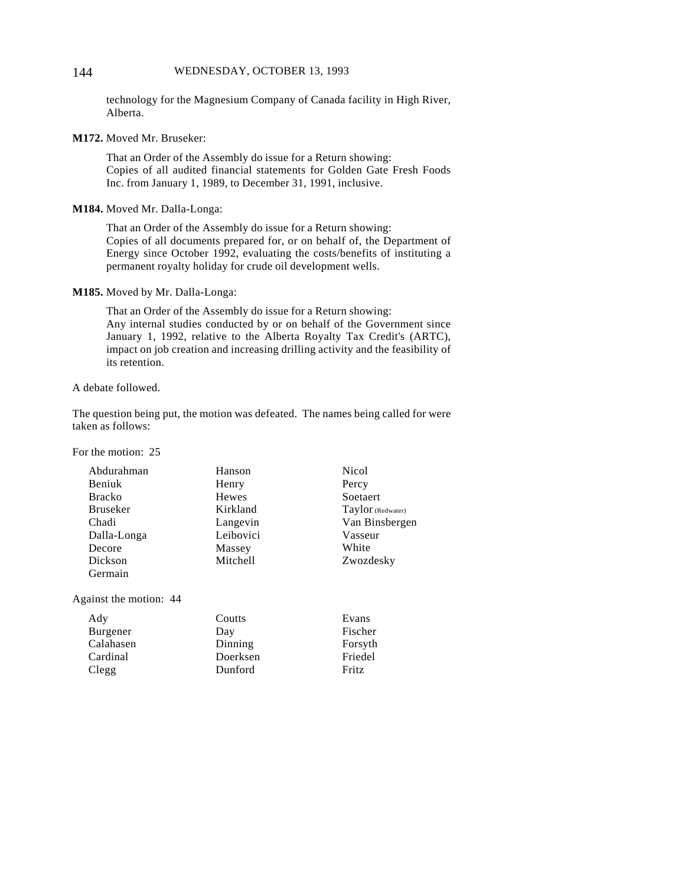technology for the Magnesium Company of Canada facility in High River, Alberta.

**M172.** Moved Mr. Bruseker:

That an Order of the Assembly do issue for a Return showing:
Copies of all audited financial statements for Golden Gate Fresh Foods Inc. from January 1, 1989, to December 31, 1991, inclusive.

**M184.** Moved Mr. Dalla-Longa:

That an Order of the Assembly do issue for a Return showing:
Copies of all documents prepared for, or on behalf of, the Department of Energy since October 1992, evaluating the costs/benefits of instituting a permanent royalty holiday for crude oil development wells.

**M185.** Moved by Mr. Dalla-Longa:

That an Order of the Assembly do issue for a Return showing:
Any internal studies conducted by or on behalf of the Government since January 1, 1992, relative to the Alberta Royalty Tax Credit's (ARTC), impact on job creation and increasing drilling activity and the feasibility of its retention.

A debate followed.

The question being put, the motion was defeated. The names being called for were taken as follows:

For the motion: 25

| | | |
|---|---|---|
| Abdurahman | Hanson | Nicol |
| Beniuk | Henry | Percy |
| Bracko | Hewes | Soetaert |
| Bruseker | Kirkland | Taylor (Redwater) |
| Chadi | Langevin | Van Binsbergen |
| Dalla-Longa | Leibovici | Vasseur |
| Decore | Massey | White |
| Dickson | Mitchell | Zwozdesky |
| Germain | | |

Against the motion: 44

| | | |
|---|---|---|
| Ady | Coutts | Evans |
| Burgener | Day | Fischer |
| Calahasen | Dinning | Forsyth |
| Cardinal | Doerksen | Friedel |
| Clegg | Dunford | Fritz |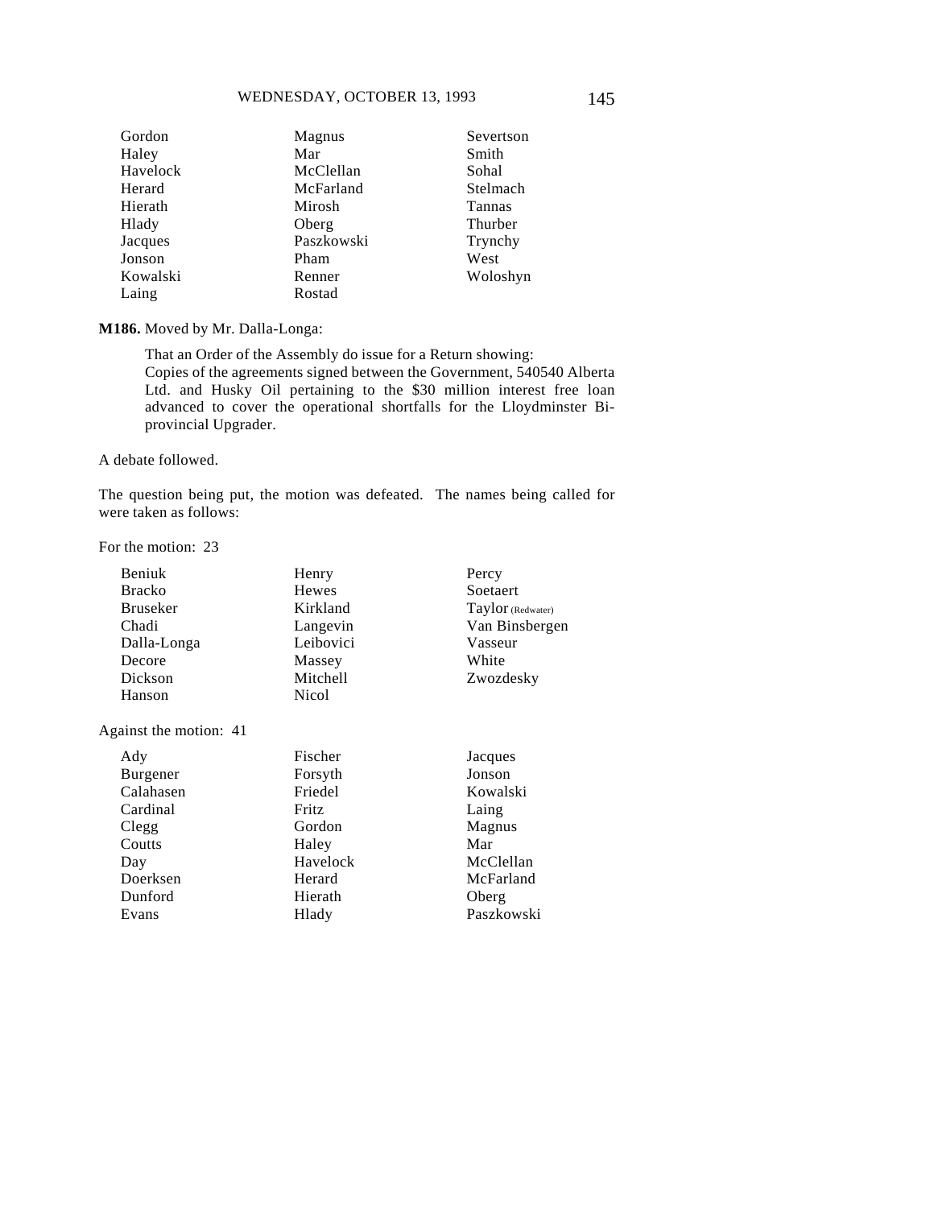| | | |
|---|---|---|
| Gordon | Magnus | Severtson |
| Haley | Mar | Smith |
| Havelock | McClellan | Sohal |
| Herard | McFarland | Stelmach |
| Hierath | Mirosh | Tannas |
| Hlady | Oberg | Thurber |
| Jacques | Paszkowski | Trynchy |
| Jonson | Pham | West |
| Kowalski | Renner | Woloshyn |
| Laing | Rostad | |

**M186.** Moved by Mr. Dalla-Longa:

> That an Order of the Assembly do issue for a Return showing:
> Copies of the agreements signed between the Government, 540540 Alberta Ltd. and Husky Oil pertaining to the $30 million interest free loan advanced to cover the operational shortfalls for the Lloydminster Bi-provincial Upgrader.

A debate followed.

The question being put, the motion was defeated. The names being called for were taken as follows:

For the motion: 23

| | | |
|---|---|---|
| Beniuk | Henry | Percy |
| Bracko | Hewes | Soetaert |
| Bruseker | Kirkland | Taylor (Redwater) |
| Chadi | Langevin | Van Binsbergen |
| Dalla-Longa | Leibovici | Vasseur |
| Decore | Massey | White |
| Dickson | Mitchell | Zwozdesky |
| Hanson | Nicol | |

Against the motion: 41

| | | |
|---|---|---|
| Ady | Fischer | Jacques |
| Burgener | Forsyth | Jonson |
| Calahasen | Friedel | Kowalski |
| Cardinal | Fritz | Laing |
| Clegg | Gordon | Magnus |
| Coutts | Haley | Mar |
| Day | Havelock | McClellan |
| Doerksen | Herard | McFarland |
| Dunford | Hierath | Oberg |
| Evans | Hlady | Paszkowski |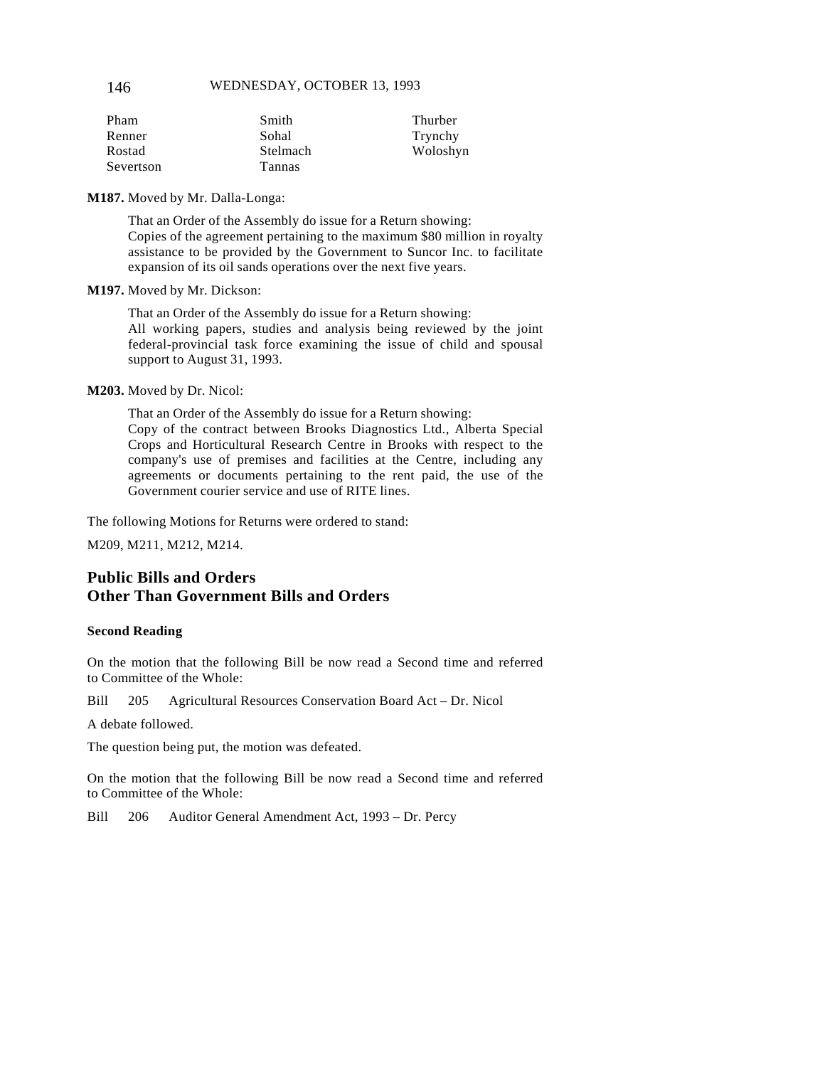| | | |
|---|---|---|
| Pham | Smith | Thurber |
| Renner | Sohal | Trynchy |
| Rostad | Stelmach | Woloshyn |
| Severtson | Tannas | |

**M187.** Moved by Mr. Dalla-Longa:

> That an Order of the Assembly do issue for a Return showing:
> Copies of the agreement pertaining to the maximum $80 million in royalty assistance to be provided by the Government to Suncor Inc. to facilitate expansion of its oil sands operations over the next five years.

**M197.** Moved by Mr. Dickson:

> That an Order of the Assembly do issue for a Return showing:
> All working papers, studies and analysis being reviewed by the joint federal-provincial task force examining the issue of child and spousal support to August 31, 1993.

**M203.** Moved by Dr. Nicol:

> That an Order of the Assembly do issue for a Return showing:
> Copy of the contract between Brooks Diagnostics Ltd., Alberta Special Crops and Horticultural Research Centre in Brooks with respect to the company's use of premises and facilities at the Centre, including any agreements or documents pertaining to the rent paid, the use of the Government courier service and use of RITE lines.

The following Motions for Returns were ordered to stand:

M209, M211, M212, M214.

## Public Bills and Orders Other Than Government Bills and Orders

### Second Reading

On the motion that the following Bill be now read a Second time and referred to Committee of the Whole:

Bill 205 Agricultural Resources Conservation Board Act – Dr. Nicol

A debate followed.

The question being put, the motion was defeated.

On the motion that the following Bill be now read a Second time and referred to Committee of the Whole:

Bill 206 Auditor General Amendment Act, 1993 – Dr. Percy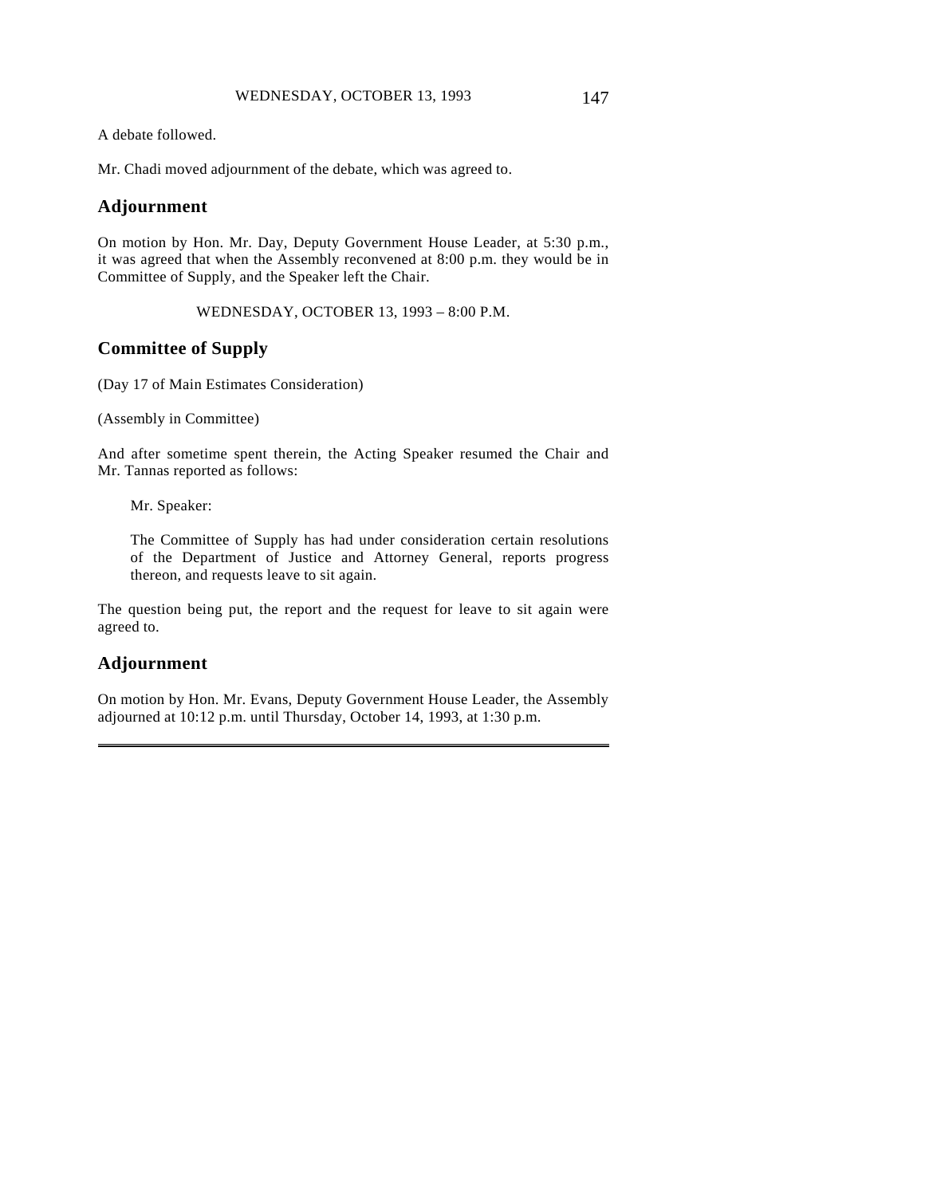A debate followed.

Mr. Chadi moved adjournment of the debate, which was agreed to.

## Adjournment

On motion by Hon. Mr. Day, Deputy Government House Leader, at 5:30 p.m., it was agreed that when the Assembly reconvened at 8:00 p.m. they would be in Committee of Supply, and the Speaker left the Chair.

WEDNESDAY, OCTOBER 13, 1993 – 8:00 P.M.

## Committee of Supply

(Day 17 of Main Estimates Consideration)

(Assembly in Committee)

And after sometime spent therein, the Acting Speaker resumed the Chair and Mr. Tannas reported as follows:

> Mr. Speaker:
>
> The Committee of Supply has had under consideration certain resolutions of the Department of Justice and Attorney General, reports progress thereon, and requests leave to sit again.

The question being put, the report and the request for leave to sit again were agreed to.

## Adjournment

On motion by Hon. Mr. Evans, Deputy Government House Leader, the Assembly adjourned at 10:12 p.m. until Thursday, October 14, 1993, at 1:30 p.m.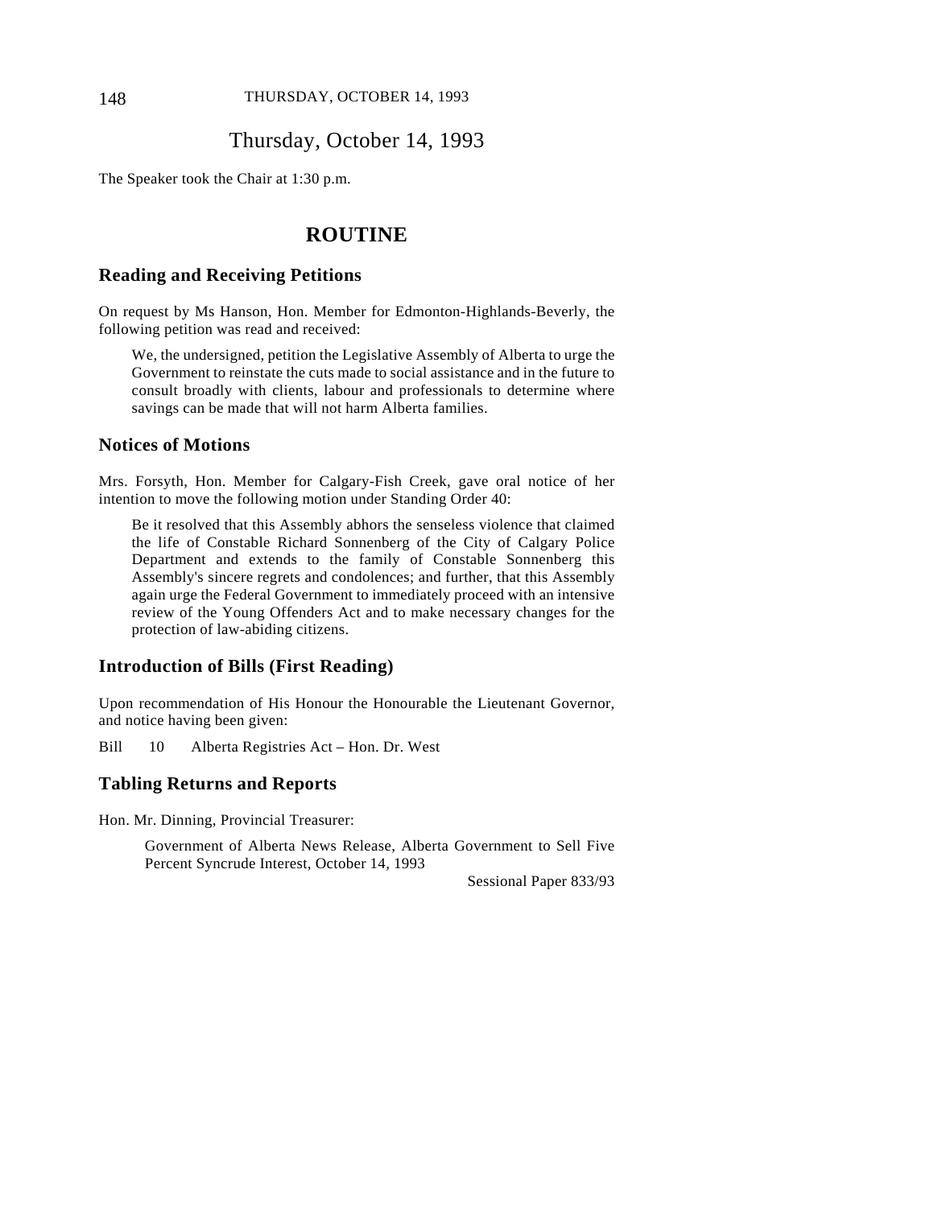# Thursday, October 14, 1993

The Speaker took the Chair at 1:30 p.m.

## ROUTINE

### Reading and Receiving Petitions

On request by Ms Hanson, Hon. Member for Edmonton-Highlands-Beverly, the following petition was read and received:

> We, the undersigned, petition the Legislative Assembly of Alberta to urge the Government to reinstate the cuts made to social assistance and in the future to consult broadly with clients, labour and professionals to determine where savings can be made that will not harm Alberta families.

### Notices of Motions

Mrs. Forsyth, Hon. Member for Calgary-Fish Creek, gave oral notice of her intention to move the following motion under Standing Order 40:

> Be it resolved that this Assembly abhors the senseless violence that claimed the life of Constable Richard Sonnenberg of the City of Calgary Police Department and extends to the family of Constable Sonnenberg this Assembly's sincere regrets and condolences; and further, that this Assembly again urge the Federal Government to immediately proceed with an intensive review of the Young Offenders Act and to make necessary changes for the protection of law-abiding citizens.

### Introduction of Bills (First Reading)

Upon recommendation of His Honour the Honourable the Lieutenant Governor, and notice having been given:

Bill 10 Alberta Registries Act – Hon. Dr. West

### Tabling Returns and Reports

Hon. Mr. Dinning, Provincial Treasurer:

> Government of Alberta News Release, Alberta Government to Sell Five Percent Syncrude Interest, October 14, 1993
>
> Sessional Paper 833/93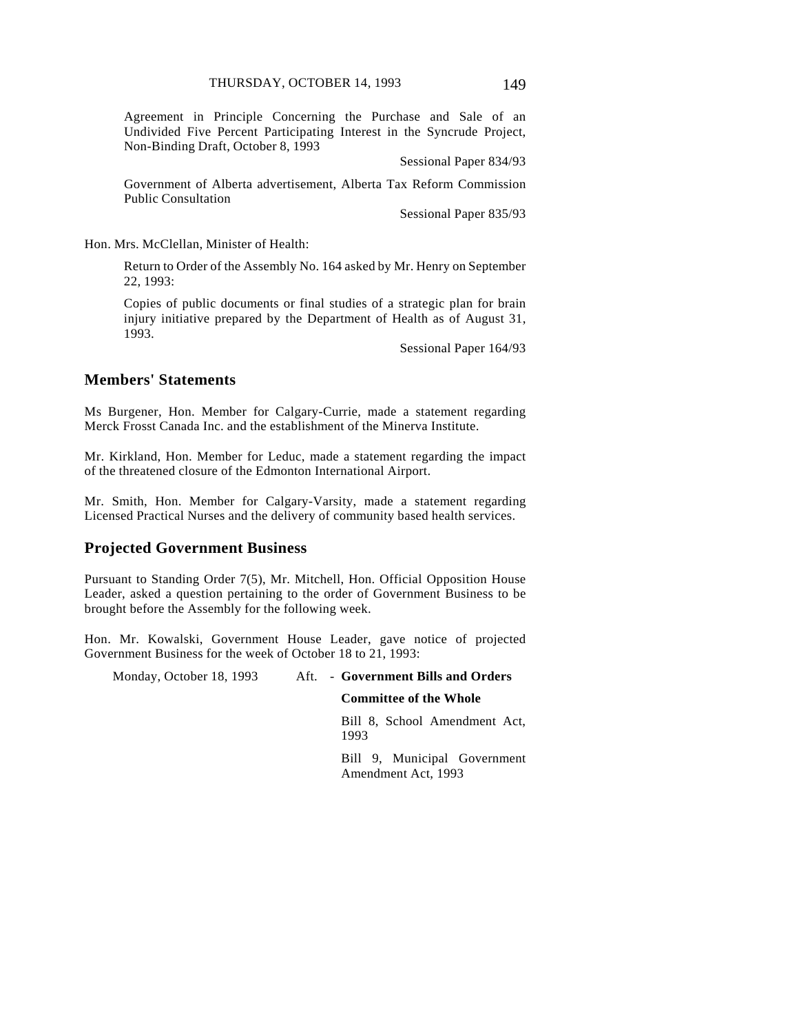Agreement in Principle Concerning the Purchase and Sale of an Undivided Five Percent Participating Interest in the Syncrude Project, Non-Binding Draft, October 8, 1993

Sessional Paper 834/93

Government of Alberta advertisement, Alberta Tax Reform Commission Public Consultation

Sessional Paper 835/93

Hon. Mrs. McClellan, Minister of Health:

Return to Order of the Assembly No. 164 asked by Mr. Henry on September 22, 1993:

Copies of public documents or final studies of a strategic plan for brain injury initiative prepared by the Department of Health as of August 31, 1993.

Sessional Paper 164/93

## Members' Statements

Ms Burgener, Hon. Member for Calgary-Currie, made a statement regarding Merck Frosst Canada Inc. and the establishment of the Minerva Institute.

Mr. Kirkland, Hon. Member for Leduc, made a statement regarding the impact of the threatened closure of the Edmonton International Airport.

Mr. Smith, Hon. Member for Calgary-Varsity, made a statement regarding Licensed Practical Nurses and the delivery of community based health services.

## Projected Government Business

Pursuant to Standing Order 7(5), Mr. Mitchell, Hon. Official Opposition House Leader, asked a question pertaining to the order of Government Business to be brought before the Assembly for the following week.

Hon. Mr. Kowalski, Government House Leader, gave notice of projected Government Business for the week of October 18 to 21, 1993:

Monday, October 18, 1993 Aft. - **Government Bills and Orders**

**Committee of the Whole**

Bill 8, School Amendment Act, 1993

Bill 9, Municipal Government Amendment Act, 1993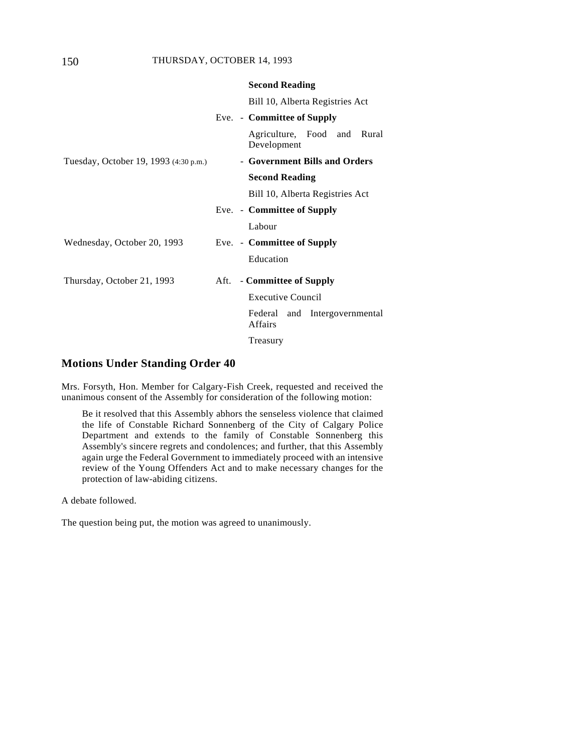| | | |
|---|---|---|
| | | **Second Reading** |
| | | Bill 10, Alberta Registries Act |
| | Eve. - | **Committee of Supply** |
| | | Agriculture, Food and Rural Development |
| Tuesday, October 19, 1993 (4:30 p.m.) | - | **Government Bills and Orders** |
| | | **Second Reading** |
| | | Bill 10, Alberta Registries Act |
| | Eve. - | **Committee of Supply** |
| | | Labour |
| Wednesday, October 20, 1993 | Eve. - | **Committee of Supply** |
| | | Education |
| Thursday, October 21, 1993 | Aft. - | **Committee of Supply** |
| | | Executive Council |
| | | Federal and Intergovernmental Affairs |
| | | Treasury |

## Motions Under Standing Order 40

Mrs. Forsyth, Hon. Member for Calgary-Fish Creek, requested and received the unanimous consent of the Assembly for consideration of the following motion:

> Be it resolved that this Assembly abhors the senseless violence that claimed the life of Constable Richard Sonnenberg of the City of Calgary Police Department and extends to the family of Constable Sonnenberg this Assembly's sincere regrets and condolences; and further, that this Assembly again urge the Federal Government to immediately proceed with an intensive review of the Young Offenders Act and to make necessary changes for the protection of law-abiding citizens.

A debate followed.

The question being put, the motion was agreed to unanimously.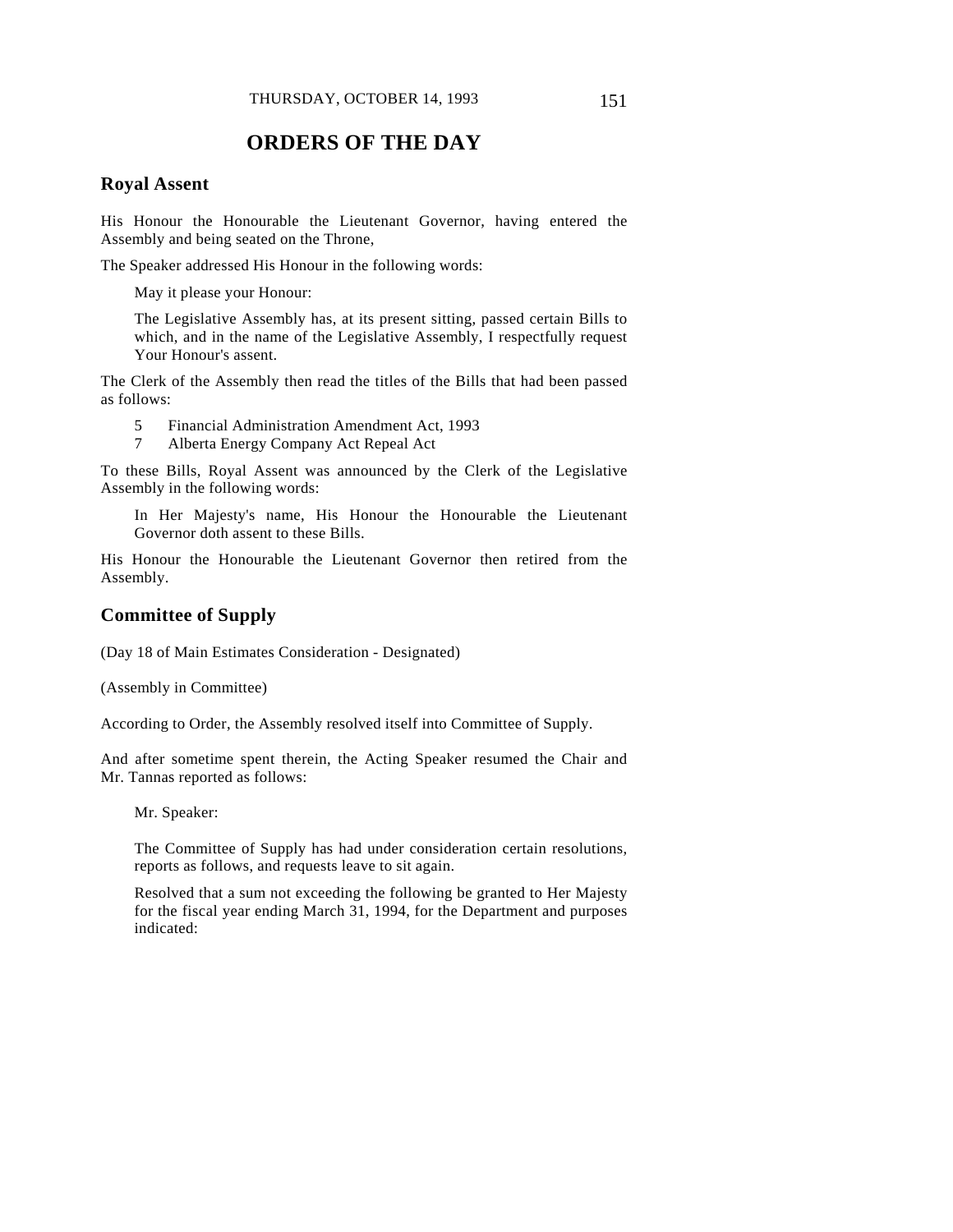# ORDERS OF THE DAY

## Royal Assent

His Honour the Honourable the Lieutenant Governor, having entered the Assembly and being seated on the Throne,

The Speaker addressed His Honour in the following words:

> May it please your Honour:
>
> The Legislative Assembly has, at its present sitting, passed certain Bills to which, and in the name of the Legislative Assembly, I respectfully request Your Honour's assent.

The Clerk of the Assembly then read the titles of the Bills that had been passed as follows:

- 5 Financial Administration Amendment Act, 1993
- 7 Alberta Energy Company Act Repeal Act

To these Bills, Royal Assent was announced by the Clerk of the Legislative Assembly in the following words:

> In Her Majesty's name, His Honour the Honourable the Lieutenant Governor doth assent to these Bills.

His Honour the Honourable the Lieutenant Governor then retired from the Assembly.

## Committee of Supply

(Day 18 of Main Estimates Consideration - Designated)

(Assembly in Committee)

According to Order, the Assembly resolved itself into Committee of Supply.

And after sometime spent therein, the Acting Speaker resumed the Chair and Mr. Tannas reported as follows:

> Mr. Speaker:
>
> The Committee of Supply has had under consideration certain resolutions, reports as follows, and requests leave to sit again.
>
> Resolved that a sum not exceeding the following be granted to Her Majesty for the fiscal year ending March 31, 1994, for the Department and purposes indicated: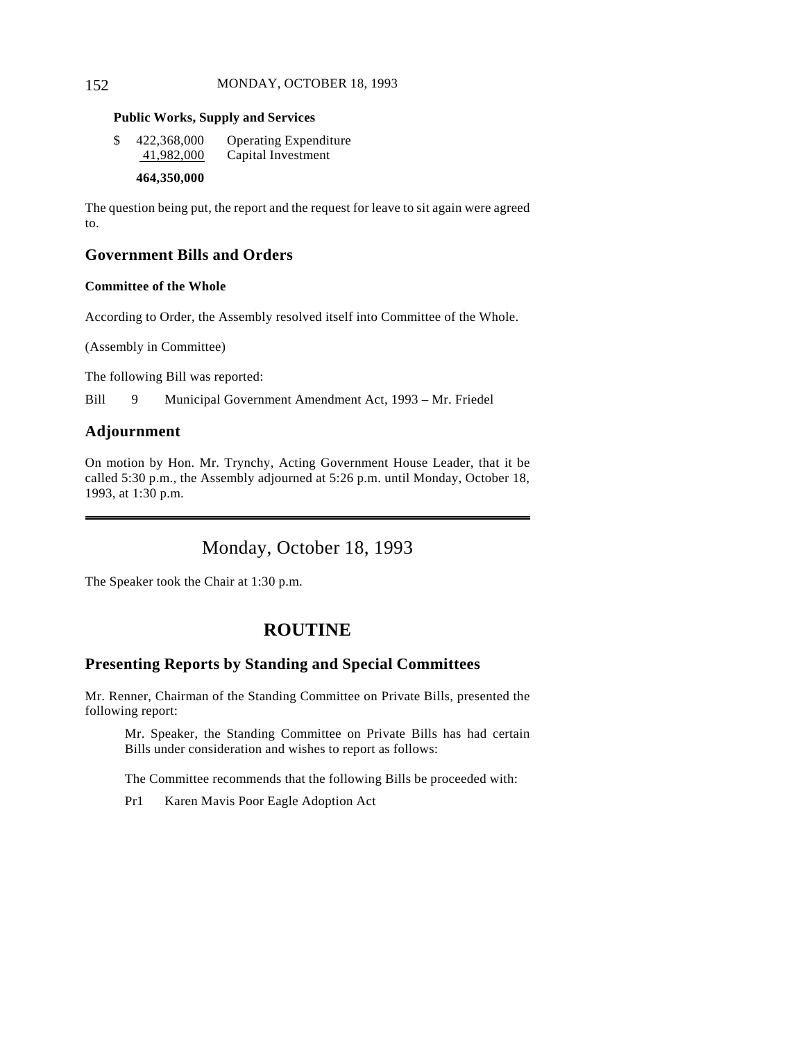**Public Works, Supply and Services**

| | | |
|---|---|---|
| $ | 422,368,000 | Operating Expenditure |
| | 41,982,000 | Capital Investment |
| | **464,350,000** | |

The question being put, the report and the request for leave to sit again were agreed to.

## Government Bills and Orders

**Committee of the Whole**

According to Order, the Assembly resolved itself into Committee of the Whole.

(Assembly in Committee)

The following Bill was reported:

Bill 9 Municipal Government Amendment Act, 1993 – Mr. Friedel

## Adjournment

On motion by Hon. Mr. Trynchy, Acting Government House Leader, that it be called 5:30 p.m., the Assembly adjourned at 5:26 p.m. until Monday, October 18, 1993, at 1:30 p.m.

---

# Monday, October 18, 1993

The Speaker took the Chair at 1:30 p.m.

# ROUTINE

## Presenting Reports by Standing and Special Committees

Mr. Renner, Chairman of the Standing Committee on Private Bills, presented the following report:

> Mr. Speaker, the Standing Committee on Private Bills has had certain Bills under consideration and wishes to report as follows:
>
> The Committee recommends that the following Bills be proceeded with:
>
> Pr1 Karen Mavis Poor Eagle Adoption Act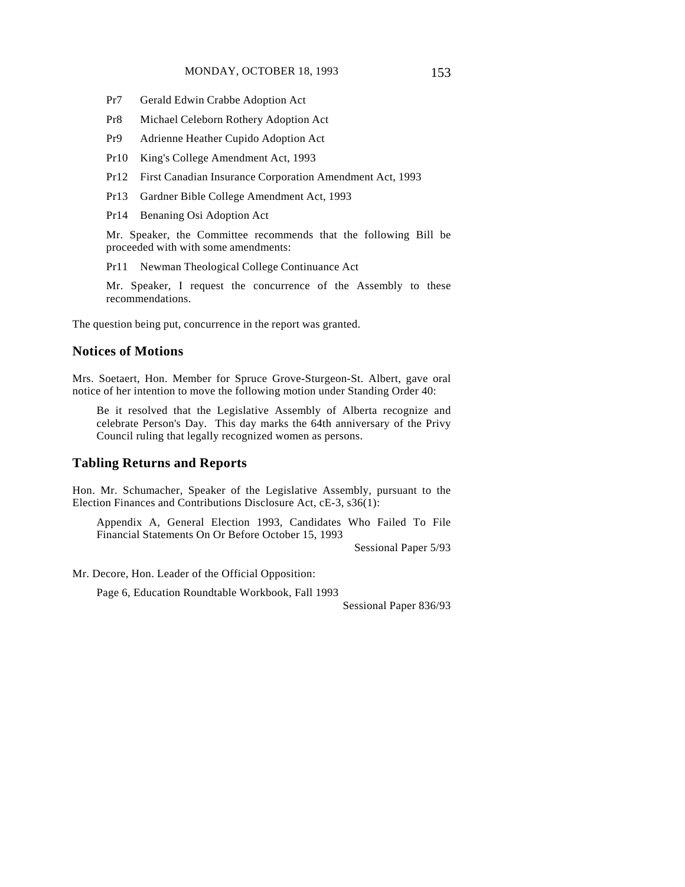Pr7 Gerald Edwin Crabbe Adoption Act

Pr8 Michael Celeborn Rothery Adoption Act

Pr9 Adrienne Heather Cupido Adoption Act

Pr10 King's College Amendment Act, 1993

Pr12 First Canadian Insurance Corporation Amendment Act, 1993

Pr13 Gardner Bible College Amendment Act, 1993

Pr14 Benaning Osi Adoption Act

Mr. Speaker, the Committee recommends that the following Bill be proceeded with with some amendments:

Pr11 Newman Theological College Continuance Act

Mr. Speaker, I request the concurrence of the Assembly to these recommendations.

The question being put, concurrence in the report was granted.

## Notices of Motions

Mrs. Soetaert, Hon. Member for Spruce Grove-Sturgeon-St. Albert, gave oral notice of her intention to move the following motion under Standing Order 40:

> Be it resolved that the Legislative Assembly of Alberta recognize and celebrate Person's Day. This day marks the 64th anniversary of the Privy Council ruling that legally recognized women as persons.

## Tabling Returns and Reports

Hon. Mr. Schumacher, Speaker of the Legislative Assembly, pursuant to the Election Finances and Contributions Disclosure Act, cE-3, s36(1):

> Appendix A, General Election 1993, Candidates Who Failed To File Financial Statements On Or Before October 15, 1993
>
> Sessional Paper 5/93

Mr. Decore, Hon. Leader of the Official Opposition:

> Page 6, Education Roundtable Workbook, Fall 1993
>
> Sessional Paper 836/93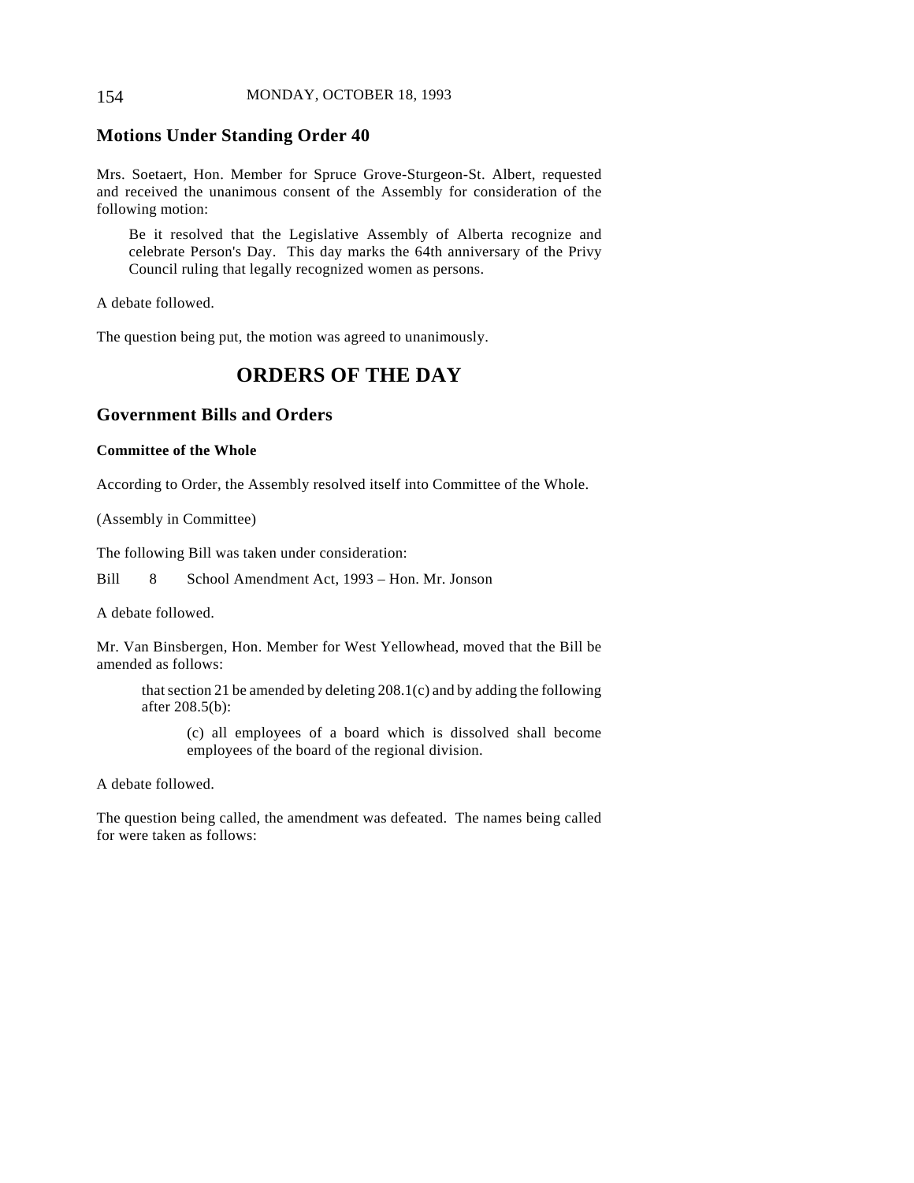## Motions Under Standing Order 40

Mrs. Soetaert, Hon. Member for Spruce Grove-Sturgeon-St. Albert, requested and received the unanimous consent of the Assembly for consideration of the following motion:

> Be it resolved that the Legislative Assembly of Alberta recognize and celebrate Person's Day. This day marks the 64th anniversary of the Privy Council ruling that legally recognized women as persons.

A debate followed.

The question being put, the motion was agreed to unanimously.

# ORDERS OF THE DAY

## Government Bills and Orders

### Committee of the Whole

According to Order, the Assembly resolved itself into Committee of the Whole.

(Assembly in Committee)

The following Bill was taken under consideration:

Bill 8 School Amendment Act, 1993 – Hon. Mr. Jonson

A debate followed.

Mr. Van Binsbergen, Hon. Member for West Yellowhead, moved that the Bill be amended as follows:

> that section 21 be amended by deleting 208.1(c) and by adding the following after 208.5(b):
>
> > (c) all employees of a board which is dissolved shall become employees of the board of the regional division.

A debate followed.

The question being called, the amendment was defeated. The names being called for were taken as follows: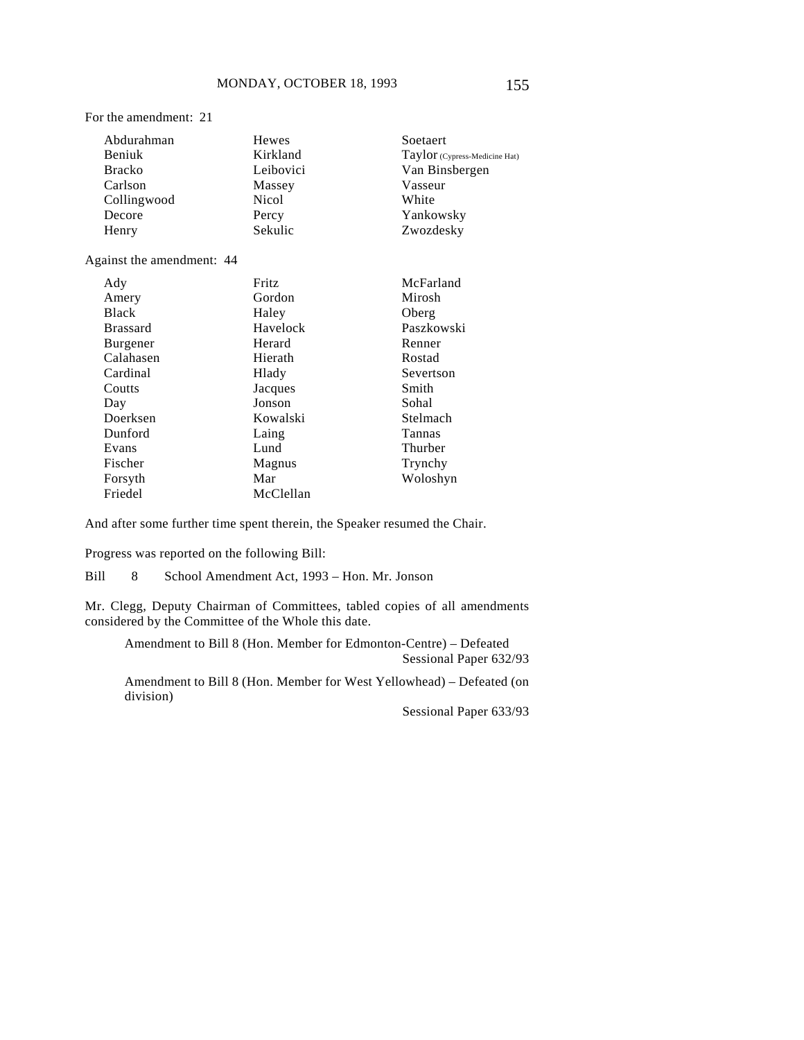For the amendment: 21

| | | |
|---|---|---|
| Abdurahman | Hewes | Soetaert |
| Beniuk | Kirkland | Taylor (Cypress-Medicine Hat) |
| Bracko | Leibovici | Van Binsbergen |
| Carlson | Massey | Vasseur |
| Collingwood | Nicol | White |
| Decore | Percy | Yankowsky |
| Henry | Sekulic | Zwozdesky |

Against the amendment: 44

| | | |
|---|---|---|
| Ady | Fritz | McFarland |
| Amery | Gordon | Mirosh |
| Black | Haley | Oberg |
| Brassard | Havelock | Paszkowski |
| Burgener | Herard | Renner |
| Calahasen | Hierath | Rostad |
| Cardinal | Hlady | Severtson |
| Coutts | Jacques | Smith |
| Day | Jonson | Sohal |
| Doerksen | Kowalski | Stelmach |
| Dunford | Laing | Tannas |
| Evans | Lund | Thurber |
| Fischer | Magnus | Trynchy |
| Forsyth | Mar | Woloshyn |
| Friedel | McClellan | |

And after some further time spent therein, the Speaker resumed the Chair.

Progress was reported on the following Bill:

Bill 8 School Amendment Act, 1993 – Hon. Mr. Jonson

Mr. Clegg, Deputy Chairman of Committees, tabled copies of all amendments considered by the Committee of the Whole this date.

Amendment to Bill 8 (Hon. Member for Edmonton-Centre) – Defeated
Sessional Paper 632/93

Amendment to Bill 8 (Hon. Member for West Yellowhead) – Defeated (on division)
Sessional Paper 633/93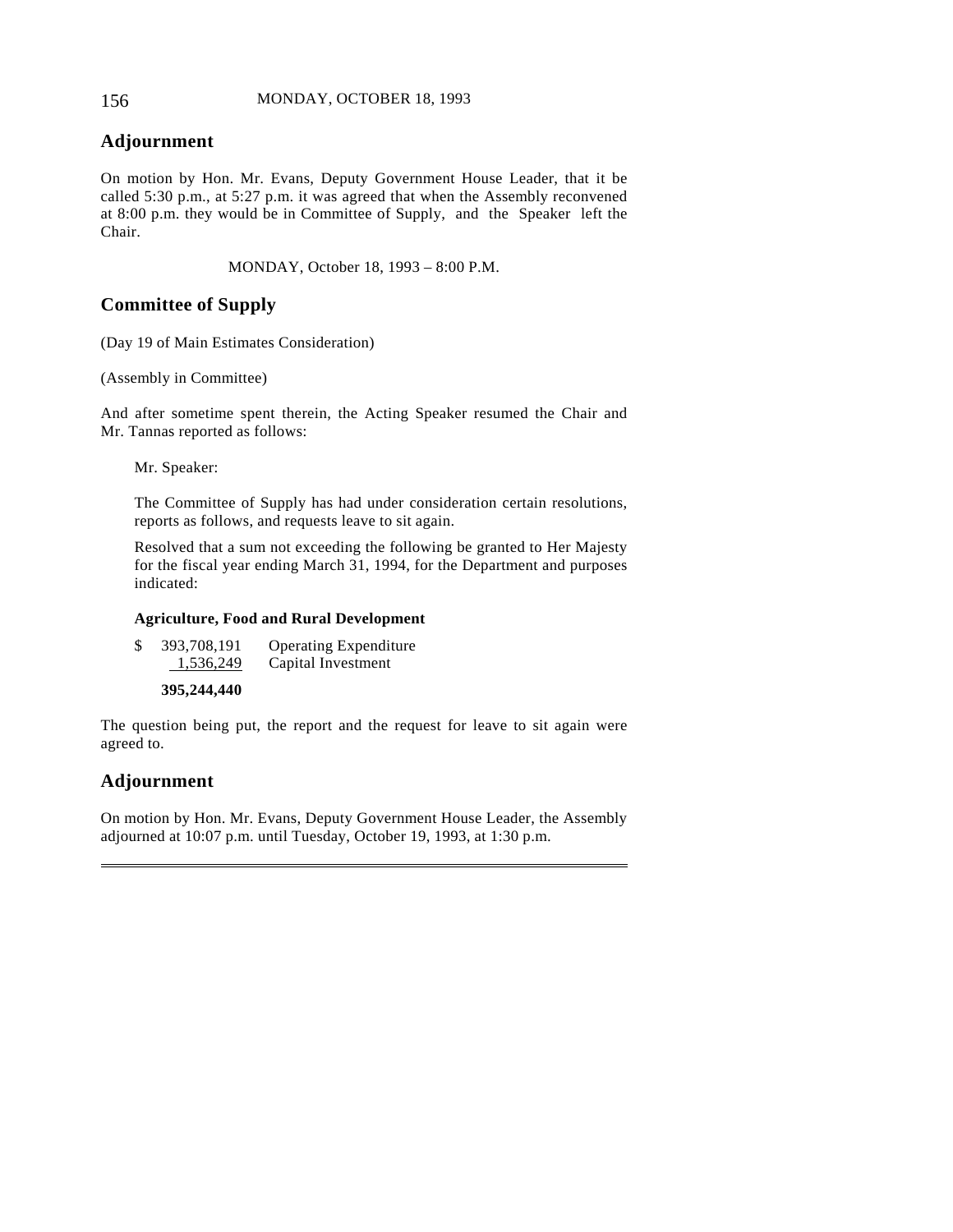## Adjournment

On motion by Hon. Mr. Evans, Deputy Government House Leader, that it be called 5:30 p.m., at 5:27 p.m. it was agreed that when the Assembly reconvened at 8:00 p.m. they would be in Committee of Supply, and the Speaker left the Chair.

MONDAY, October 18, 1993 – 8:00 P.M.

## Committee of Supply

(Day 19 of Main Estimates Consideration)

(Assembly in Committee)

And after sometime spent therein, the Acting Speaker resumed the Chair and Mr. Tannas reported as follows:

> Mr. Speaker:
>
> The Committee of Supply has had under consideration certain resolutions, reports as follows, and requests leave to sit again.
>
> Resolved that a sum not exceeding the following be granted to Her Majesty for the fiscal year ending March 31, 1994, for the Department and purposes indicated:
>
> **Agriculture, Food and Rural Development**
>
> | | | |
> |---|---|---|
> | $ | 393,708,191 | Operating Expenditure |
> | | 1,536,249 | Capital Investment |
> | | **395,244,440** | |

The question being put, the report and the request for leave to sit again were agreed to.

## Adjournment

On motion by Hon. Mr. Evans, Deputy Government House Leader, the Assembly adjourned at 10:07 p.m. until Tuesday, October 19, 1993, at 1:30 p.m.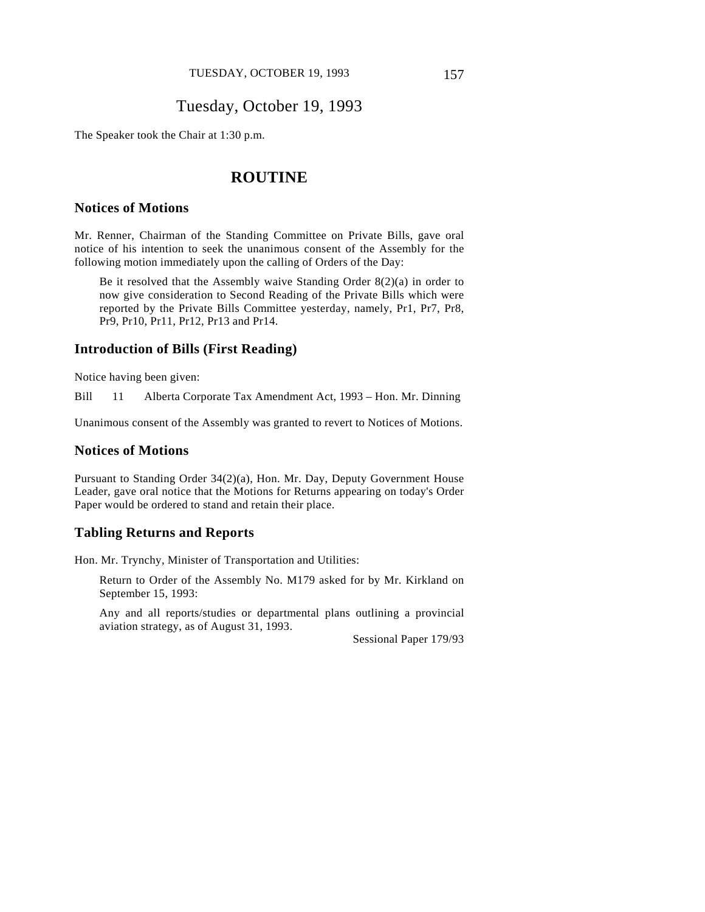# Tuesday, October 19, 1993

The Speaker took the Chair at 1:30 p.m.

## ROUTINE

### Notices of Motions

Mr. Renner, Chairman of the Standing Committee on Private Bills, gave oral notice of his intention to seek the unanimous consent of the Assembly for the following motion immediately upon the calling of Orders of the Day:

> Be it resolved that the Assembly waive Standing Order 8(2)(a) in order to now give consideration to Second Reading of the Private Bills which were reported by the Private Bills Committee yesterday, namely, Pr1, Pr7, Pr8, Pr9, Pr10, Pr11, Pr12, Pr13 and Pr14.

### Introduction of Bills (First Reading)

Notice having been given:

Bill 11 Alberta Corporate Tax Amendment Act, 1993 – Hon. Mr. Dinning

Unanimous consent of the Assembly was granted to revert to Notices of Motions.

### Notices of Motions

Pursuant to Standing Order 34(2)(a), Hon. Mr. Day, Deputy Government House Leader, gave oral notice that the Motions for Returns appearing on today's Order Paper would be ordered to stand and retain their place.

### Tabling Returns and Reports

Hon. Mr. Trynchy, Minister of Transportation and Utilities:

> Return to Order of the Assembly No. M179 asked for by Mr. Kirkland on September 15, 1993:
>
> Any and all reports/studies or departmental plans outlining a provincial aviation strategy, as of August 31, 1993.
>
> Sessional Paper 179/93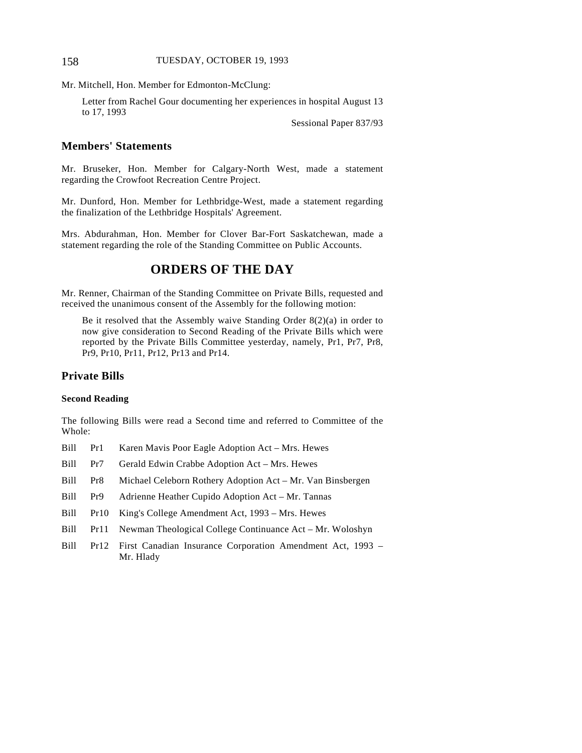Mr. Mitchell, Hon. Member for Edmonton-McClung:

> Letter from Rachel Gour documenting her experiences in hospital August 13 to 17, 1993
>
> Sessional Paper 837/93

## Members' Statements

Mr. Bruseker, Hon. Member for Calgary-North West, made a statement regarding the Crowfoot Recreation Centre Project.

Mr. Dunford, Hon. Member for Lethbridge-West, made a statement regarding the finalization of the Lethbridge Hospitals' Agreement.

Mrs. Abdurahman, Hon. Member for Clover Bar-Fort Saskatchewan, made a statement regarding the role of the Standing Committee on Public Accounts.

# ORDERS OF THE DAY

Mr. Renner, Chairman of the Standing Committee on Private Bills, requested and received the unanimous consent of the Assembly for the following motion:

> Be it resolved that the Assembly waive Standing Order 8(2)(a) in order to now give consideration to Second Reading of the Private Bills which were reported by the Private Bills Committee yesterday, namely, Pr1, Pr7, Pr8, Pr9, Pr10, Pr11, Pr12, Pr13 and Pr14.

## Private Bills

### Second Reading

The following Bills were read a Second time and referred to Committee of the Whole:

Bill Pr1 Karen Mavis Poor Eagle Adoption Act – Mrs. Hewes

Bill Pr7 Gerald Edwin Crabbe Adoption Act – Mrs. Hewes

Bill Pr8 Michael Celeborn Rothery Adoption Act – Mr. Van Binsbergen

Bill Pr9 Adrienne Heather Cupido Adoption Act – Mr. Tannas

Bill Pr10 King's College Amendment Act, 1993 – Mrs. Hewes

Bill Pr11 Newman Theological College Continuance Act – Mr. Woloshyn

Bill Pr12 First Canadian Insurance Corporation Amendment Act, 1993 – Mr. Hlady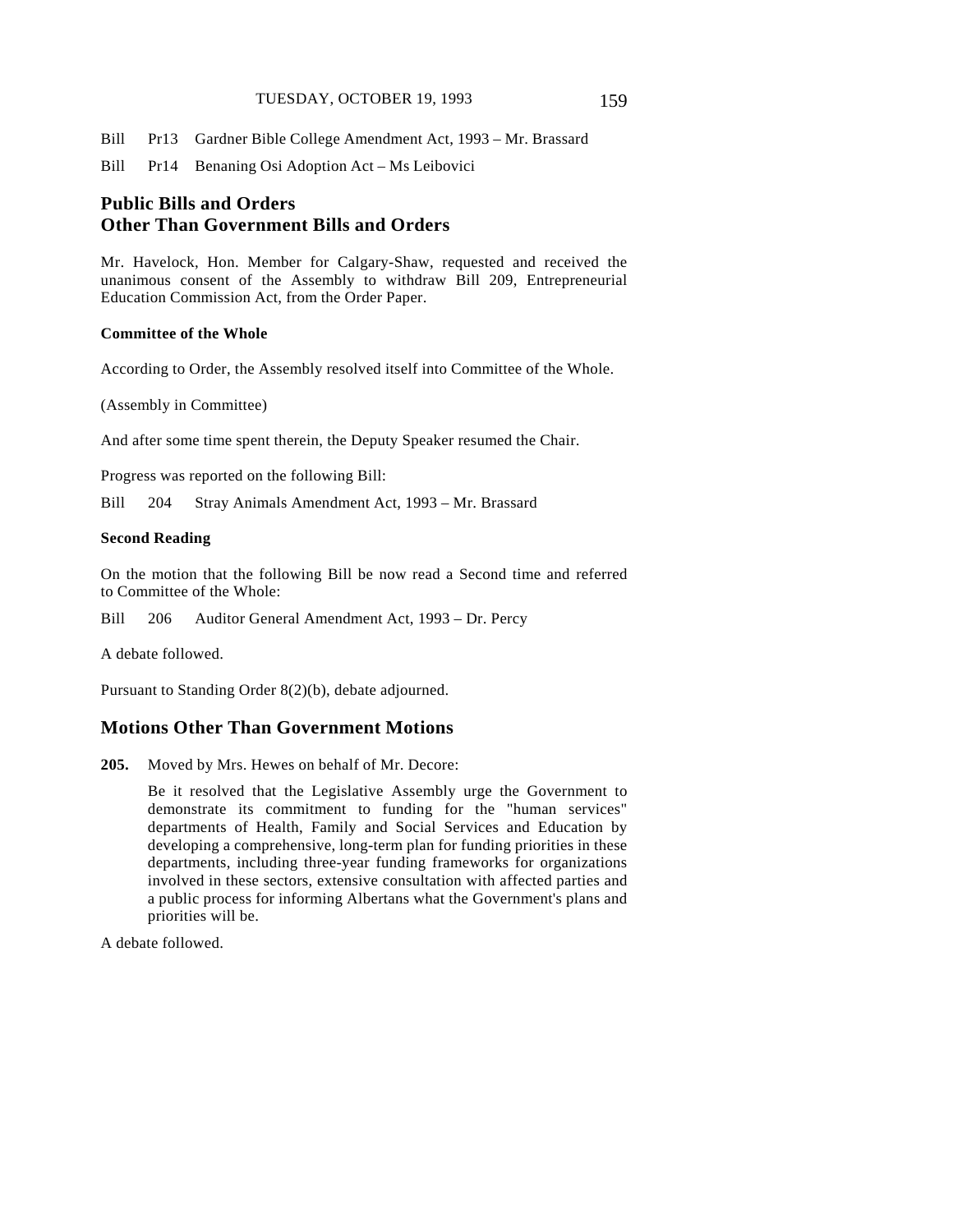Bill Pr13 Gardner Bible College Amendment Act, 1993 – Mr. Brassard

Bill Pr14 Benaning Osi Adoption Act – Ms Leibovici

## Public Bills and Orders Other Than Government Bills and Orders

Mr. Havelock, Hon. Member for Calgary-Shaw, requested and received the unanimous consent of the Assembly to withdraw Bill 209, Entrepreneurial Education Commission Act, from the Order Paper.

### Committee of the Whole

According to Order, the Assembly resolved itself into Committee of the Whole.

(Assembly in Committee)

And after some time spent therein, the Deputy Speaker resumed the Chair.

Progress was reported on the following Bill:

Bill 204 Stray Animals Amendment Act, 1993 – Mr. Brassard

### Second Reading

On the motion that the following Bill be now read a Second time and referred to Committee of the Whole:

Bill 206 Auditor General Amendment Act, 1993 – Dr. Percy

A debate followed.

Pursuant to Standing Order 8(2)(b), debate adjourned.

## Motions Other Than Government Motions

**205.** Moved by Mrs. Hewes on behalf of Mr. Decore:

> Be it resolved that the Legislative Assembly urge the Government to demonstrate its commitment to funding for the "human services" departments of Health, Family and Social Services and Education by developing a comprehensive, long-term plan for funding priorities in these departments, including three-year funding frameworks for organizations involved in these sectors, extensive consultation with affected parties and a public process for informing Albertans what the Government's plans and priorities will be.

A debate followed.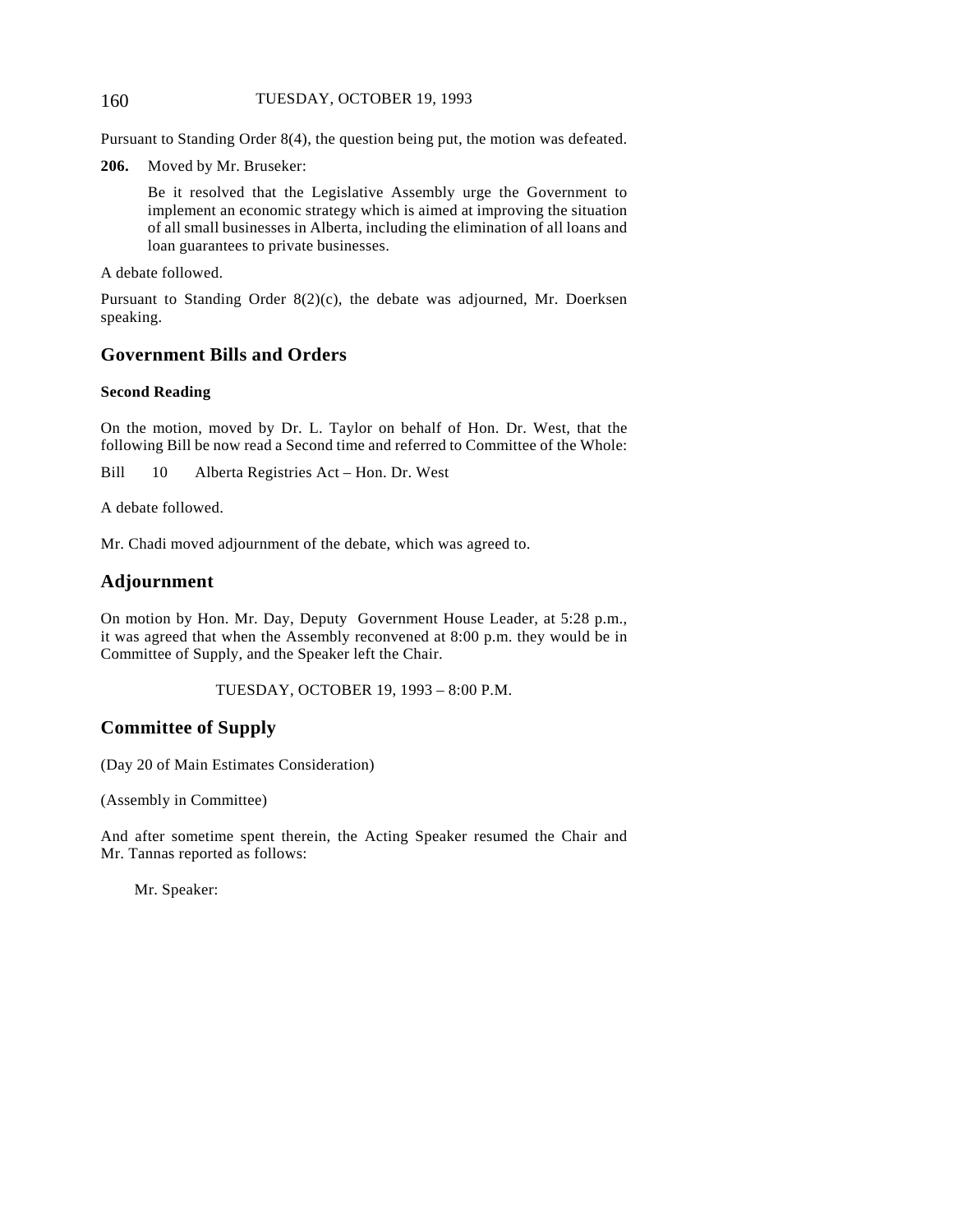Pursuant to Standing Order 8(4), the question being put, the motion was defeated.

**206.** Moved by Mr. Bruseker:

> Be it resolved that the Legislative Assembly urge the Government to implement an economic strategy which is aimed at improving the situation of all small businesses in Alberta, including the elimination of all loans and loan guarantees to private businesses.

A debate followed.

Pursuant to Standing Order 8(2)(c), the debate was adjourned, Mr. Doerksen speaking.

## Government Bills and Orders

### Second Reading

On the motion, moved by Dr. L. Taylor on behalf of Hon. Dr. West, that the following Bill be now read a Second time and referred to Committee of the Whole:

Bill 10 Alberta Registries Act – Hon. Dr. West

A debate followed.

Mr. Chadi moved adjournment of the debate, which was agreed to.

## Adjournment

On motion by Hon. Mr. Day, Deputy Government House Leader, at 5:28 p.m., it was agreed that when the Assembly reconvened at 8:00 p.m. they would be in Committee of Supply, and the Speaker left the Chair.

TUESDAY, OCTOBER 19, 1993 – 8:00 P.M.

## Committee of Supply

(Day 20 of Main Estimates Consideration)

(Assembly in Committee)

And after sometime spent therein, the Acting Speaker resumed the Chair and Mr. Tannas reported as follows:

Mr. Speaker: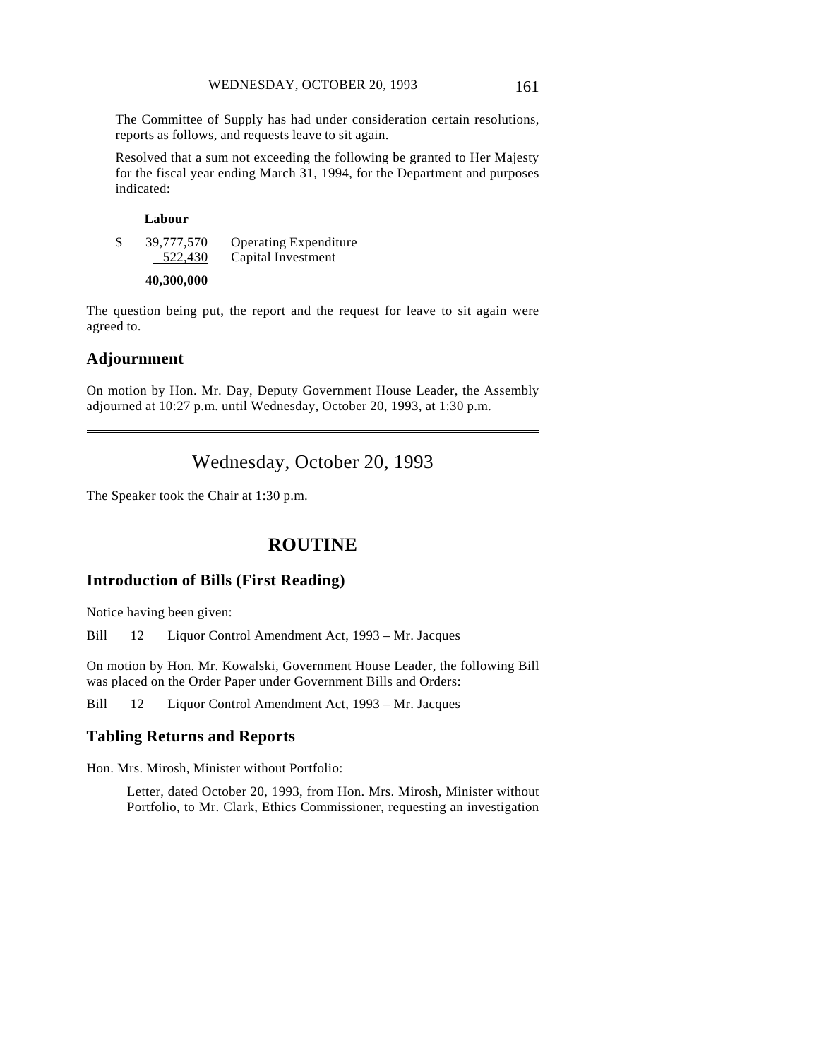The Committee of Supply has had under consideration certain resolutions, reports as follows, and requests leave to sit again.

Resolved that a sum not exceeding the following be granted to Her Majesty for the fiscal year ending March 31, 1994, for the Department and purposes indicated:

**Labour**

| | | |
|---|---|---|
| $ | 39,777,570 | Operating Expenditure |
| | 522,430 | Capital Investment |
| | **40,300,000** | |

The question being put, the report and the request for leave to sit again were agreed to.

## Adjournment

On motion by Hon. Mr. Day, Deputy Government House Leader, the Assembly adjourned at 10:27 p.m. until Wednesday, October 20, 1993, at 1:30 p.m.

---

# Wednesday, October 20, 1993

The Speaker took the Chair at 1:30 p.m.

# ROUTINE

## Introduction of Bills (First Reading)

Notice having been given:

Bill 12 Liquor Control Amendment Act, 1993 – Mr. Jacques

On motion by Hon. Mr. Kowalski, Government House Leader, the following Bill was placed on the Order Paper under Government Bills and Orders:

Bill 12 Liquor Control Amendment Act, 1993 – Mr. Jacques

## Tabling Returns and Reports

Hon. Mrs. Mirosh, Minister without Portfolio:

> Letter, dated October 20, 1993, from Hon. Mrs. Mirosh, Minister without Portfolio, to Mr. Clark, Ethics Commissioner, requesting an investigation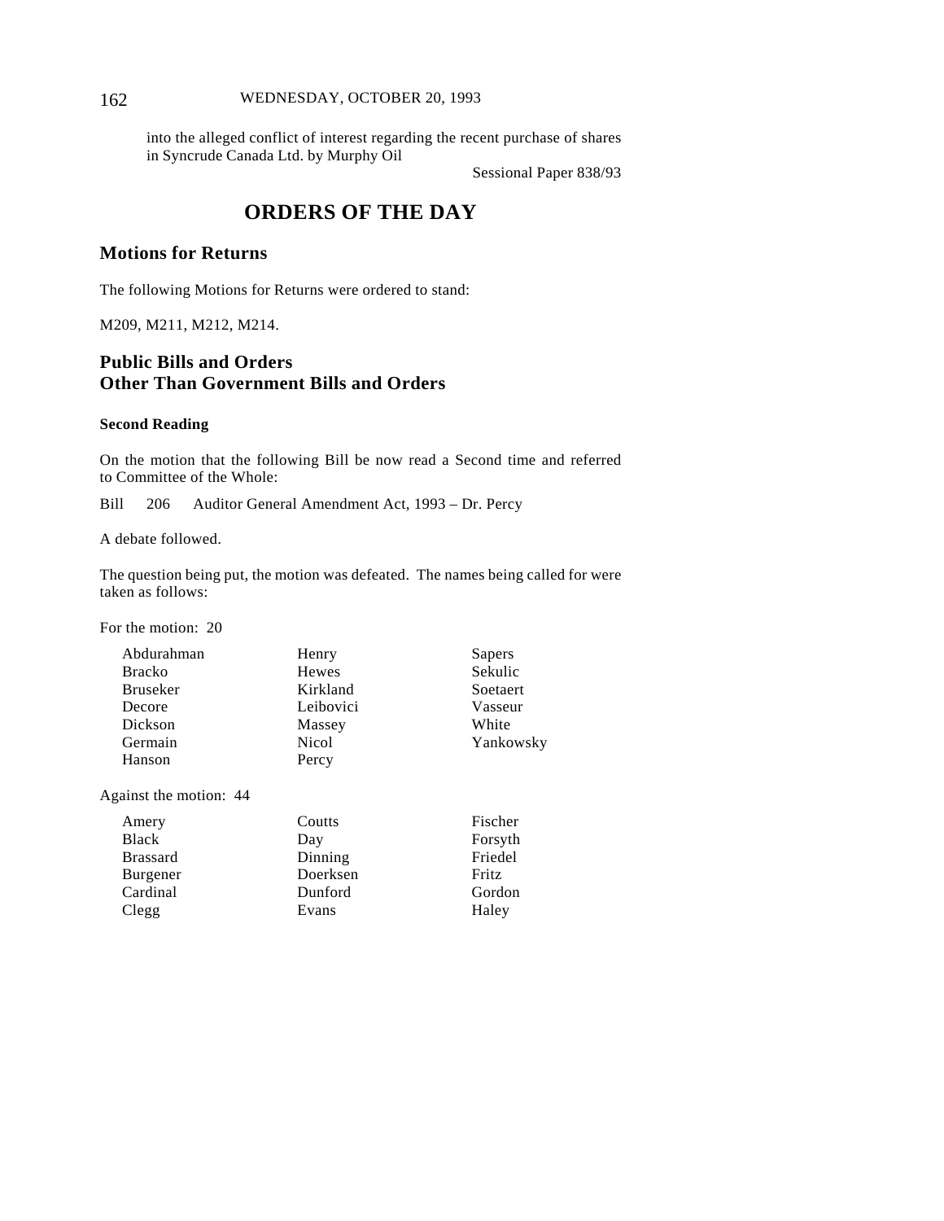into the alleged conflict of interest regarding the recent purchase of shares in Syncrude Canada Ltd. by Murphy Oil

Sessional Paper 838/93

# ORDERS OF THE DAY

## Motions for Returns

The following Motions for Returns were ordered to stand:

M209, M211, M212, M214.

## Public Bills and Orders Other Than Government Bills and Orders

### Second Reading

On the motion that the following Bill be now read a Second time and referred to Committee of the Whole:

Bill 206 Auditor General Amendment Act, 1993 – Dr. Percy

A debate followed.

The question being put, the motion was defeated. The names being called for were taken as follows:

For the motion: 20

| | | |
|---|---|---|
| Abdurahman | Henry | Sapers |
| Bracko | Hewes | Sekulic |
| Bruseker | Kirkland | Soetaert |
| Decore | Leibovici | Vasseur |
| Dickson | Massey | White |
| Germain | Nicol | Yankowsky |
| Hanson | Percy | |

Against the motion: 44

| | | |
|---|---|---|
| Amery | Coutts | Fischer |
| Black | Day | Forsyth |
| Brassard | Dinning | Friedel |
| Burgener | Doerksen | Fritz |
| Cardinal | Dunford | Gordon |
| Clegg | Evans | Haley |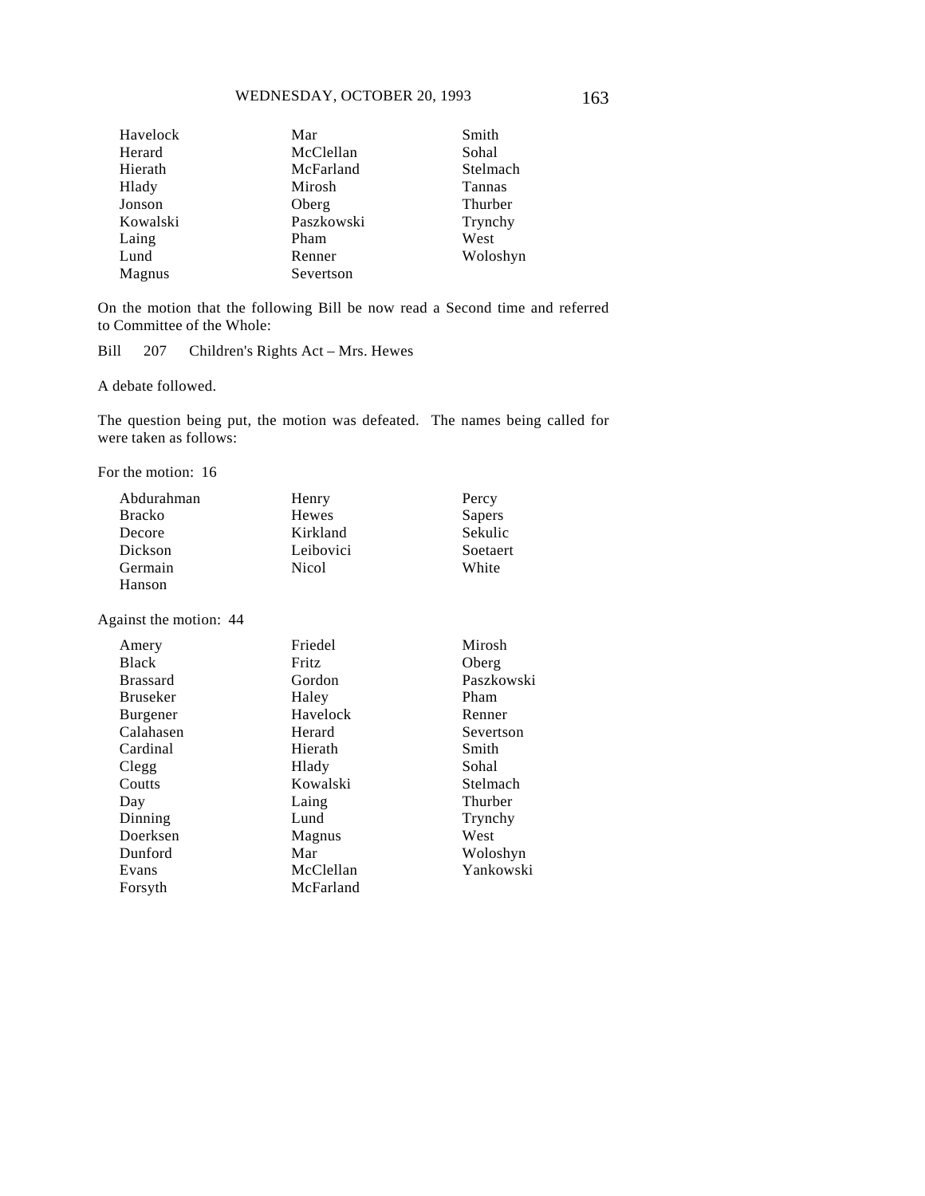| | | |
|---|---|---|
| Havelock | Mar | Smith |
| Herard | McClellan | Sohal |
| Hierath | McFarland | Stelmach |
| Hlady | Mirosh | Tannas |
| Jonson | Oberg | Thurber |
| Kowalski | Paszkowski | Trynchy |
| Laing | Pham | West |
| Lund | Renner | Woloshyn |
| Magnus | Severtson | |

On the motion that the following Bill be now read a Second time and referred to Committee of the Whole:

Bill 207 Children's Rights Act – Mrs. Hewes

A debate followed.

The question being put, the motion was defeated. The names being called for were taken as follows:

For the motion: 16

| | | |
|---|---|---|
| Abdurahman | Henry | Percy |
| Bracko | Hewes | Sapers |
| Decore | Kirkland | Sekulic |
| Dickson | Leibovici | Soetaert |
| Germain | Nicol | White |
| Hanson | | |

Against the motion: 44

| | | |
|---|---|---|
| Amery | Friedel | Mirosh |
| Black | Fritz | Oberg |
| Brassard | Gordon | Paszkowski |
| Bruseker | Haley | Pham |
| Burgener | Havelock | Renner |
| Calahasen | Herard | Severtson |
| Cardinal | Hierath | Smith |
| Clegg | Hlady | Sohal |
| Coutts | Kowalski | Stelmach |
| Day | Laing | Thurber |
| Dinning | Lund | Trynchy |
| Doerksen | Magnus | West |
| Dunford | Mar | Woloshyn |
| Evans | McClellan | Yankowski |
| Forsyth | McFarland | |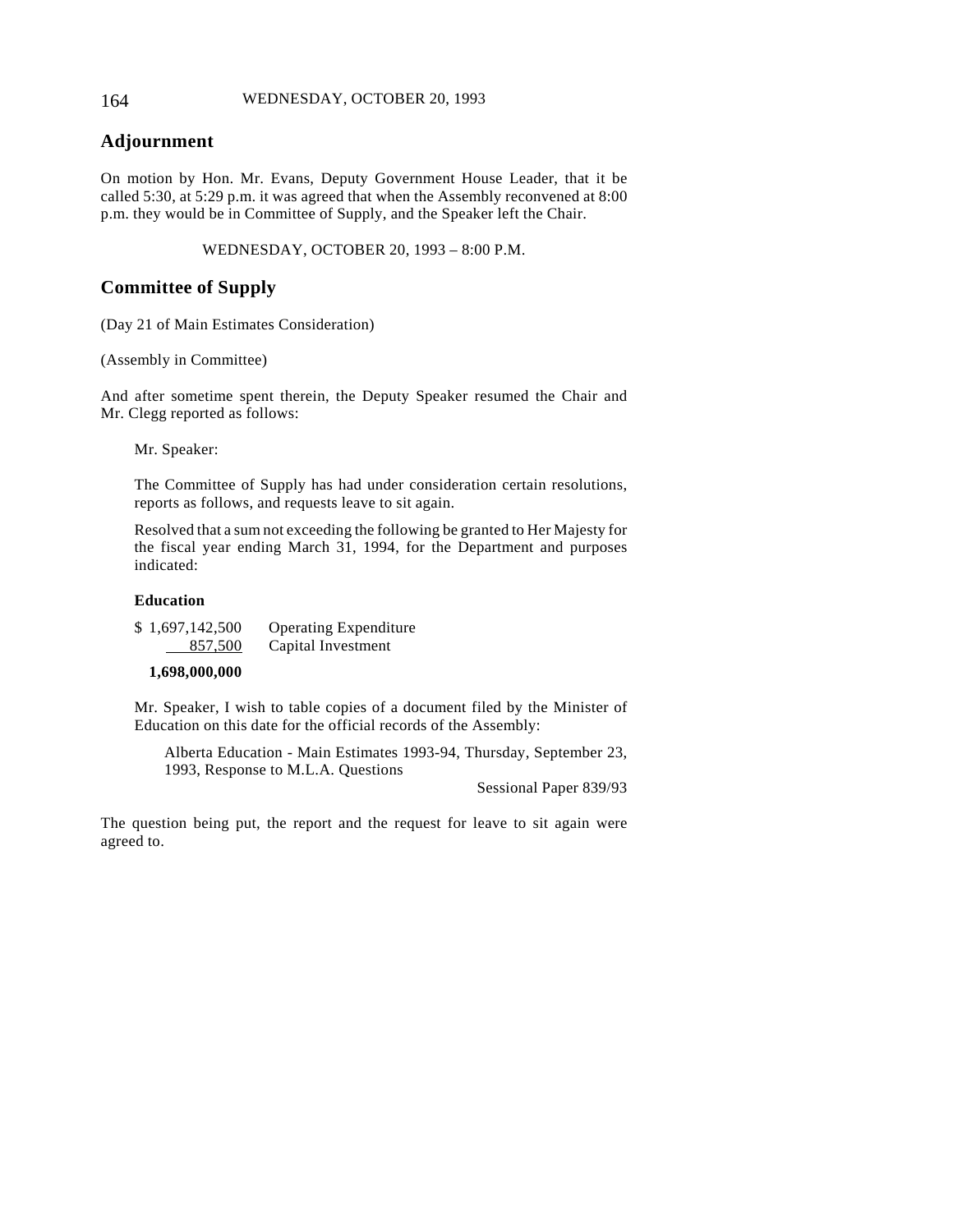## Adjournment

On motion by Hon. Mr. Evans, Deputy Government House Leader, that it be called 5:30, at 5:29 p.m. it was agreed that when the Assembly reconvened at 8:00 p.m. they would be in Committee of Supply, and the Speaker left the Chair.

WEDNESDAY, OCTOBER 20, 1993 – 8:00 P.M.

## Committee of Supply

(Day 21 of Main Estimates Consideration)

(Assembly in Committee)

And after sometime spent therein, the Deputy Speaker resumed the Chair and Mr. Clegg reported as follows:

Mr. Speaker:

The Committee of Supply has had under consideration certain resolutions, reports as follows, and requests leave to sit again.

Resolved that a sum not exceeding the following be granted to Her Majesty for the fiscal year ending March 31, 1994, for the Department and purposes indicated:

**Education**

| | |
|---|---|
| $ 1,697,142,500 | Operating Expenditure |
| 857,500 | Capital Investment |
| **1,698,000,000** | |

Mr. Speaker, I wish to table copies of a document filed by the Minister of Education on this date for the official records of the Assembly:

Alberta Education - Main Estimates 1993-94, Thursday, September 23, 1993, Response to M.L.A. Questions

Sessional Paper 839/93

The question being put, the report and the request for leave to sit again were agreed to.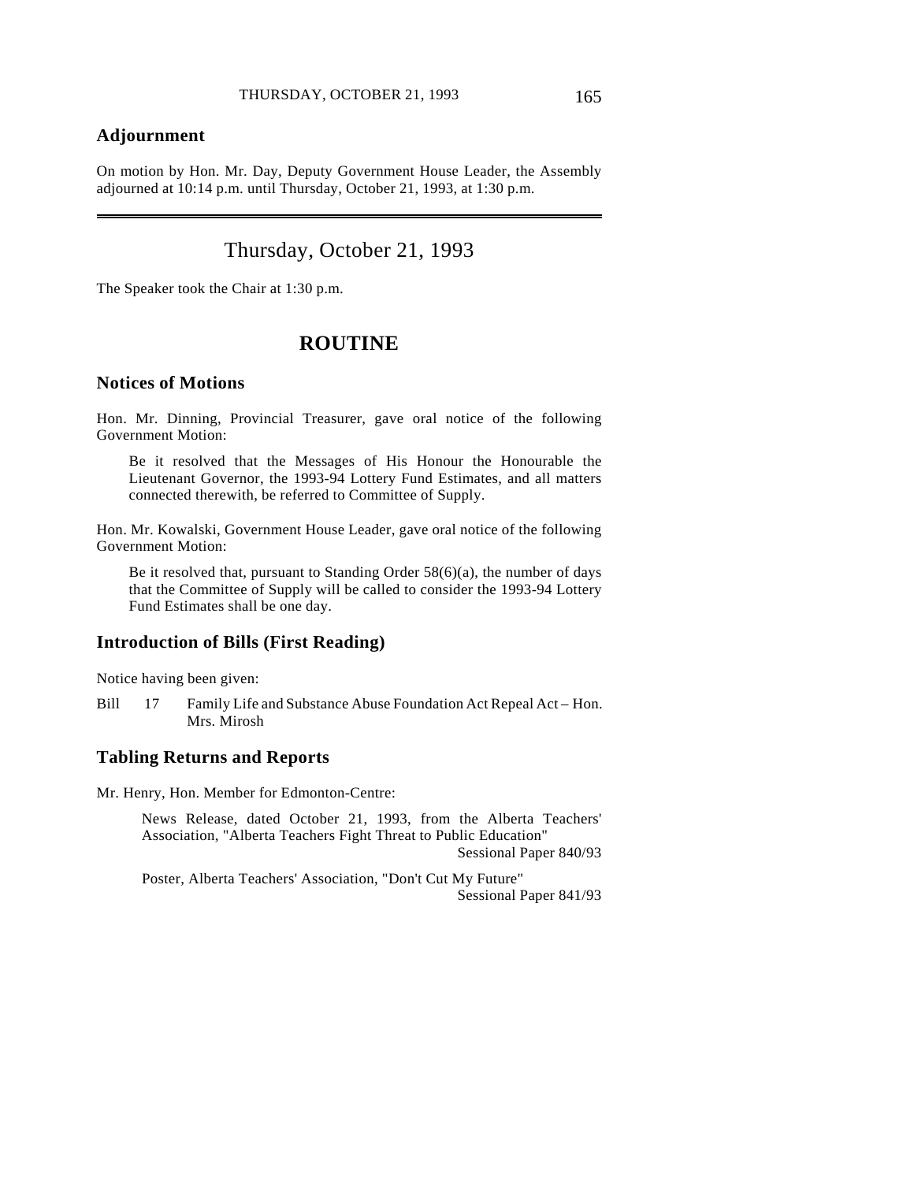## Adjournment

On motion by Hon. Mr. Day, Deputy Government House Leader, the Assembly adjourned at 10:14 p.m. until Thursday, October 21, 1993, at 1:30 p.m.

---

# Thursday, October 21, 1993

The Speaker took the Chair at 1:30 p.m.

# ROUTINE

## Notices of Motions

Hon. Mr. Dinning, Provincial Treasurer, gave oral notice of the following Government Motion:

> Be it resolved that the Messages of His Honour the Honourable the Lieutenant Governor, the 1993-94 Lottery Fund Estimates, and all matters connected therewith, be referred to Committee of Supply.

Hon. Mr. Kowalski, Government House Leader, gave oral notice of the following Government Motion:

> Be it resolved that, pursuant to Standing Order 58(6)(a), the number of days that the Committee of Supply will be called to consider the 1993-94 Lottery Fund Estimates shall be one day.

## Introduction of Bills (First Reading)

Notice having been given:

Bill 17 Family Life and Substance Abuse Foundation Act Repeal Act – Hon. Mrs. Mirosh

## Tabling Returns and Reports

Mr. Henry, Hon. Member for Edmonton-Centre:

> News Release, dated October 21, 1993, from the Alberta Teachers' Association, "Alberta Teachers Fight Threat to Public Education"
> Sessional Paper 840/93

> Poster, Alberta Teachers' Association, "Don't Cut My Future"
> Sessional Paper 841/93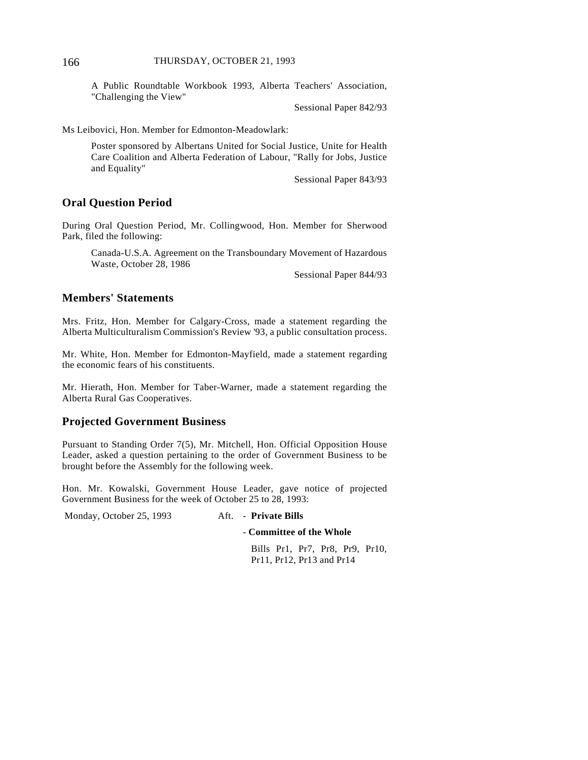A Public Roundtable Workbook 1993, Alberta Teachers' Association, "Challenging the View"

Sessional Paper 842/93

Ms Leibovici, Hon. Member for Edmonton-Meadowlark:

Poster sponsored by Albertans United for Social Justice, Unite for Health Care Coalition and Alberta Federation of Labour, "Rally for Jobs, Justice and Equality"

Sessional Paper 843/93

## Oral Question Period

During Oral Question Period, Mr. Collingwood, Hon. Member for Sherwood Park, filed the following:

Canada-U.S.A. Agreement on the Transboundary Movement of Hazardous Waste, October 28, 1986

Sessional Paper 844/93

## Members' Statements

Mrs. Fritz, Hon. Member for Calgary-Cross, made a statement regarding the Alberta Multiculturalism Commission's Review '93, a public consultation process.

Mr. White, Hon. Member for Edmonton-Mayfield, made a statement regarding the economic fears of his constituents.

Mr. Hierath, Hon. Member for Taber-Warner, made a statement regarding the Alberta Rural Gas Cooperatives.

## Projected Government Business

Pursuant to Standing Order 7(5), Mr. Mitchell, Hon. Official Opposition House Leader, asked a question pertaining to the order of Government Business to be brought before the Assembly for the following week.

Hon. Mr. Kowalski, Government House Leader, gave notice of projected Government Business for the week of October 25 to 28, 1993:

Monday, October 25, 1993 Aft. - **Private Bills**

- **Committee of the Whole**

Bills Pr1, Pr7, Pr8, Pr9, Pr10, Pr11, Pr12, Pr13 and Pr14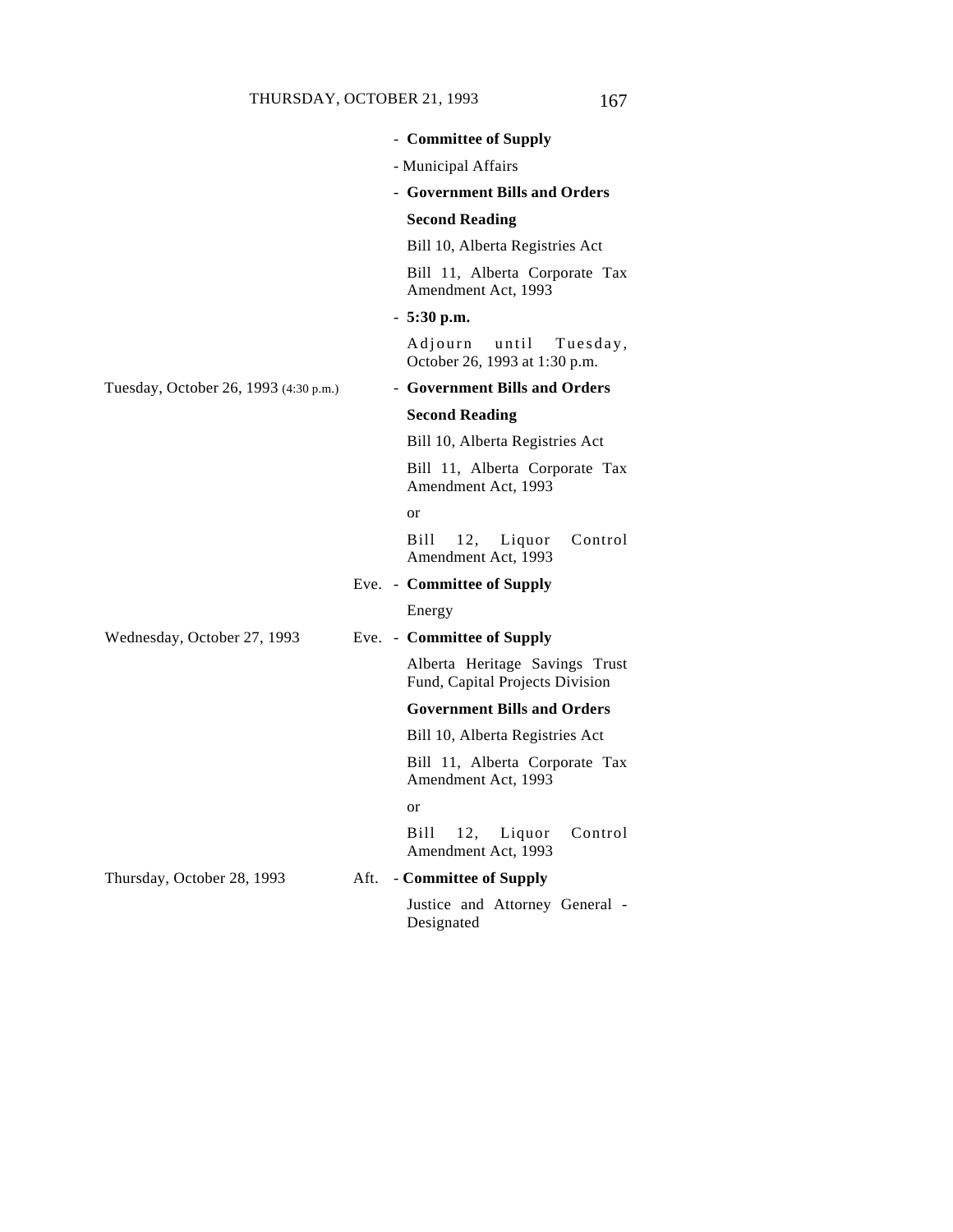- **Committee of Supply**

- Municipal Affairs

- **Government Bills and Orders**

**Second Reading**

Bill 10, Alberta Registries Act

Bill 11, Alberta Corporate Tax Amendment Act, 1993

- **5:30 p.m.**

Adjourn until Tuesday, October 26, 1993 at 1:30 p.m.

| | | |
|---|---|---|
| Tuesday, October 26, 1993 (4:30 p.m.) | | - **Government Bills and Orders** |
| | | **Second Reading** |
| | | Bill 10, Alberta Registries Act |
| | | Bill 11, Alberta Corporate Tax Amendment Act, 1993 |
| | | or |
| | | Bill 12, Liquor Control Amendment Act, 1993 |
| | Eve. | - **Committee of Supply** |
| | | Energy |
| Wednesday, October 27, 1993 | Eve. | - **Committee of Supply** |
| | | Alberta Heritage Savings Trust Fund, Capital Projects Division |
| | | **Government Bills and Orders** |
| | | Bill 10, Alberta Registries Act |
| | | Bill 11, Alberta Corporate Tax Amendment Act, 1993 |
| | | or |
| | | Bill 12, Liquor Control Amendment Act, 1993 |
| Thursday, October 28, 1993 | Aft. | - **Committee of Supply** |
| | | Justice and Attorney General - Designated |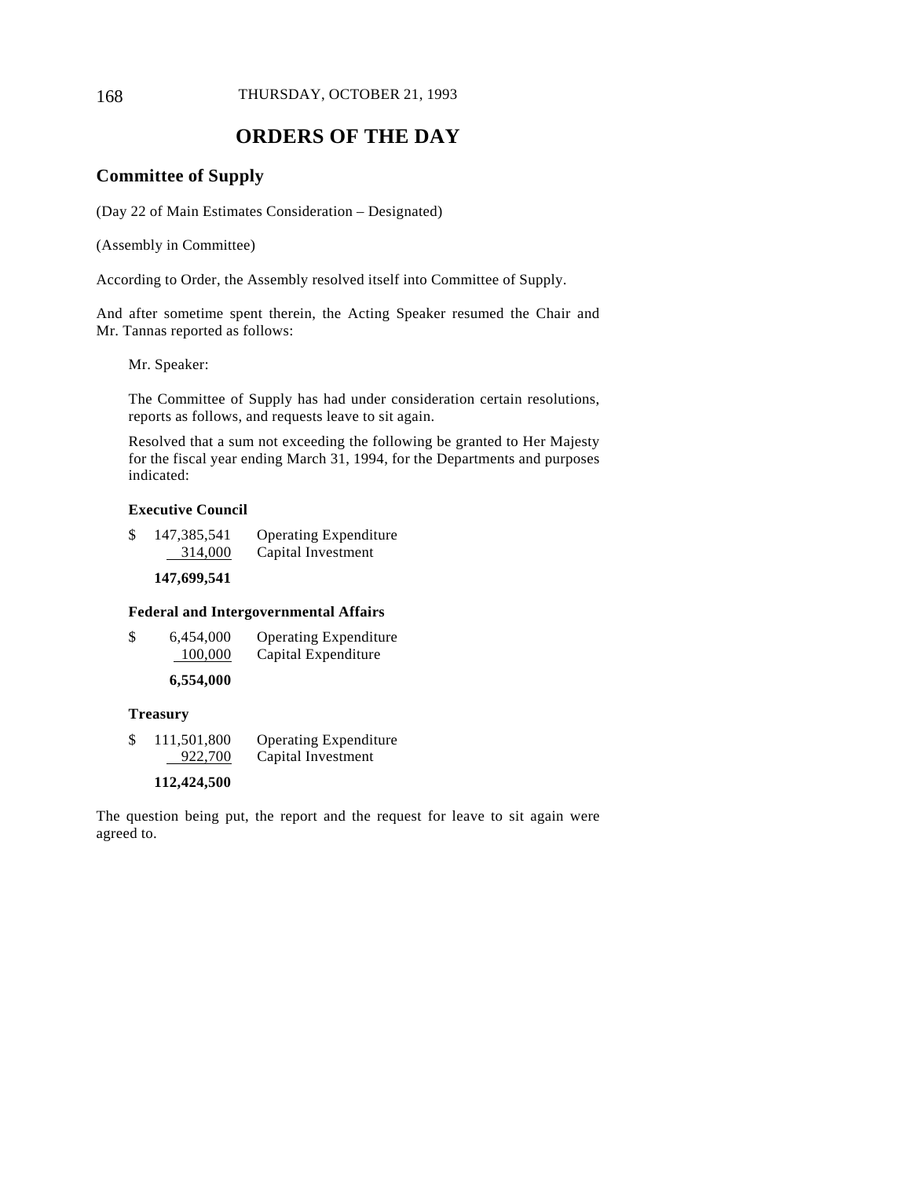# ORDERS OF THE DAY

## Committee of Supply

(Day 22 of Main Estimates Consideration – Designated)

(Assembly in Committee)

According to Order, the Assembly resolved itself into Committee of Supply.

And after sometime spent therein, the Acting Speaker resumed the Chair and Mr. Tannas reported as follows:

Mr. Speaker:

The Committee of Supply has had under consideration certain resolutions, reports as follows, and requests leave to sit again.

Resolved that a sum not exceeding the following be granted to Her Majesty for the fiscal year ending March 31, 1994, for the Departments and purposes indicated:

**Executive Council**

| | | |
|---|---|---|
| $ | 147,385,541 | Operating Expenditure |
| | 314,000 | Capital Investment |
| | **147,699,541** | |

**Federal and Intergovernmental Affairs**

| | | |
|---|---|---|
| $ | 6,454,000 | Operating Expenditure |
| | 100,000 | Capital Expenditure |
| | **6,554,000** | |

**Treasury**

| | | |
|---|---|---|
| $ | 111,501,800 | Operating Expenditure |
| | 922,700 | Capital Investment |
| | **112,424,500** | |

The question being put, the report and the request for leave to sit again were agreed to.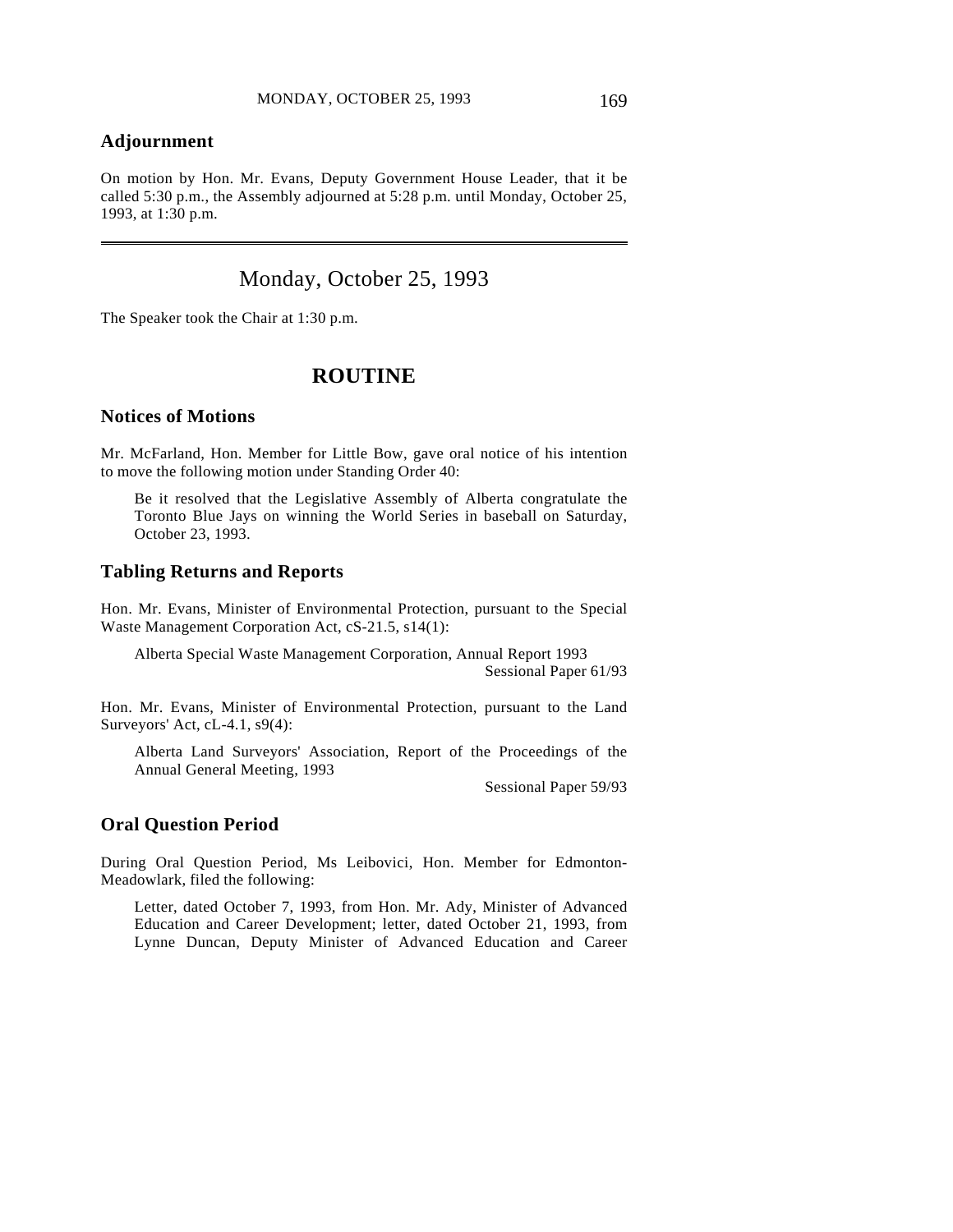## Adjournment

On motion by Hon. Mr. Evans, Deputy Government House Leader, that it be called 5:30 p.m., the Assembly adjourned at 5:28 p.m. until Monday, October 25, 1993, at 1:30 p.m.

---

# Monday, October 25, 1993

The Speaker took the Chair at 1:30 p.m.

# ROUTINE

## Notices of Motions

Mr. McFarland, Hon. Member for Little Bow, gave oral notice of his intention to move the following motion under Standing Order 40:

> Be it resolved that the Legislative Assembly of Alberta congratulate the Toronto Blue Jays on winning the World Series in baseball on Saturday, October 23, 1993.

## Tabling Returns and Reports

Hon. Mr. Evans, Minister of Environmental Protection, pursuant to the Special Waste Management Corporation Act, cS-21.5, s14(1):

> Alberta Special Waste Management Corporation, Annual Report 1993
> Sessional Paper 61/93

Hon. Mr. Evans, Minister of Environmental Protection, pursuant to the Land Surveyors' Act, cL-4.1, s9(4):

> Alberta Land Surveyors' Association, Report of the Proceedings of the Annual General Meeting, 1993
> Sessional Paper 59/93

## Oral Question Period

During Oral Question Period, Ms Leibovici, Hon. Member for Edmonton-Meadowlark, filed the following:

> Letter, dated October 7, 1993, from Hon. Mr. Ady, Minister of Advanced Education and Career Development; letter, dated October 21, 1993, from Lynne Duncan, Deputy Minister of Advanced Education and Career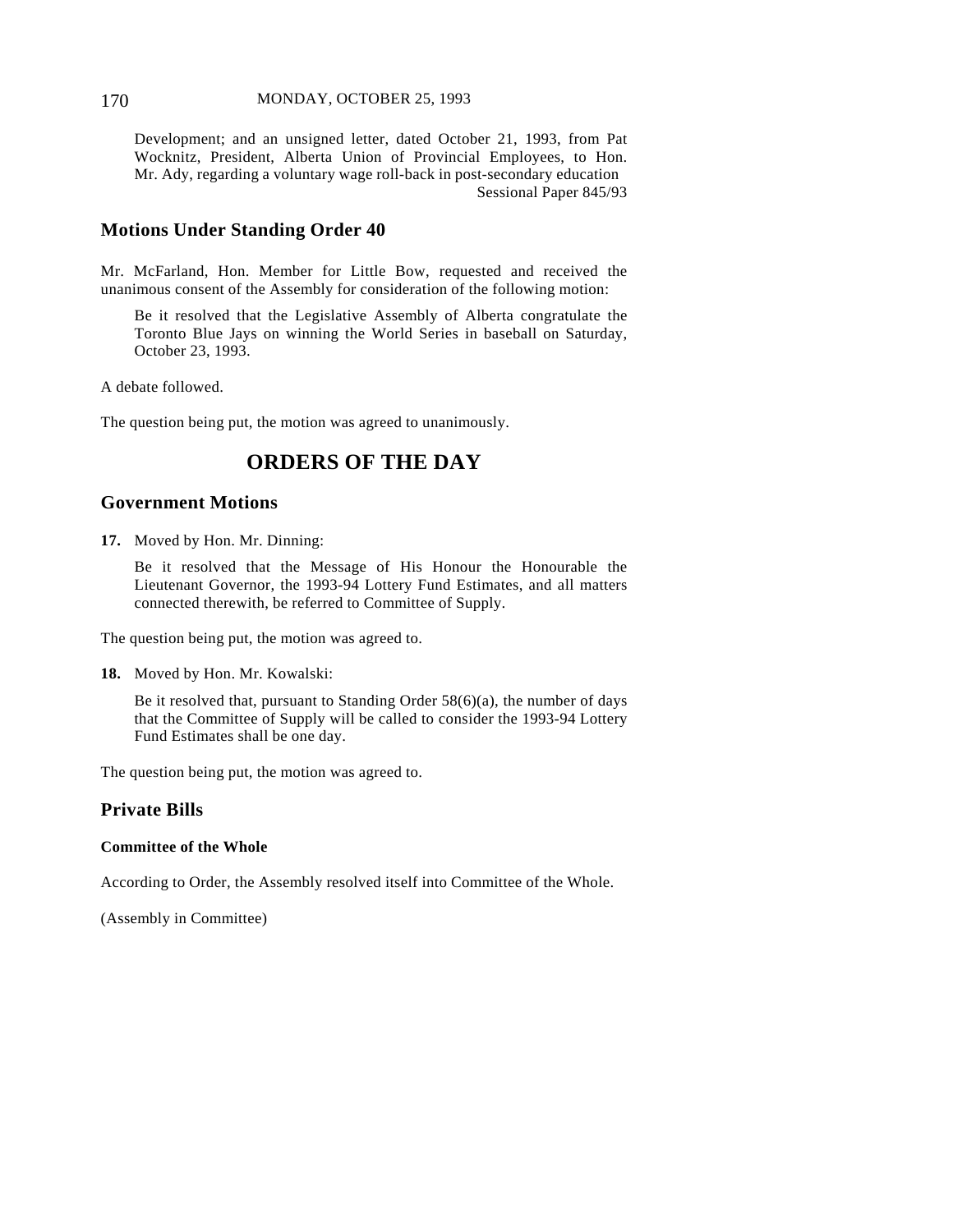Development; and an unsigned letter, dated October 21, 1993, from Pat Wocknitz, President, Alberta Union of Provincial Employees, to Hon. Mr. Ady, regarding a voluntary wage roll-back in post-secondary education
Sessional Paper 845/93

## Motions Under Standing Order 40

Mr. McFarland, Hon. Member for Little Bow, requested and received the unanimous consent of the Assembly for consideration of the following motion:

> Be it resolved that the Legislative Assembly of Alberta congratulate the Toronto Blue Jays on winning the World Series in baseball on Saturday, October 23, 1993.

A debate followed.

The question being put, the motion was agreed to unanimously.

# ORDERS OF THE DAY

## Government Motions

**17.** Moved by Hon. Mr. Dinning:

> Be it resolved that the Message of His Honour the Honourable the Lieutenant Governor, the 1993-94 Lottery Fund Estimates, and all matters connected therewith, be referred to Committee of Supply.

The question being put, the motion was agreed to.

**18.** Moved by Hon. Mr. Kowalski:

> Be it resolved that, pursuant to Standing Order 58(6)(a), the number of days that the Committee of Supply will be called to consider the 1993-94 Lottery Fund Estimates shall be one day.

The question being put, the motion was agreed to.

## Private Bills

### Committee of the Whole

According to Order, the Assembly resolved itself into Committee of the Whole.

(Assembly in Committee)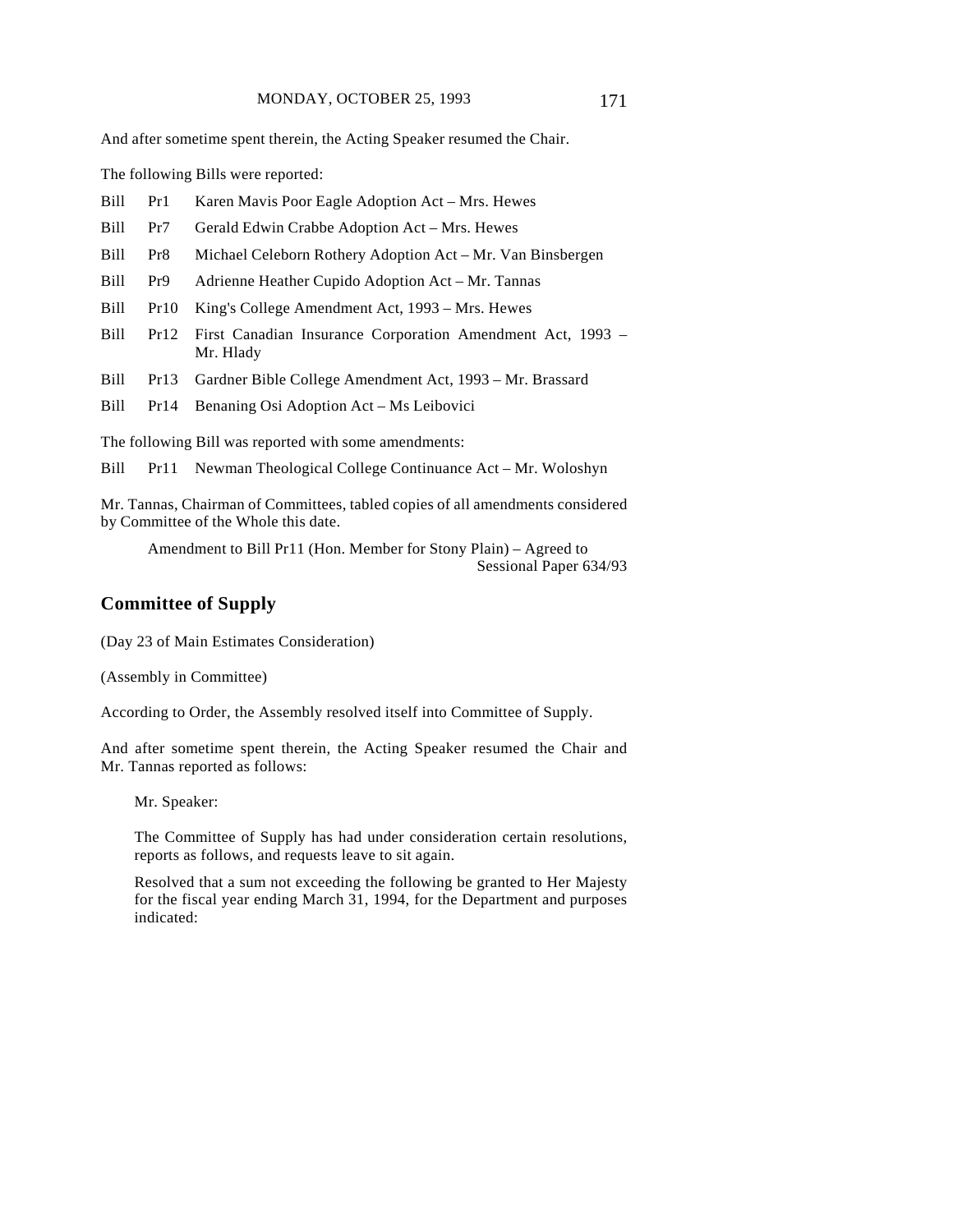And after sometime spent therein, the Acting Speaker resumed the Chair.

The following Bills were reported:

| | | |
|---|---|---|
| Bill | Pr1 | Karen Mavis Poor Eagle Adoption Act – Mrs. Hewes |
| Bill | Pr7 | Gerald Edwin Crabbe Adoption Act – Mrs. Hewes |
| Bill | Pr8 | Michael Celeborn Rothery Adoption Act – Mr. Van Binsbergen |
| Bill | Pr9 | Adrienne Heather Cupido Adoption Act – Mr. Tannas |
| Bill | Pr10 | King's College Amendment Act, 1993 – Mrs. Hewes |
| Bill | Pr12 | First Canadian Insurance Corporation Amendment Act, 1993 – Mr. Hlady |
| Bill | Pr13 | Gardner Bible College Amendment Act, 1993 – Mr. Brassard |
| Bill | Pr14 | Benaning Osi Adoption Act – Ms Leibovici |

The following Bill was reported with some amendments:

| | | |
|---|---|---|
| Bill | Pr11 | Newman Theological College Continuance Act – Mr. Woloshyn |

Mr. Tannas, Chairman of Committees, tabled copies of all amendments considered by Committee of the Whole this date.

> Amendment to Bill Pr11 (Hon. Member for Stony Plain) – Agreed to
> Sessional Paper 634/93

## Committee of Supply

(Day 23 of Main Estimates Consideration)

(Assembly in Committee)

According to Order, the Assembly resolved itself into Committee of Supply.

And after sometime spent therein, the Acting Speaker resumed the Chair and Mr. Tannas reported as follows:

> Mr. Speaker:
>
> The Committee of Supply has had under consideration certain resolutions, reports as follows, and requests leave to sit again.
>
> Resolved that a sum not exceeding the following be granted to Her Majesty for the fiscal year ending March 31, 1994, for the Department and purposes indicated: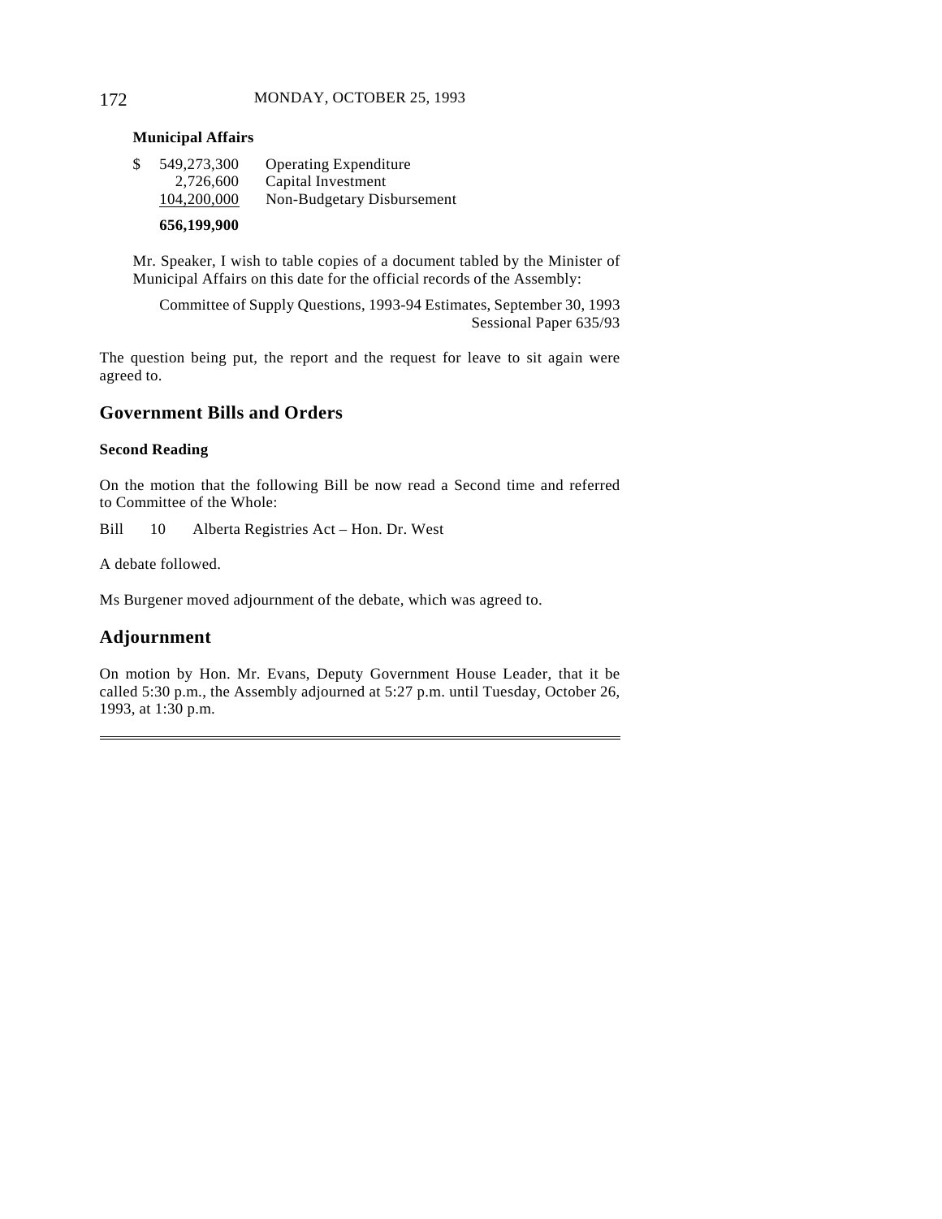**Municipal Affairs**

| | | |
|---|---|---|
| $ | 549,273,300 | Operating Expenditure |
| | 2,726,600 | Capital Investment |
| | 104,200,000 | Non-Budgetary Disbursement |
| | **656,199,900** | |

Mr. Speaker, I wish to table copies of a document tabled by the Minister of Municipal Affairs on this date for the official records of the Assembly:

Committee of Supply Questions, 1993-94 Estimates, September 30, 1993
Sessional Paper 635/93

The question being put, the report and the request for leave to sit again were agreed to.

## Government Bills and Orders

### Second Reading

On the motion that the following Bill be now read a Second time and referred to Committee of the Whole:

Bill 10 Alberta Registries Act – Hon. Dr. West

A debate followed.

Ms Burgener moved adjournment of the debate, which was agreed to.

## Adjournment

On motion by Hon. Mr. Evans, Deputy Government House Leader, that it be called 5:30 p.m., the Assembly adjourned at 5:27 p.m. until Tuesday, October 26, 1993, at 1:30 p.m.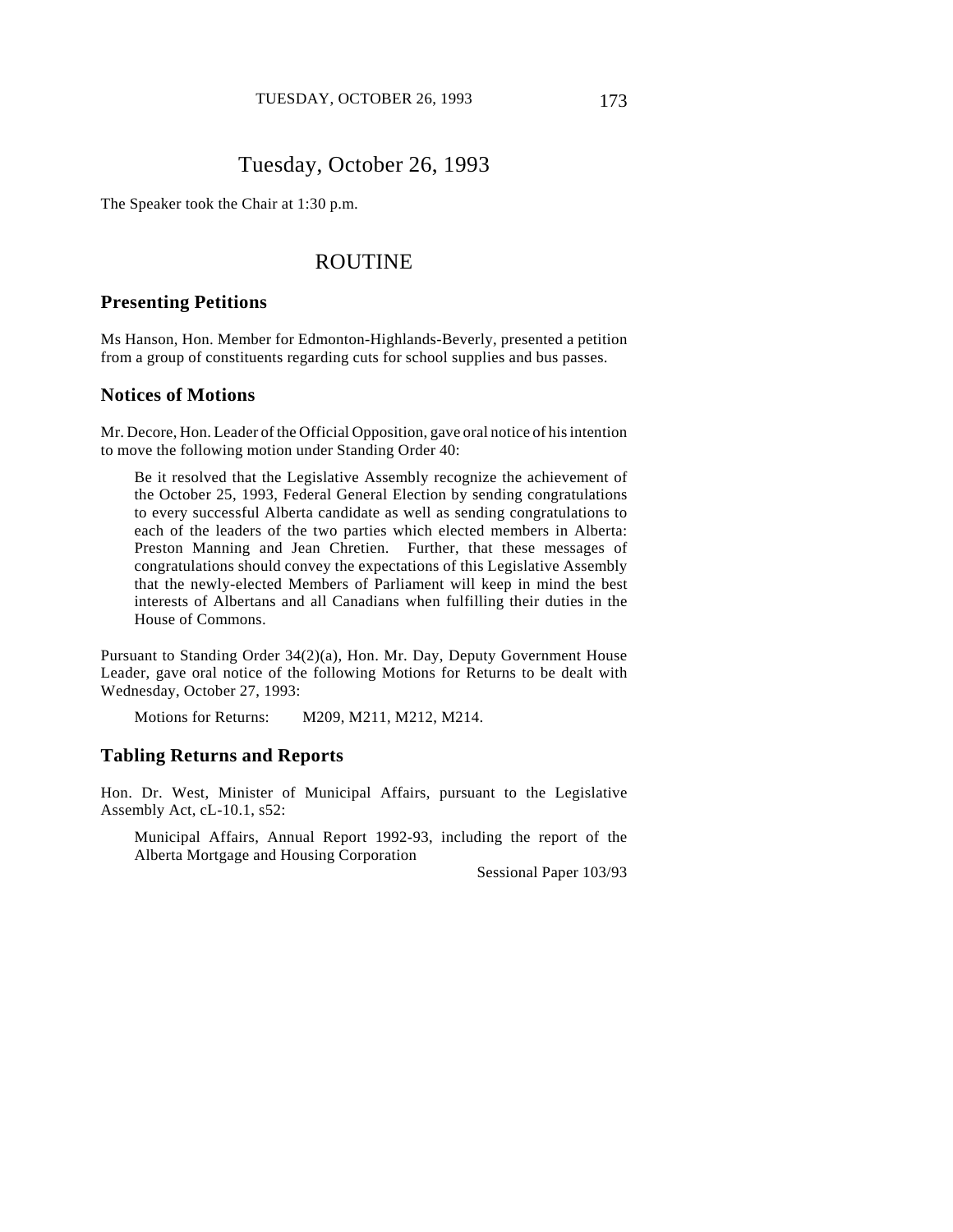# Tuesday, October 26, 1993

The Speaker took the Chair at 1:30 p.m.

## ROUTINE

### Presenting Petitions

Ms Hanson, Hon. Member for Edmonton-Highlands-Beverly, presented a petition from a group of constituents regarding cuts for school supplies and bus passes.

### Notices of Motions

Mr. Decore, Hon. Leader of the Official Opposition, gave oral notice of his intention to move the following motion under Standing Order 40:

> Be it resolved that the Legislative Assembly recognize the achievement of the October 25, 1993, Federal General Election by sending congratulations to every successful Alberta candidate as well as sending congratulations to each of the leaders of the two parties which elected members in Alberta: Preston Manning and Jean Chretien. Further, that these messages of congratulations should convey the expectations of this Legislative Assembly that the newly-elected Members of Parliament will keep in mind the best interests of Albertans and all Canadians when fulfilling their duties in the House of Commons.

Pursuant to Standing Order 34(2)(a), Hon. Mr. Day, Deputy Government House Leader, gave oral notice of the following Motions for Returns to be dealt with Wednesday, October 27, 1993:

> Motions for Returns: M209, M211, M212, M214.

### Tabling Returns and Reports

Hon. Dr. West, Minister of Municipal Affairs, pursuant to the Legislative Assembly Act, cL-10.1, s52:

> Municipal Affairs, Annual Report 1992-93, including the report of the Alberta Mortgage and Housing Corporation
>
> Sessional Paper 103/93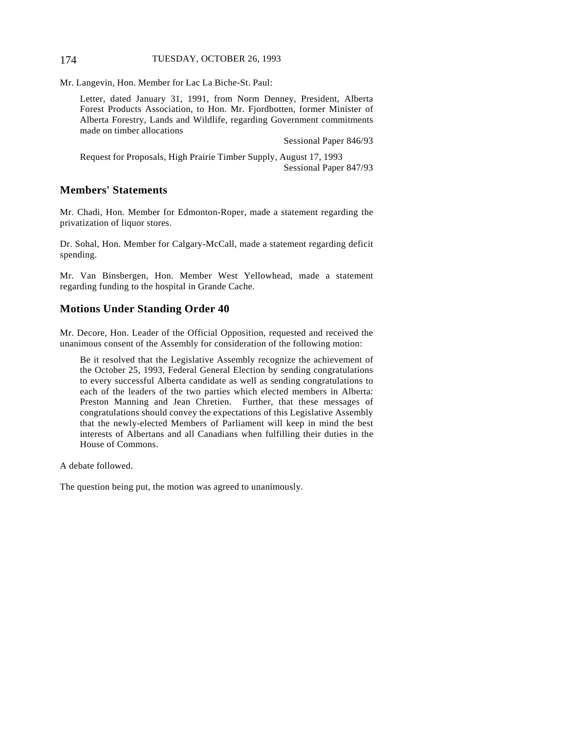Mr. Langevin, Hon. Member for Lac La Biche-St. Paul:

> Letter, dated January 31, 1991, from Norm Denney, President, Alberta Forest Products Association, to Hon. Mr. Fjordbotten, former Minister of Alberta Forestry, Lands and Wildlife, regarding Government commitments made on timber allocations
>
> Sessional Paper 846/93
>
> Request for Proposals, High Prairie Timber Supply, August 17, 1993
>
> Sessional Paper 847/93

## Members' Statements

Mr. Chadi, Hon. Member for Edmonton-Roper, made a statement regarding the privatization of liquor stores.

Dr. Sohal, Hon. Member for Calgary-McCall, made a statement regarding deficit spending.

Mr. Van Binsbergen, Hon. Member West Yellowhead, made a statement regarding funding to the hospital in Grande Cache.

## Motions Under Standing Order 40

Mr. Decore, Hon. Leader of the Official Opposition, requested and received the unanimous consent of the Assembly for consideration of the following motion:

> Be it resolved that the Legislative Assembly recognize the achievement of the October 25, 1993, Federal General Election by sending congratulations to every successful Alberta candidate as well as sending congratulations to each of the leaders of the two parties which elected members in Alberta: Preston Manning and Jean Chretien. Further, that these messages of congratulations should convey the expectations of this Legislative Assembly that the newly-elected Members of Parliament will keep in mind the best interests of Albertans and all Canadians when fulfilling their duties in the House of Commons.

A debate followed.

The question being put, the motion was agreed to unanimously.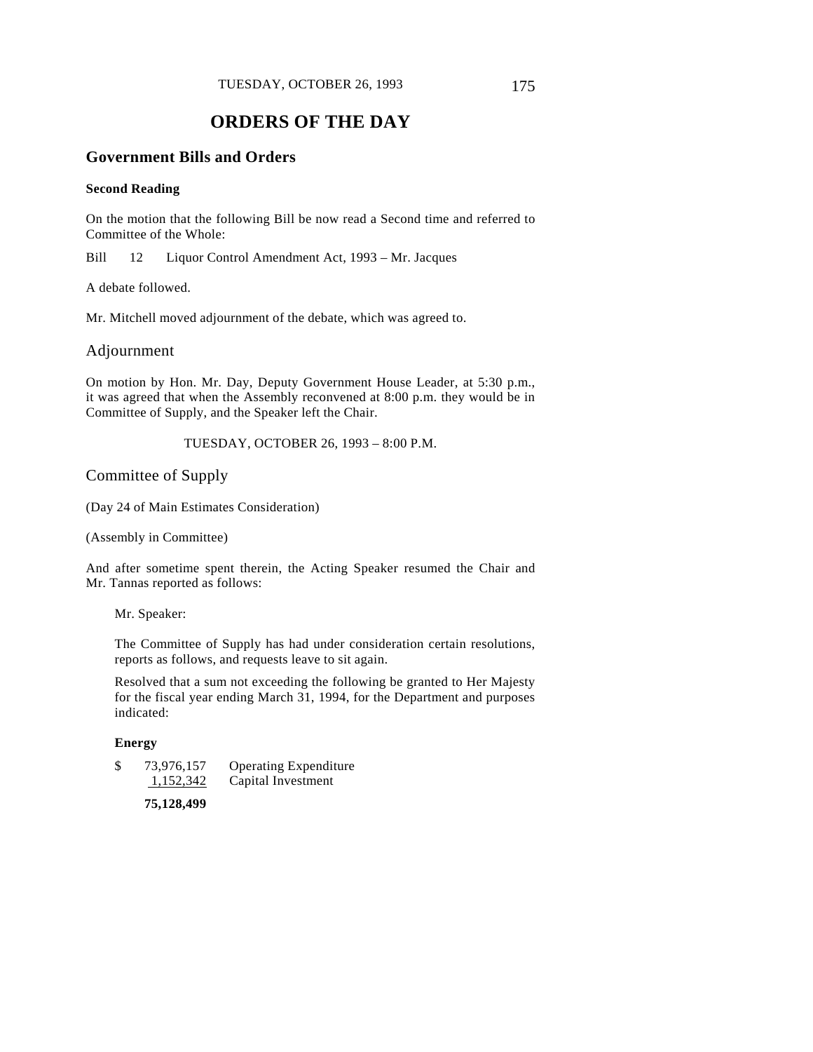# ORDERS OF THE DAY

## Government Bills and Orders

### Second Reading

On the motion that the following Bill be now read a Second time and referred to Committee of the Whole:

Bill 12 Liquor Control Amendment Act, 1993 – Mr. Jacques

A debate followed.

Mr. Mitchell moved adjournment of the debate, which was agreed to.

## Adjournment

On motion by Hon. Mr. Day, Deputy Government House Leader, at 5:30 p.m., it was agreed that when the Assembly reconvened at 8:00 p.m. they would be in Committee of Supply, and the Speaker left the Chair.

TUESDAY, OCTOBER 26, 1993 – 8:00 P.M.

## Committee of Supply

(Day 24 of Main Estimates Consideration)

(Assembly in Committee)

And after sometime spent therein, the Acting Speaker resumed the Chair and Mr. Tannas reported as follows:

> Mr. Speaker:
>
> The Committee of Supply has had under consideration certain resolutions, reports as follows, and requests leave to sit again.
>
> Resolved that a sum not exceeding the following be granted to Her Majesty for the fiscal year ending March 31, 1994, for the Department and purposes indicated:
>
> **Energy**
>
> | | | |
> |---|---|---|
> | $ | 73,976,157 | Operating Expenditure |
> | | 1,152,342 | Capital Investment |
> | | **75,128,499** | |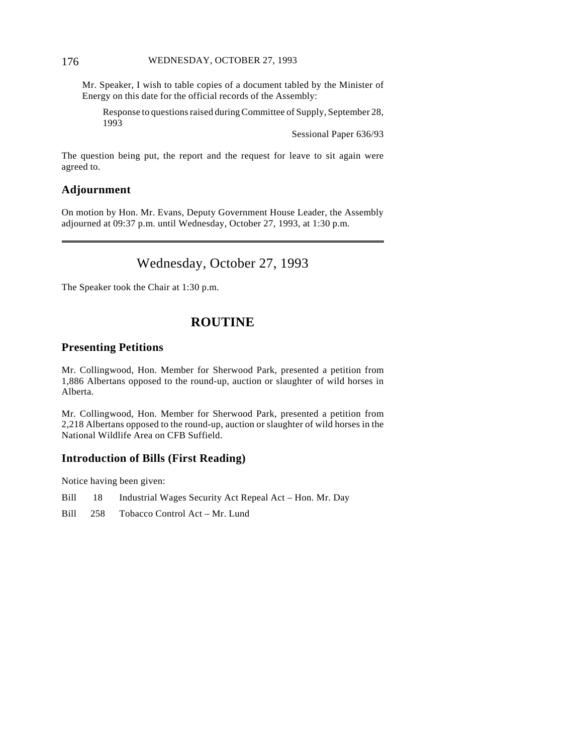Mr. Speaker, I wish to table copies of a document tabled by the Minister of Energy on this date for the official records of the Assembly:

> Response to questions raised during Committee of Supply, September 28, 1993
>
> Sessional Paper 636/93

The question being put, the report and the request for leave to sit again were agreed to.

### Adjournment

On motion by Hon. Mr. Evans, Deputy Government House Leader, the Assembly adjourned at 09:37 p.m. until Wednesday, October 27, 1993, at 1:30 p.m.

---

# Wednesday, October 27, 1993

The Speaker took the Chair at 1:30 p.m.

## ROUTINE

### Presenting Petitions

Mr. Collingwood, Hon. Member for Sherwood Park, presented a petition from 1,886 Albertans opposed to the round-up, auction or slaughter of wild horses in Alberta.

Mr. Collingwood, Hon. Member for Sherwood Park, presented a petition from 2,218 Albertans opposed to the round-up, auction or slaughter of wild horses in the National Wildlife Area on CFB Suffield.

### Introduction of Bills (First Reading)

Notice having been given:

Bill 18 Industrial Wages Security Act Repeal Act – Hon. Mr. Day

Bill 258 Tobacco Control Act – Mr. Lund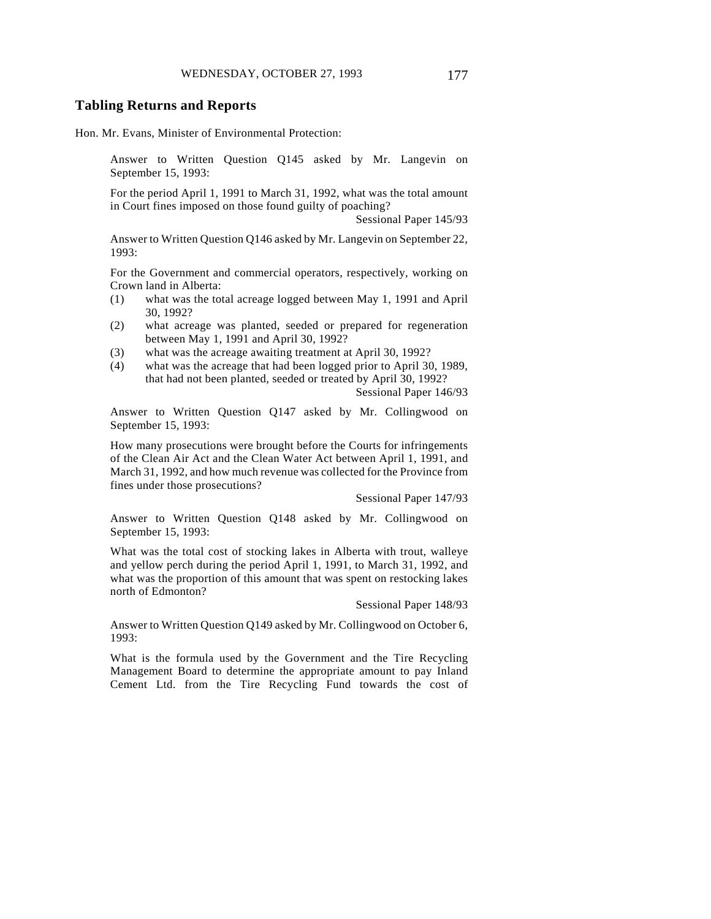## Tabling Returns and Reports

Hon. Mr. Evans, Minister of Environmental Protection:

Answer to Written Question Q145 asked by Mr. Langevin on September 15, 1993:

For the period April 1, 1991 to March 31, 1992, what was the total amount in Court fines imposed on those found guilty of poaching?

Sessional Paper 145/93

Answer to Written Question Q146 asked by Mr. Langevin on September 22, 1993:

For the Government and commercial operators, respectively, working on Crown land in Alberta:

(1) what was the total acreage logged between May 1, 1991 and April 30, 1992?
(2) what acreage was planted, seeded or prepared for regeneration between May 1, 1991 and April 30, 1992?
(3) what was the acreage awaiting treatment at April 30, 1992?
(4) what was the acreage that had been logged prior to April 30, 1989, that had not been planted, seeded or treated by April 30, 1992?

Sessional Paper 146/93

Answer to Written Question Q147 asked by Mr. Collingwood on September 15, 1993:

How many prosecutions were brought before the Courts for infringements of the Clean Air Act and the Clean Water Act between April 1, 1991, and March 31, 1992, and how much revenue was collected for the Province from fines under those prosecutions?

Sessional Paper 147/93

Answer to Written Question Q148 asked by Mr. Collingwood on September 15, 1993:

What was the total cost of stocking lakes in Alberta with trout, walleye and yellow perch during the period April 1, 1991, to March 31, 1992, and what was the proportion of this amount that was spent on restocking lakes north of Edmonton?

Sessional Paper 148/93

Answer to Written Question Q149 asked by Mr. Collingwood on October 6, 1993:

What is the formula used by the Government and the Tire Recycling Management Board to determine the appropriate amount to pay Inland Cement Ltd. from the Tire Recycling Fund towards the cost of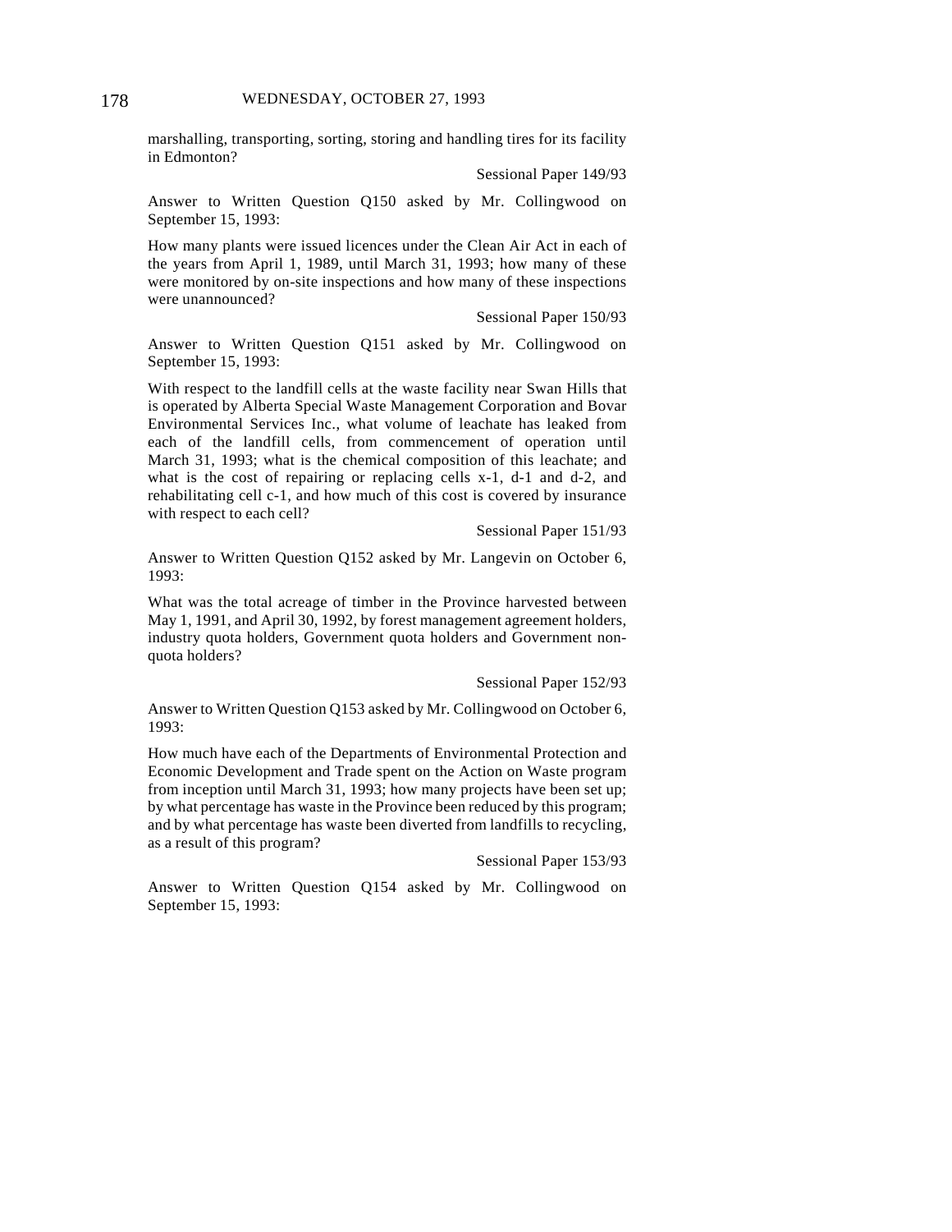marshalling, transporting, sorting, storing and handling tires for its facility in Edmonton?

Sessional Paper 149/93

Answer to Written Question Q150 asked by Mr. Collingwood on September 15, 1993:

How many plants were issued licences under the Clean Air Act in each of the years from April 1, 1989, until March 31, 1993; how many of these were monitored by on-site inspections and how many of these inspections were unannounced?

Sessional Paper 150/93

Answer to Written Question Q151 asked by Mr. Collingwood on September 15, 1993:

With respect to the landfill cells at the waste facility near Swan Hills that is operated by Alberta Special Waste Management Corporation and Bovar Environmental Services Inc., what volume of leachate has leaked from each of the landfill cells, from commencement of operation until March 31, 1993; what is the chemical composition of this leachate; and what is the cost of repairing or replacing cells x-1, d-1 and d-2, and rehabilitating cell c-1, and how much of this cost is covered by insurance with respect to each cell?

Sessional Paper 151/93

Answer to Written Question Q152 asked by Mr. Langevin on October 6, 1993:

What was the total acreage of timber in the Province harvested between May 1, 1991, and April 30, 1992, by forest management agreement holders, industry quota holders, Government quota holders and Government non-quota holders?

Sessional Paper 152/93

Answer to Written Question Q153 asked by Mr. Collingwood on October 6, 1993:

How much have each of the Departments of Environmental Protection and Economic Development and Trade spent on the Action on Waste program from inception until March 31, 1993; how many projects have been set up; by what percentage has waste in the Province been reduced by this program; and by what percentage has waste been diverted from landfills to recycling, as a result of this program?

Sessional Paper 153/93

Answer to Written Question Q154 asked by Mr. Collingwood on September 15, 1993: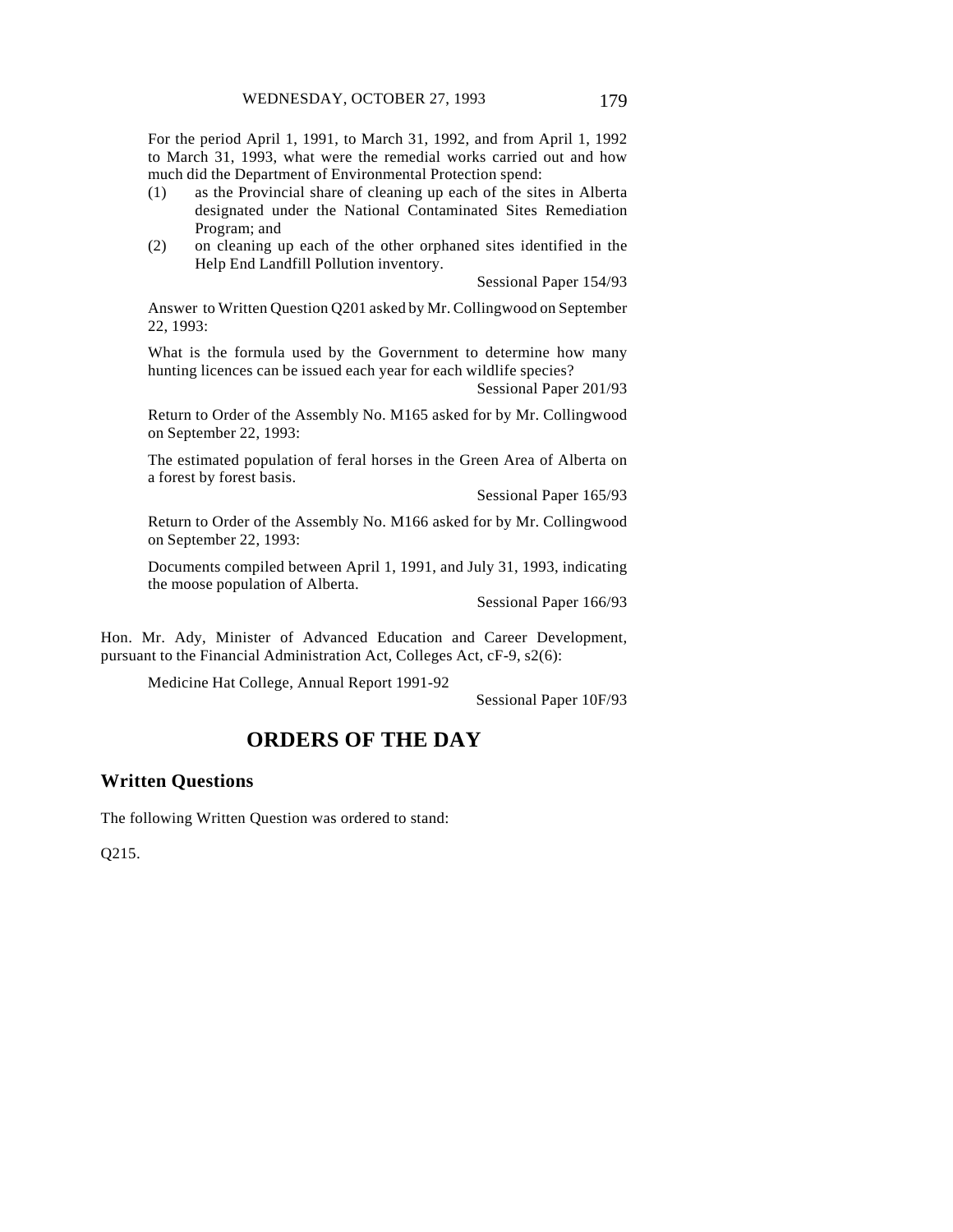For the period April 1, 1991, to March 31, 1992, and from April 1, 1992 to March 31, 1993, what were the remedial works carried out and how much did the Department of Environmental Protection spend:

(1) as the Provincial share of cleaning up each of the sites in Alberta designated under the National Contaminated Sites Remediation Program; and

(2) on cleaning up each of the other orphaned sites identified in the Help End Landfill Pollution inventory.

Sessional Paper 154/93

Answer to Written Question Q201 asked by Mr. Collingwood on September 22, 1993:

What is the formula used by the Government to determine how many hunting licences can be issued each year for each wildlife species?

Sessional Paper 201/93

Return to Order of the Assembly No. M165 asked for by Mr. Collingwood on September 22, 1993:

The estimated population of feral horses in the Green Area of Alberta on a forest by forest basis.

Sessional Paper 165/93

Return to Order of the Assembly No. M166 asked for by Mr. Collingwood on September 22, 1993:

Documents compiled between April 1, 1991, and July 31, 1993, indicating the moose population of Alberta.

Sessional Paper 166/93

Hon. Mr. Ady, Minister of Advanced Education and Career Development, pursuant to the Financial Administration Act, Colleges Act, cF-9, s2(6):

Medicine Hat College, Annual Report 1991-92

Sessional Paper 10F/93

# ORDERS OF THE DAY

## Written Questions

The following Written Question was ordered to stand:

Q215.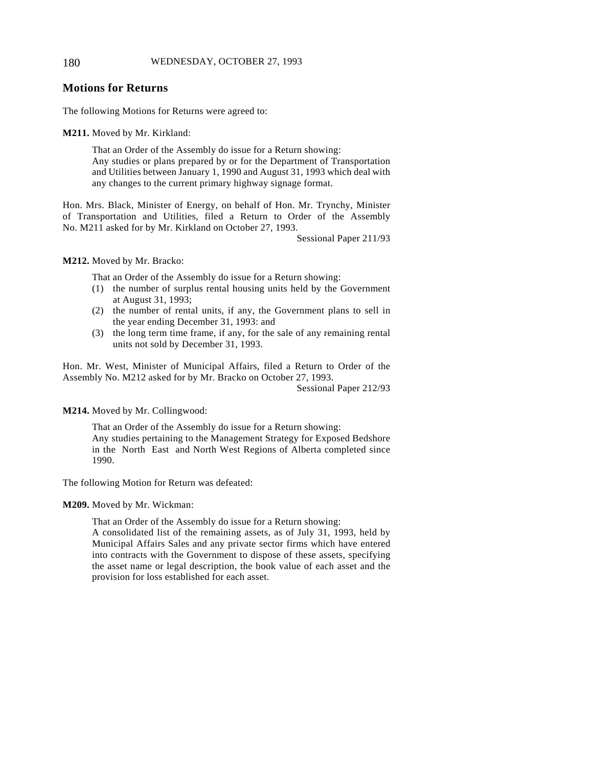## Motions for Returns

The following Motions for Returns were agreed to:

**M211.** Moved by Mr. Kirkland:

> That an Order of the Assembly do issue for a Return showing:
> Any studies or plans prepared by or for the Department of Transportation and Utilities between January 1, 1990 and August 31, 1993 which deal with any changes to the current primary highway signage format.

Hon. Mrs. Black, Minister of Energy, on behalf of Hon. Mr. Trynchy, Minister of Transportation and Utilities, filed a Return to Order of the Assembly No. M211 asked for by Mr. Kirkland on October 27, 1993.

Sessional Paper 211/93

**M212.** Moved by Mr. Bracko:

> That an Order of the Assembly do issue for a Return showing:
> (1) the number of surplus rental housing units held by the Government at August 31, 1993;
> (2) the number of rental units, if any, the Government plans to sell in the year ending December 31, 1993: and
> (3) the long term time frame, if any, for the sale of any remaining rental units not sold by December 31, 1993.

Hon. Mr. West, Minister of Municipal Affairs, filed a Return to Order of the Assembly No. M212 asked for by Mr. Bracko on October 27, 1993.

Sessional Paper 212/93

**M214.** Moved by Mr. Collingwood:

> That an Order of the Assembly do issue for a Return showing:
> Any studies pertaining to the Management Strategy for Exposed Bedshore in the North East and North West Regions of Alberta completed since 1990.

The following Motion for Return was defeated:

**M209.** Moved by Mr. Wickman:

> That an Order of the Assembly do issue for a Return showing:
> A consolidated list of the remaining assets, as of July 31, 1993, held by Municipal Affairs Sales and any private sector firms which have entered into contracts with the Government to dispose of these assets, specifying the asset name or legal description, the book value of each asset and the provision for loss established for each asset.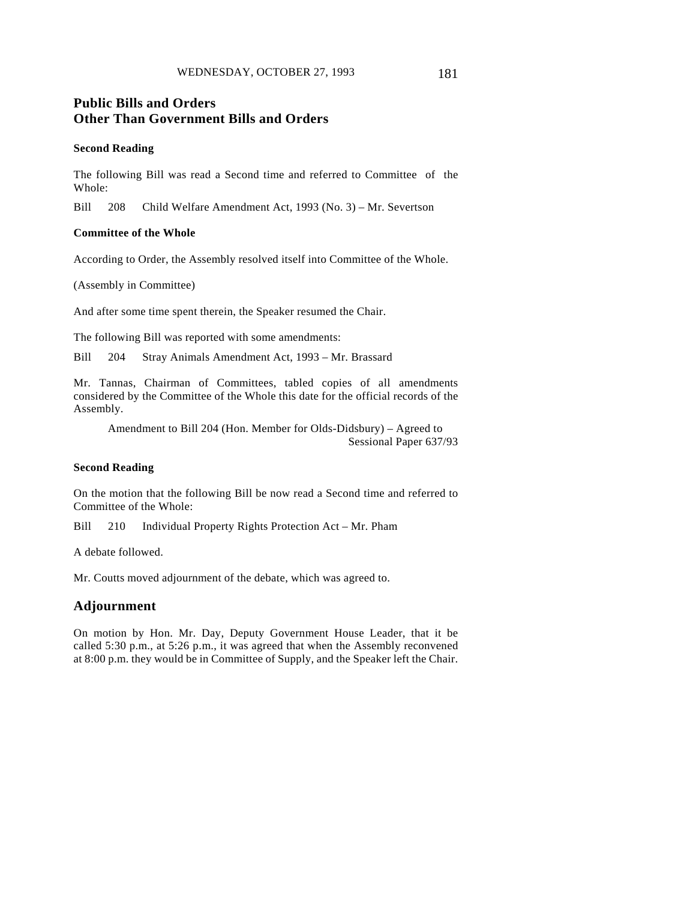## Public Bills and Orders Other Than Government Bills and Orders

### Second Reading

The following Bill was read a Second time and referred to Committee of the Whole:

Bill 208 Child Welfare Amendment Act, 1993 (No. 3) – Mr. Severtson

### Committee of the Whole

According to Order, the Assembly resolved itself into Committee of the Whole.

(Assembly in Committee)

And after some time spent therein, the Speaker resumed the Chair.

The following Bill was reported with some amendments:

Bill 204 Stray Animals Amendment Act, 1993 – Mr. Brassard

Mr. Tannas, Chairman of Committees, tabled copies of all amendments considered by the Committee of the Whole this date for the official records of the Assembly.

Amendment to Bill 204 (Hon. Member for Olds-Didsbury) – Agreed to
Sessional Paper 637/93

### Second Reading

On the motion that the following Bill be now read a Second time and referred to Committee of the Whole:

Bill 210 Individual Property Rights Protection Act – Mr. Pham

A debate followed.

Mr. Coutts moved adjournment of the debate, which was agreed to.

## Adjournment

On motion by Hon. Mr. Day, Deputy Government House Leader, that it be called 5:30 p.m., at 5:26 p.m., it was agreed that when the Assembly reconvened at 8:00 p.m. they would be in Committee of Supply, and the Speaker left the Chair.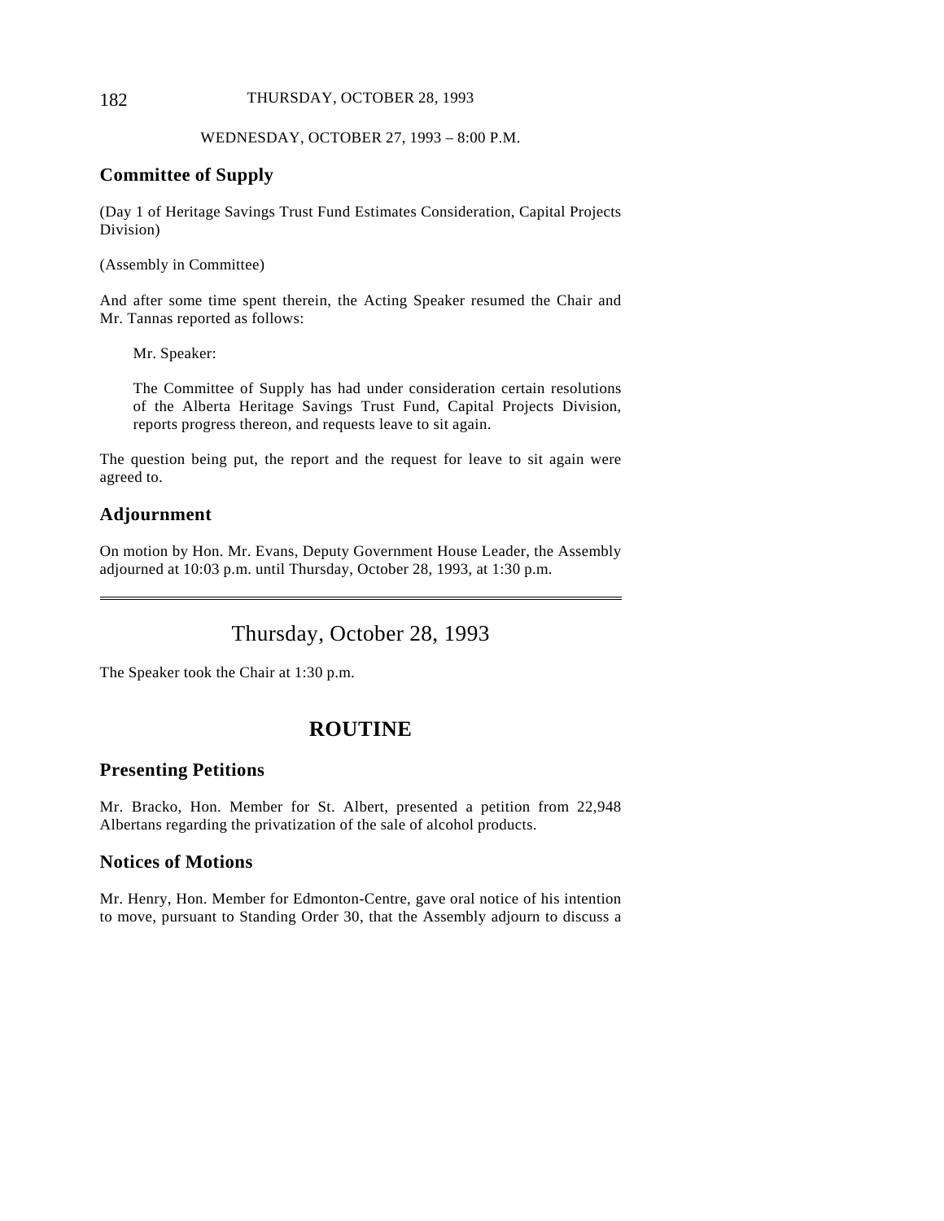WEDNESDAY, OCTOBER 27, 1993 – 8:00 P.M.

## Committee of Supply

(Day 1 of Heritage Savings Trust Fund Estimates Consideration, Capital Projects Division)

(Assembly in Committee)

And after some time spent therein, the Acting Speaker resumed the Chair and Mr. Tannas reported as follows:

> Mr. Speaker:
>
> The Committee of Supply has had under consideration certain resolutions of the Alberta Heritage Savings Trust Fund, Capital Projects Division, reports progress thereon, and requests leave to sit again.

The question being put, the report and the request for leave to sit again were agreed to.

## Adjournment

On motion by Hon. Mr. Evans, Deputy Government House Leader, the Assembly adjourned at 10:03 p.m. until Thursday, October 28, 1993, at 1:30 p.m.

---

# Thursday, October 28, 1993

The Speaker took the Chair at 1:30 p.m.

# ROUTINE

## Presenting Petitions

Mr. Bracko, Hon. Member for St. Albert, presented a petition from 22,948 Albertans regarding the privatization of the sale of alcohol products.

## Notices of Motions

Mr. Henry, Hon. Member for Edmonton-Centre, gave oral notice of his intention to move, pursuant to Standing Order 30, that the Assembly adjourn to discuss a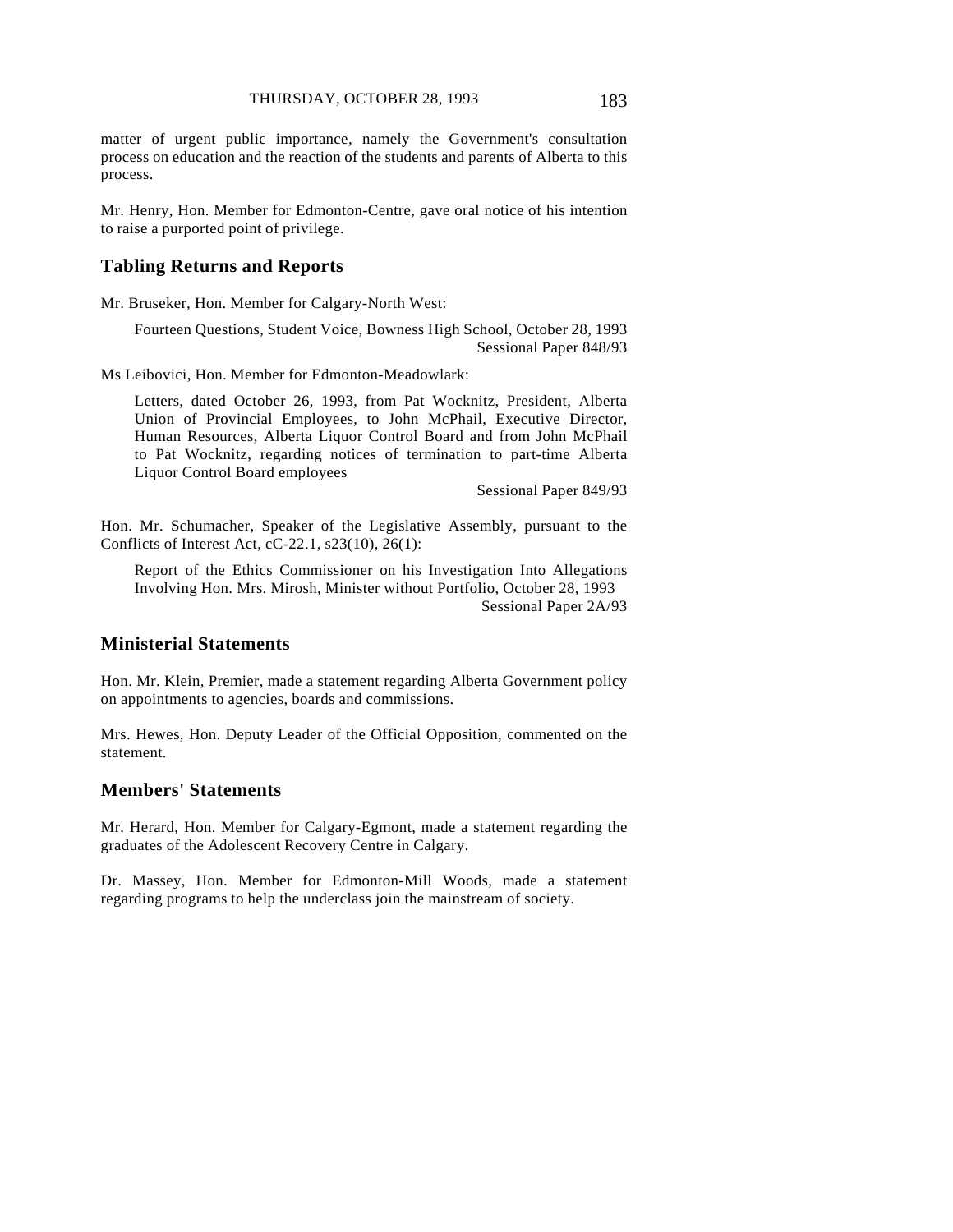matter of urgent public importance, namely the Government's consultation process on education and the reaction of the students and parents of Alberta to this process.

Mr. Henry, Hon. Member for Edmonton-Centre, gave oral notice of his intention to raise a purported point of privilege.

## Tabling Returns and Reports

Mr. Bruseker, Hon. Member for Calgary-North West:

> Fourteen Questions, Student Voice, Bowness High School, October 28, 1993
> Sessional Paper 848/93

Ms Leibovici, Hon. Member for Edmonton-Meadowlark:

> Letters, dated October 26, 1993, from Pat Wocknitz, President, Alberta Union of Provincial Employees, to John McPhail, Executive Director, Human Resources, Alberta Liquor Control Board and from John McPhail to Pat Wocknitz, regarding notices of termination to part-time Alberta Liquor Control Board employees
> Sessional Paper 849/93

Hon. Mr. Schumacher, Speaker of the Legislative Assembly, pursuant to the Conflicts of Interest Act, cC-22.1, s23(10), 26(1):

> Report of the Ethics Commissioner on his Investigation Into Allegations Involving Hon. Mrs. Mirosh, Minister without Portfolio, October 28, 1993
> Sessional Paper 2A/93

## Ministerial Statements

Hon. Mr. Klein, Premier, made a statement regarding Alberta Government policy on appointments to agencies, boards and commissions.

Mrs. Hewes, Hon. Deputy Leader of the Official Opposition, commented on the statement.

## Members' Statements

Mr. Herard, Hon. Member for Calgary-Egmont, made a statement regarding the graduates of the Adolescent Recovery Centre in Calgary.

Dr. Massey, Hon. Member for Edmonton-Mill Woods, made a statement regarding programs to help the underclass join the mainstream of society.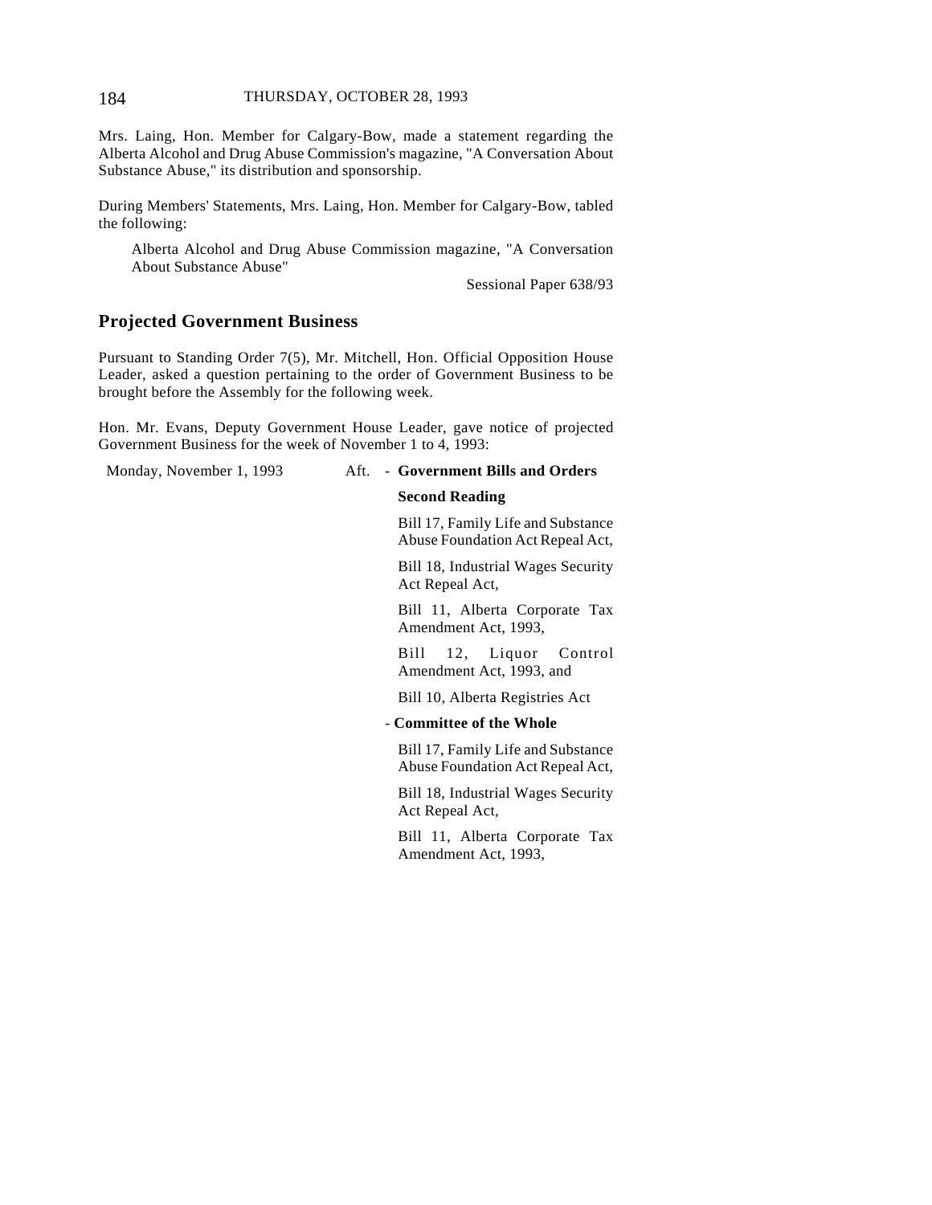Mrs. Laing, Hon. Member for Calgary-Bow, made a statement regarding the Alberta Alcohol and Drug Abuse Commission's magazine, "A Conversation About Substance Abuse," its distribution and sponsorship.

During Members' Statements, Mrs. Laing, Hon. Member for Calgary-Bow, tabled the following:

> Alberta Alcohol and Drug Abuse Commission magazine, "A Conversation About Substance Abuse"
>
> Sessional Paper 638/93

## Projected Government Business

Pursuant to Standing Order 7(5), Mr. Mitchell, Hon. Official Opposition House Leader, asked a question pertaining to the order of Government Business to be brought before the Assembly for the following week.

Hon. Mr. Evans, Deputy Government House Leader, gave notice of projected Government Business for the week of November 1 to 4, 1993:

Monday, November 1, 1993 Aft. - **Government Bills and Orders**

**Second Reading**

Bill 17, Family Life and Substance Abuse Foundation Act Repeal Act,

Bill 18, Industrial Wages Security Act Repeal Act,

Bill 11, Alberta Corporate Tax Amendment Act, 1993,

Bill 12, Liquor Control Amendment Act, 1993, and

Bill 10, Alberta Registries Act

- **Committee of the Whole**

Bill 17, Family Life and Substance Abuse Foundation Act Repeal Act,

Bill 18, Industrial Wages Security Act Repeal Act,

Bill 11, Alberta Corporate Tax Amendment Act, 1993,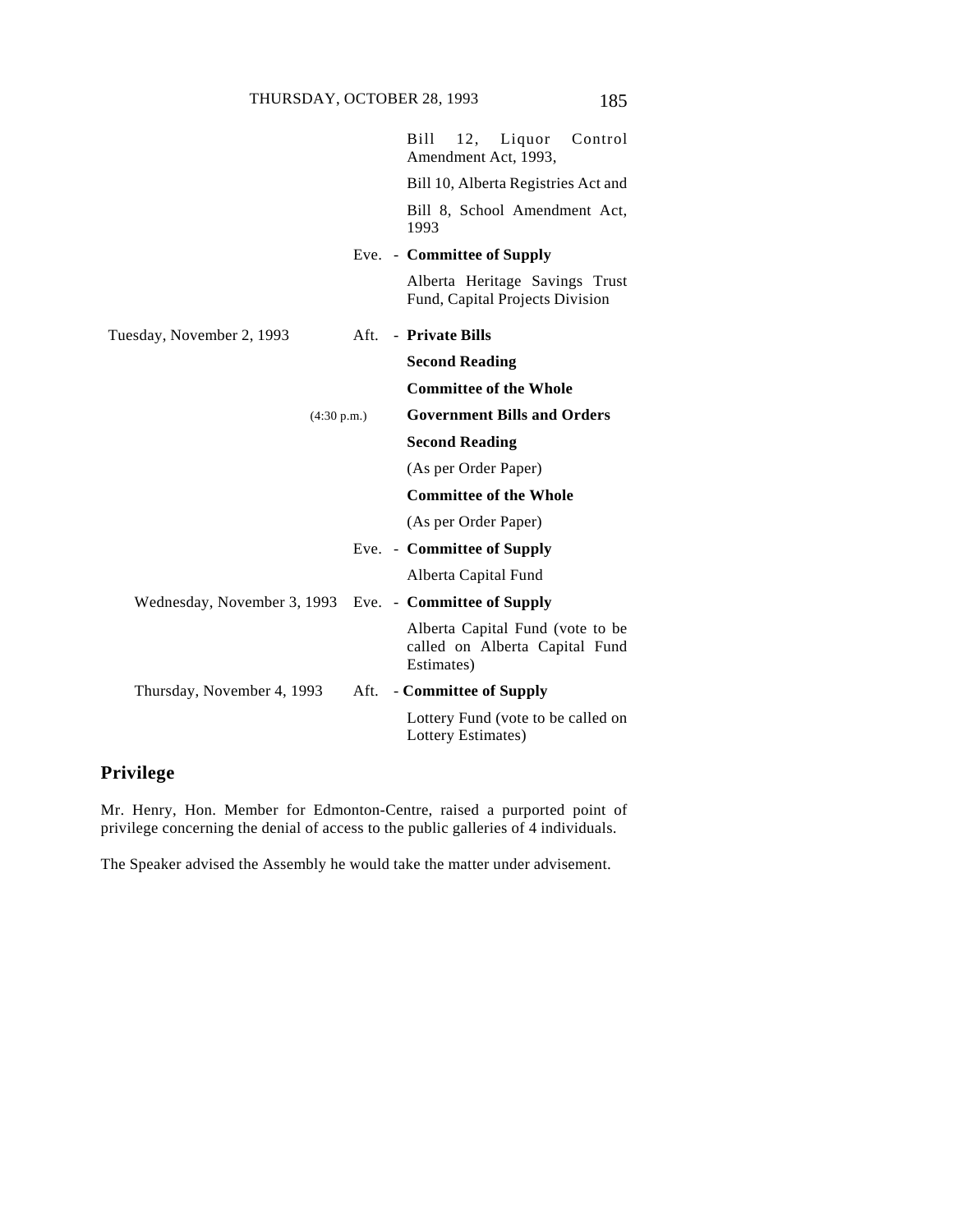| | | |
|---|---|---|
| | | Bill 12, Liquor Control Amendment Act, 1993, |
| | | Bill 10, Alberta Registries Act and |
| | | Bill 8, School Amendment Act, 1993 |
| | Eve. - | **Committee of Supply** |
| | | Alberta Heritage Savings Trust Fund, Capital Projects Division |
| Tuesday, November 2, 1993 | Aft. - | **Private Bills** |
| | | **Second Reading** |
| | | **Committee of the Whole** |
| | (4:30 p.m.) | **Government Bills and Orders** |
| | | **Second Reading** |
| | | (As per Order Paper) |
| | | **Committee of the Whole** |
| | | (As per Order Paper) |
| | Eve. - | **Committee of Supply** |
| | | Alberta Capital Fund |
| Wednesday, November 3, 1993 | Eve. - | **Committee of Supply** |
| | | Alberta Capital Fund (vote to be called on Alberta Capital Fund Estimates) |
| Thursday, November 4, 1993 | Aft. - | **Committee of Supply** |
| | | Lottery Fund (vote to be called on Lottery Estimates) |

## Privilege

Mr. Henry, Hon. Member for Edmonton-Centre, raised a purported point of privilege concerning the denial of access to the public galleries of 4 individuals.

The Speaker advised the Assembly he would take the matter under advisement.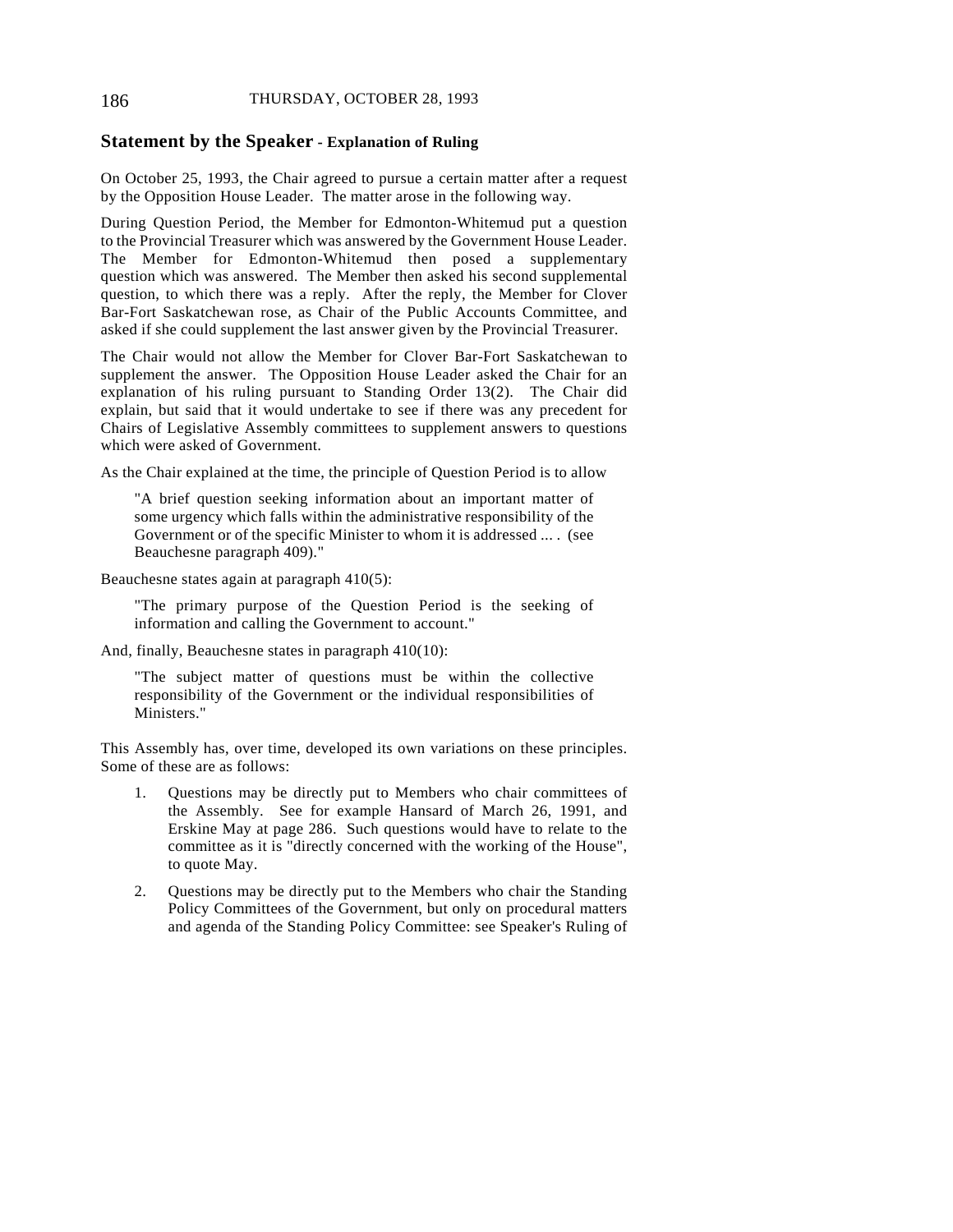## Statement by the Speaker - Explanation of Ruling

On October 25, 1993, the Chair agreed to pursue a certain matter after a request by the Opposition House Leader. The matter arose in the following way.

During Question Period, the Member for Edmonton-Whitemud put a question to the Provincial Treasurer which was answered by the Government House Leader. The Member for Edmonton-Whitemud then posed a supplementary question which was answered. The Member then asked his second supplemental question, to which there was a reply. After the reply, the Member for Clover Bar-Fort Saskatchewan rose, as Chair of the Public Accounts Committee, and asked if she could supplement the last answer given by the Provincial Treasurer.

The Chair would not allow the Member for Clover Bar-Fort Saskatchewan to supplement the answer. The Opposition House Leader asked the Chair for an explanation of his ruling pursuant to Standing Order 13(2). The Chair did explain, but said that it would undertake to see if there was any precedent for Chairs of Legislative Assembly committees to supplement answers to questions which were asked of Government.

As the Chair explained at the time, the principle of Question Period is to allow

> "A brief question seeking information about an important matter of some urgency which falls within the administrative responsibility of the Government or of the specific Minister to whom it is addressed ... . (see Beauchesne paragraph 409)."

Beauchesne states again at paragraph 410(5):

> "The primary purpose of the Question Period is the seeking of information and calling the Government to account."

And, finally, Beauchesne states in paragraph 410(10):

> "The subject matter of questions must be within the collective responsibility of the Government or the individual responsibilities of Ministers."

This Assembly has, over time, developed its own variations on these principles. Some of these are as follows:

1. Questions may be directly put to Members who chair committees of the Assembly. See for example Hansard of March 26, 1991, and Erskine May at page 286. Such questions would have to relate to the committee as it is "directly concerned with the working of the House", to quote May.

2. Questions may be directly put to the Members who chair the Standing Policy Committees of the Government, but only on procedural matters and agenda of the Standing Policy Committee: see Speaker's Ruling of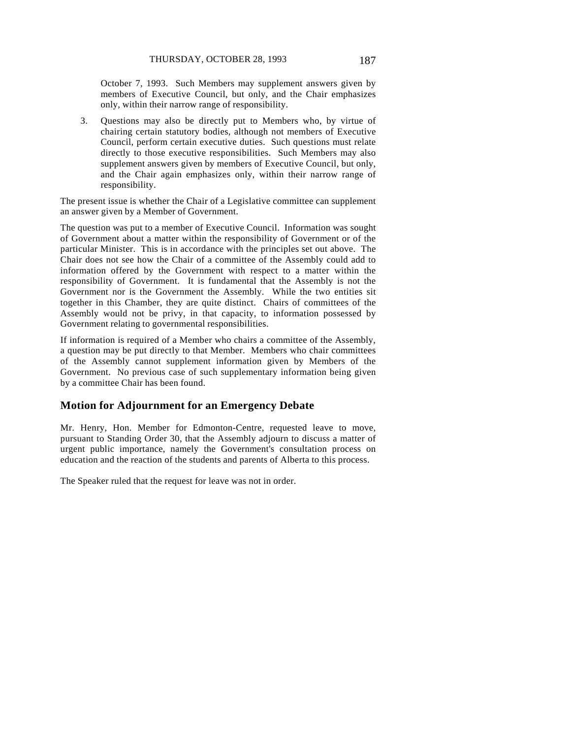October 7, 1993. Such Members may supplement answers given by members of Executive Council, but only, and the Chair emphasizes only, within their narrow range of responsibility.

3. Questions may also be directly put to Members who, by virtue of chairing certain statutory bodies, although not members of Executive Council, perform certain executive duties. Such questions must relate directly to those executive responsibilities. Such Members may also supplement answers given by members of Executive Council, but only, and the Chair again emphasizes only, within their narrow range of responsibility.

The present issue is whether the Chair of a Legislative committee can supplement an answer given by a Member of Government.

The question was put to a member of Executive Council. Information was sought of Government about a matter within the responsibility of Government or of the particular Minister. This is in accordance with the principles set out above. The Chair does not see how the Chair of a committee of the Assembly could add to information offered by the Government with respect to a matter within the responsibility of Government. It is fundamental that the Assembly is not the Government nor is the Government the Assembly. While the two entities sit together in this Chamber, they are quite distinct. Chairs of committees of the Assembly would not be privy, in that capacity, to information possessed by Government relating to governmental responsibilities.

If information is required of a Member who chairs a committee of the Assembly, a question may be put directly to that Member. Members who chair committees of the Assembly cannot supplement information given by Members of the Government. No previous case of such supplementary information being given by a committee Chair has been found.

## Motion for Adjournment for an Emergency Debate

Mr. Henry, Hon. Member for Edmonton-Centre, requested leave to move, pursuant to Standing Order 30, that the Assembly adjourn to discuss a matter of urgent public importance, namely the Government's consultation process on education and the reaction of the students and parents of Alberta to this process.

The Speaker ruled that the request for leave was not in order.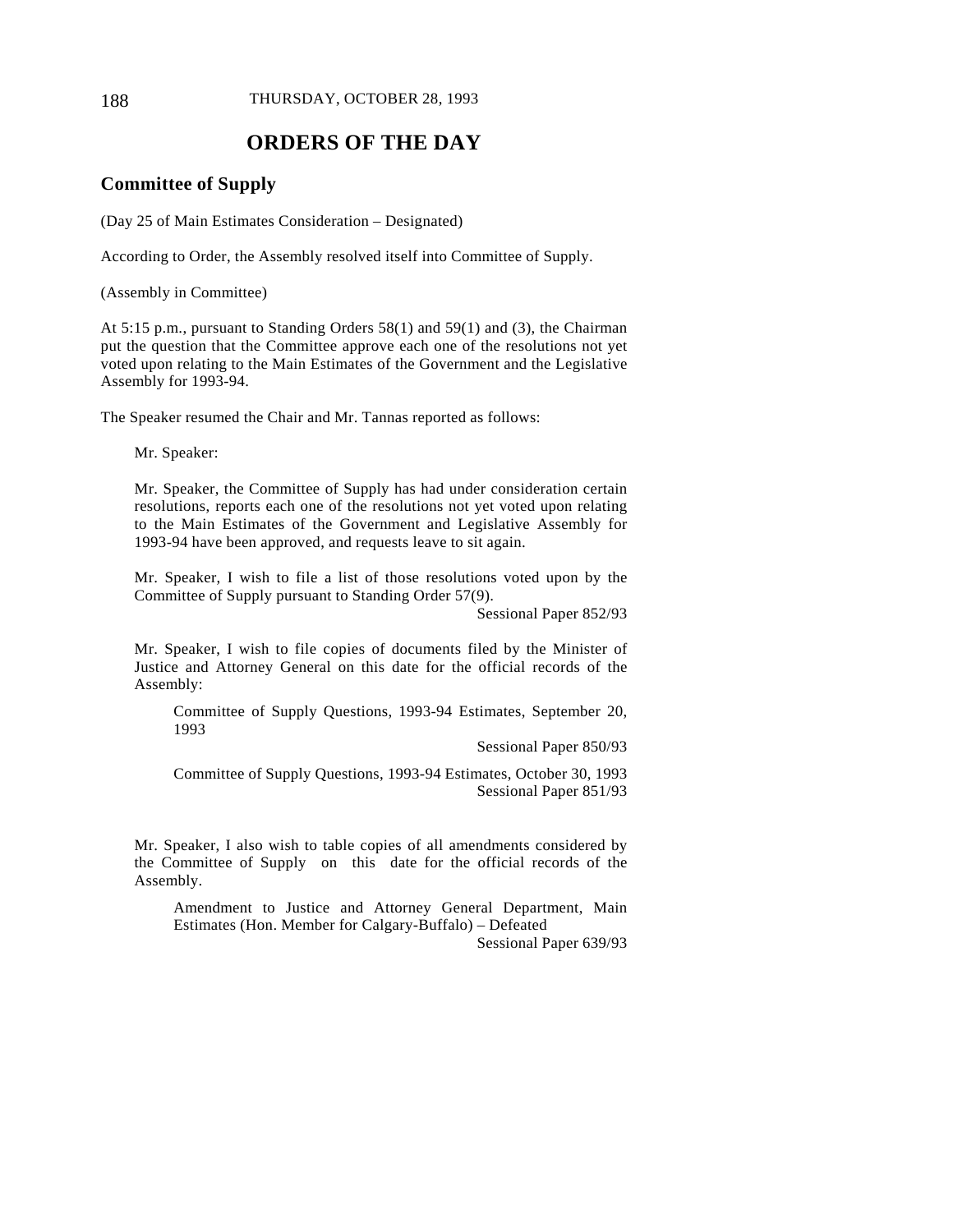# ORDERS OF THE DAY

## Committee of Supply

(Day 25 of Main Estimates Consideration – Designated)

According to Order, the Assembly resolved itself into Committee of Supply.

(Assembly in Committee)

At 5:15 p.m., pursuant to Standing Orders 58(1) and 59(1) and (3), the Chairman put the question that the Committee approve each one of the resolutions not yet voted upon relating to the Main Estimates of the Government and the Legislative Assembly for 1993-94.

The Speaker resumed the Chair and Mr. Tannas reported as follows:

> Mr. Speaker:
>
> Mr. Speaker, the Committee of Supply has had under consideration certain resolutions, reports each one of the resolutions not yet voted upon relating to the Main Estimates of the Government and Legislative Assembly for 1993-94 have been approved, and requests leave to sit again.
>
> Mr. Speaker, I wish to file a list of those resolutions voted upon by the Committee of Supply pursuant to Standing Order 57(9).
>
> Sessional Paper 852/93
>
> Mr. Speaker, I wish to file copies of documents filed by the Minister of Justice and Attorney General on this date for the official records of the Assembly:
>
> > Committee of Supply Questions, 1993-94 Estimates, September 20, 1993
> >
> > Sessional Paper 850/93
> >
> > Committee of Supply Questions, 1993-94 Estimates, October 30, 1993
> >
> > Sessional Paper 851/93
>
> Mr. Speaker, I also wish to table copies of all amendments considered by the Committee of Supply on this date for the official records of the Assembly.
>
> > Amendment to Justice and Attorney General Department, Main Estimates (Hon. Member for Calgary-Buffalo) – Defeated
> >
> > Sessional Paper 639/93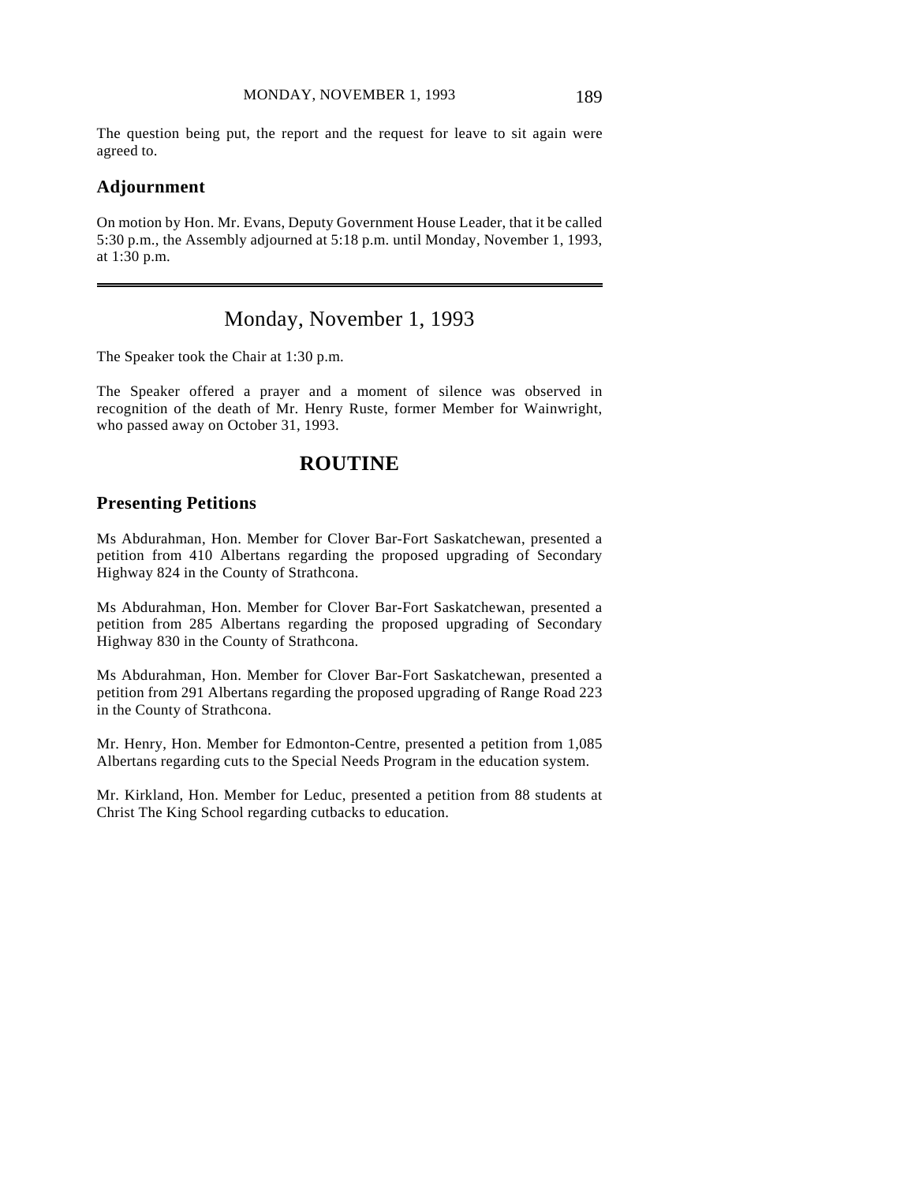The question being put, the report and the request for leave to sit again were agreed to.

### Adjournment

On motion by Hon. Mr. Evans, Deputy Government House Leader, that it be called 5:30 p.m., the Assembly adjourned at 5:18 p.m. until Monday, November 1, 1993, at 1:30 p.m.

---

## Monday, November 1, 1993

The Speaker took the Chair at 1:30 p.m.

The Speaker offered a prayer and a moment of silence was observed in recognition of the death of Mr. Henry Ruste, former Member for Wainwright, who passed away on October 31, 1993.

## ROUTINE

### Presenting Petitions

Ms Abdurahman, Hon. Member for Clover Bar-Fort Saskatchewan, presented a petition from 410 Albertans regarding the proposed upgrading of Secondary Highway 824 in the County of Strathcona.

Ms Abdurahman, Hon. Member for Clover Bar-Fort Saskatchewan, presented a petition from 285 Albertans regarding the proposed upgrading of Secondary Highway 830 in the County of Strathcona.

Ms Abdurahman, Hon. Member for Clover Bar-Fort Saskatchewan, presented a petition from 291 Albertans regarding the proposed upgrading of Range Road 223 in the County of Strathcona.

Mr. Henry, Hon. Member for Edmonton-Centre, presented a petition from 1,085 Albertans regarding cuts to the Special Needs Program in the education system.

Mr. Kirkland, Hon. Member for Leduc, presented a petition from 88 students at Christ The King School regarding cutbacks to education.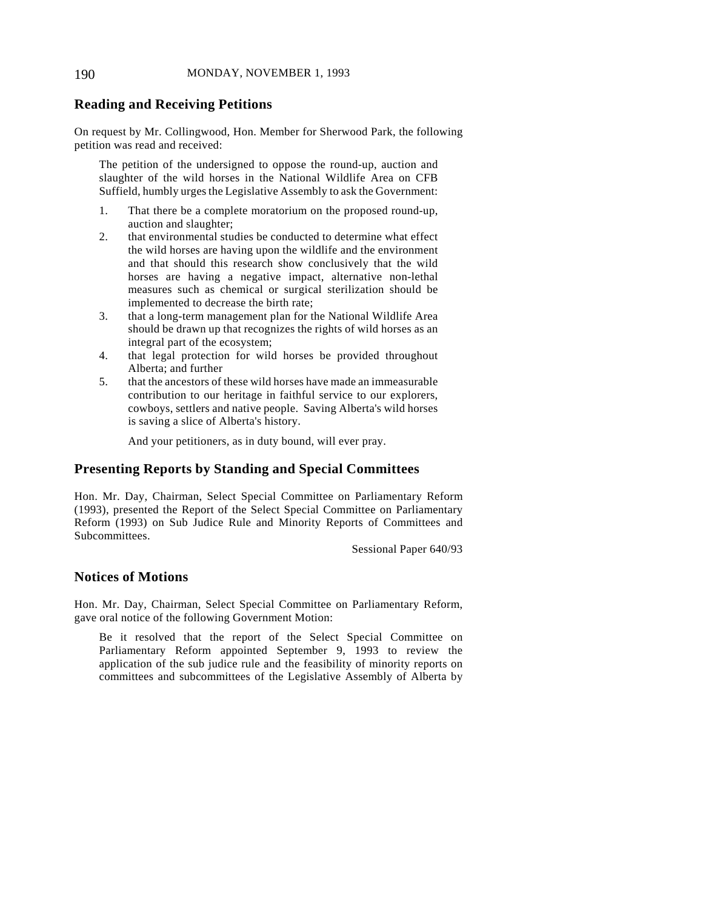## Reading and Receiving Petitions

On request by Mr. Collingwood, Hon. Member for Sherwood Park, the following petition was read and received:

> The petition of the undersigned to oppose the round-up, auction and slaughter of the wild horses in the National Wildlife Area on CFB Suffield, humbly urges the Legislative Assembly to ask the Government:
>
> 1. That there be a complete moratorium on the proposed round-up, auction and slaughter;
> 2. that environmental studies be conducted to determine what effect the wild horses are having upon the wildlife and the environment and that should this research show conclusively that the wild horses are having a negative impact, alternative non-lethal measures such as chemical or surgical sterilization should be implemented to decrease the birth rate;
> 3. that a long-term management plan for the National Wildlife Area should be drawn up that recognizes the rights of wild horses as an integral part of the ecosystem;
> 4. that legal protection for wild horses be provided throughout Alberta; and further
> 5. that the ancestors of these wild horses have made an immeasurable contribution to our heritage in faithful service to our explorers, cowboys, settlers and native people. Saving Alberta's wild horses is saving a slice of Alberta's history.
>
> And your petitioners, as in duty bound, will ever pray.

## Presenting Reports by Standing and Special Committees

Hon. Mr. Day, Chairman, Select Special Committee on Parliamentary Reform (1993), presented the Report of the Select Special Committee on Parliamentary Reform (1993) on Sub Judice Rule and Minority Reports of Committees and Subcommittees.

Sessional Paper 640/93

## Notices of Motions

Hon. Mr. Day, Chairman, Select Special Committee on Parliamentary Reform, gave oral notice of the following Government Motion:

> Be it resolved that the report of the Select Special Committee on Parliamentary Reform appointed September 9, 1993 to review the application of the sub judice rule and the feasibility of minority reports on committees and subcommittees of the Legislative Assembly of Alberta by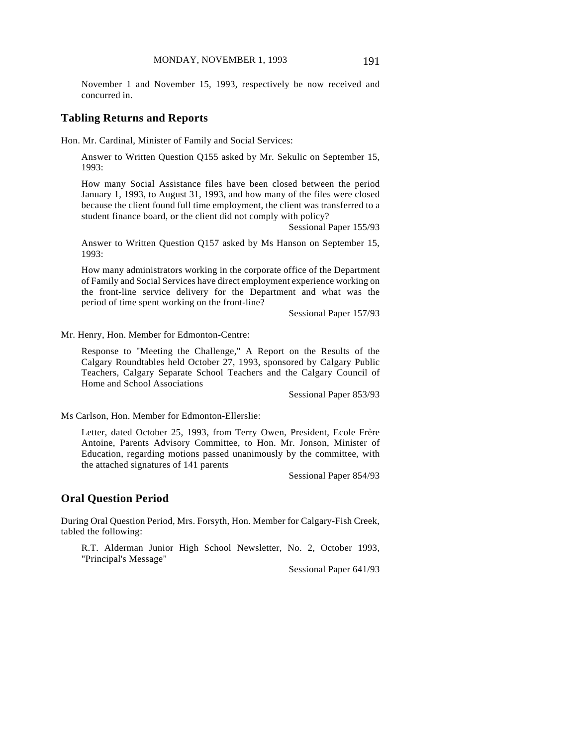November 1 and November 15, 1993, respectively be now received and concurred in.

## Tabling Returns and Reports

Hon. Mr. Cardinal, Minister of Family and Social Services:

Answer to Written Question Q155 asked by Mr. Sekulic on September 15, 1993:

How many Social Assistance files have been closed between the period January 1, 1993, to August 31, 1993, and how many of the files were closed because the client found full time employment, the client was transferred to a student finance board, or the client did not comply with policy?

Sessional Paper 155/93

Answer to Written Question Q157 asked by Ms Hanson on September 15, 1993:

How many administrators working in the corporate office of the Department of Family and Social Services have direct employment experience working on the front-line service delivery for the Department and what was the period of time spent working on the front-line?

Sessional Paper 157/93

Mr. Henry, Hon. Member for Edmonton-Centre:

Response to "Meeting the Challenge," A Report on the Results of the Calgary Roundtables held October 27, 1993, sponsored by Calgary Public Teachers, Calgary Separate School Teachers and the Calgary Council of Home and School Associations

Sessional Paper 853/93

Ms Carlson, Hon. Member for Edmonton-Ellerslie:

Letter, dated October 25, 1993, from Terry Owen, President, Ecole Frère Antoine, Parents Advisory Committee, to Hon. Mr. Jonson, Minister of Education, regarding motions passed unanimously by the committee, with the attached signatures of 141 parents

Sessional Paper 854/93

## Oral Question Period

During Oral Question Period, Mrs. Forsyth, Hon. Member for Calgary-Fish Creek, tabled the following:

R.T. Alderman Junior High School Newsletter, No. 2, October 1993, "Principal's Message"

Sessional Paper 641/93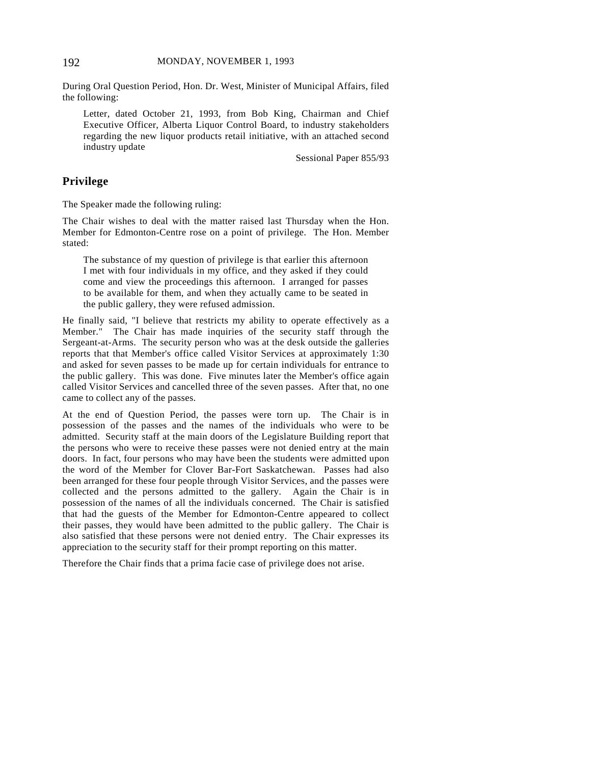During Oral Question Period, Hon. Dr. West, Minister of Municipal Affairs, filed the following:

> Letter, dated October 21, 1993, from Bob King, Chairman and Chief Executive Officer, Alberta Liquor Control Board, to industry stakeholders regarding the new liquor products retail initiative, with an attached second industry update
>
> Sessional Paper 855/93

## Privilege

The Speaker made the following ruling:

The Chair wishes to deal with the matter raised last Thursday when the Hon. Member for Edmonton-Centre rose on a point of privilege. The Hon. Member stated:

> The substance of my question of privilege is that earlier this afternoon I met with four individuals in my office, and they asked if they could come and view the proceedings this afternoon. I arranged for passes to be available for them, and when they actually came to be seated in the public gallery, they were refused admission.

He finally said, "I believe that restricts my ability to operate effectively as a Member." The Chair has made inquiries of the security staff through the Sergeant-at-Arms. The security person who was at the desk outside the galleries reports that that Member's office called Visitor Services at approximately 1:30 and asked for seven passes to be made up for certain individuals for entrance to the public gallery. This was done. Five minutes later the Member's office again called Visitor Services and cancelled three of the seven passes. After that, no one came to collect any of the passes.

At the end of Question Period, the passes were torn up. The Chair is in possession of the passes and the names of the individuals who were to be admitted. Security staff at the main doors of the Legislature Building report that the persons who were to receive these passes were not denied entry at the main doors. In fact, four persons who may have been the students were admitted upon the word of the Member for Clover Bar-Fort Saskatchewan. Passes had also been arranged for these four people through Visitor Services, and the passes were collected and the persons admitted to the gallery. Again the Chair is in possession of the names of all the individuals concerned. The Chair is satisfied that had the guests of the Member for Edmonton-Centre appeared to collect their passes, they would have been admitted to the public gallery. The Chair is also satisfied that these persons were not denied entry. The Chair expresses its appreciation to the security staff for their prompt reporting on this matter.

Therefore the Chair finds that a prima facie case of privilege does not arise.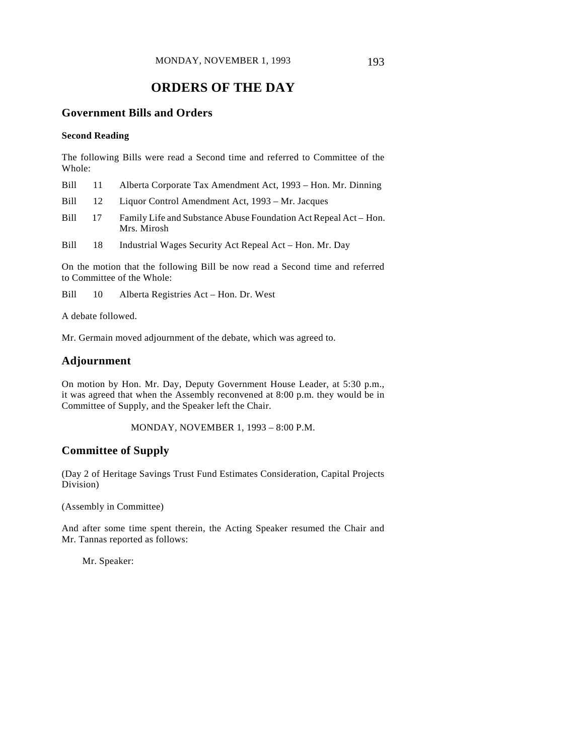# ORDERS OF THE DAY

## Government Bills and Orders

### Second Reading

The following Bills were read a Second time and referred to Committee of the Whole:

Bill 11 Alberta Corporate Tax Amendment Act, 1993 – Hon. Mr. Dinning

Bill 12 Liquor Control Amendment Act, 1993 – Mr. Jacques

Bill 17 Family Life and Substance Abuse Foundation Act Repeal Act – Hon. Mrs. Mirosh

Bill 18 Industrial Wages Security Act Repeal Act – Hon. Mr. Day

On the motion that the following Bill be now read a Second time and referred to Committee of the Whole:

Bill 10 Alberta Registries Act – Hon. Dr. West

A debate followed.

Mr. Germain moved adjournment of the debate, which was agreed to.

## Adjournment

On motion by Hon. Mr. Day, Deputy Government House Leader, at 5:30 p.m., it was agreed that when the Assembly reconvened at 8:00 p.m. they would be in Committee of Supply, and the Speaker left the Chair.

MONDAY, NOVEMBER 1, 1993 – 8:00 P.M.

## Committee of Supply

(Day 2 of Heritage Savings Trust Fund Estimates Consideration, Capital Projects Division)

(Assembly in Committee)

And after some time spent therein, the Acting Speaker resumed the Chair and Mr. Tannas reported as follows:

Mr. Speaker: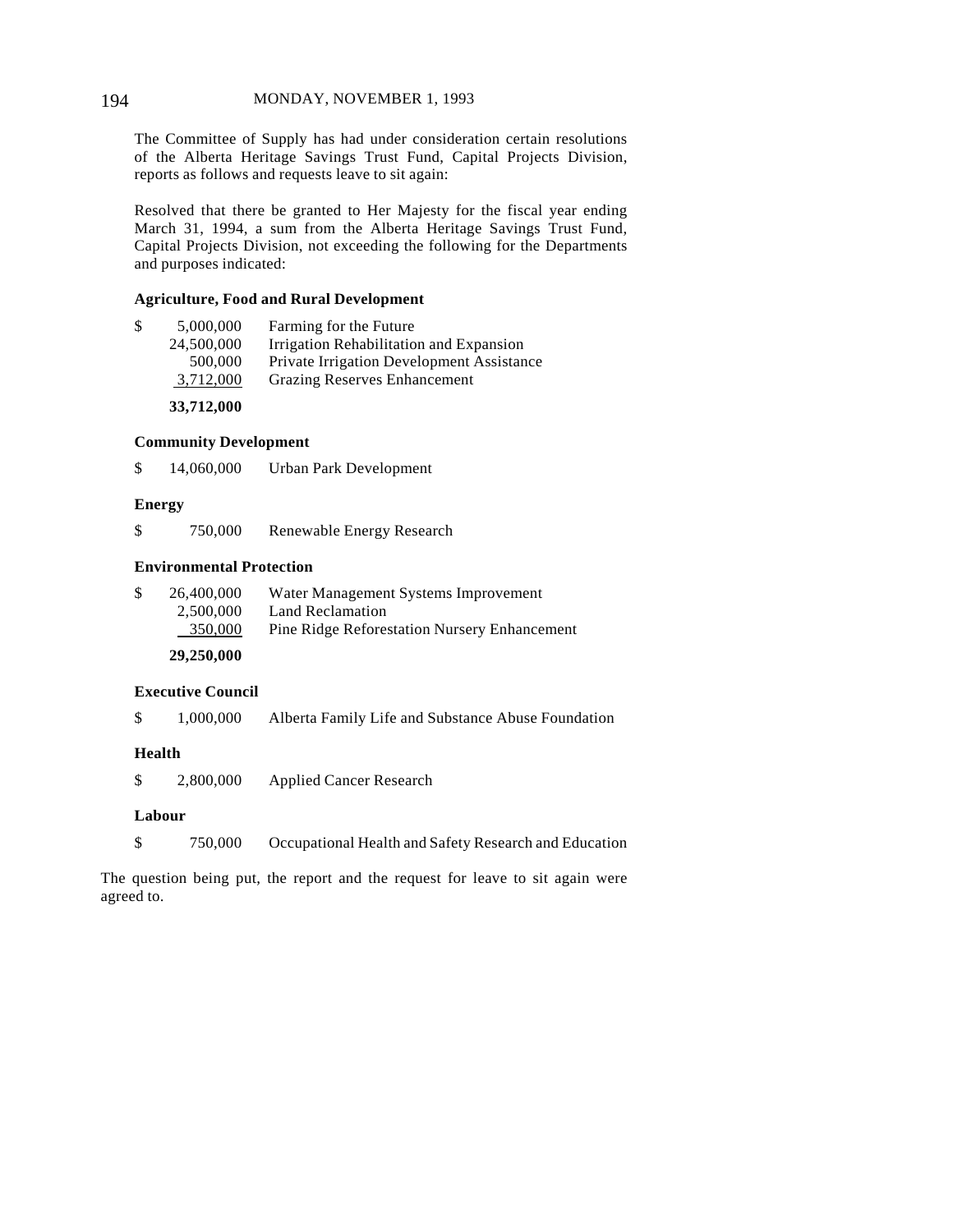The Committee of Supply has had under consideration certain resolutions of the Alberta Heritage Savings Trust Fund, Capital Projects Division, reports as follows and requests leave to sit again:

Resolved that there be granted to Her Majesty for the fiscal year ending March 31, 1994, a sum from the Alberta Heritage Savings Trust Fund, Capital Projects Division, not exceeding the following for the Departments and purposes indicated:

**Agriculture, Food and Rural Development**

| | | |
|---|---|---|
| $ | 5,000,000 | Farming for the Future |
| | 24,500,000 | Irrigation Rehabilitation and Expansion |
| | 500,000 | Private Irrigation Development Assistance |
| | 3,712,000 | Grazing Reserves Enhancement |
| | **33,712,000** | |

**Community Development**

| | | |
|---|---|---|
| $ | 14,060,000 | Urban Park Development |

**Energy**

| | | |
|---|---|---|
| $ | 750,000 | Renewable Energy Research |

**Environmental Protection**

| | | |
|---|---|---|
| $ | 26,400,000 | Water Management Systems Improvement |
| | 2,500,000 | Land Reclamation |
| | 350,000 | Pine Ridge Reforestation Nursery Enhancement |
| | **29,250,000** | |

**Executive Council**

| | | |
|---|---|---|
| $ | 1,000,000 | Alberta Family Life and Substance Abuse Foundation |

**Health**

| | | |
|---|---|---|
| $ | 2,800,000 | Applied Cancer Research |

**Labour**

| | | |
|---|---|---|
| $ | 750,000 | Occupational Health and Safety Research and Education |

The question being put, the report and the request for leave to sit again were agreed to.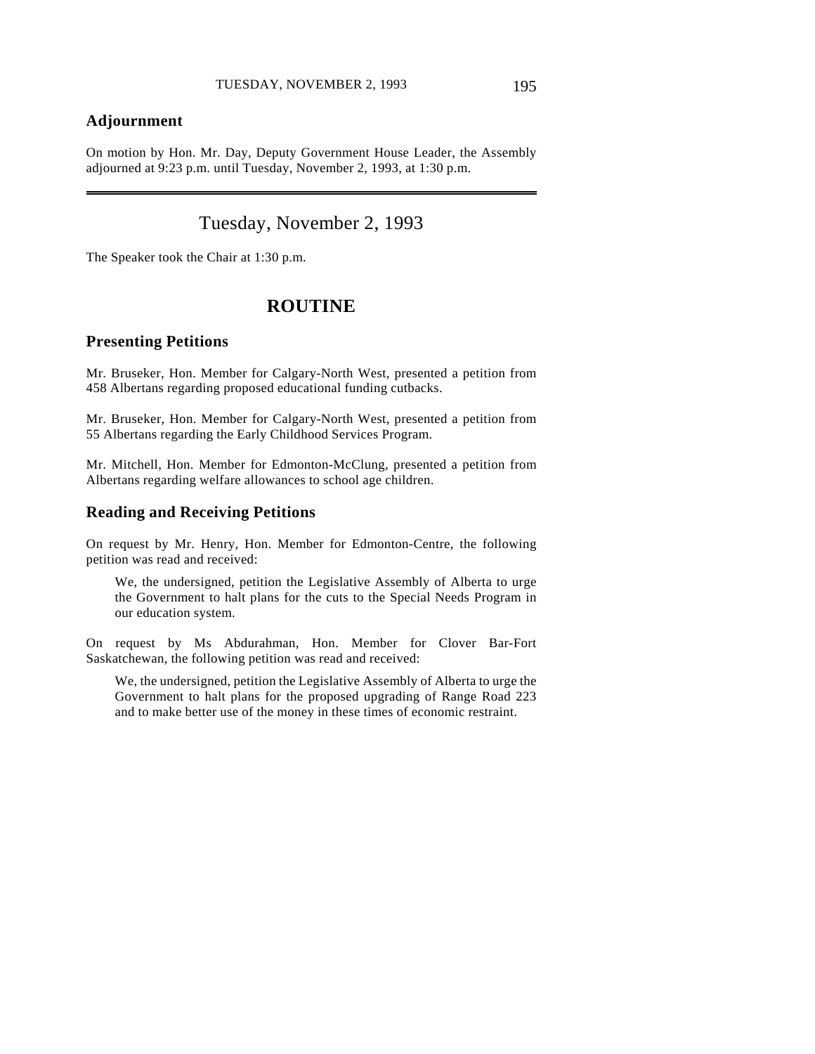## Adjournment

On motion by Hon. Mr. Day, Deputy Government House Leader, the Assembly adjourned at 9:23 p.m. until Tuesday, November 2, 1993, at 1:30 p.m.

---

# Tuesday, November 2, 1993

The Speaker took the Chair at 1:30 p.m.

# ROUTINE

## Presenting Petitions

Mr. Bruseker, Hon. Member for Calgary-North West, presented a petition from 458 Albertans regarding proposed educational funding cutbacks.

Mr. Bruseker, Hon. Member for Calgary-North West, presented a petition from 55 Albertans regarding the Early Childhood Services Program.

Mr. Mitchell, Hon. Member for Edmonton-McClung, presented a petition from Albertans regarding welfare allowances to school age children.

## Reading and Receiving Petitions

On request by Mr. Henry, Hon. Member for Edmonton-Centre, the following petition was read and received:

> We, the undersigned, petition the Legislative Assembly of Alberta to urge the Government to halt plans for the cuts to the Special Needs Program in our education system.

On request by Ms Abdurahman, Hon. Member for Clover Bar-Fort Saskatchewan, the following petition was read and received:

> We, the undersigned, petition the Legislative Assembly of Alberta to urge the Government to halt plans for the proposed upgrading of Range Road 223 and to make better use of the money in these times of economic restraint.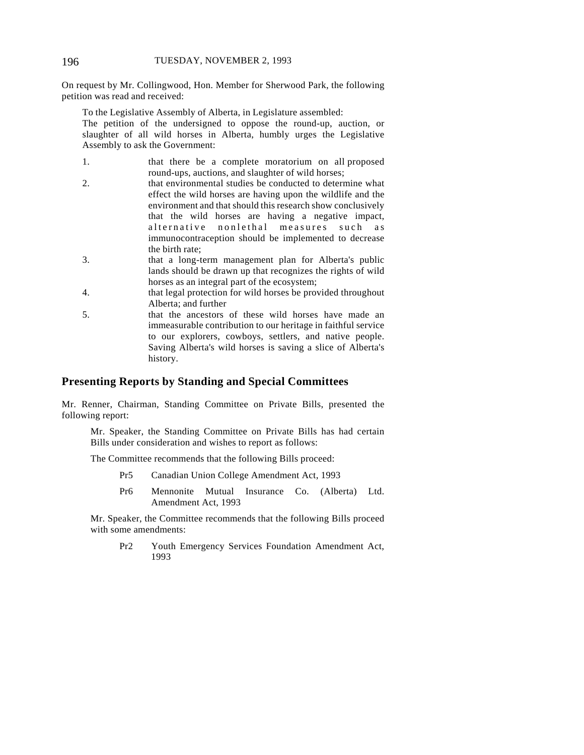On request by Mr. Collingwood, Hon. Member for Sherwood Park, the following petition was read and received:

> To the Legislative Assembly of Alberta, in Legislature assembled:
> The petition of the undersigned to oppose the round-up, auction, or slaughter of all wild horses in Alberta, humbly urges the Legislative Assembly to ask the Government:
>
> 1. that there be a complete moratorium on all proposed round-ups, auctions, and slaughter of wild horses;
> 2. that environmental studies be conducted to determine what effect the wild horses are having upon the wildlife and the environment and that should this research show conclusively that the wild horses are having a negative impact, alternative nonlethal measures such as immunocontraception should be implemented to decrease the birth rate;
> 3. that a long-term management plan for Alberta's public lands should be drawn up that recognizes the rights of wild horses as an integral part of the ecosystem;
> 4. that legal protection for wild horses be provided throughout Alberta; and further
> 5. that the ancestors of these wild horses have made an immeasurable contribution to our heritage in faithful service to our explorers, cowboys, settlers, and native people. Saving Alberta's wild horses is saving a slice of Alberta's history.

## Presenting Reports by Standing and Special Committees

Mr. Renner, Chairman, Standing Committee on Private Bills, presented the following report:

> Mr. Speaker, the Standing Committee on Private Bills has had certain Bills under consideration and wishes to report as follows:
>
> The Committee recommends that the following Bills proceed:
>
> Pr5 Canadian Union College Amendment Act, 1993
>
> Pr6 Mennonite Mutual Insurance Co. (Alberta) Ltd. Amendment Act, 1993
>
> Mr. Speaker, the Committee recommends that the following Bills proceed with some amendments:
>
> Pr2 Youth Emergency Services Foundation Amendment Act, 1993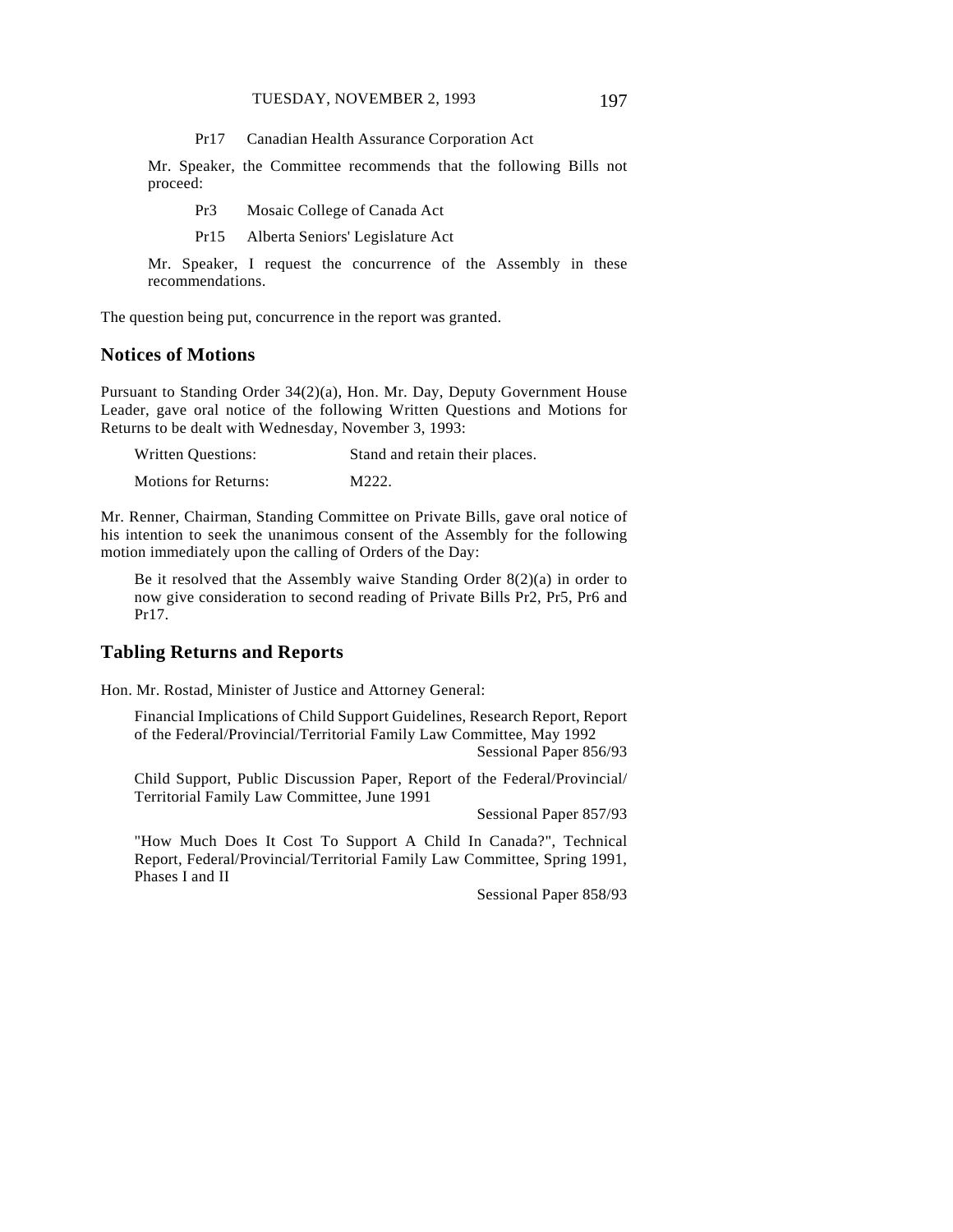Pr17 Canadian Health Assurance Corporation Act

Mr. Speaker, the Committee recommends that the following Bills not proceed:

Pr3 Mosaic College of Canada Act

Pr15 Alberta Seniors' Legislature Act

Mr. Speaker, I request the concurrence of the Assembly in these recommendations.

The question being put, concurrence in the report was granted.

## Notices of Motions

Pursuant to Standing Order 34(2)(a), Hon. Mr. Day, Deputy Government House Leader, gave oral notice of the following Written Questions and Motions for Returns to be dealt with Wednesday, November 3, 1993:

| | |
|---|---|
| Written Questions: | Stand and retain their places. |
| Motions for Returns: | M222. |

Mr. Renner, Chairman, Standing Committee on Private Bills, gave oral notice of his intention to seek the unanimous consent of the Assembly for the following motion immediately upon the calling of Orders of the Day:

> Be it resolved that the Assembly waive Standing Order 8(2)(a) in order to now give consideration to second reading of Private Bills Pr2, Pr5, Pr6 and Pr17.

## Tabling Returns and Reports

Hon. Mr. Rostad, Minister of Justice and Attorney General:

Financial Implications of Child Support Guidelines, Research Report, Report of the Federal/Provincial/Territorial Family Law Committee, May 1992
Sessional Paper 856/93

Child Support, Public Discussion Paper, Report of the Federal/Provincial/Territorial Family Law Committee, June 1991
Sessional Paper 857/93

"How Much Does It Cost To Support A Child In Canada?", Technical Report, Federal/Provincial/Territorial Family Law Committee, Spring 1991, Phases I and II
Sessional Paper 858/93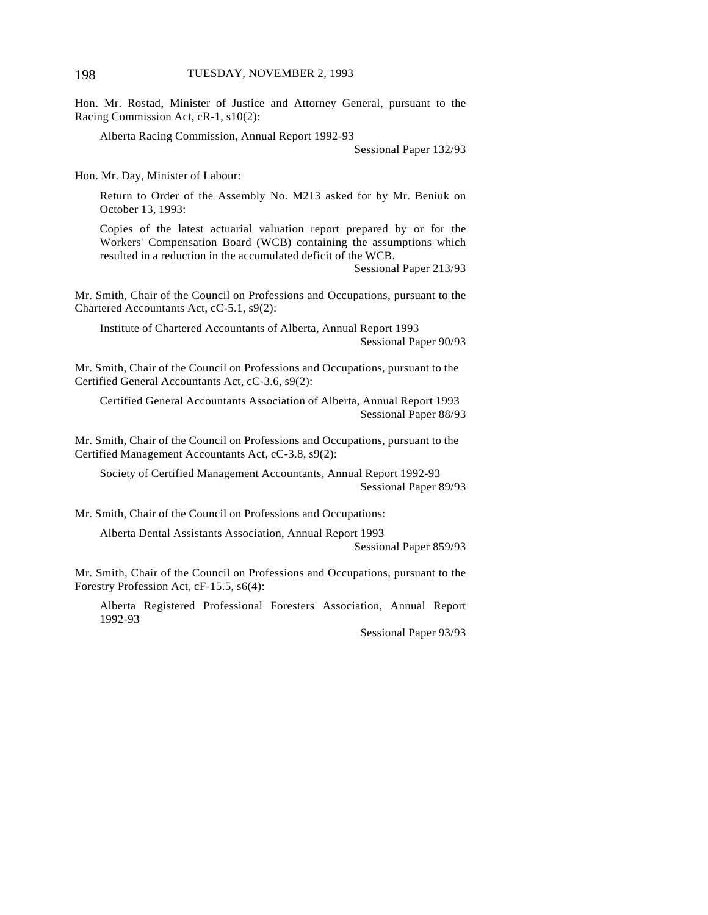Hon. Mr. Rostad, Minister of Justice and Attorney General, pursuant to the Racing Commission Act, cR-1, s10(2):

> Alberta Racing Commission, Annual Report 1992-93
>
> Sessional Paper 132/93

Hon. Mr. Day, Minister of Labour:

> Return to Order of the Assembly No. M213 asked for by Mr. Beniuk on October 13, 1993:
>
> Copies of the latest actuarial valuation report prepared by or for the Workers' Compensation Board (WCB) containing the assumptions which resulted in a reduction in the accumulated deficit of the WCB.
>
> Sessional Paper 213/93

Mr. Smith, Chair of the Council on Professions and Occupations, pursuant to the Chartered Accountants Act, cC-5.1, s9(2):

> Institute of Chartered Accountants of Alberta, Annual Report 1993
>
> Sessional Paper 90/93

Mr. Smith, Chair of the Council on Professions and Occupations, pursuant to the Certified General Accountants Act, cC-3.6, s9(2):

> Certified General Accountants Association of Alberta, Annual Report 1993
>
> Sessional Paper 88/93

Mr. Smith, Chair of the Council on Professions and Occupations, pursuant to the Certified Management Accountants Act, cC-3.8, s9(2):

> Society of Certified Management Accountants, Annual Report 1992-93
>
> Sessional Paper 89/93

Mr. Smith, Chair of the Council on Professions and Occupations:

> Alberta Dental Assistants Association, Annual Report 1993
>
> Sessional Paper 859/93

Mr. Smith, Chair of the Council on Professions and Occupations, pursuant to the Forestry Profession Act, cF-15.5, s6(4):

> Alberta Registered Professional Foresters Association, Annual Report 1992-93
>
> Sessional Paper 93/93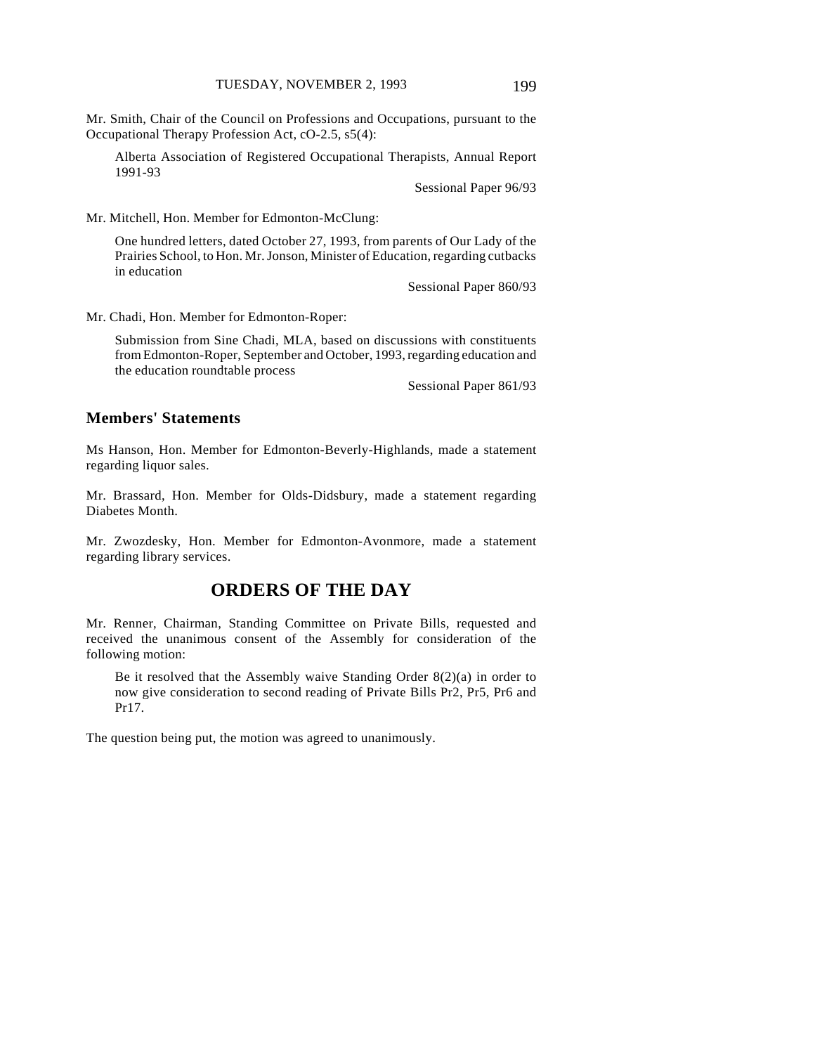Mr. Smith, Chair of the Council on Professions and Occupations, pursuant to the Occupational Therapy Profession Act, cO-2.5, s5(4):

> Alberta Association of Registered Occupational Therapists, Annual Report 1991-93
>
> Sessional Paper 96/93

Mr. Mitchell, Hon. Member for Edmonton-McClung:

> One hundred letters, dated October 27, 1993, from parents of Our Lady of the Prairies School, to Hon. Mr. Jonson, Minister of Education, regarding cutbacks in education
>
> Sessional Paper 860/93

Mr. Chadi, Hon. Member for Edmonton-Roper:

> Submission from Sine Chadi, MLA, based on discussions with constituents from Edmonton-Roper, September and October, 1993, regarding education and the education roundtable process
>
> Sessional Paper 861/93

## Members' Statements

Ms Hanson, Hon. Member for Edmonton-Beverly-Highlands, made a statement regarding liquor sales.

Mr. Brassard, Hon. Member for Olds-Didsbury, made a statement regarding Diabetes Month.

Mr. Zwozdesky, Hon. Member for Edmonton-Avonmore, made a statement regarding library services.

# ORDERS OF THE DAY

Mr. Renner, Chairman, Standing Committee on Private Bills, requested and received the unanimous consent of the Assembly for consideration of the following motion:

> Be it resolved that the Assembly waive Standing Order 8(2)(a) in order to now give consideration to second reading of Private Bills Pr2, Pr5, Pr6 and Pr17.

The question being put, the motion was agreed to unanimously.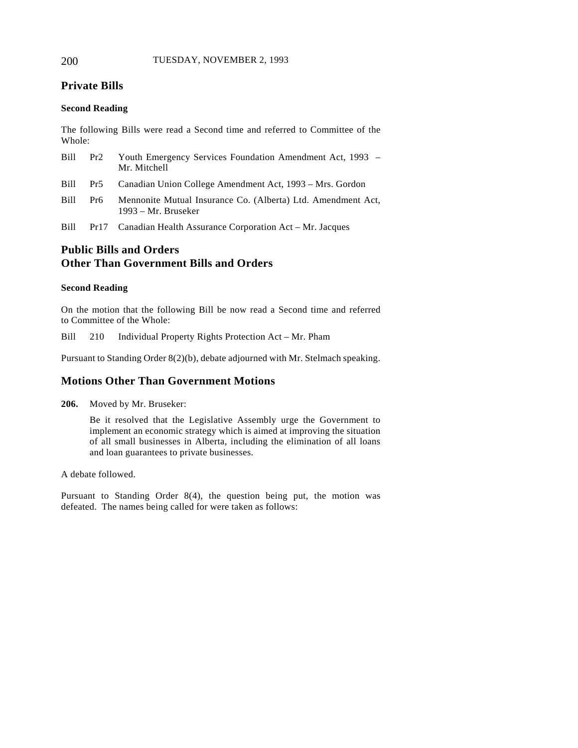## Private Bills

### Second Reading

The following Bills were read a Second time and referred to Committee of the Whole:

Bill Pr2 Youth Emergency Services Foundation Amendment Act, 1993 – Mr. Mitchell

Bill Pr5 Canadian Union College Amendment Act, 1993 – Mrs. Gordon

Bill Pr6 Mennonite Mutual Insurance Co. (Alberta) Ltd. Amendment Act, 1993 – Mr. Bruseker

Bill Pr17 Canadian Health Assurance Corporation Act – Mr. Jacques

## Public Bills and Orders Other Than Government Bills and Orders

### Second Reading

On the motion that the following Bill be now read a Second time and referred to Committee of the Whole:

Bill 210 Individual Property Rights Protection Act – Mr. Pham

Pursuant to Standing Order 8(2)(b), debate adjourned with Mr. Stelmach speaking.

## Motions Other Than Government Motions

**206.** Moved by Mr. Bruseker:

> Be it resolved that the Legislative Assembly urge the Government to implement an economic strategy which is aimed at improving the situation of all small businesses in Alberta, including the elimination of all loans and loan guarantees to private businesses.

A debate followed.

Pursuant to Standing Order 8(4), the question being put, the motion was defeated. The names being called for were taken as follows: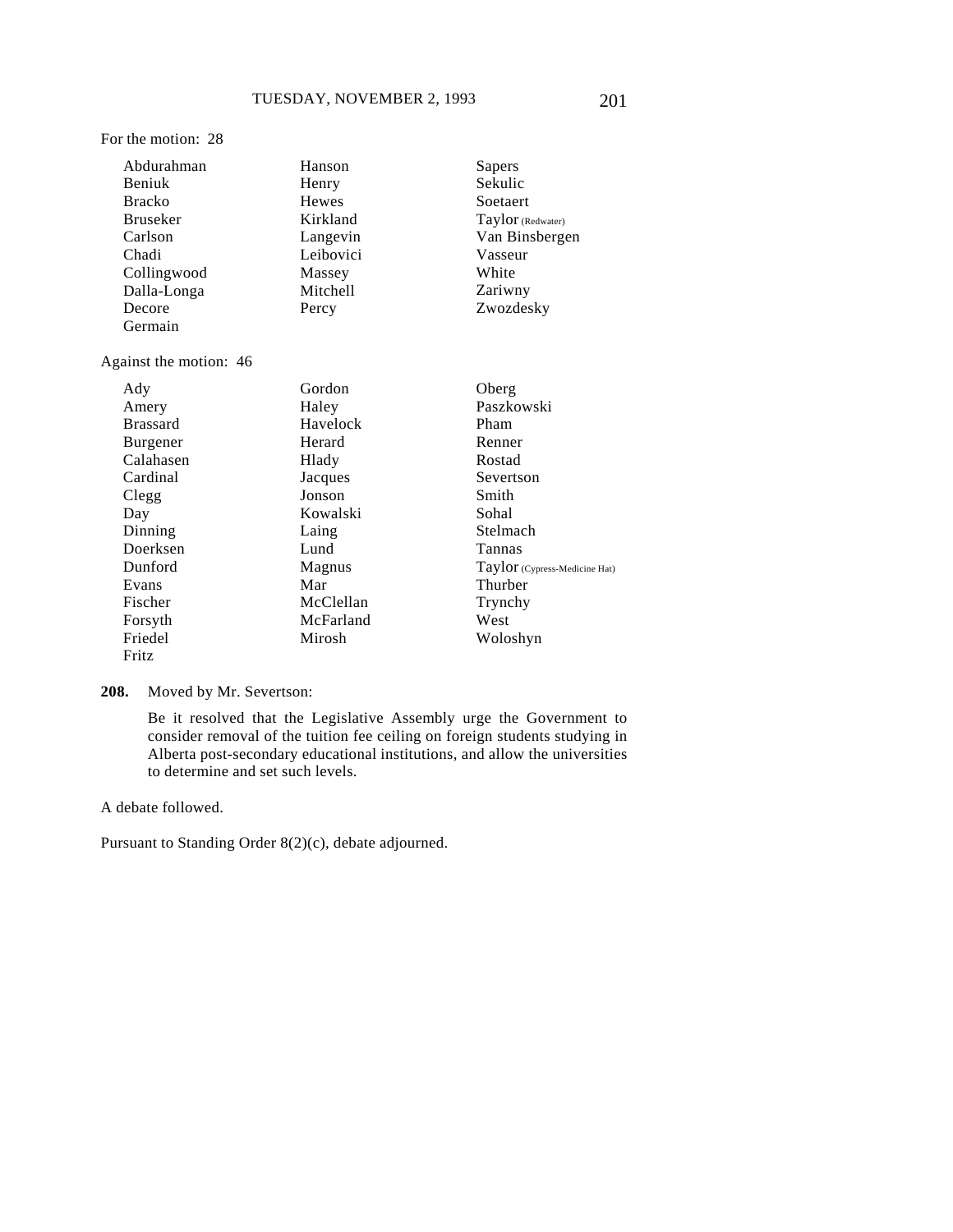For the motion: 28

| | | |
|---|---|---|
| Abdurahman | Hanson | Sapers |
| Beniuk | Henry | Sekulic |
| Bracko | Hewes | Soetaert |
| Bruseker | Kirkland | Taylor (Redwater) |
| Carlson | Langevin | Van Binsbergen |
| Chadi | Leibovici | Vasseur |
| Collingwood | Massey | White |
| Dalla-Longa | Mitchell | Zariwny |
| Decore | Percy | Zwozdesky |
| Germain | | |

Against the motion: 46

| | | |
|---|---|---|
| Ady | Gordon | Oberg |
| Amery | Haley | Paszkowski |
| Brassard | Havelock | Pham |
| Burgener | Herard | Renner |
| Calahasen | Hlady | Rostad |
| Cardinal | Jacques | Severtson |
| Clegg | Jonson | Smith |
| Day | Kowalski | Sohal |
| Dinning | Laing | Stelmach |
| Doerksen | Lund | Tannas |
| Dunford | Magnus | Taylor (Cypress-Medicine Hat) |
| Evans | Mar | Thurber |
| Fischer | McClellan | Trynchy |
| Forsyth | McFarland | West |
| Friedel | Mirosh | Woloshyn |
| Fritz | | |

**208.** Moved by Mr. Severtson:

Be it resolved that the Legislative Assembly urge the Government to consider removal of the tuition fee ceiling on foreign students studying in Alberta post-secondary educational institutions, and allow the universities to determine and set such levels.

A debate followed.

Pursuant to Standing Order 8(2)(c), debate adjourned.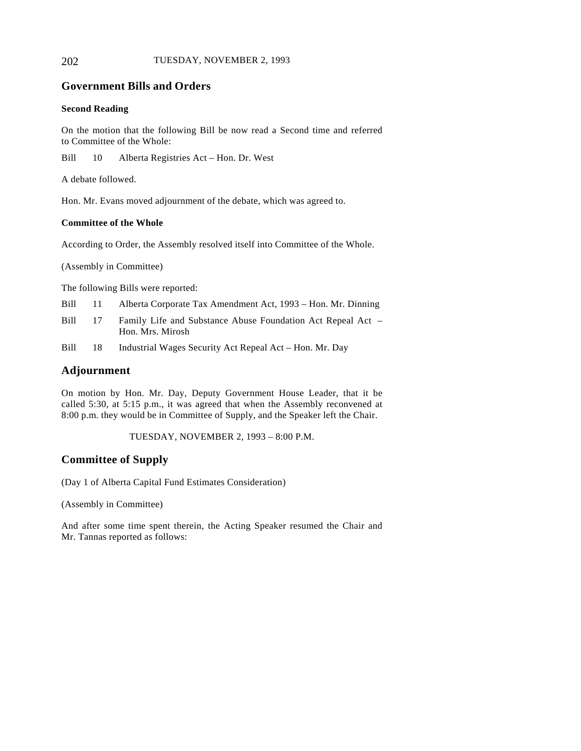## Government Bills and Orders

### Second Reading

On the motion that the following Bill be now read a Second time and referred to Committee of the Whole:

Bill 10 Alberta Registries Act – Hon. Dr. West

A debate followed.

Hon. Mr. Evans moved adjournment of the debate, which was agreed to.

### Committee of the Whole

According to Order, the Assembly resolved itself into Committee of the Whole.

(Assembly in Committee)

The following Bills were reported:

Bill 11 Alberta Corporate Tax Amendment Act, 1993 – Hon. Mr. Dinning

Bill 17 Family Life and Substance Abuse Foundation Act Repeal Act – Hon. Mrs. Mirosh

Bill 18 Industrial Wages Security Act Repeal Act – Hon. Mr. Day

## Adjournment

On motion by Hon. Mr. Day, Deputy Government House Leader, that it be called 5:30, at 5:15 p.m., it was agreed that when the Assembly reconvened at 8:00 p.m. they would be in Committee of Supply, and the Speaker left the Chair.

TUESDAY, NOVEMBER 2, 1993 – 8:00 P.M.

## Committee of Supply

(Day 1 of Alberta Capital Fund Estimates Consideration)

(Assembly in Committee)

And after some time spent therein, the Acting Speaker resumed the Chair and Mr. Tannas reported as follows: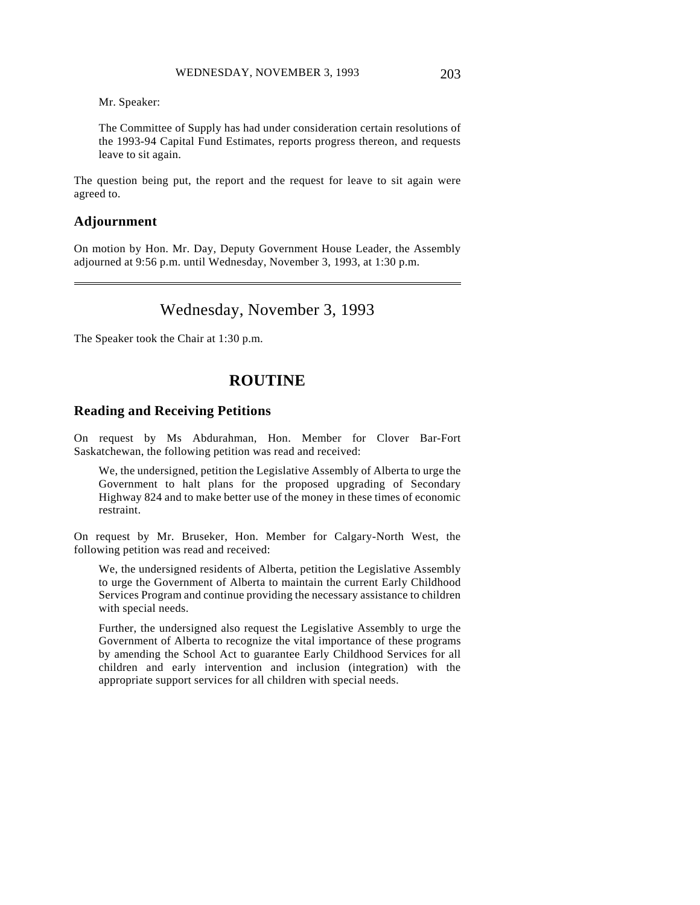Mr. Speaker:

The Committee of Supply has had under consideration certain resolutions of the 1993-94 Capital Fund Estimates, reports progress thereon, and requests leave to sit again.

The question being put, the report and the request for leave to sit again were agreed to.

### Adjournment

On motion by Hon. Mr. Day, Deputy Government House Leader, the Assembly adjourned at 9:56 p.m. until Wednesday, November 3, 1993, at 1:30 p.m.

---

## Wednesday, November 3, 1993

The Speaker took the Chair at 1:30 p.m.

# ROUTINE

### Reading and Receiving Petitions

On request by Ms Abdurahman, Hon. Member for Clover Bar-Fort Saskatchewan, the following petition was read and received:

> We, the undersigned, petition the Legislative Assembly of Alberta to urge the Government to halt plans for the proposed upgrading of Secondary Highway 824 and to make better use of the money in these times of economic restraint.

On request by Mr. Bruseker, Hon. Member for Calgary-North West, the following petition was read and received:

> We, the undersigned residents of Alberta, petition the Legislative Assembly to urge the Government of Alberta to maintain the current Early Childhood Services Program and continue providing the necessary assistance to children with special needs.
>
> Further, the undersigned also request the Legislative Assembly to urge the Government of Alberta to recognize the vital importance of these programs by amending the School Act to guarantee Early Childhood Services for all children and early intervention and inclusion (integration) with the appropriate support services for all children with special needs.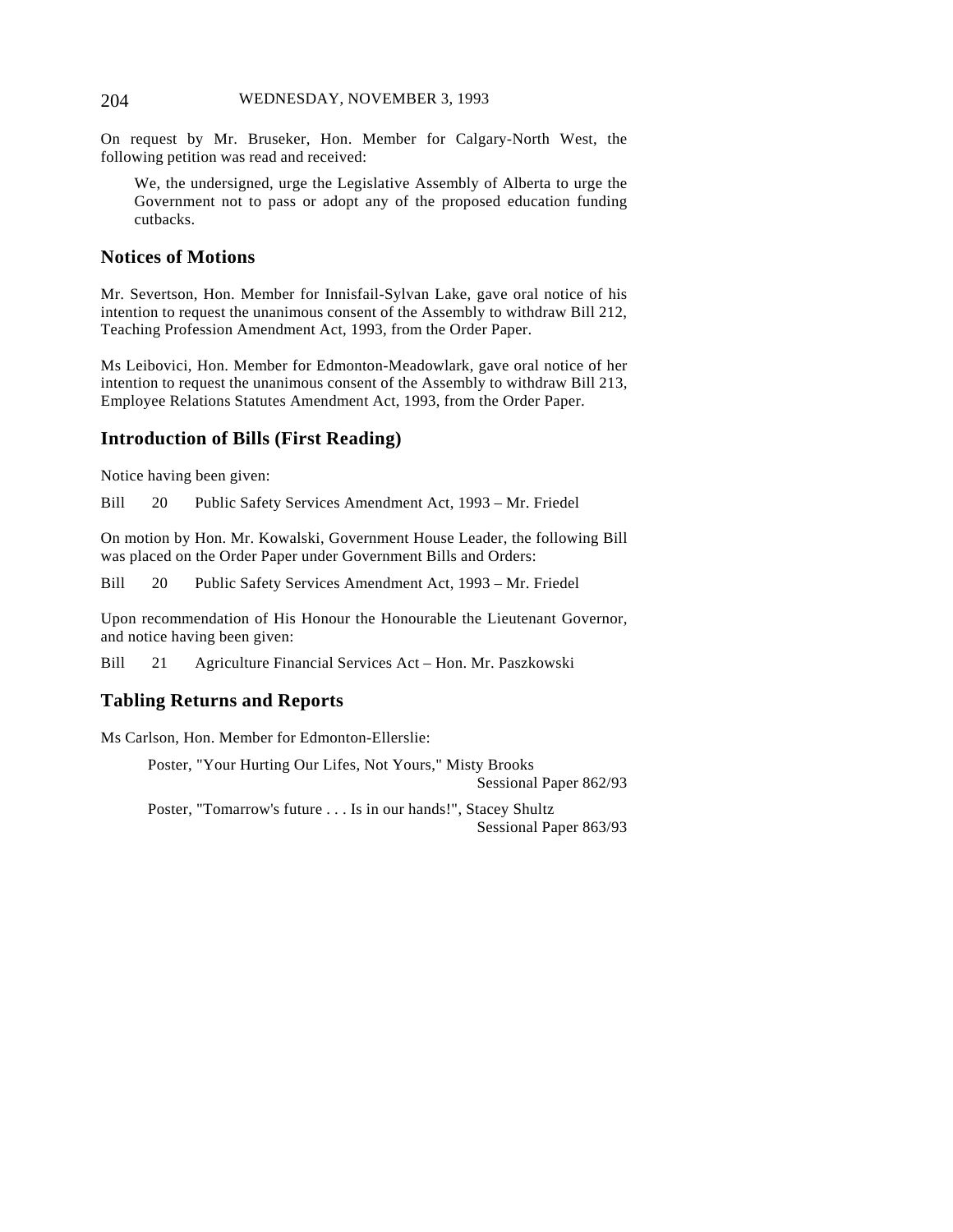On request by Mr. Bruseker, Hon. Member for Calgary-North West, the following petition was read and received:

> We, the undersigned, urge the Legislative Assembly of Alberta to urge the Government not to pass or adopt any of the proposed education funding cutbacks.

## Notices of Motions

Mr. Severtson, Hon. Member for Innisfail-Sylvan Lake, gave oral notice of his intention to request the unanimous consent of the Assembly to withdraw Bill 212, Teaching Profession Amendment Act, 1993, from the Order Paper.

Ms Leibovici, Hon. Member for Edmonton-Meadowlark, gave oral notice of her intention to request the unanimous consent of the Assembly to withdraw Bill 213, Employee Relations Statutes Amendment Act, 1993, from the Order Paper.

## Introduction of Bills (First Reading)

Notice having been given:

Bill 20 Public Safety Services Amendment Act, 1993 – Mr. Friedel

On motion by Hon. Mr. Kowalski, Government House Leader, the following Bill was placed on the Order Paper under Government Bills and Orders:

Bill 20 Public Safety Services Amendment Act, 1993 – Mr. Friedel

Upon recommendation of His Honour the Honourable the Lieutenant Governor, and notice having been given:

Bill 21 Agriculture Financial Services Act – Hon. Mr. Paszkowski

## Tabling Returns and Reports

Ms Carlson, Hon. Member for Edmonton-Ellerslie:

Poster, "Your Hurting Our Lifes, Not Yours," Misty Brooks
Sessional Paper 862/93

Poster, "Tomarrow's future . . . Is in our hands!", Stacey Shultz
Sessional Paper 863/93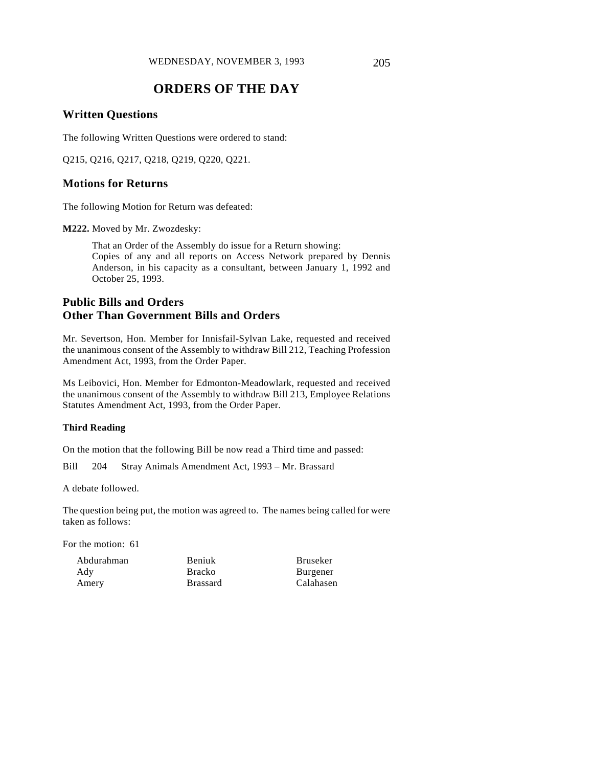# ORDERS OF THE DAY

## Written Questions

The following Written Questions were ordered to stand:

Q215, Q216, Q217, Q218, Q219, Q220, Q221.

## Motions for Returns

The following Motion for Return was defeated:

**M222.** Moved by Mr. Zwozdesky:

> That an Order of the Assembly do issue for a Return showing:
> Copies of any and all reports on Access Network prepared by Dennis Anderson, in his capacity as a consultant, between January 1, 1992 and October 25, 1993.

## Public Bills and Orders Other Than Government Bills and Orders

Mr. Severtson, Hon. Member for Innisfail-Sylvan Lake, requested and received the unanimous consent of the Assembly to withdraw Bill 212, Teaching Profession Amendment Act, 1993, from the Order Paper.

Ms Leibovici, Hon. Member for Edmonton-Meadowlark, requested and received the unanimous consent of the Assembly to withdraw Bill 213, Employee Relations Statutes Amendment Act, 1993, from the Order Paper.

#### Third Reading

On the motion that the following Bill be now read a Third time and passed:

Bill 204 Stray Animals Amendment Act, 1993 – Mr. Brassard

A debate followed.

The question being put, the motion was agreed to. The names being called for were taken as follows:

For the motion: 61

| | | |
|---|---|---|
| Abdurahman | Beniuk | Bruseker |
| Ady | Bracko | Burgener |
| Amery | Brassard | Calahasen |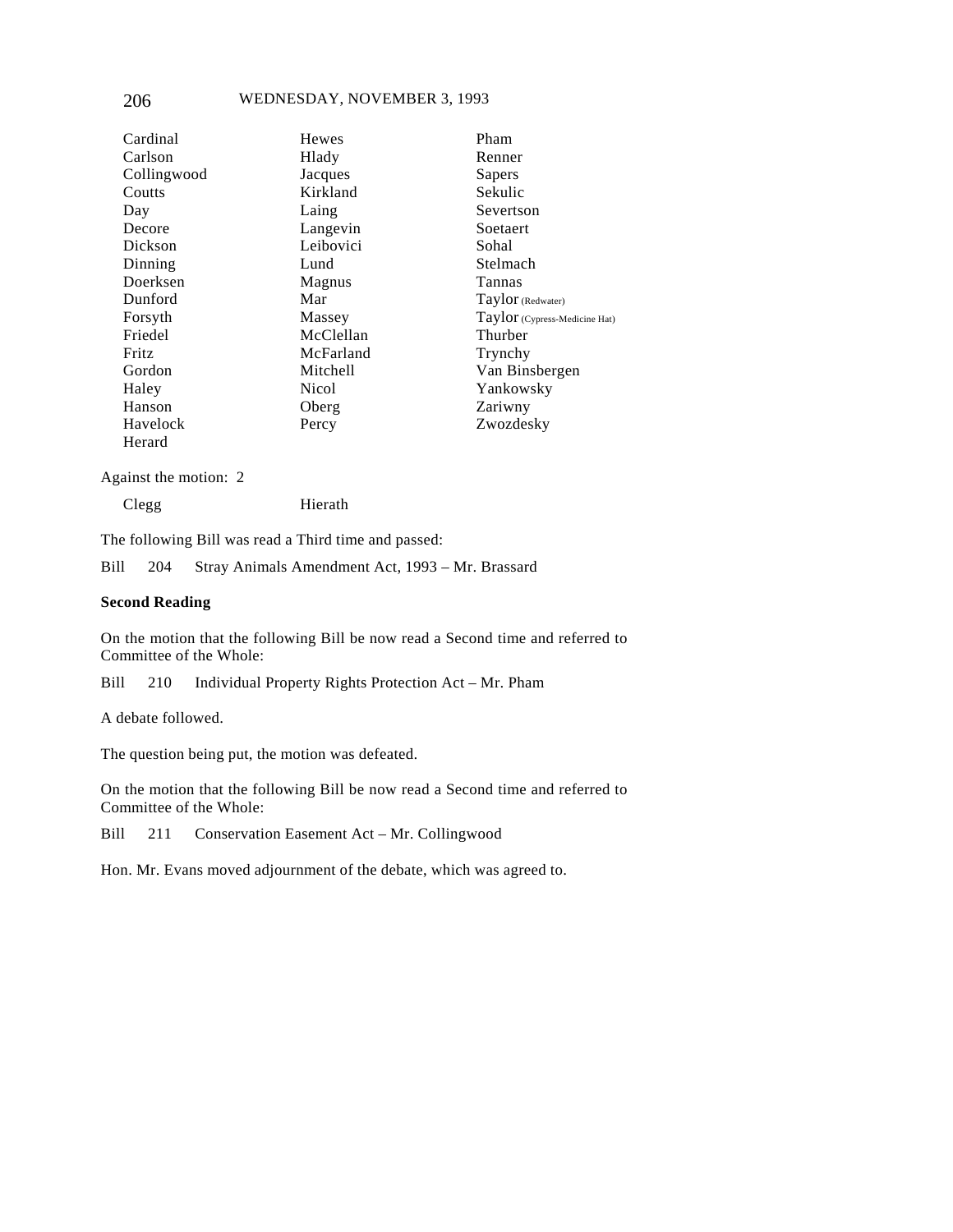| | | |
|---|---|---|
| Cardinal | Hewes | Pham |
| Carlson | Hlady | Renner |
| Collingwood | Jacques | Sapers |
| Coutts | Kirkland | Sekulic |
| Day | Laing | Severtson |
| Decore | Langevin | Soetaert |
| Dickson | Leibovici | Sohal |
| Dinning | Lund | Stelmach |
| Doerksen | Magnus | Tannas |
| Dunford | Mar | Taylor (Redwater) |
| Forsyth | Massey | Taylor (Cypress-Medicine Hat) |
| Friedel | McClellan | Thurber |
| Fritz | McFarland | Trynchy |
| Gordon | Mitchell | Van Binsbergen |
| Haley | Nicol | Yankowsky |
| Hanson | Oberg | Zariwny |
| Havelock | Percy | Zwozdesky |
| Herard | | |

Against the motion: 2

| | |
|---|---|
| Clegg | Hierath |

The following Bill was read a Third time and passed:

Bill 204 Stray Animals Amendment Act, 1993 – Mr. Brassard

**Second Reading**

On the motion that the following Bill be now read a Second time and referred to Committee of the Whole:

Bill 210 Individual Property Rights Protection Act – Mr. Pham

A debate followed.

The question being put, the motion was defeated.

On the motion that the following Bill be now read a Second time and referred to Committee of the Whole:

Bill 211 Conservation Easement Act – Mr. Collingwood

Hon. Mr. Evans moved adjournment of the debate, which was agreed to.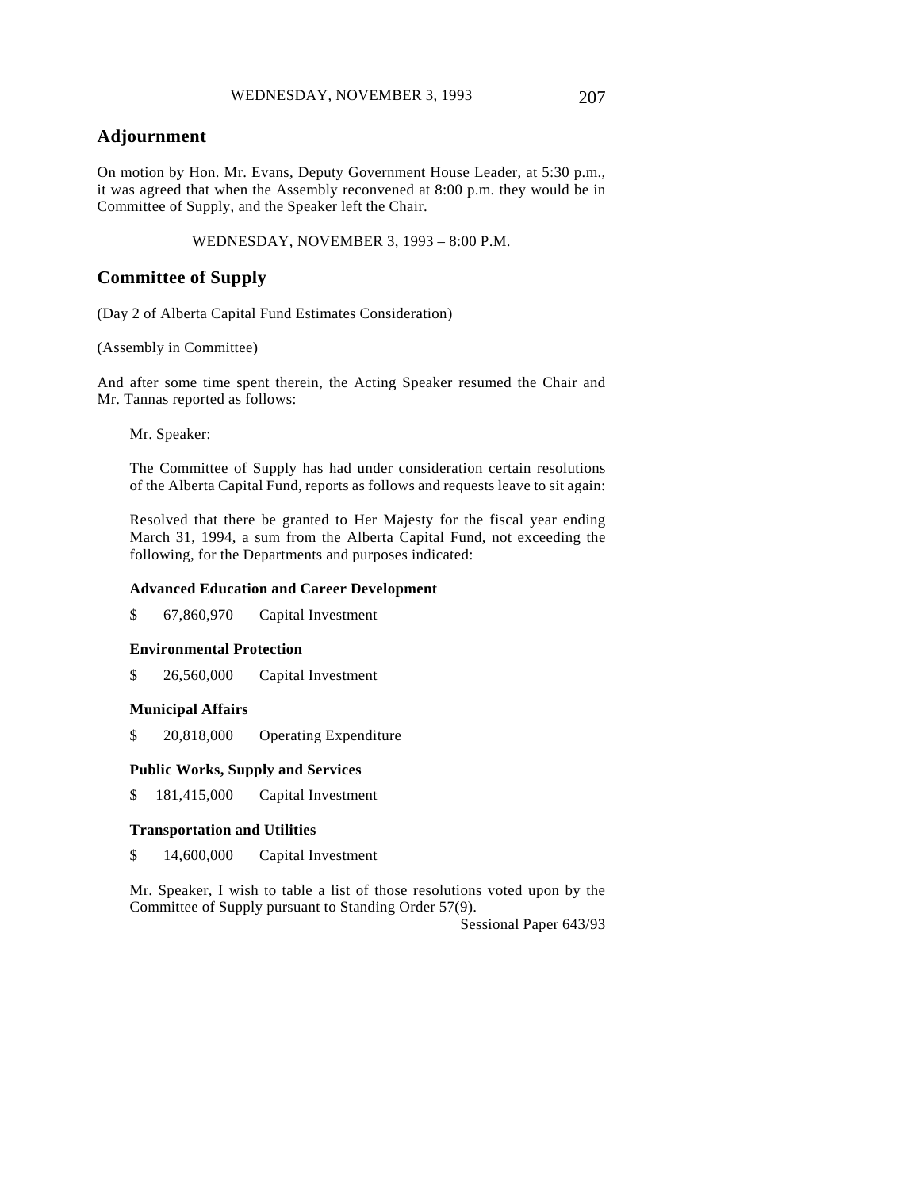## Adjournment

On motion by Hon. Mr. Evans, Deputy Government House Leader, at 5:30 p.m., it was agreed that when the Assembly reconvened at 8:00 p.m. they would be in Committee of Supply, and the Speaker left the Chair.

WEDNESDAY, NOVEMBER 3, 1993 – 8:00 P.M.

## Committee of Supply

(Day 2 of Alberta Capital Fund Estimates Consideration)

(Assembly in Committee)

And after some time spent therein, the Acting Speaker resumed the Chair and Mr. Tannas reported as follows:

Mr. Speaker:

The Committee of Supply has had under consideration certain resolutions of the Alberta Capital Fund, reports as follows and requests leave to sit again:

Resolved that there be granted to Her Majesty for the fiscal year ending March 31, 1994, a sum from the Alberta Capital Fund, not exceeding the following, for the Departments and purposes indicated:

**Advanced Education and Career Development**

$ 67,860,970 Capital Investment

**Environmental Protection**

$ 26,560,000 Capital Investment

**Municipal Affairs**

$ 20,818,000 Operating Expenditure

**Public Works, Supply and Services**

$ 181,415,000 Capital Investment

**Transportation and Utilities**

$ 14,600,000 Capital Investment

Mr. Speaker, I wish to table a list of those resolutions voted upon by the Committee of Supply pursuant to Standing Order 57(9).

Sessional Paper 643/93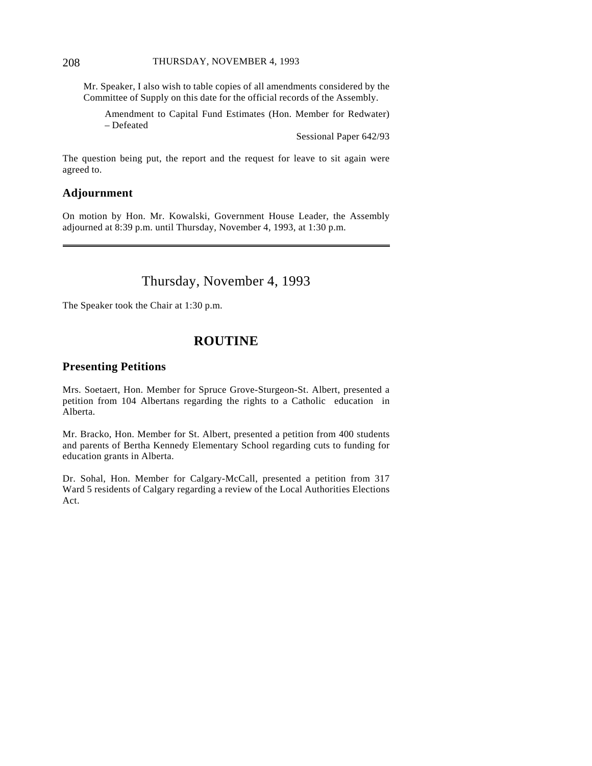Mr. Speaker, I also wish to table copies of all amendments considered by the Committee of Supply on this date for the official records of the Assembly.

> Amendment to Capital Fund Estimates (Hon. Member for Redwater) – Defeated
>
> Sessional Paper 642/93

The question being put, the report and the request for leave to sit again were agreed to.

## Adjournment

On motion by Hon. Mr. Kowalski, Government House Leader, the Assembly adjourned at 8:39 p.m. until Thursday, November 4, 1993, at 1:30 p.m.

---

# Thursday, November 4, 1993

The Speaker took the Chair at 1:30 p.m.

# ROUTINE

## Presenting Petitions

Mrs. Soetaert, Hon. Member for Spruce Grove-Sturgeon-St. Albert, presented a petition from 104 Albertans regarding the rights to a Catholic education in Alberta.

Mr. Bracko, Hon. Member for St. Albert, presented a petition from 400 students and parents of Bertha Kennedy Elementary School regarding cuts to funding for education grants in Alberta.

Dr. Sohal, Hon. Member for Calgary-McCall, presented a petition from 317 Ward 5 residents of Calgary regarding a review of the Local Authorities Elections Act.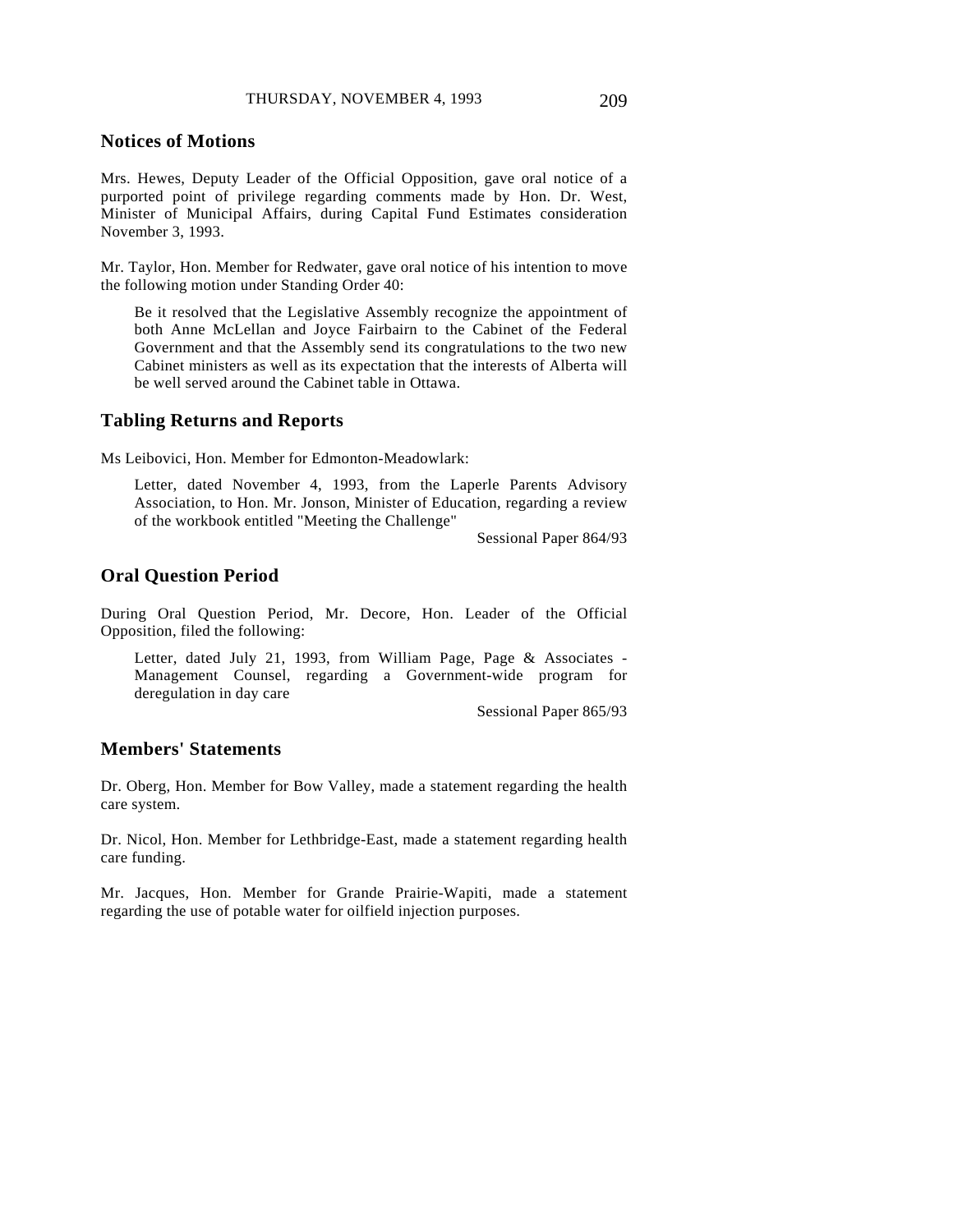## Notices of Motions

Mrs. Hewes, Deputy Leader of the Official Opposition, gave oral notice of a purported point of privilege regarding comments made by Hon. Dr. West, Minister of Municipal Affairs, during Capital Fund Estimates consideration November 3, 1993.

Mr. Taylor, Hon. Member for Redwater, gave oral notice of his intention to move the following motion under Standing Order 40:

> Be it resolved that the Legislative Assembly recognize the appointment of both Anne McLellan and Joyce Fairbairn to the Cabinet of the Federal Government and that the Assembly send its congratulations to the two new Cabinet ministers as well as its expectation that the interests of Alberta will be well served around the Cabinet table in Ottawa.

## Tabling Returns and Reports

Ms Leibovici, Hon. Member for Edmonton-Meadowlark:

> Letter, dated November 4, 1993, from the Laperle Parents Advisory Association, to Hon. Mr. Jonson, Minister of Education, regarding a review of the workbook entitled "Meeting the Challenge"
>
> Sessional Paper 864/93

## Oral Question Period

During Oral Question Period, Mr. Decore, Hon. Leader of the Official Opposition, filed the following:

> Letter, dated July 21, 1993, from William Page, Page & Associates - Management Counsel, regarding a Government-wide program for deregulation in day care
>
> Sessional Paper 865/93

## Members' Statements

Dr. Oberg, Hon. Member for Bow Valley, made a statement regarding the health care system.

Dr. Nicol, Hon. Member for Lethbridge-East, made a statement regarding health care funding.

Mr. Jacques, Hon. Member for Grande Prairie-Wapiti, made a statement regarding the use of potable water for oilfield injection purposes.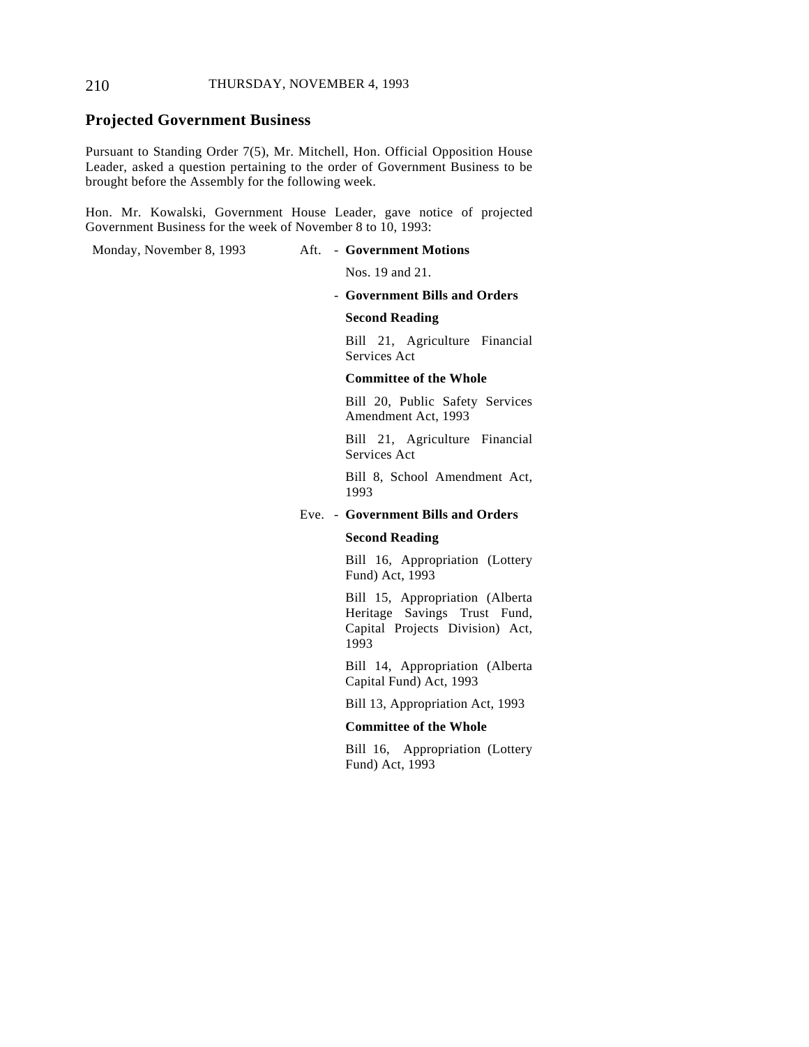## Projected Government Business

Pursuant to Standing Order 7(5), Mr. Mitchell, Hon. Official Opposition House Leader, asked a question pertaining to the order of Government Business to be brought before the Assembly for the following week.

Hon. Mr. Kowalski, Government House Leader, gave notice of projected Government Business for the week of November 8 to 10, 1993:

Monday, November 8, 1993

Aft. - **Government Motions**

Nos. 19 and 21.

- **Government Bills and Orders**

**Second Reading**

Bill 21, Agriculture Financial Services Act

**Committee of the Whole**

Bill 20, Public Safety Services Amendment Act, 1993

Bill 21, Agriculture Financial Services Act

Bill 8, School Amendment Act, 1993

Eve. - **Government Bills and Orders**

**Second Reading**

Bill 16, Appropriation (Lottery Fund) Act, 1993

Bill 15, Appropriation (Alberta Heritage Savings Trust Fund, Capital Projects Division) Act, 1993

Bill 14, Appropriation (Alberta Capital Fund) Act, 1993

Bill 13, Appropriation Act, 1993

**Committee of the Whole**

Bill 16, Appropriation (Lottery Fund) Act, 1993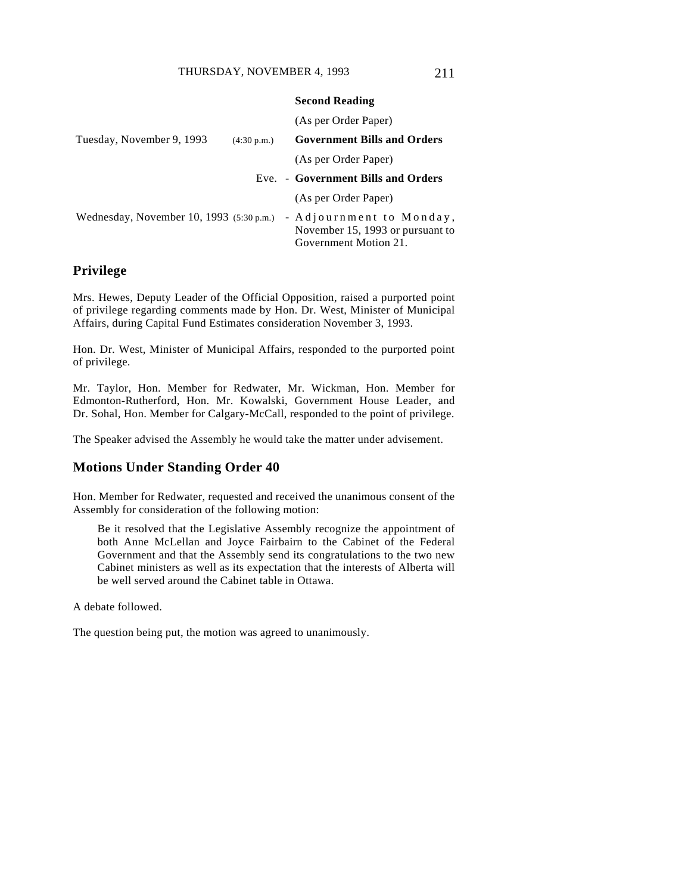| | | |
|---|---|---|
| | | **Second Reading** |
| | | (As per Order Paper) |
| Tuesday, November 9, 1993 | (4:30 p.m.) | **Government Bills and Orders** |
| | | (As per Order Paper) |
| | Eve. - | **Government Bills and Orders** |
| | | (As per Order Paper) |
| Wednesday, November 10, 1993 | (5:30 p.m.) - | Adjournment to Monday, November 15, 1993 or pursuant to Government Motion 21. |

## Privilege

Mrs. Hewes, Deputy Leader of the Official Opposition, raised a purported point of privilege regarding comments made by Hon. Dr. West, Minister of Municipal Affairs, during Capital Fund Estimates consideration November 3, 1993.

Hon. Dr. West, Minister of Municipal Affairs, responded to the purported point of privilege.

Mr. Taylor, Hon. Member for Redwater, Mr. Wickman, Hon. Member for Edmonton-Rutherford, Hon. Mr. Kowalski, Government House Leader, and Dr. Sohal, Hon. Member for Calgary-McCall, responded to the point of privilege.

The Speaker advised the Assembly he would take the matter under advisement.

## Motions Under Standing Order 40

Hon. Member for Redwater, requested and received the unanimous consent of the Assembly for consideration of the following motion:

> Be it resolved that the Legislative Assembly recognize the appointment of both Anne McLellan and Joyce Fairbairn to the Cabinet of the Federal Government and that the Assembly send its congratulations to the two new Cabinet ministers as well as its expectation that the interests of Alberta will be well served around the Cabinet table in Ottawa.

A debate followed.

The question being put, the motion was agreed to unanimously.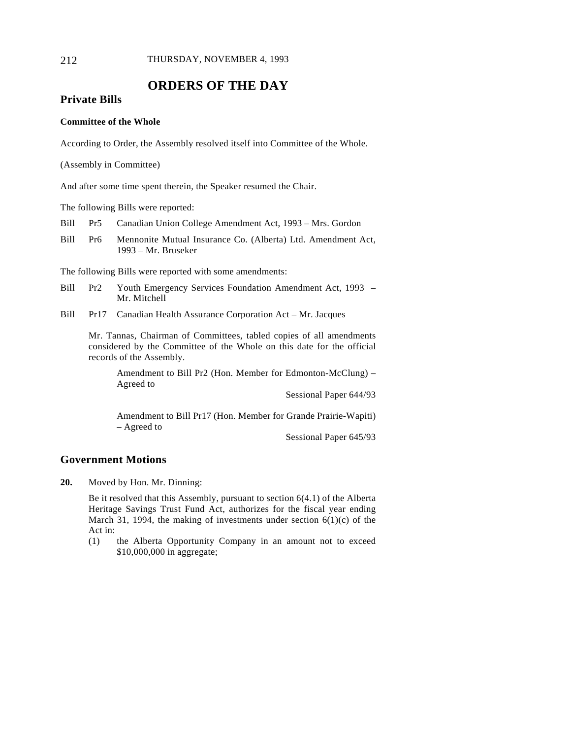# ORDERS OF THE DAY

## Private Bills

**Committee of the Whole**

According to Order, the Assembly resolved itself into Committee of the Whole.

(Assembly in Committee)

And after some time spent therein, the Speaker resumed the Chair.

The following Bills were reported:

Bill Pr5 Canadian Union College Amendment Act, 1993 – Mrs. Gordon

Bill Pr6 Mennonite Mutual Insurance Co. (Alberta) Ltd. Amendment Act, 1993 – Mr. Bruseker

The following Bills were reported with some amendments:

Bill Pr2 Youth Emergency Services Foundation Amendment Act, 1993 – Mr. Mitchell

Bill Pr17 Canadian Health Assurance Corporation Act – Mr. Jacques

Mr. Tannas, Chairman of Committees, tabled copies of all amendments considered by the Committee of the Whole on this date for the official records of the Assembly.

Amendment to Bill Pr2 (Hon. Member for Edmonton-McClung) – Agreed to

Sessional Paper 644/93

Amendment to Bill Pr17 (Hon. Member for Grande Prairie-Wapiti) – Agreed to

Sessional Paper 645/93

## Government Motions

**20.** Moved by Hon. Mr. Dinning:

Be it resolved that this Assembly, pursuant to section 6(4.1) of the Alberta Heritage Savings Trust Fund Act, authorizes for the fiscal year ending March 31, 1994, the making of investments under section 6(1)(c) of the Act in:

(1) the Alberta Opportunity Company in an amount not to exceed $10,000,000 in aggregate;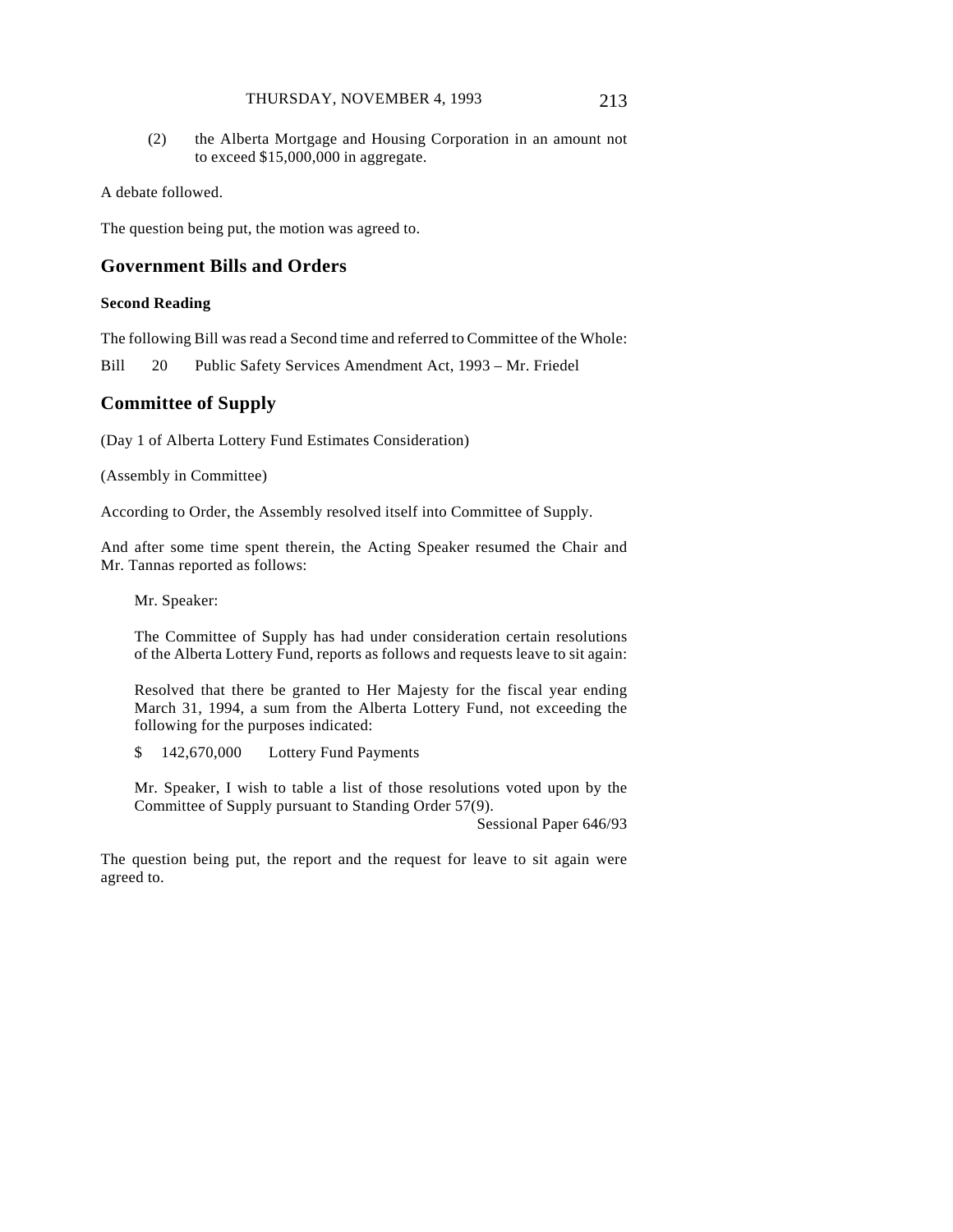(2) the Alberta Mortgage and Housing Corporation in an amount not to exceed $15,000,000 in aggregate.

A debate followed.

The question being put, the motion was agreed to.

## Government Bills and Orders

### Second Reading

The following Bill was read a Second time and referred to Committee of the Whole:

Bill 20 Public Safety Services Amendment Act, 1993 – Mr. Friedel

## Committee of Supply

(Day 1 of Alberta Lottery Fund Estimates Consideration)

(Assembly in Committee)

According to Order, the Assembly resolved itself into Committee of Supply.

And after some time spent therein, the Acting Speaker resumed the Chair and Mr. Tannas reported as follows:

> Mr. Speaker:
>
> The Committee of Supply has had under consideration certain resolutions of the Alberta Lottery Fund, reports as follows and requests leave to sit again:
>
> Resolved that there be granted to Her Majesty for the fiscal year ending March 31, 1994, a sum from the Alberta Lottery Fund, not exceeding the following for the purposes indicated:
>
> $ 142,670,000 Lottery Fund Payments
>
> Mr. Speaker, I wish to table a list of those resolutions voted upon by the Committee of Supply pursuant to Standing Order 57(9).
>
> Sessional Paper 646/93

The question being put, the report and the request for leave to sit again were agreed to.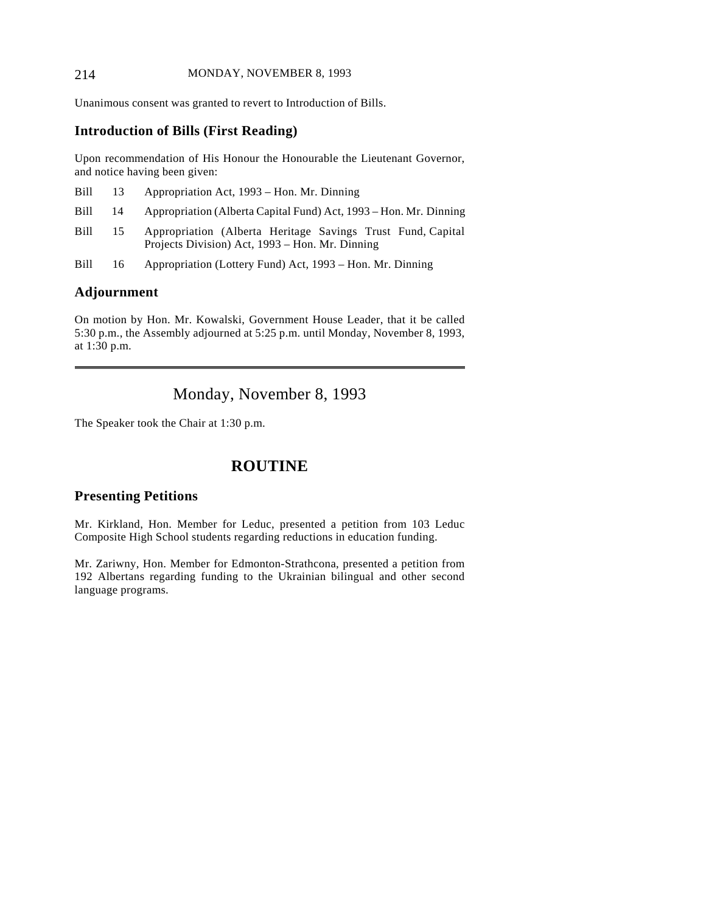Unanimous consent was granted to revert to Introduction of Bills.

## Introduction of Bills (First Reading)

Upon recommendation of His Honour the Honourable the Lieutenant Governor, and notice having been given:

Bill 13 Appropriation Act, 1993 – Hon. Mr. Dinning

Bill 14 Appropriation (Alberta Capital Fund) Act, 1993 – Hon. Mr. Dinning

Bill 15 Appropriation (Alberta Heritage Savings Trust Fund, Capital Projects Division) Act, 1993 – Hon. Mr. Dinning

Bill 16 Appropriation (Lottery Fund) Act, 1993 – Hon. Mr. Dinning

## Adjournment

On motion by Hon. Mr. Kowalski, Government House Leader, that it be called 5:30 p.m., the Assembly adjourned at 5:25 p.m. until Monday, November 8, 1993, at 1:30 p.m.

---

# Monday, November 8, 1993

The Speaker took the Chair at 1:30 p.m.

# ROUTINE

## Presenting Petitions

Mr. Kirkland, Hon. Member for Leduc, presented a petition from 103 Leduc Composite High School students regarding reductions in education funding.

Mr. Zariwny, Hon. Member for Edmonton-Strathcona, presented a petition from 192 Albertans regarding funding to the Ukrainian bilingual and other second language programs.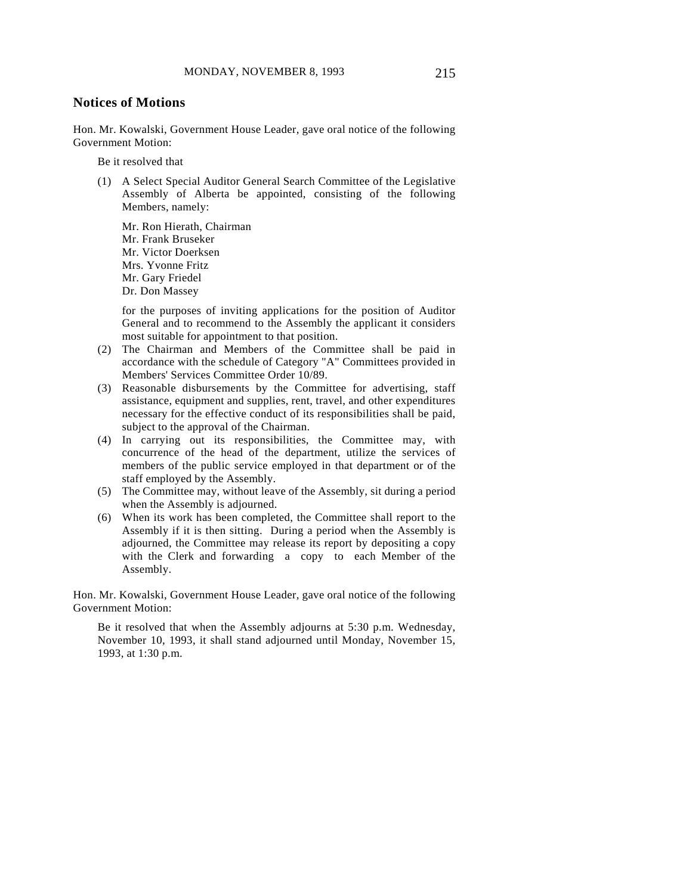## Notices of Motions

Hon. Mr. Kowalski, Government House Leader, gave oral notice of the following Government Motion:

Be it resolved that

(1) A Select Special Auditor General Search Committee of the Legislative Assembly of Alberta be appointed, consisting of the following Members, namely:

Mr. Ron Hierath, Chairman
Mr. Frank Bruseker
Mr. Victor Doerksen
Mrs. Yvonne Fritz
Mr. Gary Friedel
Dr. Don Massey

for the purposes of inviting applications for the position of Auditor General and to recommend to the Assembly the applicant it considers most suitable for appointment to that position.

(2) The Chairman and Members of the Committee shall be paid in accordance with the schedule of Category "A" Committees provided in Members' Services Committee Order 10/89.

(3) Reasonable disbursements by the Committee for advertising, staff assistance, equipment and supplies, rent, travel, and other expenditures necessary for the effective conduct of its responsibilities shall be paid, subject to the approval of the Chairman.

(4) In carrying out its responsibilities, the Committee may, with concurrence of the head of the department, utilize the services of members of the public service employed in that department or of the staff employed by the Assembly.

(5) The Committee may, without leave of the Assembly, sit during a period when the Assembly is adjourned.

(6) When its work has been completed, the Committee shall report to the Assembly if it is then sitting. During a period when the Assembly is adjourned, the Committee may release its report by depositing a copy with the Clerk and forwarding a copy to each Member of the Assembly.

Hon. Mr. Kowalski, Government House Leader, gave oral notice of the following Government Motion:

Be it resolved that when the Assembly adjourns at 5:30 p.m. Wednesday, November 10, 1993, it shall stand adjourned until Monday, November 15, 1993, at 1:30 p.m.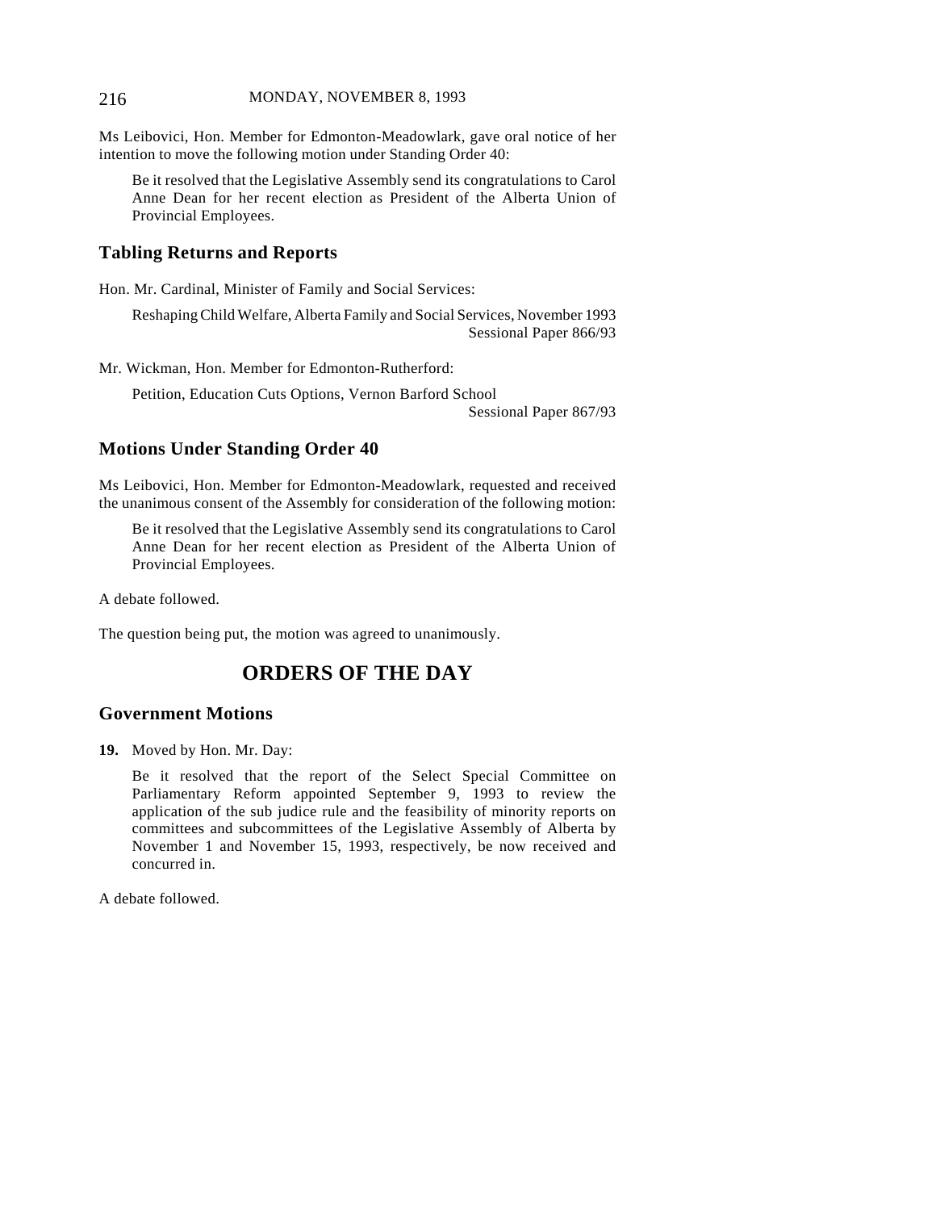Ms Leibovici, Hon. Member for Edmonton-Meadowlark, gave oral notice of her intention to move the following motion under Standing Order 40:

> Be it resolved that the Legislative Assembly send its congratulations to Carol Anne Dean for her recent election as President of the Alberta Union of Provincial Employees.

## Tabling Returns and Reports

Hon. Mr. Cardinal, Minister of Family and Social Services:

> Reshaping Child Welfare, Alberta Family and Social Services, November 1993
> Sessional Paper 866/93

Mr. Wickman, Hon. Member for Edmonton-Rutherford:

> Petition, Education Cuts Options, Vernon Barford School
> Sessional Paper 867/93

## Motions Under Standing Order 40

Ms Leibovici, Hon. Member for Edmonton-Meadowlark, requested and received the unanimous consent of the Assembly for consideration of the following motion:

> Be it resolved that the Legislative Assembly send its congratulations to Carol Anne Dean for her recent election as President of the Alberta Union of Provincial Employees.

A debate followed.

The question being put, the motion was agreed to unanimously.

# ORDERS OF THE DAY

## Government Motions

**19.** Moved by Hon. Mr. Day:

> Be it resolved that the report of the Select Special Committee on Parliamentary Reform appointed September 9, 1993 to review the application of the sub judice rule and the feasibility of minority reports on committees and subcommittees of the Legislative Assembly of Alberta by November 1 and November 15, 1993, respectively, be now received and concurred in.

A debate followed.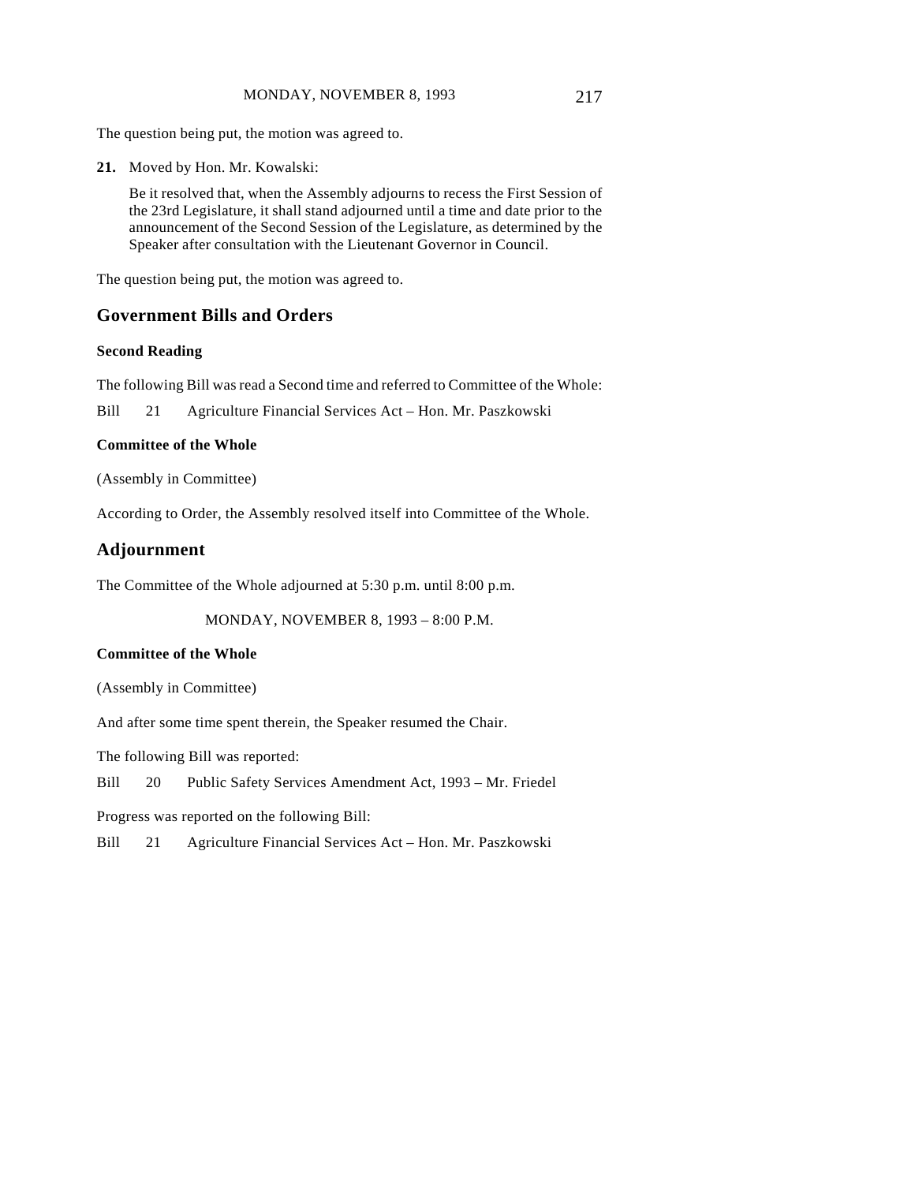The question being put, the motion was agreed to.

**21.** Moved by Hon. Mr. Kowalski:

> Be it resolved that, when the Assembly adjourns to recess the First Session of the 23rd Legislature, it shall stand adjourned until a time and date prior to the announcement of the Second Session of the Legislature, as determined by the Speaker after consultation with the Lieutenant Governor in Council.

The question being put, the motion was agreed to.

## Government Bills and Orders

#### Second Reading

The following Bill was read a Second time and referred to Committee of the Whole:

Bill 21 Agriculture Financial Services Act – Hon. Mr. Paszkowski

#### Committee of the Whole

(Assembly in Committee)

According to Order, the Assembly resolved itself into Committee of the Whole.

## Adjournment

The Committee of the Whole adjourned at 5:30 p.m. until 8:00 p.m.

MONDAY, NOVEMBER 8, 1993 – 8:00 P.M.

#### Committee of the Whole

(Assembly in Committee)

And after some time spent therein, the Speaker resumed the Chair.

The following Bill was reported:

Bill 20 Public Safety Services Amendment Act, 1993 – Mr. Friedel

Progress was reported on the following Bill:

Bill 21 Agriculture Financial Services Act – Hon. Mr. Paszkowski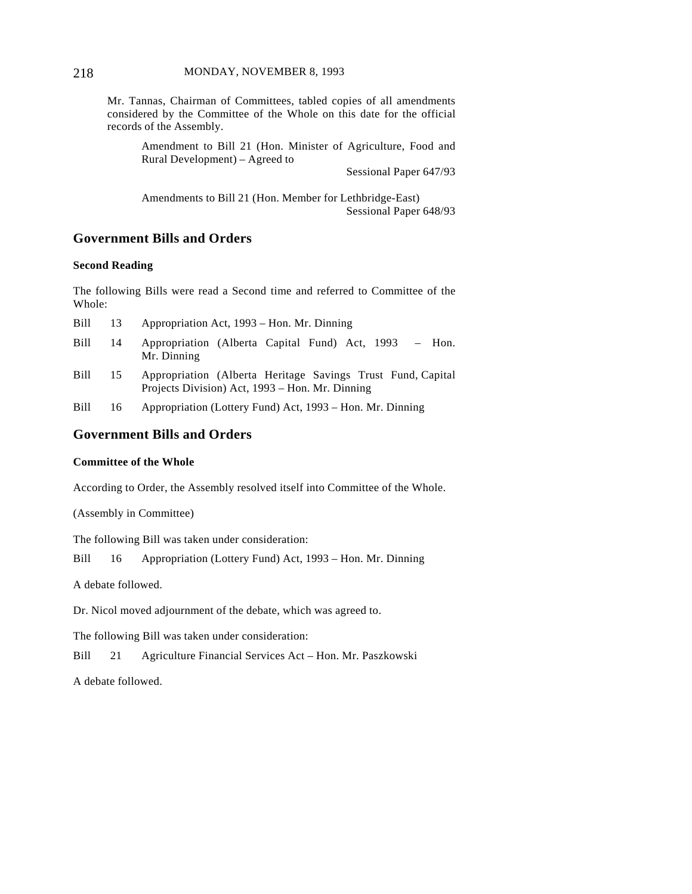Mr. Tannas, Chairman of Committees, tabled copies of all amendments considered by the Committee of the Whole on this date for the official records of the Assembly.

> Amendment to Bill 21 (Hon. Minister of Agriculture, Food and Rural Development) – Agreed to
> Sessional Paper 647/93
>
> Amendments to Bill 21 (Hon. Member for Lethbridge-East)
> Sessional Paper 648/93

## Government Bills and Orders

### Second Reading

The following Bills were read a Second time and referred to Committee of the Whole:

Bill 13 Appropriation Act, 1993 – Hon. Mr. Dinning

Bill 14 Appropriation (Alberta Capital Fund) Act, 1993 – Hon. Mr. Dinning

Bill 15 Appropriation (Alberta Heritage Savings Trust Fund, Capital Projects Division) Act, 1993 – Hon. Mr. Dinning

Bill 16 Appropriation (Lottery Fund) Act, 1993 – Hon. Mr. Dinning

## Government Bills and Orders

### Committee of the Whole

According to Order, the Assembly resolved itself into Committee of the Whole.

(Assembly in Committee)

The following Bill was taken under consideration:

Bill 16 Appropriation (Lottery Fund) Act, 1993 – Hon. Mr. Dinning

A debate followed.

Dr. Nicol moved adjournment of the debate, which was agreed to.

The following Bill was taken under consideration:

Bill 21 Agriculture Financial Services Act – Hon. Mr. Paszkowski

A debate followed.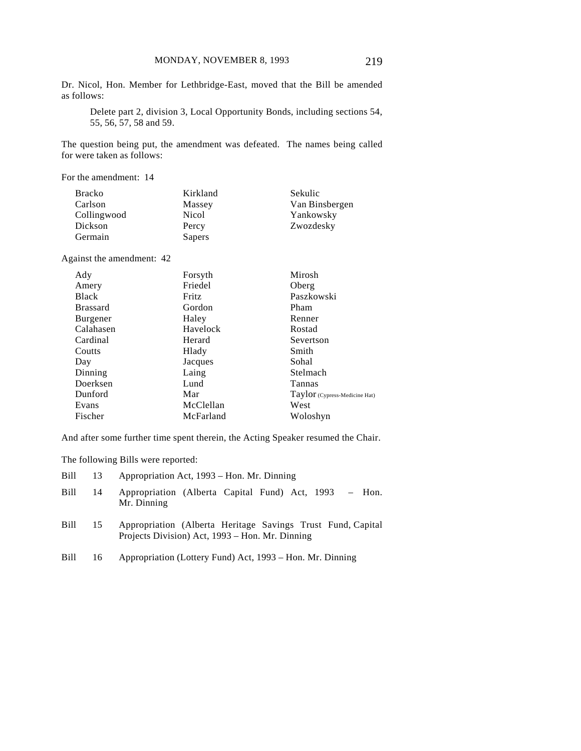Dr. Nicol, Hon. Member for Lethbridge-East, moved that the Bill be amended as follows:

> Delete part 2, division 3, Local Opportunity Bonds, including sections 54, 55, 56, 57, 58 and 59.

The question being put, the amendment was defeated. The names being called for were taken as follows:

For the amendment: 14

| | | |
|---|---|---|
| Bracko | Kirkland | Sekulic |
| Carlson | Massey | Van Binsbergen |
| Collingwood | Nicol | Yankowsky |
| Dickson | Percy | Zwozdesky |
| Germain | Sapers | |

Against the amendment: 42

| | | |
|---|---|---|
| Ady | Forsyth | Mirosh |
| Amery | Friedel | Oberg |
| Black | Fritz | Paszkowski |
| Brassard | Gordon | Pham |
| Burgener | Haley | Renner |
| Calahasen | Havelock | Rostad |
| Cardinal | Herard | Severtson |
| Coutts | Hlady | Smith |
| Day | Jacques | Sohal |
| Dinning | Laing | Stelmach |
| Doerksen | Lund | Tannas |
| Dunford | Mar | Taylor (Cypress-Medicine Hat) |
| Evans | McClellan | West |
| Fischer | McFarland | Woloshyn |

And after some further time spent therein, the Acting Speaker resumed the Chair.

The following Bills were reported:

| | | |
|---|---|---|
| Bill | 13 | Appropriation Act, 1993 – Hon. Mr. Dinning |
| Bill | 14 | Appropriation (Alberta Capital Fund) Act, 1993 – Hon. Mr. Dinning |
| Bill | 15 | Appropriation (Alberta Heritage Savings Trust Fund, Capital Projects Division) Act, 1993 – Hon. Mr. Dinning |
| Bill | 16 | Appropriation (Lottery Fund) Act, 1993 – Hon. Mr. Dinning |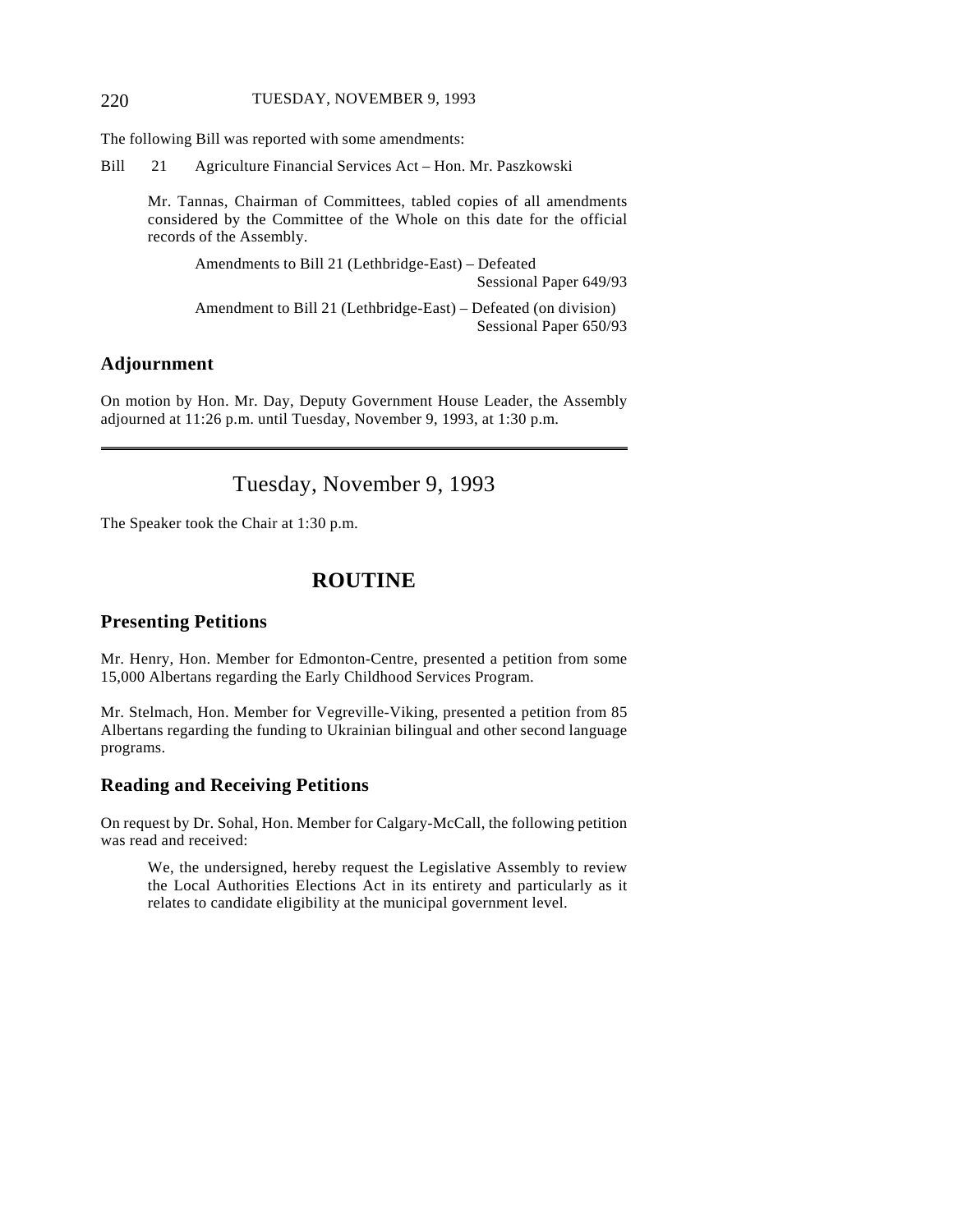The following Bill was reported with some amendments:

Bill 21 Agriculture Financial Services Act – Hon. Mr. Paszkowski

Mr. Tannas, Chairman of Committees, tabled copies of all amendments considered by the Committee of the Whole on this date for the official records of the Assembly.

Amendments to Bill 21 (Lethbridge-East) – Defeated
Sessional Paper 649/93

Amendment to Bill 21 (Lethbridge-East) – Defeated (on division)
Sessional Paper 650/93

## Adjournment

On motion by Hon. Mr. Day, Deputy Government House Leader, the Assembly adjourned at 11:26 p.m. until Tuesday, November 9, 1993, at 1:30 p.m.

---

# Tuesday, November 9, 1993

The Speaker took the Chair at 1:30 p.m.

# ROUTINE

## Presenting Petitions

Mr. Henry, Hon. Member for Edmonton-Centre, presented a petition from some 15,000 Albertans regarding the Early Childhood Services Program.

Mr. Stelmach, Hon. Member for Vegreville-Viking, presented a petition from 85 Albertans regarding the funding to Ukrainian bilingual and other second language programs.

## Reading and Receiving Petitions

On request by Dr. Sohal, Hon. Member for Calgary-McCall, the following petition was read and received:

> We, the undersigned, hereby request the Legislative Assembly to review the Local Authorities Elections Act in its entirety and particularly as it relates to candidate eligibility at the municipal government level.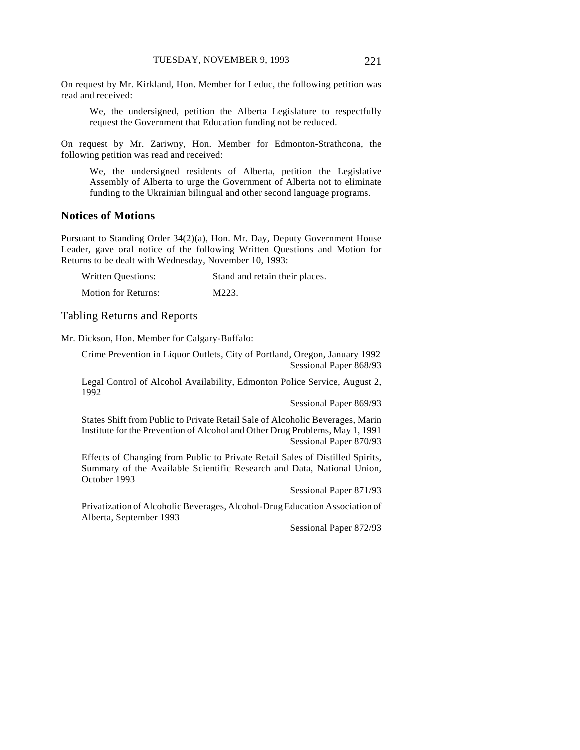On request by Mr. Kirkland, Hon. Member for Leduc, the following petition was read and received:

> We, the undersigned, petition the Alberta Legislature to respectfully request the Government that Education funding not be reduced.

On request by Mr. Zariwny, Hon. Member for Edmonton-Strathcona, the following petition was read and received:

> We, the undersigned residents of Alberta, petition the Legislative Assembly of Alberta to urge the Government of Alberta not to eliminate funding to the Ukrainian bilingual and other second language programs.

## Notices of Motions

Pursuant to Standing Order 34(2)(a), Hon. Mr. Day, Deputy Government House Leader, gave oral notice of the following Written Questions and Motion for Returns to be dealt with Wednesday, November 10, 1993:

| | |
|---|---|
| Written Questions: | Stand and retain their places. |
| Motion for Returns: | M223. |

## Tabling Returns and Reports

Mr. Dickson, Hon. Member for Calgary-Buffalo:

Crime Prevention in Liquor Outlets, City of Portland, Oregon, January 1992
Sessional Paper 868/93

Legal Control of Alcohol Availability, Edmonton Police Service, August 2, 1992
Sessional Paper 869/93

States Shift from Public to Private Retail Sale of Alcoholic Beverages, Marin Institute for the Prevention of Alcohol and Other Drug Problems, May 1, 1991
Sessional Paper 870/93

Effects of Changing from Public to Private Retail Sales of Distilled Spirits, Summary of the Available Scientific Research and Data, National Union, October 1993
Sessional Paper 871/93

Privatization of Alcoholic Beverages, Alcohol-Drug Education Association of Alberta, September 1993
Sessional Paper 872/93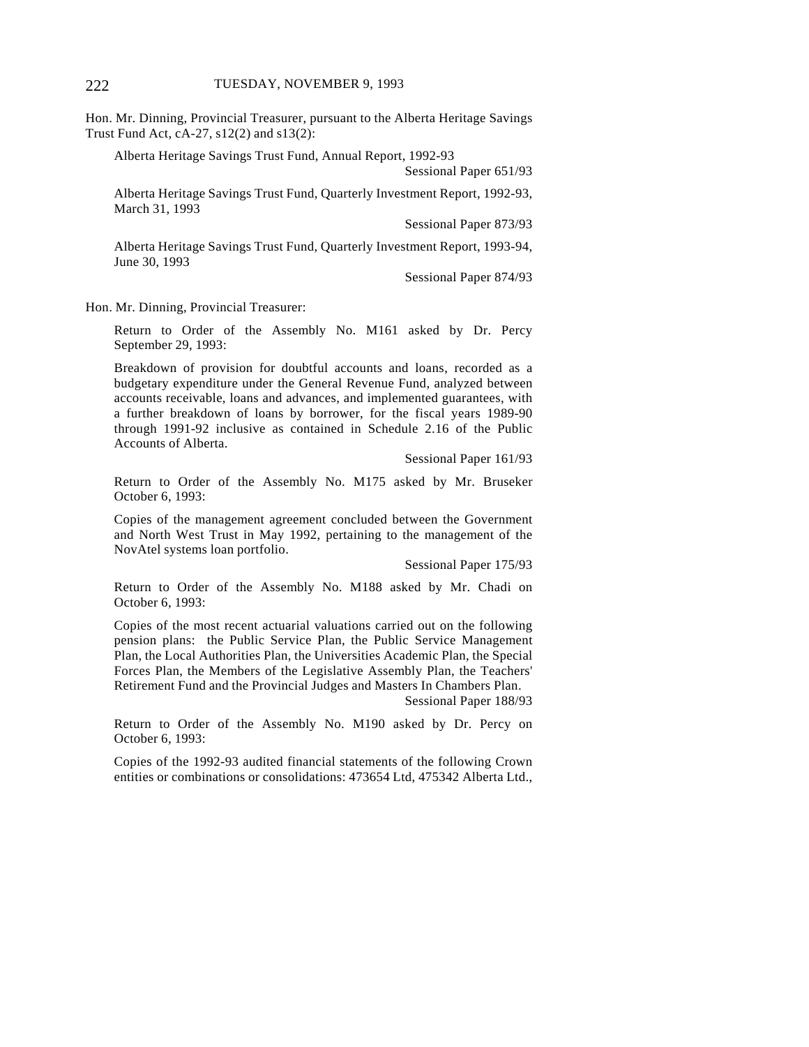Hon. Mr. Dinning, Provincial Treasurer, pursuant to the Alberta Heritage Savings Trust Fund Act, cA-27, s12(2) and s13(2):

Alberta Heritage Savings Trust Fund, Annual Report, 1992-93

Sessional Paper 651/93

Alberta Heritage Savings Trust Fund, Quarterly Investment Report, 1992-93, March 31, 1993

Sessional Paper 873/93

Alberta Heritage Savings Trust Fund, Quarterly Investment Report, 1993-94, June 30, 1993

Sessional Paper 874/93

Hon. Mr. Dinning, Provincial Treasurer:

Return to Order of the Assembly No. M161 asked by Dr. Percy September 29, 1993:

Breakdown of provision for doubtful accounts and loans, recorded as a budgetary expenditure under the General Revenue Fund, analyzed between accounts receivable, loans and advances, and implemented guarantees, with a further breakdown of loans by borrower, for the fiscal years 1989-90 through 1991-92 inclusive as contained in Schedule 2.16 of the Public Accounts of Alberta.

Sessional Paper 161/93

Return to Order of the Assembly No. M175 asked by Mr. Bruseker October 6, 1993:

Copies of the management agreement concluded between the Government and North West Trust in May 1992, pertaining to the management of the NovAtel systems loan portfolio.

Sessional Paper 175/93

Return to Order of the Assembly No. M188 asked by Mr. Chadi on October 6, 1993:

Copies of the most recent actuarial valuations carried out on the following pension plans: the Public Service Plan, the Public Service Management Plan, the Local Authorities Plan, the Universities Academic Plan, the Special Forces Plan, the Members of the Legislative Assembly Plan, the Teachers' Retirement Fund and the Provincial Judges and Masters In Chambers Plan.

Sessional Paper 188/93

Return to Order of the Assembly No. M190 asked by Dr. Percy on October 6, 1993:

Copies of the 1992-93 audited financial statements of the following Crown entities or combinations or consolidations: 473654 Ltd, 475342 Alberta Ltd.,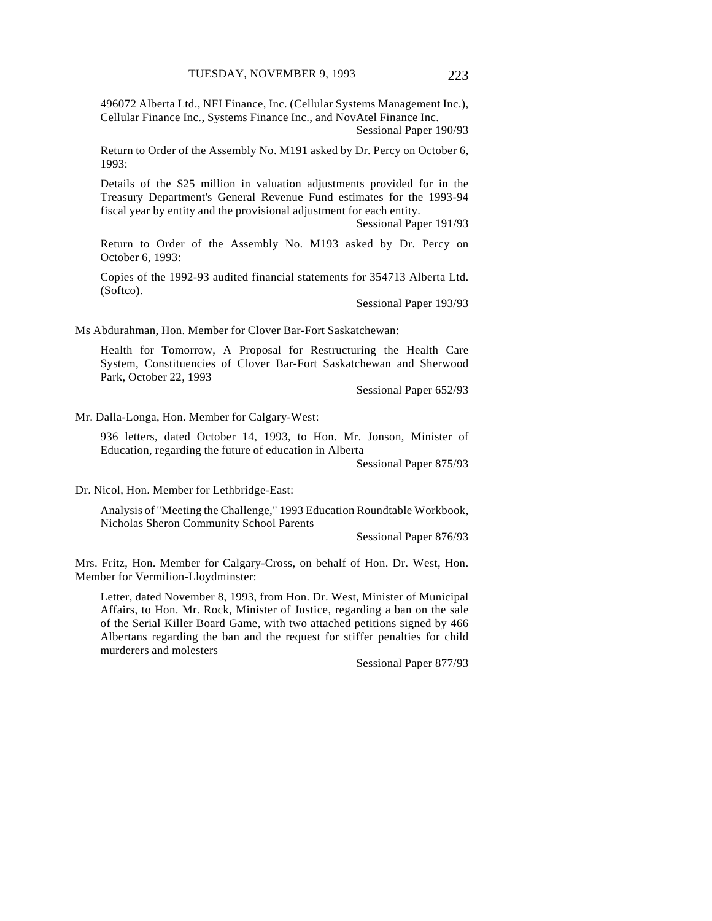496072 Alberta Ltd., NFI Finance, Inc. (Cellular Systems Management Inc.), Cellular Finance Inc., Systems Finance Inc., and NovAtel Finance Inc.

Sessional Paper 190/93

Return to Order of the Assembly No. M191 asked by Dr. Percy on October 6, 1993:

Details of the $25 million in valuation adjustments provided for in the Treasury Department's General Revenue Fund estimates for the 1993-94 fiscal year by entity and the provisional adjustment for each entity.

Sessional Paper 191/93

Return to Order of the Assembly No. M193 asked by Dr. Percy on October 6, 1993:

Copies of the 1992-93 audited financial statements for 354713 Alberta Ltd. (Softco).

Sessional Paper 193/93

Ms Abdurahman, Hon. Member for Clover Bar-Fort Saskatchewan:

Health for Tomorrow, A Proposal for Restructuring the Health Care System, Constituencies of Clover Bar-Fort Saskatchewan and Sherwood Park, October 22, 1993

Sessional Paper 652/93

Mr. Dalla-Longa, Hon. Member for Calgary-West:

936 letters, dated October 14, 1993, to Hon. Mr. Jonson, Minister of Education, regarding the future of education in Alberta

Sessional Paper 875/93

Dr. Nicol, Hon. Member for Lethbridge-East:

Analysis of "Meeting the Challenge," 1993 Education Roundtable Workbook, Nicholas Sheron Community School Parents

Sessional Paper 876/93

Mrs. Fritz, Hon. Member for Calgary-Cross, on behalf of Hon. Dr. West, Hon. Member for Vermilion-Lloydminster:

Letter, dated November 8, 1993, from Hon. Dr. West, Minister of Municipal Affairs, to Hon. Mr. Rock, Minister of Justice, regarding a ban on the sale of the Serial Killer Board Game, with two attached petitions signed by 466 Albertans regarding the ban and the request for stiffer penalties for child murderers and molesters

Sessional Paper 877/93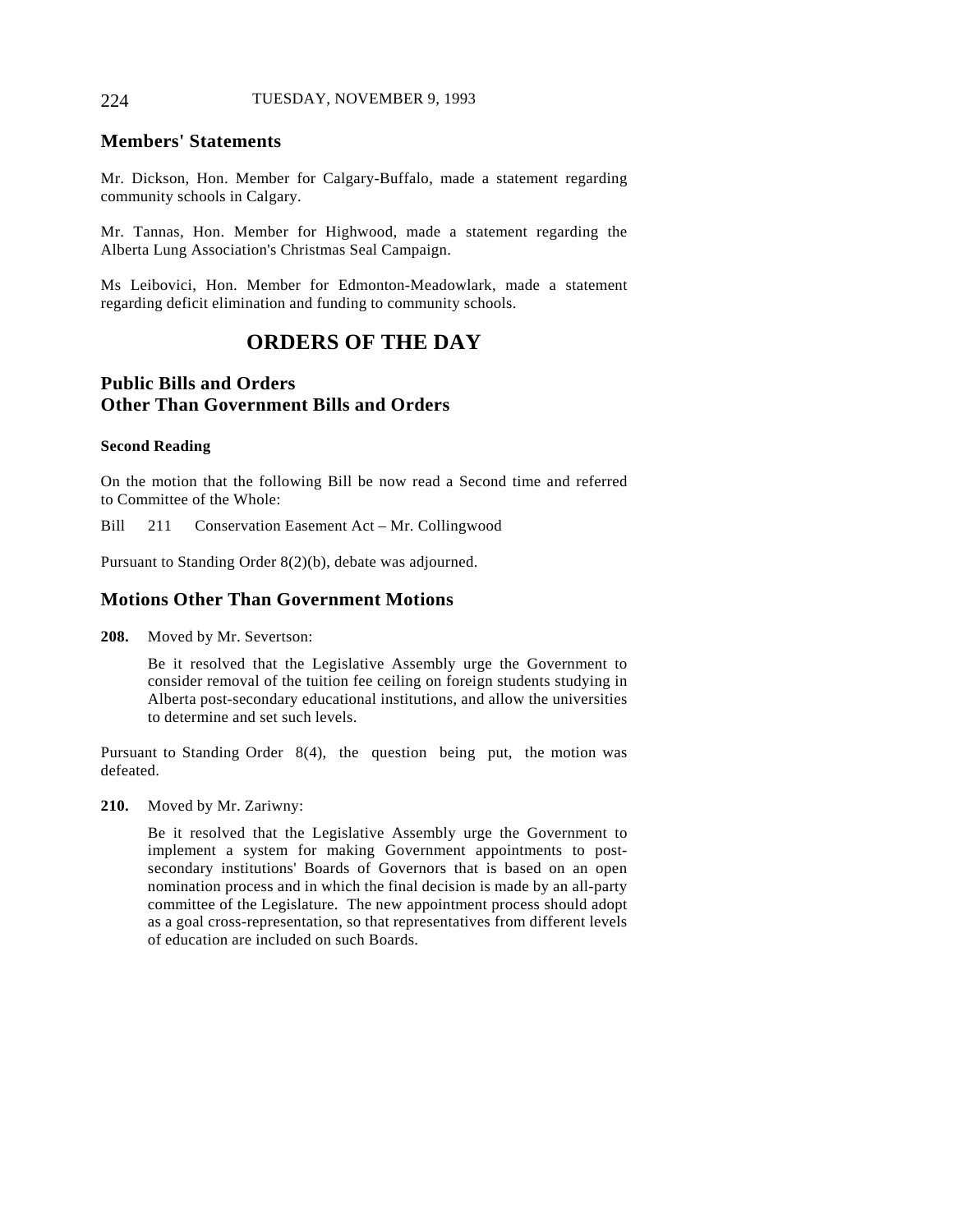## Members' Statements

Mr. Dickson, Hon. Member for Calgary-Buffalo, made a statement regarding community schools in Calgary.

Mr. Tannas, Hon. Member for Highwood, made a statement regarding the Alberta Lung Association's Christmas Seal Campaign.

Ms Leibovici, Hon. Member for Edmonton-Meadowlark, made a statement regarding deficit elimination and funding to community schools.

# ORDERS OF THE DAY

## Public Bills and Orders Other Than Government Bills and Orders

**Second Reading**

On the motion that the following Bill be now read a Second time and referred to Committee of the Whole:

Bill 211 Conservation Easement Act – Mr. Collingwood

Pursuant to Standing Order 8(2)(b), debate was adjourned.

## Motions Other Than Government Motions

**208.** Moved by Mr. Severtson:

> Be it resolved that the Legislative Assembly urge the Government to consider removal of the tuition fee ceiling on foreign students studying in Alberta post-secondary educational institutions, and allow the universities to determine and set such levels.

Pursuant to Standing Order 8(4), the question being put, the motion was defeated.

**210.** Moved by Mr. Zariwny:

> Be it resolved that the Legislative Assembly urge the Government to implement a system for making Government appointments to post-secondary institutions' Boards of Governors that is based on an open nomination process and in which the final decision is made by an all-party committee of the Legislature. The new appointment process should adopt as a goal cross-representation, so that representatives from different levels of education are included on such Boards.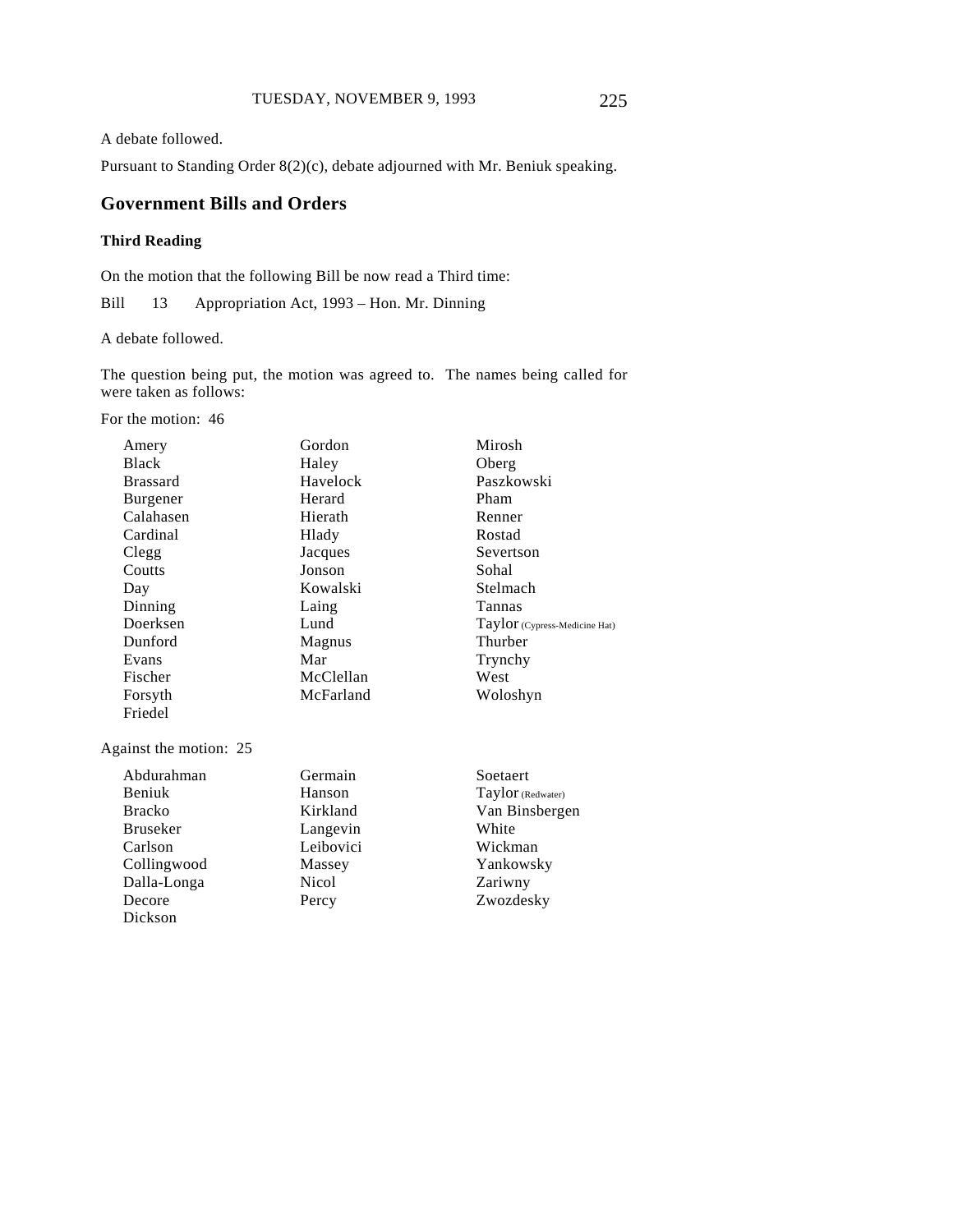A debate followed.

Pursuant to Standing Order 8(2)(c), debate adjourned with Mr. Beniuk speaking.

## Government Bills and Orders

### Third Reading

On the motion that the following Bill be now read a Third time:

Bill 13 Appropriation Act, 1993 – Hon. Mr. Dinning

A debate followed.

The question being put, the motion was agreed to. The names being called for were taken as follows:

For the motion: 46

| | | |
|---|---|---|
| Amery | Gordon | Mirosh |
| Black | Haley | Oberg |
| Brassard | Havelock | Paszkowski |
| Burgener | Herard | Pham |
| Calahasen | Hierath | Renner |
| Cardinal | Hlady | Rostad |
| Clegg | Jacques | Severtson |
| Coutts | Jonson | Sohal |
| Day | Kowalski | Stelmach |
| Dinning | Laing | Tannas |
| Doerksen | Lund | Taylor (Cypress-Medicine Hat) |
| Dunford | Magnus | Thurber |
| Evans | Mar | Trynchy |
| Fischer | McClellan | West |
| Forsyth | McFarland | Woloshyn |
| Friedel | | |

Against the motion: 25

| | | |
|---|---|---|
| Abdurahman | Germain | Soetaert |
| Beniuk | Hanson | Taylor (Redwater) |
| Bracko | Kirkland | Van Binsbergen |
| Bruseker | Langevin | White |
| Carlson | Leibovici | Wickman |
| Collingwood | Massey | Yankowsky |
| Dalla-Longa | Nicol | Zariwny |
| Decore | Percy | Zwozdesky |
| Dickson | | |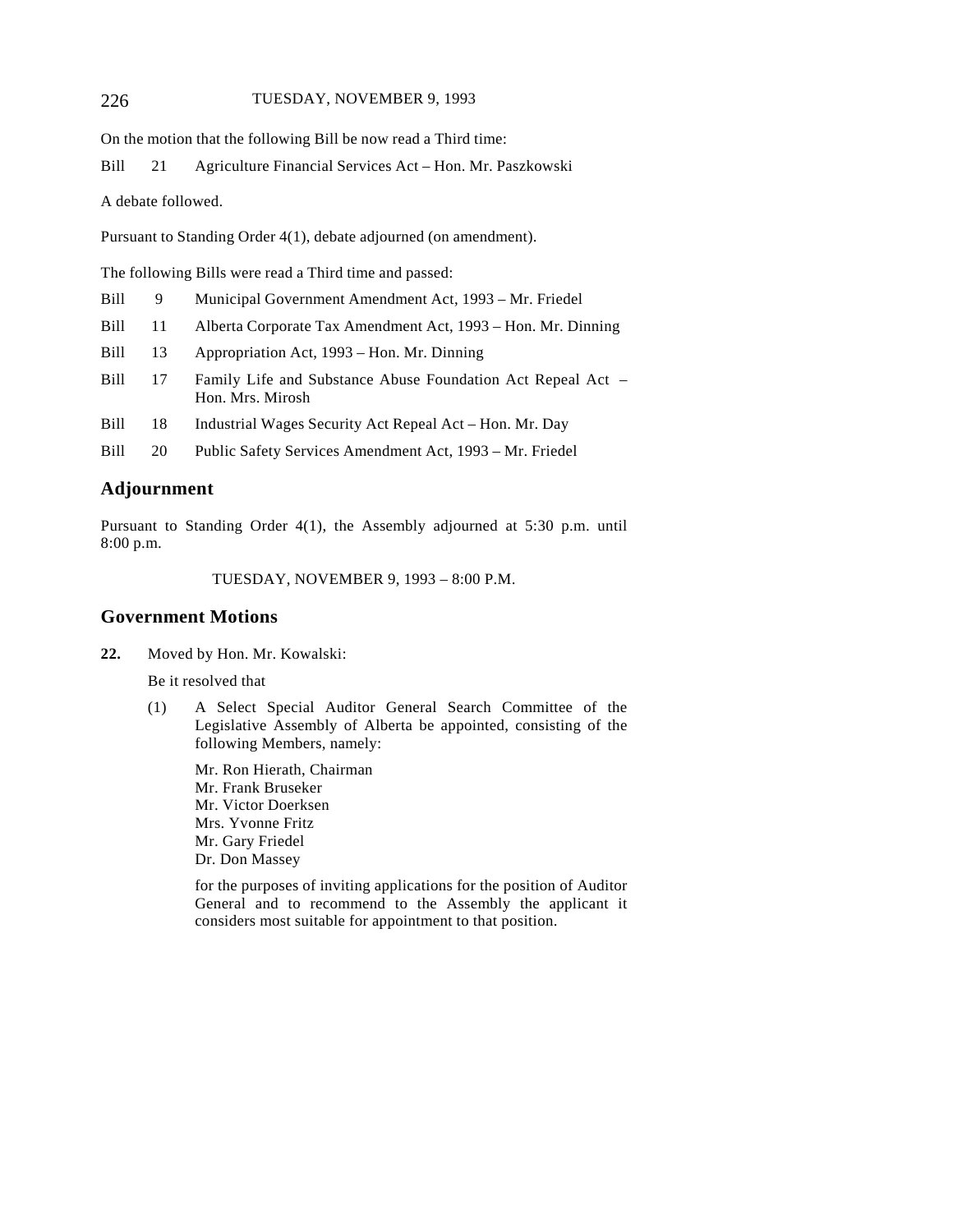On the motion that the following Bill be now read a Third time:

Bill 21 Agriculture Financial Services Act – Hon. Mr. Paszkowski

A debate followed.

Pursuant to Standing Order 4(1), debate adjourned (on amendment).

The following Bills were read a Third time and passed:

Bill 9 Municipal Government Amendment Act, 1993 – Mr. Friedel

Bill 11 Alberta Corporate Tax Amendment Act, 1993 – Hon. Mr. Dinning

Bill 13 Appropriation Act, 1993 – Hon. Mr. Dinning

Bill 17 Family Life and Substance Abuse Foundation Act Repeal Act – Hon. Mrs. Mirosh

Bill 18 Industrial Wages Security Act Repeal Act – Hon. Mr. Day

Bill 20 Public Safety Services Amendment Act, 1993 – Mr. Friedel

## Adjournment

Pursuant to Standing Order 4(1), the Assembly adjourned at 5:30 p.m. until 8:00 p.m.

TUESDAY, NOVEMBER 9, 1993 – 8:00 P.M.

## Government Motions

**22.** Moved by Hon. Mr. Kowalski:

Be it resolved that

(1) A Select Special Auditor General Search Committee of the Legislative Assembly of Alberta be appointed, consisting of the following Members, namely:

Mr. Ron Hierath, Chairman
Mr. Frank Bruseker
Mr. Victor Doerksen
Mrs. Yvonne Fritz
Mr. Gary Friedel
Dr. Don Massey

for the purposes of inviting applications for the position of Auditor General and to recommend to the Assembly the applicant it considers most suitable for appointment to that position.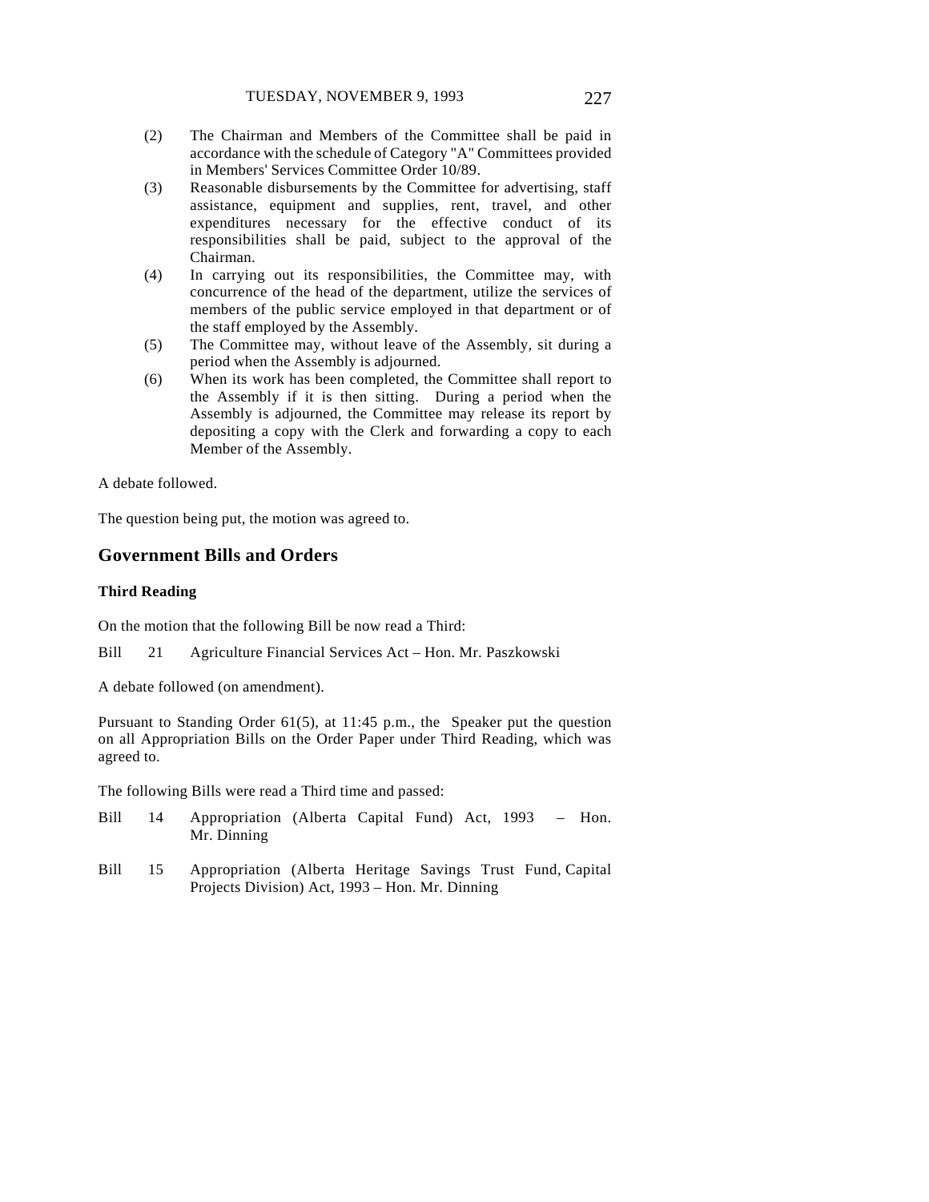(2) The Chairman and Members of the Committee shall be paid in accordance with the schedule of Category "A" Committees provided in Members' Services Committee Order 10/89.

(3) Reasonable disbursements by the Committee for advertising, staff assistance, equipment and supplies, rent, travel, and other expenditures necessary for the effective conduct of its responsibilities shall be paid, subject to the approval of the Chairman.

(4) In carrying out its responsibilities, the Committee may, with concurrence of the head of the department, utilize the services of members of the public service employed in that department or of the staff employed by the Assembly.

(5) The Committee may, without leave of the Assembly, sit during a period when the Assembly is adjourned.

(6) When its work has been completed, the Committee shall report to the Assembly if it is then sitting. During a period when the Assembly is adjourned, the Committee may release its report by depositing a copy with the Clerk and forwarding a copy to each Member of the Assembly.

A debate followed.

The question being put, the motion was agreed to.

## Government Bills and Orders

### Third Reading

On the motion that the following Bill be now read a Third:

Bill 21 Agriculture Financial Services Act – Hon. Mr. Paszkowski

A debate followed (on amendment).

Pursuant to Standing Order 61(5), at 11:45 p.m., the Speaker put the question on all Appropriation Bills on the Order Paper under Third Reading, which was agreed to.

The following Bills were read a Third time and passed:

Bill 14 Appropriation (Alberta Capital Fund) Act, 1993 – Hon. Mr. Dinning

Bill 15 Appropriation (Alberta Heritage Savings Trust Fund, Capital Projects Division) Act, 1993 – Hon. Mr. Dinning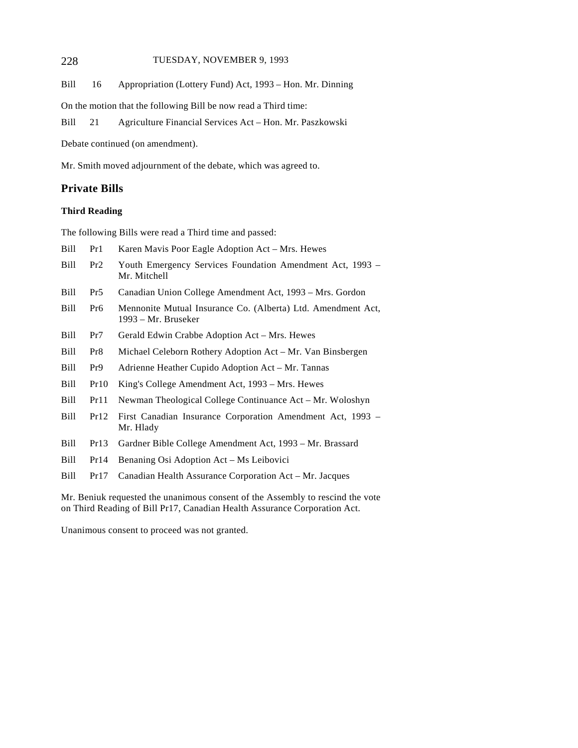Bill 16 Appropriation (Lottery Fund) Act, 1993 – Hon. Mr. Dinning

On the motion that the following Bill be now read a Third time:

Bill 21 Agriculture Financial Services Act – Hon. Mr. Paszkowski

Debate continued (on amendment).

Mr. Smith moved adjournment of the debate, which was agreed to.

## Private Bills

### Third Reading

The following Bills were read a Third time and passed:

Bill Pr1 Karen Mavis Poor Eagle Adoption Act – Mrs. Hewes

Bill Pr2 Youth Emergency Services Foundation Amendment Act, 1993 – Mr. Mitchell

Bill Pr5 Canadian Union College Amendment Act, 1993 – Mrs. Gordon

Bill Pr6 Mennonite Mutual Insurance Co. (Alberta) Ltd. Amendment Act, 1993 – Mr. Bruseker

Bill Pr7 Gerald Edwin Crabbe Adoption Act – Mrs. Hewes

Bill Pr8 Michael Celeborn Rothery Adoption Act – Mr. Van Binsbergen

Bill Pr9 Adrienne Heather Cupido Adoption Act – Mr. Tannas

Bill Pr10 King's College Amendment Act, 1993 – Mrs. Hewes

Bill Pr11 Newman Theological College Continuance Act – Mr. Woloshyn

Bill Pr12 First Canadian Insurance Corporation Amendment Act, 1993 – Mr. Hlady

Bill Pr13 Gardner Bible College Amendment Act, 1993 – Mr. Brassard

Bill Pr14 Benaning Osi Adoption Act – Ms Leibovici

Bill Pr17 Canadian Health Assurance Corporation Act – Mr. Jacques

Mr. Beniuk requested the unanimous consent of the Assembly to rescind the vote on Third Reading of Bill Pr17, Canadian Health Assurance Corporation Act.

Unanimous consent to proceed was not granted.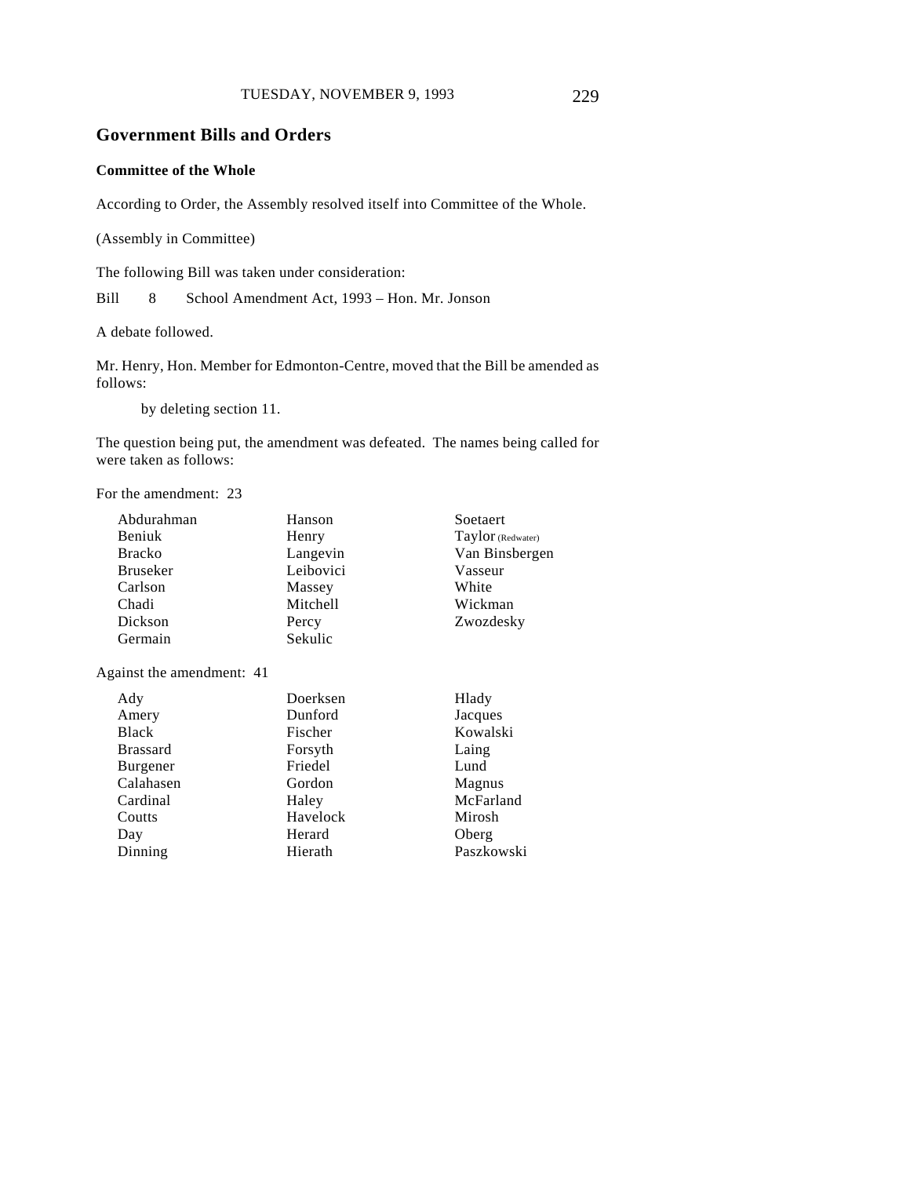## Government Bills and Orders

### Committee of the Whole

According to Order, the Assembly resolved itself into Committee of the Whole.

(Assembly in Committee)

The following Bill was taken under consideration:

Bill 8 School Amendment Act, 1993 – Hon. Mr. Jonson

A debate followed.

Mr. Henry, Hon. Member for Edmonton-Centre, moved that the Bill be amended as follows:

> by deleting section 11.

The question being put, the amendment was defeated. The names being called for were taken as follows:

For the amendment: 23

| | | |
|---|---|---|
| Abdurahman | Hanson | Soetaert |
| Beniuk | Henry | Taylor (Redwater) |
| Bracko | Langevin | Van Binsbergen |
| Bruseker | Leibovici | Vasseur |
| Carlson | Massey | White |
| Chadi | Mitchell | Wickman |
| Dickson | Percy | Zwozdesky |
| Germain | Sekulic | |

Against the amendment: 41

| | | |
|---|---|---|
| Ady | Doerksen | Hlady |
| Amery | Dunford | Jacques |
| Black | Fischer | Kowalski |
| Brassard | Forsyth | Laing |
| Burgener | Friedel | Lund |
| Calahasen | Gordon | Magnus |
| Cardinal | Haley | McFarland |
| Coutts | Havelock | Mirosh |
| Day | Herard | Oberg |
| Dinning | Hierath | Paszkowski |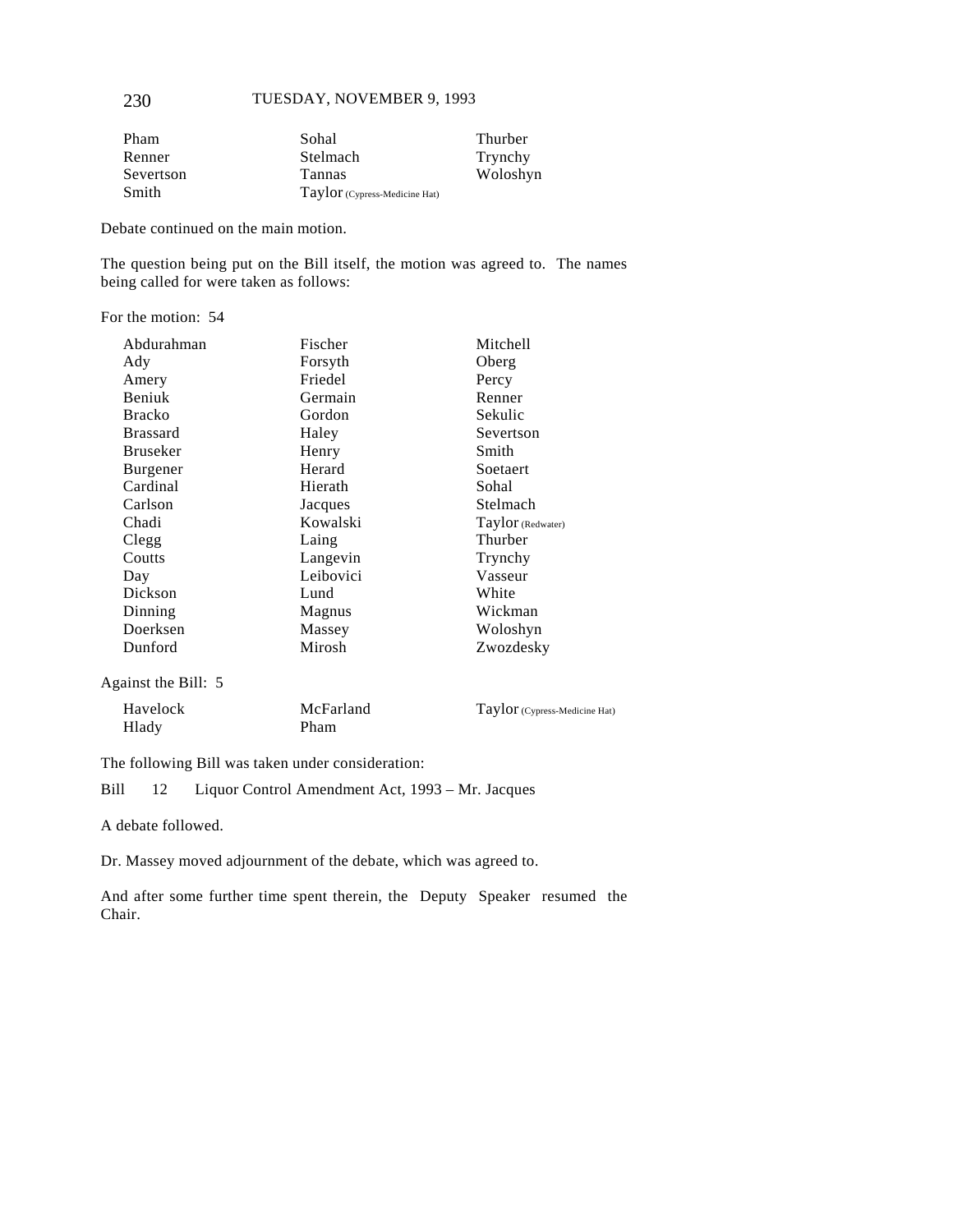| | | |
|---|---|---|
| Pham | Sohal | Thurber |
| Renner | Stelmach | Trynchy |
| Severtson | Tannas | Woloshyn |
| Smith | Taylor (Cypress-Medicine Hat) | |

Debate continued on the main motion.

The question being put on the Bill itself, the motion was agreed to. The names being called for were taken as follows:

For the motion: 54

| | | |
|---|---|---|
| Abdurahman | Fischer | Mitchell |
| Ady | Forsyth | Oberg |
| Amery | Friedel | Percy |
| Beniuk | Germain | Renner |
| Bracko | Gordon | Sekulic |
| Brassard | Haley | Severtson |
| Bruseker | Henry | Smith |
| Burgener | Herard | Soetaert |
| Cardinal | Hierath | Sohal |
| Carlson | Jacques | Stelmach |
| Chadi | Kowalski | Taylor (Redwater) |
| Clegg | Laing | Thurber |
| Coutts | Langevin | Trynchy |
| Day | Leibovici | Vasseur |
| Dickson | Lund | White |
| Dinning | Magnus | Wickman |
| Doerksen | Massey | Woloshyn |
| Dunford | Mirosh | Zwozdesky |

Against the Bill: 5

| | | |
|---|---|---|
| Havelock | McFarland | Taylor (Cypress-Medicine Hat) |
| Hlady | Pham | |

The following Bill was taken under consideration:

Bill 12 Liquor Control Amendment Act, 1993 – Mr. Jacques

A debate followed.

Dr. Massey moved adjournment of the debate, which was agreed to.

And after some further time spent therein, the Deputy Speaker resumed the Chair.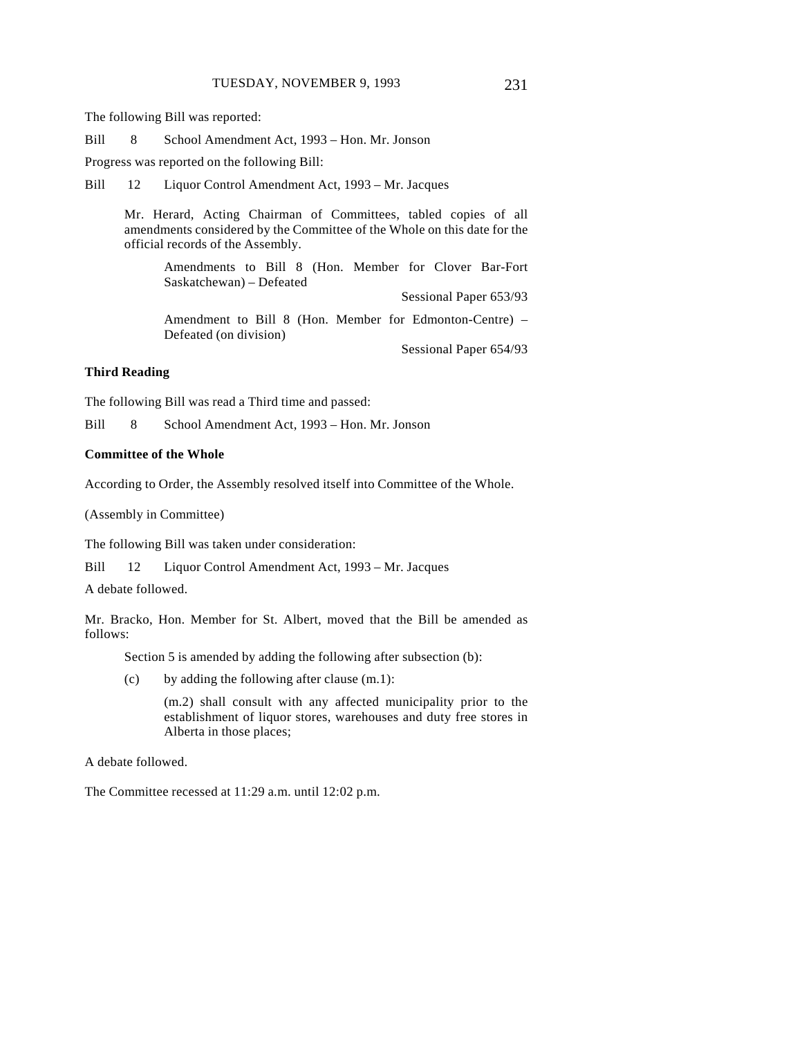The following Bill was reported:

Bill 8 School Amendment Act, 1993 – Hon. Mr. Jonson

Progress was reported on the following Bill:

Bill 12 Liquor Control Amendment Act, 1993 – Mr. Jacques

> Mr. Herard, Acting Chairman of Committees, tabled copies of all amendments considered by the Committee of the Whole on this date for the official records of the Assembly.
>
> > Amendments to Bill 8 (Hon. Member for Clover Bar-Fort Saskatchewan) – Defeated
> >
> > Sessional Paper 653/93
> >
> > Amendment to Bill 8 (Hon. Member for Edmonton-Centre) – Defeated (on division)
> >
> > Sessional Paper 654/93

**Third Reading**

The following Bill was read a Third time and passed:

Bill 8 School Amendment Act, 1993 – Hon. Mr. Jonson

**Committee of the Whole**

According to Order, the Assembly resolved itself into Committee of the Whole.

(Assembly in Committee)

The following Bill was taken under consideration:

Bill 12 Liquor Control Amendment Act, 1993 – Mr. Jacques

A debate followed.

Mr. Bracko, Hon. Member for St. Albert, moved that the Bill be amended as follows:

> Section 5 is amended by adding the following after subsection (b):
>
> (c) by adding the following after clause (m.1):
>
> > (m.2) shall consult with any affected municipality prior to the establishment of liquor stores, warehouses and duty free stores in Alberta in those places;

A debate followed.

The Committee recessed at 11:29 a.m. until 12:02 p.m.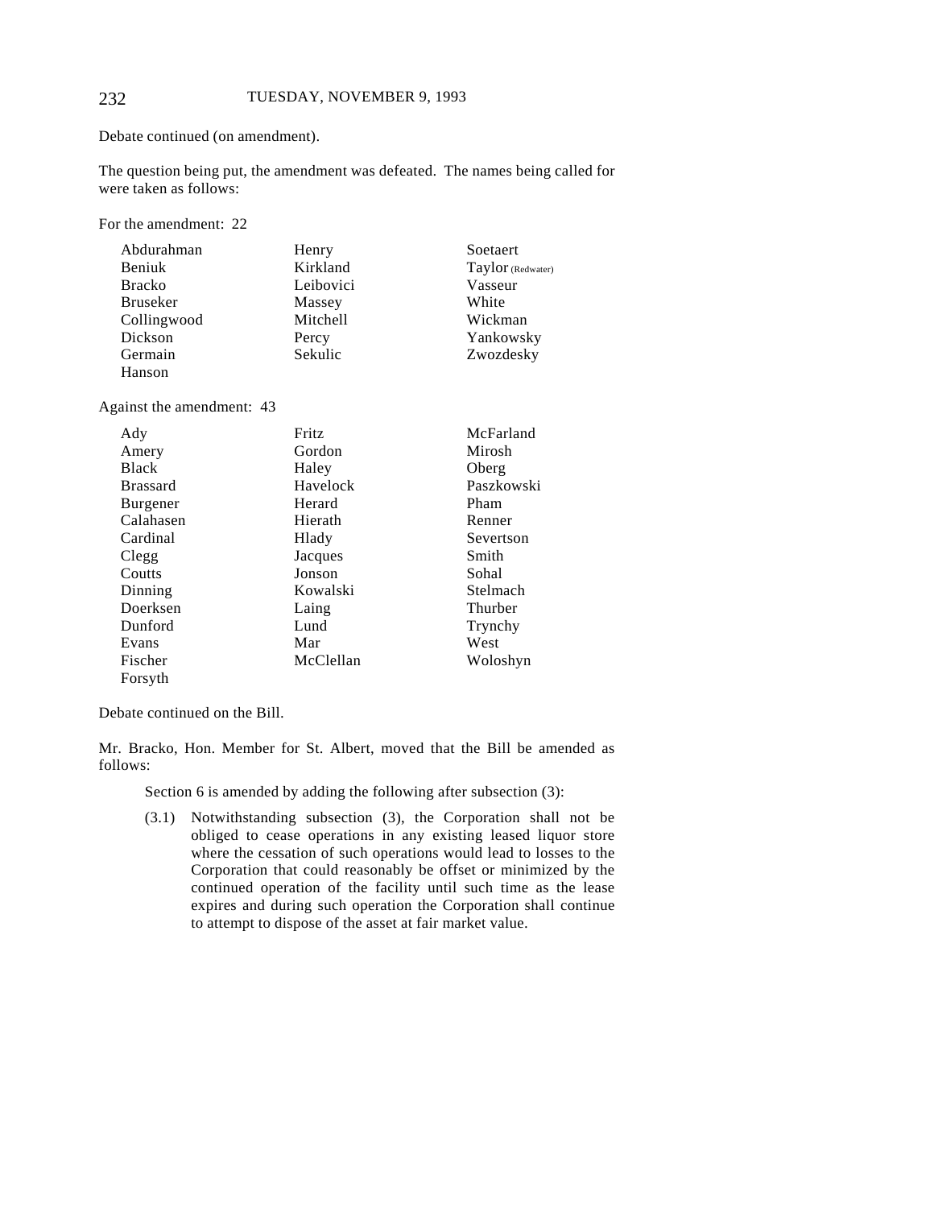Debate continued (on amendment).

The question being put, the amendment was defeated. The names being called for were taken as follows:

For the amendment: 22

| | | |
|---|---|---|
| Abdurahman | Henry | Soetaert |
| Beniuk | Kirkland | Taylor (Redwater) |
| Bracko | Leibovici | Vasseur |
| Bruseker | Massey | White |
| Collingwood | Mitchell | Wickman |
| Dickson | Percy | Yankowsky |
| Germain | Sekulic | Zwozdesky |
| Hanson | | |

Against the amendment: 43

| | | |
|---|---|---|
| Ady | Fritz | McFarland |
| Amery | Gordon | Mirosh |
| Black | Haley | Oberg |
| Brassard | Havelock | Paszkowski |
| Burgener | Herard | Pham |
| Calahasen | Hierath | Renner |
| Cardinal | Hlady | Severtson |
| Clegg | Jacques | Smith |
| Coutts | Jonson | Sohal |
| Dinning | Kowalski | Stelmach |
| Doerksen | Laing | Thurber |
| Dunford | Lund | Trynchy |
| Evans | Mar | West |
| Fischer | McClellan | Woloshyn |
| Forsyth | | |

Debate continued on the Bill.

Mr. Bracko, Hon. Member for St. Albert, moved that the Bill be amended as follows:

> Section 6 is amended by adding the following after subsection (3):
>
> (3.1) Notwithstanding subsection (3), the Corporation shall not be obliged to cease operations in any existing leased liquor store where the cessation of such operations would lead to losses to the Corporation that could reasonably be offset or minimized by the continued operation of the facility until such time as the lease expires and during such operation the Corporation shall continue to attempt to dispose of the asset at fair market value.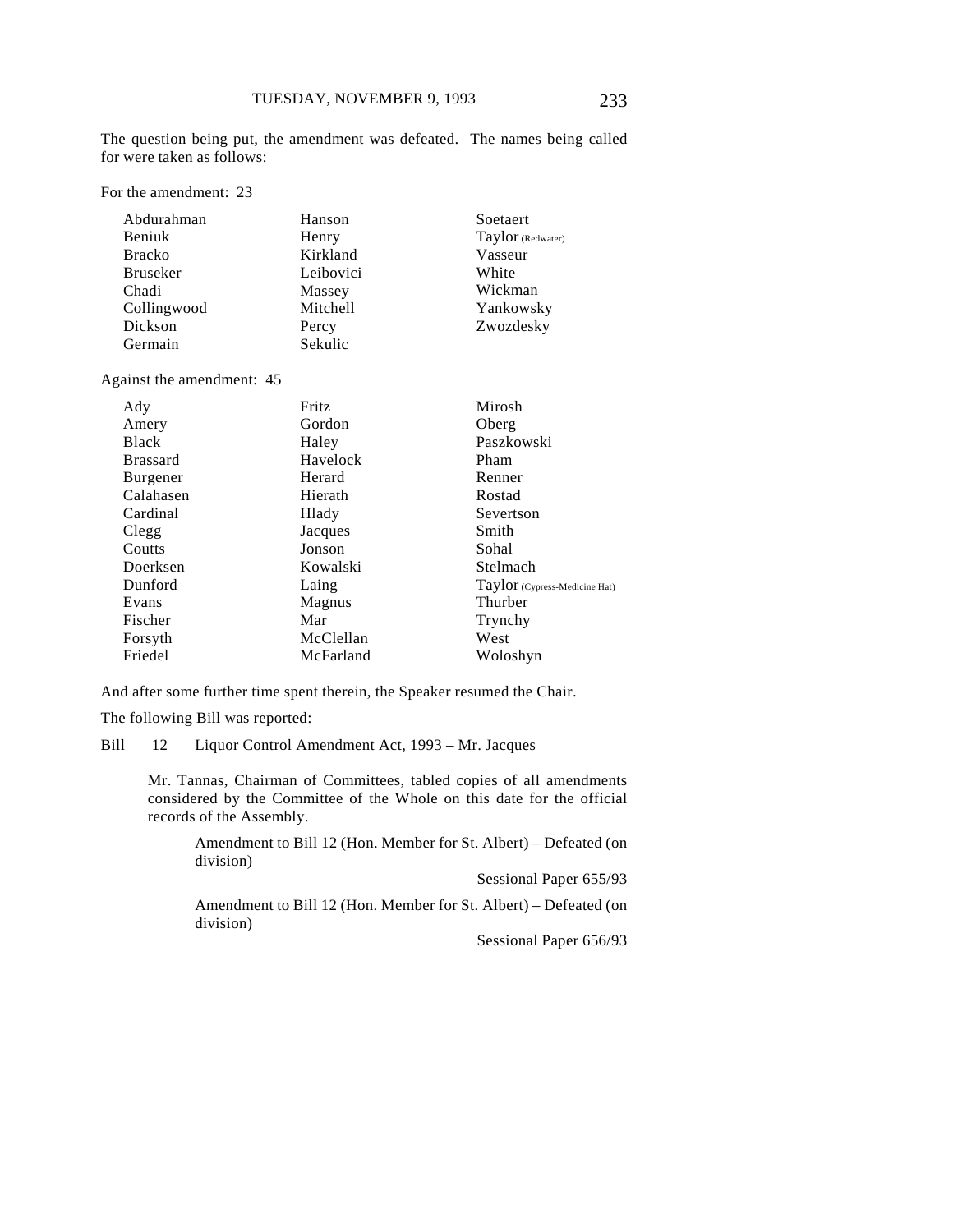The question being put, the amendment was defeated. The names being called for were taken as follows:

For the amendment: 23

| | | |
|---|---|---|
| Abdurahman | Hanson | Soetaert |
| Beniuk | Henry | Taylor (Redwater) |
| Bracko | Kirkland | Vasseur |
| Bruseker | Leibovici | White |
| Chadi | Massey | Wickman |
| Collingwood | Mitchell | Yankowsky |
| Dickson | Percy | Zwozdesky |
| Germain | Sekulic | |

Against the amendment: 45

| | | |
|---|---|---|
| Ady | Fritz | Mirosh |
| Amery | Gordon | Oberg |
| Black | Haley | Paszkowski |
| Brassard | Havelock | Pham |
| Burgener | Herard | Renner |
| Calahasen | Hierath | Rostad |
| Cardinal | Hlady | Severtson |
| Clegg | Jacques | Smith |
| Coutts | Jonson | Sohal |
| Doerksen | Kowalski | Stelmach |
| Dunford | Laing | Taylor (Cypress-Medicine Hat) |
| Evans | Magnus | Thurber |
| Fischer | Mar | Trynchy |
| Forsyth | McClellan | West |
| Friedel | McFarland | Woloshyn |

And after some further time spent therein, the Speaker resumed the Chair.

The following Bill was reported:

Bill 12 Liquor Control Amendment Act, 1993 – Mr. Jacques

Mr. Tannas, Chairman of Committees, tabled copies of all amendments considered by the Committee of the Whole on this date for the official records of the Assembly.

Amendment to Bill 12 (Hon. Member for St. Albert) – Defeated (on division)

Sessional Paper 655/93

Amendment to Bill 12 (Hon. Member for St. Albert) – Defeated (on division)

Sessional Paper 656/93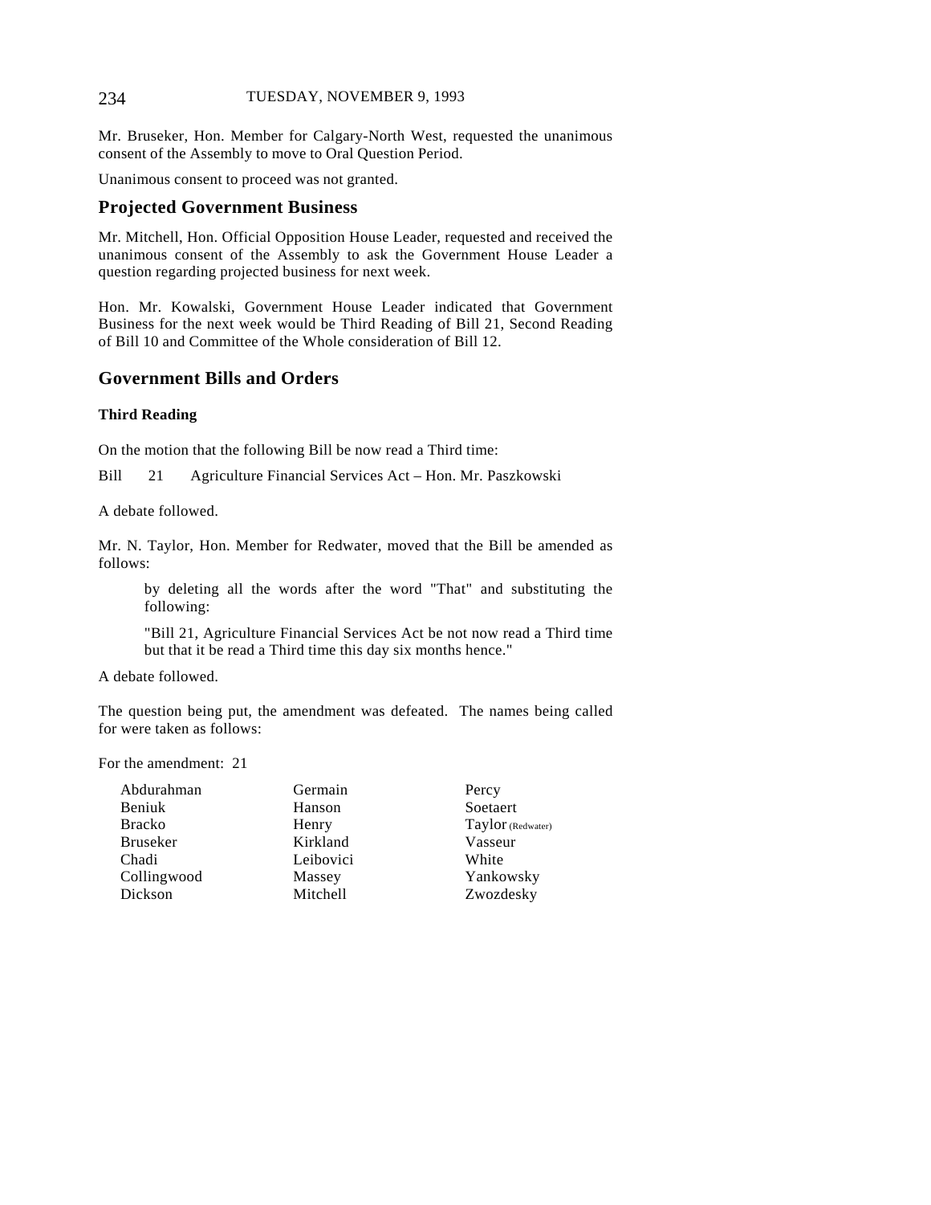Mr. Bruseker, Hon. Member for Calgary-North West, requested the unanimous consent of the Assembly to move to Oral Question Period.

Unanimous consent to proceed was not granted.

## Projected Government Business

Mr. Mitchell, Hon. Official Opposition House Leader, requested and received the unanimous consent of the Assembly to ask the Government House Leader a question regarding projected business for next week.

Hon. Mr. Kowalski, Government House Leader indicated that Government Business for the next week would be Third Reading of Bill 21, Second Reading of Bill 10 and Committee of the Whole consideration of Bill 12.

## Government Bills and Orders

### Third Reading

On the motion that the following Bill be now read a Third time:

Bill 21 Agriculture Financial Services Act – Hon. Mr. Paszkowski

A debate followed.

Mr. N. Taylor, Hon. Member for Redwater, moved that the Bill be amended as follows:

> by deleting all the words after the word "That" and substituting the following:
>
> "Bill 21, Agriculture Financial Services Act be not now read a Third time but that it be read a Third time this day six months hence."

A debate followed.

The question being put, the amendment was defeated. The names being called for were taken as follows:

For the amendment: 21

| | | |
|---|---|---|
| Abdurahman | Germain | Percy |
| Beniuk | Hanson | Soetaert |
| Bracko | Henry | Taylor (Redwater) |
| Bruseker | Kirkland | Vasseur |
| Chadi | Leibovici | White |
| Collingwood | Massey | Yankowsky |
| Dickson | Mitchell | Zwozdesky |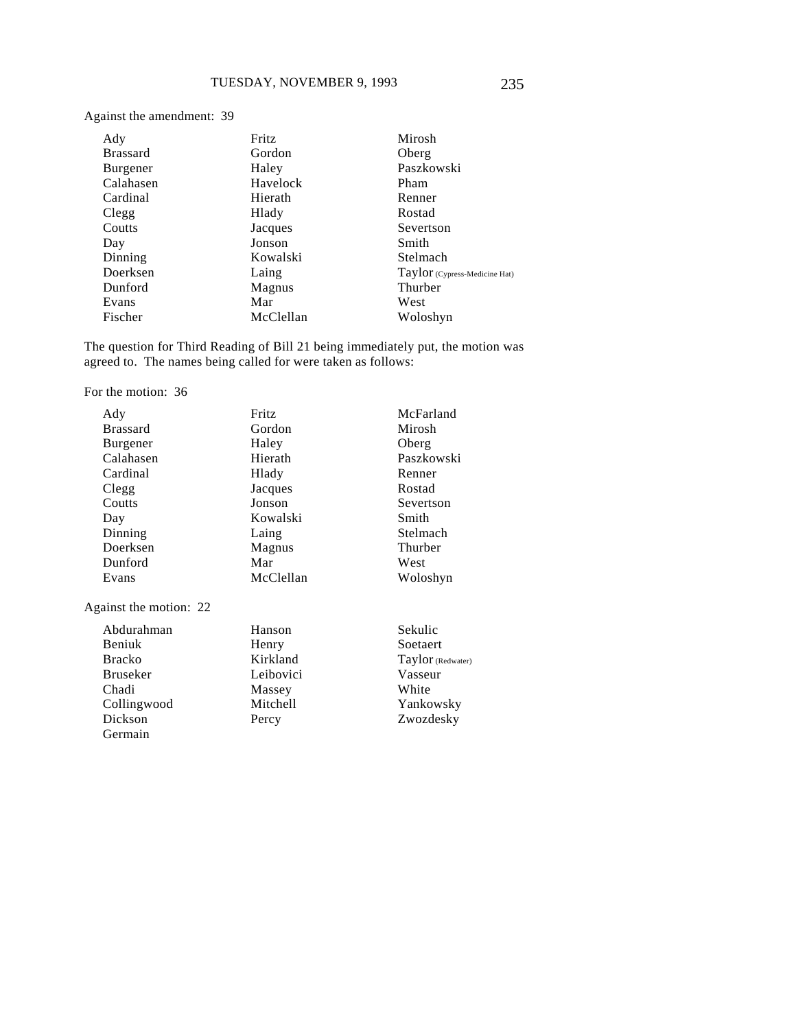Against the amendment: 39

| | | |
|---|---|---|
| Ady | Fritz | Mirosh |
| Brassard | Gordon | Oberg |
| Burgener | Haley | Paszkowski |
| Calahasen | Havelock | Pham |
| Cardinal | Hierath | Renner |
| Clegg | Hlady | Rostad |
| Coutts | Jacques | Severtson |
| Day | Jonson | Smith |
| Dinning | Kowalski | Stelmach |
| Doerksen | Laing | Taylor (Cypress-Medicine Hat) |
| Dunford | Magnus | Thurber |
| Evans | Mar | West |
| Fischer | McClellan | Woloshyn |

The question for Third Reading of Bill 21 being immediately put, the motion was agreed to. The names being called for were taken as follows:

For the motion: 36

| | | |
|---|---|---|
| Ady | Fritz | McFarland |
| Brassard | Gordon | Mirosh |
| Burgener | Haley | Oberg |
| Calahasen | Hierath | Paszkowski |
| Cardinal | Hlady | Renner |
| Clegg | Jacques | Rostad |
| Coutts | Jonson | Severtson |
| Day | Kowalski | Smith |
| Dinning | Laing | Stelmach |
| Doerksen | Magnus | Thurber |
| Dunford | Mar | West |
| Evans | McClellan | Woloshyn |

Against the motion: 22

| | | |
|---|---|---|
| Abdurahman | Hanson | Sekulic |
| Beniuk | Henry | Soetaert |
| Bracko | Kirkland | Taylor (Redwater) |
| Bruseker | Leibovici | Vasseur |
| Chadi | Massey | White |
| Collingwood | Mitchell | Yankowsky |
| Dickson | Percy | Zwozdesky |
| Germain | | |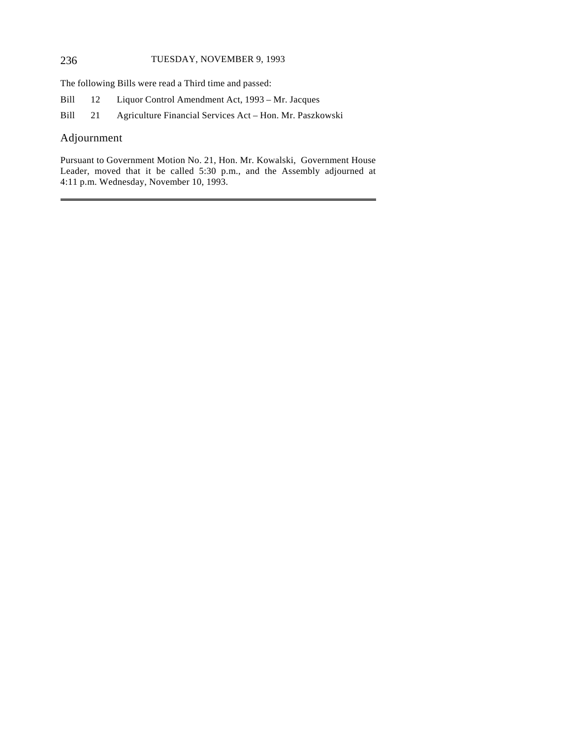The following Bills were read a Third time and passed:

Bill 12 Liquor Control Amendment Act, 1993 – Mr. Jacques

Bill 21 Agriculture Financial Services Act – Hon. Mr. Paszkowski

## Adjournment

Pursuant to Government Motion No. 21, Hon. Mr. Kowalski, Government House Leader, moved that it be called 5:30 p.m., and the Assembly adjourned at 4:11 p.m. Wednesday, November 10, 1993.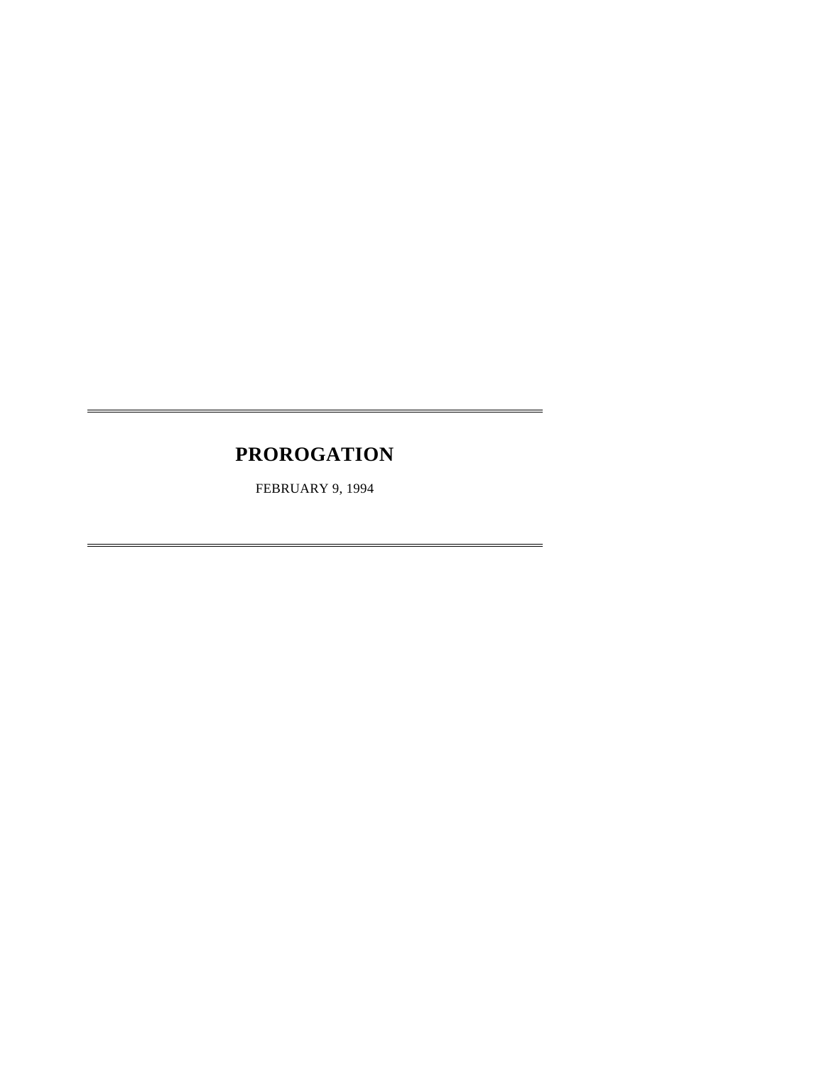# PROROGATION

FEBRUARY 9, 1994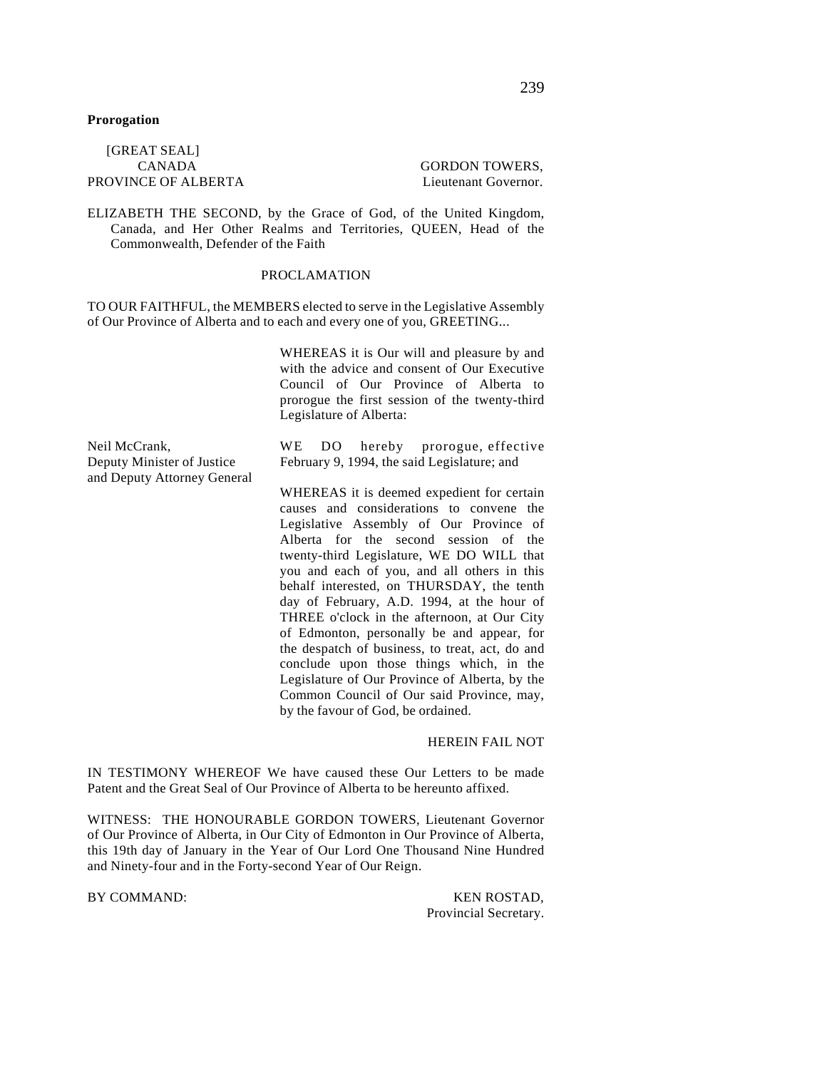**Prorogation**

[GREAT SEAL]
CANADA
PROVINCE OF ALBERTA

GORDON TOWERS,
Lieutenant Governor.

ELIZABETH THE SECOND, by the Grace of God, of the United Kingdom, Canada, and Her Other Realms and Territories, QUEEN, Head of the Commonwealth, Defender of the Faith

PROCLAMATION

TO OUR FAITHFUL, the MEMBERS elected to serve in the Legislative Assembly of Our Province of Alberta and to each and every one of you, GREETING...

WHEREAS it is Our will and pleasure by and with the advice and consent of Our Executive Council of Our Province of Alberta to prorogue the first session of the twenty-third Legislature of Alberta:

Neil McCrank,
Deputy Minister of Justice
and Deputy Attorney General

WE DO hereby prorogue, effective February 9, 1994, the said Legislature; and

WHEREAS it is deemed expedient for certain causes and considerations to convene the Legislative Assembly of Our Province of Alberta for the second session of the twenty-third Legislature, WE DO WILL that you and each of you, and all others in this behalf interested, on THURSDAY, the tenth day of February, A.D. 1994, at the hour of THREE o'clock in the afternoon, at Our City of Edmonton, personally be and appear, for the despatch of business, to treat, act, do and conclude upon those things which, in the Legislature of Our Province of Alberta, by the Common Council of Our said Province, may, by the favour of God, be ordained.

HEREIN FAIL NOT

IN TESTIMONY WHEREOF We have caused these Our Letters to be made Patent and the Great Seal of Our Province of Alberta to be hereunto affixed.

WITNESS: THE HONOURABLE GORDON TOWERS, Lieutenant Governor of Our Province of Alberta, in Our City of Edmonton in Our Province of Alberta, this 19th day of January in the Year of Our Lord One Thousand Nine Hundred and Ninety-four and in the Forty-second Year of Our Reign.

BY COMMAND:

KEN ROSTAD,
Provincial Secretary.